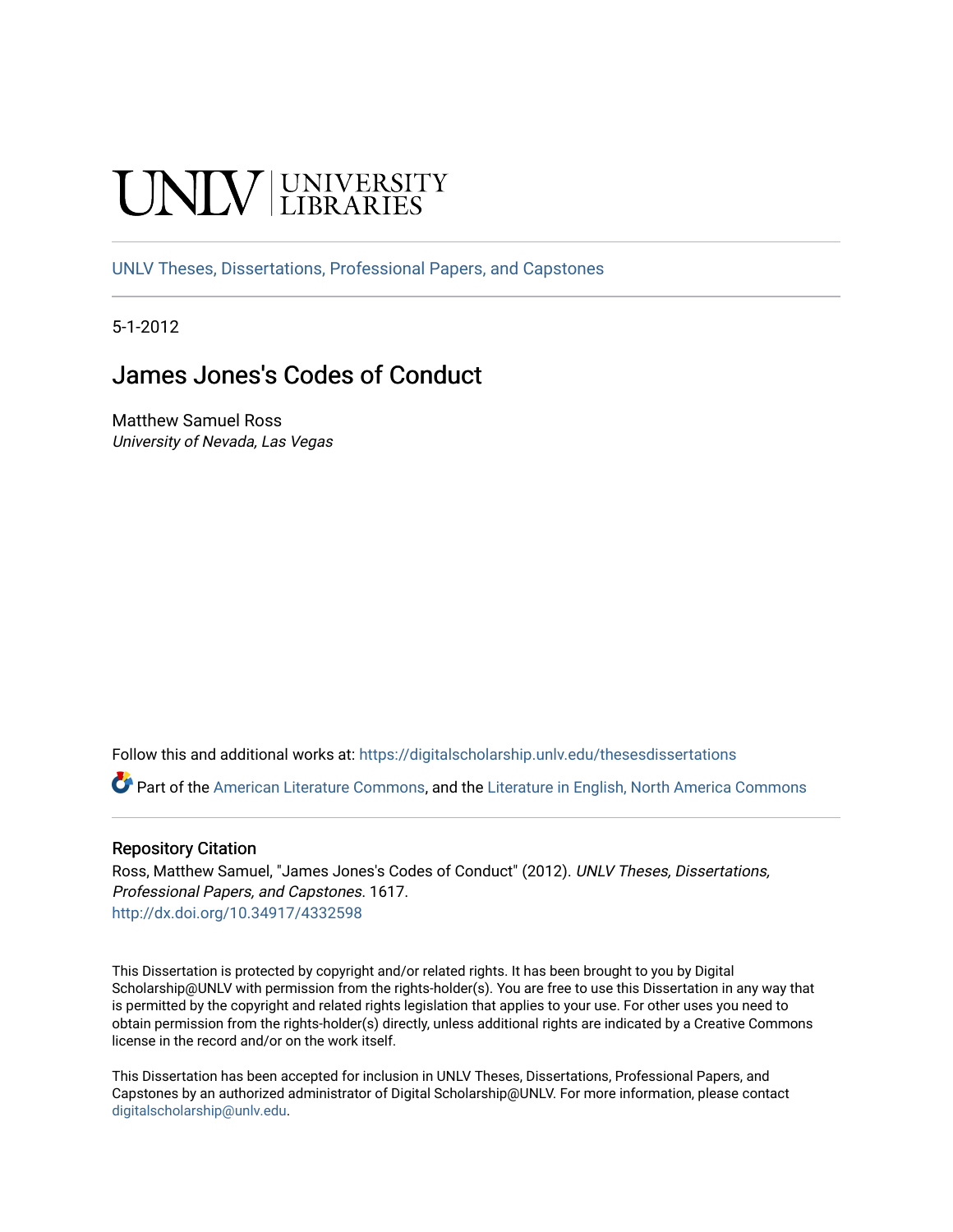UNLV | UNIVERSITY LIBRARIES

UNLV Theses, Dissertations, Professional Papers, and Capstones

5-1-2012

# James Jones's Codes of Conduct

Matthew Samuel Ross
*University of Nevada, Las Vegas*

Follow this and additional works at: https://digitalscholarship.unlv.edu/thesesdissertations

Part of the American Literature Commons, and the Literature in English, North America Commons

## Repository Citation

Ross, Matthew Samuel, "James Jones's Codes of Conduct" (2012). *UNLV Theses, Dissertations, Professional Papers, and Capstones*. 1617.
http://dx.doi.org/10.34917/4332598

This Dissertation is protected by copyright and/or related rights. It has been brought to you by Digital Scholarship@UNLV with permission from the rights-holder(s). You are free to use this Dissertation in any way that is permitted by the copyright and related rights legislation that applies to your use. For other uses you need to obtain permission from the rights-holder(s) directly, unless additional rights are indicated by a Creative Commons license in the record and/or on the work itself.

This Dissertation has been accepted for inclusion in UNLV Theses, Dissertations, Professional Papers, and Capstones by an authorized administrator of Digital Scholarship@UNLV. For more information, please contact digitalscholarship@unlv.edu.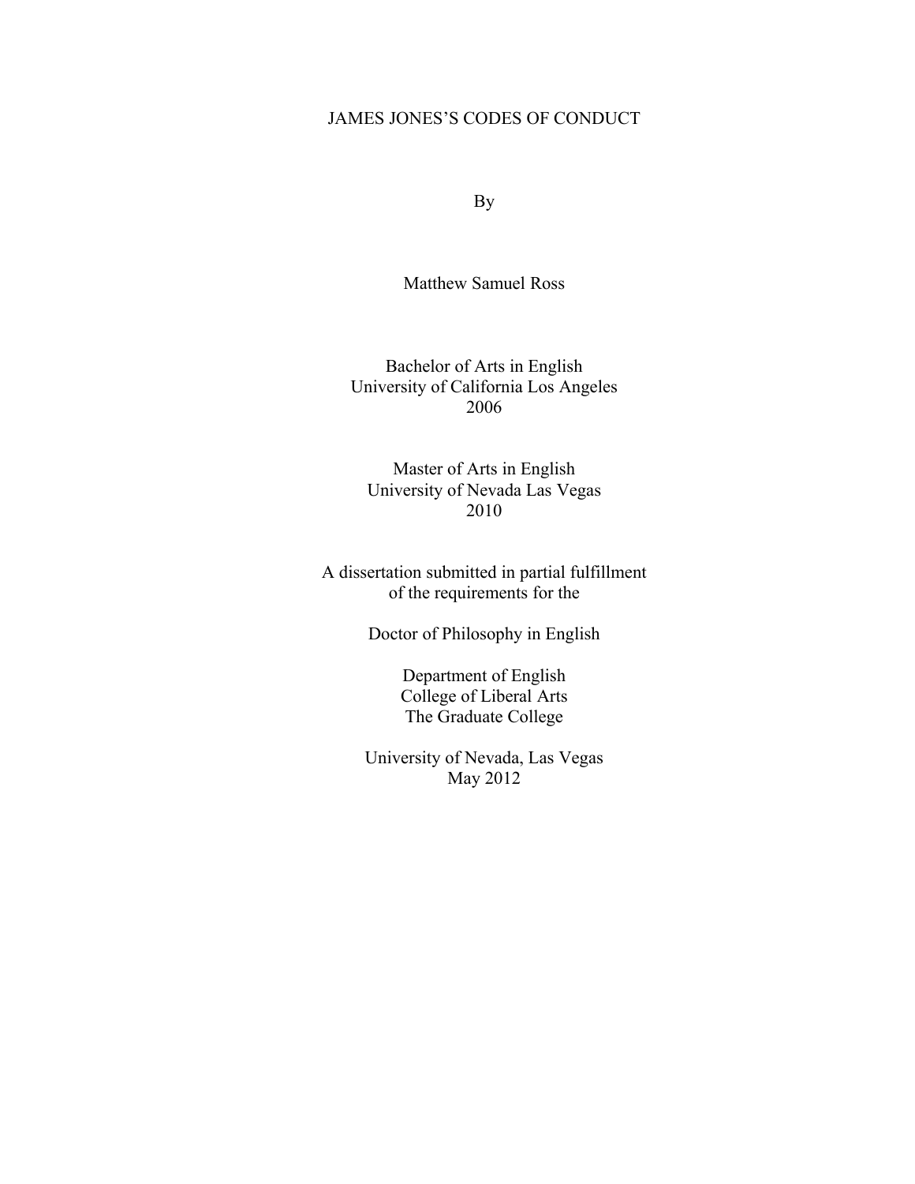# JAMES JONES'S CODES OF CONDUCT

By

Matthew Samuel Ross

Bachelor of Arts in English
University of California Los Angeles
2006

Master of Arts in English
University of Nevada Las Vegas
2010

A dissertation submitted in partial fulfillment
of the requirements for the

Doctor of Philosophy in English

Department of English
College of Liberal Arts
The Graduate College

University of Nevada, Las Vegas
May 2012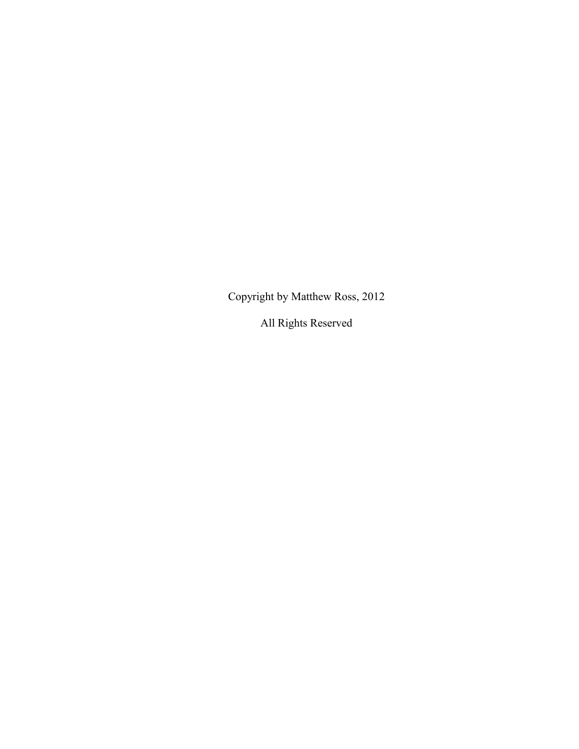Copyright by Matthew Ross, 2012

All Rights Reserved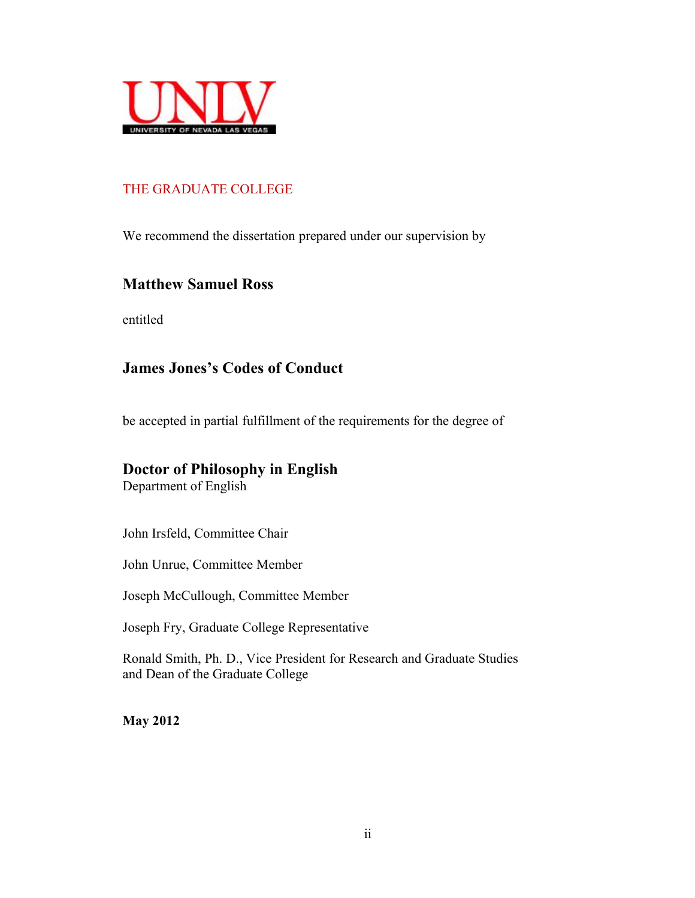UNLV
UNIVERSITY OF NEVADA LAS VEGAS

THE GRADUATE COLLEGE

We recommend the dissertation prepared under our supervision by

**Matthew Samuel Ross**

entitled

**James Jones's Codes of Conduct**

be accepted in partial fulfillment of the requirements for the degree of

**Doctor of Philosophy in English**
Department of English

John Irsfeld, Committee Chair

John Unrue, Committee Member

Joseph McCullough, Committee Member

Joseph Fry, Graduate College Representative

Ronald Smith, Ph. D., Vice President for Research and Graduate Studies
and Dean of the Graduate College

**May 2012**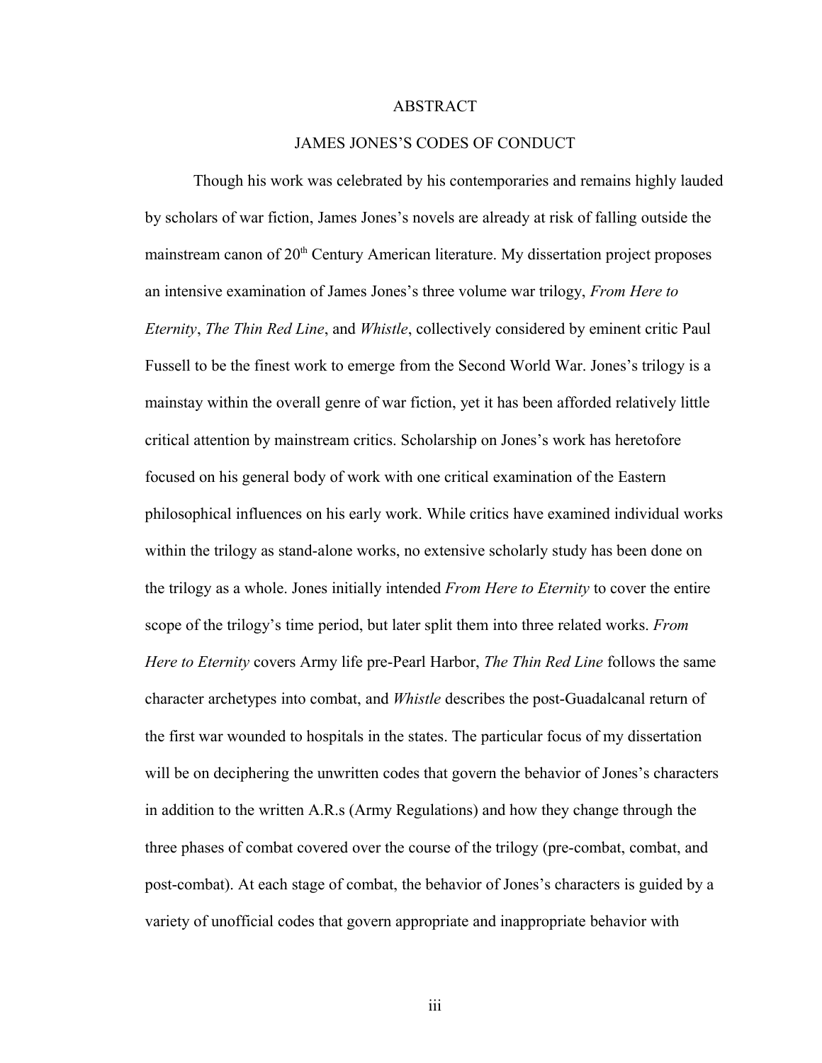# ABSTRACT

## JAMES JONES'S CODES OF CONDUCT

Though his work was celebrated by his contemporaries and remains highly lauded by scholars of war fiction, James Jones's novels are already at risk of falling outside the mainstream canon of 20th Century American literature. My dissertation project proposes an intensive examination of James Jones's three volume war trilogy, *From Here to Eternity*, *The Thin Red Line*, and *Whistle*, collectively considered by eminent critic Paul Fussell to be the finest work to emerge from the Second World War. Jones's trilogy is a mainstay within the overall genre of war fiction, yet it has been afforded relatively little critical attention by mainstream critics. Scholarship on Jones's work has heretofore focused on his general body of work with one critical examination of the Eastern philosophical influences on his early work. While critics have examined individual works within the trilogy as stand-alone works, no extensive scholarly study has been done on the trilogy as a whole. Jones initially intended *From Here to Eternity* to cover the entire scope of the trilogy's time period, but later split them into three related works. *From Here to Eternity* covers Army life pre-Pearl Harbor, *The Thin Red Line* follows the same character archetypes into combat, and *Whistle* describes the post-Guadalcanal return of the first war wounded to hospitals in the states. The particular focus of my dissertation will be on deciphering the unwritten codes that govern the behavior of Jones's characters in addition to the written A.R.s (Army Regulations) and how they change through the three phases of combat covered over the course of the trilogy (pre-combat, combat, and post-combat). At each stage of combat, the behavior of Jones's characters is guided by a variety of unofficial codes that govern appropriate and inappropriate behavior with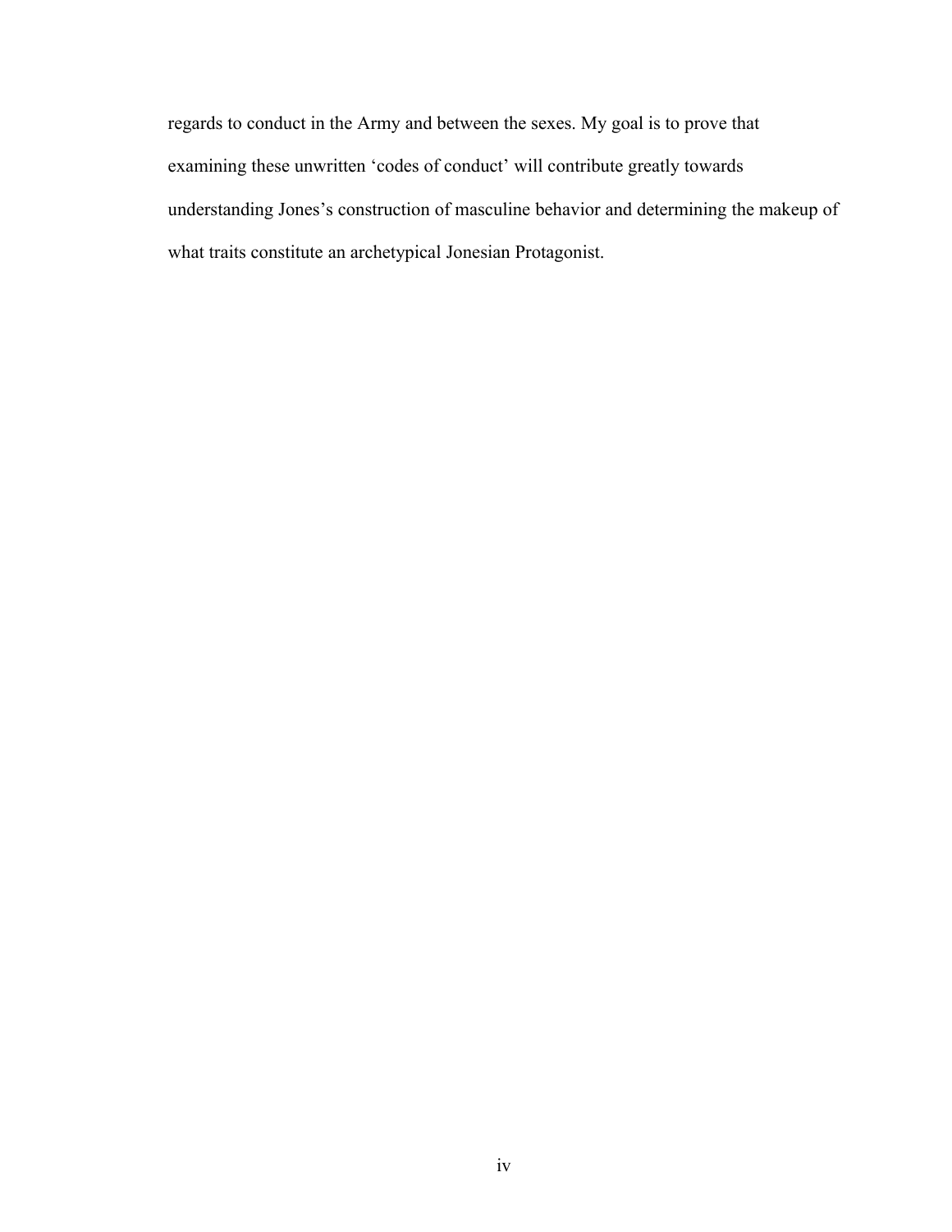regards to conduct in the Army and between the sexes. My goal is to prove that examining these unwritten 'codes of conduct' will contribute greatly towards understanding Jones's construction of masculine behavior and determining the makeup of what traits constitute an archetypical Jonesian Protagonist.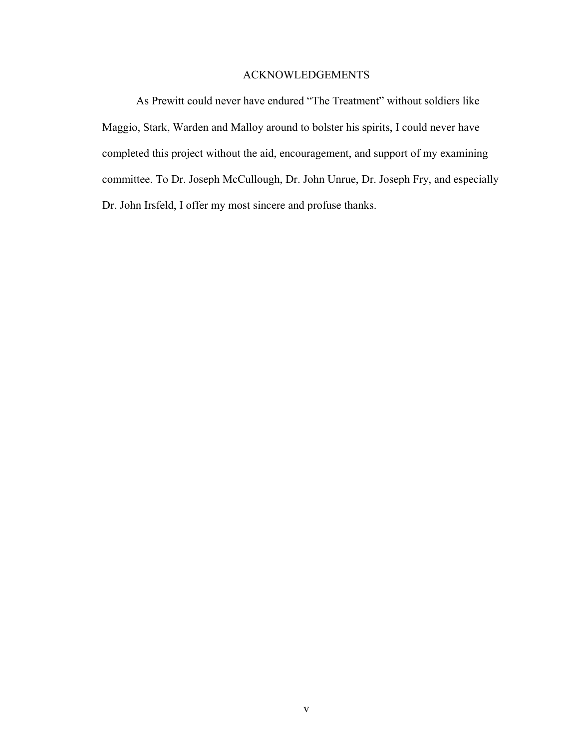# ACKNOWLEDGEMENTS

As Prewitt could never have endured "The Treatment" without soldiers like Maggio, Stark, Warden and Malloy around to bolster his spirits, I could never have completed this project without the aid, encouragement, and support of my examining committee. To Dr. Joseph McCullough, Dr. John Unrue, Dr. Joseph Fry, and especially Dr. John Irsfeld, I offer my most sincere and profuse thanks.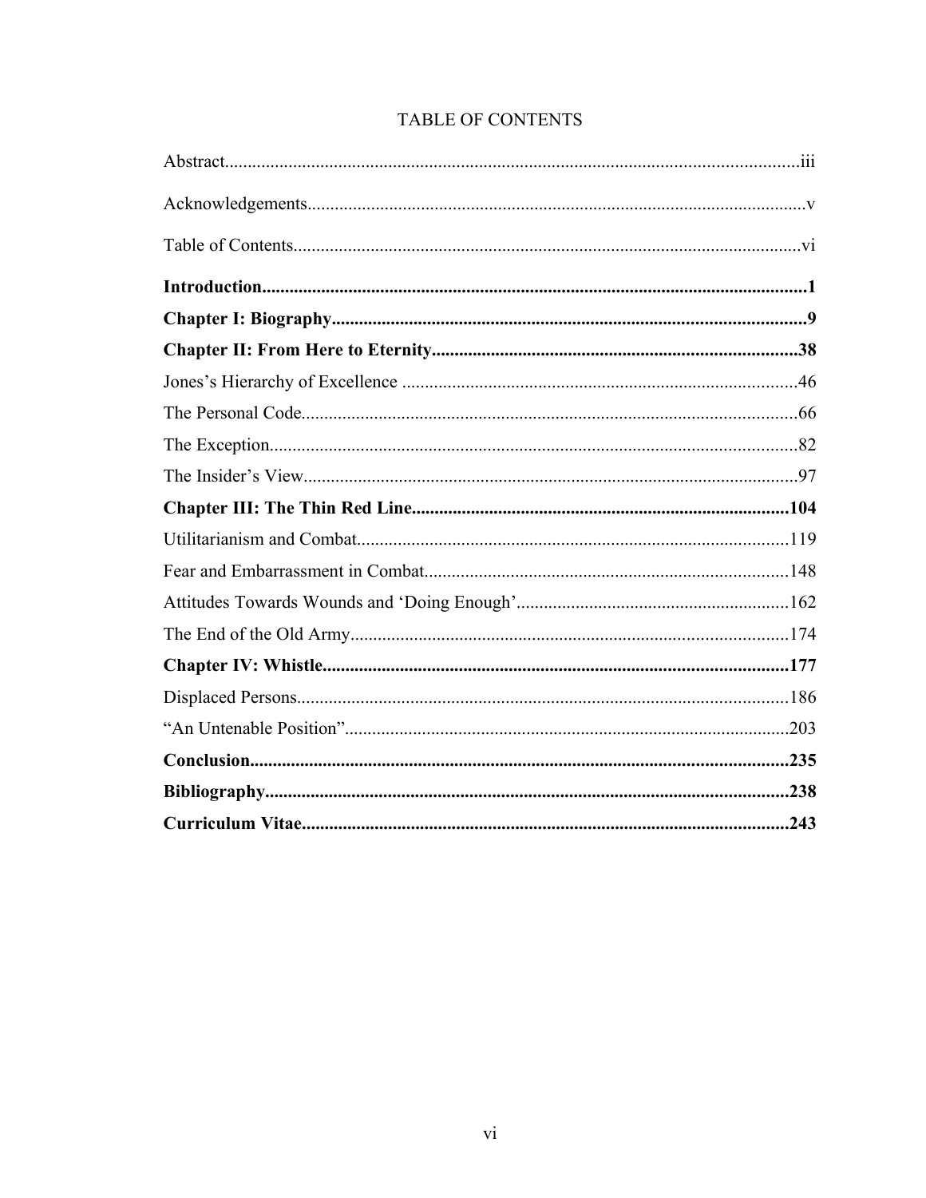# TABLE OF CONTENTS

Abstract....................iii

Acknowledgements....................v

Table of Contents....................vi

**Introduction....................1**

**Chapter I: Biography....................9**

**Chapter II: From Here to Eternity....................38**

Jones's Hierarchy of Excellence....................46

The Personal Code....................66

The Exception....................82

The Insider's View....................97

**Chapter III: The Thin Red Line....................104**

Utilitarianism and Combat....................119

Fear and Embarrassment in Combat....................148

Attitudes Towards Wounds and 'Doing Enough'....................162

The End of the Old Army....................174

**Chapter IV: Whistle....................177**

Displaced Persons....................186

"An Untenable Position"....................203

**Conclusion....................235**

**Bibliography....................238**

**Curriculum Vitae....................243**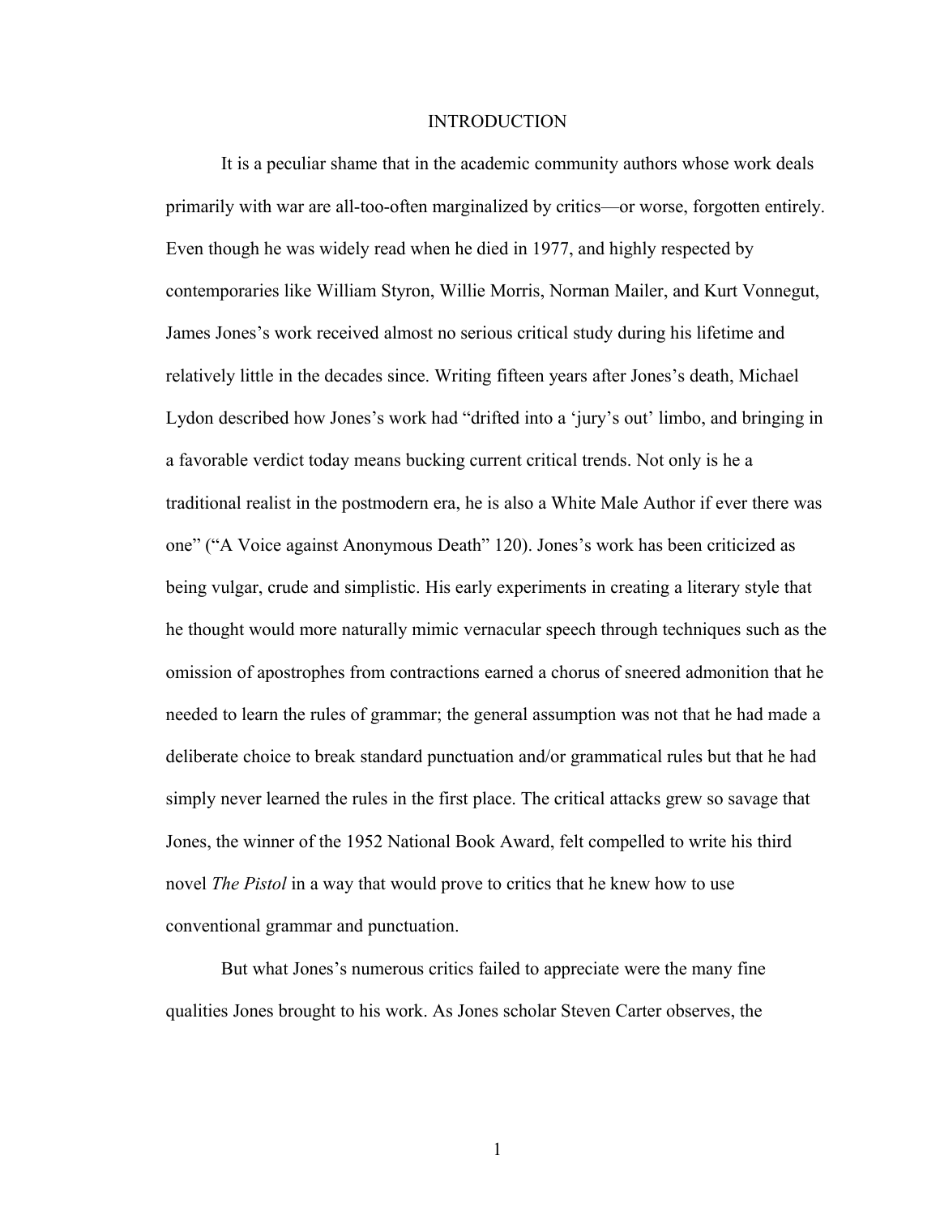# INTRODUCTION

It is a peculiar shame that in the academic community authors whose work deals primarily with war are all-too-often marginalized by critics—or worse, forgotten entirely. Even though he was widely read when he died in 1977, and highly respected by contemporaries like William Styron, Willie Morris, Norman Mailer, and Kurt Vonnegut, James Jones's work received almost no serious critical study during his lifetime and relatively little in the decades since. Writing fifteen years after Jones's death, Michael Lydon described how Jones's work had "drifted into a 'jury's out' limbo, and bringing in a favorable verdict today means bucking current critical trends. Not only is he a traditional realist in the postmodern era, he is also a White Male Author if ever there was one" ("A Voice against Anonymous Death" 120). Jones's work has been criticized as being vulgar, crude and simplistic. His early experiments in creating a literary style that he thought would more naturally mimic vernacular speech through techniques such as the omission of apostrophes from contractions earned a chorus of sneered admonition that he needed to learn the rules of grammar; the general assumption was not that he had made a deliberate choice to break standard punctuation and/or grammatical rules but that he had simply never learned the rules in the first place. The critical attacks grew so savage that Jones, the winner of the 1952 National Book Award, felt compelled to write his third novel *The Pistol* in a way that would prove to critics that he knew how to use conventional grammar and punctuation.

But what Jones's numerous critics failed to appreciate were the many fine qualities Jones brought to his work. As Jones scholar Steven Carter observes, the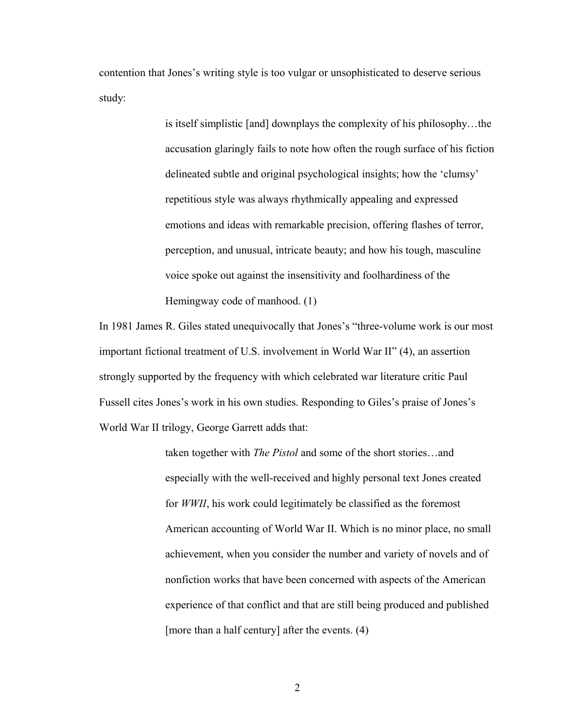contention that Jones's writing style is too vulgar or unsophisticated to deserve serious study:

> is itself simplistic [and] downplays the complexity of his philosophy…the accusation glaringly fails to note how often the rough surface of his fiction delineated subtle and original psychological insights; how the 'clumsy' repetitious style was always rhythmically appealing and expressed emotions and ideas with remarkable precision, offering flashes of terror, perception, and unusual, intricate beauty; and how his tough, masculine voice spoke out against the insensitivity and foolhardiness of the Hemingway code of manhood. (1)

In 1981 James R. Giles stated unequivocally that Jones's "three-volume work is our most important fictional treatment of U.S. involvement in World War II" (4), an assertion strongly supported by the frequency with which celebrated war literature critic Paul Fussell cites Jones's work in his own studies. Responding to Giles's praise of Jones's World War II trilogy, George Garrett adds that:

> taken together with *The Pistol* and some of the short stories…and especially with the well-received and highly personal text Jones created for *WWII*, his work could legitimately be classified as the foremost American accounting of World War II. Which is no minor place, no small achievement, when you consider the number and variety of novels and of nonfiction works that have been concerned with aspects of the American experience of that conflict and that are still being produced and published [more than a half century] after the events. (4)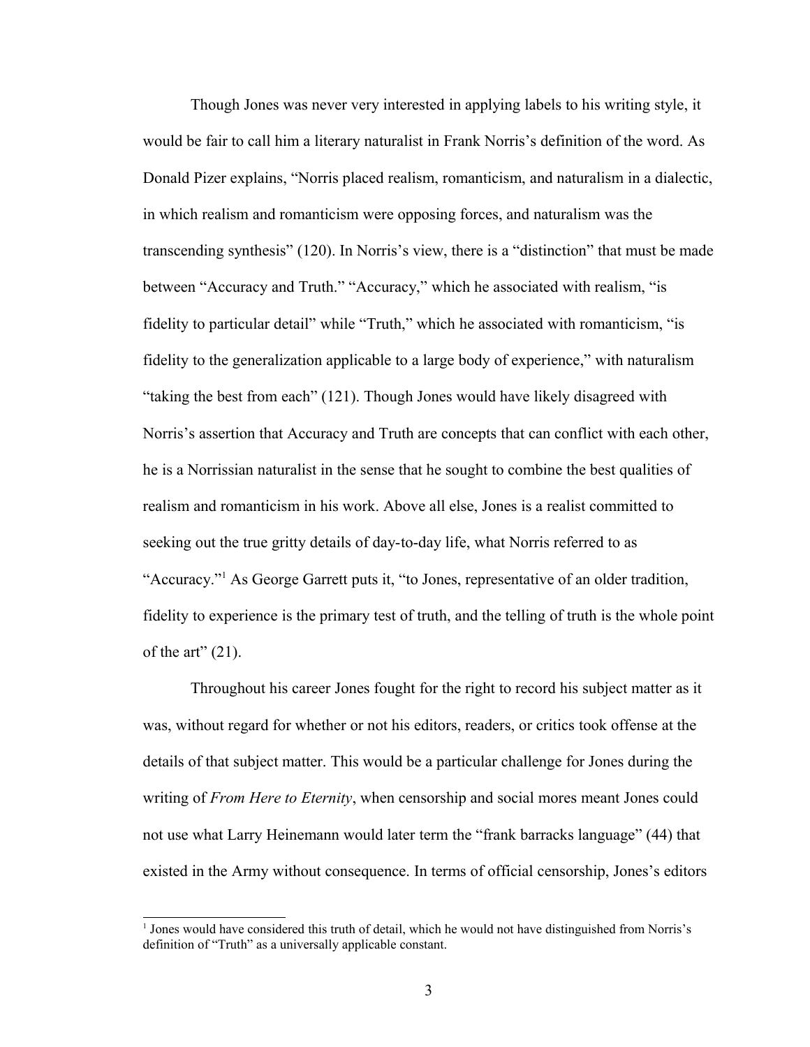Though Jones was never very interested in applying labels to his writing style, it would be fair to call him a literary naturalist in Frank Norris's definition of the word. As Donald Pizer explains, "Norris placed realism, romanticism, and naturalism in a dialectic, in which realism and romanticism were opposing forces, and naturalism was the transcending synthesis" (120). In Norris's view, there is a "distinction" that must be made between "Accuracy and Truth." "Accuracy," which he associated with realism, "is fidelity to particular detail" while "Truth," which he associated with romanticism, "is fidelity to the generalization applicable to a large body of experience," with naturalism "taking the best from each" (121). Though Jones would have likely disagreed with Norris's assertion that Accuracy and Truth are concepts that can conflict with each other, he is a Norrissian naturalist in the sense that he sought to combine the best qualities of realism and romanticism in his work. Above all else, Jones is a realist committed to seeking out the true gritty details of day-to-day life, what Norris referred to as "Accuracy."[1] As George Garrett puts it, "to Jones, representative of an older tradition, fidelity to experience is the primary test of truth, and the telling of truth is the whole point of the art" (21).

Throughout his career Jones fought for the right to record his subject matter as it was, without regard for whether or not his editors, readers, or critics took offense at the details of that subject matter. This would be a particular challenge for Jones during the writing of *From Here to Eternity*, when censorship and social mores meant Jones could not use what Larry Heinemann would later term the "frank barracks language" (44) that existed in the Army without consequence. In terms of official censorship, Jones's editors

[1] Jones would have considered this truth of detail, which he would not have distinguished from Norris's definition of "Truth" as a universally applicable constant.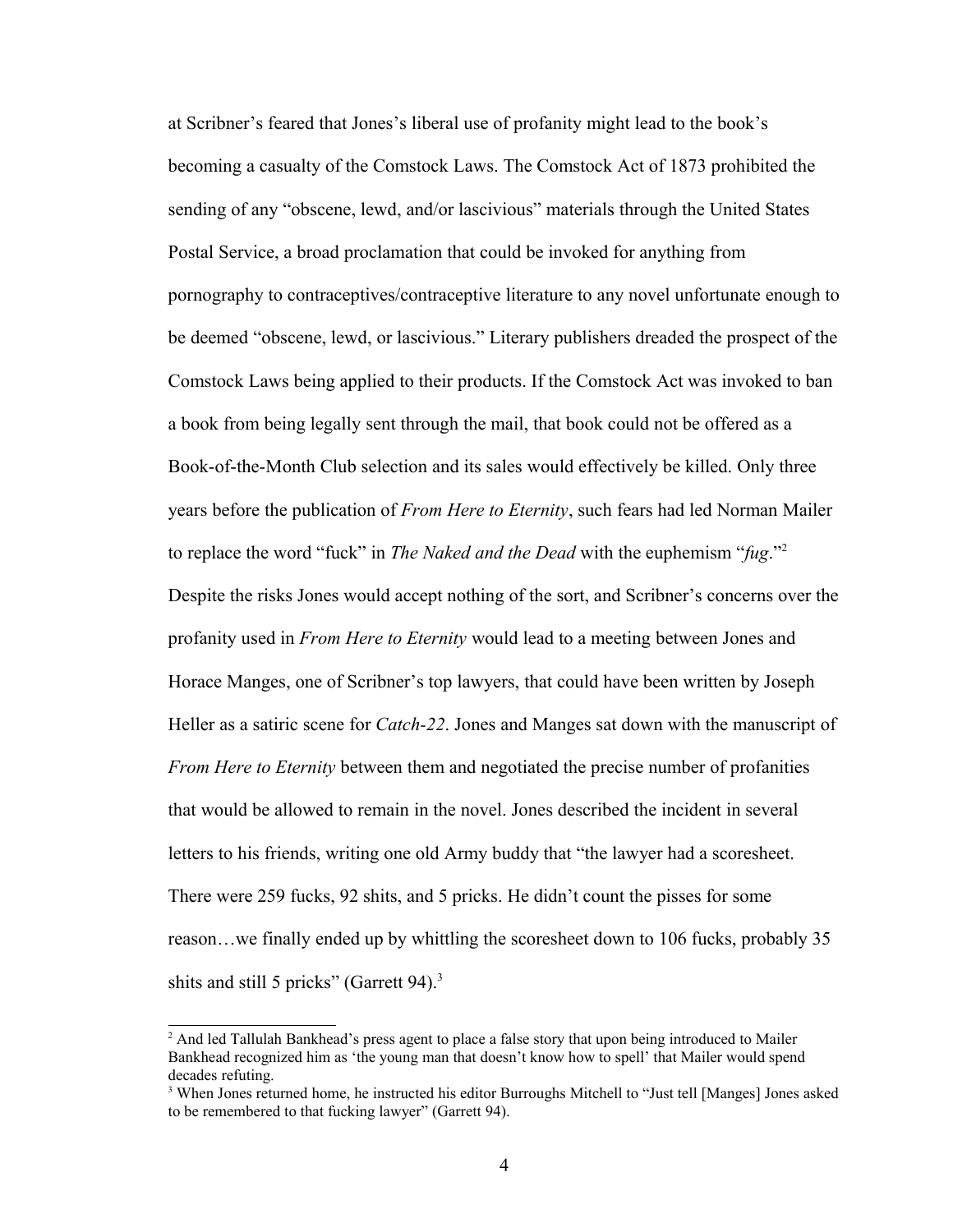at Scribner's feared that Jones's liberal use of profanity might lead to the book's becoming a casualty of the Comstock Laws. The Comstock Act of 1873 prohibited the sending of any "obscene, lewd, and/or lascivious" materials through the United States Postal Service, a broad proclamation that could be invoked for anything from pornography to contraceptives/contraceptive literature to any novel unfortunate enough to be deemed "obscene, lewd, or lascivious." Literary publishers dreaded the prospect of the Comstock Laws being applied to their products. If the Comstock Act was invoked to ban a book from being legally sent through the mail, that book could not be offered as a Book-of-the-Month Club selection and its sales would effectively be killed. Only three years before the publication of *From Here to Eternity*, such fears had led Norman Mailer to replace the word "fuck" in *The Naked and the Dead* with the euphemism "*fug*."[2] Despite the risks Jones would accept nothing of the sort, and Scribner's concerns over the profanity used in *From Here to Eternity* would lead to a meeting between Jones and Horace Manges, one of Scribner's top lawyers, that could have been written by Joseph Heller as a satiric scene for *Catch-22*. Jones and Manges sat down with the manuscript of *From Here to Eternity* between them and negotiated the precise number of profanities that would be allowed to remain in the novel. Jones described the incident in several letters to his friends, writing one old Army buddy that "the lawyer had a scoresheet. There were 259 fucks, 92 shits, and 5 pricks. He didn't count the pisses for some reason…we finally ended up by whittling the scoresheet down to 106 fucks, probably 35 shits and still 5 pricks" (Garrett 94).[3]

[2] And led Tallulah Bankhead's press agent to place a false story that upon being introduced to Mailer Bankhead recognized him as 'the young man that doesn't know how to spell' that Mailer would spend decades refuting.

[3] When Jones returned home, he instructed his editor Burroughs Mitchell to "Just tell [Manges] Jones asked to be remembered to that fucking lawyer" (Garrett 94).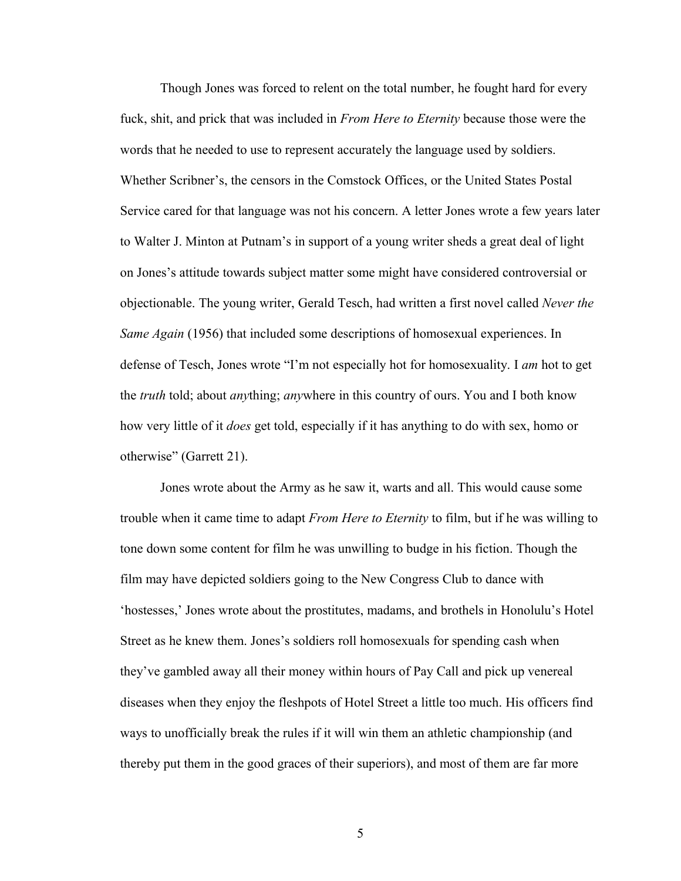Though Jones was forced to relent on the total number, he fought hard for every fuck, shit, and prick that was included in *From Here to Eternity* because those were the words that he needed to use to represent accurately the language used by soldiers. Whether Scribner's, the censors in the Comstock Offices, or the United States Postal Service cared for that language was not his concern. A letter Jones wrote a few years later to Walter J. Minton at Putnam's in support of a young writer sheds a great deal of light on Jones's attitude towards subject matter some might have considered controversial or objectionable. The young writer, Gerald Tesch, had written a first novel called *Never the Same Again* (1956) that included some descriptions of homosexual experiences. In defense of Tesch, Jones wrote "I'm not especially hot for homosexuality. I *am* hot to get the *truth* told; about *any*thing; *any*where in this country of ours. You and I both know how very little of it *does* get told, especially if it has anything to do with sex, homo or otherwise" (Garrett 21).

Jones wrote about the Army as he saw it, warts and all. This would cause some trouble when it came time to adapt *From Here to Eternity* to film, but if he was willing to tone down some content for film he was unwilling to budge in his fiction. Though the film may have depicted soldiers going to the New Congress Club to dance with 'hostesses,' Jones wrote about the prostitutes, madams, and brothels in Honolulu's Hotel Street as he knew them. Jones's soldiers roll homosexuals for spending cash when they've gambled away all their money within hours of Pay Call and pick up venereal diseases when they enjoy the fleshpots of Hotel Street a little too much. His officers find ways to unofficially break the rules if it will win them an athletic championship (and thereby put them in the good graces of their superiors), and most of them are far more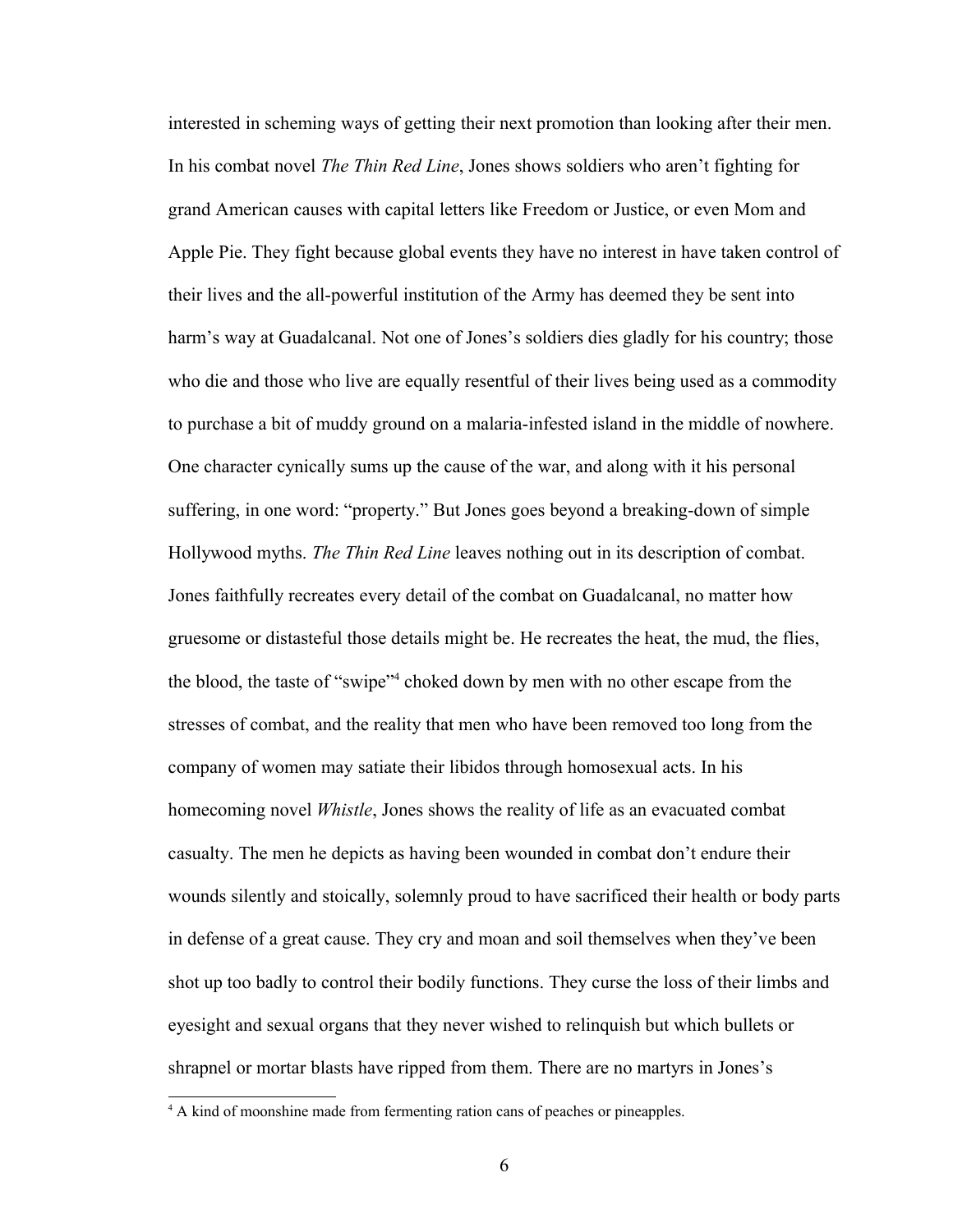interested in scheming ways of getting their next promotion than looking after their men. In his combat novel *The Thin Red Line*, Jones shows soldiers who aren't fighting for grand American causes with capital letters like Freedom or Justice, or even Mom and Apple Pie. They fight because global events they have no interest in have taken control of their lives and the all-powerful institution of the Army has deemed they be sent into harm's way at Guadalcanal. Not one of Jones's soldiers dies gladly for his country; those who die and those who live are equally resentful of their lives being used as a commodity to purchase a bit of muddy ground on a malaria-infested island in the middle of nowhere. One character cynically sums up the cause of the war, and along with it his personal suffering, in one word: "property." But Jones goes beyond a breaking-down of simple Hollywood myths. *The Thin Red Line* leaves nothing out in its description of combat. Jones faithfully recreates every detail of the combat on Guadalcanal, no matter how gruesome or distasteful those details might be. He recreates the heat, the mud, the flies, the blood, the taste of "swipe"[4] choked down by men with no other escape from the stresses of combat, and the reality that men who have been removed too long from the company of women may satiate their libidos through homosexual acts. In his homecoming novel *Whistle*, Jones shows the reality of life as an evacuated combat casualty. The men he depicts as having been wounded in combat don't endure their wounds silently and stoically, solemnly proud to have sacrificed their health or body parts in defense of a great cause. They cry and moan and soil themselves when they've been shot up too badly to control their bodily functions. They curse the loss of their limbs and eyesight and sexual organs that they never wished to relinquish but which bullets or shrapnel or mortar blasts have ripped from them. There are no martyrs in Jones's

[4] A kind of moonshine made from fermenting ration cans of peaches or pineapples.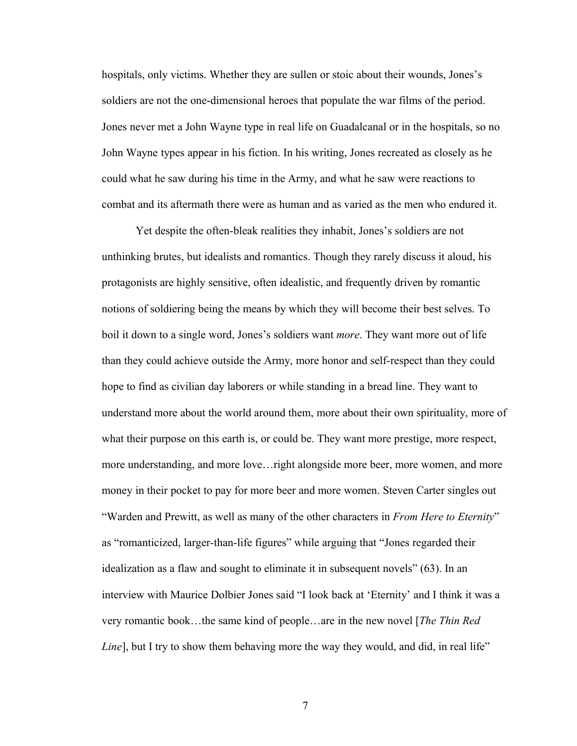hospitals, only victims. Whether they are sullen or stoic about their wounds, Jones's soldiers are not the one-dimensional heroes that populate the war films of the period. Jones never met a John Wayne type in real life on Guadalcanal or in the hospitals, so no John Wayne types appear in his fiction. In his writing, Jones recreated as closely as he could what he saw during his time in the Army, and what he saw were reactions to combat and its aftermath there were as human and as varied as the men who endured it.

Yet despite the often-bleak realities they inhabit, Jones's soldiers are not unthinking brutes, but idealists and romantics. Though they rarely discuss it aloud, his protagonists are highly sensitive, often idealistic, and frequently driven by romantic notions of soldiering being the means by which they will become their best selves. To boil it down to a single word, Jones's soldiers want *more*. They want more out of life than they could achieve outside the Army, more honor and self-respect than they could hope to find as civilian day laborers or while standing in a bread line. They want to understand more about the world around them, more about their own spirituality, more of what their purpose on this earth is, or could be. They want more prestige, more respect, more understanding, and more love…right alongside more beer, more women, and more money in their pocket to pay for more beer and more women. Steven Carter singles out "Warden and Prewitt, as well as many of the other characters in *From Here to Eternity*" as "romanticized, larger-than-life figures" while arguing that "Jones regarded their idealization as a flaw and sought to eliminate it in subsequent novels" (63). In an interview with Maurice Dolbier Jones said "I look back at 'Eternity' and I think it was a very romantic book…the same kind of people…are in the new novel [*The Thin Red Line*], but I try to show them behaving more the way they would, and did, in real life"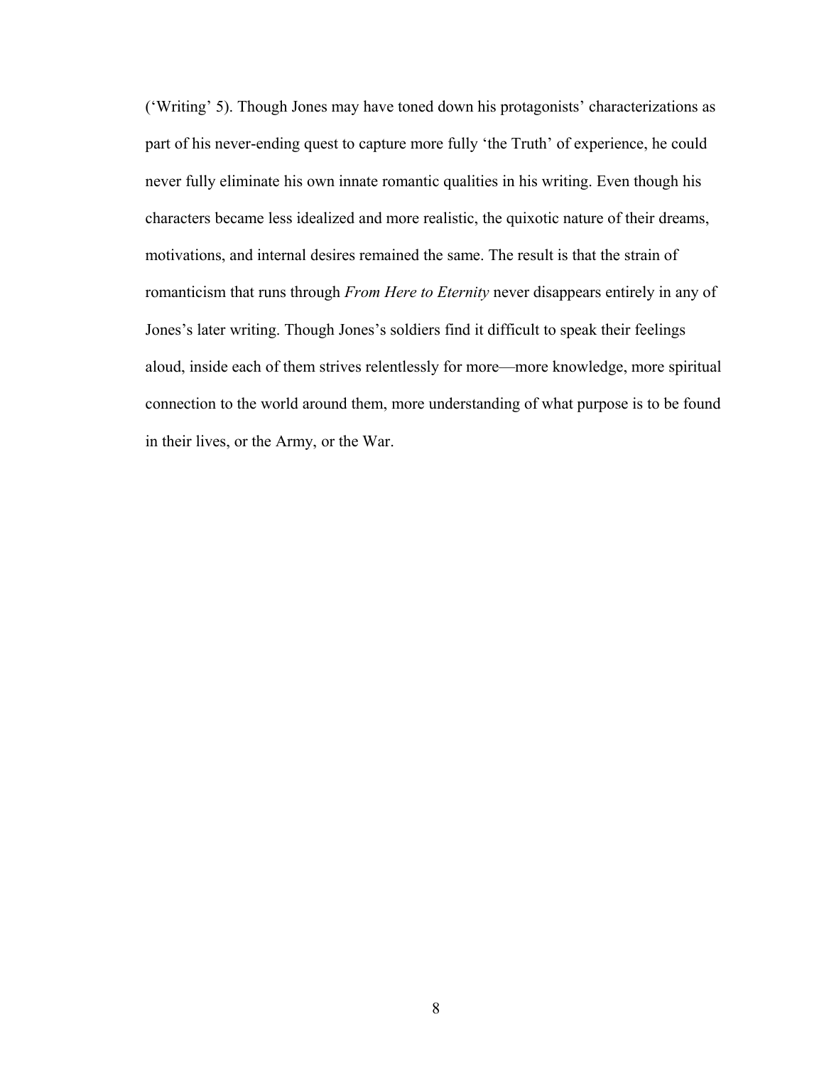('Writing' 5). Though Jones may have toned down his protagonists' characterizations as part of his never-ending quest to capture more fully 'the Truth' of experience, he could never fully eliminate his own innate romantic qualities in his writing. Even though his characters became less idealized and more realistic, the quixotic nature of their dreams, motivations, and internal desires remained the same. The result is that the strain of romanticism that runs through *From Here to Eternity* never disappears entirely in any of Jones's later writing. Though Jones's soldiers find it difficult to speak their feelings aloud, inside each of them strives relentlessly for more—more knowledge, more spiritual connection to the world around them, more understanding of what purpose is to be found in their lives, or the Army, or the War.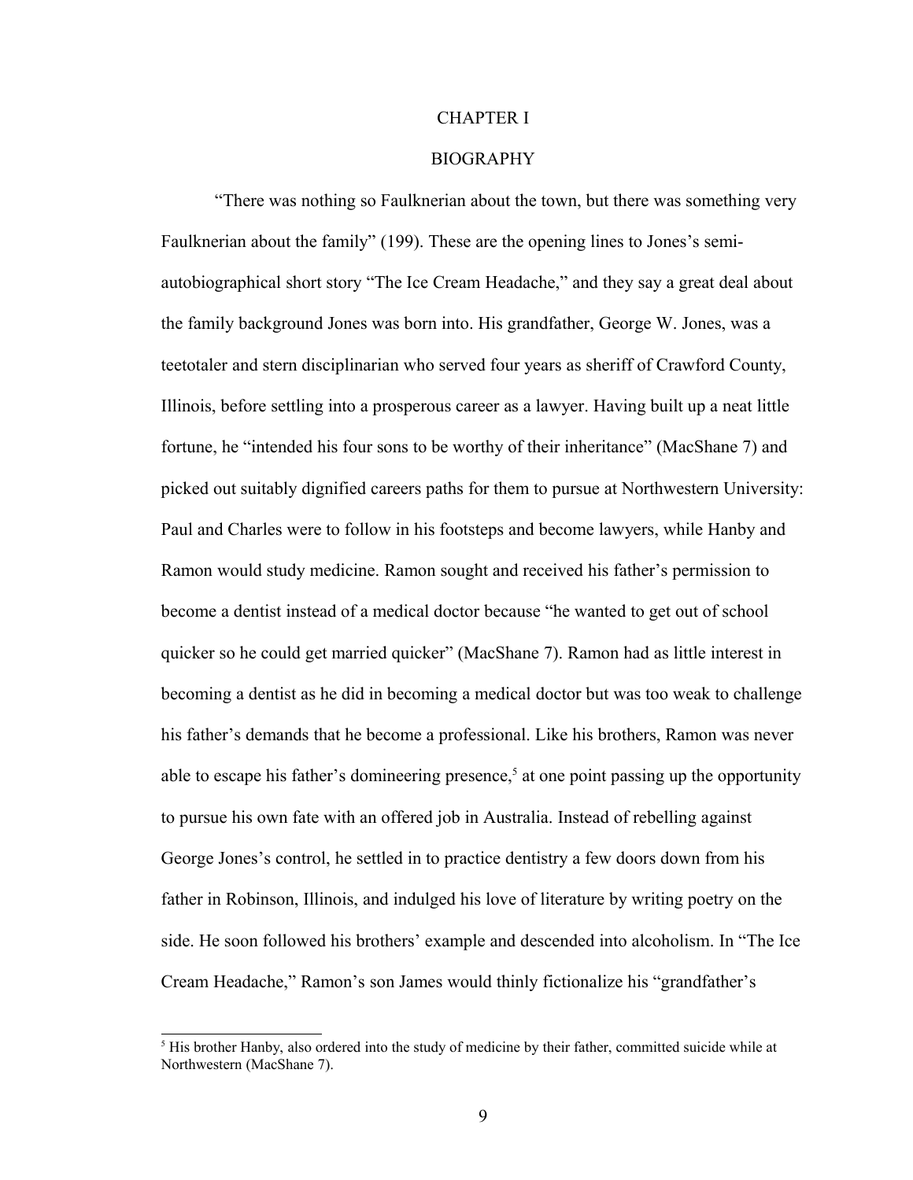# CHAPTER I

## BIOGRAPHY

"There was nothing so Faulknerian about the town, but there was something very Faulknerian about the family" (199). These are the opening lines to Jones's semi-autobiographical short story "The Ice Cream Headache," and they say a great deal about the family background Jones was born into. His grandfather, George W. Jones, was a teetotaler and stern disciplinarian who served four years as sheriff of Crawford County, Illinois, before settling into a prosperous career as a lawyer. Having built up a neat little fortune, he "intended his four sons to be worthy of their inheritance" (MacShane 7) and picked out suitably dignified careers paths for them to pursue at Northwestern University: Paul and Charles were to follow in his footsteps and become lawyers, while Hanby and Ramon would study medicine. Ramon sought and received his father's permission to become a dentist instead of a medical doctor because "he wanted to get out of school quicker so he could get married quicker" (MacShane 7). Ramon had as little interest in becoming a dentist as he did in becoming a medical doctor but was too weak to challenge his father's demands that he become a professional. Like his brothers, Ramon was never able to escape his father's domineering presence,[5] at one point passing up the opportunity to pursue his own fate with an offered job in Australia. Instead of rebelling against George Jones's control, he settled in to practice dentistry a few doors down from his father in Robinson, Illinois, and indulged his love of literature by writing poetry on the side. He soon followed his brothers' example and descended into alcoholism. In "The Ice Cream Headache," Ramon's son James would thinly fictionalize his "grandfather's

[5] His brother Hanby, also ordered into the study of medicine by their father, committed suicide while at Northwestern (MacShane 7).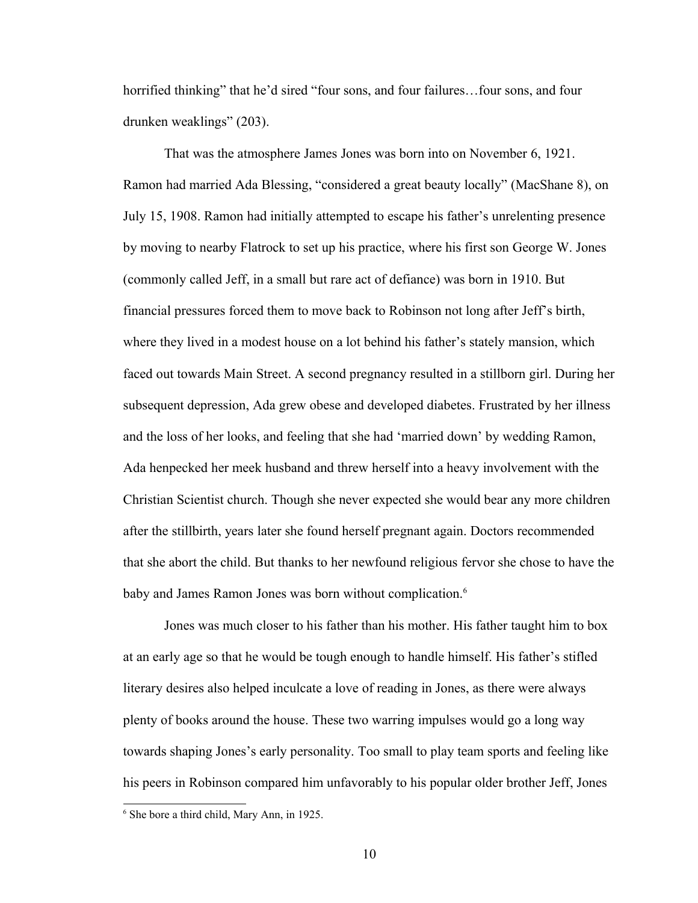horrified thinking" that he'd sired "four sons, and four failures…four sons, and four drunken weaklings" (203).

That was the atmosphere James Jones was born into on November 6, 1921. Ramon had married Ada Blessing, "considered a great beauty locally" (MacShane 8), on July 15, 1908. Ramon had initially attempted to escape his father's unrelenting presence by moving to nearby Flatrock to set up his practice, where his first son George W. Jones (commonly called Jeff, in a small but rare act of defiance) was born in 1910. But financial pressures forced them to move back to Robinson not long after Jeff's birth, where they lived in a modest house on a lot behind his father's stately mansion, which faced out towards Main Street. A second pregnancy resulted in a stillborn girl. During her subsequent depression, Ada grew obese and developed diabetes. Frustrated by her illness and the loss of her looks, and feeling that she had 'married down' by wedding Ramon, Ada henpecked her meek husband and threw herself into a heavy involvement with the Christian Scientist church. Though she never expected she would bear any more children after the stillbirth, years later she found herself pregnant again. Doctors recommended that she abort the child. But thanks to her newfound religious fervor she chose to have the baby and James Ramon Jones was born without complication.[6]

Jones was much closer to his father than his mother. His father taught him to box at an early age so that he would be tough enough to handle himself. His father's stifled literary desires also helped inculcate a love of reading in Jones, as there were always plenty of books around the house. These two warring impulses would go a long way towards shaping Jones's early personality. Too small to play team sports and feeling like his peers in Robinson compared him unfavorably to his popular older brother Jeff, Jones

[6] She bore a third child, Mary Ann, in 1925.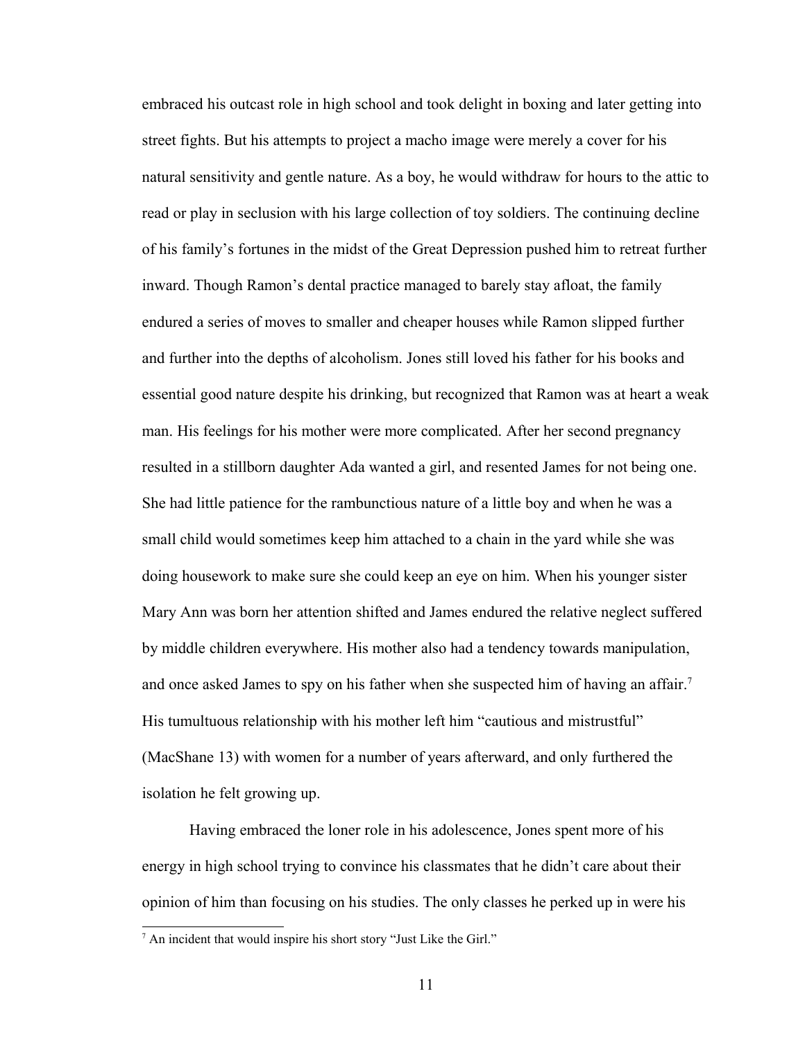embraced his outcast role in high school and took delight in boxing and later getting into street fights. But his attempts to project a macho image were merely a cover for his natural sensitivity and gentle nature. As a boy, he would withdraw for hours to the attic to read or play in seclusion with his large collection of toy soldiers. The continuing decline of his family's fortunes in the midst of the Great Depression pushed him to retreat further inward. Though Ramon's dental practice managed to barely stay afloat, the family endured a series of moves to smaller and cheaper houses while Ramon slipped further and further into the depths of alcoholism. Jones still loved his father for his books and essential good nature despite his drinking, but recognized that Ramon was at heart a weak man. His feelings for his mother were more complicated. After her second pregnancy resulted in a stillborn daughter Ada wanted a girl, and resented James for not being one. She had little patience for the rambunctious nature of a little boy and when he was a small child would sometimes keep him attached to a chain in the yard while she was doing housework to make sure she could keep an eye on him. When his younger sister Mary Ann was born her attention shifted and James endured the relative neglect suffered by middle children everywhere. His mother also had a tendency towards manipulation, and once asked James to spy on his father when she suspected him of having an affair.[7] His tumultuous relationship with his mother left him "cautious and mistrustful" (MacShane 13) with women for a number of years afterward, and only furthered the isolation he felt growing up.

Having embraced the loner role in his adolescence, Jones spent more of his energy in high school trying to convince his classmates that he didn't care about their opinion of him than focusing on his studies. The only classes he perked up in were his

[7] An incident that would inspire his short story "Just Like the Girl."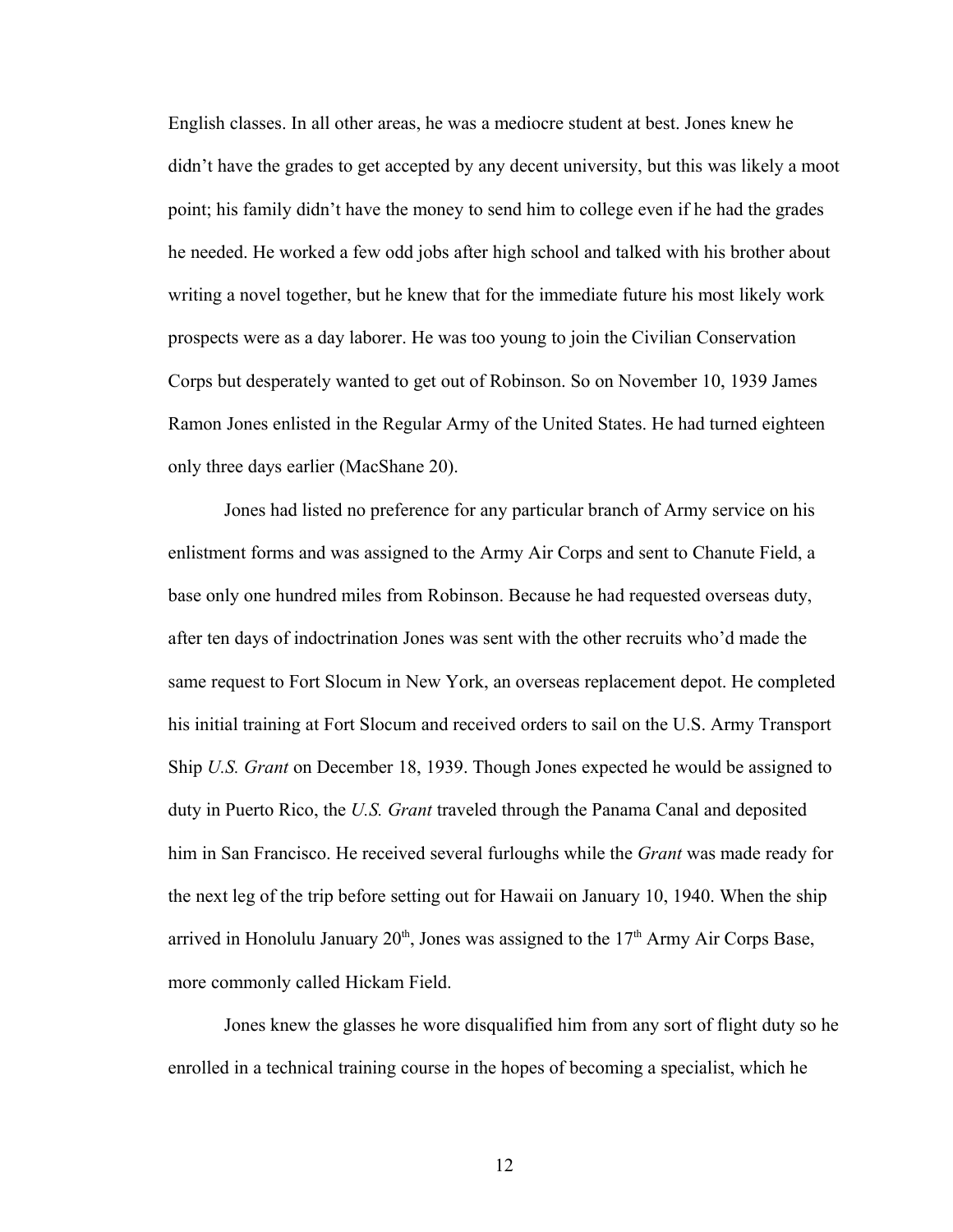English classes. In all other areas, he was a mediocre student at best. Jones knew he didn't have the grades to get accepted by any decent university, but this was likely a moot point; his family didn't have the money to send him to college even if he had the grades he needed. He worked a few odd jobs after high school and talked with his brother about writing a novel together, but he knew that for the immediate future his most likely work prospects were as a day laborer. He was too young to join the Civilian Conservation Corps but desperately wanted to get out of Robinson. So on November 10, 1939 James Ramon Jones enlisted in the Regular Army of the United States. He had turned eighteen only three days earlier (MacShane 20).

Jones had listed no preference for any particular branch of Army service on his enlistment forms and was assigned to the Army Air Corps and sent to Chanute Field, a base only one hundred miles from Robinson. Because he had requested overseas duty, after ten days of indoctrination Jones was sent with the other recruits who'd made the same request to Fort Slocum in New York, an overseas replacement depot. He completed his initial training at Fort Slocum and received orders to sail on the U.S. Army Transport Ship *U.S. Grant* on December 18, 1939. Though Jones expected he would be assigned to duty in Puerto Rico, the *U.S. Grant* traveled through the Panama Canal and deposited him in San Francisco. He received several furloughs while the *Grant* was made ready for the next leg of the trip before setting out for Hawaii on January 10, 1940. When the ship arrived in Honolulu January 20th, Jones was assigned to the 17th Army Air Corps Base, more commonly called Hickam Field.

Jones knew the glasses he wore disqualified him from any sort of flight duty so he enrolled in a technical training course in the hopes of becoming a specialist, which he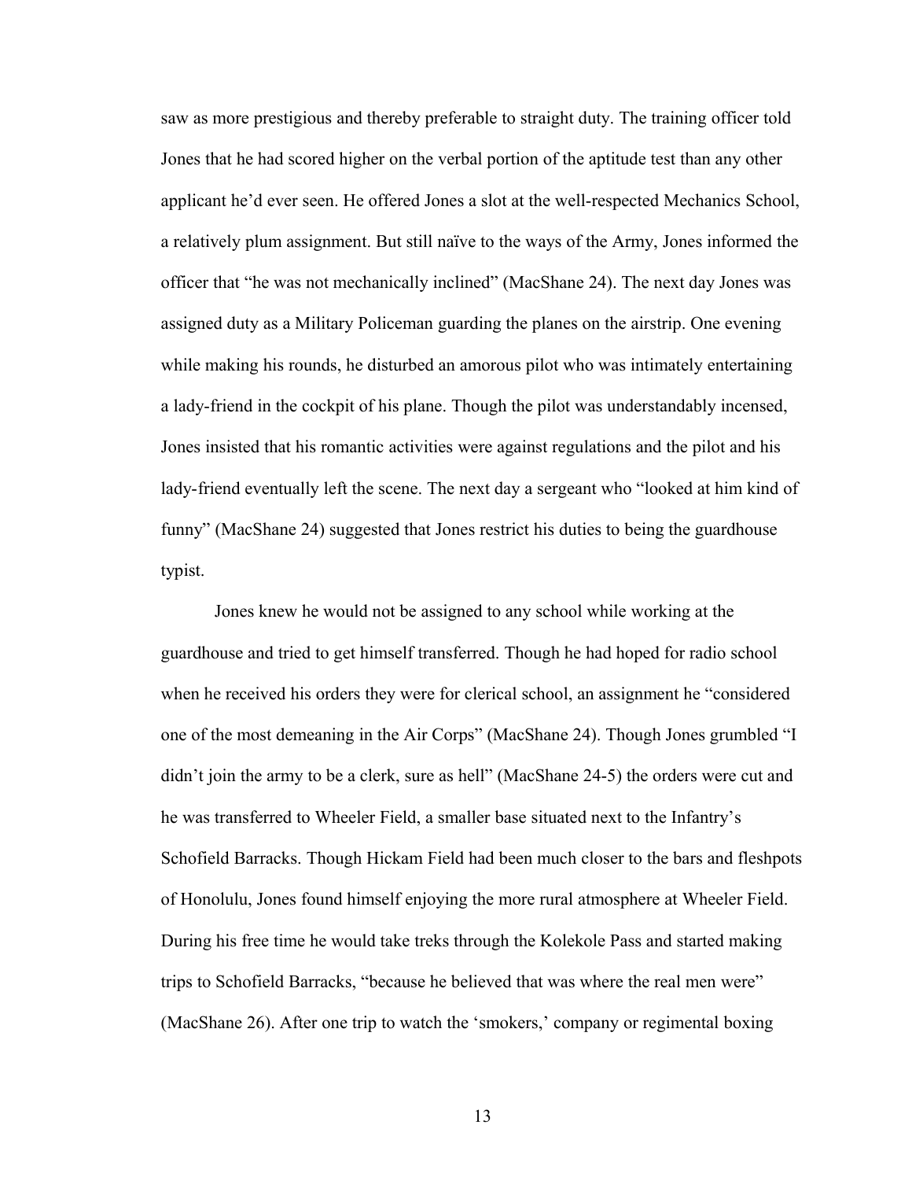saw as more prestigious and thereby preferable to straight duty. The training officer told Jones that he had scored higher on the verbal portion of the aptitude test than any other applicant he'd ever seen. He offered Jones a slot at the well-respected Mechanics School, a relatively plum assignment. But still naïve to the ways of the Army, Jones informed the officer that "he was not mechanically inclined" (MacShane 24). The next day Jones was assigned duty as a Military Policeman guarding the planes on the airstrip. One evening while making his rounds, he disturbed an amorous pilot who was intimately entertaining a lady-friend in the cockpit of his plane. Though the pilot was understandably incensed, Jones insisted that his romantic activities were against regulations and the pilot and his lady-friend eventually left the scene. The next day a sergeant who "looked at him kind of funny" (MacShane 24) suggested that Jones restrict his duties to being the guardhouse typist.

Jones knew he would not be assigned to any school while working at the guardhouse and tried to get himself transferred. Though he had hoped for radio school when he received his orders they were for clerical school, an assignment he "considered one of the most demeaning in the Air Corps" (MacShane 24). Though Jones grumbled "I didn't join the army to be a clerk, sure as hell" (MacShane 24-5) the orders were cut and he was transferred to Wheeler Field, a smaller base situated next to the Infantry's Schofield Barracks. Though Hickam Field had been much closer to the bars and fleshpots of Honolulu, Jones found himself enjoying the more rural atmosphere at Wheeler Field. During his free time he would take treks through the Kolekole Pass and started making trips to Schofield Barracks, "because he believed that was where the real men were" (MacShane 26). After one trip to watch the 'smokers,' company or regimental boxing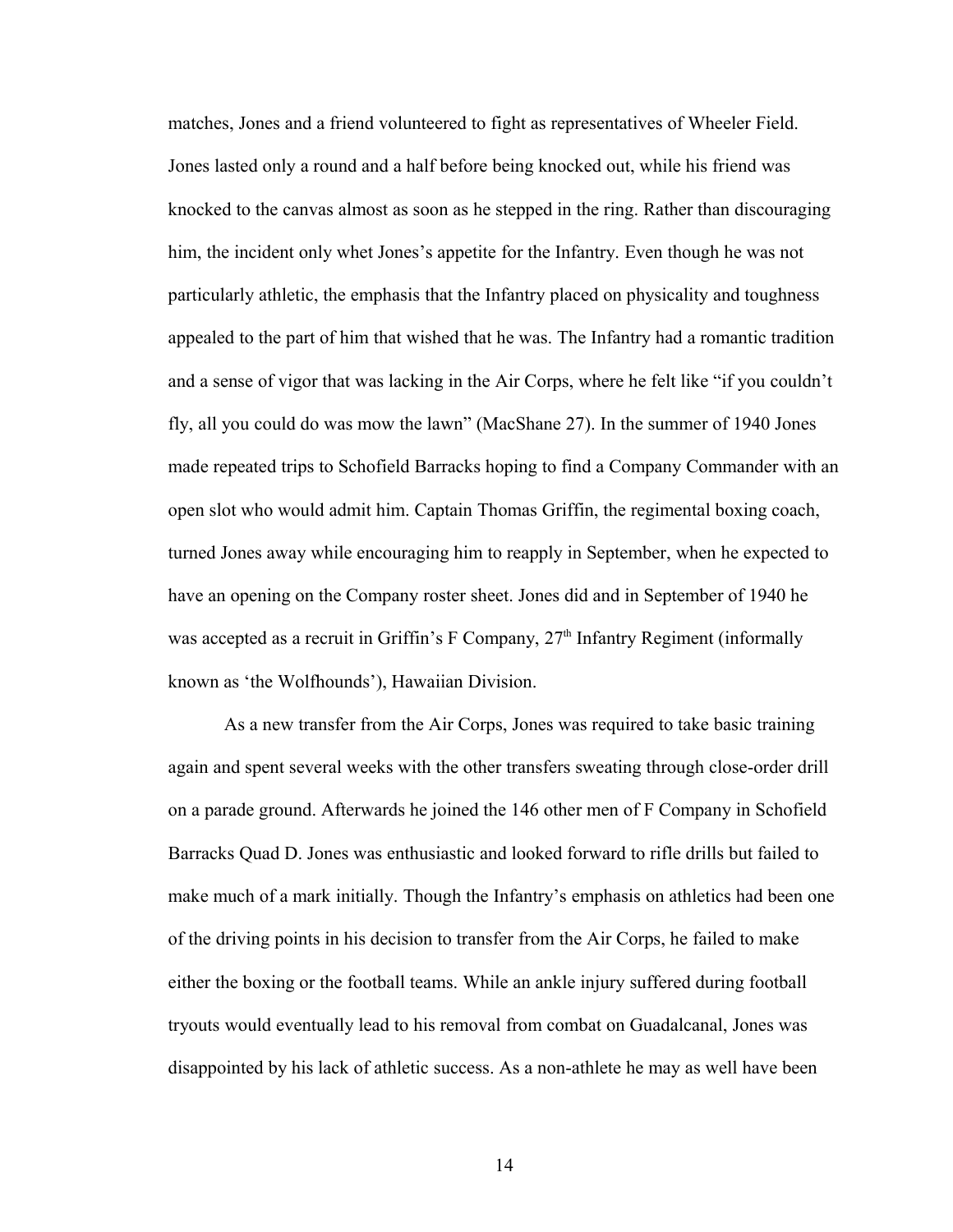matches, Jones and a friend volunteered to fight as representatives of Wheeler Field. Jones lasted only a round and a half before being knocked out, while his friend was knocked to the canvas almost as soon as he stepped in the ring. Rather than discouraging him, the incident only whet Jones's appetite for the Infantry. Even though he was not particularly athletic, the emphasis that the Infantry placed on physicality and toughness appealed to the part of him that wished that he was. The Infantry had a romantic tradition and a sense of vigor that was lacking in the Air Corps, where he felt like "if you couldn't fly, all you could do was mow the lawn" (MacShane 27). In the summer of 1940 Jones made repeated trips to Schofield Barracks hoping to find a Company Commander with an open slot who would admit him. Captain Thomas Griffin, the regimental boxing coach, turned Jones away while encouraging him to reapply in September, when he expected to have an opening on the Company roster sheet. Jones did and in September of 1940 he was accepted as a recruit in Griffin's F Company, 27th Infantry Regiment (informally known as 'the Wolfhounds'), Hawaiian Division.

As a new transfer from the Air Corps, Jones was required to take basic training again and spent several weeks with the other transfers sweating through close-order drill on a parade ground. Afterwards he joined the 146 other men of F Company in Schofield Barracks Quad D. Jones was enthusiastic and looked forward to rifle drills but failed to make much of a mark initially. Though the Infantry's emphasis on athletics had been one of the driving points in his decision to transfer from the Air Corps, he failed to make either the boxing or the football teams. While an ankle injury suffered during football tryouts would eventually lead to his removal from combat on Guadalcanal, Jones was disappointed by his lack of athletic success. As a non-athlete he may as well have been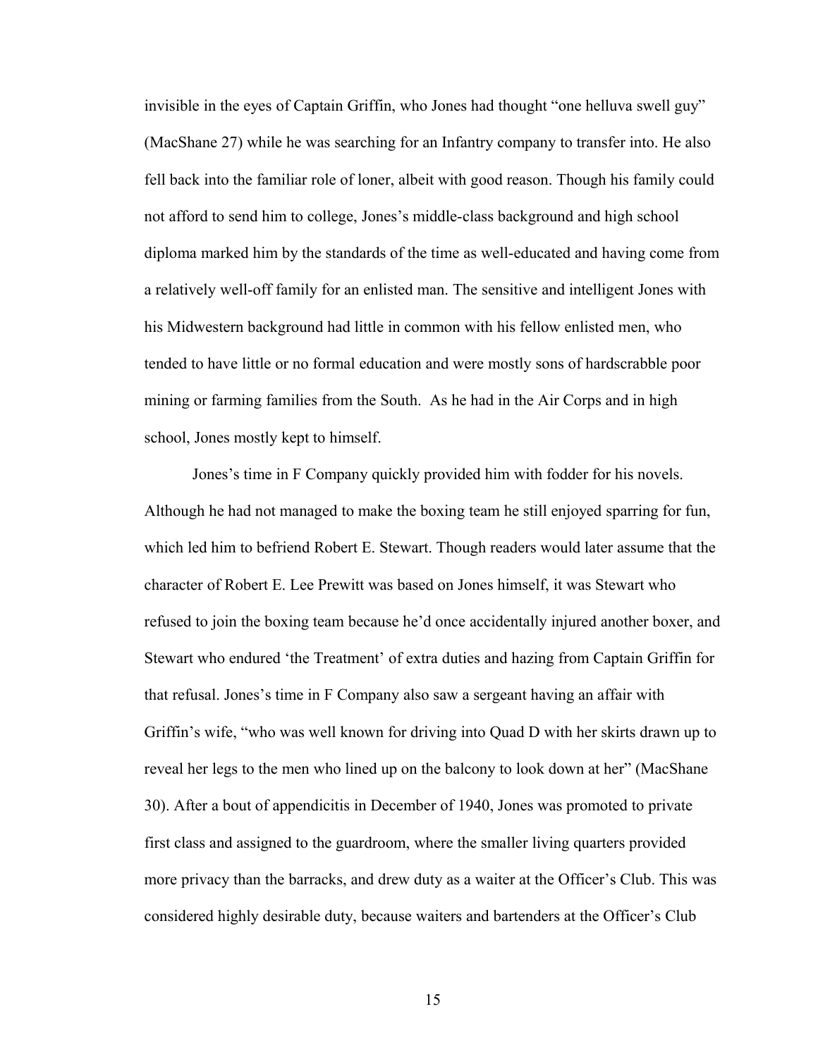invisible in the eyes of Captain Griffin, who Jones had thought "one helluva swell guy" (MacShane 27) while he was searching for an Infantry company to transfer into. He also fell back into the familiar role of loner, albeit with good reason. Though his family could not afford to send him to college, Jones's middle-class background and high school diploma marked him by the standards of the time as well-educated and having come from a relatively well-off family for an enlisted man. The sensitive and intelligent Jones with his Midwestern background had little in common with his fellow enlisted men, who tended to have little or no formal education and were mostly sons of hardscrabble poor mining or farming families from the South. As he had in the Air Corps and in high school, Jones mostly kept to himself.

Jones's time in F Company quickly provided him with fodder for his novels. Although he had not managed to make the boxing team he still enjoyed sparring for fun, which led him to befriend Robert E. Stewart. Though readers would later assume that the character of Robert E. Lee Prewitt was based on Jones himself, it was Stewart who refused to join the boxing team because he'd once accidentally injured another boxer, and Stewart who endured 'the Treatment' of extra duties and hazing from Captain Griffin for that refusal. Jones's time in F Company also saw a sergeant having an affair with Griffin's wife, "who was well known for driving into Quad D with her skirts drawn up to reveal her legs to the men who lined up on the balcony to look down at her" (MacShane 30). After a bout of appendicitis in December of 1940, Jones was promoted to private first class and assigned to the guardroom, where the smaller living quarters provided more privacy than the barracks, and drew duty as a waiter at the Officer's Club. This was considered highly desirable duty, because waiters and bartenders at the Officer's Club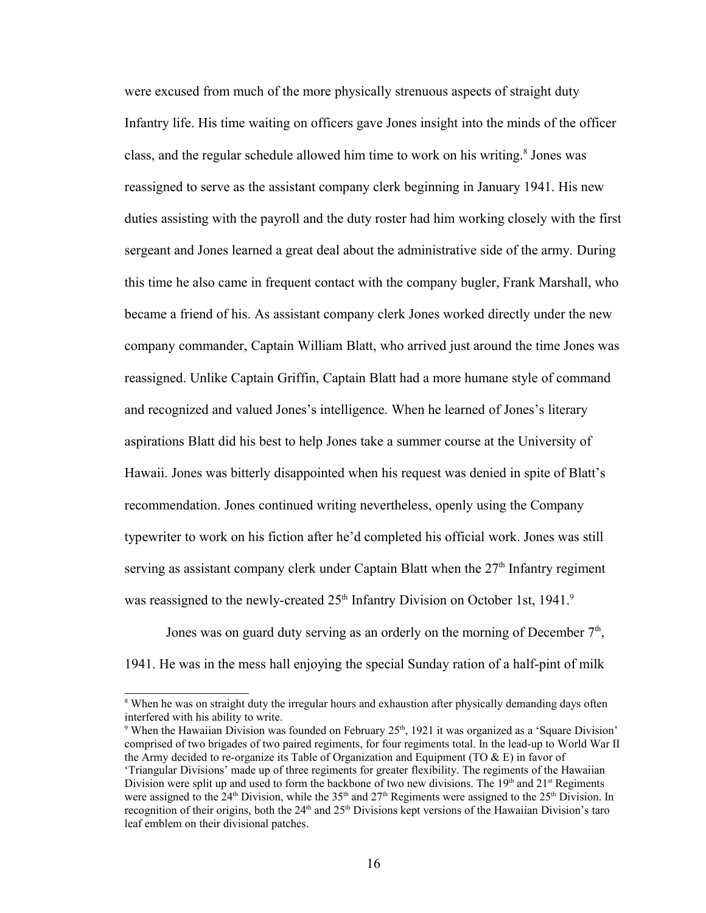were excused from much of the more physically strenuous aspects of straight duty Infantry life. His time waiting on officers gave Jones insight into the minds of the officer class, and the regular schedule allowed him time to work on his writing.[8] Jones was reassigned to serve as the assistant company clerk beginning in January 1941. His new duties assisting with the payroll and the duty roster had him working closely with the first sergeant and Jones learned a great deal about the administrative side of the army. During this time he also came in frequent contact with the company bugler, Frank Marshall, who became a friend of his. As assistant company clerk Jones worked directly under the new company commander, Captain William Blatt, who arrived just around the time Jones was reassigned. Unlike Captain Griffin, Captain Blatt had a more humane style of command and recognized and valued Jones's intelligence. When he learned of Jones's literary aspirations Blatt did his best to help Jones take a summer course at the University of Hawaii. Jones was bitterly disappointed when his request was denied in spite of Blatt's recommendation. Jones continued writing nevertheless, openly using the Company typewriter to work on his fiction after he'd completed his official work. Jones was still serving as assistant company clerk under Captain Blatt when the 27th Infantry regiment was reassigned to the newly-created 25th Infantry Division on October 1st, 1941.[9]

Jones was on guard duty serving as an orderly on the morning of December 7th, 1941. He was in the mess hall enjoying the special Sunday ration of a half-pint of milk

---

[8] When he was on straight duty the irregular hours and exhaustion after physically demanding days often interfered with his ability to write.

[9] When the Hawaiian Division was founded on February 25th, 1921 it was organized as a 'Square Division' comprised of two brigades of two paired regiments, for four regiments total. In the lead-up to World War II the Army decided to re-organize its Table of Organization and Equipment (TO & E) in favor of 'Triangular Divisions' made up of three regiments for greater flexibility. The regiments of the Hawaiian Division were split up and used to form the backbone of two new divisions. The 19th and 21st Regiments were assigned to the 24th Division, while the 35th and 27th Regiments were assigned to the 25th Division. In recognition of their origins, both the 24th and 25th Divisions kept versions of the Hawaiian Division's taro leaf emblem on their divisional patches.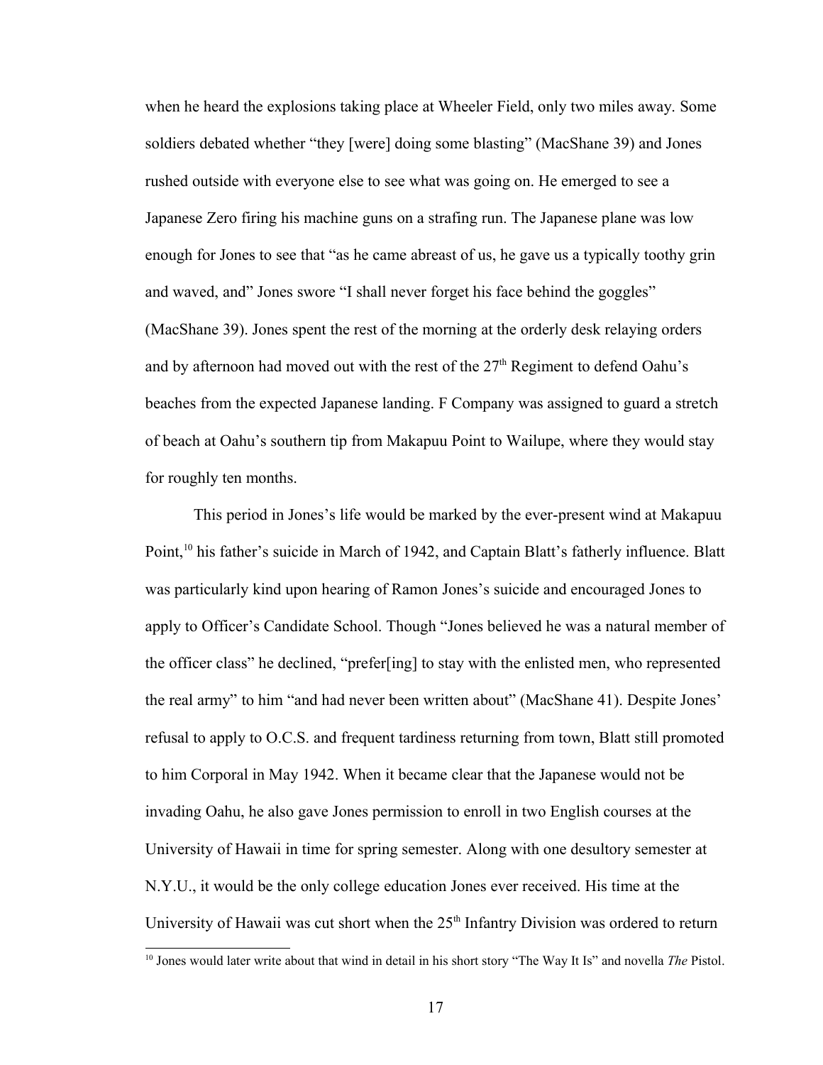when he heard the explosions taking place at Wheeler Field, only two miles away. Some soldiers debated whether "they [were] doing some blasting" (MacShane 39) and Jones rushed outside with everyone else to see what was going on. He emerged to see a Japanese Zero firing his machine guns on a strafing run. The Japanese plane was low enough for Jones to see that "as he came abreast of us, he gave us a typically toothy grin and waved, and" Jones swore "I shall never forget his face behind the goggles" (MacShane 39). Jones spent the rest of the morning at the orderly desk relaying orders and by afternoon had moved out with the rest of the 27th Regiment to defend Oahu's beaches from the expected Japanese landing. F Company was assigned to guard a stretch of beach at Oahu's southern tip from Makapuu Point to Wailupe, where they would stay for roughly ten months.

This period in Jones's life would be marked by the ever-present wind at Makapuu Point,[10] his father's suicide in March of 1942, and Captain Blatt's fatherly influence. Blatt was particularly kind upon hearing of Ramon Jones's suicide and encouraged Jones to apply to Officer's Candidate School. Though "Jones believed he was a natural member of the officer class" he declined, "prefer[ing] to stay with the enlisted men, who represented the real army" to him "and had never been written about" (MacShane 41). Despite Jones' refusal to apply to O.C.S. and frequent tardiness returning from town, Blatt still promoted to him Corporal in May 1942. When it became clear that the Japanese would not be invading Oahu, he also gave Jones permission to enroll in two English courses at the University of Hawaii in time for spring semester. Along with one desultory semester at N.Y.U., it would be the only college education Jones ever received. His time at the University of Hawaii was cut short when the 25th Infantry Division was ordered to return

[10] Jones would later write about that wind in detail in his short story "The Way It Is" and novella *The* Pistol.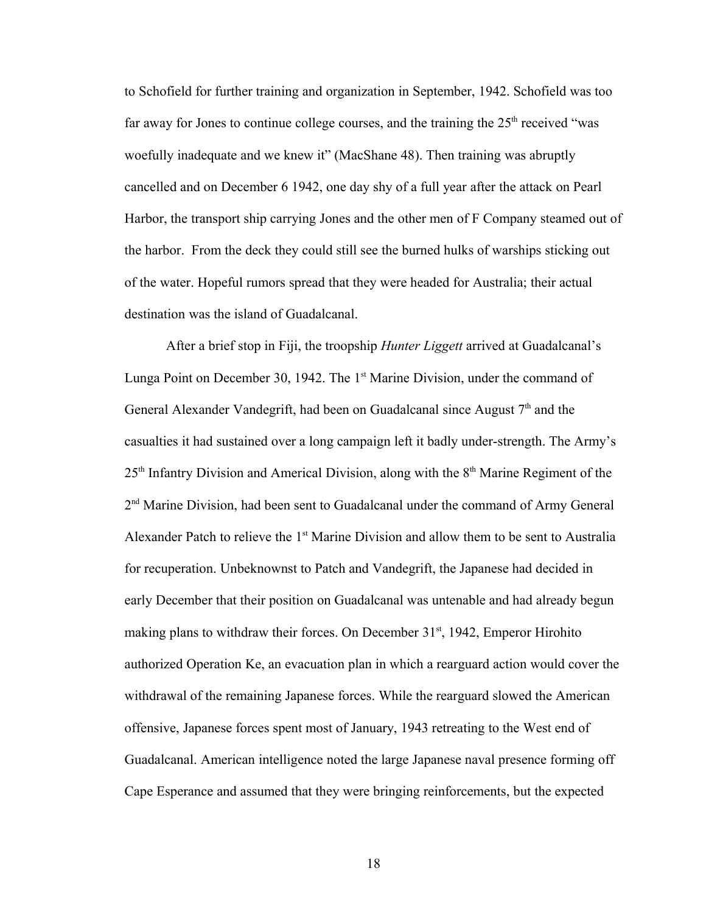to Schofield for further training and organization in September, 1942. Schofield was too far away for Jones to continue college courses, and the training the 25th received "was woefully inadequate and we knew it" (MacShane 48). Then training was abruptly cancelled and on December 6 1942, one day shy of a full year after the attack on Pearl Harbor, the transport ship carrying Jones and the other men of F Company steamed out of the harbor. From the deck they could still see the burned hulks of warships sticking out of the water. Hopeful rumors spread that they were headed for Australia; their actual destination was the island of Guadalcanal.

After a brief stop in Fiji, the troopship *Hunter Liggett* arrived at Guadalcanal's Lunga Point on December 30, 1942. The 1st Marine Division, under the command of General Alexander Vandegrift, had been on Guadalcanal since August 7th and the casualties it had sustained over a long campaign left it badly under-strength. The Army's 25th Infantry Division and Americal Division, along with the 8th Marine Regiment of the 2nd Marine Division, had been sent to Guadalcanal under the command of Army General Alexander Patch to relieve the 1st Marine Division and allow them to be sent to Australia for recuperation. Unbeknownst to Patch and Vandegrift, the Japanese had decided in early December that their position on Guadalcanal was untenable and had already begun making plans to withdraw their forces. On December 31st, 1942, Emperor Hirohito authorized Operation Ke, an evacuation plan in which a rearguard action would cover the withdrawal of the remaining Japanese forces. While the rearguard slowed the American offensive, Japanese forces spent most of January, 1943 retreating to the West end of Guadalcanal. American intelligence noted the large Japanese naval presence forming off Cape Esperance and assumed that they were bringing reinforcements, but the expected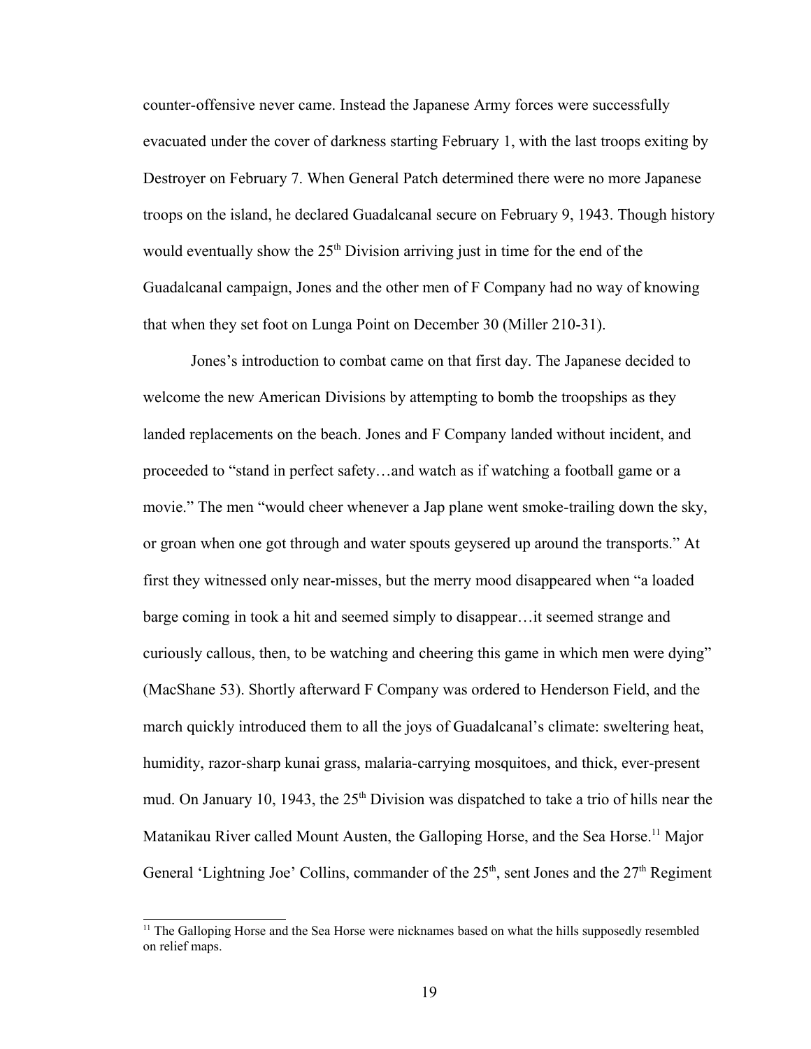counter-offensive never came. Instead the Japanese Army forces were successfully evacuated under the cover of darkness starting February 1, with the last troops exiting by Destroyer on February 7. When General Patch determined there were no more Japanese troops on the island, he declared Guadalcanal secure on February 9, 1943. Though history would eventually show the 25th Division arriving just in time for the end of the Guadalcanal campaign, Jones and the other men of F Company had no way of knowing that when they set foot on Lunga Point on December 30 (Miller 210-31).

Jones's introduction to combat came on that first day. The Japanese decided to welcome the new American Divisions by attempting to bomb the troopships as they landed replacements on the beach. Jones and F Company landed without incident, and proceeded to "stand in perfect safety…and watch as if watching a football game or a movie." The men "would cheer whenever a Jap plane went smoke-trailing down the sky, or groan when one got through and water spouts geysered up around the transports." At first they witnessed only near-misses, but the merry mood disappeared when "a loaded barge coming in took a hit and seemed simply to disappear…it seemed strange and curiously callous, then, to be watching and cheering this game in which men were dying" (MacShane 53). Shortly afterward F Company was ordered to Henderson Field, and the march quickly introduced them to all the joys of Guadalcanal's climate: sweltering heat, humidity, razor-sharp kunai grass, malaria-carrying mosquitoes, and thick, ever-present mud. On January 10, 1943, the 25th Division was dispatched to take a trio of hills near the Matanikau River called Mount Austen, the Galloping Horse, and the Sea Horse.[11] Major General 'Lightning Joe' Collins, commander of the 25th, sent Jones and the 27th Regiment

[11] The Galloping Horse and the Sea Horse were nicknames based on what the hills supposedly resembled on relief maps.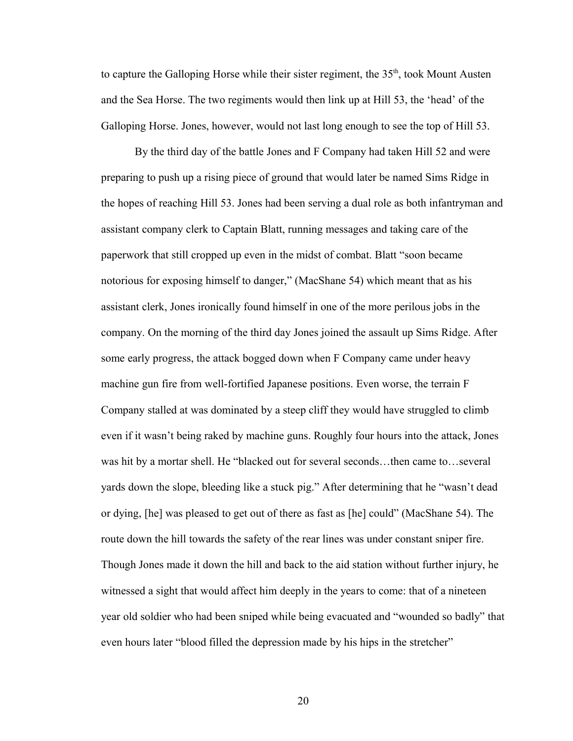to capture the Galloping Horse while their sister regiment, the 35th, took Mount Austen and the Sea Horse. The two regiments would then link up at Hill 53, the 'head' of the Galloping Horse. Jones, however, would not last long enough to see the top of Hill 53.

By the third day of the battle Jones and F Company had taken Hill 52 and were preparing to push up a rising piece of ground that would later be named Sims Ridge in the hopes of reaching Hill 53. Jones had been serving a dual role as both infantryman and assistant company clerk to Captain Blatt, running messages and taking care of the paperwork that still cropped up even in the midst of combat. Blatt "soon became notorious for exposing himself to danger," (MacShane 54) which meant that as his assistant clerk, Jones ironically found himself in one of the more perilous jobs in the company. On the morning of the third day Jones joined the assault up Sims Ridge. After some early progress, the attack bogged down when F Company came under heavy machine gun fire from well-fortified Japanese positions. Even worse, the terrain F Company stalled at was dominated by a steep cliff they would have struggled to climb even if it wasn't being raked by machine guns. Roughly four hours into the attack, Jones was hit by a mortar shell. He "blacked out for several seconds…then came to…several yards down the slope, bleeding like a stuck pig." After determining that he "wasn't dead or dying, [he] was pleased to get out of there as fast as [he] could" (MacShane 54). The route down the hill towards the safety of the rear lines was under constant sniper fire. Though Jones made it down the hill and back to the aid station without further injury, he witnessed a sight that would affect him deeply in the years to come: that of a nineteen year old soldier who had been sniped while being evacuated and "wounded so badly" that even hours later "blood filled the depression made by his hips in the stretcher"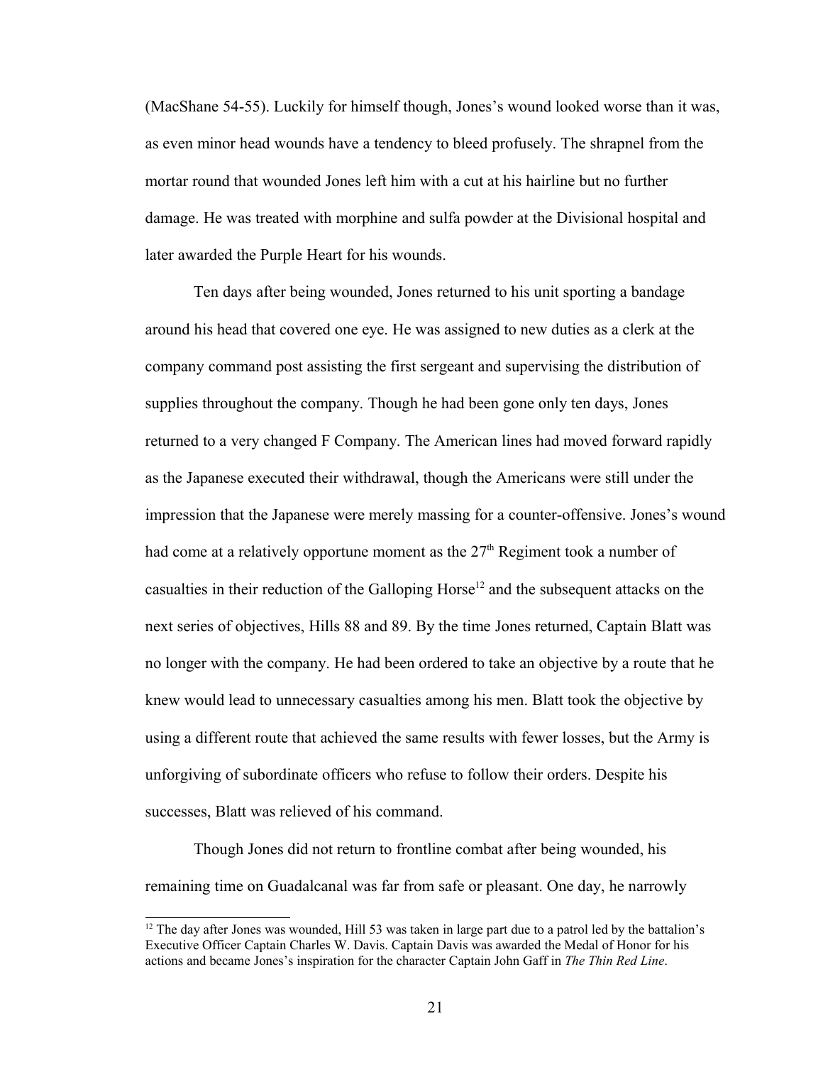(MacShane 54-55). Luckily for himself though, Jones's wound looked worse than it was, as even minor head wounds have a tendency to bleed profusely. The shrapnel from the mortar round that wounded Jones left him with a cut at his hairline but no further damage. He was treated with morphine and sulfa powder at the Divisional hospital and later awarded the Purple Heart for his wounds.

Ten days after being wounded, Jones returned to his unit sporting a bandage around his head that covered one eye. He was assigned to new duties as a clerk at the company command post assisting the first sergeant and supervising the distribution of supplies throughout the company. Though he had been gone only ten days, Jones returned to a very changed F Company. The American lines had moved forward rapidly as the Japanese executed their withdrawal, though the Americans were still under the impression that the Japanese were merely massing for a counter-offensive. Jones's wound had come at a relatively opportune moment as the 27th Regiment took a number of casualties in their reduction of the Galloping Horse[12] and the subsequent attacks on the next series of objectives, Hills 88 and 89. By the time Jones returned, Captain Blatt was no longer with the company. He had been ordered to take an objective by a route that he knew would lead to unnecessary casualties among his men. Blatt took the objective by using a different route that achieved the same results with fewer losses, but the Army is unforgiving of subordinate officers who refuse to follow their orders. Despite his successes, Blatt was relieved of his command.

Though Jones did not return to frontline combat after being wounded, his remaining time on Guadalcanal was far from safe or pleasant. One day, he narrowly

[12] The day after Jones was wounded, Hill 53 was taken in large part due to a patrol led by the battalion's Executive Officer Captain Charles W. Davis. Captain Davis was awarded the Medal of Honor for his actions and became Jones's inspiration for the character Captain John Gaff in *The Thin Red Line*.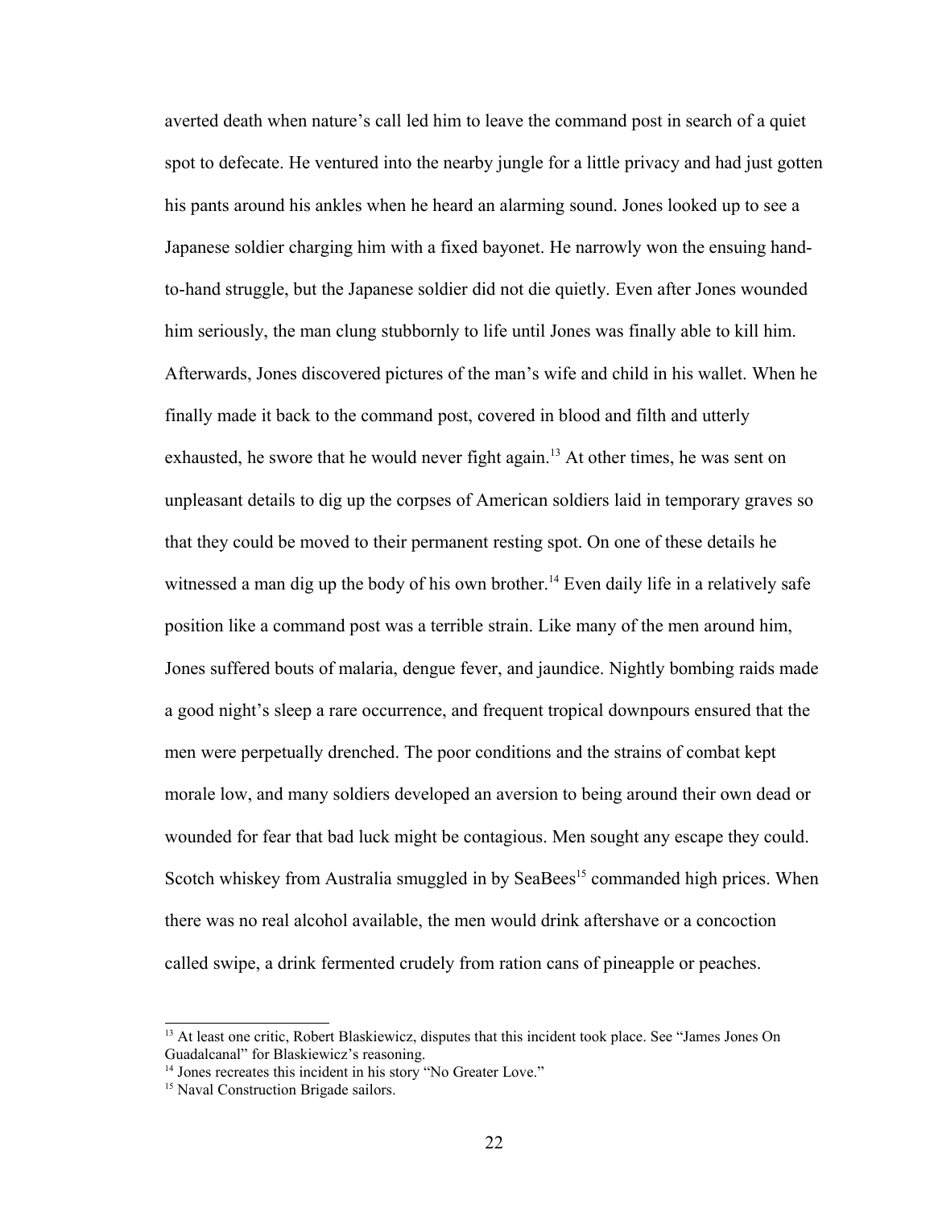averted death when nature's call led him to leave the command post in search of a quiet spot to defecate. He ventured into the nearby jungle for a little privacy and had just gotten his pants around his ankles when he heard an alarming sound. Jones looked up to see a Japanese soldier charging him with a fixed bayonet. He narrowly won the ensuing hand-to-hand struggle, but the Japanese soldier did not die quietly. Even after Jones wounded him seriously, the man clung stubbornly to life until Jones was finally able to kill him. Afterwards, Jones discovered pictures of the man's wife and child in his wallet. When he finally made it back to the command post, covered in blood and filth and utterly exhausted, he swore that he would never fight again.[13] At other times, he was sent on unpleasant details to dig up the corpses of American soldiers laid in temporary graves so that they could be moved to their permanent resting spot. On one of these details he witnessed a man dig up the body of his own brother.[14] Even daily life in a relatively safe position like a command post was a terrible strain. Like many of the men around him, Jones suffered bouts of malaria, dengue fever, and jaundice. Nightly bombing raids made a good night's sleep a rare occurrence, and frequent tropical downpours ensured that the men were perpetually drenched. The poor conditions and the strains of combat kept morale low, and many soldiers developed an aversion to being around their own dead or wounded for fear that bad luck might be contagious. Men sought any escape they could. Scotch whiskey from Australia smuggled in by SeaBees[15] commanded high prices. When there was no real alcohol available, the men would drink aftershave or a concoction called swipe, a drink fermented crudely from ration cans of pineapple or peaches.

[13] At least one critic, Robert Blaskiewicz, disputes that this incident took place. See "James Jones On Guadalcanal" for Blaskiewicz's reasoning.

[14] Jones recreates this incident in his story "No Greater Love."

[15] Naval Construction Brigade sailors.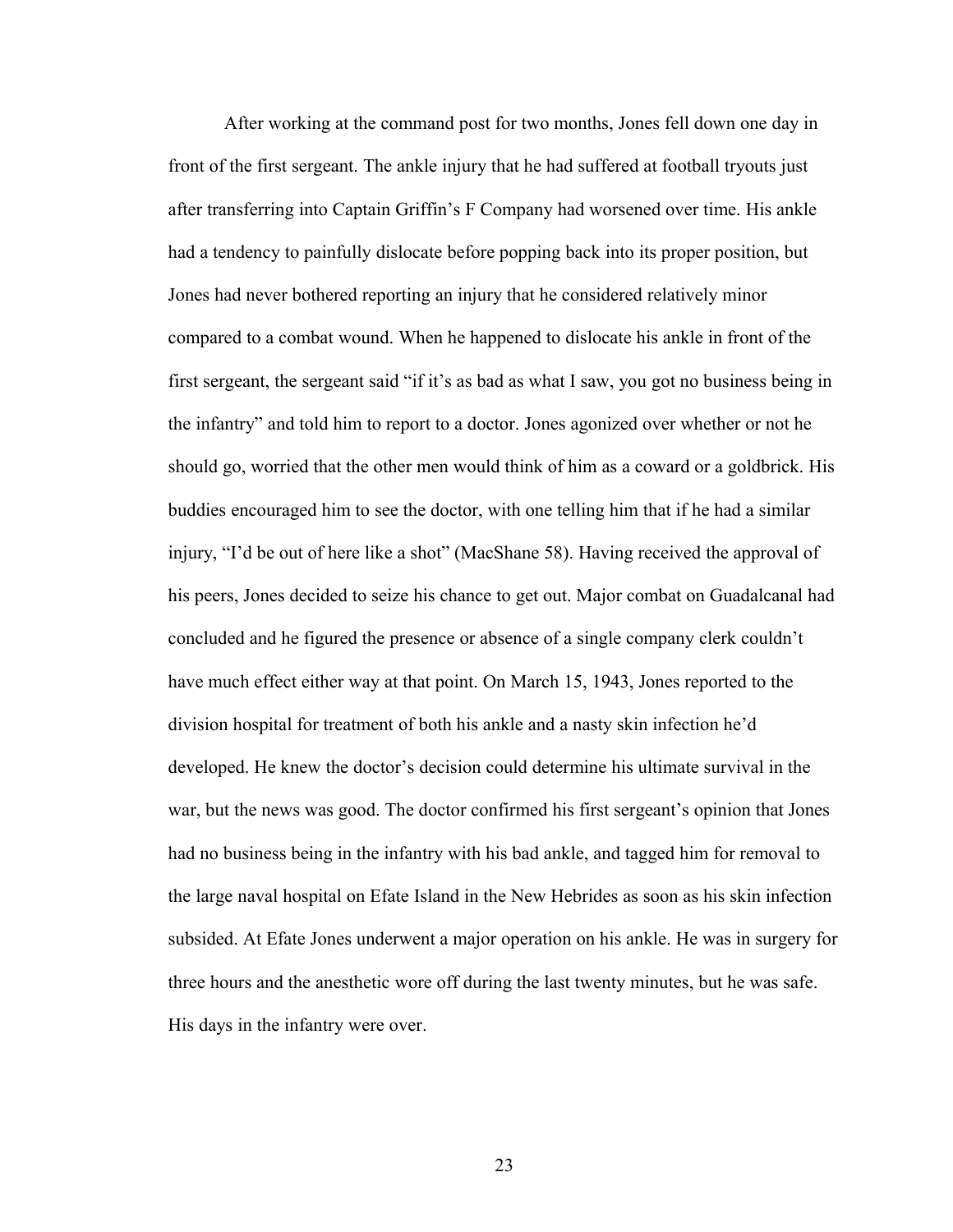After working at the command post for two months, Jones fell down one day in front of the first sergeant. The ankle injury that he had suffered at football tryouts just after transferring into Captain Griffin's F Company had worsened over time. His ankle had a tendency to painfully dislocate before popping back into its proper position, but Jones had never bothered reporting an injury that he considered relatively minor compared to a combat wound. When he happened to dislocate his ankle in front of the first sergeant, the sergeant said "if it's as bad as what I saw, you got no business being in the infantry" and told him to report to a doctor. Jones agonized over whether or not he should go, worried that the other men would think of him as a coward or a goldbrick. His buddies encouraged him to see the doctor, with one telling him that if he had a similar injury, "I'd be out of here like a shot" (MacShane 58). Having received the approval of his peers, Jones decided to seize his chance to get out. Major combat on Guadalcanal had concluded and he figured the presence or absence of a single company clerk couldn't have much effect either way at that point. On March 15, 1943, Jones reported to the division hospital for treatment of both his ankle and a nasty skin infection he'd developed. He knew the doctor's decision could determine his ultimate survival in the war, but the news was good. The doctor confirmed his first sergeant's opinion that Jones had no business being in the infantry with his bad ankle, and tagged him for removal to the large naval hospital on Efate Island in the New Hebrides as soon as his skin infection subsided. At Efate Jones underwent a major operation on his ankle. He was in surgery for three hours and the anesthetic wore off during the last twenty minutes, but he was safe. His days in the infantry were over.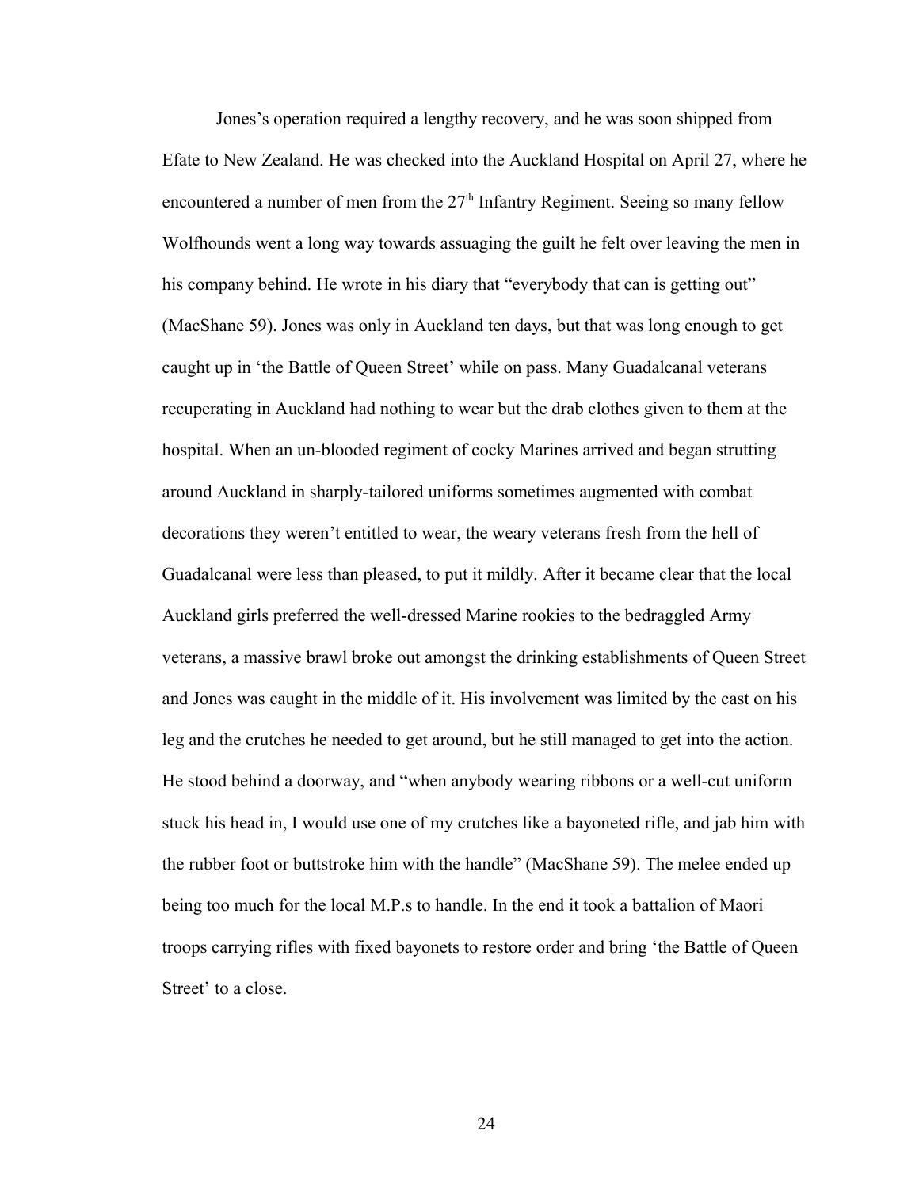Jones's operation required a lengthy recovery, and he was soon shipped from Efate to New Zealand. He was checked into the Auckland Hospital on April 27, where he encountered a number of men from the 27th Infantry Regiment. Seeing so many fellow Wolfhounds went a long way towards assuaging the guilt he felt over leaving the men in his company behind. He wrote in his diary that "everybody that can is getting out" (MacShane 59). Jones was only in Auckland ten days, but that was long enough to get caught up in 'the Battle of Queen Street' while on pass. Many Guadalcanal veterans recuperating in Auckland had nothing to wear but the drab clothes given to them at the hospital. When an un-blooded regiment of cocky Marines arrived and began strutting around Auckland in sharply-tailored uniforms sometimes augmented with combat decorations they weren't entitled to wear, the weary veterans fresh from the hell of Guadalcanal were less than pleased, to put it mildly. After it became clear that the local Auckland girls preferred the well-dressed Marine rookies to the bedraggled Army veterans, a massive brawl broke out amongst the drinking establishments of Queen Street and Jones was caught in the middle of it. His involvement was limited by the cast on his leg and the crutches he needed to get around, but he still managed to get into the action. He stood behind a doorway, and "when anybody wearing ribbons or a well-cut uniform stuck his head in, I would use one of my crutches like a bayoneted rifle, and jab him with the rubber foot or buttstroke him with the handle" (MacShane 59). The melee ended up being too much for the local M.P.s to handle. In the end it took a battalion of Maori troops carrying rifles with fixed bayonets to restore order and bring 'the Battle of Queen Street' to a close.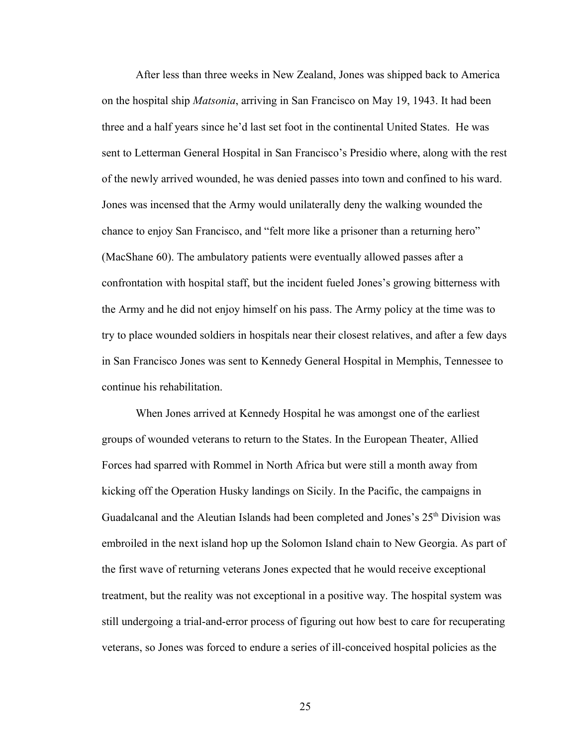After less than three weeks in New Zealand, Jones was shipped back to America on the hospital ship *Matsonia*, arriving in San Francisco on May 19, 1943. It had been three and a half years since he'd last set foot in the continental United States. He was sent to Letterman General Hospital in San Francisco's Presidio where, along with the rest of the newly arrived wounded, he was denied passes into town and confined to his ward. Jones was incensed that the Army would unilaterally deny the walking wounded the chance to enjoy San Francisco, and "felt more like a prisoner than a returning hero" (MacShane 60). The ambulatory patients were eventually allowed passes after a confrontation with hospital staff, but the incident fueled Jones's growing bitterness with the Army and he did not enjoy himself on his pass. The Army policy at the time was to try to place wounded soldiers in hospitals near their closest relatives, and after a few days in San Francisco Jones was sent to Kennedy General Hospital in Memphis, Tennessee to continue his rehabilitation.

When Jones arrived at Kennedy Hospital he was amongst one of the earliest groups of wounded veterans to return to the States. In the European Theater, Allied Forces had sparred with Rommel in North Africa but were still a month away from kicking off the Operation Husky landings on Sicily. In the Pacific, the campaigns in Guadalcanal and the Aleutian Islands had been completed and Jones's 25th Division was embroiled in the next island hop up the Solomon Island chain to New Georgia. As part of the first wave of returning veterans Jones expected that he would receive exceptional treatment, but the reality was not exceptional in a positive way. The hospital system was still undergoing a trial-and-error process of figuring out how best to care for recuperating veterans, so Jones was forced to endure a series of ill-conceived hospital policies as the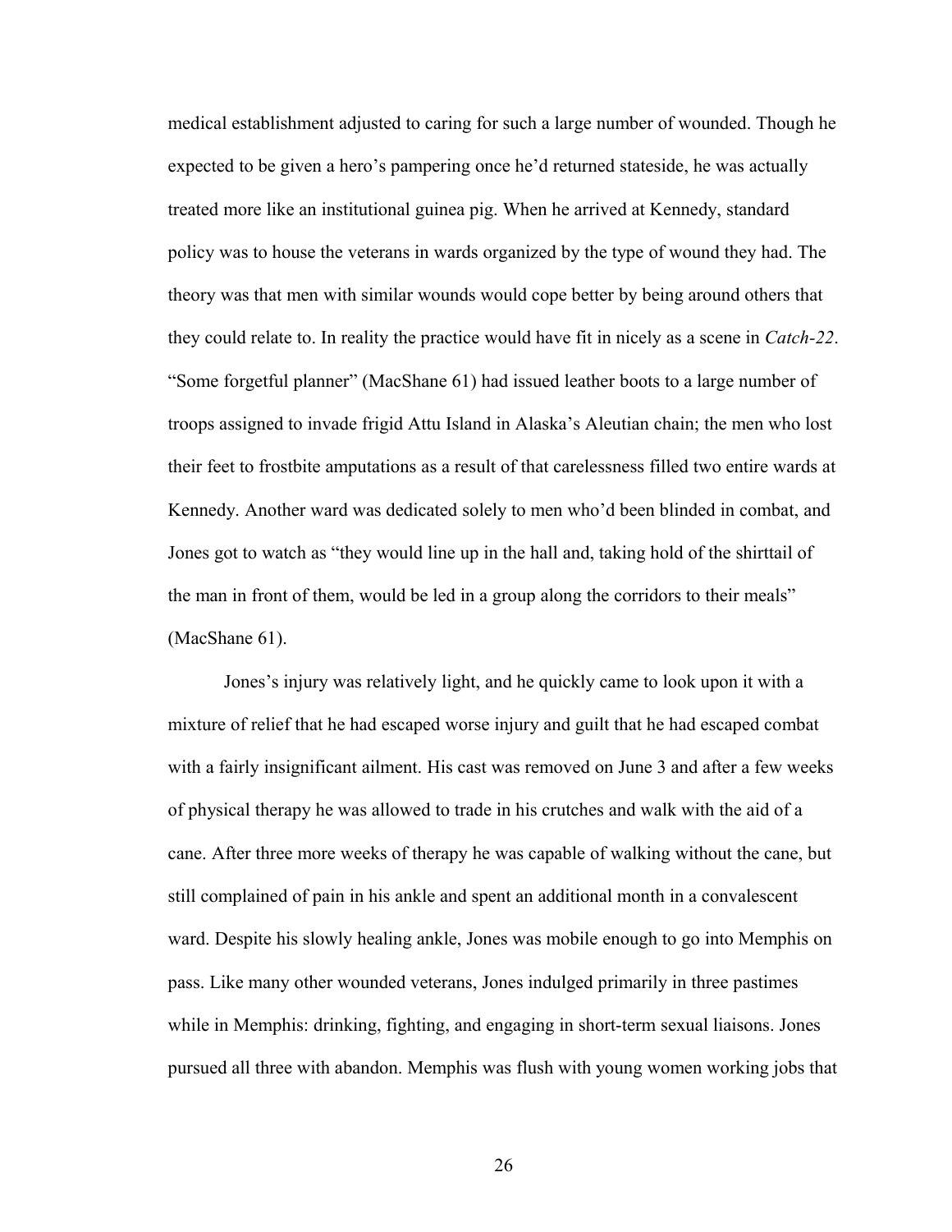medical establishment adjusted to caring for such a large number of wounded. Though he expected to be given a hero's pampering once he'd returned stateside, he was actually treated more like an institutional guinea pig. When he arrived at Kennedy, standard policy was to house the veterans in wards organized by the type of wound they had. The theory was that men with similar wounds would cope better by being around others that they could relate to. In reality the practice would have fit in nicely as a scene in *Catch-22*. "Some forgetful planner" (MacShane 61) had issued leather boots to a large number of troops assigned to invade frigid Attu Island in Alaska's Aleutian chain; the men who lost their feet to frostbite amputations as a result of that carelessness filled two entire wards at Kennedy. Another ward was dedicated solely to men who'd been blinded in combat, and Jones got to watch as "they would line up in the hall and, taking hold of the shirttail of the man in front of them, would be led in a group along the corridors to their meals" (MacShane 61).

Jones's injury was relatively light, and he quickly came to look upon it with a mixture of relief that he had escaped worse injury and guilt that he had escaped combat with a fairly insignificant ailment. His cast was removed on June 3 and after a few weeks of physical therapy he was allowed to trade in his crutches and walk with the aid of a cane. After three more weeks of therapy he was capable of walking without the cane, but still complained of pain in his ankle and spent an additional month in a convalescent ward. Despite his slowly healing ankle, Jones was mobile enough to go into Memphis on pass. Like many other wounded veterans, Jones indulged primarily in three pastimes while in Memphis: drinking, fighting, and engaging in short-term sexual liaisons. Jones pursued all three with abandon. Memphis was flush with young women working jobs that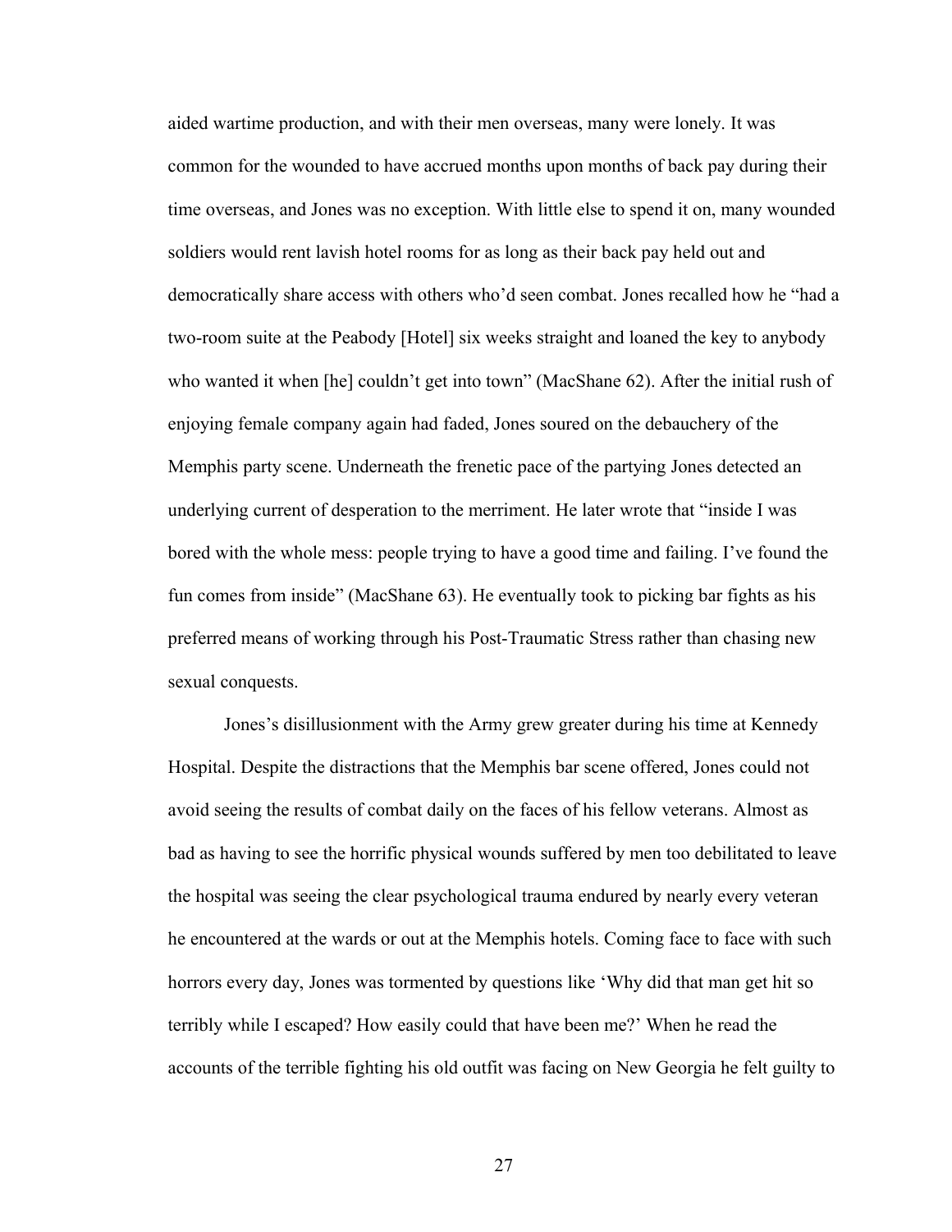aided wartime production, and with their men overseas, many were lonely. It was common for the wounded to have accrued months upon months of back pay during their time overseas, and Jones was no exception. With little else to spend it on, many wounded soldiers would rent lavish hotel rooms for as long as their back pay held out and democratically share access with others who'd seen combat. Jones recalled how he "had a two-room suite at the Peabody [Hotel] six weeks straight and loaned the key to anybody who wanted it when [he] couldn't get into town" (MacShane 62). After the initial rush of enjoying female company again had faded, Jones soured on the debauchery of the Memphis party scene. Underneath the frenetic pace of the partying Jones detected an underlying current of desperation to the merriment. He later wrote that "inside I was bored with the whole mess: people trying to have a good time and failing. I've found the fun comes from inside" (MacShane 63). He eventually took to picking bar fights as his preferred means of working through his Post-Traumatic Stress rather than chasing new sexual conquests.

Jones's disillusionment with the Army grew greater during his time at Kennedy Hospital. Despite the distractions that the Memphis bar scene offered, Jones could not avoid seeing the results of combat daily on the faces of his fellow veterans. Almost as bad as having to see the horrific physical wounds suffered by men too debilitated to leave the hospital was seeing the clear psychological trauma endured by nearly every veteran he encountered at the wards or out at the Memphis hotels. Coming face to face with such horrors every day, Jones was tormented by questions like 'Why did that man get hit so terribly while I escaped? How easily could that have been me?' When he read the accounts of the terrible fighting his old outfit was facing on New Georgia he felt guilty to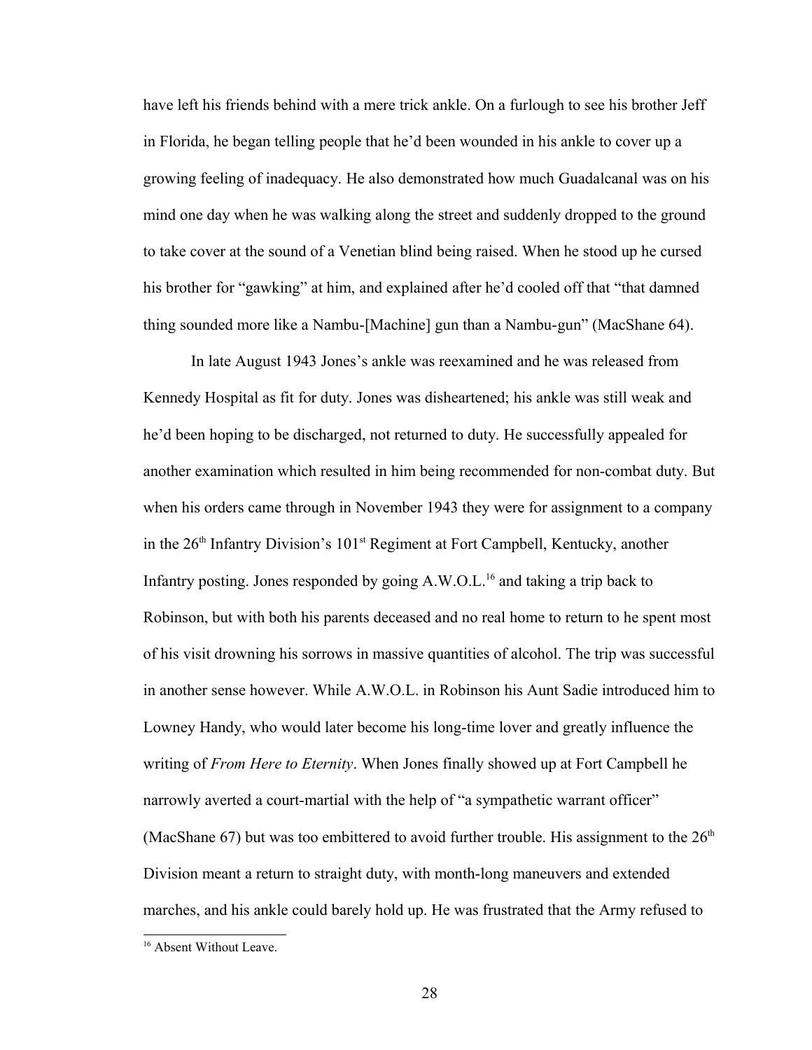have left his friends behind with a mere trick ankle. On a furlough to see his brother Jeff in Florida, he began telling people that he'd been wounded in his ankle to cover up a growing feeling of inadequacy. He also demonstrated how much Guadalcanal was on his mind one day when he was walking along the street and suddenly dropped to the ground to take cover at the sound of a Venetian blind being raised. When he stood up he cursed his brother for "gawking" at him, and explained after he'd cooled off that "that damned thing sounded more like a Nambu-[Machine] gun than a Nambu-gun" (MacShane 64).

In late August 1943 Jones's ankle was reexamined and he was released from Kennedy Hospital as fit for duty. Jones was disheartened; his ankle was still weak and he'd been hoping to be discharged, not returned to duty. He successfully appealed for another examination which resulted in him being recommended for non-combat duty. But when his orders came through in November 1943 they were for assignment to a company in the 26th Infantry Division's 101st Regiment at Fort Campbell, Kentucky, another Infantry posting. Jones responded by going A.W.O.L.[16] and taking a trip back to Robinson, but with both his parents deceased and no real home to return to he spent most of his visit drowning his sorrows in massive quantities of alcohol. The trip was successful in another sense however. While A.W.O.L. in Robinson his Aunt Sadie introduced him to Lowney Handy, who would later become his long-time lover and greatly influence the writing of *From Here to Eternity*. When Jones finally showed up at Fort Campbell he narrowly averted a court-martial with the help of "a sympathetic warrant officer" (MacShane 67) but was too embittered to avoid further trouble. His assignment to the 26th Division meant a return to straight duty, with month-long maneuvers and extended marches, and his ankle could barely hold up. He was frustrated that the Army refused to

[16] Absent Without Leave.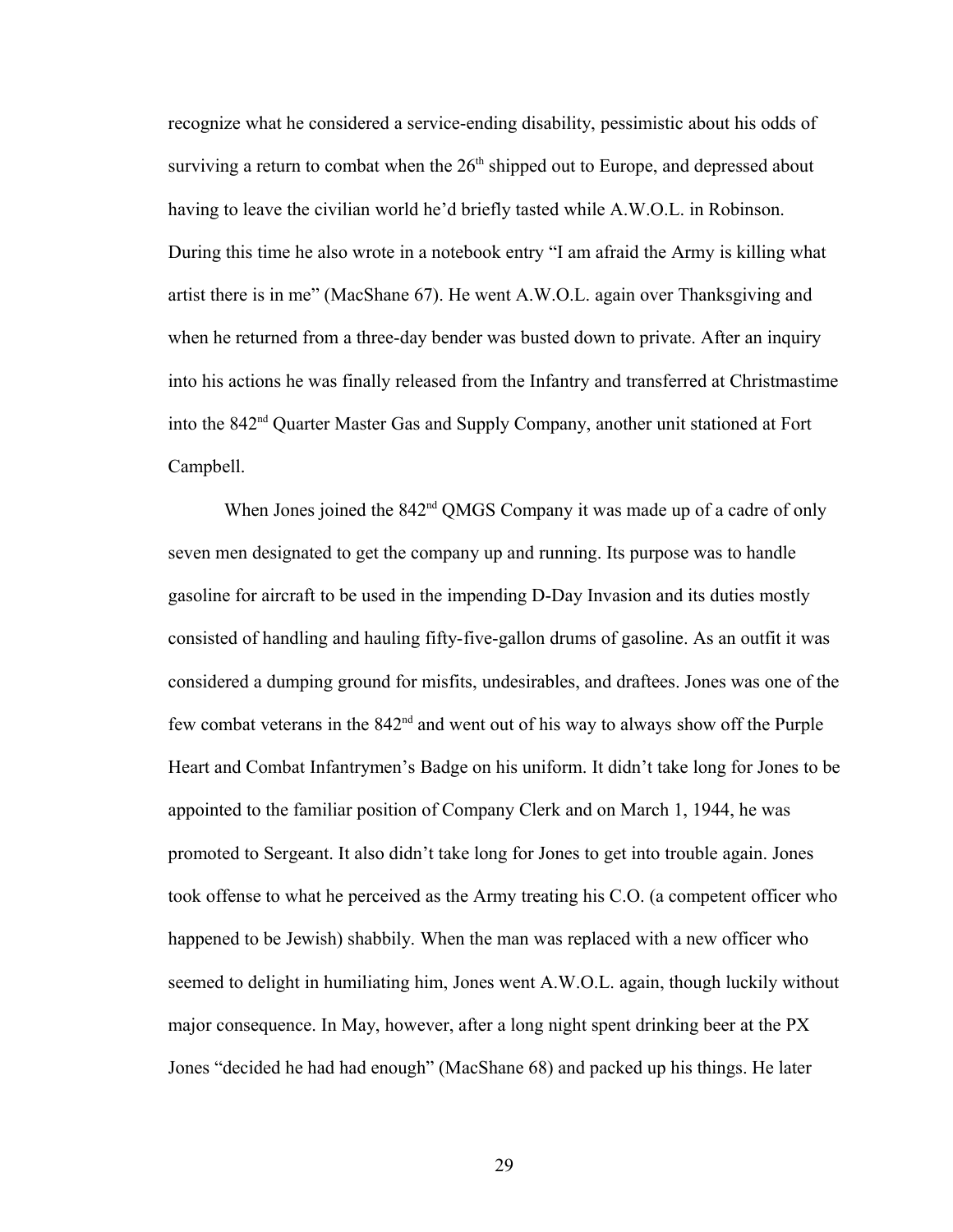recognize what he considered a service-ending disability, pessimistic about his odds of surviving a return to combat when the 26th shipped out to Europe, and depressed about having to leave the civilian world he'd briefly tasted while A.W.O.L. in Robinson. During this time he also wrote in a notebook entry "I am afraid the Army is killing what artist there is in me" (MacShane 67). He went A.W.O.L. again over Thanksgiving and when he returned from a three-day bender was busted down to private. After an inquiry into his actions he was finally released from the Infantry and transferred at Christmastime into the 842nd Quarter Master Gas and Supply Company, another unit stationed at Fort Campbell.

When Jones joined the 842nd QMGS Company it was made up of a cadre of only seven men designated to get the company up and running. Its purpose was to handle gasoline for aircraft to be used in the impending D-Day Invasion and its duties mostly consisted of handling and hauling fifty-five-gallon drums of gasoline. As an outfit it was considered a dumping ground for misfits, undesirables, and draftees. Jones was one of the few combat veterans in the 842nd and went out of his way to always show off the Purple Heart and Combat Infantrymen's Badge on his uniform. It didn't take long for Jones to be appointed to the familiar position of Company Clerk and on March 1, 1944, he was promoted to Sergeant. It also didn't take long for Jones to get into trouble again. Jones took offense to what he perceived as the Army treating his C.O. (a competent officer who happened to be Jewish) shabbily. When the man was replaced with a new officer who seemed to delight in humiliating him, Jones went A.W.O.L. again, though luckily without major consequence. In May, however, after a long night spent drinking beer at the PX Jones "decided he had had enough" (MacShane 68) and packed up his things. He later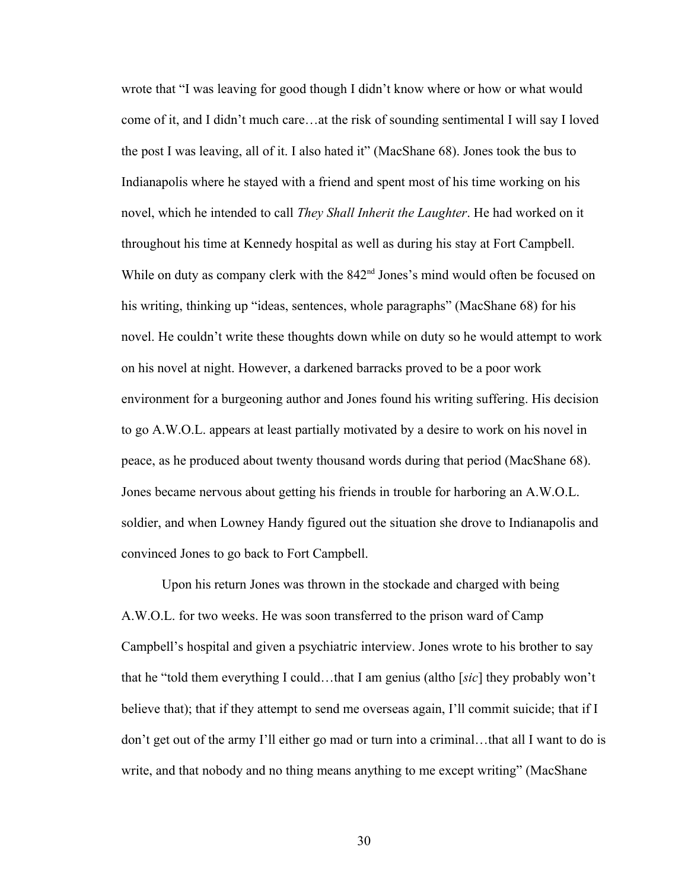wrote that "I was leaving for good though I didn't know where or how or what would come of it, and I didn't much care…at the risk of sounding sentimental I will say I loved the post I was leaving, all of it. I also hated it" (MacShane 68). Jones took the bus to Indianapolis where he stayed with a friend and spent most of his time working on his novel, which he intended to call *They Shall Inherit the Laughter*. He had worked on it throughout his time at Kennedy hospital as well as during his stay at Fort Campbell. While on duty as company clerk with the 842nd Jones's mind would often be focused on his writing, thinking up "ideas, sentences, whole paragraphs" (MacShane 68) for his novel. He couldn't write these thoughts down while on duty so he would attempt to work on his novel at night. However, a darkened barracks proved to be a poor work environment for a burgeoning author and Jones found his writing suffering. His decision to go A.W.O.L. appears at least partially motivated by a desire to work on his novel in peace, as he produced about twenty thousand words during that period (MacShane 68). Jones became nervous about getting his friends in trouble for harboring an A.W.O.L. soldier, and when Lowney Handy figured out the situation she drove to Indianapolis and convinced Jones to go back to Fort Campbell.

Upon his return Jones was thrown in the stockade and charged with being A.W.O.L. for two weeks. He was soon transferred to the prison ward of Camp Campbell's hospital and given a psychiatric interview. Jones wrote to his brother to say that he "told them everything I could…that I am genius (altho [*sic*] they probably won't believe that); that if they attempt to send me overseas again, I'll commit suicide; that if I don't get out of the army I'll either go mad or turn into a criminal…that all I want to do is write, and that nobody and no thing means anything to me except writing" (MacShane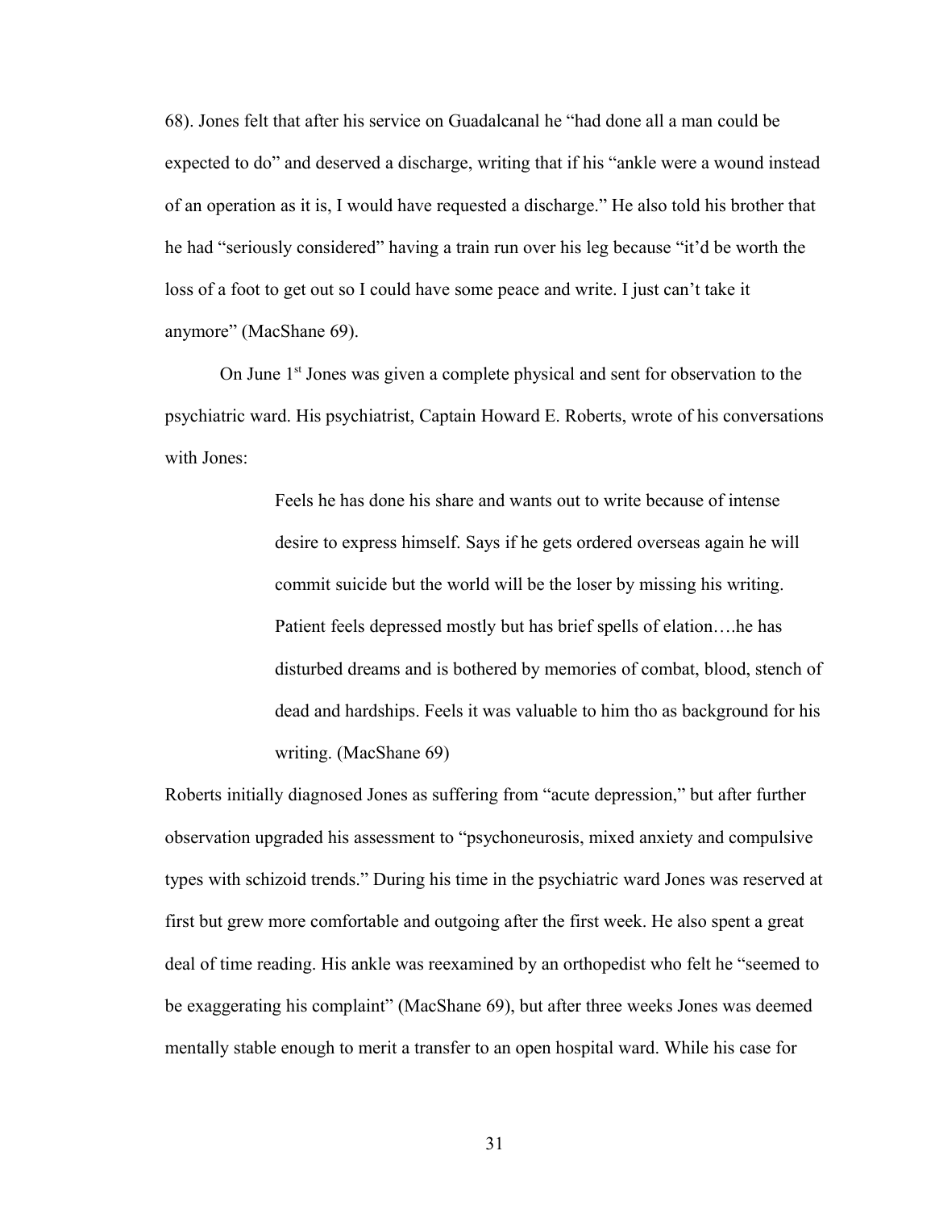68). Jones felt that after his service on Guadalcanal he "had done all a man could be expected to do" and deserved a discharge, writing that if his "ankle were a wound instead of an operation as it is, I would have requested a discharge." He also told his brother that he had "seriously considered" having a train run over his leg because "it'd be worth the loss of a foot to get out so I could have some peace and write. I just can't take it anymore" (MacShane 69).

On June 1st Jones was given a complete physical and sent for observation to the psychiatric ward. His psychiatrist, Captain Howard E. Roberts, wrote of his conversations with Jones:

> Feels he has done his share and wants out to write because of intense desire to express himself. Says if he gets ordered overseas again he will commit suicide but the world will be the loser by missing his writing. Patient feels depressed mostly but has brief spells of elation….he has disturbed dreams and is bothered by memories of combat, blood, stench of dead and hardships. Feels it was valuable to him tho as background for his writing. (MacShane 69)

Roberts initially diagnosed Jones as suffering from "acute depression," but after further observation upgraded his assessment to "psychoneurosis, mixed anxiety and compulsive types with schizoid trends." During his time in the psychiatric ward Jones was reserved at first but grew more comfortable and outgoing after the first week. He also spent a great deal of time reading. His ankle was reexamined by an orthopedist who felt he "seemed to be exaggerating his complaint" (MacShane 69), but after three weeks Jones was deemed mentally stable enough to merit a transfer to an open hospital ward. While his case for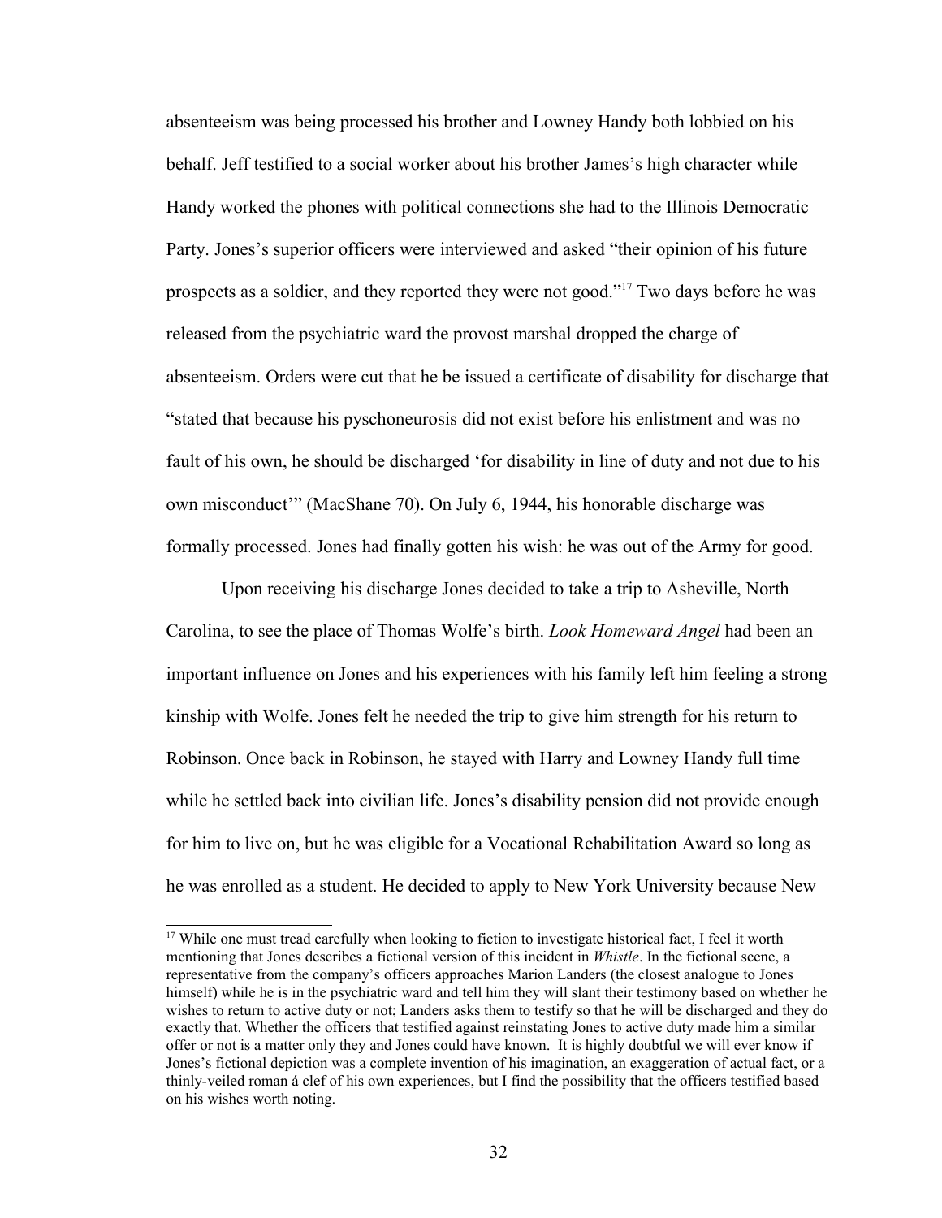absenteeism was being processed his brother and Lowney Handy both lobbied on his behalf. Jeff testified to a social worker about his brother James's high character while Handy worked the phones with political connections she had to the Illinois Democratic Party. Jones's superior officers were interviewed and asked "their opinion of his future prospects as a soldier, and they reported they were not good."[17] Two days before he was released from the psychiatric ward the provost marshal dropped the charge of absenteeism. Orders were cut that he be issued a certificate of disability for discharge that "stated that because his pyschoneurosis did not exist before his enlistment and was no fault of his own, he should be discharged 'for disability in line of duty and not due to his own misconduct'" (MacShane 70). On July 6, 1944, his honorable discharge was formally processed. Jones had finally gotten his wish: he was out of the Army for good.

Upon receiving his discharge Jones decided to take a trip to Asheville, North Carolina, to see the place of Thomas Wolfe's birth. *Look Homeward Angel* had been an important influence on Jones and his experiences with his family left him feeling a strong kinship with Wolfe. Jones felt he needed the trip to give him strength for his return to Robinson. Once back in Robinson, he stayed with Harry and Lowney Handy full time while he settled back into civilian life. Jones's disability pension did not provide enough for him to live on, but he was eligible for a Vocational Rehabilitation Award so long as he was enrolled as a student. He decided to apply to New York University because New

[17] While one must tread carefully when looking to fiction to investigate historical fact, I feel it worth mentioning that Jones describes a fictional version of this incident in *Whistle*. In the fictional scene, a representative from the company's officers approaches Marion Landers (the closest analogue to Jones himself) while he is in the psychiatric ward and tell him they will slant their testimony based on whether he wishes to return to active duty or not; Landers asks them to testify so that he will be discharged and they do exactly that. Whether the officers that testified against reinstating Jones to active duty made him a similar offer or not is a matter only they and Jones could have known. It is highly doubtful we will ever know if Jones's fictional depiction was a complete invention of his imagination, an exaggeration of actual fact, or a thinly-veiled roman á clef of his own experiences, but I find the possibility that the officers testified based on his wishes worth noting.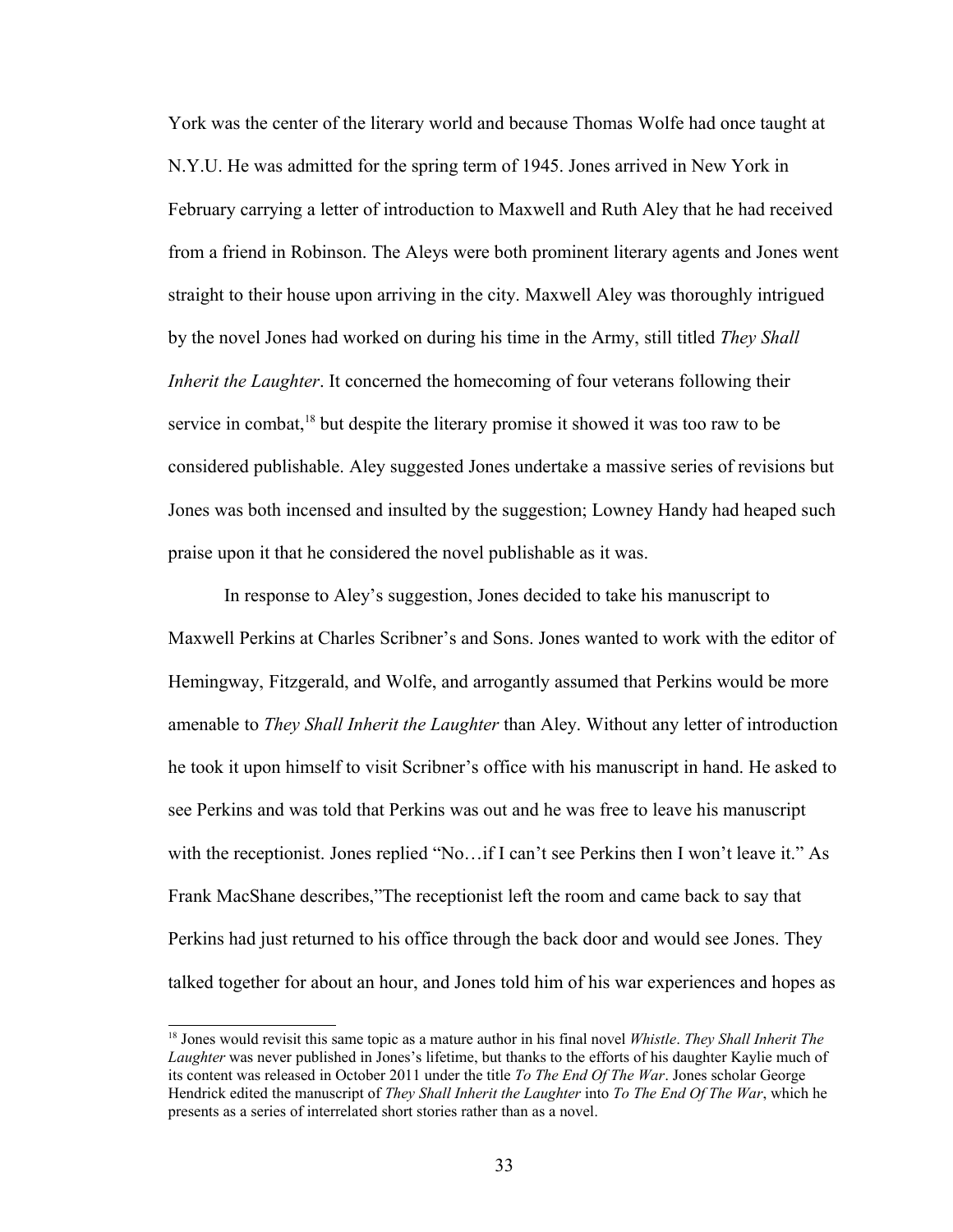York was the center of the literary world and because Thomas Wolfe had once taught at N.Y.U. He was admitted for the spring term of 1945. Jones arrived in New York in February carrying a letter of introduction to Maxwell and Ruth Aley that he had received from a friend in Robinson. The Aleys were both prominent literary agents and Jones went straight to their house upon arriving in the city. Maxwell Aley was thoroughly intrigued by the novel Jones had worked on during his time in the Army, still titled *They Shall Inherit the Laughter*. It concerned the homecoming of four veterans following their service in combat,[18] but despite the literary promise it showed it was too raw to be considered publishable. Aley suggested Jones undertake a massive series of revisions but Jones was both incensed and insulted by the suggestion; Lowney Handy had heaped such praise upon it that he considered the novel publishable as it was.

In response to Aley's suggestion, Jones decided to take his manuscript to Maxwell Perkins at Charles Scribner's and Sons. Jones wanted to work with the editor of Hemingway, Fitzgerald, and Wolfe, and arrogantly assumed that Perkins would be more amenable to *They Shall Inherit the Laughter* than Aley. Without any letter of introduction he took it upon himself to visit Scribner's office with his manuscript in hand. He asked to see Perkins and was told that Perkins was out and he was free to leave his manuscript with the receptionist. Jones replied "No…if I can't see Perkins then I won't leave it." As Frank MacShane describes,"The receptionist left the room and came back to say that Perkins had just returned to his office through the back door and would see Jones. They talked together for about an hour, and Jones told him of his war experiences and hopes as

[18] Jones would revisit this same topic as a mature author in his final novel *Whistle*. *They Shall Inherit The Laughter* was never published in Jones's lifetime, but thanks to the efforts of his daughter Kaylie much of its content was released in October 2011 under the title *To The End Of The War*. Jones scholar George Hendrick edited the manuscript of *They Shall Inherit the Laughter* into *To The End Of The War*, which he presents as a series of interrelated short stories rather than as a novel.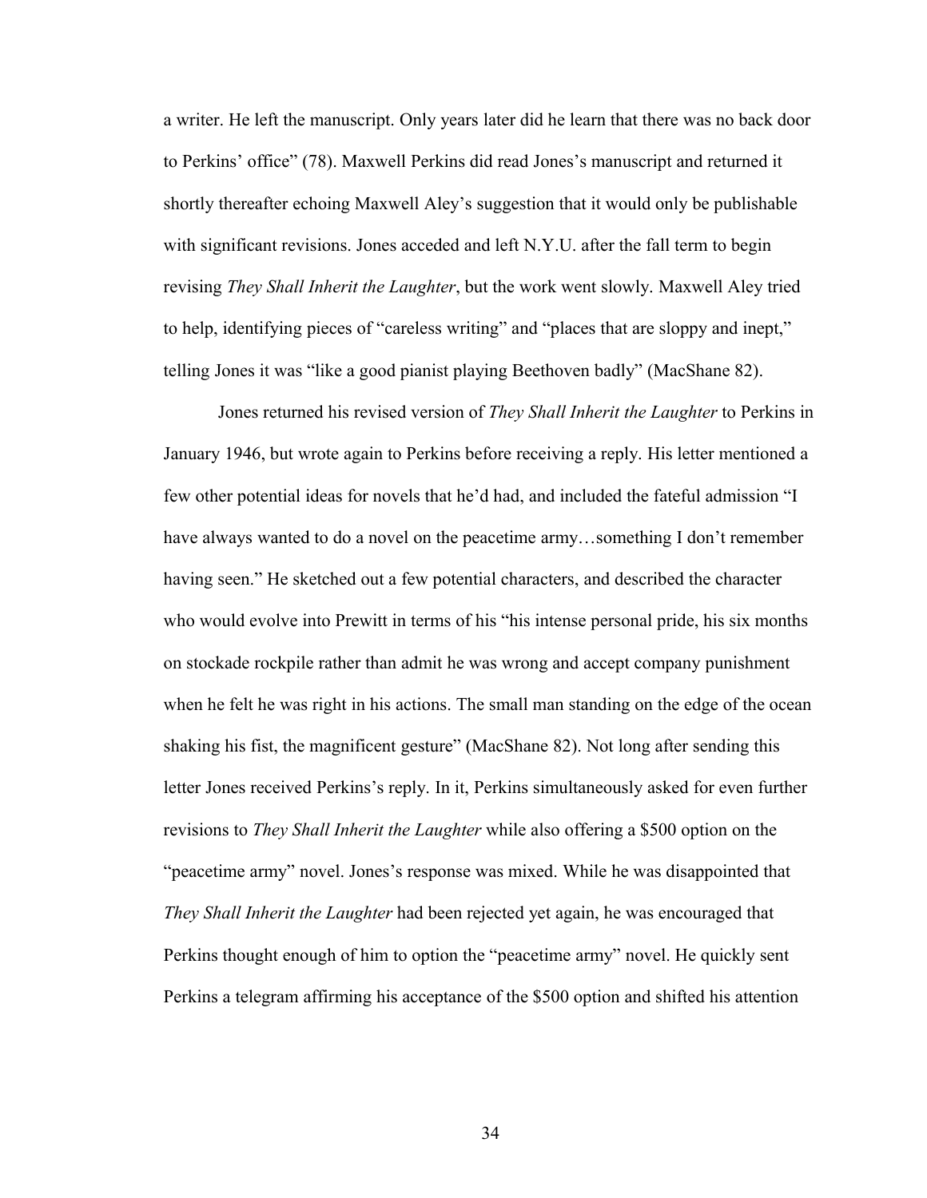a writer. He left the manuscript. Only years later did he learn that there was no back door to Perkins' office" (78). Maxwell Perkins did read Jones's manuscript and returned it shortly thereafter echoing Maxwell Aley's suggestion that it would only be publishable with significant revisions. Jones acceded and left N.Y.U. after the fall term to begin revising *They Shall Inherit the Laughter*, but the work went slowly. Maxwell Aley tried to help, identifying pieces of "careless writing" and "places that are sloppy and inept," telling Jones it was "like a good pianist playing Beethoven badly" (MacShane 82).

Jones returned his revised version of *They Shall Inherit the Laughter* to Perkins in January 1946, but wrote again to Perkins before receiving a reply. His letter mentioned a few other potential ideas for novels that he'd had, and included the fateful admission "I have always wanted to do a novel on the peacetime army…something I don't remember having seen." He sketched out a few potential characters, and described the character who would evolve into Prewitt in terms of his "his intense personal pride, his six months on stockade rockpile rather than admit he was wrong and accept company punishment when he felt he was right in his actions. The small man standing on the edge of the ocean shaking his fist, the magnificent gesture" (MacShane 82). Not long after sending this letter Jones received Perkins's reply. In it, Perkins simultaneously asked for even further revisions to *They Shall Inherit the Laughter* while also offering a $500 option on the "peacetime army" novel. Jones's response was mixed. While he was disappointed that *They Shall Inherit the Laughter* had been rejected yet again, he was encouraged that Perkins thought enough of him to option the "peacetime army" novel. He quickly sent Perkins a telegram affirming his acceptance of the $500 option and shifted his attention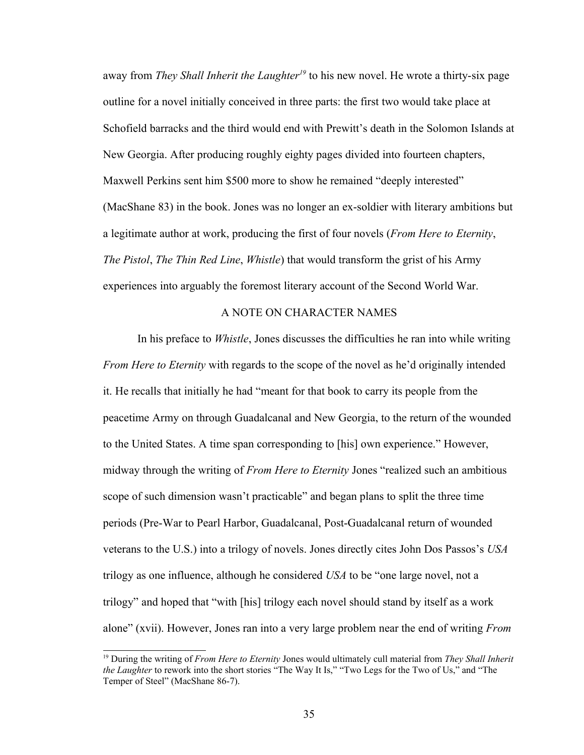away from *They Shall Inherit the Laughter*[19] to his new novel. He wrote a thirty-six page outline for a novel initially conceived in three parts: the first two would take place at Schofield barracks and the third would end with Prewitt's death in the Solomon Islands at New Georgia. After producing roughly eighty pages divided into fourteen chapters, Maxwell Perkins sent him $500 more to show he remained "deeply interested" (MacShane 83) in the book. Jones was no longer an ex-soldier with literary ambitions but a legitimate author at work, producing the first of four novels (*From Here to Eternity*, *The Pistol*, *The Thin Red Line*, *Whistle*) that would transform the grist of his Army experiences into arguably the foremost literary account of the Second World War.

## A NOTE ON CHARACTER NAMES

In his preface to *Whistle*, Jones discusses the difficulties he ran into while writing *From Here to Eternity* with regards to the scope of the novel as he'd originally intended it. He recalls that initially he had "meant for that book to carry its people from the peacetime Army on through Guadalcanal and New Georgia, to the return of the wounded to the United States. A time span corresponding to [his] own experience." However, midway through the writing of *From Here to Eternity* Jones "realized such an ambitious scope of such dimension wasn't practicable" and began plans to split the three time periods (Pre-War to Pearl Harbor, Guadalcanal, Post-Guadalcanal return of wounded veterans to the U.S.) into a trilogy of novels. Jones directly cites John Dos Passos's *USA* trilogy as one influence, although he considered *USA* to be "one large novel, not a trilogy" and hoped that "with [his] trilogy each novel should stand by itself as a work alone" (xvii). However, Jones ran into a very large problem near the end of writing *From*

---

[19] During the writing of *From Here to Eternity* Jones would ultimately cull material from *They Shall Inherit the Laughter* to rework into the short stories "The Way It Is," "Two Legs for the Two of Us," and "The Temper of Steel" (MacShane 86-7).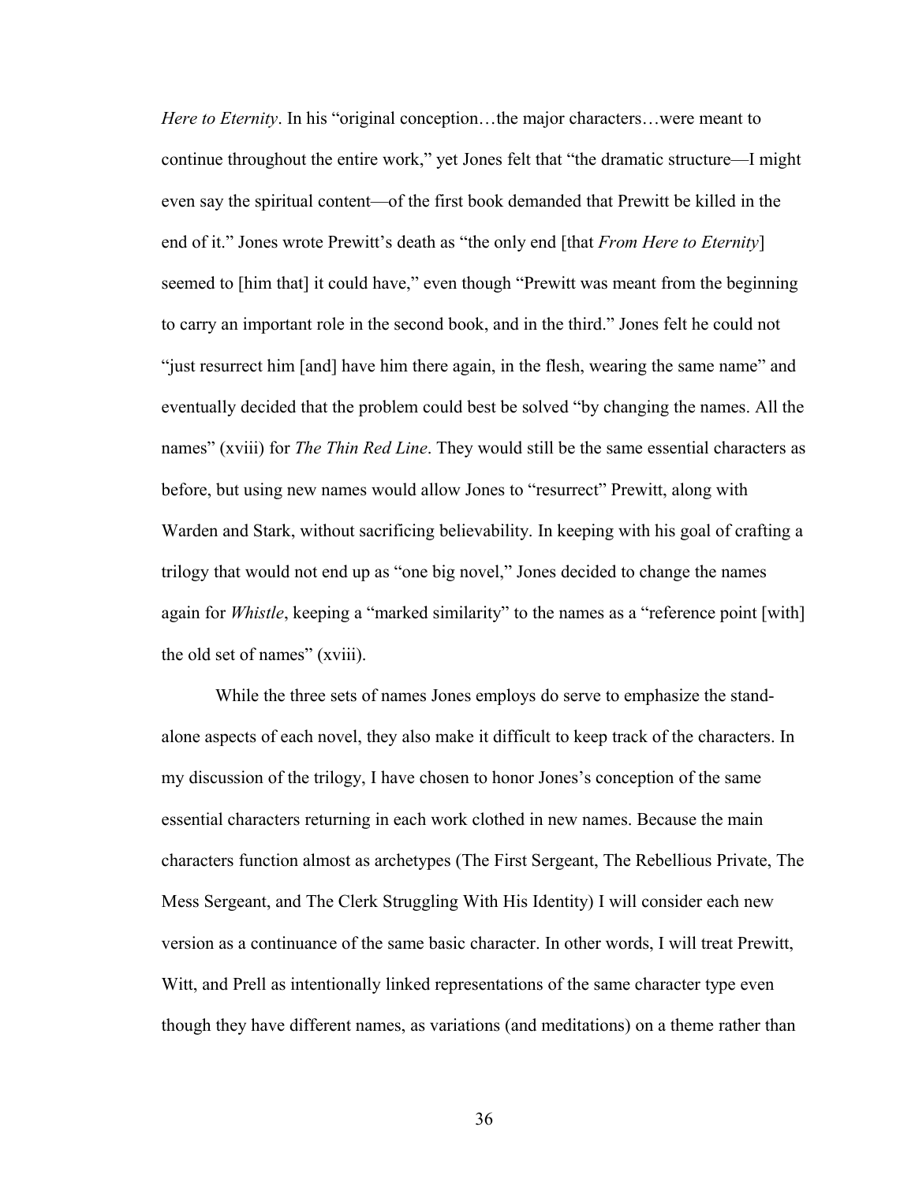*Here to Eternity*. In his "original conception…the major characters…were meant to continue throughout the entire work," yet Jones felt that "the dramatic structure—I might even say the spiritual content—of the first book demanded that Prewitt be killed in the end of it." Jones wrote Prewitt's death as "the only end [that *From Here to Eternity*] seemed to [him that] it could have," even though "Prewitt was meant from the beginning to carry an important role in the second book, and in the third." Jones felt he could not "just resurrect him [and] have him there again, in the flesh, wearing the same name" and eventually decided that the problem could best be solved "by changing the names. All the names" (xviii) for *The Thin Red Line*. They would still be the same essential characters as before, but using new names would allow Jones to "resurrect" Prewitt, along with Warden and Stark, without sacrificing believability. In keeping with his goal of crafting a trilogy that would not end up as "one big novel," Jones decided to change the names again for *Whistle*, keeping a "marked similarity" to the names as a "reference point [with] the old set of names" (xviii).

While the three sets of names Jones employs do serve to emphasize the stand-alone aspects of each novel, they also make it difficult to keep track of the characters. In my discussion of the trilogy, I have chosen to honor Jones's conception of the same essential characters returning in each work clothed in new names. Because the main characters function almost as archetypes (The First Sergeant, The Rebellious Private, The Mess Sergeant, and The Clerk Struggling With His Identity) I will consider each new version as a continuance of the same basic character. In other words, I will treat Prewitt, Witt, and Prell as intentionally linked representations of the same character type even though they have different names, as variations (and meditations) on a theme rather than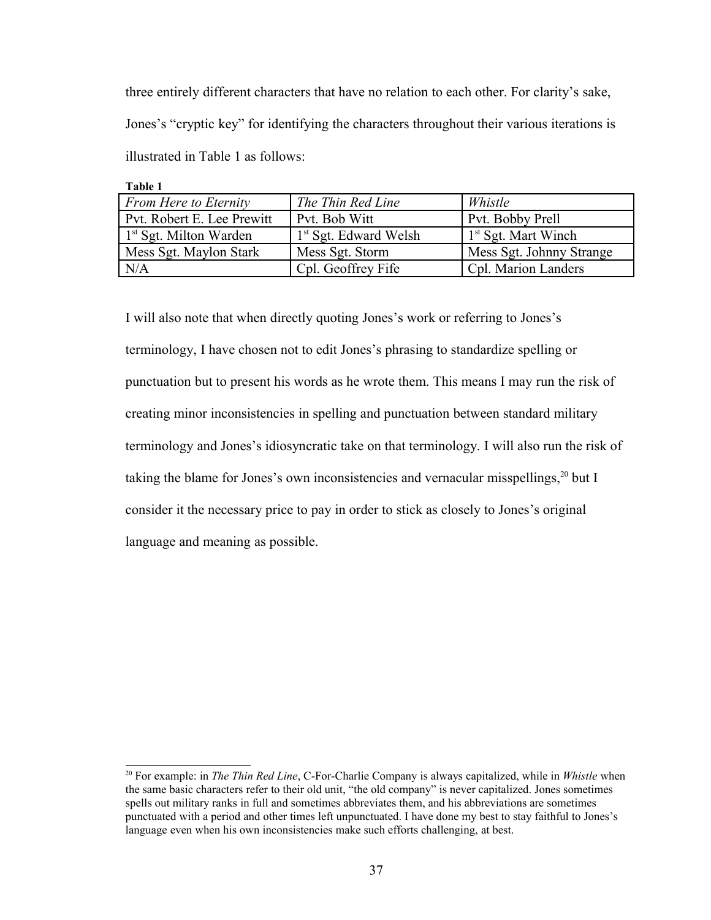three entirely different characters that have no relation to each other. For clarity's sake, Jones's "cryptic key" for identifying the characters throughout their various iterations is illustrated in Table 1 as follows:

**Table 1**

| *From Here to Eternity* | *The Thin Red Line* | *Whistle* |
|---|---|---|
| Pvt. Robert E. Lee Prewitt | Pvt. Bob Witt | Pvt. Bobby Prell |
| 1st Sgt. Milton Warden | 1st Sgt. Edward Welsh | 1st Sgt. Mart Winch |
| Mess Sgt. Maylon Stark | Mess Sgt. Storm | Mess Sgt. Johnny Strange |
| N/A | Cpl. Geoffrey Fife | Cpl. Marion Landers |

I will also note that when directly quoting Jones's work or referring to Jones's terminology, I have chosen not to edit Jones's phrasing to standardize spelling or punctuation but to present his words as he wrote them. This means I may run the risk of creating minor inconsistencies in spelling and punctuation between standard military terminology and Jones's idiosyncratic take on that terminology. I will also run the risk of taking the blame for Jones's own inconsistencies and vernacular misspellings,[20] but I consider it the necessary price to pay in order to stick as closely to Jones's original language and meaning as possible.

[20] For example: in *The Thin Red Line*, C-For-Charlie Company is always capitalized, while in *Whistle* when the same basic characters refer to their old unit, "the old company" is never capitalized. Jones sometimes spells out military ranks in full and sometimes abbreviates them, and his abbreviations are sometimes punctuated with a period and other times left unpunctuated. I have done my best to stay faithful to Jones's language even when his own inconsistencies make such efforts challenging, at best.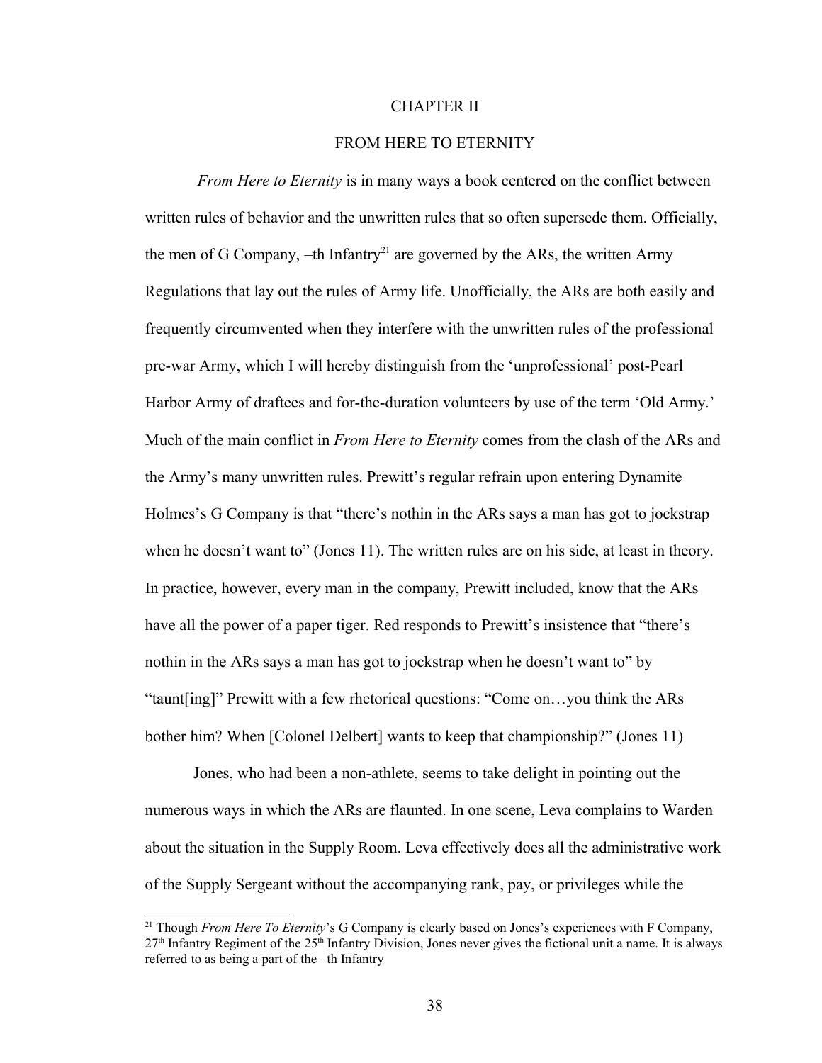# CHAPTER II

# FROM HERE TO ETERNITY

*From Here to Eternity* is in many ways a book centered on the conflict between written rules of behavior and the unwritten rules that so often supersede them. Officially, the men of G Company, –th Infantry[21] are governed by the ARs, the written Army Regulations that lay out the rules of Army life. Unofficially, the ARs are both easily and frequently circumvented when they interfere with the unwritten rules of the professional pre-war Army, which I will hereby distinguish from the 'unprofessional' post-Pearl Harbor Army of draftees and for-the-duration volunteers by use of the term 'Old Army.' Much of the main conflict in *From Here to Eternity* comes from the clash of the ARs and the Army's many unwritten rules. Prewitt's regular refrain upon entering Dynamite Holmes's G Company is that "there's nothin in the ARs says a man has got to jockstrap when he doesn't want to" (Jones 11). The written rules are on his side, at least in theory. In practice, however, every man in the company, Prewitt included, know that the ARs have all the power of a paper tiger. Red responds to Prewitt's insistence that "there's nothin in the ARs says a man has got to jockstrap when he doesn't want to" by "taunt[ing]" Prewitt with a few rhetorical questions: "Come on…you think the ARs bother him? When [Colonel Delbert] wants to keep that championship?" (Jones 11)

Jones, who had been a non-athlete, seems to take delight in pointing out the numerous ways in which the ARs are flaunted. In one scene, Leva complains to Warden about the situation in the Supply Room. Leva effectively does all the administrative work of the Supply Sergeant without the accompanying rank, pay, or privileges while the

---

[21] Though *From Here To Eternity*'s G Company is clearly based on Jones's experiences with F Company, 27th Infantry Regiment of the 25th Infantry Division, Jones never gives the fictional unit a name. It is always referred to as being a part of the –th Infantry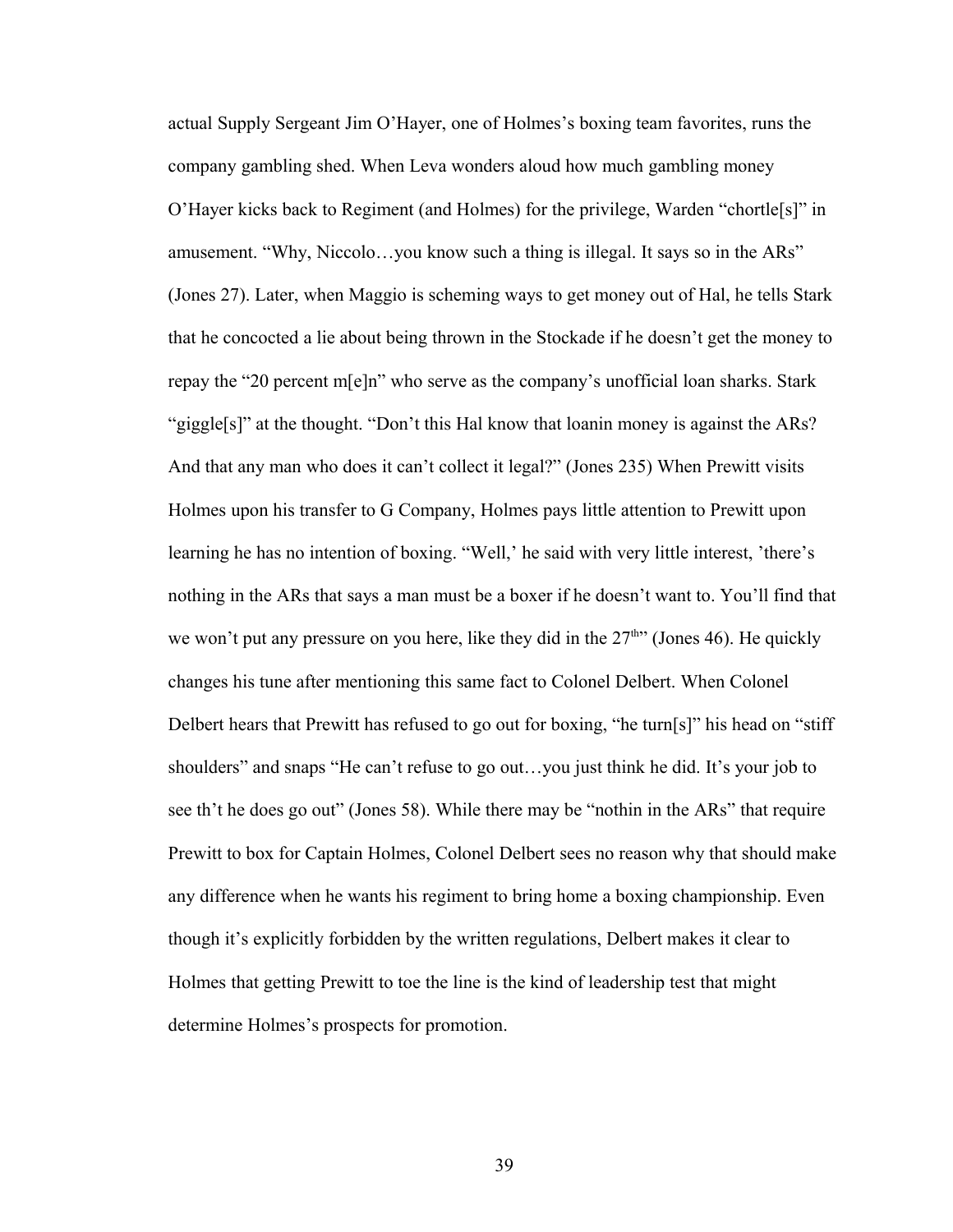actual Supply Sergeant Jim O'Hayer, one of Holmes's boxing team favorites, runs the company gambling shed. When Leva wonders aloud how much gambling money O'Hayer kicks back to Regiment (and Holmes) for the privilege, Warden "chortle[s]" in amusement. "Why, Niccolo…you know such a thing is illegal. It says so in the ARs" (Jones 27). Later, when Maggio is scheming ways to get money out of Hal, he tells Stark that he concocted a lie about being thrown in the Stockade if he doesn't get the money to repay the "20 percent m[e]n" who serve as the company's unofficial loan sharks. Stark "giggle[s]" at the thought. "Don't this Hal know that loanin money is against the ARs? And that any man who does it can't collect it legal?" (Jones 235) When Prewitt visits Holmes upon his transfer to G Company, Holmes pays little attention to Prewitt upon learning he has no intention of boxing. "Well,' he said with very little interest, 'there's nothing in the ARs that says a man must be a boxer if he doesn't want to. You'll find that we won't put any pressure on you here, like they did in the 27th" (Jones 46). He quickly changes his tune after mentioning this same fact to Colonel Delbert. When Colonel Delbert hears that Prewitt has refused to go out for boxing, "he turn[s]" his head on "stiff shoulders" and snaps "He can't refuse to go out…you just think he did. It's your job to see th't he does go out" (Jones 58). While there may be "nothin in the ARs" that require Prewitt to box for Captain Holmes, Colonel Delbert sees no reason why that should make any difference when he wants his regiment to bring home a boxing championship. Even though it's explicitly forbidden by the written regulations, Delbert makes it clear to Holmes that getting Prewitt to toe the line is the kind of leadership test that might determine Holmes's prospects for promotion.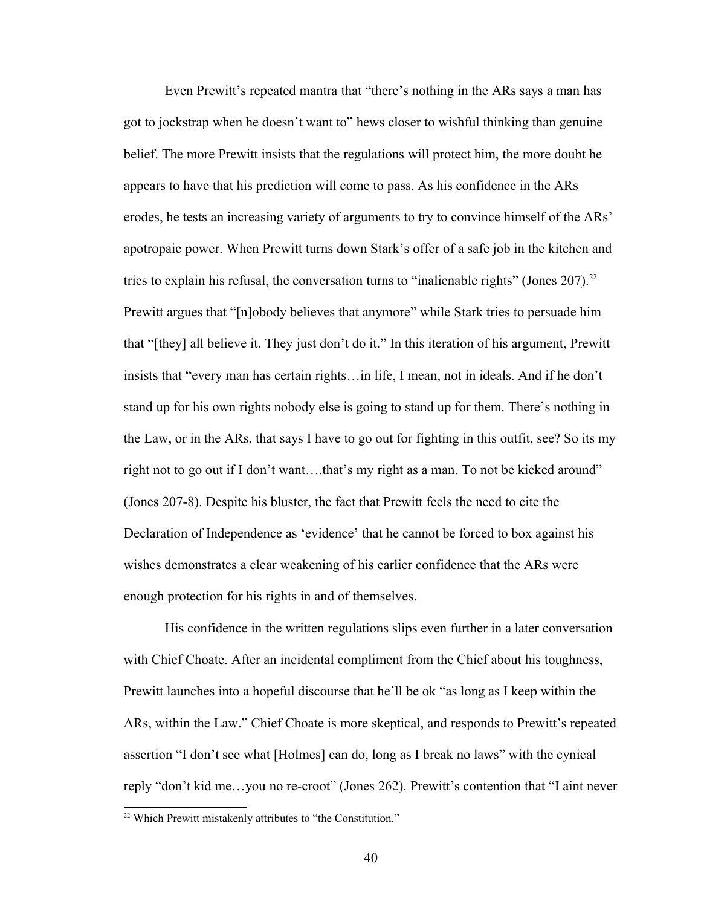Even Prewitt's repeated mantra that "there's nothing in the ARs says a man has got to jockstrap when he doesn't want to" hews closer to wishful thinking than genuine belief. The more Prewitt insists that the regulations will protect him, the more doubt he appears to have that his prediction will come to pass. As his confidence in the ARs erodes, he tests an increasing variety of arguments to try to convince himself of the ARs' apotropaic power. When Prewitt turns down Stark's offer of a safe job in the kitchen and tries to explain his refusal, the conversation turns to "inalienable rights" (Jones 207).[22] Prewitt argues that "[n]obody believes that anymore" while Stark tries to persuade him that "[they] all believe it. They just don't do it." In this iteration of his argument, Prewitt insists that "every man has certain rights…in life, I mean, not in ideals. And if he don't stand up for his own rights nobody else is going to stand up for them. There's nothing in the Law, or in the ARs, that says I have to go out for fighting in this outfit, see? So its my right not to go out if I don't want….that's my right as a man. To not be kicked around" (Jones 207-8). Despite his bluster, the fact that Prewitt feels the need to cite the <u>Declaration of Independence</u> as 'evidence' that he cannot be forced to box against his wishes demonstrates a clear weakening of his earlier confidence that the ARs were enough protection for his rights in and of themselves.

His confidence in the written regulations slips even further in a later conversation with Chief Choate. After an incidental compliment from the Chief about his toughness, Prewitt launches into a hopeful discourse that he'll be ok "as long as I keep within the ARs, within the Law." Chief Choate is more skeptical, and responds to Prewitt's repeated assertion "I don't see what [Holmes] can do, long as I break no laws" with the cynical reply "don't kid me…you no re-croot" (Jones 262). Prewitt's contention that "I aint never

[22] Which Prewitt mistakenly attributes to "the Constitution."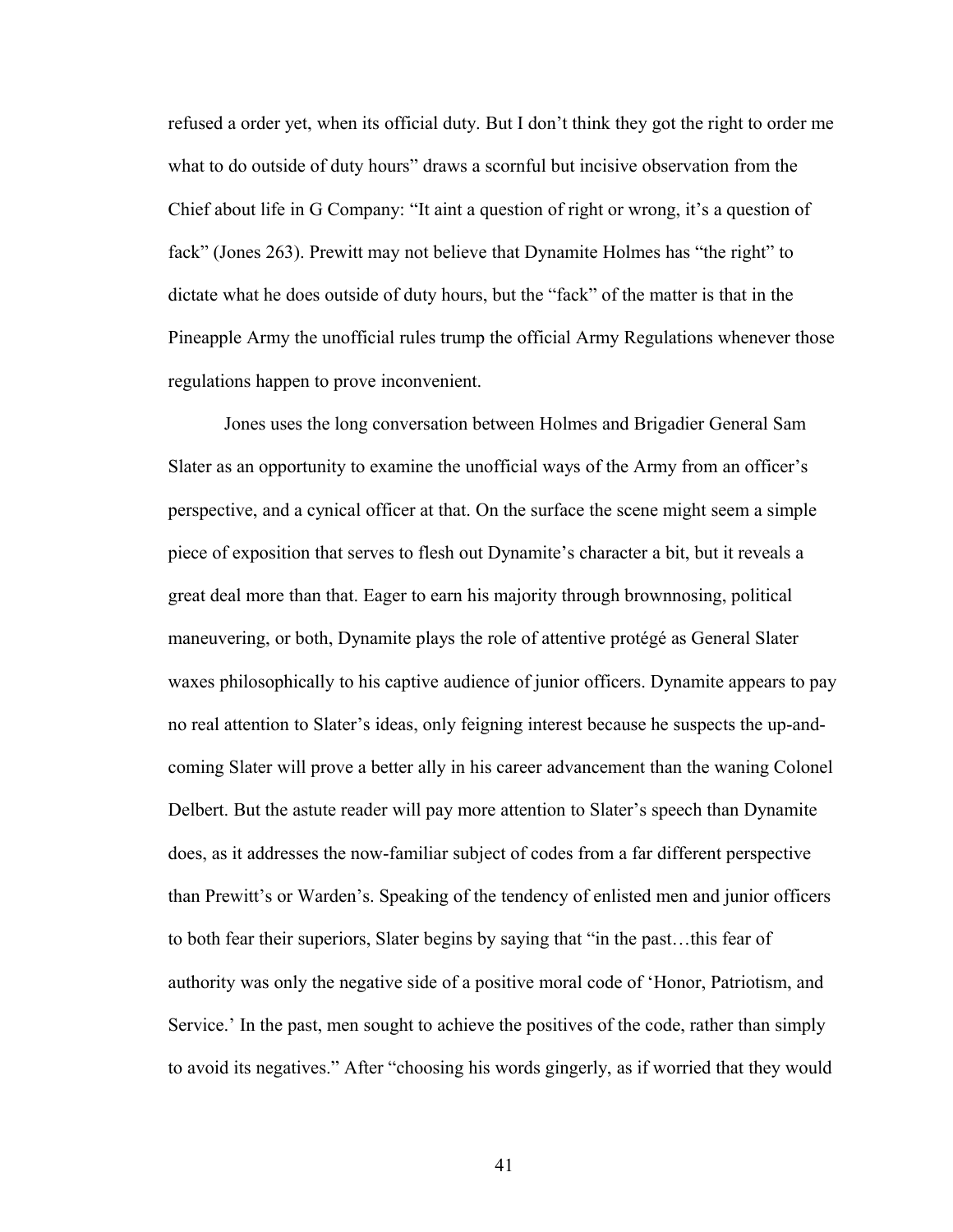refused a order yet, when its official duty. But I don't think they got the right to order me what to do outside of duty hours" draws a scornful but incisive observation from the Chief about life in G Company: "It aint a question of right or wrong, it's a question of fack" (Jones 263). Prewitt may not believe that Dynamite Holmes has "the right" to dictate what he does outside of duty hours, but the "fack" of the matter is that in the Pineapple Army the unofficial rules trump the official Army Regulations whenever those regulations happen to prove inconvenient.

Jones uses the long conversation between Holmes and Brigadier General Sam Slater as an opportunity to examine the unofficial ways of the Army from an officer's perspective, and a cynical officer at that. On the surface the scene might seem a simple piece of exposition that serves to flesh out Dynamite's character a bit, but it reveals a great deal more than that. Eager to earn his majority through brownnosing, political maneuvering, or both, Dynamite plays the role of attentive protégé as General Slater waxes philosophically to his captive audience of junior officers. Dynamite appears to pay no real attention to Slater's ideas, only feigning interest because he suspects the up-and-coming Slater will prove a better ally in his career advancement than the waning Colonel Delbert. But the astute reader will pay more attention to Slater's speech than Dynamite does, as it addresses the now-familiar subject of codes from a far different perspective than Prewitt's or Warden's. Speaking of the tendency of enlisted men and junior officers to both fear their superiors, Slater begins by saying that "in the past…this fear of authority was only the negative side of a positive moral code of 'Honor, Patriotism, and Service.' In the past, men sought to achieve the positives of the code, rather than simply to avoid its negatives." After "choosing his words gingerly, as if worried that they would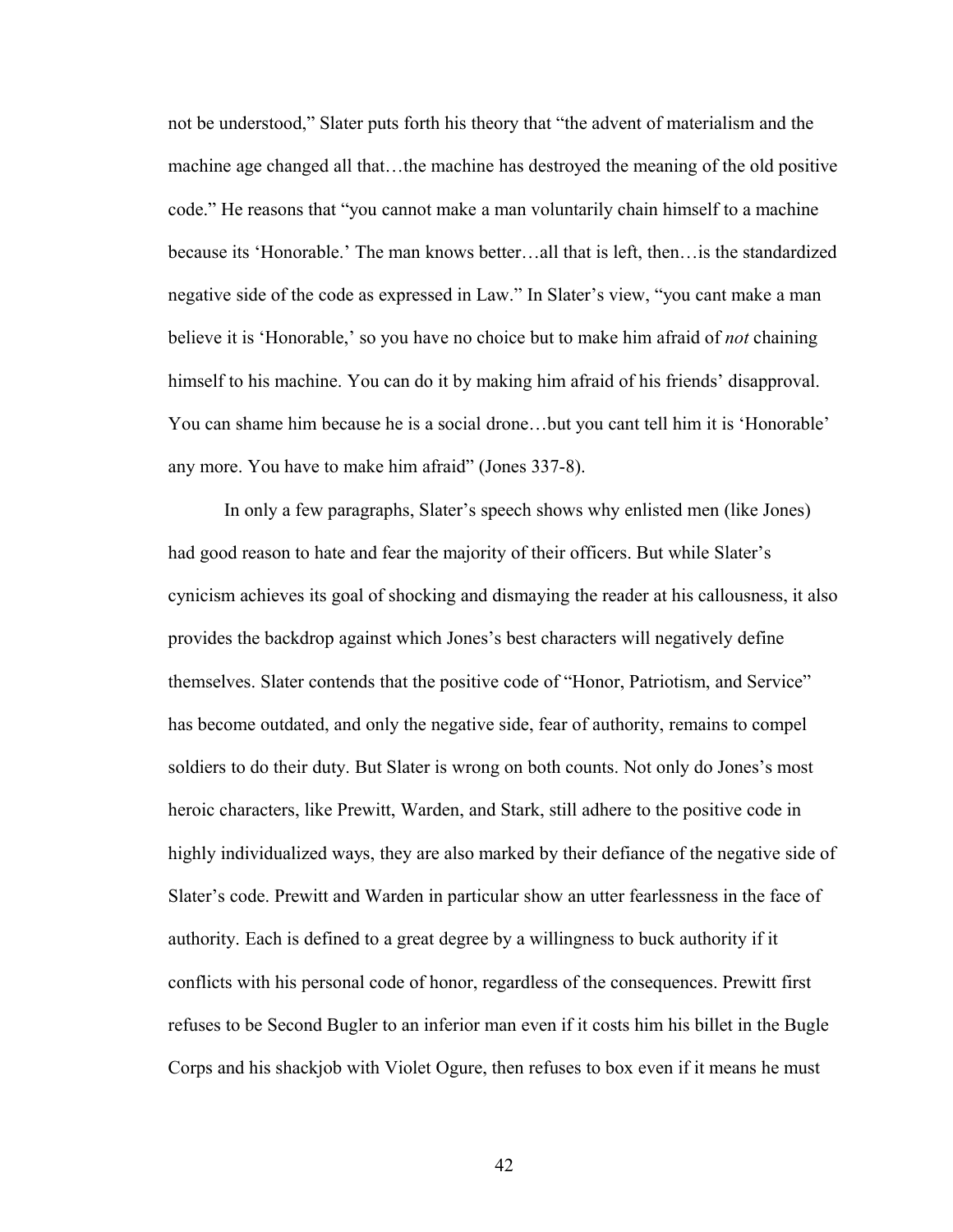not be understood," Slater puts forth his theory that "the advent of materialism and the machine age changed all that…the machine has destroyed the meaning of the old positive code." He reasons that "you cannot make a man voluntarily chain himself to a machine because its 'Honorable.' The man knows better…all that is left, then…is the standardized negative side of the code as expressed in Law." In Slater's view, "you cant make a man believe it is 'Honorable,' so you have no choice but to make him afraid of *not* chaining himself to his machine. You can do it by making him afraid of his friends' disapproval. You can shame him because he is a social drone…but you cant tell him it is 'Honorable' any more. You have to make him afraid" (Jones 337-8).

In only a few paragraphs, Slater's speech shows why enlisted men (like Jones) had good reason to hate and fear the majority of their officers. But while Slater's cynicism achieves its goal of shocking and dismaying the reader at his callousness, it also provides the backdrop against which Jones's best characters will negatively define themselves. Slater contends that the positive code of "Honor, Patriotism, and Service" has become outdated, and only the negative side, fear of authority, remains to compel soldiers to do their duty. But Slater is wrong on both counts. Not only do Jones's most heroic characters, like Prewitt, Warden, and Stark, still adhere to the positive code in highly individualized ways, they are also marked by their defiance of the negative side of Slater's code. Prewitt and Warden in particular show an utter fearlessness in the face of authority. Each is defined to a great degree by a willingness to buck authority if it conflicts with his personal code of honor, regardless of the consequences. Prewitt first refuses to be Second Bugler to an inferior man even if it costs him his billet in the Bugle Corps and his shackjob with Violet Ogure, then refuses to box even if it means he must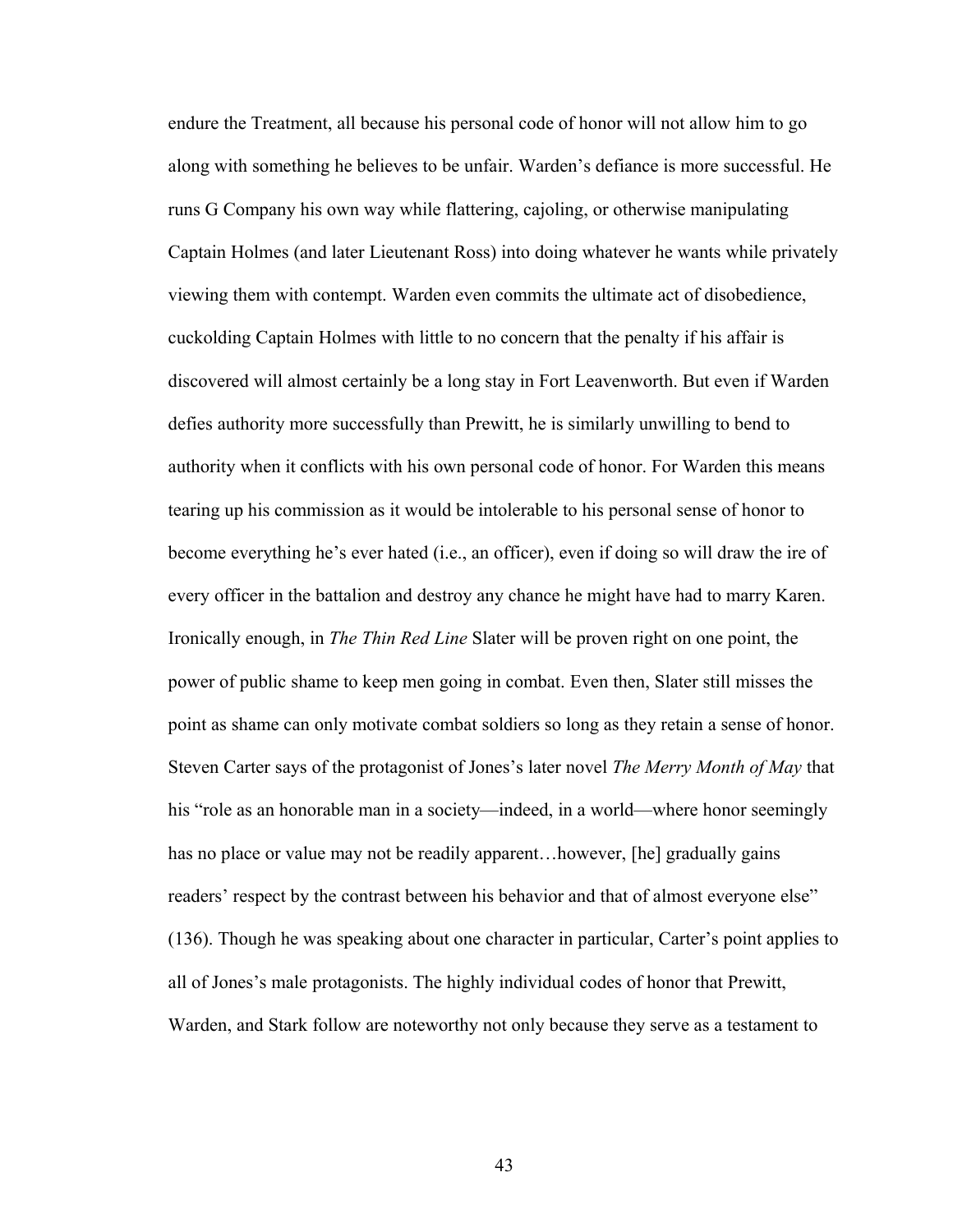endure the Treatment, all because his personal code of honor will not allow him to go along with something he believes to be unfair. Warden's defiance is more successful. He runs G Company his own way while flattering, cajoling, or otherwise manipulating Captain Holmes (and later Lieutenant Ross) into doing whatever he wants while privately viewing them with contempt. Warden even commits the ultimate act of disobedience, cuckolding Captain Holmes with little to no concern that the penalty if his affair is discovered will almost certainly be a long stay in Fort Leavenworth. But even if Warden defies authority more successfully than Prewitt, he is similarly unwilling to bend to authority when it conflicts with his own personal code of honor. For Warden this means tearing up his commission as it would be intolerable to his personal sense of honor to become everything he's ever hated (i.e., an officer), even if doing so will draw the ire of every officer in the battalion and destroy any chance he might have had to marry Karen. Ironically enough, in *The Thin Red Line* Slater will be proven right on one point, the power of public shame to keep men going in combat. Even then, Slater still misses the point as shame can only motivate combat soldiers so long as they retain a sense of honor. Steven Carter says of the protagonist of Jones's later novel *The Merry Month of May* that his "role as an honorable man in a society—indeed, in a world—where honor seemingly has no place or value may not be readily apparent…however, [he] gradually gains readers' respect by the contrast between his behavior and that of almost everyone else" (136). Though he was speaking about one character in particular, Carter's point applies to all of Jones's male protagonists. The highly individual codes of honor that Prewitt, Warden, and Stark follow are noteworthy not only because they serve as a testament to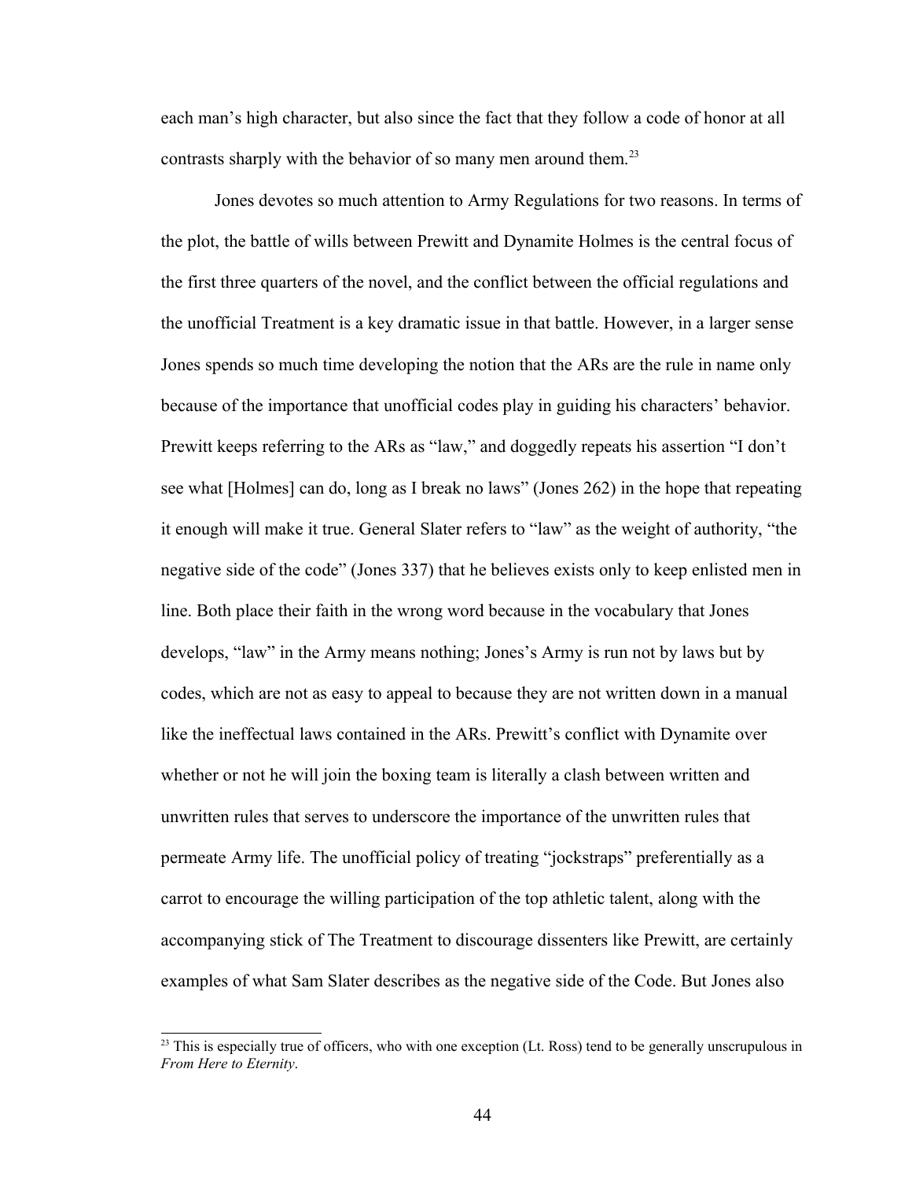each man's high character, but also since the fact that they follow a code of honor at all contrasts sharply with the behavior of so many men around them.[23]

Jones devotes so much attention to Army Regulations for two reasons. In terms of the plot, the battle of wills between Prewitt and Dynamite Holmes is the central focus of the first three quarters of the novel, and the conflict between the official regulations and the unofficial Treatment is a key dramatic issue in that battle. However, in a larger sense Jones spends so much time developing the notion that the ARs are the rule in name only because of the importance that unofficial codes play in guiding his characters' behavior. Prewitt keeps referring to the ARs as "law," and doggedly repeats his assertion "I don't see what [Holmes] can do, long as I break no laws" (Jones 262) in the hope that repeating it enough will make it true. General Slater refers to "law" as the weight of authority, "the negative side of the code" (Jones 337) that he believes exists only to keep enlisted men in line. Both place their faith in the wrong word because in the vocabulary that Jones develops, "law" in the Army means nothing; Jones's Army is run not by laws but by codes, which are not as easy to appeal to because they are not written down in a manual like the ineffectual laws contained in the ARs. Prewitt's conflict with Dynamite over whether or not he will join the boxing team is literally a clash between written and unwritten rules that serves to underscore the importance of the unwritten rules that permeate Army life. The unofficial policy of treating "jockstraps" preferentially as a carrot to encourage the willing participation of the top athletic talent, along with the accompanying stick of The Treatment to discourage dissenters like Prewitt, are certainly examples of what Sam Slater describes as the negative side of the Code. But Jones also

[23] This is especially true of officers, who with one exception (Lt. Ross) tend to be generally unscrupulous in *From Here to Eternity*.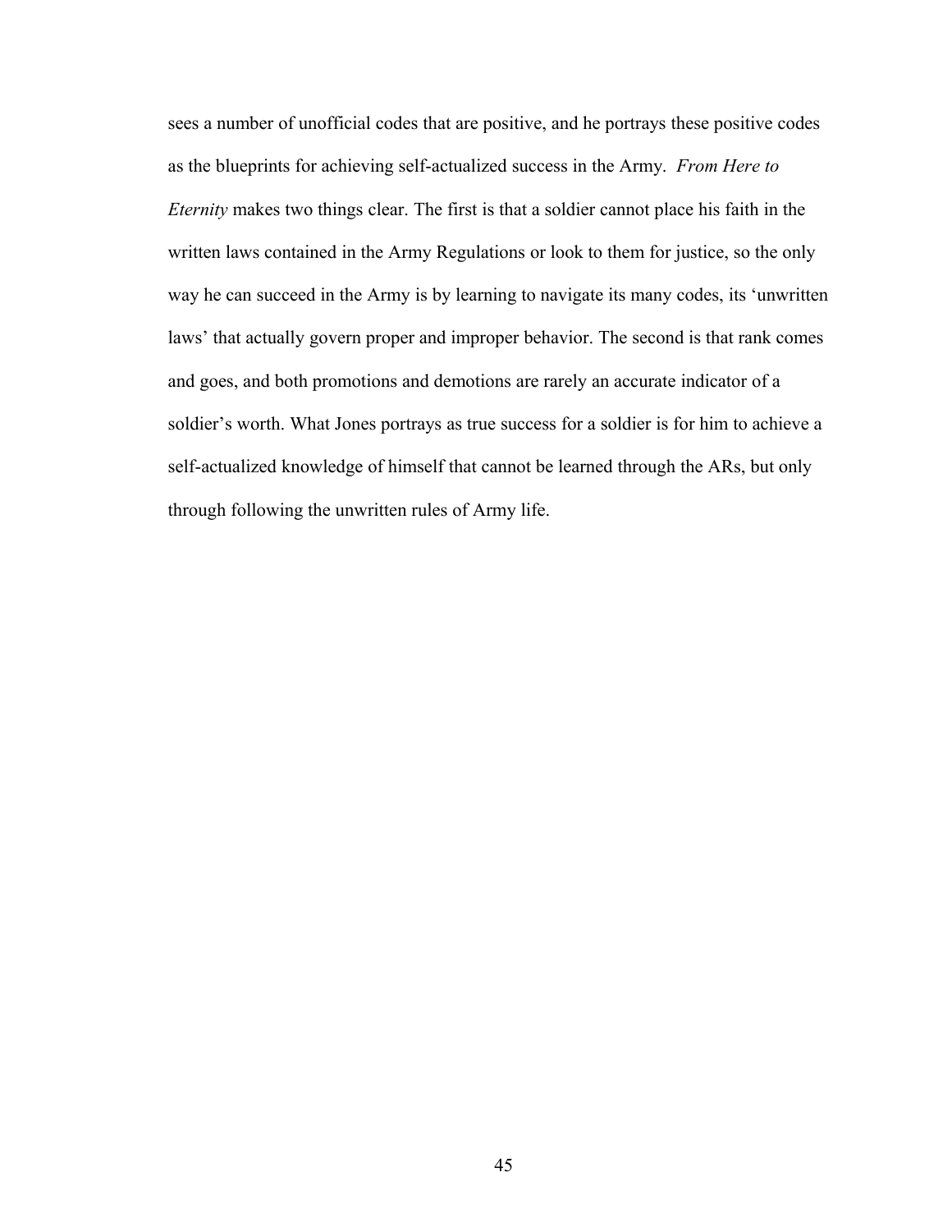sees a number of unofficial codes that are positive, and he portrays these positive codes as the blueprints for achieving self-actualized success in the Army. *From Here to Eternity* makes two things clear. The first is that a soldier cannot place his faith in the written laws contained in the Army Regulations or look to them for justice, so the only way he can succeed in the Army is by learning to navigate its many codes, its 'unwritten laws' that actually govern proper and improper behavior. The second is that rank comes and goes, and both promotions and demotions are rarely an accurate indicator of a soldier's worth. What Jones portrays as true success for a soldier is for him to achieve a self-actualized knowledge of himself that cannot be learned through the ARs, but only through following the unwritten rules of Army life.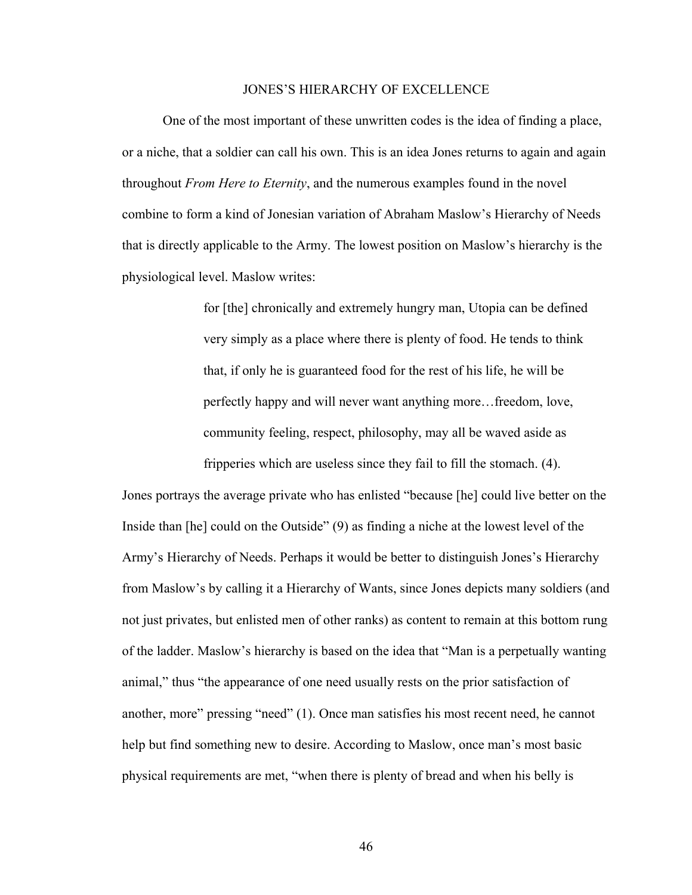## JONES'S HIERARCHY OF EXCELLENCE

One of the most important of these unwritten codes is the idea of finding a place, or a niche, that a soldier can call his own. This is an idea Jones returns to again and again throughout *From Here to Eternity*, and the numerous examples found in the novel combine to form a kind of Jonesian variation of Abraham Maslow's Hierarchy of Needs that is directly applicable to the Army. The lowest position on Maslow's hierarchy is the physiological level. Maslow writes:

> for [the] chronically and extremely hungry man, Utopia can be defined very simply as a place where there is plenty of food. He tends to think that, if only he is guaranteed food for the rest of his life, he will be perfectly happy and will never want anything more…freedom, love, community feeling, respect, philosophy, may all be waved aside as fripperies which are useless since they fail to fill the stomach. (4).

Jones portrays the average private who has enlisted "because [he] could live better on the Inside than [he] could on the Outside" (9) as finding a niche at the lowest level of the Army's Hierarchy of Needs. Perhaps it would be better to distinguish Jones's Hierarchy from Maslow's by calling it a Hierarchy of Wants, since Jones depicts many soldiers (and not just privates, but enlisted men of other ranks) as content to remain at this bottom rung of the ladder. Maslow's hierarchy is based on the idea that "Man is a perpetually wanting animal," thus "the appearance of one need usually rests on the prior satisfaction of another, more" pressing "need" (1). Once man satisfies his most recent need, he cannot help but find something new to desire. According to Maslow, once man's most basic physical requirements are met, "when there is plenty of bread and when his belly is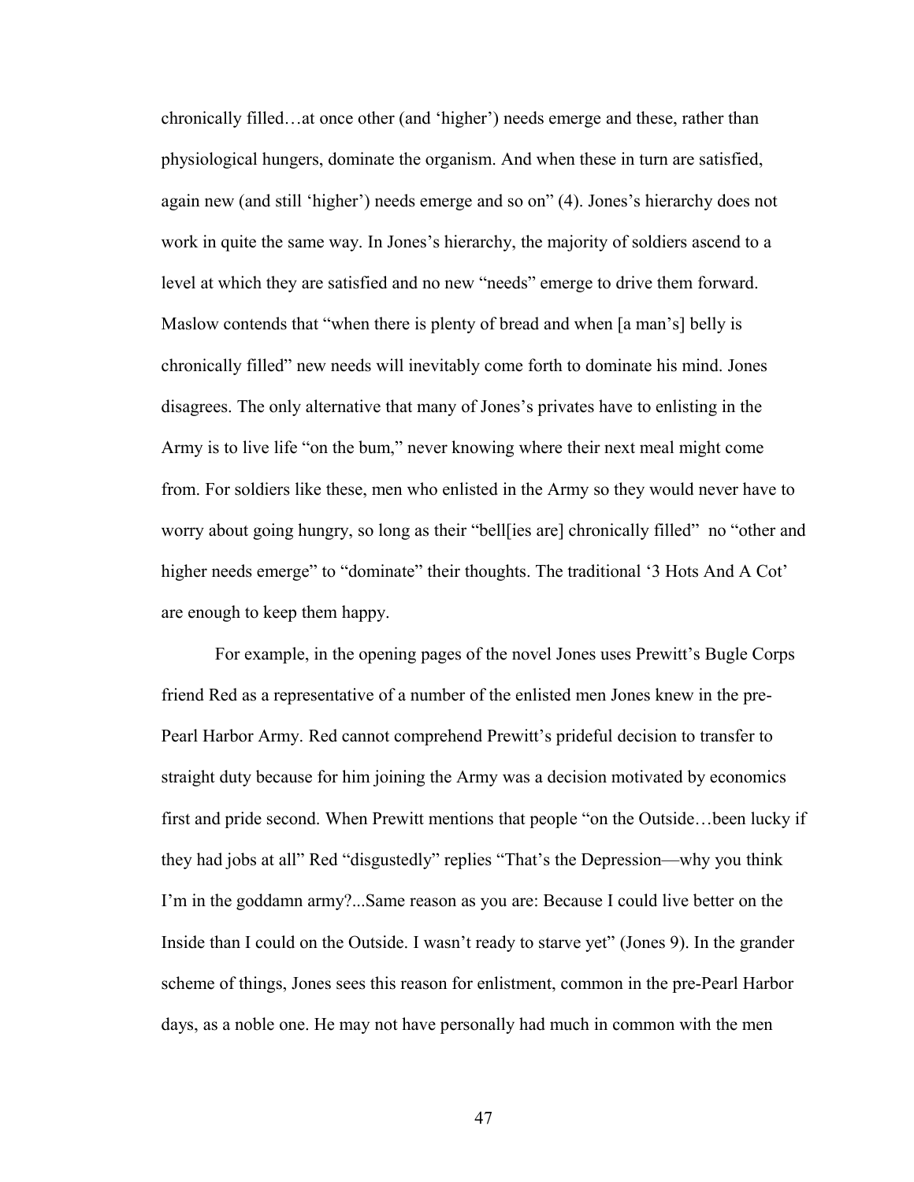chronically filled…at once other (and 'higher') needs emerge and these, rather than physiological hungers, dominate the organism. And when these in turn are satisfied, again new (and still 'higher') needs emerge and so on" (4). Jones's hierarchy does not work in quite the same way. In Jones's hierarchy, the majority of soldiers ascend to a level at which they are satisfied and no new "needs" emerge to drive them forward. Maslow contends that "when there is plenty of bread and when [a man's] belly is chronically filled" new needs will inevitably come forth to dominate his mind. Jones disagrees. The only alternative that many of Jones's privates have to enlisting in the Army is to live life "on the bum," never knowing where their next meal might come from. For soldiers like these, men who enlisted in the Army so they would never have to worry about going hungry, so long as their "bell[ies are] chronically filled" no "other and higher needs emerge" to "dominate" their thoughts. The traditional '3 Hots And A Cot' are enough to keep them happy.

For example, in the opening pages of the novel Jones uses Prewitt's Bugle Corps friend Red as a representative of a number of the enlisted men Jones knew in the pre-Pearl Harbor Army. Red cannot comprehend Prewitt's prideful decision to transfer to straight duty because for him joining the Army was a decision motivated by economics first and pride second. When Prewitt mentions that people "on the Outside…been lucky if they had jobs at all" Red "disgustedly" replies "That's the Depression—why you think I'm in the goddamn army?...Same reason as you are: Because I could live better on the Inside than I could on the Outside. I wasn't ready to starve yet" (Jones 9). In the grander scheme of things, Jones sees this reason for enlistment, common in the pre-Pearl Harbor days, as a noble one. He may not have personally had much in common with the men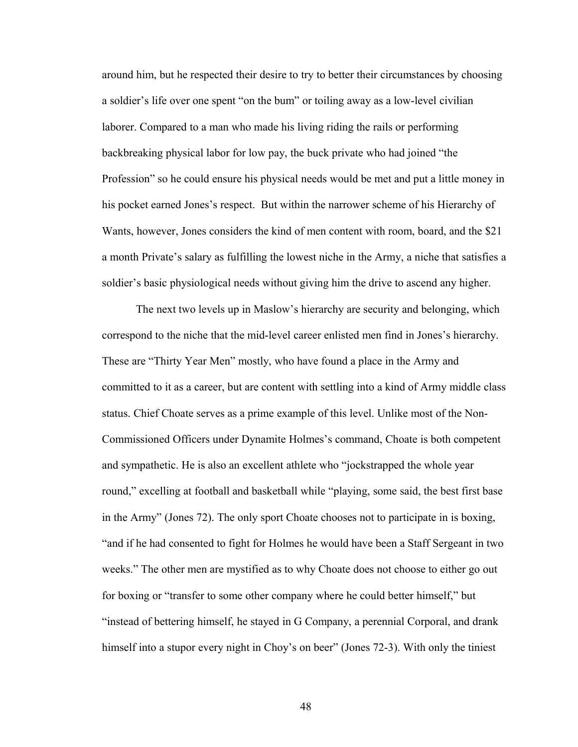around him, but he respected their desire to try to better their circumstances by choosing a soldier's life over one spent "on the bum" or toiling away as a low-level civilian laborer. Compared to a man who made his living riding the rails or performing backbreaking physical labor for low pay, the buck private who had joined "the Profession" so he could ensure his physical needs would be met and put a little money in his pocket earned Jones's respect.  But within the narrower scheme of his Hierarchy of Wants, however, Jones considers the kind of men content with room, board, and the $21 a month Private's salary as fulfilling the lowest niche in the Army, a niche that satisfies a soldier's basic physiological needs without giving him the drive to ascend any higher.

The next two levels up in Maslow's hierarchy are security and belonging, which correspond to the niche that the mid-level career enlisted men find in Jones's hierarchy. These are "Thirty Year Men" mostly, who have found a place in the Army and committed to it as a career, but are content with settling into a kind of Army middle class status. Chief Choate serves as a prime example of this level. Unlike most of the Non-Commissioned Officers under Dynamite Holmes's command, Choate is both competent and sympathetic. He is also an excellent athlete who "jockstrapped the whole year round," excelling at football and basketball while "playing, some said, the best first base in the Army" (Jones 72). The only sport Choate chooses not to participate in is boxing, "and if he had consented to fight for Holmes he would have been a Staff Sergeant in two weeks." The other men are mystified as to why Choate does not choose to either go out for boxing or "transfer to some other company where he could better himself," but "instead of bettering himself, he stayed in G Company, a perennial Corporal, and drank himself into a stupor every night in Choy's on beer" (Jones 72-3). With only the tiniest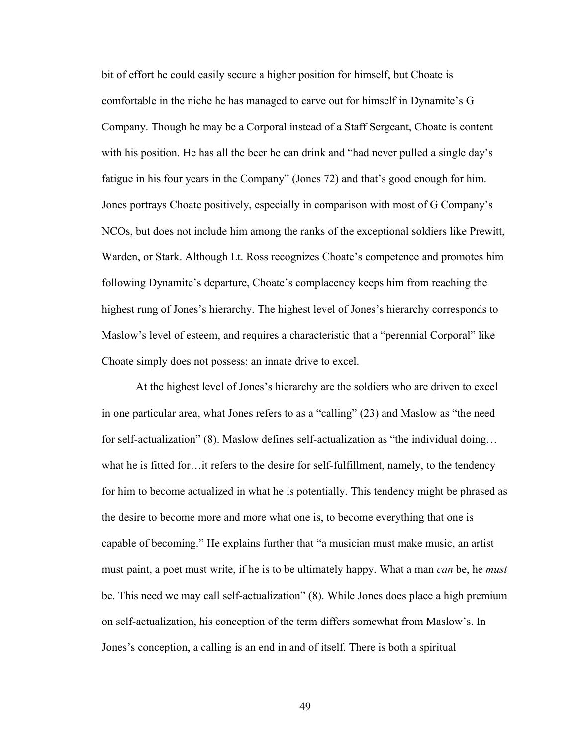bit of effort he could easily secure a higher position for himself, but Choate is comfortable in the niche he has managed to carve out for himself in Dynamite's G Company. Though he may be a Corporal instead of a Staff Sergeant, Choate is content with his position. He has all the beer he can drink and "had never pulled a single day's fatigue in his four years in the Company" (Jones 72) and that's good enough for him. Jones portrays Choate positively, especially in comparison with most of G Company's NCOs, but does not include him among the ranks of the exceptional soldiers like Prewitt, Warden, or Stark. Although Lt. Ross recognizes Choate's competence and promotes him following Dynamite's departure, Choate's complacency keeps him from reaching the highest rung of Jones's hierarchy. The highest level of Jones's hierarchy corresponds to Maslow's level of esteem, and requires a characteristic that a "perennial Corporal" like Choate simply does not possess: an innate drive to excel.

At the highest level of Jones's hierarchy are the soldiers who are driven to excel in one particular area, what Jones refers to as a "calling" (23) and Maslow as "the need for self-actualization" (8). Maslow defines self-actualization as "the individual doing… what he is fitted for…it refers to the desire for self-fulfillment, namely, to the tendency for him to become actualized in what he is potentially. This tendency might be phrased as the desire to become more and more what one is, to become everything that one is capable of becoming." He explains further that "a musician must make music, an artist must paint, a poet must write, if he is to be ultimately happy. What a man *can* be, he *must* be. This need we may call self-actualization" (8). While Jones does place a high premium on self-actualization, his conception of the term differs somewhat from Maslow's. In Jones's conception, a calling is an end in and of itself. There is both a spiritual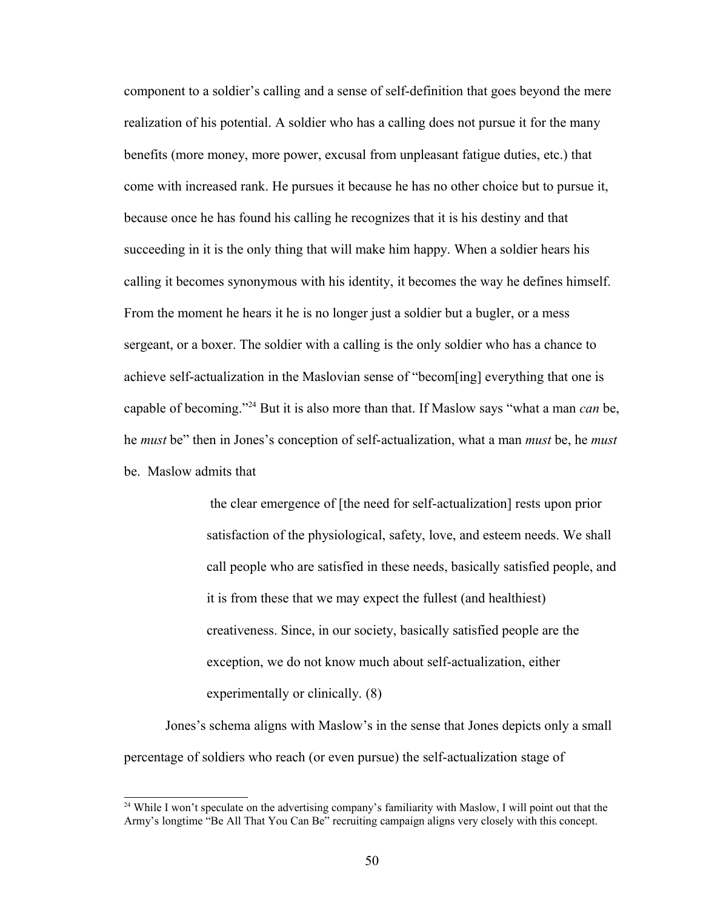component to a soldier's calling and a sense of self-definition that goes beyond the mere realization of his potential. A soldier who has a calling does not pursue it for the many benefits (more money, more power, excusal from unpleasant fatigue duties, etc.) that come with increased rank. He pursues it because he has no other choice but to pursue it, because once he has found his calling he recognizes that it is his destiny and that succeeding in it is the only thing that will make him happy. When a soldier hears his calling it becomes synonymous with his identity, it becomes the way he defines himself. From the moment he hears it he is no longer just a soldier but a bugler, or a mess sergeant, or a boxer. The soldier with a calling is the only soldier who has a chance to achieve self-actualization in the Maslovian sense of "becom[ing] everything that one is capable of becoming."[24] But it is also more than that. If Maslow says "what a man *can* be, he *must* be" then in Jones's conception of self-actualization, what a man *must* be, he *must* be. Maslow admits that

> the clear emergence of [the need for self-actualization] rests upon prior satisfaction of the physiological, safety, love, and esteem needs. We shall call people who are satisfied in these needs, basically satisfied people, and it is from these that we may expect the fullest (and healthiest) creativeness. Since, in our society, basically satisfied people are the exception, we do not know much about self-actualization, either experimentally or clinically. (8)

Jones's schema aligns with Maslow's in the sense that Jones depicts only a small percentage of soldiers who reach (or even pursue) the self-actualization stage of

---

[24] While I won't speculate on the advertising company's familiarity with Maslow, I will point out that the Army's longtime "Be All That You Can Be" recruiting campaign aligns very closely with this concept.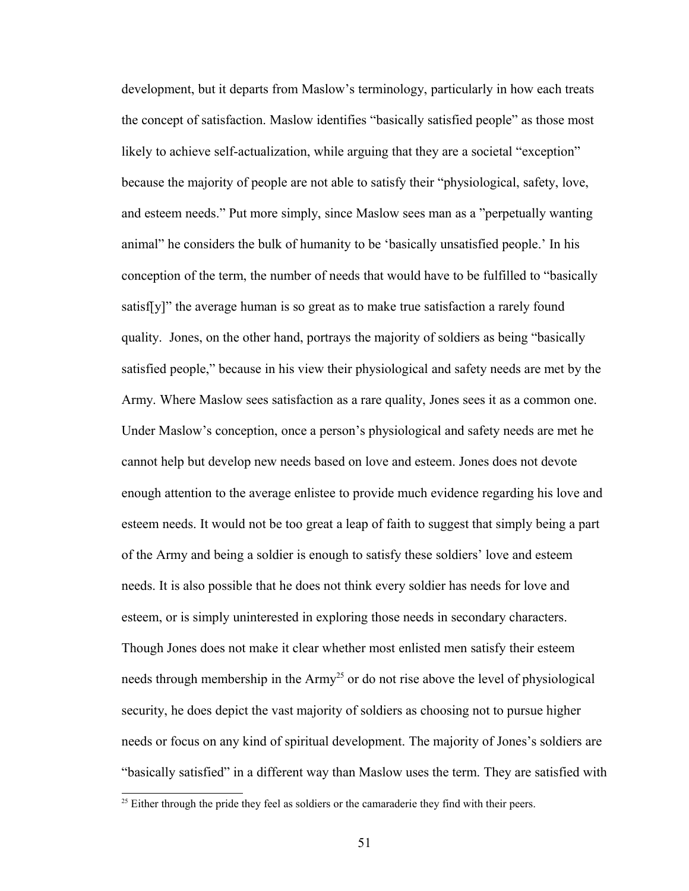development, but it departs from Maslow's terminology, particularly in how each treats the concept of satisfaction. Maslow identifies "basically satisfied people" as those most likely to achieve self-actualization, while arguing that they are a societal "exception" because the majority of people are not able to satisfy their "physiological, safety, love, and esteem needs." Put more simply, since Maslow sees man as a "perpetually wanting animal" he considers the bulk of humanity to be 'basically unsatisfied people.' In his conception of the term, the number of needs that would have to be fulfilled to "basically satisf[y]" the average human is so great as to make true satisfaction a rarely found quality. Jones, on the other hand, portrays the majority of soldiers as being "basically satisfied people," because in his view their physiological and safety needs are met by the Army. Where Maslow sees satisfaction as a rare quality, Jones sees it as a common one. Under Maslow's conception, once a person's physiological and safety needs are met he cannot help but develop new needs based on love and esteem. Jones does not devote enough attention to the average enlistee to provide much evidence regarding his love and esteem needs. It would not be too great a leap of faith to suggest that simply being a part of the Army and being a soldier is enough to satisfy these soldiers' love and esteem needs. It is also possible that he does not think every soldier has needs for love and esteem, or is simply uninterested in exploring those needs in secondary characters. Though Jones does not make it clear whether most enlisted men satisfy their esteem needs through membership in the Army[25] or do not rise above the level of physiological security, he does depict the vast majority of soldiers as choosing not to pursue higher needs or focus on any kind of spiritual development. The majority of Jones's soldiers are "basically satisfied" in a different way than Maslow uses the term. They are satisfied with

[25] Either through the pride they feel as soldiers or the camaraderie they find with their peers.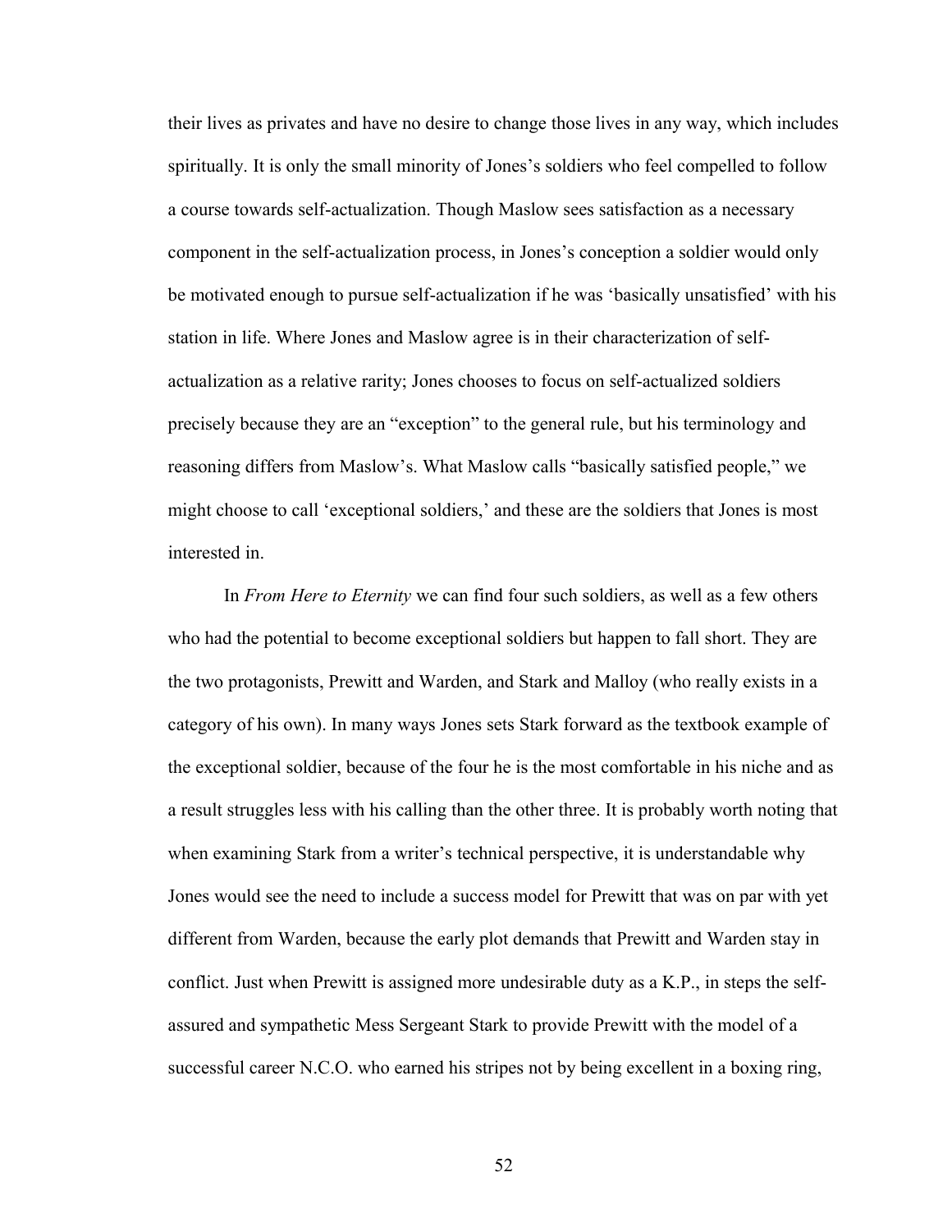their lives as privates and have no desire to change those lives in any way, which includes spiritually. It is only the small minority of Jones's soldiers who feel compelled to follow a course towards self-actualization. Though Maslow sees satisfaction as a necessary component in the self-actualization process, in Jones's conception a soldier would only be motivated enough to pursue self-actualization if he was 'basically unsatisfied' with his station in life. Where Jones and Maslow agree is in their characterization of self-actualization as a relative rarity; Jones chooses to focus on self-actualized soldiers precisely because they are an "exception" to the general rule, but his terminology and reasoning differs from Maslow's. What Maslow calls "basically satisfied people," we might choose to call 'exceptional soldiers,' and these are the soldiers that Jones is most interested in.

In *From Here to Eternity* we can find four such soldiers, as well as a few others who had the potential to become exceptional soldiers but happen to fall short. They are the two protagonists, Prewitt and Warden, and Stark and Malloy (who really exists in a category of his own). In many ways Jones sets Stark forward as the textbook example of the exceptional soldier, because of the four he is the most comfortable in his niche and as a result struggles less with his calling than the other three. It is probably worth noting that when examining Stark from a writer's technical perspective, it is understandable why Jones would see the need to include a success model for Prewitt that was on par with yet different from Warden, because the early plot demands that Prewitt and Warden stay in conflict. Just when Prewitt is assigned more undesirable duty as a K.P., in steps the self-assured and sympathetic Mess Sergeant Stark to provide Prewitt with the model of a successful career N.C.O. who earned his stripes not by being excellent in a boxing ring,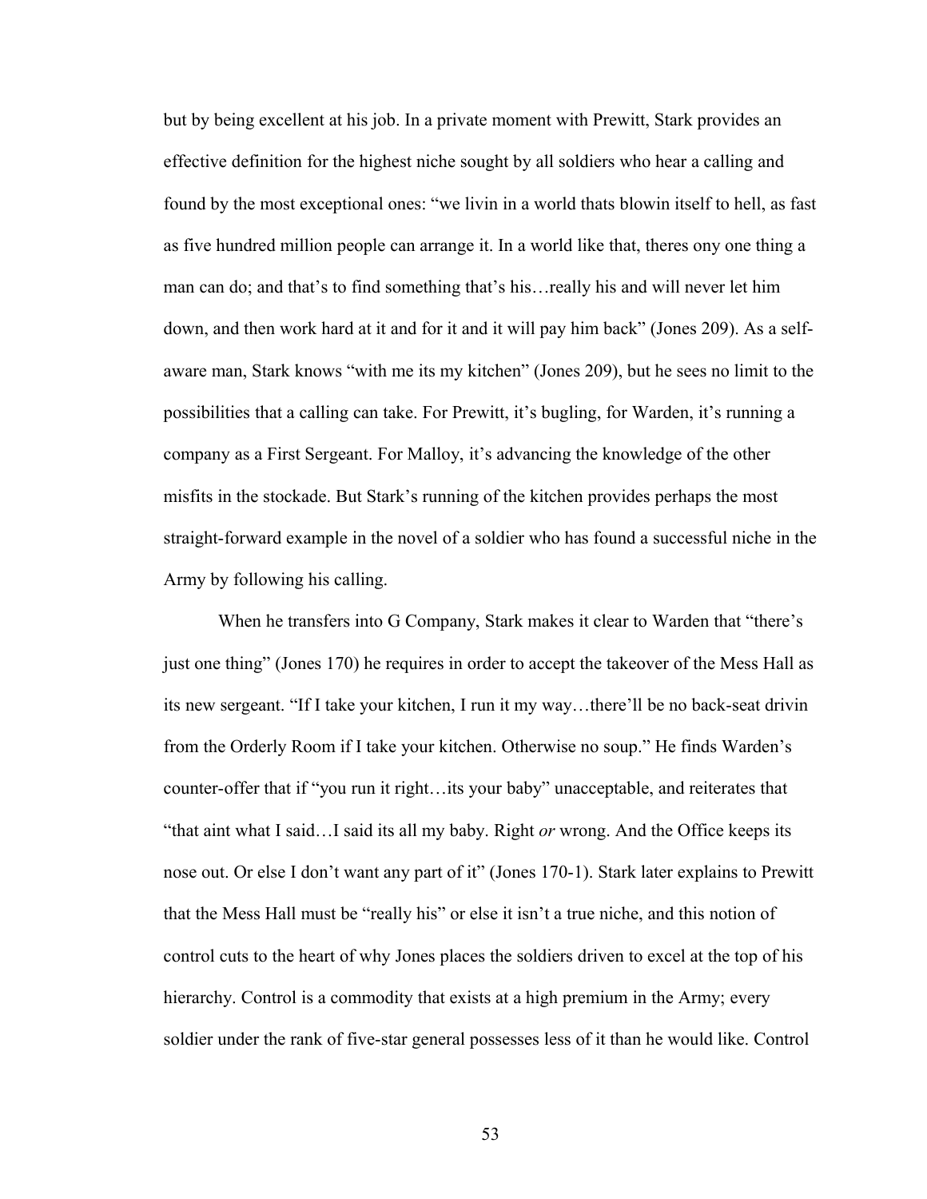but by being excellent at his job. In a private moment with Prewitt, Stark provides an effective definition for the highest niche sought by all soldiers who hear a calling and found by the most exceptional ones: "we livin in a world thats blowin itself to hell, as fast as five hundred million people can arrange it. In a world like that, theres ony one thing a man can do; and that's to find something that's his…really his and will never let him down, and then work hard at it and for it and it will pay him back" (Jones 209). As a self-aware man, Stark knows "with me its my kitchen" (Jones 209), but he sees no limit to the possibilities that a calling can take. For Prewitt, it's bugling, for Warden, it's running a company as a First Sergeant. For Malloy, it's advancing the knowledge of the other misfits in the stockade. But Stark's running of the kitchen provides perhaps the most straight-forward example in the novel of a soldier who has found a successful niche in the Army by following his calling.

When he transfers into G Company, Stark makes it clear to Warden that "there's just one thing" (Jones 170) he requires in order to accept the takeover of the Mess Hall as its new sergeant. "If I take your kitchen, I run it my way…there'll be no back-seat drivin from the Orderly Room if I take your kitchen. Otherwise no soup." He finds Warden's counter-offer that if "you run it right…its your baby" unacceptable, and reiterates that "that aint what I said…I said its all my baby. Right *or* wrong. And the Office keeps its nose out. Or else I don't want any part of it" (Jones 170-1). Stark later explains to Prewitt that the Mess Hall must be "really his" or else it isn't a true niche, and this notion of control cuts to the heart of why Jones places the soldiers driven to excel at the top of his hierarchy. Control is a commodity that exists at a high premium in the Army; every soldier under the rank of five-star general possesses less of it than he would like. Control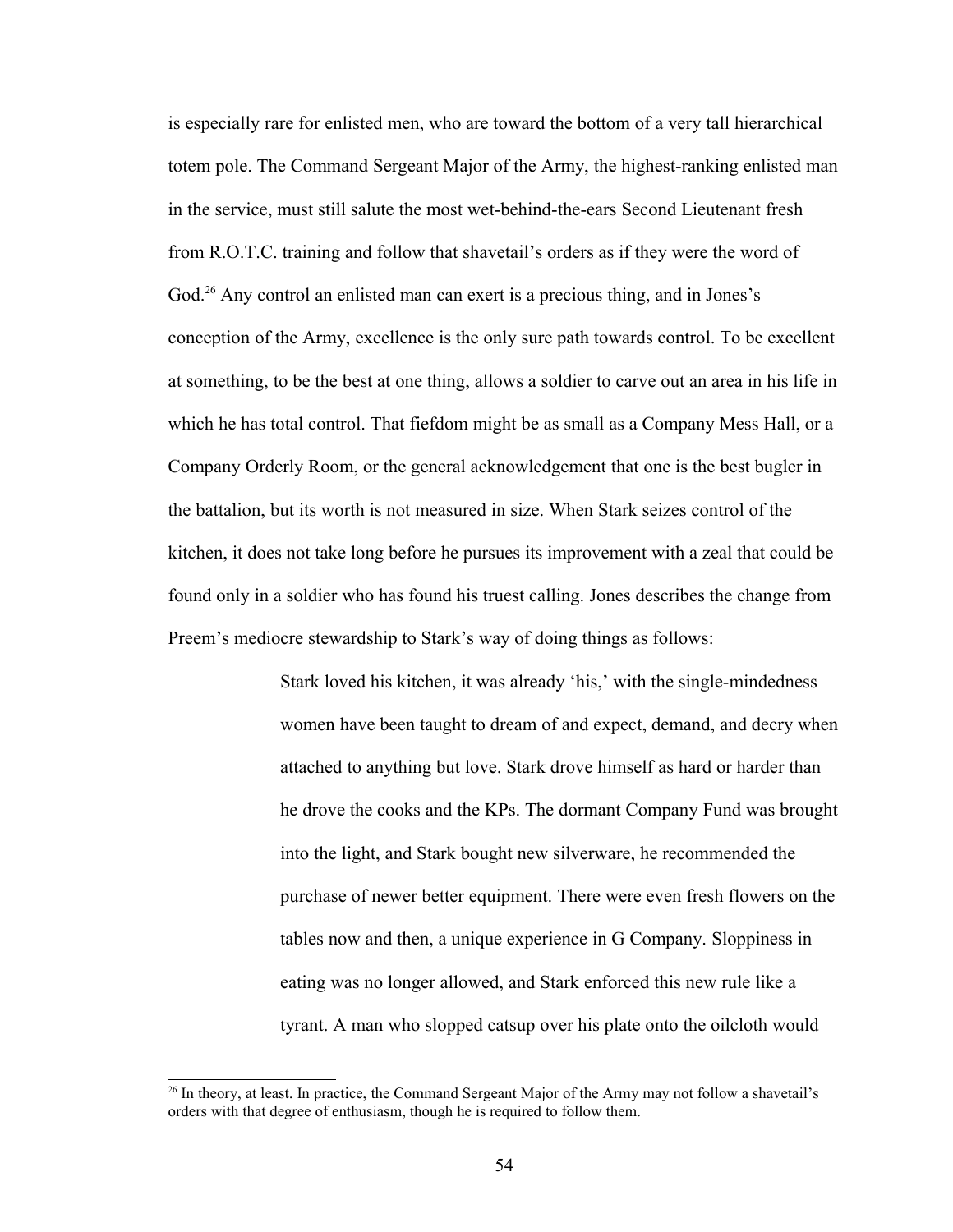is especially rare for enlisted men, who are toward the bottom of a very tall hierarchical totem pole. The Command Sergeant Major of the Army, the highest-ranking enlisted man in the service, must still salute the most wet-behind-the-ears Second Lieutenant fresh from R.O.T.C. training and follow that shavetail's orders as if they were the word of God.[26] Any control an enlisted man can exert is a precious thing, and in Jones's conception of the Army, excellence is the only sure path towards control. To be excellent at something, to be the best at one thing, allows a soldier to carve out an area in his life in which he has total control. That fiefdom might be as small as a Company Mess Hall, or a Company Orderly Room, or the general acknowledgement that one is the best bugler in the battalion, but its worth is not measured in size. When Stark seizes control of the kitchen, it does not take long before he pursues its improvement with a zeal that could be found only in a soldier who has found his truest calling. Jones describes the change from Preem's mediocre stewardship to Stark's way of doing things as follows:

> Stark loved his kitchen, it was already 'his,' with the single-mindedness women have been taught to dream of and expect, demand, and decry when attached to anything but love. Stark drove himself as hard or harder than he drove the cooks and the KPs. The dormant Company Fund was brought into the light, and Stark bought new silverware, he recommended the purchase of newer better equipment. There were even fresh flowers on the tables now and then, a unique experience in G Company. Sloppiness in eating was no longer allowed, and Stark enforced this new rule like a tyrant. A man who slopped catsup over his plate onto the oilcloth would

---

[26] In theory, at least. In practice, the Command Sergeant Major of the Army may not follow a shavetail's orders with that degree of enthusiasm, though he is required to follow them.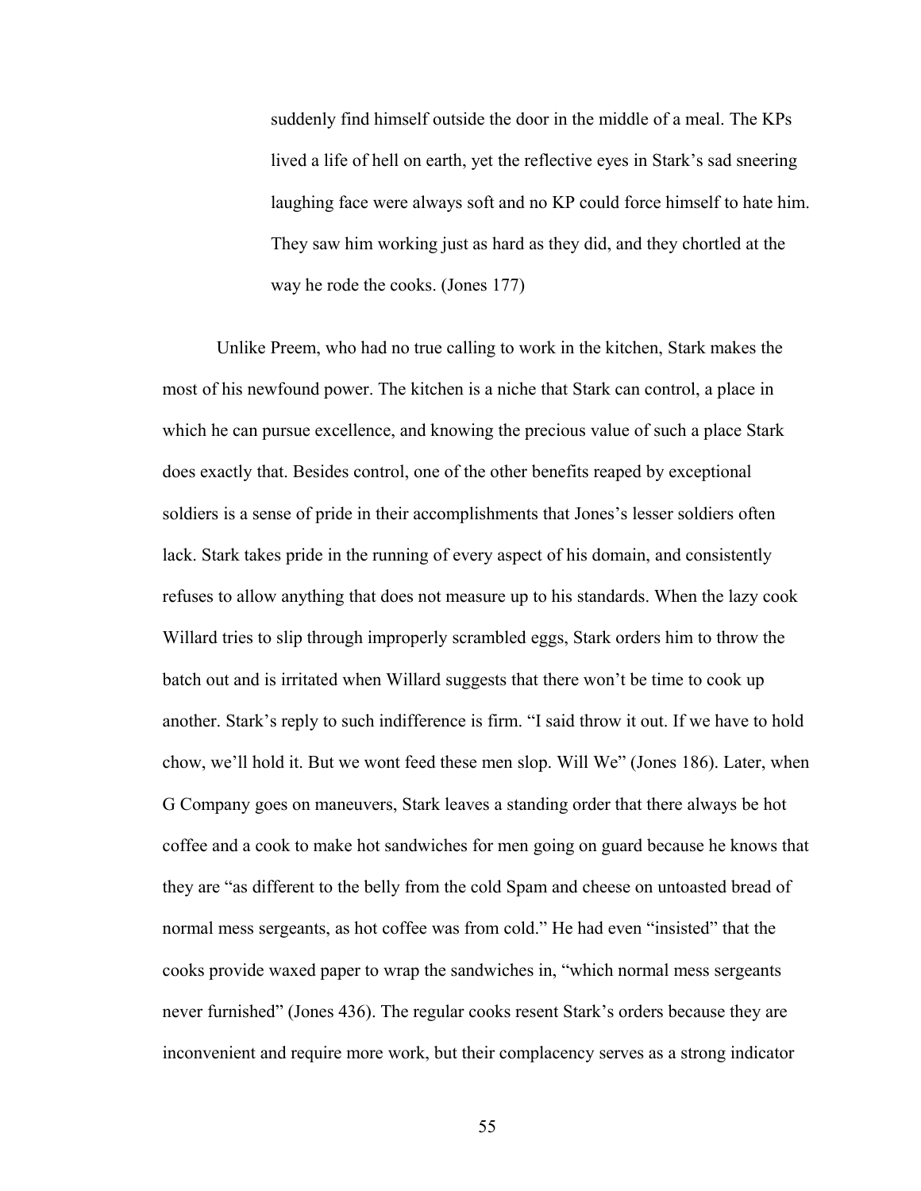> suddenly find himself outside the door in the middle of a meal. The KPs lived a life of hell on earth, yet the reflective eyes in Stark's sad sneering laughing face were always soft and no KP could force himself to hate him. They saw him working just as hard as they did, and they chortled at the way he rode the cooks. (Jones 177)

Unlike Preem, who had no true calling to work in the kitchen, Stark makes the most of his newfound power. The kitchen is a niche that Stark can control, a place in which he can pursue excellence, and knowing the precious value of such a place Stark does exactly that. Besides control, one of the other benefits reaped by exceptional soldiers is a sense of pride in their accomplishments that Jones's lesser soldiers often lack. Stark takes pride in the running of every aspect of his domain, and consistently refuses to allow anything that does not measure up to his standards. When the lazy cook Willard tries to slip through improperly scrambled eggs, Stark orders him to throw the batch out and is irritated when Willard suggests that there won't be time to cook up another. Stark's reply to such indifference is firm. "I said throw it out. If we have to hold chow, we'll hold it. But we wont feed these men slop. Will We" (Jones 186). Later, when G Company goes on maneuvers, Stark leaves a standing order that there always be hot coffee and a cook to make hot sandwiches for men going on guard because he knows that they are "as different to the belly from the cold Spam and cheese on untoasted bread of normal mess sergeants, as hot coffee was from cold." He had even "insisted" that the cooks provide waxed paper to wrap the sandwiches in, "which normal mess sergeants never furnished" (Jones 436). The regular cooks resent Stark's orders because they are inconvenient and require more work, but their complacency serves as a strong indicator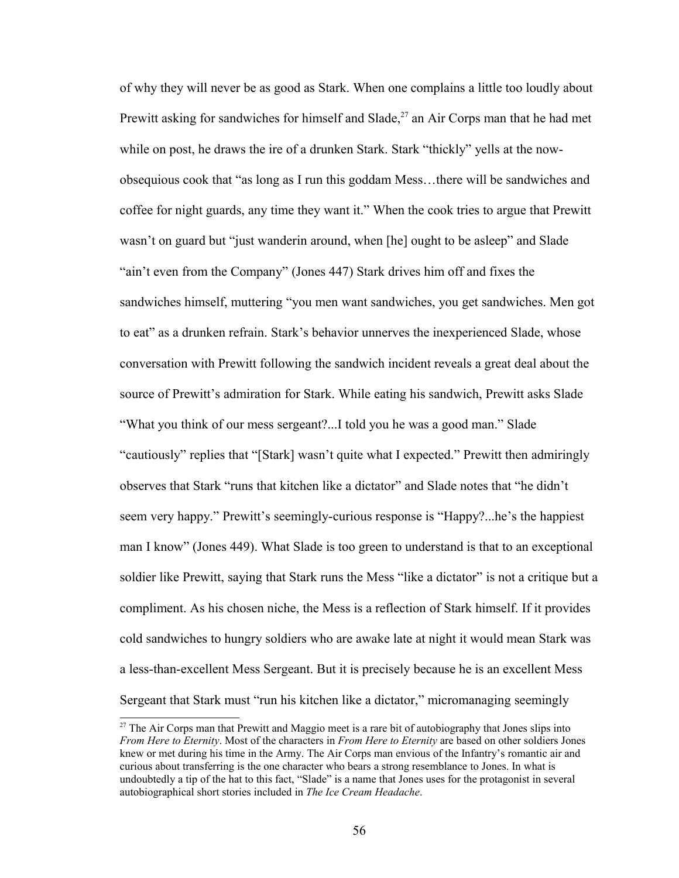of why they will never be as good as Stark. When one complains a little too loudly about Prewitt asking for sandwiches for himself and Slade,[27] an Air Corps man that he had met while on post, he draws the ire of a drunken Stark. Stark "thickly" yells at the now-obsequious cook that "as long as I run this goddam Mess…there will be sandwiches and coffee for night guards, any time they want it." When the cook tries to argue that Prewitt wasn't on guard but "just wanderin around, when [he] ought to be asleep" and Slade "ain't even from the Company" (Jones 447) Stark drives him off and fixes the sandwiches himself, muttering "you men want sandwiches, you get sandwiches. Men got to eat" as a drunken refrain. Stark's behavior unnerves the inexperienced Slade, whose conversation with Prewitt following the sandwich incident reveals a great deal about the source of Prewitt's admiration for Stark. While eating his sandwich, Prewitt asks Slade "What you think of our mess sergeant?...I told you he was a good man." Slade "cautiously" replies that "[Stark] wasn't quite what I expected." Prewitt then admiringly observes that Stark "runs that kitchen like a dictator" and Slade notes that "he didn't seem very happy." Prewitt's seemingly-curious response is "Happy?...he's the happiest man I know" (Jones 449). What Slade is too green to understand is that to an exceptional soldier like Prewitt, saying that Stark runs the Mess "like a dictator" is not a critique but a compliment. As his chosen niche, the Mess is a reflection of Stark himself. If it provides cold sandwiches to hungry soldiers who are awake late at night it would mean Stark was a less-than-excellent Mess Sergeant. But it is precisely because he is an excellent Mess Sergeant that Stark must "run his kitchen like a dictator," micromanaging seemingly

[27] The Air Corps man that Prewitt and Maggio meet is a rare bit of autobiography that Jones slips into *From Here to Eternity*. Most of the characters in *From Here to Eternity* are based on other soldiers Jones knew or met during his time in the Army. The Air Corps man envious of the Infantry's romantic air and curious about transferring is the one character who bears a strong resemblance to Jones. In what is undoubtedly a tip of the hat to this fact, "Slade" is a name that Jones uses for the protagonist in several autobiographical short stories included in *The Ice Cream Headache*.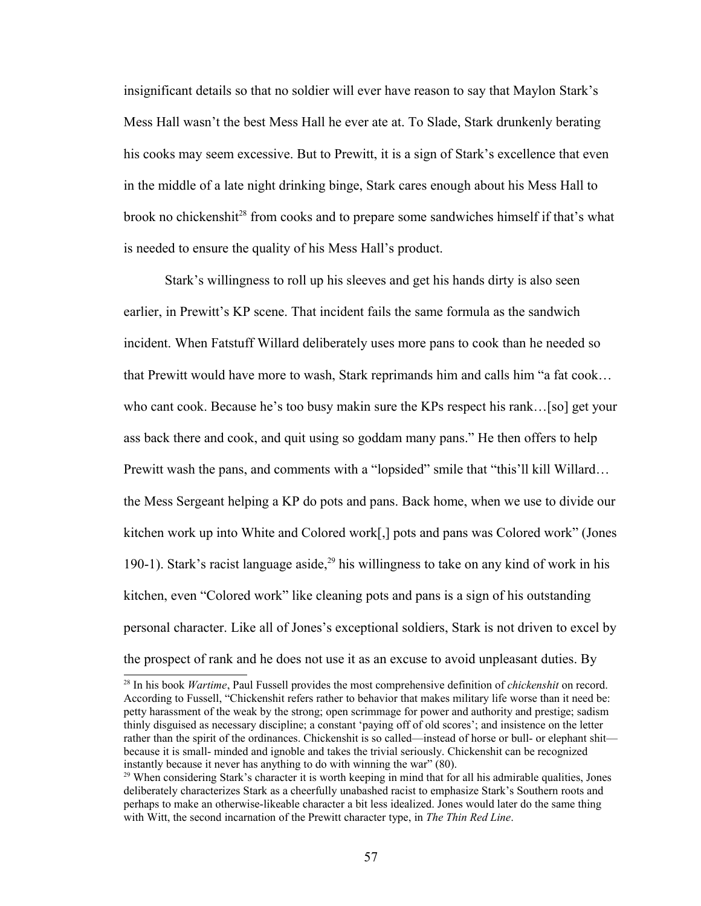insignificant details so that no soldier will ever have reason to say that Maylon Stark's Mess Hall wasn't the best Mess Hall he ever ate at. To Slade, Stark drunkenly berating his cooks may seem excessive. But to Prewitt, it is a sign of Stark's excellence that even in the middle of a late night drinking binge, Stark cares enough about his Mess Hall to brook no chickenshit[28] from cooks and to prepare some sandwiches himself if that's what is needed to ensure the quality of his Mess Hall's product.

Stark's willingness to roll up his sleeves and get his hands dirty is also seen earlier, in Prewitt's KP scene. That incident fails the same formula as the sandwich incident. When Fatstuff Willard deliberately uses more pans to cook than he needed so that Prewitt would have more to wash, Stark reprimands him and calls him "a fat cook… who cant cook. Because he's too busy makin sure the KPs respect his rank…[so] get your ass back there and cook, and quit using so goddam many pans." He then offers to help Prewitt wash the pans, and comments with a "lopsided" smile that "this'll kill Willard… the Mess Sergeant helping a KP do pots and pans. Back home, when we use to divide our kitchen work up into White and Colored work[,] pots and pans was Colored work" (Jones 190-1). Stark's racist language aside,[29] his willingness to take on any kind of work in his kitchen, even "Colored work" like cleaning pots and pans is a sign of his outstanding personal character. Like all of Jones's exceptional soldiers, Stark is not driven to excel by the prospect of rank and he does not use it as an excuse to avoid unpleasant duties. By

[28] In his book *Wartime*, Paul Fussell provides the most comprehensive definition of *chickenshit* on record. According to Fussell, "Chickenshit refers rather to behavior that makes military life worse than it need be: petty harassment of the weak by the strong; open scrimmage for power and authority and prestige; sadism thinly disguised as necessary discipline; a constant 'paying off of old scores'; and insistence on the letter rather than the spirit of the ordinances. Chickenshit is so called—instead of horse or bull- or elephant shit—because it is small- minded and ignoble and takes the trivial seriously. Chickenshit can be recognized instantly because it never has anything to do with winning the war" (80).

[29] When considering Stark's character it is worth keeping in mind that for all his admirable qualities, Jones deliberately characterizes Stark as a cheerfully unabashed racist to emphasize Stark's Southern roots and perhaps to make an otherwise-likeable character a bit less idealized. Jones would later do the same thing with Witt, the second incarnation of the Prewitt character type, in *The Thin Red Line*.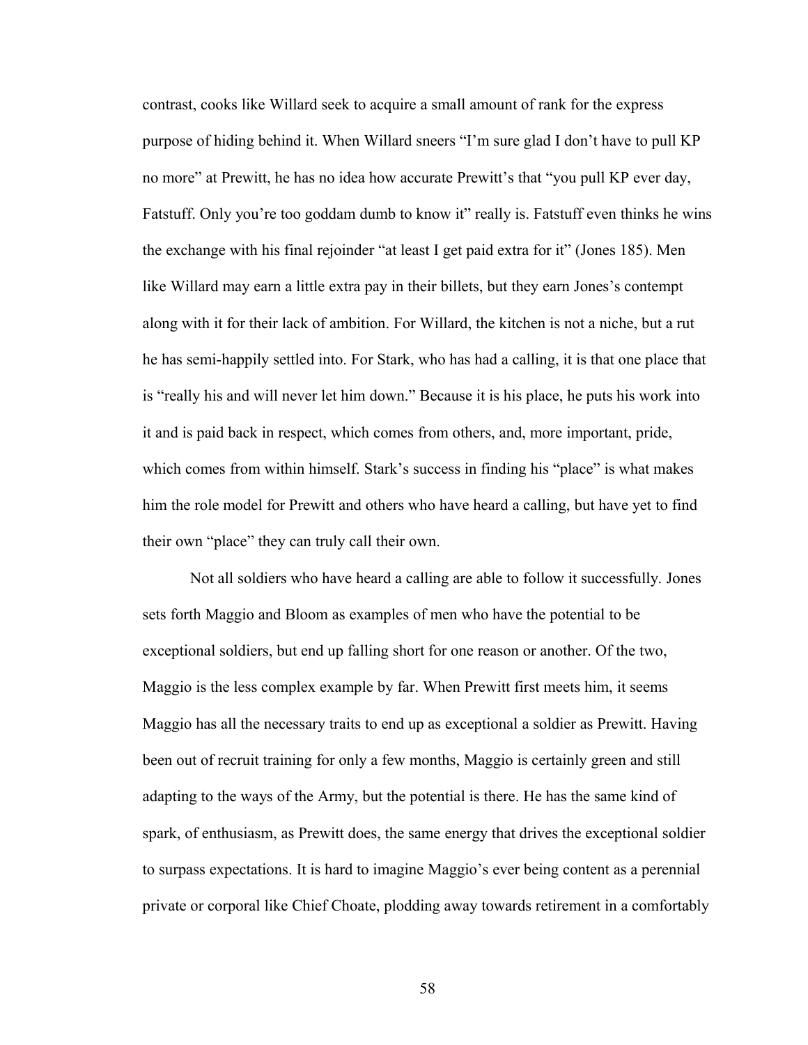contrast, cooks like Willard seek to acquire a small amount of rank for the express purpose of hiding behind it. When Willard sneers "I'm sure glad I don't have to pull KP no more" at Prewitt, he has no idea how accurate Prewitt's that "you pull KP ever day, Fatstuff. Only you're too goddam dumb to know it" really is. Fatstuff even thinks he wins the exchange with his final rejoinder "at least I get paid extra for it" (Jones 185). Men like Willard may earn a little extra pay in their billets, but they earn Jones's contempt along with it for their lack of ambition. For Willard, the kitchen is not a niche, but a rut he has semi-happily settled into. For Stark, who has had a calling, it is that one place that is "really his and will never let him down." Because it is his place, he puts his work into it and is paid back in respect, which comes from others, and, more important, pride, which comes from within himself. Stark's success in finding his "place" is what makes him the role model for Prewitt and others who have heard a calling, but have yet to find their own "place" they can truly call their own.

Not all soldiers who have heard a calling are able to follow it successfully. Jones sets forth Maggio and Bloom as examples of men who have the potential to be exceptional soldiers, but end up falling short for one reason or another. Of the two, Maggio is the less complex example by far. When Prewitt first meets him, it seems Maggio has all the necessary traits to end up as exceptional a soldier as Prewitt. Having been out of recruit training for only a few months, Maggio is certainly green and still adapting to the ways of the Army, but the potential is there. He has the same kind of spark, of enthusiasm, as Prewitt does, the same energy that drives the exceptional soldier to surpass expectations. It is hard to imagine Maggio's ever being content as a perennial private or corporal like Chief Choate, plodding away towards retirement in a comfortably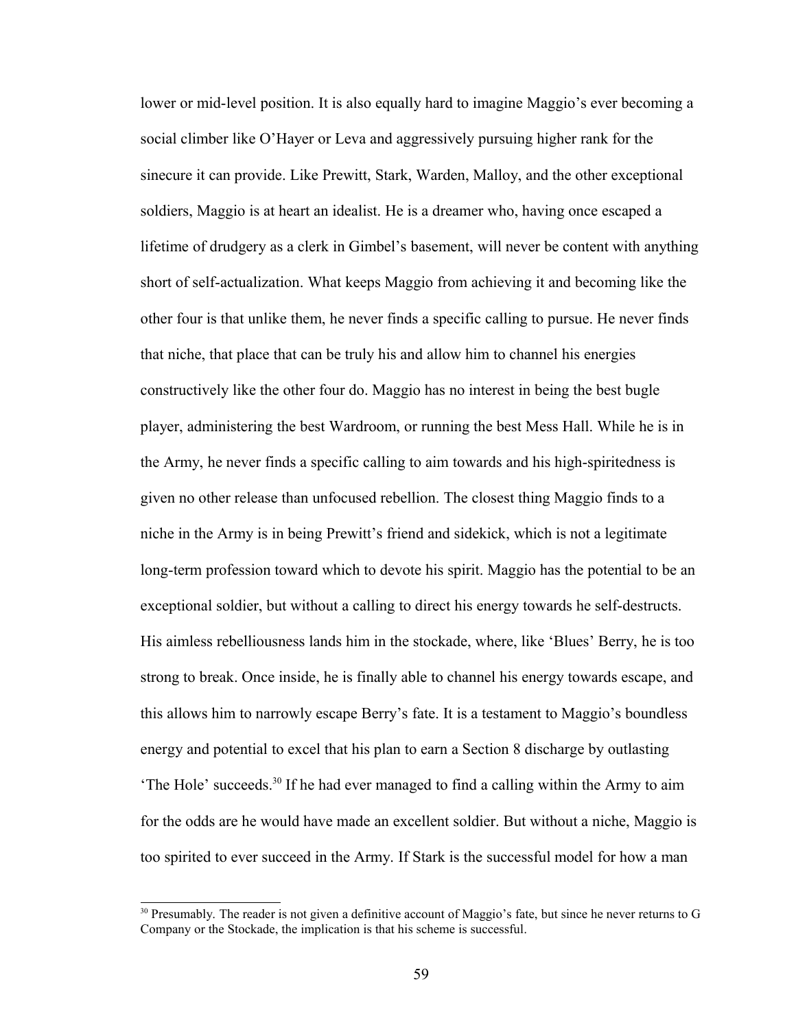lower or mid-level position. It is also equally hard to imagine Maggio's ever becoming a social climber like O'Hayer or Leva and aggressively pursuing higher rank for the sinecure it can provide. Like Prewitt, Stark, Warden, Malloy, and the other exceptional soldiers, Maggio is at heart an idealist. He is a dreamer who, having once escaped a lifetime of drudgery as a clerk in Gimbel's basement, will never be content with anything short of self-actualization. What keeps Maggio from achieving it and becoming like the other four is that unlike them, he never finds a specific calling to pursue. He never finds that niche, that place that can be truly his and allow him to channel his energies constructively like the other four do. Maggio has no interest in being the best bugle player, administering the best Wardroom, or running the best Mess Hall. While he is in the Army, he never finds a specific calling to aim towards and his high-spiritedness is given no other release than unfocused rebellion. The closest thing Maggio finds to a niche in the Army is in being Prewitt's friend and sidekick, which is not a legitimate long-term profession toward which to devote his spirit. Maggio has the potential to be an exceptional soldier, but without a calling to direct his energy towards he self-destructs. His aimless rebelliousness lands him in the stockade, where, like 'Blues' Berry, he is too strong to break. Once inside, he is finally able to channel his energy towards escape, and this allows him to narrowly escape Berry's fate. It is a testament to Maggio's boundless energy and potential to excel that his plan to earn a Section 8 discharge by outlasting 'The Hole' succeeds.[30] If he had ever managed to find a calling within the Army to aim for the odds are he would have made an excellent soldier. But without a niche, Maggio is too spirited to ever succeed in the Army. If Stark is the successful model for how a man

[30] Presumably. The reader is not given a definitive account of Maggio's fate, but since he never returns to G Company or the Stockade, the implication is that his scheme is successful.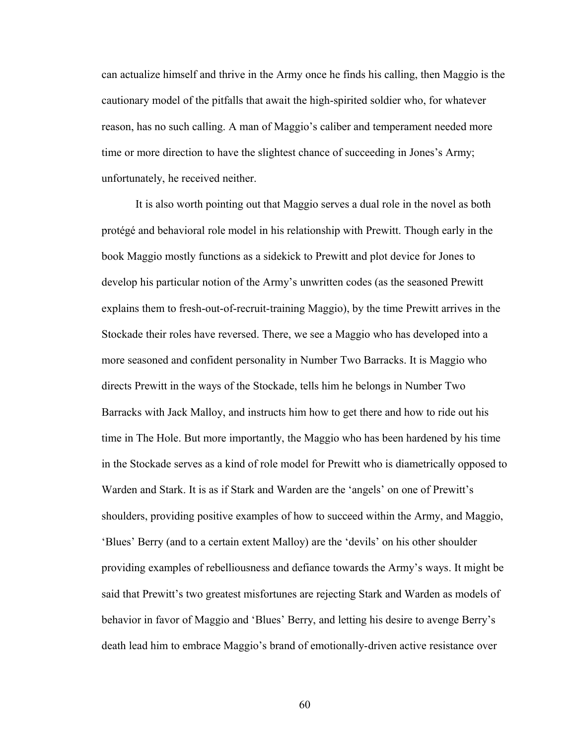can actualize himself and thrive in the Army once he finds his calling, then Maggio is the cautionary model of the pitfalls that await the high-spirited soldier who, for whatever reason, has no such calling. A man of Maggio's caliber and temperament needed more time or more direction to have the slightest chance of succeeding in Jones's Army; unfortunately, he received neither.

It is also worth pointing out that Maggio serves a dual role in the novel as both protégé and behavioral role model in his relationship with Prewitt. Though early in the book Maggio mostly functions as a sidekick to Prewitt and plot device for Jones to develop his particular notion of the Army's unwritten codes (as the seasoned Prewitt explains them to fresh-out-of-recruit-training Maggio), by the time Prewitt arrives in the Stockade their roles have reversed. There, we see a Maggio who has developed into a more seasoned and confident personality in Number Two Barracks. It is Maggio who directs Prewitt in the ways of the Stockade, tells him he belongs in Number Two Barracks with Jack Malloy, and instructs him how to get there and how to ride out his time in The Hole. But more importantly, the Maggio who has been hardened by his time in the Stockade serves as a kind of role model for Prewitt who is diametrically opposed to Warden and Stark. It is as if Stark and Warden are the 'angels' on one of Prewitt's shoulders, providing positive examples of how to succeed within the Army, and Maggio, 'Blues' Berry (and to a certain extent Malloy) are the 'devils' on his other shoulder providing examples of rebelliousness and defiance towards the Army's ways. It might be said that Prewitt's two greatest misfortunes are rejecting Stark and Warden as models of behavior in favor of Maggio and 'Blues' Berry, and letting his desire to avenge Berry's death lead him to embrace Maggio's brand of emotionally-driven active resistance over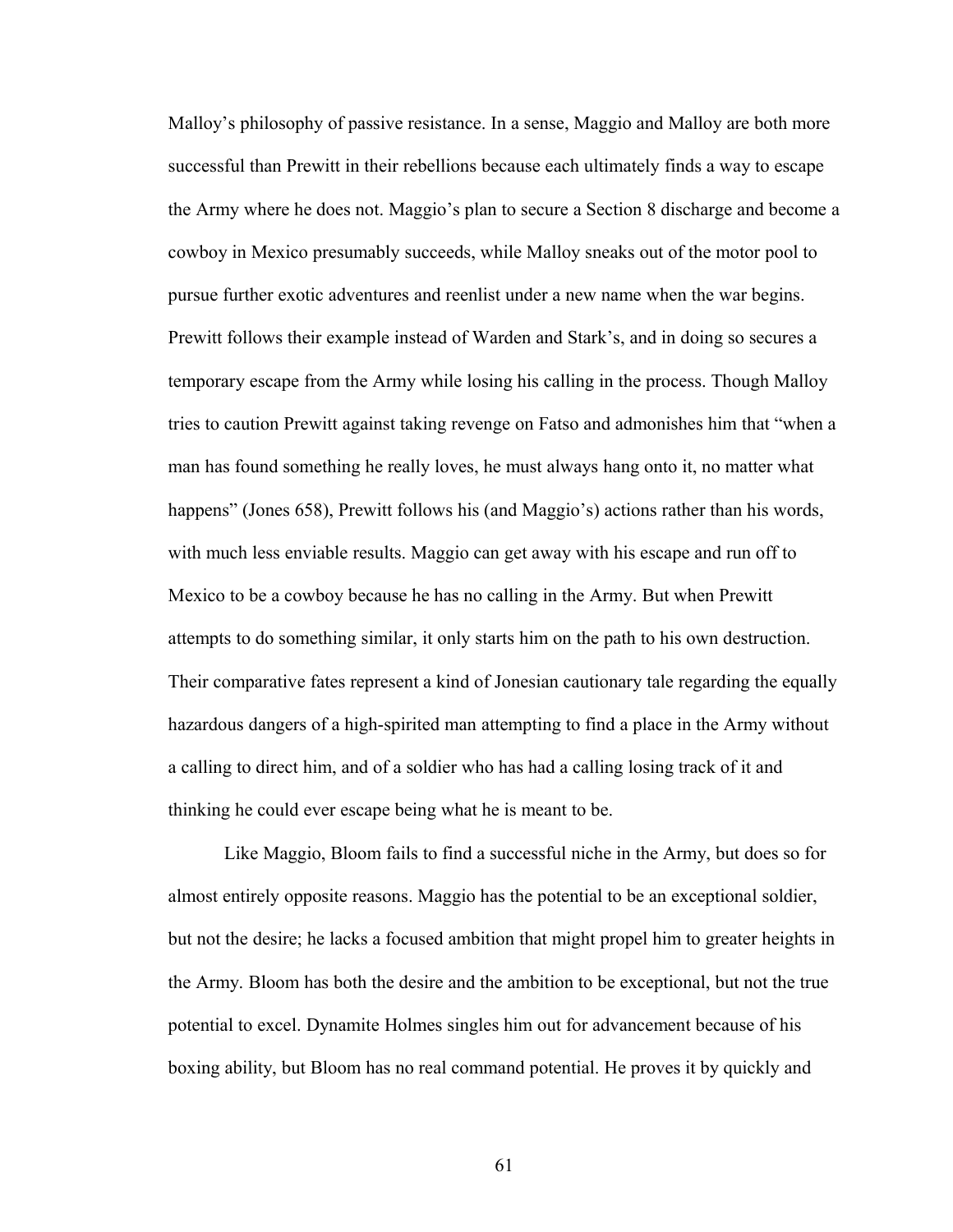Malloy's philosophy of passive resistance. In a sense, Maggio and Malloy are both more successful than Prewitt in their rebellions because each ultimately finds a way to escape the Army where he does not. Maggio's plan to secure a Section 8 discharge and become a cowboy in Mexico presumably succeeds, while Malloy sneaks out of the motor pool to pursue further exotic adventures and reenlist under a new name when the war begins. Prewitt follows their example instead of Warden and Stark's, and in doing so secures a temporary escape from the Army while losing his calling in the process. Though Malloy tries to caution Prewitt against taking revenge on Fatso and admonishes him that "when a man has found something he really loves, he must always hang onto it, no matter what happens" (Jones 658), Prewitt follows his (and Maggio's) actions rather than his words, with much less enviable results. Maggio can get away with his escape and run off to Mexico to be a cowboy because he has no calling in the Army. But when Prewitt attempts to do something similar, it only starts him on the path to his own destruction. Their comparative fates represent a kind of Jonesian cautionary tale regarding the equally hazardous dangers of a high-spirited man attempting to find a place in the Army without a calling to direct him, and of a soldier who has had a calling losing track of it and thinking he could ever escape being what he is meant to be.

Like Maggio, Bloom fails to find a successful niche in the Army, but does so for almost entirely opposite reasons. Maggio has the potential to be an exceptional soldier, but not the desire; he lacks a focused ambition that might propel him to greater heights in the Army. Bloom has both the desire and the ambition to be exceptional, but not the true potential to excel. Dynamite Holmes singles him out for advancement because of his boxing ability, but Bloom has no real command potential. He proves it by quickly and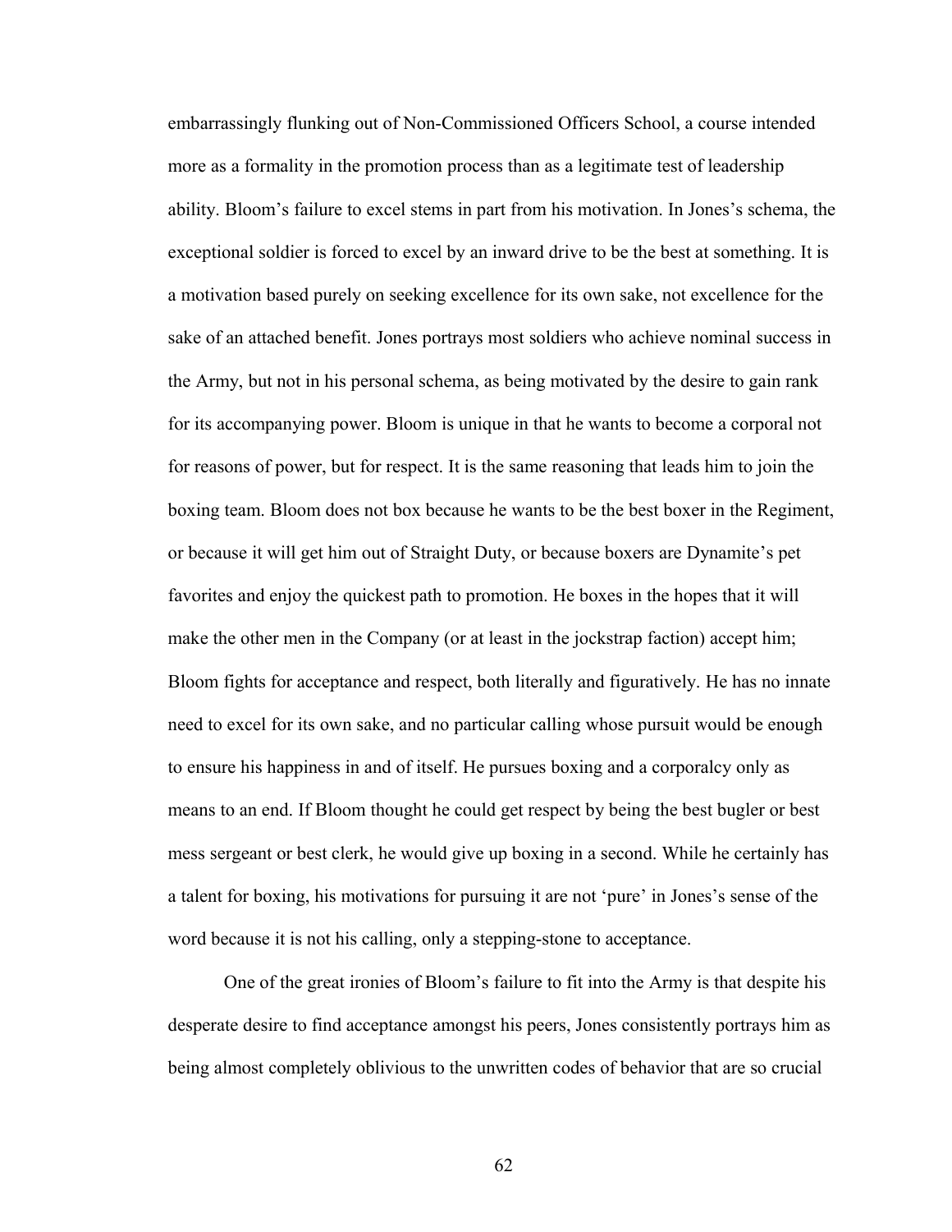embarrassingly flunking out of Non-Commissioned Officers School, a course intended more as a formality in the promotion process than as a legitimate test of leadership ability. Bloom's failure to excel stems in part from his motivation. In Jones's schema, the exceptional soldier is forced to excel by an inward drive to be the best at something. It is a motivation based purely on seeking excellence for its own sake, not excellence for the sake of an attached benefit. Jones portrays most soldiers who achieve nominal success in the Army, but not in his personal schema, as being motivated by the desire to gain rank for its accompanying power. Bloom is unique in that he wants to become a corporal not for reasons of power, but for respect. It is the same reasoning that leads him to join the boxing team. Bloom does not box because he wants to be the best boxer in the Regiment, or because it will get him out of Straight Duty, or because boxers are Dynamite's pet favorites and enjoy the quickest path to promotion. He boxes in the hopes that it will make the other men in the Company (or at least in the jockstrap faction) accept him; Bloom fights for acceptance and respect, both literally and figuratively. He has no innate need to excel for its own sake, and no particular calling whose pursuit would be enough to ensure his happiness in and of itself. He pursues boxing and a corporalcy only as means to an end. If Bloom thought he could get respect by being the best bugler or best mess sergeant or best clerk, he would give up boxing in a second. While he certainly has a talent for boxing, his motivations for pursuing it are not 'pure' in Jones's sense of the word because it is not his calling, only a stepping-stone to acceptance.

One of the great ironies of Bloom's failure to fit into the Army is that despite his desperate desire to find acceptance amongst his peers, Jones consistently portrays him as being almost completely oblivious to the unwritten codes of behavior that are so crucial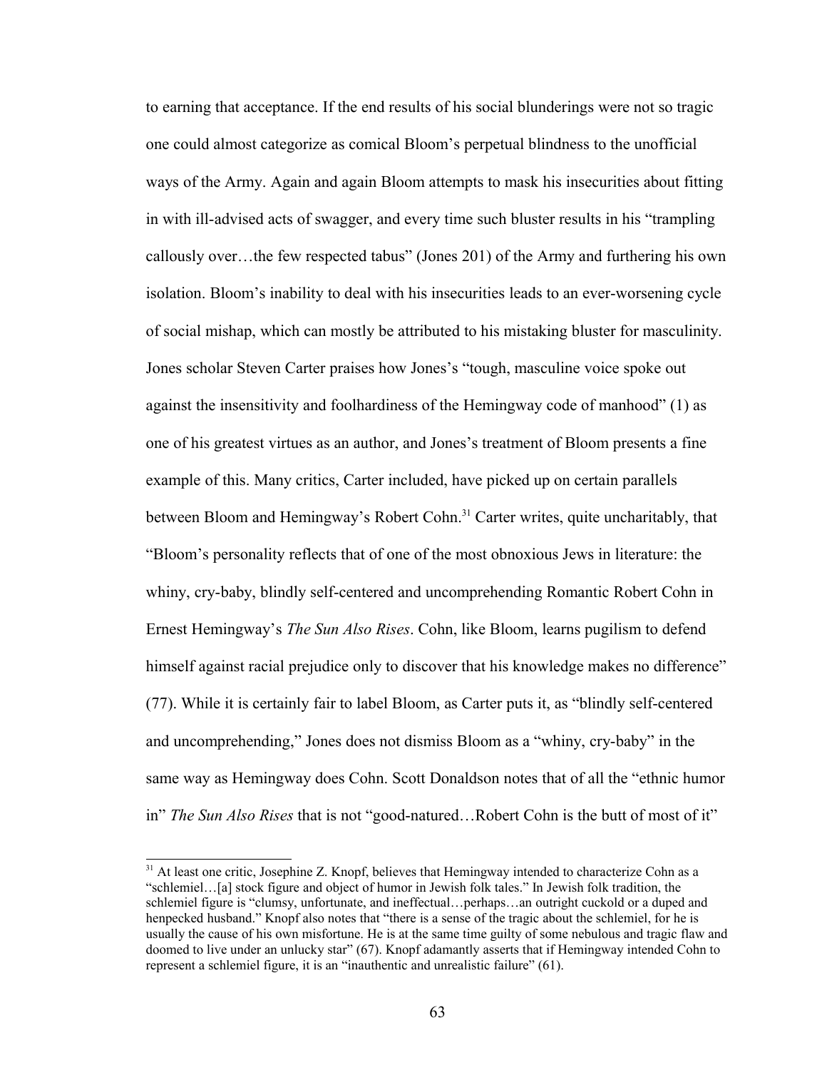to earning that acceptance. If the end results of his social blunderings were not so tragic one could almost categorize as comical Bloom's perpetual blindness to the unofficial ways of the Army. Again and again Bloom attempts to mask his insecurities about fitting in with ill-advised acts of swagger, and every time such bluster results in his "trampling callously over…the few respected tabus" (Jones 201) of the Army and furthering his own isolation. Bloom's inability to deal with his insecurities leads to an ever-worsening cycle of social mishap, which can mostly be attributed to his mistaking bluster for masculinity. Jones scholar Steven Carter praises how Jones's "tough, masculine voice spoke out against the insensitivity and foolhardiness of the Hemingway code of manhood" (1) as one of his greatest virtues as an author, and Jones's treatment of Bloom presents a fine example of this. Many critics, Carter included, have picked up on certain parallels between Bloom and Hemingway's Robert Cohn.[31] Carter writes, quite uncharitably, that "Bloom's personality reflects that of one of the most obnoxious Jews in literature: the whiny, cry-baby, blindly self-centered and uncomprehending Romantic Robert Cohn in Ernest Hemingway's *The Sun Also Rises*. Cohn, like Bloom, learns pugilism to defend himself against racial prejudice only to discover that his knowledge makes no difference" (77). While it is certainly fair to label Bloom, as Carter puts it, as "blindly self-centered and uncomprehending," Jones does not dismiss Bloom as a "whiny, cry-baby" in the same way as Hemingway does Cohn. Scott Donaldson notes that of all the "ethnic humor in" *The Sun Also Rises* that is not "good-natured…Robert Cohn is the butt of most of it"

[31] At least one critic, Josephine Z. Knopf, believes that Hemingway intended to characterize Cohn as a "schlemiel…[a] stock figure and object of humor in Jewish folk tales." In Jewish folk tradition, the schlemiel figure is "clumsy, unfortunate, and ineffectual…perhaps…an outright cuckold or a duped and henpecked husband." Knopf also notes that "there is a sense of the tragic about the schlemiel, for he is usually the cause of his own misfortune. He is at the same time guilty of some nebulous and tragic flaw and doomed to live under an unlucky star" (67). Knopf adamantly asserts that if Hemingway intended Cohn to represent a schlemiel figure, it is an "inauthentic and unrealistic failure" (61).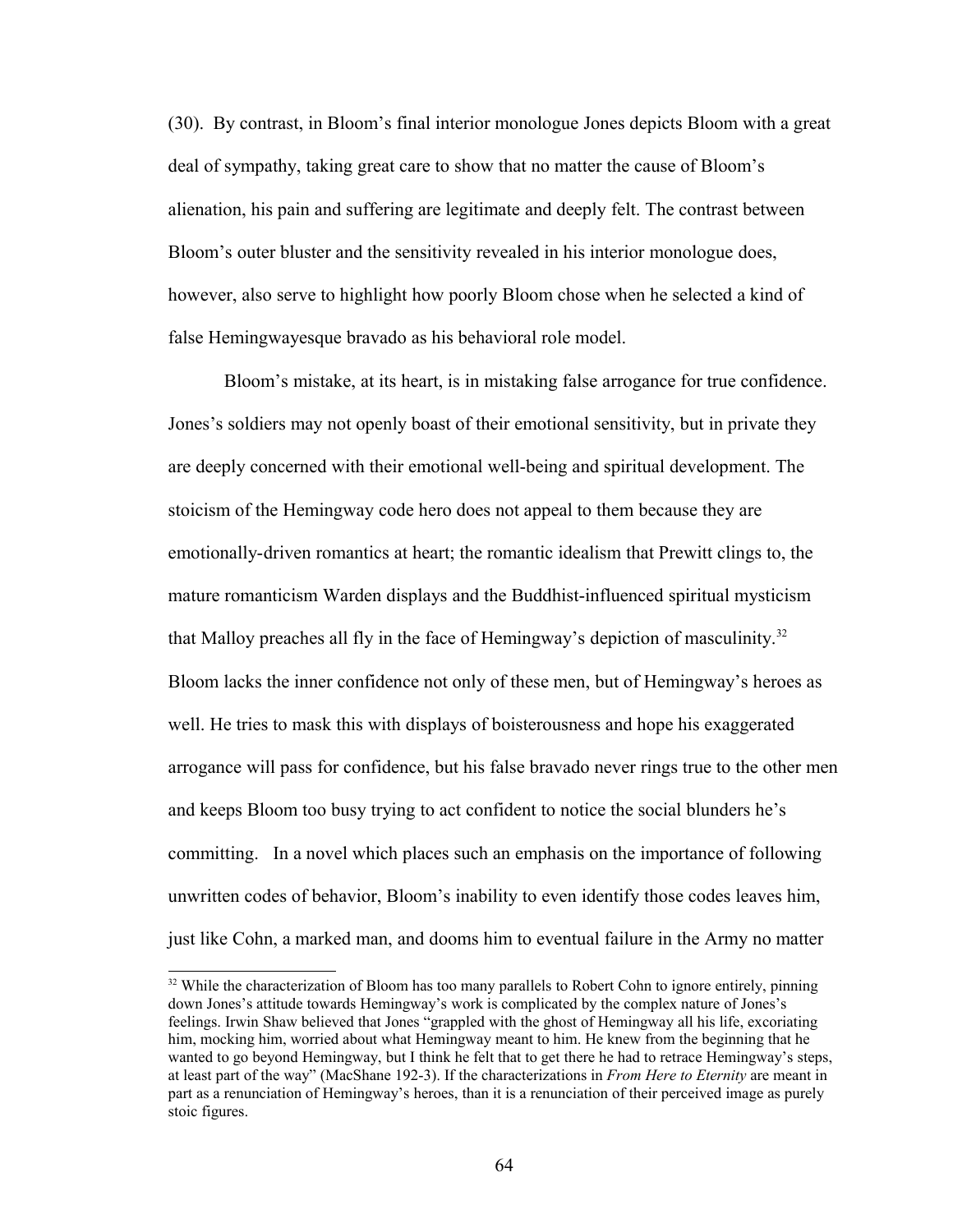(30). By contrast, in Bloom's final interior monologue Jones depicts Bloom with a great deal of sympathy, taking great care to show that no matter the cause of Bloom's alienation, his pain and suffering are legitimate and deeply felt. The contrast between Bloom's outer bluster and the sensitivity revealed in his interior monologue does, however, also serve to highlight how poorly Bloom chose when he selected a kind of false Hemingwayesque bravado as his behavioral role model.

Bloom's mistake, at its heart, is in mistaking false arrogance for true confidence. Jones's soldiers may not openly boast of their emotional sensitivity, but in private they are deeply concerned with their emotional well-being and spiritual development. The stoicism of the Hemingway code hero does not appeal to them because they are emotionally-driven romantics at heart; the romantic idealism that Prewitt clings to, the mature romanticism Warden displays and the Buddhist-influenced spiritual mysticism that Malloy preaches all fly in the face of Hemingway's depiction of masculinity.[32] Bloom lacks the inner confidence not only of these men, but of Hemingway's heroes as well. He tries to mask this with displays of boisterousness and hope his exaggerated arrogance will pass for confidence, but his false bravado never rings true to the other men and keeps Bloom too busy trying to act confident to notice the social blunders he's committing. In a novel which places such an emphasis on the importance of following unwritten codes of behavior, Bloom's inability to even identify those codes leaves him, just like Cohn, a marked man, and dooms him to eventual failure in the Army no matter

[32] While the characterization of Bloom has too many parallels to Robert Cohn to ignore entirely, pinning down Jones's attitude towards Hemingway's work is complicated by the complex nature of Jones's feelings. Irwin Shaw believed that Jones "grappled with the ghost of Hemingway all his life, excoriating him, mocking him, worried about what Hemingway meant to him. He knew from the beginning that he wanted to go beyond Hemingway, but I think he felt that to get there he had to retrace Hemingway's steps, at least part of the way" (MacShane 192-3). If the characterizations in *From Here to Eternity* are meant in part as a renunciation of Hemingway's heroes, than it is a renunciation of their perceived image as purely stoic figures.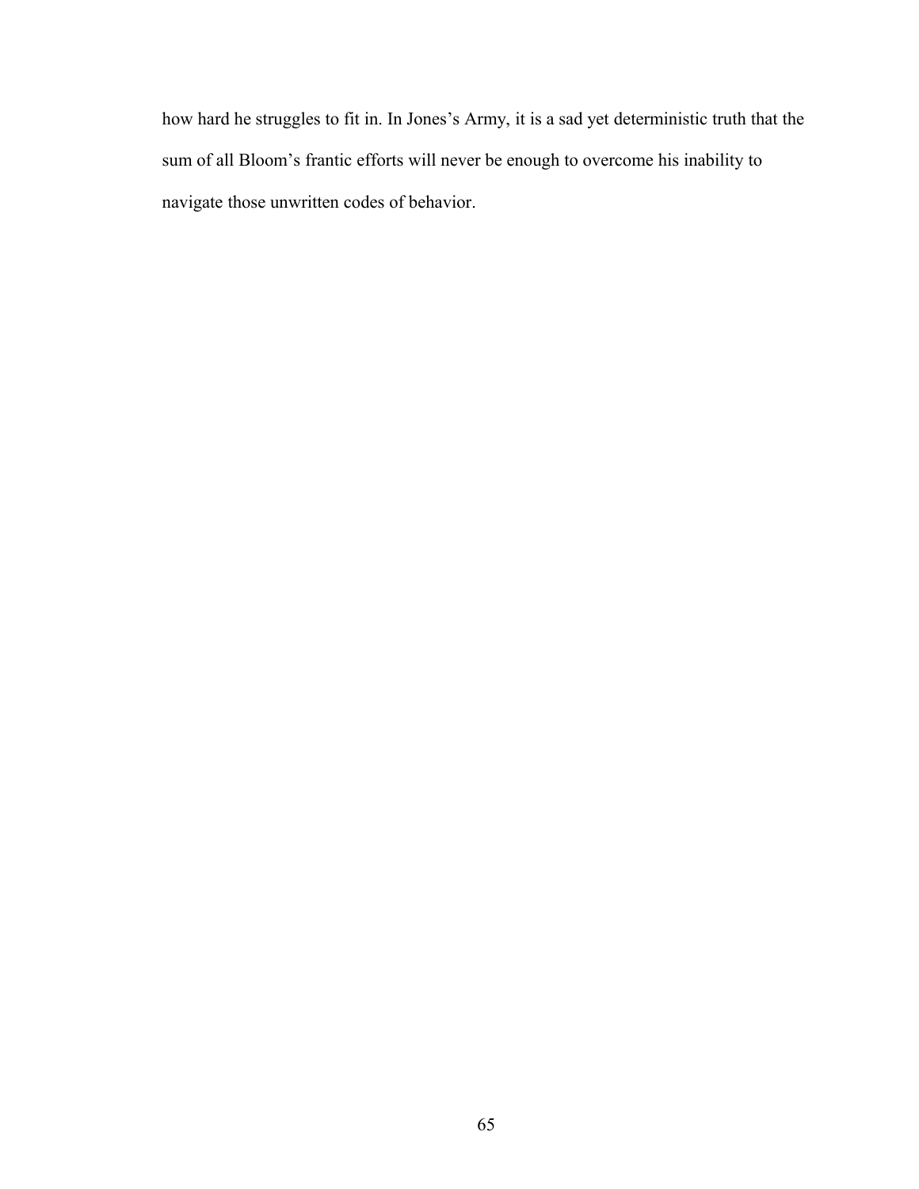how hard he struggles to fit in. In Jones's Army, it is a sad yet deterministic truth that the sum of all Bloom's frantic efforts will never be enough to overcome his inability to navigate those unwritten codes of behavior.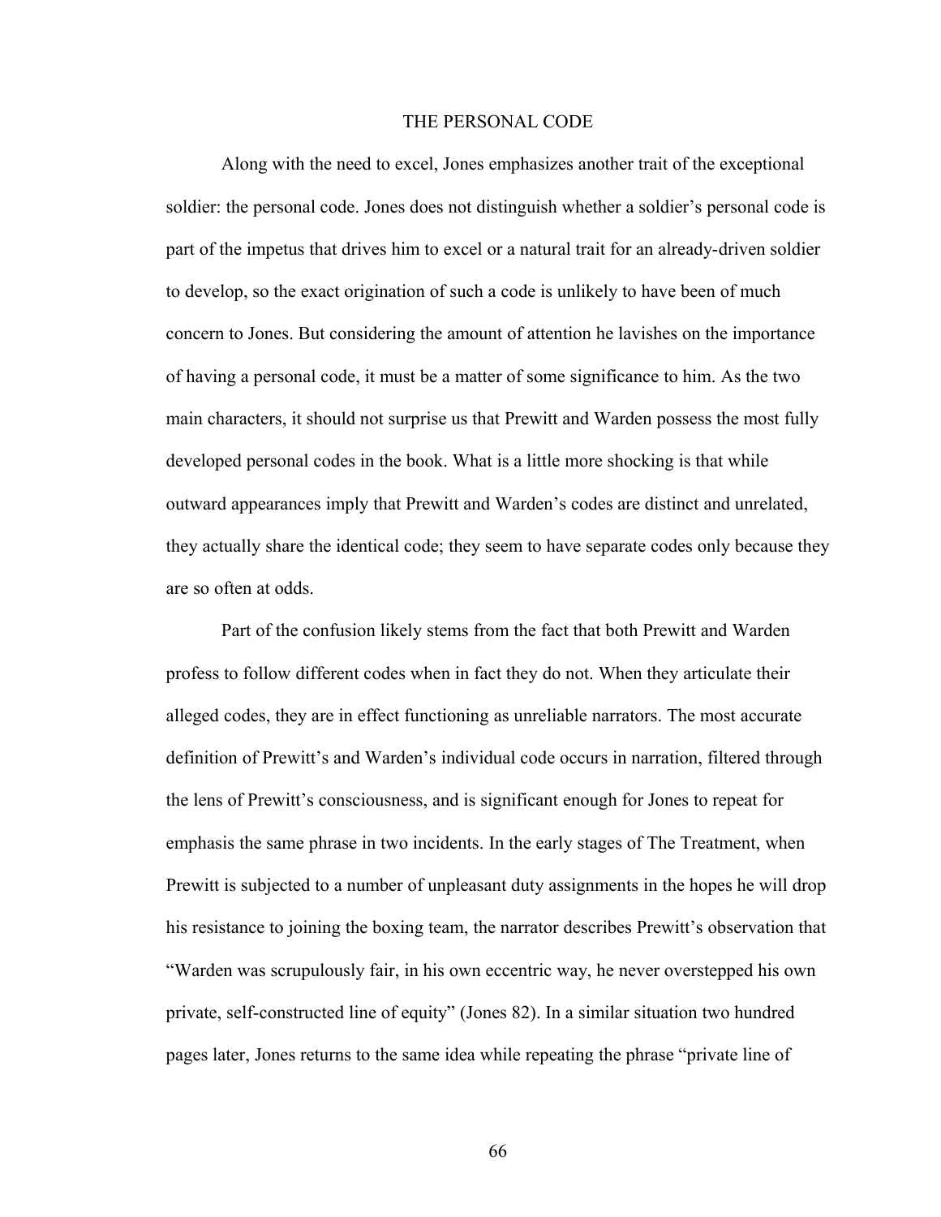# THE PERSONAL CODE

Along with the need to excel, Jones emphasizes another trait of the exceptional soldier: the personal code. Jones does not distinguish whether a soldier's personal code is part of the impetus that drives him to excel or a natural trait for an already-driven soldier to develop, so the exact origination of such a code is unlikely to have been of much concern to Jones. But considering the amount of attention he lavishes on the importance of having a personal code, it must be a matter of some significance to him. As the two main characters, it should not surprise us that Prewitt and Warden possess the most fully developed personal codes in the book. What is a little more shocking is that while outward appearances imply that Prewitt and Warden's codes are distinct and unrelated, they actually share the identical code; they seem to have separate codes only because they are so often at odds.

Part of the confusion likely stems from the fact that both Prewitt and Warden profess to follow different codes when in fact they do not. When they articulate their alleged codes, they are in effect functioning as unreliable narrators. The most accurate definition of Prewitt's and Warden's individual code occurs in narration, filtered through the lens of Prewitt's consciousness, and is significant enough for Jones to repeat for emphasis the same phrase in two incidents. In the early stages of The Treatment, when Prewitt is subjected to a number of unpleasant duty assignments in the hopes he will drop his resistance to joining the boxing team, the narrator describes Prewitt's observation that "Warden was scrupulously fair, in his own eccentric way, he never overstepped his own private, self-constructed line of equity" (Jones 82). In a similar situation two hundred pages later, Jones returns to the same idea while repeating the phrase "private line of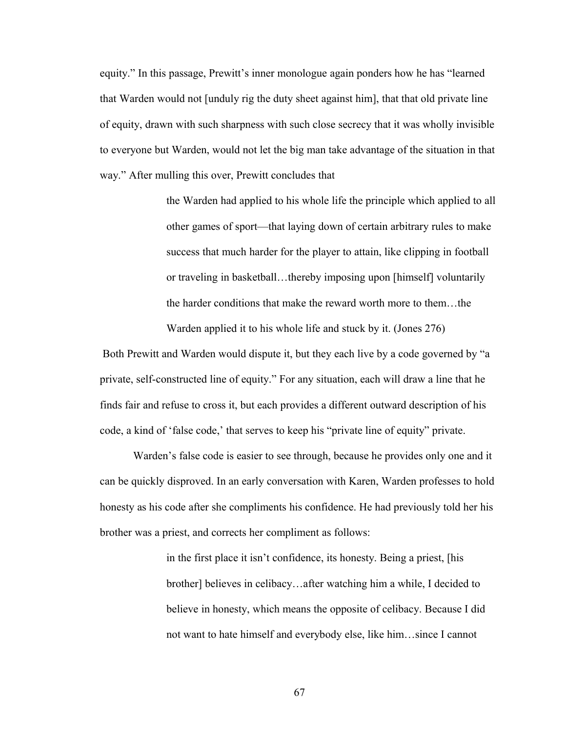equity." In this passage, Prewitt's inner monologue again ponders how he has "learned that Warden would not [unduly rig the duty sheet against him], that that old private line of equity, drawn with such sharpness with such close secrecy that it was wholly invisible to everyone but Warden, would not let the big man take advantage of the situation in that way." After mulling this over, Prewitt concludes that

> the Warden had applied to his whole life the principle which applied to all other games of sport—that laying down of certain arbitrary rules to make success that much harder for the player to attain, like clipping in football or traveling in basketball…thereby imposing upon [himself] voluntarily the harder conditions that make the reward worth more to them…the Warden applied it to his whole life and stuck by it. (Jones 276)

Both Prewitt and Warden would dispute it, but they each live by a code governed by "a private, self-constructed line of equity." For any situation, each will draw a line that he finds fair and refuse to cross it, but each provides a different outward description of his code, a kind of 'false code,' that serves to keep his "private line of equity" private.

Warden's false code is easier to see through, because he provides only one and it can be quickly disproved. In an early conversation with Karen, Warden professes to hold honesty as his code after she compliments his confidence. He had previously told her his brother was a priest, and corrects her compliment as follows:

> in the first place it isn't confidence, its honesty. Being a priest, [his brother] believes in celibacy…after watching him a while, I decided to believe in honesty, which means the opposite of celibacy. Because I did not want to hate himself and everybody else, like him…since I cannot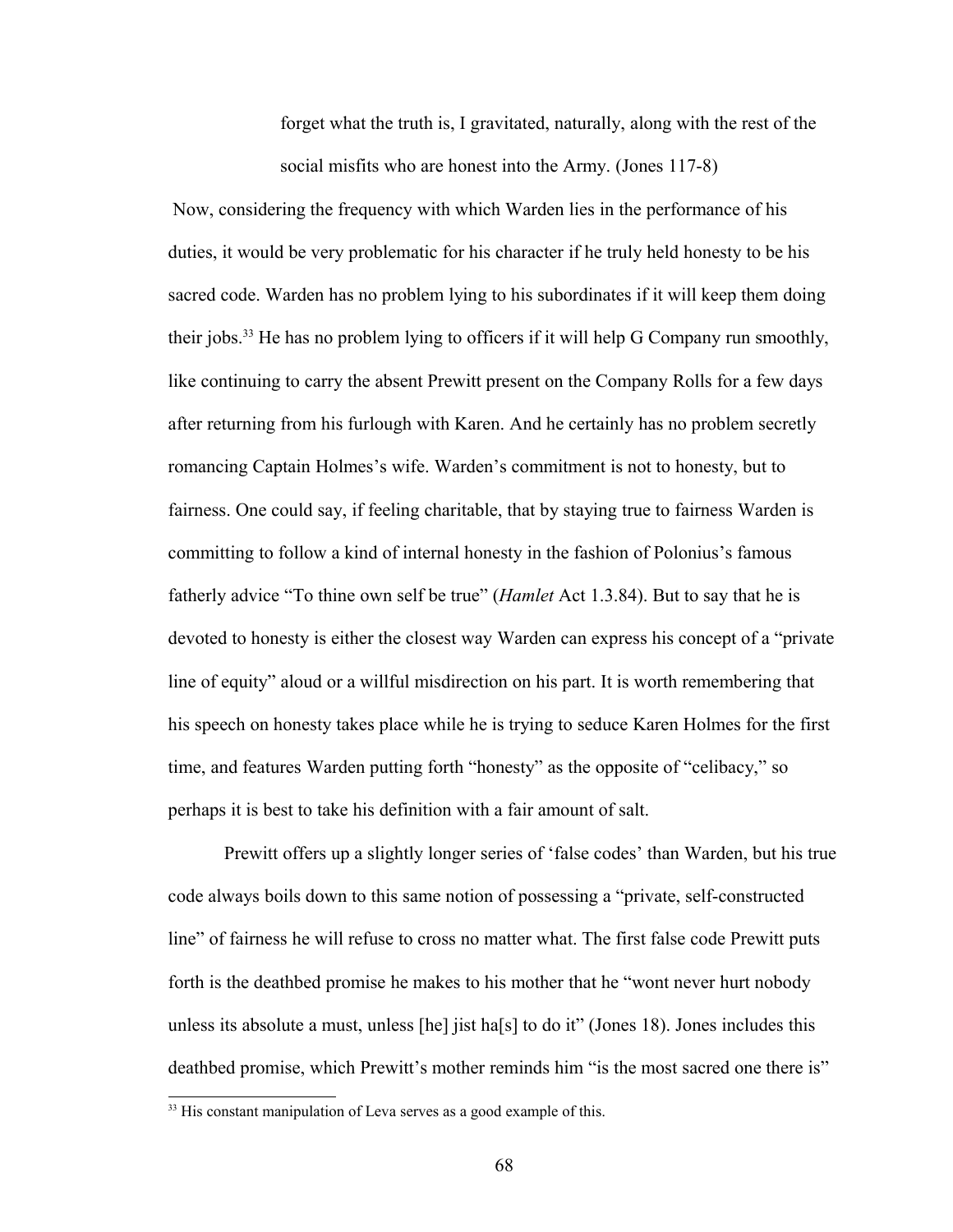> forget what the truth is, I gravitated, naturally, along with the rest of the social misfits who are honest into the Army. (Jones 117-8)

Now, considering the frequency with which Warden lies in the performance of his duties, it would be very problematic for his character if he truly held honesty to be his sacred code. Warden has no problem lying to his subordinates if it will keep them doing their jobs.[33] He has no problem lying to officers if it will help G Company run smoothly, like continuing to carry the absent Prewitt present on the Company Rolls for a few days after returning from his furlough with Karen. And he certainly has no problem secretly romancing Captain Holmes's wife. Warden's commitment is not to honesty, but to fairness. One could say, if feeling charitable, that by staying true to fairness Warden is committing to follow a kind of internal honesty in the fashion of Polonius's famous fatherly advice "To thine own self be true" (*Hamlet* Act 1.3.84). But to say that he is devoted to honesty is either the closest way Warden can express his concept of a "private line of equity" aloud or a willful misdirection on his part. It is worth remembering that his speech on honesty takes place while he is trying to seduce Karen Holmes for the first time, and features Warden putting forth "honesty" as the opposite of "celibacy," so perhaps it is best to take his definition with a fair amount of salt.

Prewitt offers up a slightly longer series of 'false codes' than Warden, but his true code always boils down to this same notion of possessing a "private, self-constructed line" of fairness he will refuse to cross no matter what. The first false code Prewitt puts forth is the deathbed promise he makes to his mother that he "wont never hurt nobody unless its absolute a must, unless [he] jist ha[s] to do it" (Jones 18). Jones includes this deathbed promise, which Prewitt's mother reminds him "is the most sacred one there is"

[33] His constant manipulation of Leva serves as a good example of this.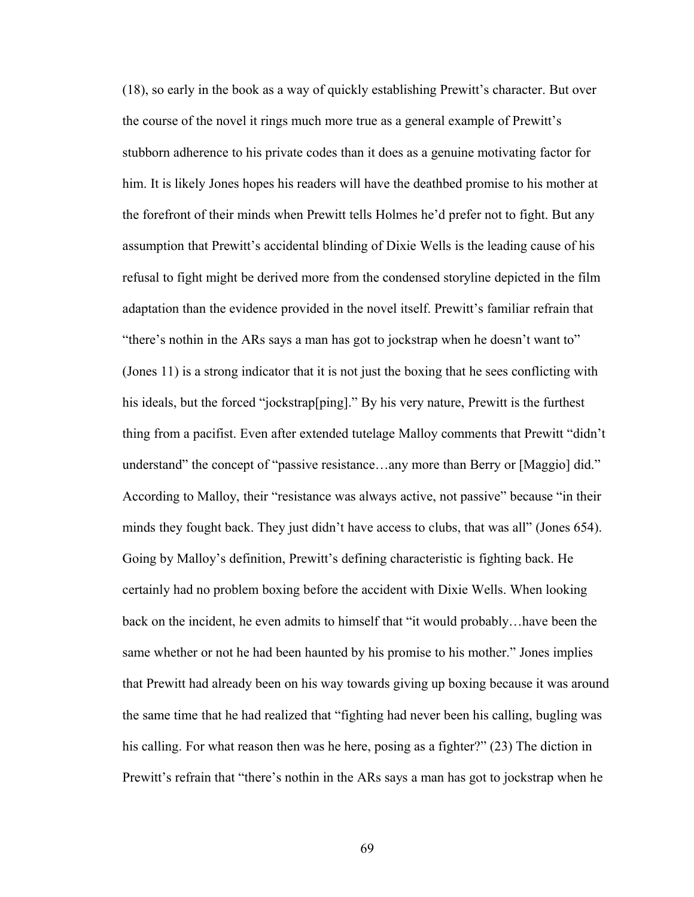(18), so early in the book as a way of quickly establishing Prewitt's character. But over the course of the novel it rings much more true as a general example of Prewitt's stubborn adherence to his private codes than it does as a genuine motivating factor for him. It is likely Jones hopes his readers will have the deathbed promise to his mother at the forefront of their minds when Prewitt tells Holmes he'd prefer not to fight. But any assumption that Prewitt's accidental blinding of Dixie Wells is the leading cause of his refusal to fight might be derived more from the condensed storyline depicted in the film adaptation than the evidence provided in the novel itself. Prewitt's familiar refrain that "there's nothin in the ARs says a man has got to jockstrap when he doesn't want to" (Jones 11) is a strong indicator that it is not just the boxing that he sees conflicting with his ideals, but the forced "jockstrap[ping]." By his very nature, Prewitt is the furthest thing from a pacifist. Even after extended tutelage Malloy comments that Prewitt "didn't understand" the concept of "passive resistance…any more than Berry or [Maggio] did." According to Malloy, their "resistance was always active, not passive" because "in their minds they fought back. They just didn't have access to clubs, that was all" (Jones 654). Going by Malloy's definition, Prewitt's defining characteristic is fighting back. He certainly had no problem boxing before the accident with Dixie Wells. When looking back on the incident, he even admits to himself that "it would probably…have been the same whether or not he had been haunted by his promise to his mother." Jones implies that Prewitt had already been on his way towards giving up boxing because it was around the same time that he had realized that "fighting had never been his calling, bugling was his calling. For what reason then was he here, posing as a fighter?" (23) The diction in Prewitt's refrain that "there's nothin in the ARs says a man has got to jockstrap when he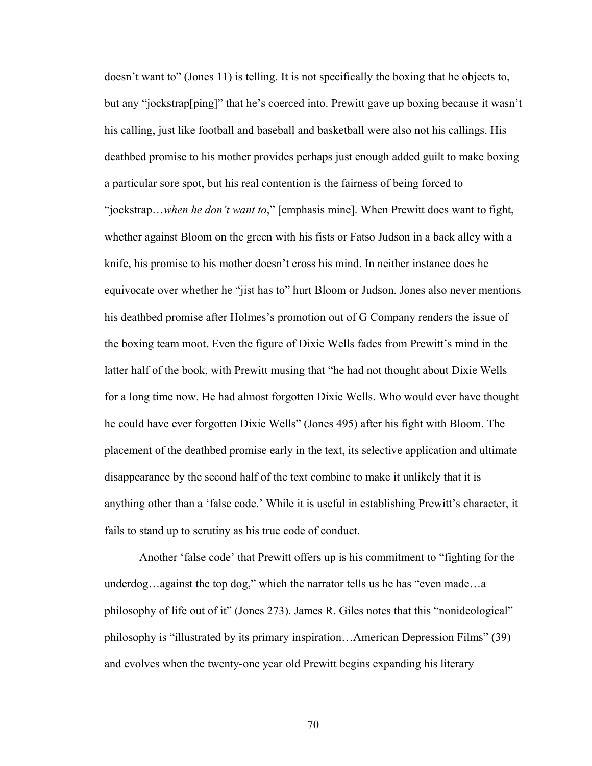doesn't want to" (Jones 11) is telling. It is not specifically the boxing that he objects to, but any "jockstrap[ping]" that he's coerced into. Prewitt gave up boxing because it wasn't his calling, just like football and baseball and basketball were also not his callings. His deathbed promise to his mother provides perhaps just enough added guilt to make boxing a particular sore spot, but his real contention is the fairness of being forced to "jockstrap…*when he don't want to*," [emphasis mine]. When Prewitt does want to fight, whether against Bloom on the green with his fists or Fatso Judson in a back alley with a knife, his promise to his mother doesn't cross his mind. In neither instance does he equivocate over whether he "jist has to" hurt Bloom or Judson. Jones also never mentions his deathbed promise after Holmes's promotion out of G Company renders the issue of the boxing team moot. Even the figure of Dixie Wells fades from Prewitt's mind in the latter half of the book, with Prewitt musing that "he had not thought about Dixie Wells for a long time now. He had almost forgotten Dixie Wells. Who would ever have thought he could have ever forgotten Dixie Wells" (Jones 495) after his fight with Bloom. The placement of the deathbed promise early in the text, its selective application and ultimate disappearance by the second half of the text combine to make it unlikely that it is anything other than a 'false code.' While it is useful in establishing Prewitt's character, it fails to stand up to scrutiny as his true code of conduct.

Another 'false code' that Prewitt offers up is his commitment to "fighting for the underdog…against the top dog," which the narrator tells us he has "even made…a philosophy of life out of it" (Jones 273). James R. Giles notes that this "nonideological" philosophy is "illustrated by its primary inspiration…American Depression Films" (39) and evolves when the twenty-one year old Prewitt begins expanding his literary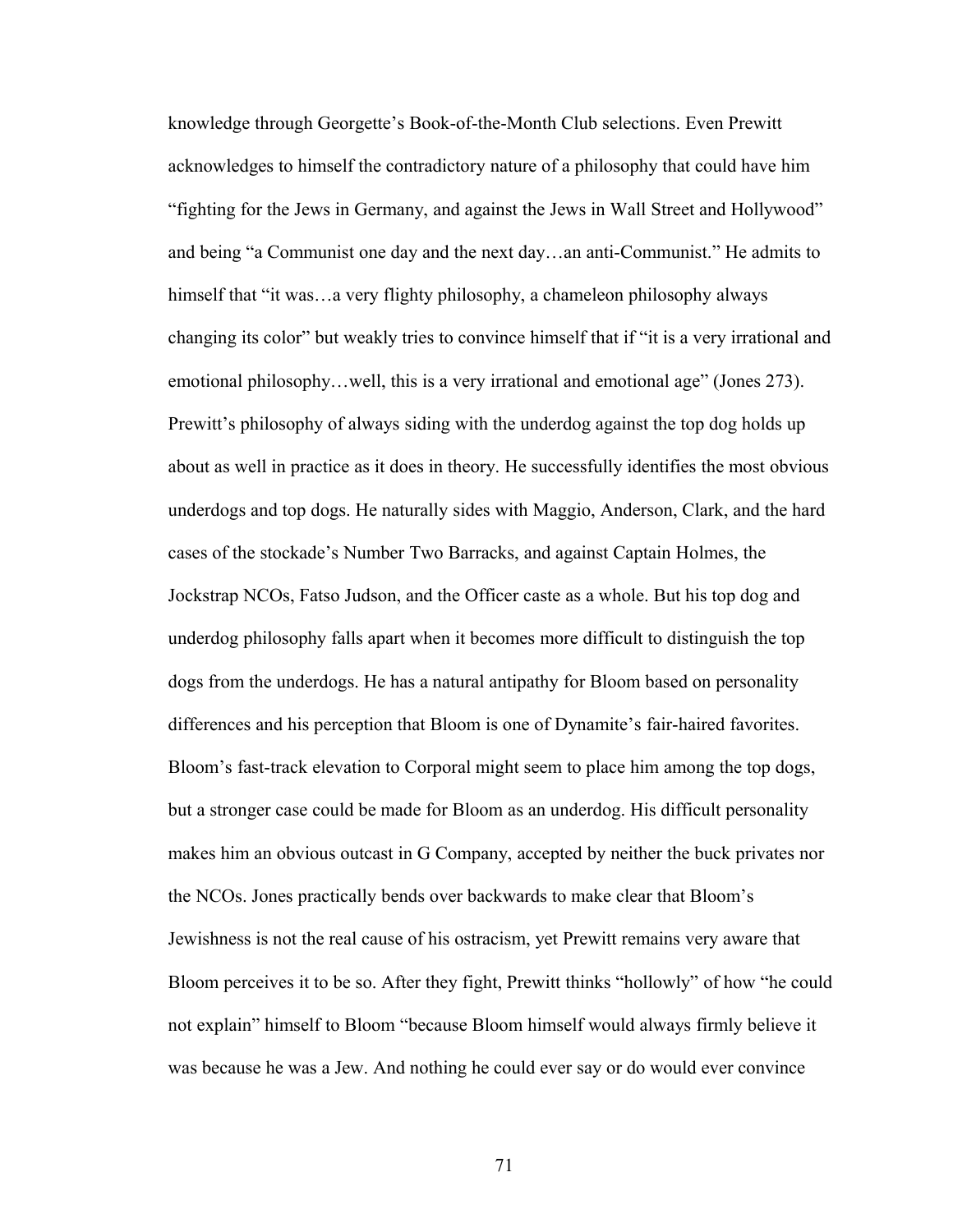knowledge through Georgette's Book-of-the-Month Club selections. Even Prewitt acknowledges to himself the contradictory nature of a philosophy that could have him "fighting for the Jews in Germany, and against the Jews in Wall Street and Hollywood" and being "a Communist one day and the next day…an anti-Communist." He admits to himself that "it was…a very flighty philosophy, a chameleon philosophy always changing its color" but weakly tries to convince himself that if "it is a very irrational and emotional philosophy…well, this is a very irrational and emotional age" (Jones 273). Prewitt's philosophy of always siding with the underdog against the top dog holds up about as well in practice as it does in theory. He successfully identifies the most obvious underdogs and top dogs. He naturally sides with Maggio, Anderson, Clark, and the hard cases of the stockade's Number Two Barracks, and against Captain Holmes, the Jockstrap NCOs, Fatso Judson, and the Officer caste as a whole. But his top dog and underdog philosophy falls apart when it becomes more difficult to distinguish the top dogs from the underdogs. He has a natural antipathy for Bloom based on personality differences and his perception that Bloom is one of Dynamite's fair-haired favorites. Bloom's fast-track elevation to Corporal might seem to place him among the top dogs, but a stronger case could be made for Bloom as an underdog. His difficult personality makes him an obvious outcast in G Company, accepted by neither the buck privates nor the NCOs. Jones practically bends over backwards to make clear that Bloom's Jewishness is not the real cause of his ostracism, yet Prewitt remains very aware that Bloom perceives it to be so. After they fight, Prewitt thinks "hollowly" of how "he could not explain" himself to Bloom "because Bloom himself would always firmly believe it was because he was a Jew. And nothing he could ever say or do would ever convince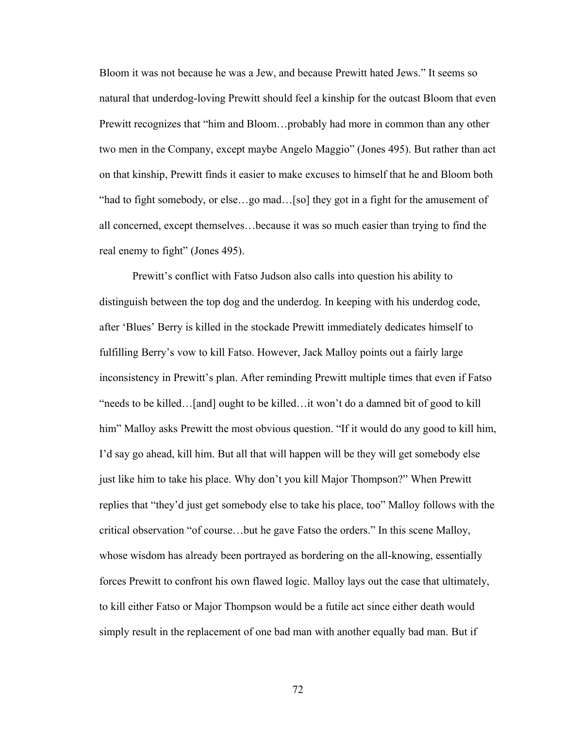Bloom it was not because he was a Jew, and because Prewitt hated Jews." It seems so natural that underdog-loving Prewitt should feel a kinship for the outcast Bloom that even Prewitt recognizes that "him and Bloom…probably had more in common than any other two men in the Company, except maybe Angelo Maggio" (Jones 495). But rather than act on that kinship, Prewitt finds it easier to make excuses to himself that he and Bloom both "had to fight somebody, or else…go mad…[so] they got in a fight for the amusement of all concerned, except themselves…because it was so much easier than trying to find the real enemy to fight" (Jones 495).

Prewitt's conflict with Fatso Judson also calls into question his ability to distinguish between the top dog and the underdog. In keeping with his underdog code, after 'Blues' Berry is killed in the stockade Prewitt immediately dedicates himself to fulfilling Berry's vow to kill Fatso. However, Jack Malloy points out a fairly large inconsistency in Prewitt's plan. After reminding Prewitt multiple times that even if Fatso "needs to be killed…[and] ought to be killed…it won't do a damned bit of good to kill him" Malloy asks Prewitt the most obvious question. "If it would do any good to kill him, I'd say go ahead, kill him. But all that will happen will be they will get somebody else just like him to take his place. Why don't you kill Major Thompson?" When Prewitt replies that "they'd just get somebody else to take his place, too" Malloy follows with the critical observation "of course…but he gave Fatso the orders." In this scene Malloy, whose wisdom has already been portrayed as bordering on the all-knowing, essentially forces Prewitt to confront his own flawed logic. Malloy lays out the case that ultimately, to kill either Fatso or Major Thompson would be a futile act since either death would simply result in the replacement of one bad man with another equally bad man. But if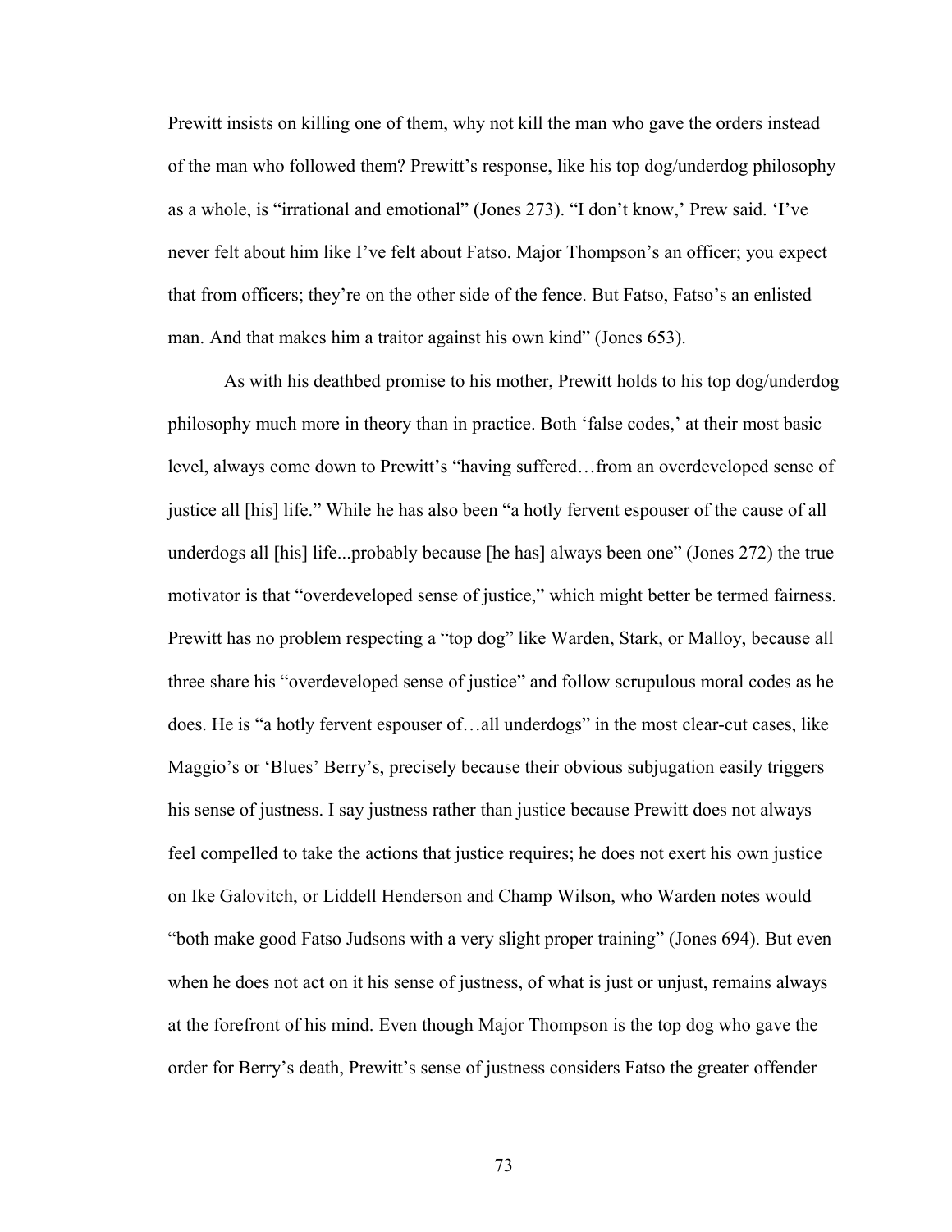Prewitt insists on killing one of them, why not kill the man who gave the orders instead of the man who followed them? Prewitt's response, like his top dog/underdog philosophy as a whole, is "irrational and emotional" (Jones 273). "I don't know,' Prew said. 'I've never felt about him like I've felt about Fatso. Major Thompson's an officer; you expect that from officers; they're on the other side of the fence. But Fatso, Fatso's an enlisted man. And that makes him a traitor against his own kind" (Jones 653).

As with his deathbed promise to his mother, Prewitt holds to his top dog/underdog philosophy much more in theory than in practice. Both 'false codes,' at their most basic level, always come down to Prewitt's "having suffered…from an overdeveloped sense of justice all [his] life." While he has also been "a hotly fervent espouser of the cause of all underdogs all [his] life...probably because [he has] always been one" (Jones 272) the true motivator is that "overdeveloped sense of justice," which might better be termed fairness. Prewitt has no problem respecting a "top dog" like Warden, Stark, or Malloy, because all three share his "overdeveloped sense of justice" and follow scrupulous moral codes as he does. He is "a hotly fervent espouser of…all underdogs" in the most clear-cut cases, like Maggio's or 'Blues' Berry's, precisely because their obvious subjugation easily triggers his sense of justness. I say justness rather than justice because Prewitt does not always feel compelled to take the actions that justice requires; he does not exert his own justice on Ike Galovitch, or Liddell Henderson and Champ Wilson, who Warden notes would "both make good Fatso Judsons with a very slight proper training" (Jones 694). But even when he does not act on it his sense of justness, of what is just or unjust, remains always at the forefront of his mind. Even though Major Thompson is the top dog who gave the order for Berry's death, Prewitt's sense of justness considers Fatso the greater offender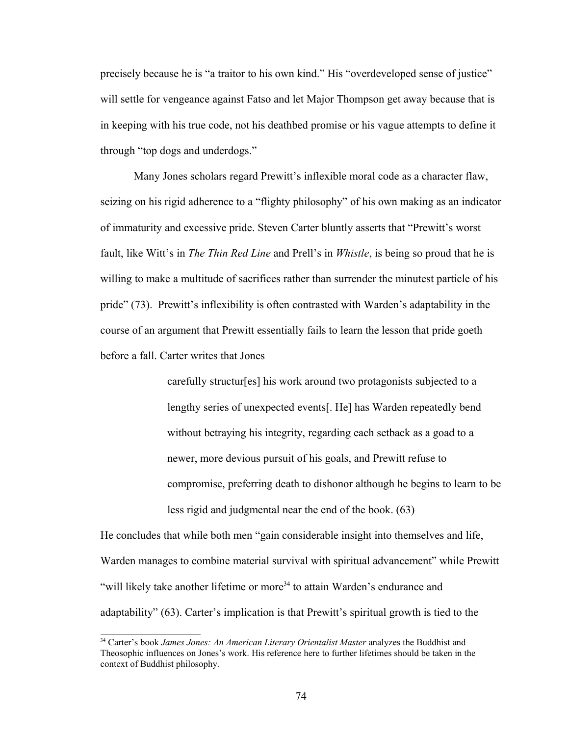precisely because he is "a traitor to his own kind." His "overdeveloped sense of justice" will settle for vengeance against Fatso and let Major Thompson get away because that is in keeping with his true code, not his deathbed promise or his vague attempts to define it through "top dogs and underdogs."

Many Jones scholars regard Prewitt's inflexible moral code as a character flaw, seizing on his rigid adherence to a "flighty philosophy" of his own making as an indicator of immaturity and excessive pride. Steven Carter bluntly asserts that "Prewitt's worst fault, like Witt's in *The Thin Red Line* and Prell's in *Whistle*, is being so proud that he is willing to make a multitude of sacrifices rather than surrender the minutest particle of his pride" (73). Prewitt's inflexibility is often contrasted with Warden's adaptability in the course of an argument that Prewitt essentially fails to learn the lesson that pride goeth before a fall. Carter writes that Jones

> carefully structur[es] his work around two protagonists subjected to a lengthy series of unexpected events[. He] has Warden repeatedly bend without betraying his integrity, regarding each setback as a goad to a newer, more devious pursuit of his goals, and Prewitt refuse to compromise, preferring death to dishonor although he begins to learn to be less rigid and judgmental near the end of the book. (63)

He concludes that while both men "gain considerable insight into themselves and life, Warden manages to combine material survival with spiritual advancement" while Prewitt "will likely take another lifetime or more[34] to attain Warden's endurance and adaptability" (63). Carter's implication is that Prewitt's spiritual growth is tied to the

[34] Carter's book *James Jones: An American Literary Orientalist Master* analyzes the Buddhist and Theosophic influences on Jones's work. His reference here to further lifetimes should be taken in the context of Buddhist philosophy.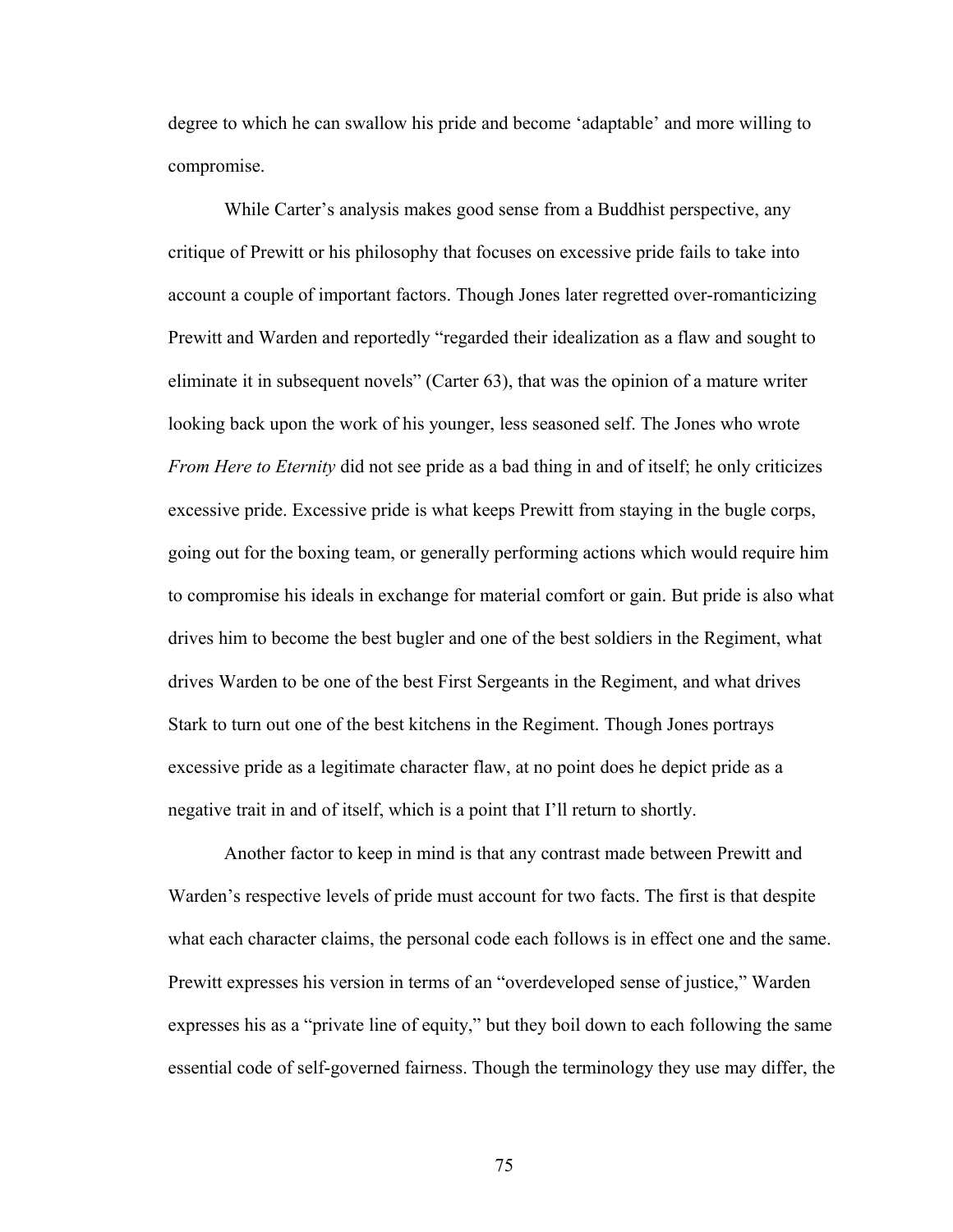degree to which he can swallow his pride and become 'adaptable' and more willing to compromise.

While Carter's analysis makes good sense from a Buddhist perspective, any critique of Prewitt or his philosophy that focuses on excessive pride fails to take into account a couple of important factors. Though Jones later regretted over-romanticizing Prewitt and Warden and reportedly "regarded their idealization as a flaw and sought to eliminate it in subsequent novels" (Carter 63), that was the opinion of a mature writer looking back upon the work of his younger, less seasoned self. The Jones who wrote *From Here to Eternity* did not see pride as a bad thing in and of itself; he only criticizes excessive pride. Excessive pride is what keeps Prewitt from staying in the bugle corps, going out for the boxing team, or generally performing actions which would require him to compromise his ideals in exchange for material comfort or gain. But pride is also what drives him to become the best bugler and one of the best soldiers in the Regiment, what drives Warden to be one of the best First Sergeants in the Regiment, and what drives Stark to turn out one of the best kitchens in the Regiment. Though Jones portrays excessive pride as a legitimate character flaw, at no point does he depict pride as a negative trait in and of itself, which is a point that I'll return to shortly.

Another factor to keep in mind is that any contrast made between Prewitt and Warden's respective levels of pride must account for two facts. The first is that despite what each character claims, the personal code each follows is in effect one and the same. Prewitt expresses his version in terms of an "overdeveloped sense of justice," Warden expresses his as a "private line of equity," but they boil down to each following the same essential code of self-governed fairness. Though the terminology they use may differ, the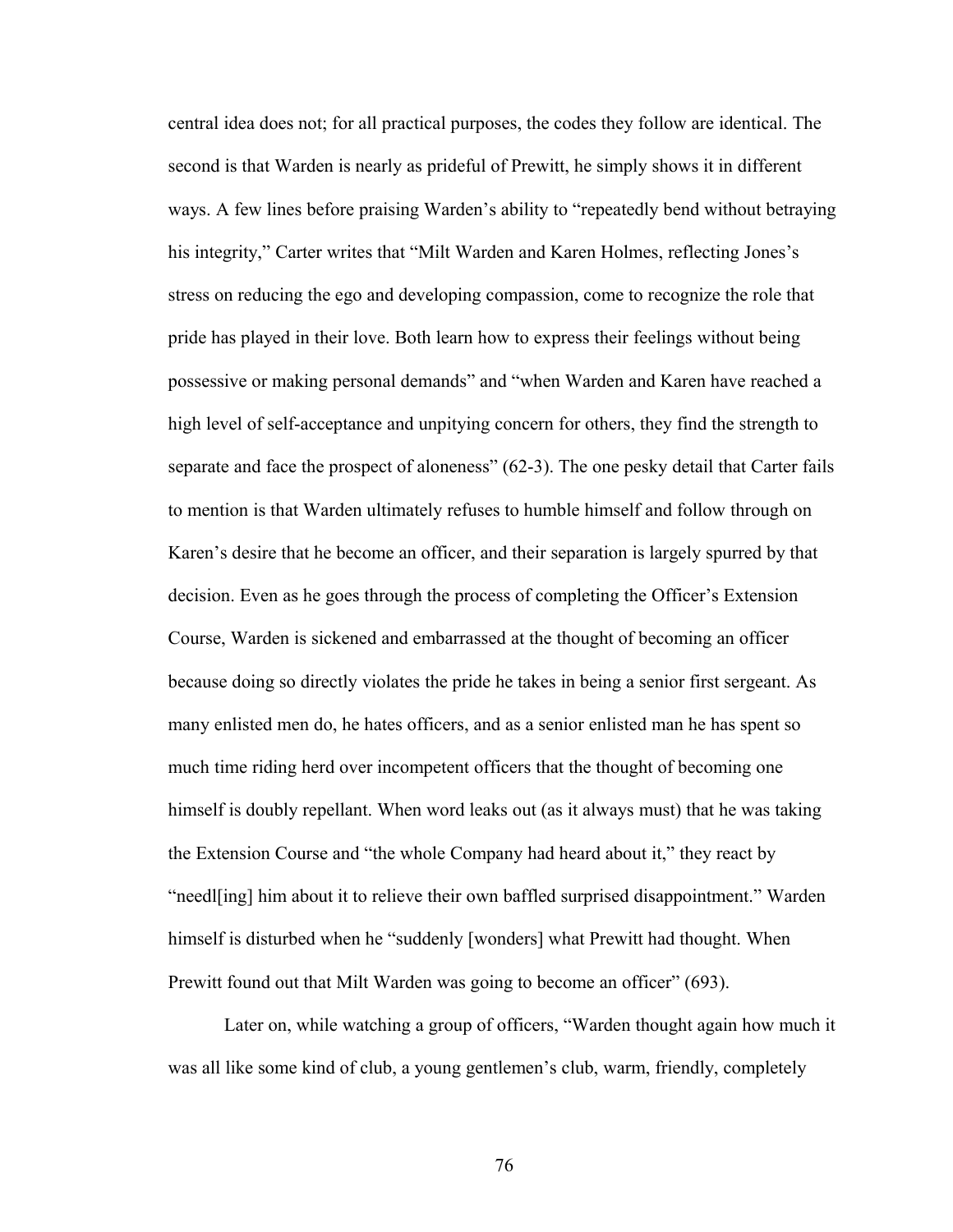central idea does not; for all practical purposes, the codes they follow are identical. The second is that Warden is nearly as prideful of Prewitt, he simply shows it in different ways. A few lines before praising Warden's ability to "repeatedly bend without betraying his integrity," Carter writes that "Milt Warden and Karen Holmes, reflecting Jones's stress on reducing the ego and developing compassion, come to recognize the role that pride has played in their love. Both learn how to express their feelings without being possessive or making personal demands" and "when Warden and Karen have reached a high level of self-acceptance and unpitying concern for others, they find the strength to separate and face the prospect of aloneness" (62-3). The one pesky detail that Carter fails to mention is that Warden ultimately refuses to humble himself and follow through on Karen's desire that he become an officer, and their separation is largely spurred by that decision. Even as he goes through the process of completing the Officer's Extension Course, Warden is sickened and embarrassed at the thought of becoming an officer because doing so directly violates the pride he takes in being a senior first sergeant. As many enlisted men do, he hates officers, and as a senior enlisted man he has spent so much time riding herd over incompetent officers that the thought of becoming one himself is doubly repellant. When word leaks out (as it always must) that he was taking the Extension Course and "the whole Company had heard about it," they react by "needl[ing] him about it to relieve their own baffled surprised disappointment." Warden himself is disturbed when he "suddenly [wonders] what Prewitt had thought. When Prewitt found out that Milt Warden was going to become an officer" (693).

Later on, while watching a group of officers, "Warden thought again how much it was all like some kind of club, a young gentlemen's club, warm, friendly, completely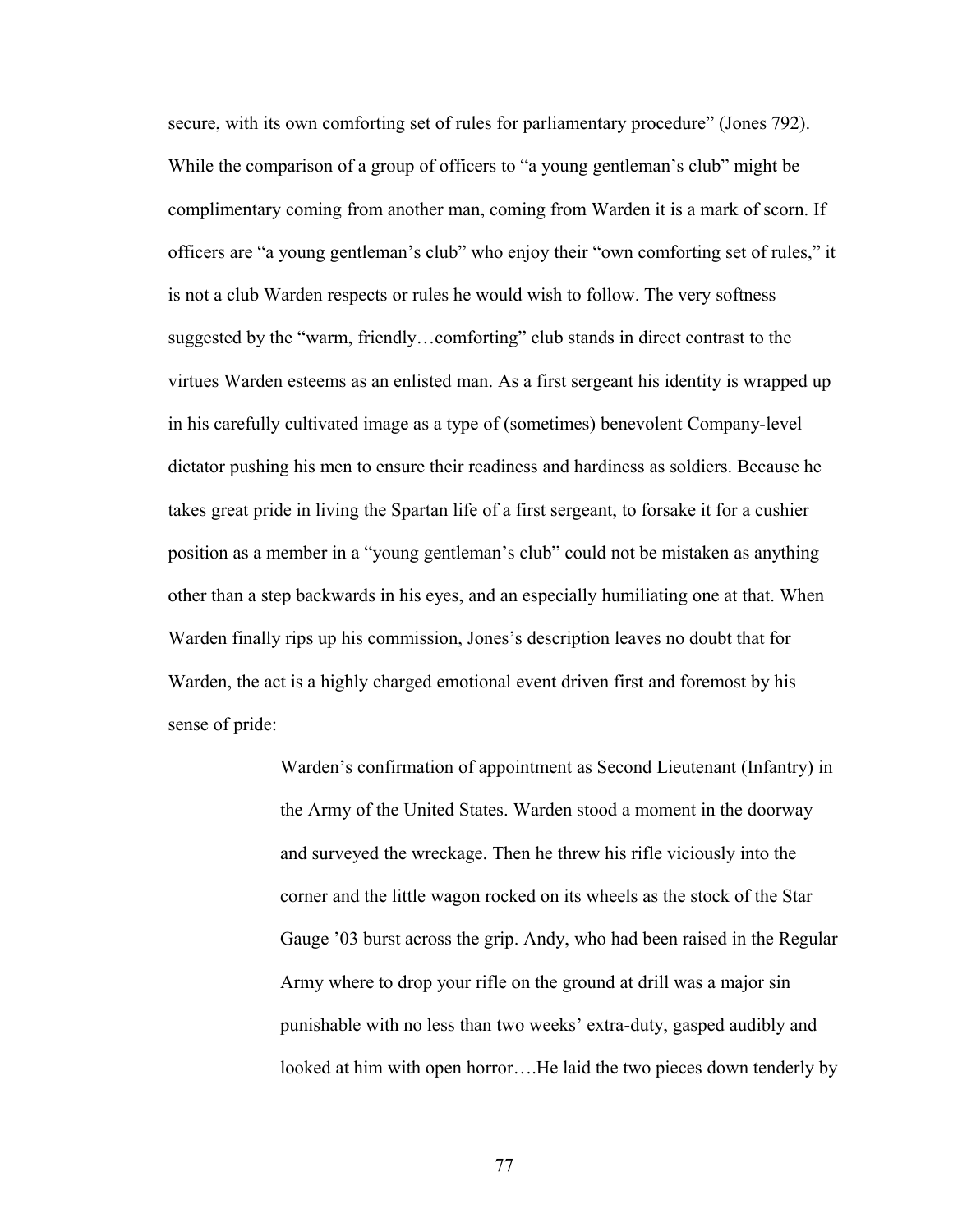secure, with its own comforting set of rules for parliamentary procedure" (Jones 792). While the comparison of a group of officers to "a young gentleman's club" might be complimentary coming from another man, coming from Warden it is a mark of scorn. If officers are "a young gentleman's club" who enjoy their "own comforting set of rules," it is not a club Warden respects or rules he would wish to follow. The very softness suggested by the "warm, friendly…comforting" club stands in direct contrast to the virtues Warden esteems as an enlisted man. As a first sergeant his identity is wrapped up in his carefully cultivated image as a type of (sometimes) benevolent Company-level dictator pushing his men to ensure their readiness and hardiness as soldiers. Because he takes great pride in living the Spartan life of a first sergeant, to forsake it for a cushier position as a member in a "young gentleman's club" could not be mistaken as anything other than a step backwards in his eyes, and an especially humiliating one at that. When Warden finally rips up his commission, Jones's description leaves no doubt that for Warden, the act is a highly charged emotional event driven first and foremost by his sense of pride:

> Warden's confirmation of appointment as Second Lieutenant (Infantry) in the Army of the United States. Warden stood a moment in the doorway and surveyed the wreckage. Then he threw his rifle viciously into the corner and the little wagon rocked on its wheels as the stock of the Star Gauge '03 burst across the grip. Andy, who had been raised in the Regular Army where to drop your rifle on the ground at drill was a major sin punishable with no less than two weeks' extra-duty, gasped audibly and looked at him with open horror….He laid the two pieces down tenderly by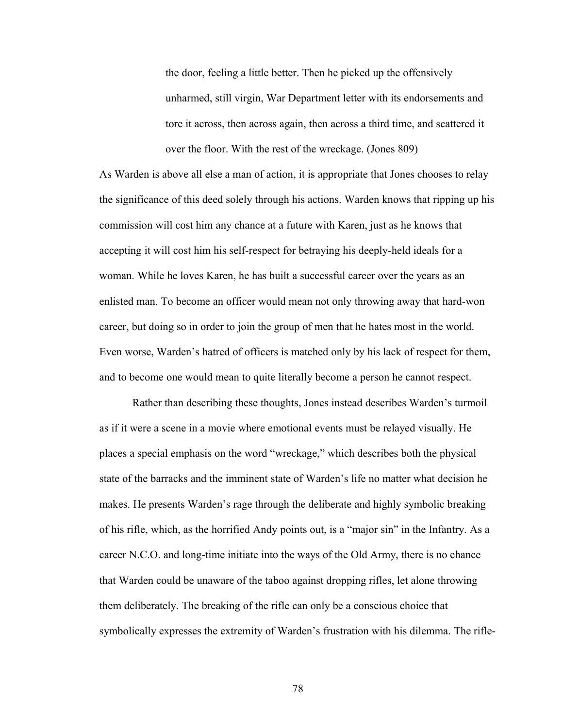> the door, feeling a little better. Then he picked up the offensively unharmed, still virgin, War Department letter with its endorsements and tore it across, then across again, then across a third time, and scattered it over the floor. With the rest of the wreckage. (Jones 809)

As Warden is above all else a man of action, it is appropriate that Jones chooses to relay the significance of this deed solely through his actions. Warden knows that ripping up his commission will cost him any chance at a future with Karen, just as he knows that accepting it will cost him his self-respect for betraying his deeply-held ideals for a woman. While he loves Karen, he has built a successful career over the years as an enlisted man. To become an officer would mean not only throwing away that hard-won career, but doing so in order to join the group of men that he hates most in the world. Even worse, Warden's hatred of officers is matched only by his lack of respect for them, and to become one would mean to quite literally become a person he cannot respect.

Rather than describing these thoughts, Jones instead describes Warden's turmoil as if it were a scene in a movie where emotional events must be relayed visually. He places a special emphasis on the word "wreckage," which describes both the physical state of the barracks and the imminent state of Warden's life no matter what decision he makes. He presents Warden's rage through the deliberate and highly symbolic breaking of his rifle, which, as the horrified Andy points out, is a "major sin" in the Infantry. As a career N.C.O. and long-time initiate into the ways of the Old Army, there is no chance that Warden could be unaware of the taboo against dropping rifles, let alone throwing them deliberately. The breaking of the rifle can only be a conscious choice that symbolically expresses the extremity of Warden's frustration with his dilemma. The rifle-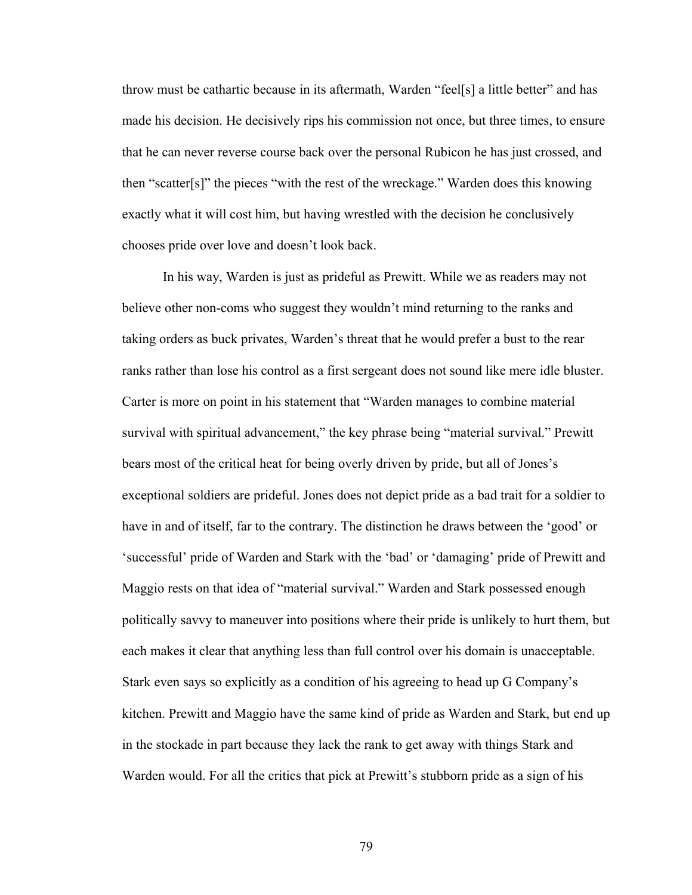throw must be cathartic because in its aftermath, Warden "feel[s] a little better" and has made his decision. He decisively rips his commission not once, but three times, to ensure that he can never reverse course back over the personal Rubicon he has just crossed, and then "scatter[s]" the pieces "with the rest of the wreckage." Warden does this knowing exactly what it will cost him, but having wrestled with the decision he conclusively chooses pride over love and doesn't look back.

In his way, Warden is just as prideful as Prewitt. While we as readers may not believe other non-coms who suggest they wouldn't mind returning to the ranks and taking orders as buck privates, Warden's threat that he would prefer a bust to the rear ranks rather than lose his control as a first sergeant does not sound like mere idle bluster. Carter is more on point in his statement that "Warden manages to combine material survival with spiritual advancement," the key phrase being "material survival." Prewitt bears most of the critical heat for being overly driven by pride, but all of Jones's exceptional soldiers are prideful. Jones does not depict pride as a bad trait for a soldier to have in and of itself, far to the contrary. The distinction he draws between the 'good' or 'successful' pride of Warden and Stark with the 'bad' or 'damaging' pride of Prewitt and Maggio rests on that idea of "material survival." Warden and Stark possessed enough politically savvy to maneuver into positions where their pride is unlikely to hurt them, but each makes it clear that anything less than full control over his domain is unacceptable. Stark even says so explicitly as a condition of his agreeing to head up G Company's kitchen. Prewitt and Maggio have the same kind of pride as Warden and Stark, but end up in the stockade in part because they lack the rank to get away with things Stark and Warden would. For all the critics that pick at Prewitt's stubborn pride as a sign of his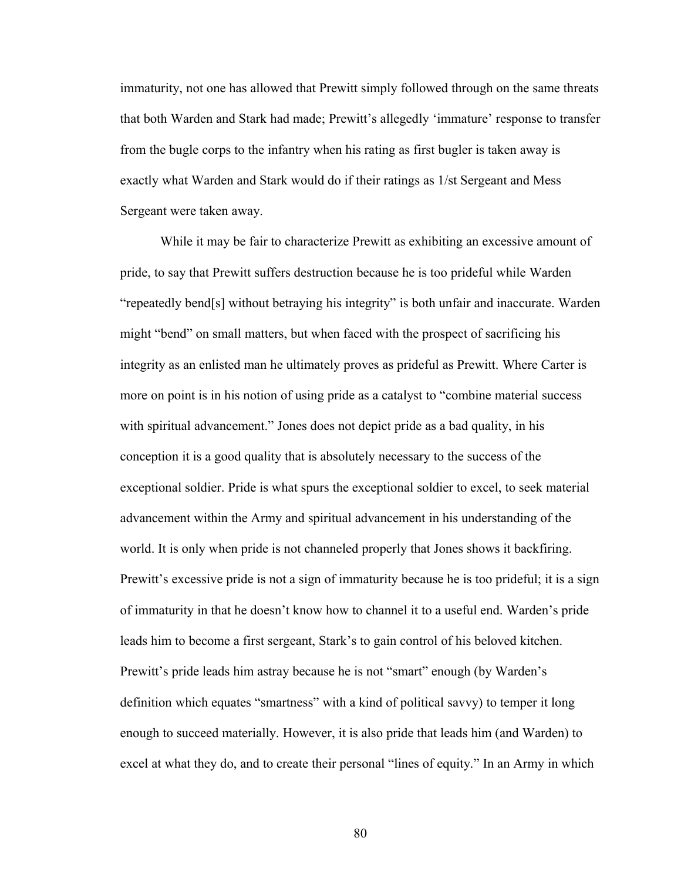immaturity, not one has allowed that Prewitt simply followed through on the same threats that both Warden and Stark had made; Prewitt's allegedly 'immature' response to transfer from the bugle corps to the infantry when his rating as first bugler is taken away is exactly what Warden and Stark would do if their ratings as 1/st Sergeant and Mess Sergeant were taken away.

While it may be fair to characterize Prewitt as exhibiting an excessive amount of pride, to say that Prewitt suffers destruction because he is too prideful while Warden "repeatedly bend[s] without betraying his integrity" is both unfair and inaccurate. Warden might "bend" on small matters, but when faced with the prospect of sacrificing his integrity as an enlisted man he ultimately proves as prideful as Prewitt. Where Carter is more on point is in his notion of using pride as a catalyst to "combine material success with spiritual advancement." Jones does not depict pride as a bad quality, in his conception it is a good quality that is absolutely necessary to the success of the exceptional soldier. Pride is what spurs the exceptional soldier to excel, to seek material advancement within the Army and spiritual advancement in his understanding of the world. It is only when pride is not channeled properly that Jones shows it backfiring. Prewitt's excessive pride is not a sign of immaturity because he is too prideful; it is a sign of immaturity in that he doesn't know how to channel it to a useful end. Warden's pride leads him to become a first sergeant, Stark's to gain control of his beloved kitchen. Prewitt's pride leads him astray because he is not "smart" enough (by Warden's definition which equates "smartness" with a kind of political savvy) to temper it long enough to succeed materially. However, it is also pride that leads him (and Warden) to excel at what they do, and to create their personal "lines of equity." In an Army in which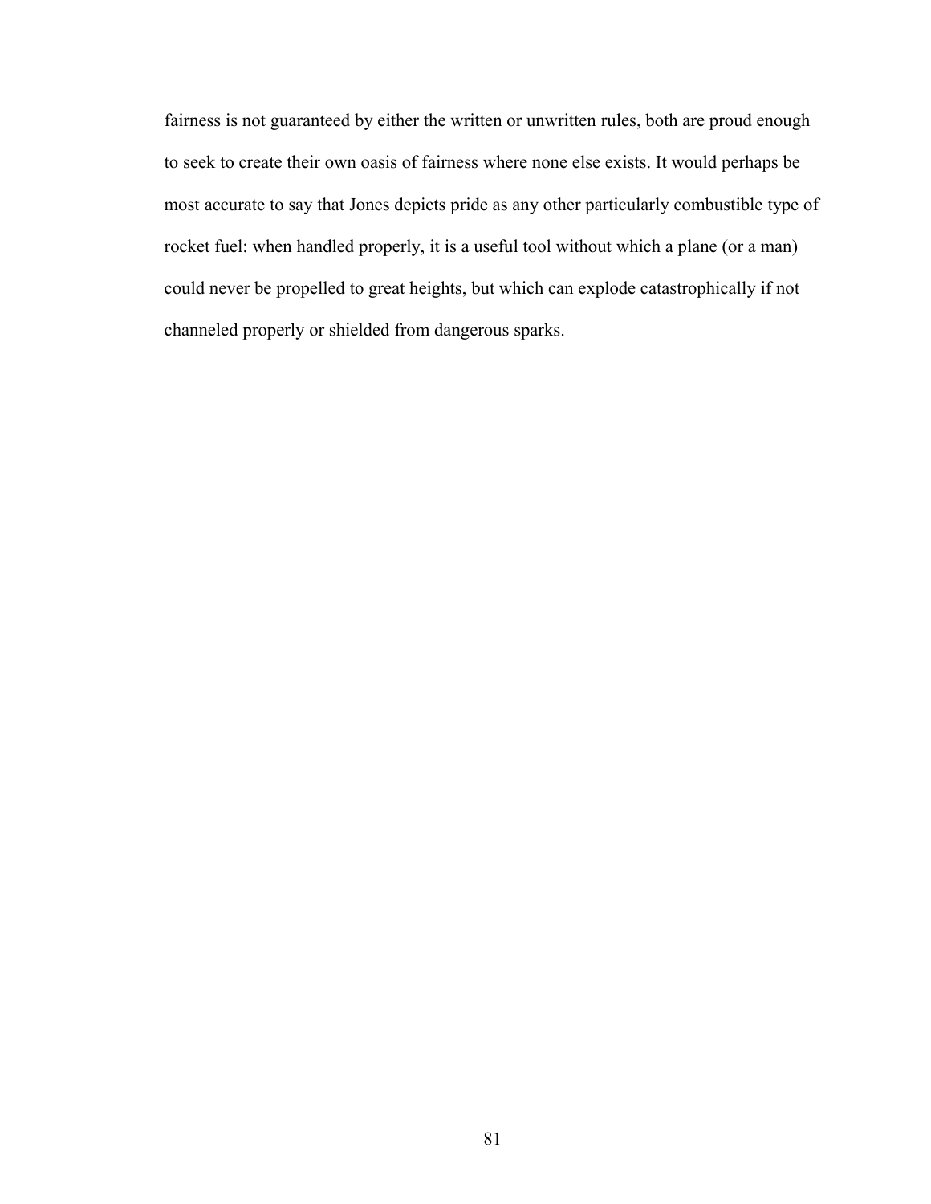fairness is not guaranteed by either the written or unwritten rules, both are proud enough to seek to create their own oasis of fairness where none else exists. It would perhaps be most accurate to say that Jones depicts pride as any other particularly combustible type of rocket fuel: when handled properly, it is a useful tool without which a plane (or a man) could never be propelled to great heights, but which can explode catastrophically if not channeled properly or shielded from dangerous sparks.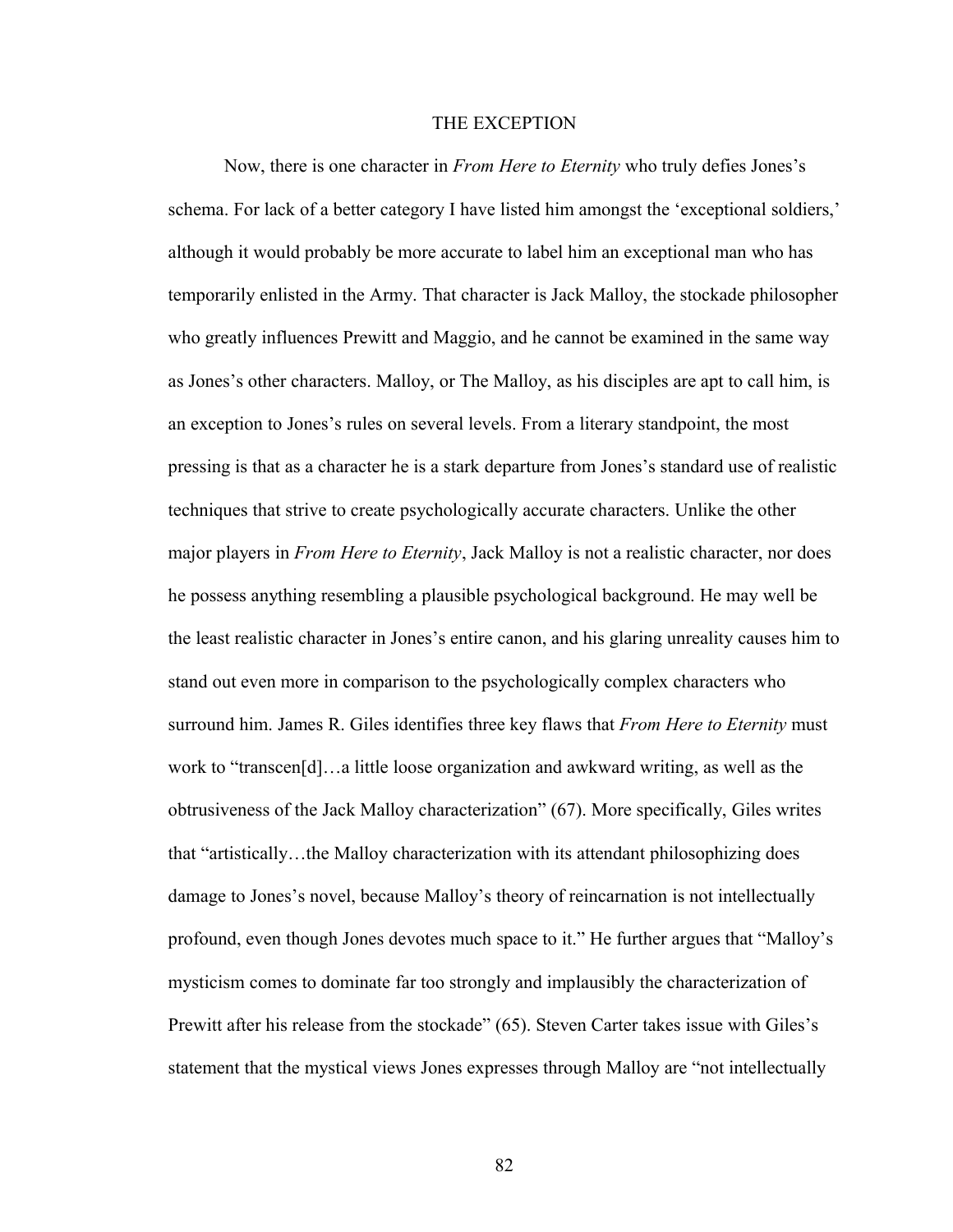## THE EXCEPTION

Now, there is one character in *From Here to Eternity* who truly defies Jones's schema. For lack of a better category I have listed him amongst the 'exceptional soldiers,' although it would probably be more accurate to label him an exceptional man who has temporarily enlisted in the Army. That character is Jack Malloy, the stockade philosopher who greatly influences Prewitt and Maggio, and he cannot be examined in the same way as Jones's other characters. Malloy, or The Malloy, as his disciples are apt to call him, is an exception to Jones's rules on several levels. From a literary standpoint, the most pressing is that as a character he is a stark departure from Jones's standard use of realistic techniques that strive to create psychologically accurate characters. Unlike the other major players in *From Here to Eternity*, Jack Malloy is not a realistic character, nor does he possess anything resembling a plausible psychological background. He may well be the least realistic character in Jones's entire canon, and his glaring unreality causes him to stand out even more in comparison to the psychologically complex characters who surround him. James R. Giles identifies three key flaws that *From Here to Eternity* must work to "transcen[d]…a little loose organization and awkward writing, as well as the obtrusiveness of the Jack Malloy characterization" (67). More specifically, Giles writes that "artistically…the Malloy characterization with its attendant philosophizing does damage to Jones's novel, because Malloy's theory of reincarnation is not intellectually profound, even though Jones devotes much space to it." He further argues that "Malloy's mysticism comes to dominate far too strongly and implausibly the characterization of Prewitt after his release from the stockade" (65). Steven Carter takes issue with Giles's statement that the mystical views Jones expresses through Malloy are "not intellectually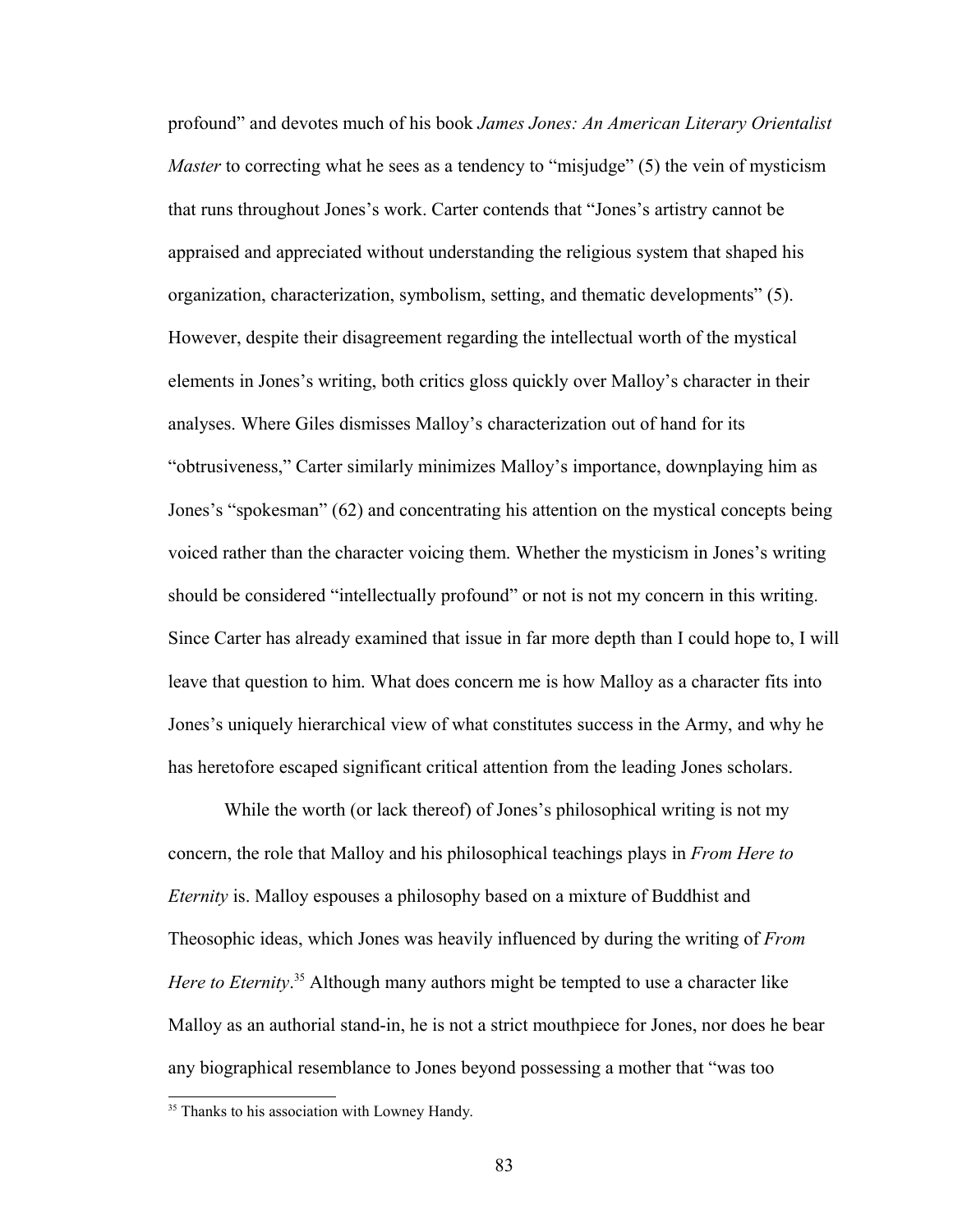profound" and devotes much of his book *James Jones: An American Literary Orientalist Master* to correcting what he sees as a tendency to "misjudge" (5) the vein of mysticism that runs throughout Jones's work. Carter contends that "Jones's artistry cannot be appraised and appreciated without understanding the religious system that shaped his organization, characterization, symbolism, setting, and thematic developments" (5). However, despite their disagreement regarding the intellectual worth of the mystical elements in Jones's writing, both critics gloss quickly over Malloy's character in their analyses. Where Giles dismisses Malloy's characterization out of hand for its "obtrusiveness," Carter similarly minimizes Malloy's importance, downplaying him as Jones's "spokesman" (62) and concentrating his attention on the mystical concepts being voiced rather than the character voicing them. Whether the mysticism in Jones's writing should be considered "intellectually profound" or not is not my concern in this writing. Since Carter has already examined that issue in far more depth than I could hope to, I will leave that question to him. What does concern me is how Malloy as a character fits into Jones's uniquely hierarchical view of what constitutes success in the Army, and why he has heretofore escaped significant critical attention from the leading Jones scholars.

While the worth (or lack thereof) of Jones's philosophical writing is not my concern, the role that Malloy and his philosophical teachings plays in *From Here to Eternity* is. Malloy espouses a philosophy based on a mixture of Buddhist and Theosophic ideas, which Jones was heavily influenced by during the writing of *From Here to Eternity*.[35] Although many authors might be tempted to use a character like Malloy as an authorial stand-in, he is not a strict mouthpiece for Jones, nor does he bear any biographical resemblance to Jones beyond possessing a mother that "was too

[35] Thanks to his association with Lowney Handy.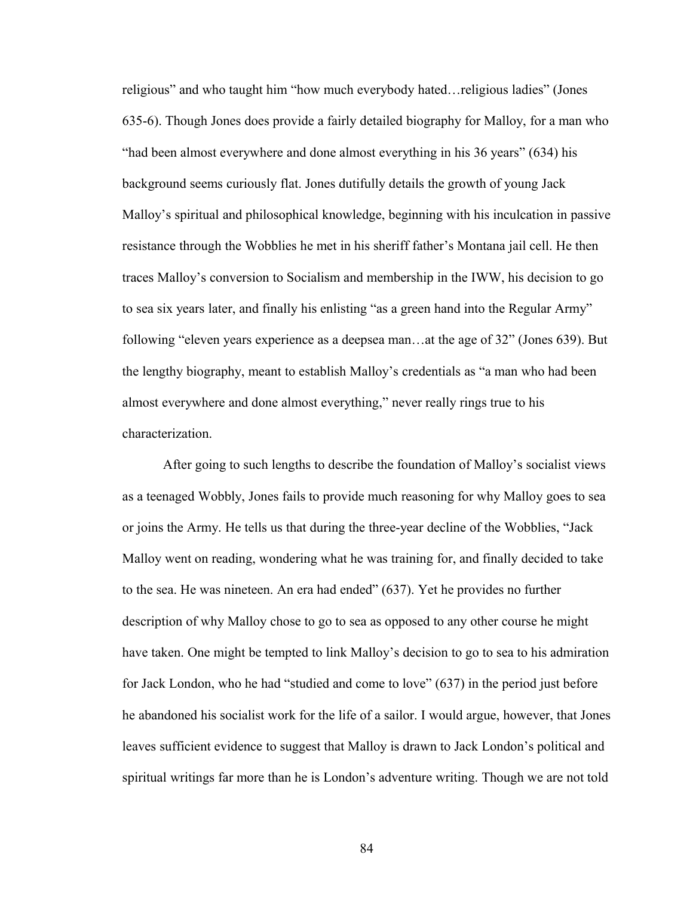religious" and who taught him "how much everybody hated…religious ladies" (Jones 635-6). Though Jones does provide a fairly detailed biography for Malloy, for a man who "had been almost everywhere and done almost everything in his 36 years" (634) his background seems curiously flat. Jones dutifully details the growth of young Jack Malloy's spiritual and philosophical knowledge, beginning with his inculcation in passive resistance through the Wobblies he met in his sheriff father's Montana jail cell. He then traces Malloy's conversion to Socialism and membership in the IWW, his decision to go to sea six years later, and finally his enlisting "as a green hand into the Regular Army" following "eleven years experience as a deepsea man…at the age of 32" (Jones 639). But the lengthy biography, meant to establish Malloy's credentials as "a man who had been almost everywhere and done almost everything," never really rings true to his characterization.

After going to such lengths to describe the foundation of Malloy's socialist views as a teenaged Wobbly, Jones fails to provide much reasoning for why Malloy goes to sea or joins the Army. He tells us that during the three-year decline of the Wobblies, "Jack Malloy went on reading, wondering what he was training for, and finally decided to take to the sea. He was nineteen. An era had ended" (637). Yet he provides no further description of why Malloy chose to go to sea as opposed to any other course he might have taken. One might be tempted to link Malloy's decision to go to sea to his admiration for Jack London, who he had "studied and come to love" (637) in the period just before he abandoned his socialist work for the life of a sailor. I would argue, however, that Jones leaves sufficient evidence to suggest that Malloy is drawn to Jack London's political and spiritual writings far more than he is London's adventure writing. Though we are not told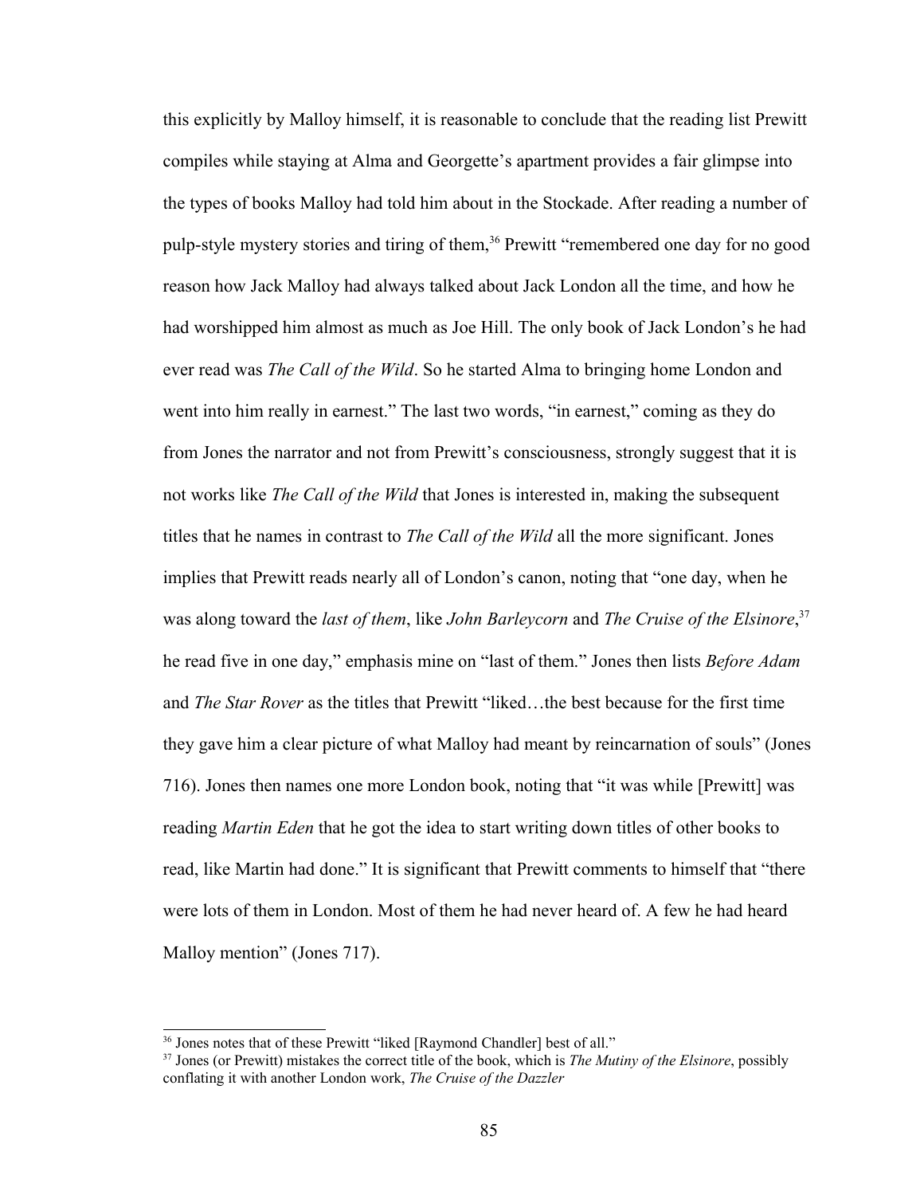this explicitly by Malloy himself, it is reasonable to conclude that the reading list Prewitt compiles while staying at Alma and Georgette's apartment provides a fair glimpse into the types of books Malloy had told him about in the Stockade. After reading a number of pulp-style mystery stories and tiring of them,[36] Prewitt "remembered one day for no good reason how Jack Malloy had always talked about Jack London all the time, and how he had worshipped him almost as much as Joe Hill. The only book of Jack London's he had ever read was *The Call of the Wild*. So he started Alma to bringing home London and went into him really in earnest." The last two words, "in earnest," coming as they do from Jones the narrator and not from Prewitt's consciousness, strongly suggest that it is not works like *The Call of the Wild* that Jones is interested in, making the subsequent titles that he names in contrast to *The Call of the Wild* all the more significant. Jones implies that Prewitt reads nearly all of London's canon, noting that "one day, when he was along toward the *last of them*, like *John Barleycorn* and *The Cruise of the Elsinore*,[37] he read five in one day," emphasis mine on "last of them." Jones then lists *Before Adam* and *The Star Rover* as the titles that Prewitt "liked…the best because for the first time they gave him a clear picture of what Malloy had meant by reincarnation of souls" (Jones 716). Jones then names one more London book, noting that "it was while [Prewitt] was reading *Martin Eden* that he got the idea to start writing down titles of other books to read, like Martin had done." It is significant that Prewitt comments to himself that "there were lots of them in London. Most of them he had never heard of. A few he had heard Malloy mention" (Jones 717).

[36] Jones notes that of these Prewitt "liked [Raymond Chandler] best of all."

[37] Jones (or Prewitt) mistakes the correct title of the book, which is *The Mutiny of the Elsinore*, possibly conflating it with another London work, *The Cruise of the Dazzler*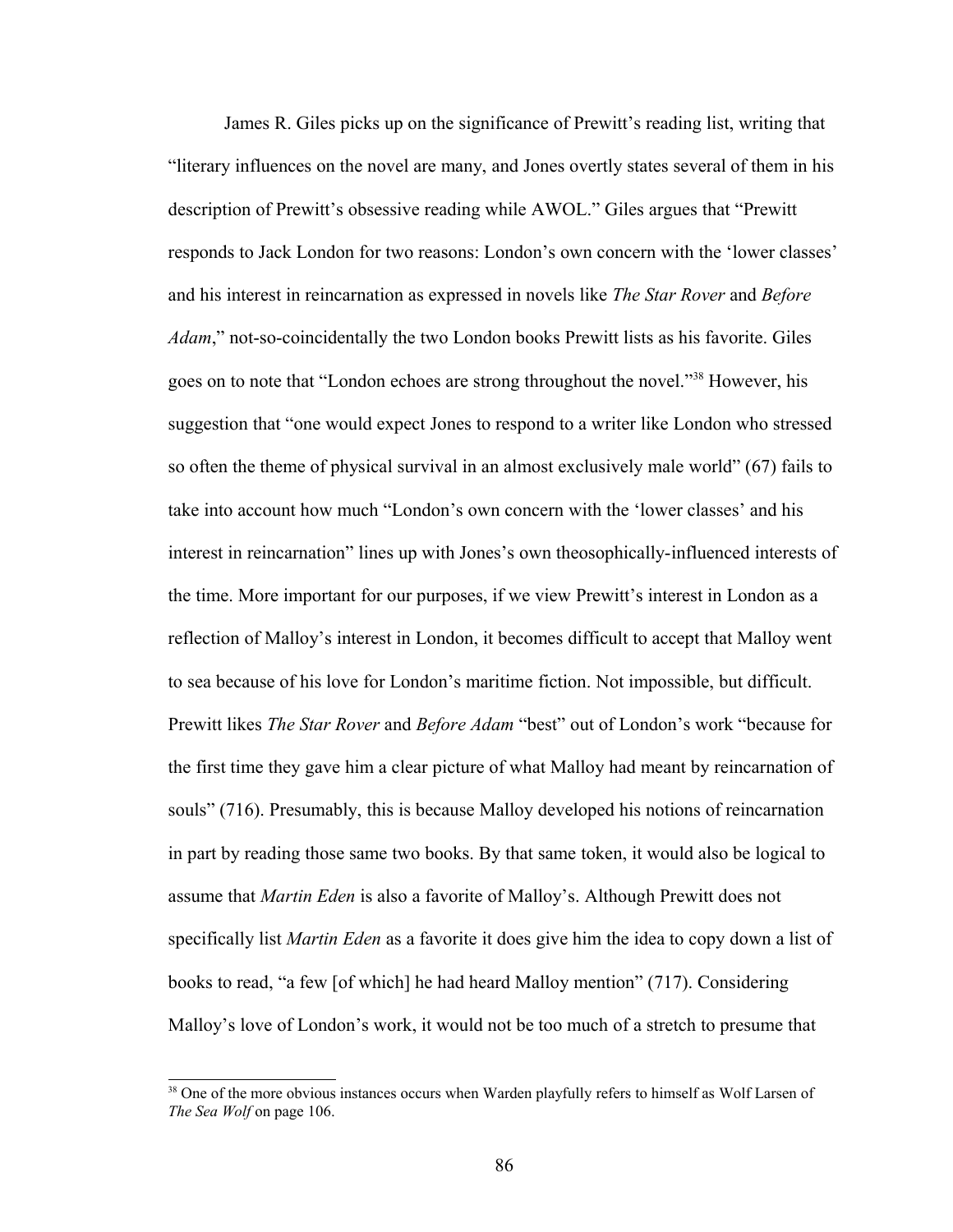James R. Giles picks up on the significance of Prewitt's reading list, writing that "literary influences on the novel are many, and Jones overtly states several of them in his description of Prewitt's obsessive reading while AWOL." Giles argues that "Prewitt responds to Jack London for two reasons: London's own concern with the 'lower classes' and his interest in reincarnation as expressed in novels like *The Star Rover* and *Before Adam*," not-so-coincidentally the two London books Prewitt lists as his favorite. Giles goes on to note that "London echoes are strong throughout the novel."[38] However, his suggestion that "one would expect Jones to respond to a writer like London who stressed so often the theme of physical survival in an almost exclusively male world" (67) fails to take into account how much "London's own concern with the 'lower classes' and his interest in reincarnation" lines up with Jones's own theosophically-influenced interests of the time. More important for our purposes, if we view Prewitt's interest in London as a reflection of Malloy's interest in London, it becomes difficult to accept that Malloy went to sea because of his love for London's maritime fiction. Not impossible, but difficult. Prewitt likes *The Star Rover* and *Before Adam* "best" out of London's work "because for the first time they gave him a clear picture of what Malloy had meant by reincarnation of souls" (716). Presumably, this is because Malloy developed his notions of reincarnation in part by reading those same two books. By that same token, it would also be logical to assume that *Martin Eden* is also a favorite of Malloy's. Although Prewitt does not specifically list *Martin Eden* as a favorite it does give him the idea to copy down a list of books to read, "a few [of which] he had heard Malloy mention" (717). Considering Malloy's love of London's work, it would not be too much of a stretch to presume that

---

[38] One of the more obvious instances occurs when Warden playfully refers to himself as Wolf Larsen of *The Sea Wolf* on page 106.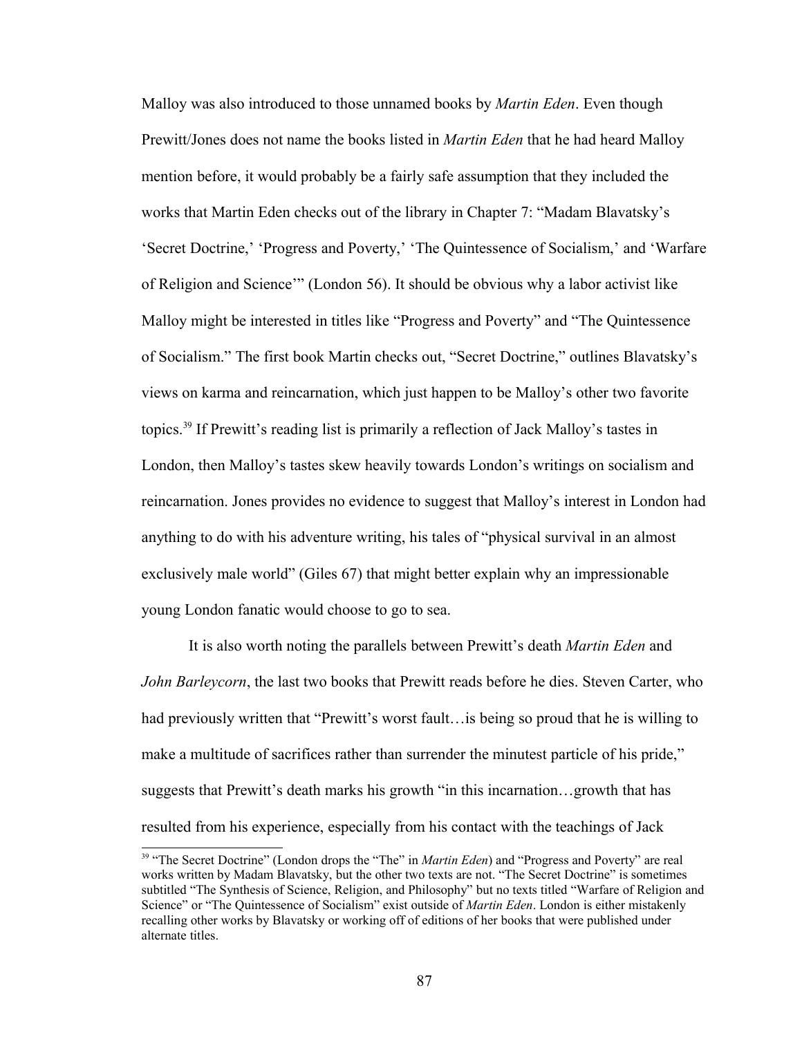Malloy was also introduced to those unnamed books by *Martin Eden*. Even though Prewitt/Jones does not name the books listed in *Martin Eden* that he had heard Malloy mention before, it would probably be a fairly safe assumption that they included the works that Martin Eden checks out of the library in Chapter 7: "Madam Blavatsky's 'Secret Doctrine,' 'Progress and Poverty,' 'The Quintessence of Socialism,' and 'Warfare of Religion and Science'" (London 56). It should be obvious why a labor activist like Malloy might be interested in titles like "Progress and Poverty" and "The Quintessence of Socialism." The first book Martin checks out, "Secret Doctrine," outlines Blavatsky's views on karma and reincarnation, which just happen to be Malloy's other two favorite topics.[39] If Prewitt's reading list is primarily a reflection of Jack Malloy's tastes in London, then Malloy's tastes skew heavily towards London's writings on socialism and reincarnation. Jones provides no evidence to suggest that Malloy's interest in London had anything to do with his adventure writing, his tales of "physical survival in an almost exclusively male world" (Giles 67) that might better explain why an impressionable young London fanatic would choose to go to sea.

It is also worth noting the parallels between Prewitt's death *Martin Eden* and *John Barleycorn*, the last two books that Prewitt reads before he dies. Steven Carter, who had previously written that "Prewitt's worst fault…is being so proud that he is willing to make a multitude of sacrifices rather than surrender the minutest particle of his pride," suggests that Prewitt's death marks his growth "in this incarnation…growth that has resulted from his experience, especially from his contact with the teachings of Jack

[39] "The Secret Doctrine" (London drops the "The" in *Martin Eden*) and "Progress and Poverty" are real works written by Madam Blavatsky, but the other two texts are not. "The Secret Doctrine" is sometimes subtitled "The Synthesis of Science, Religion, and Philosophy" but no texts titled "Warfare of Religion and Science" or "The Quintessence of Socialism" exist outside of *Martin Eden*. London is either mistakenly recalling other works by Blavatsky or working off of editions of her books that were published under alternate titles.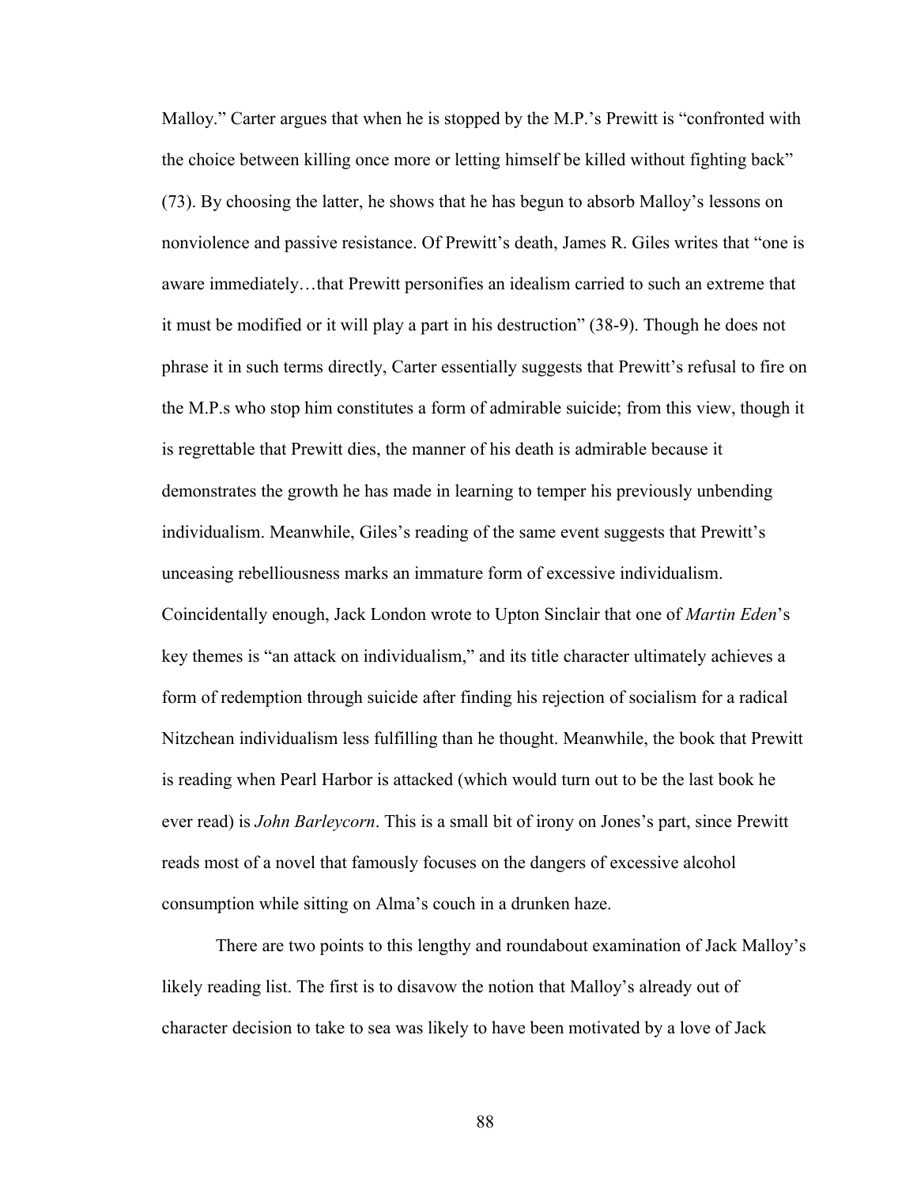Malloy." Carter argues that when he is stopped by the M.P.'s Prewitt is "confronted with the choice between killing once more or letting himself be killed without fighting back" (73). By choosing the latter, he shows that he has begun to absorb Malloy's lessons on nonviolence and passive resistance. Of Prewitt's death, James R. Giles writes that "one is aware immediately…that Prewitt personifies an idealism carried to such an extreme that it must be modified or it will play a part in his destruction" (38-9). Though he does not phrase it in such terms directly, Carter essentially suggests that Prewitt's refusal to fire on the M.P.s who stop him constitutes a form of admirable suicide; from this view, though it is regrettable that Prewitt dies, the manner of his death is admirable because it demonstrates the growth he has made in learning to temper his previously unbending individualism. Meanwhile, Giles's reading of the same event suggests that Prewitt's unceasing rebelliousness marks an immature form of excessive individualism. Coincidentally enough, Jack London wrote to Upton Sinclair that one of *Martin Eden*'s key themes is "an attack on individualism," and its title character ultimately achieves a form of redemption through suicide after finding his rejection of socialism for a radical Nitzchean individualism less fulfilling than he thought. Meanwhile, the book that Prewitt is reading when Pearl Harbor is attacked (which would turn out to be the last book he ever read) is *John Barleycorn*. This is a small bit of irony on Jones's part, since Prewitt reads most of a novel that famously focuses on the dangers of excessive alcohol consumption while sitting on Alma's couch in a drunken haze.

There are two points to this lengthy and roundabout examination of Jack Malloy's likely reading list. The first is to disavow the notion that Malloy's already out of character decision to take to sea was likely to have been motivated by a love of Jack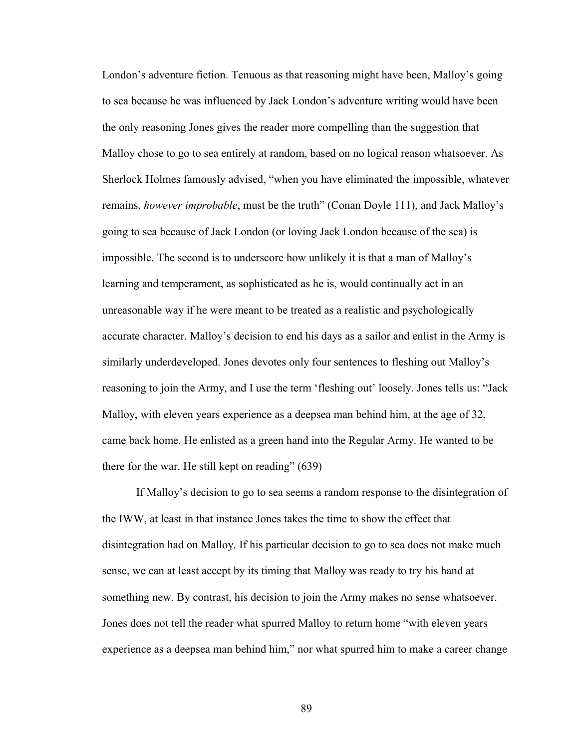London's adventure fiction. Tenuous as that reasoning might have been, Malloy's going to sea because he was influenced by Jack London's adventure writing would have been the only reasoning Jones gives the reader more compelling than the suggestion that Malloy chose to go to sea entirely at random, based on no logical reason whatsoever. As Sherlock Holmes famously advised, "when you have eliminated the impossible, whatever remains, *however improbable*, must be the truth" (Conan Doyle 111), and Jack Malloy's going to sea because of Jack London (or loving Jack London because of the sea) is impossible. The second is to underscore how unlikely it is that a man of Malloy's learning and temperament, as sophisticated as he is, would continually act in an unreasonable way if he were meant to be treated as a realistic and psychologically accurate character. Malloy's decision to end his days as a sailor and enlist in the Army is similarly underdeveloped. Jones devotes only four sentences to fleshing out Malloy's reasoning to join the Army, and I use the term 'fleshing out' loosely. Jones tells us: "Jack Malloy, with eleven years experience as a deepsea man behind him, at the age of 32, came back home. He enlisted as a green hand into the Regular Army. He wanted to be there for the war. He still kept on reading" (639)

If Malloy's decision to go to sea seems a random response to the disintegration of the IWW, at least in that instance Jones takes the time to show the effect that disintegration had on Malloy. If his particular decision to go to sea does not make much sense, we can at least accept by its timing that Malloy was ready to try his hand at something new. By contrast, his decision to join the Army makes no sense whatsoever. Jones does not tell the reader what spurred Malloy to return home "with eleven years experience as a deepsea man behind him," nor what spurred him to make a career change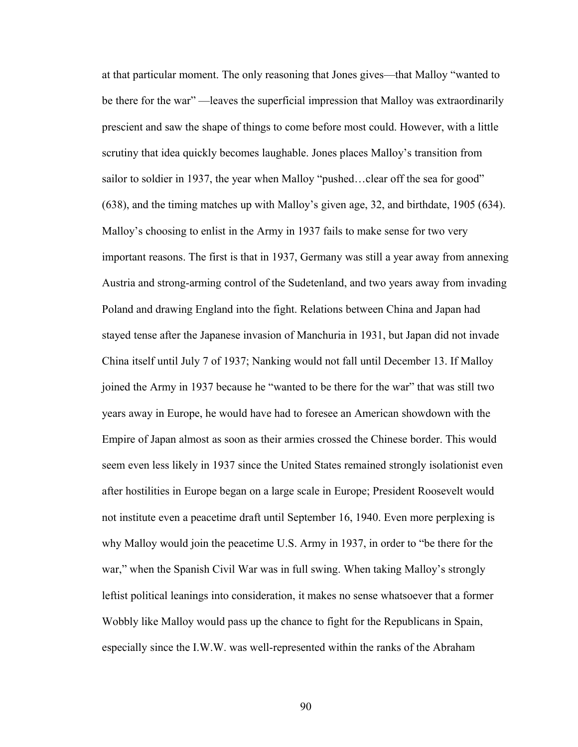at that particular moment. The only reasoning that Jones gives—that Malloy "wanted to be there for the war" —leaves the superficial impression that Malloy was extraordinarily prescient and saw the shape of things to come before most could. However, with a little scrutiny that idea quickly becomes laughable. Jones places Malloy's transition from sailor to soldier in 1937, the year when Malloy "pushed…clear off the sea for good" (638), and the timing matches up with Malloy's given age, 32, and birthdate, 1905 (634). Malloy's choosing to enlist in the Army in 1937 fails to make sense for two very important reasons. The first is that in 1937, Germany was still a year away from annexing Austria and strong-arming control of the Sudetenland, and two years away from invading Poland and drawing England into the fight. Relations between China and Japan had stayed tense after the Japanese invasion of Manchuria in 1931, but Japan did not invade China itself until July 7 of 1937; Nanking would not fall until December 13. If Malloy joined the Army in 1937 because he "wanted to be there for the war" that was still two years away in Europe, he would have had to foresee an American showdown with the Empire of Japan almost as soon as their armies crossed the Chinese border. This would seem even less likely in 1937 since the United States remained strongly isolationist even after hostilities in Europe began on a large scale in Europe; President Roosevelt would not institute even a peacetime draft until September 16, 1940. Even more perplexing is why Malloy would join the peacetime U.S. Army in 1937, in order to "be there for the war," when the Spanish Civil War was in full swing. When taking Malloy's strongly leftist political leanings into consideration, it makes no sense whatsoever that a former Wobbly like Malloy would pass up the chance to fight for the Republicans in Spain, especially since the I.W.W. was well-represented within the ranks of the Abraham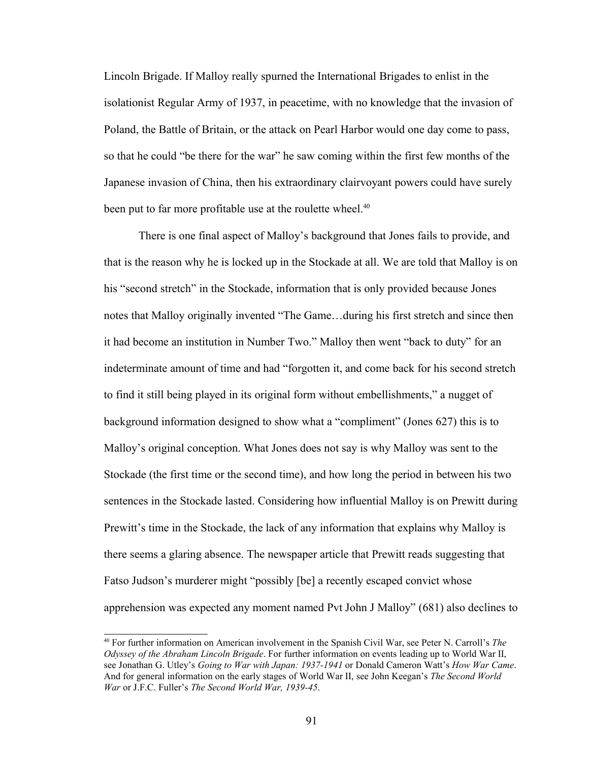Lincoln Brigade. If Malloy really spurned the International Brigades to enlist in the isolationist Regular Army of 1937, in peacetime, with no knowledge that the invasion of Poland, the Battle of Britain, or the attack on Pearl Harbor would one day come to pass, so that he could "be there for the war" he saw coming within the first few months of the Japanese invasion of China, then his extraordinary clairvoyant powers could have surely been put to far more profitable use at the roulette wheel.[40]

There is one final aspect of Malloy's background that Jones fails to provide, and that is the reason why he is locked up in the Stockade at all. We are told that Malloy is on his "second stretch" in the Stockade, information that is only provided because Jones notes that Malloy originally invented "The Game…during his first stretch and since then it had become an institution in Number Two." Malloy then went "back to duty" for an indeterminate amount of time and had "forgotten it, and come back for his second stretch to find it still being played in its original form without embellishments," a nugget of background information designed to show what a "compliment" (Jones 627) this is to Malloy's original conception. What Jones does not say is why Malloy was sent to the Stockade (the first time or the second time), and how long the period in between his two sentences in the Stockade lasted. Considering how influential Malloy is on Prewitt during Prewitt's time in the Stockade, the lack of any information that explains why Malloy is there seems a glaring absence. The newspaper article that Prewitt reads suggesting that Fatso Judson's murderer might "possibly [be] a recently escaped convict whose apprehension was expected any moment named Pvt John J Malloy" (681) also declines to

[40] For further information on American involvement in the Spanish Civil War, see Peter N. Carroll's *The Odyssey of the Abraham Lincoln Brigade*. For further information on events leading up to World War II, see Jonathan G. Utley's *Going to War with Japan: 1937-1941* or Donald Cameron Watt's *How War Came*. And for general information on the early stages of World War II, see John Keegan's *The Second World War* or J.F.C. Fuller's *The Second World War, 1939-45*.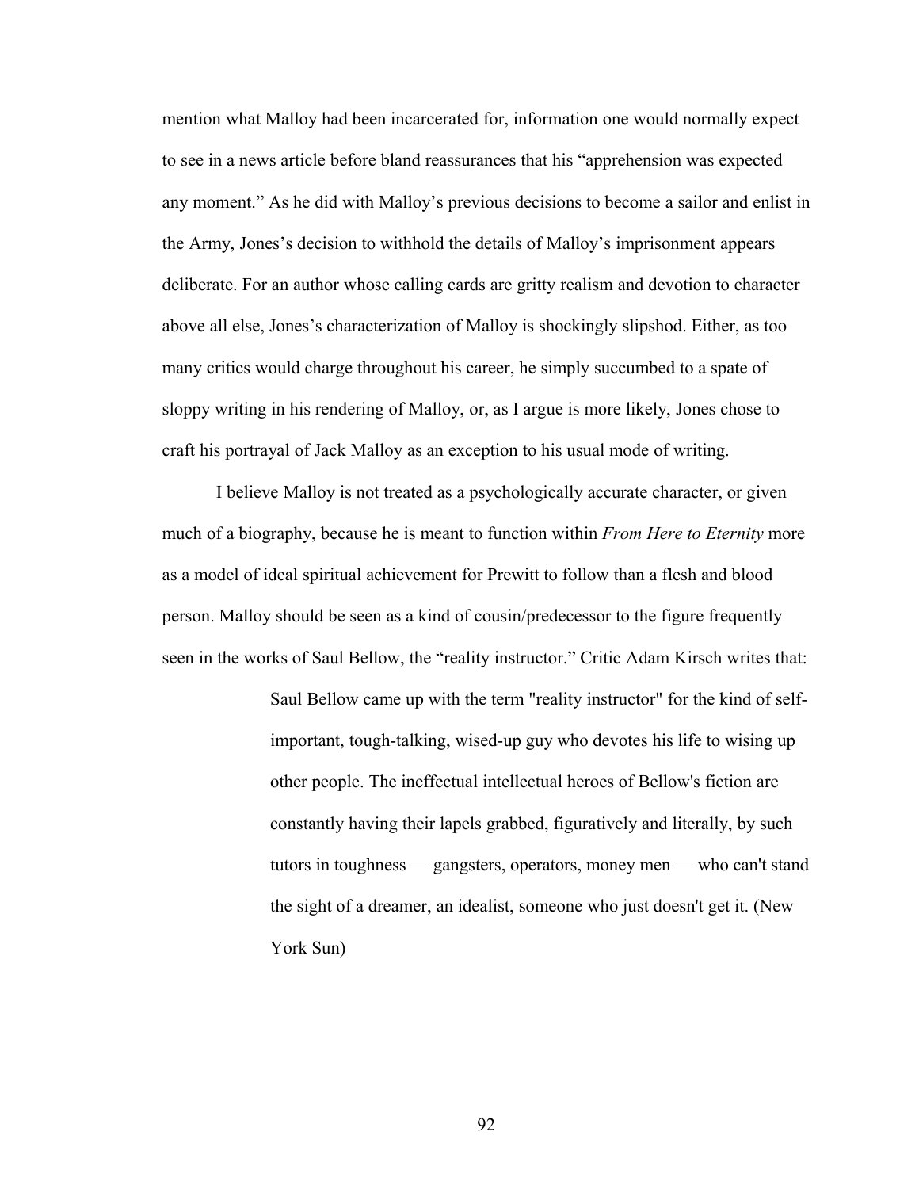mention what Malloy had been incarcerated for, information one would normally expect to see in a news article before bland reassurances that his "apprehension was expected any moment." As he did with Malloy's previous decisions to become a sailor and enlist in the Army, Jones's decision to withhold the details of Malloy's imprisonment appears deliberate. For an author whose calling cards are gritty realism and devotion to character above all else, Jones's characterization of Malloy is shockingly slipshod. Either, as too many critics would charge throughout his career, he simply succumbed to a spate of sloppy writing in his rendering of Malloy, or, as I argue is more likely, Jones chose to craft his portrayal of Jack Malloy as an exception to his usual mode of writing.

I believe Malloy is not treated as a psychologically accurate character, or given much of a biography, because he is meant to function within *From Here to Eternity* more as a model of ideal spiritual achievement for Prewitt to follow than a flesh and blood person. Malloy should be seen as a kind of cousin/predecessor to the figure frequently seen in the works of Saul Bellow, the "reality instructor." Critic Adam Kirsch writes that:

> Saul Bellow came up with the term "reality instructor" for the kind of self-important, tough-talking, wised-up guy who devotes his life to wising up other people. The ineffectual intellectual heroes of Bellow's fiction are constantly having their lapels grabbed, figuratively and literally, by such tutors in toughness — gangsters, operators, money men — who can't stand the sight of a dreamer, an idealist, someone who just doesn't get it. (New York Sun)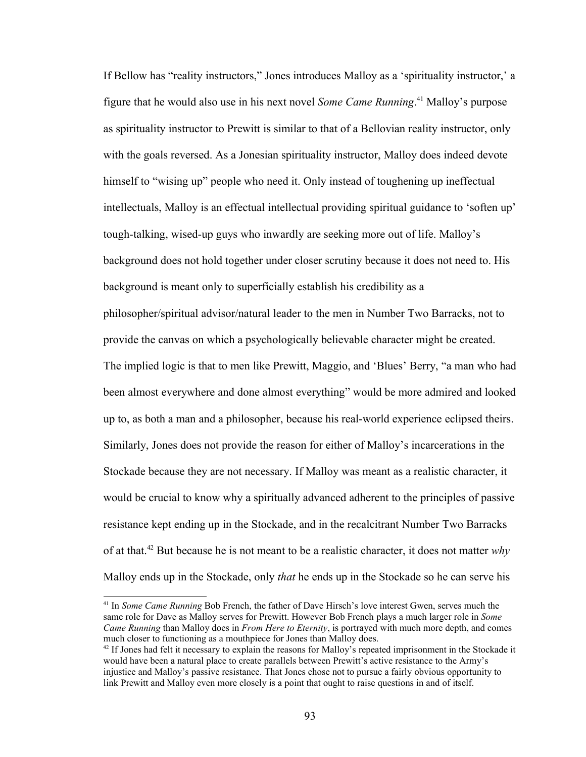If Bellow has "reality instructors," Jones introduces Malloy as a 'spirituality instructor,' a figure that he would also use in his next novel *Some Came Running*.[41] Malloy's purpose as spirituality instructor to Prewitt is similar to that of a Bellovian reality instructor, only with the goals reversed. As a Jonesian spirituality instructor, Malloy does indeed devote himself to "wising up" people who need it. Only instead of toughening up ineffectual intellectuals, Malloy is an effectual intellectual providing spiritual guidance to 'soften up' tough-talking, wised-up guys who inwardly are seeking more out of life. Malloy's background does not hold together under closer scrutiny because it does not need to. His background is meant only to superficially establish his credibility as a philosopher/spiritual advisor/natural leader to the men in Number Two Barracks, not to provide the canvas on which a psychologically believable character might be created. The implied logic is that to men like Prewitt, Maggio, and 'Blues' Berry, "a man who had been almost everywhere and done almost everything" would be more admired and looked up to, as both a man and a philosopher, because his real-world experience eclipsed theirs. Similarly, Jones does not provide the reason for either of Malloy's incarcerations in the Stockade because they are not necessary. If Malloy was meant as a realistic character, it would be crucial to know why a spiritually advanced adherent to the principles of passive resistance kept ending up in the Stockade, and in the recalcitrant Number Two Barracks of at that.[42] But because he is not meant to be a realistic character, it does not matter *why* Malloy ends up in the Stockade, only *that* he ends up in the Stockade so he can serve his

---

[41] In *Some Came Running* Bob French, the father of Dave Hirsch's love interest Gwen, serves much the same role for Dave as Malloy serves for Prewitt. However Bob French plays a much larger role in *Some Came Running* than Malloy does in *From Here to Eternity*, is portrayed with much more depth, and comes much closer to functioning as a mouthpiece for Jones than Malloy does.

[42] If Jones had felt it necessary to explain the reasons for Malloy's repeated imprisonment in the Stockade it would have been a natural place to create parallels between Prewitt's active resistance to the Army's injustice and Malloy's passive resistance. That Jones chose not to pursue a fairly obvious opportunity to link Prewitt and Malloy even more closely is a point that ought to raise questions in and of itself.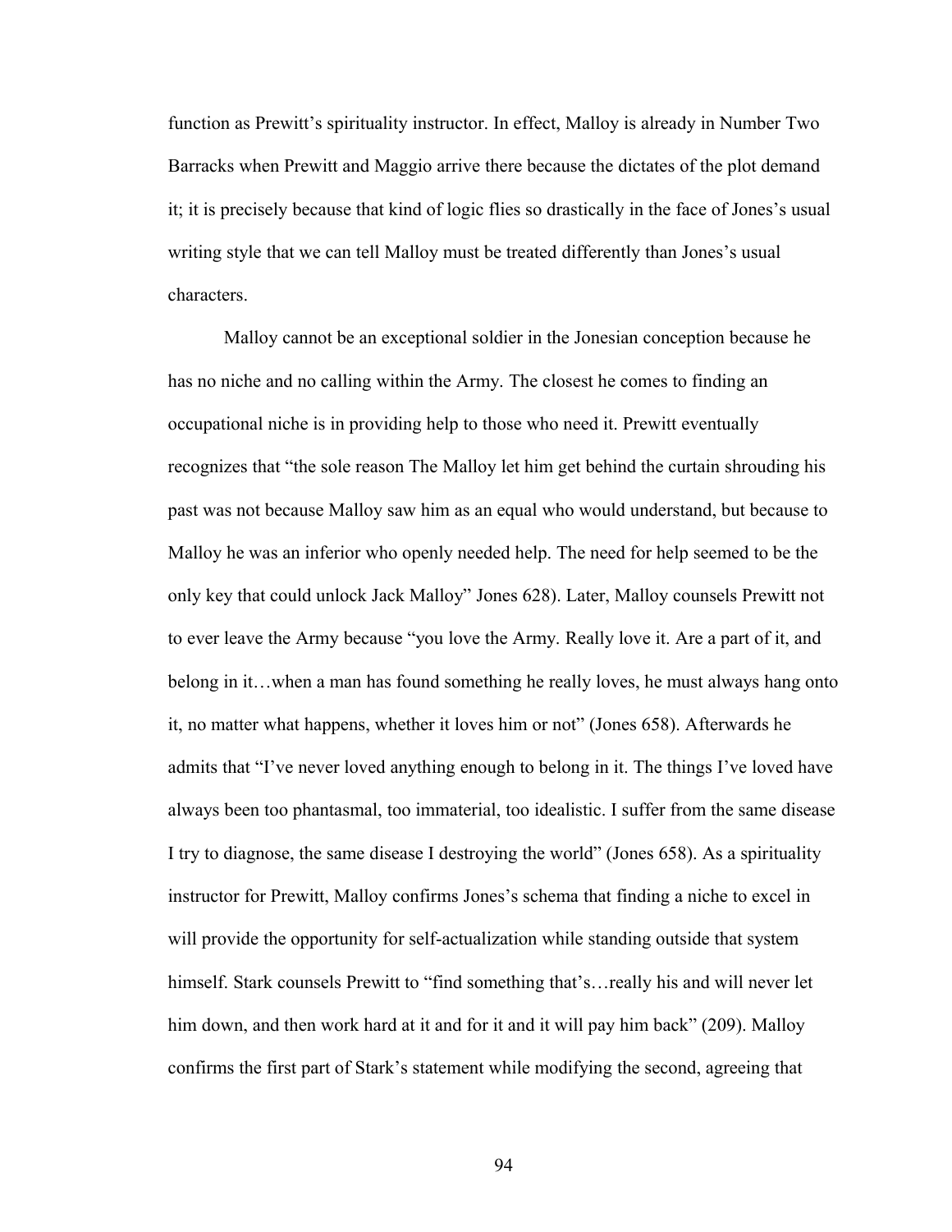function as Prewitt's spirituality instructor. In effect, Malloy is already in Number Two Barracks when Prewitt and Maggio arrive there because the dictates of the plot demand it; it is precisely because that kind of logic flies so drastically in the face of Jones's usual writing style that we can tell Malloy must be treated differently than Jones's usual characters.

Malloy cannot be an exceptional soldier in the Jonesian conception because he has no niche and no calling within the Army. The closest he comes to finding an occupational niche is in providing help to those who need it. Prewitt eventually recognizes that "the sole reason The Malloy let him get behind the curtain shrouding his past was not because Malloy saw him as an equal who would understand, but because to Malloy he was an inferior who openly needed help. The need for help seemed to be the only key that could unlock Jack Malloy" Jones 628). Later, Malloy counsels Prewitt not to ever leave the Army because "you love the Army. Really love it. Are a part of it, and belong in it…when a man has found something he really loves, he must always hang onto it, no matter what happens, whether it loves him or not" (Jones 658). Afterwards he admits that "I've never loved anything enough to belong in it. The things I've loved have always been too phantasmal, too immaterial, too idealistic. I suffer from the same disease I try to diagnose, the same disease I destroying the world" (Jones 658). As a spirituality instructor for Prewitt, Malloy confirms Jones's schema that finding a niche to excel in will provide the opportunity for self-actualization while standing outside that system himself. Stark counsels Prewitt to "find something that's…really his and will never let him down, and then work hard at it and for it and it will pay him back" (209). Malloy confirms the first part of Stark's statement while modifying the second, agreeing that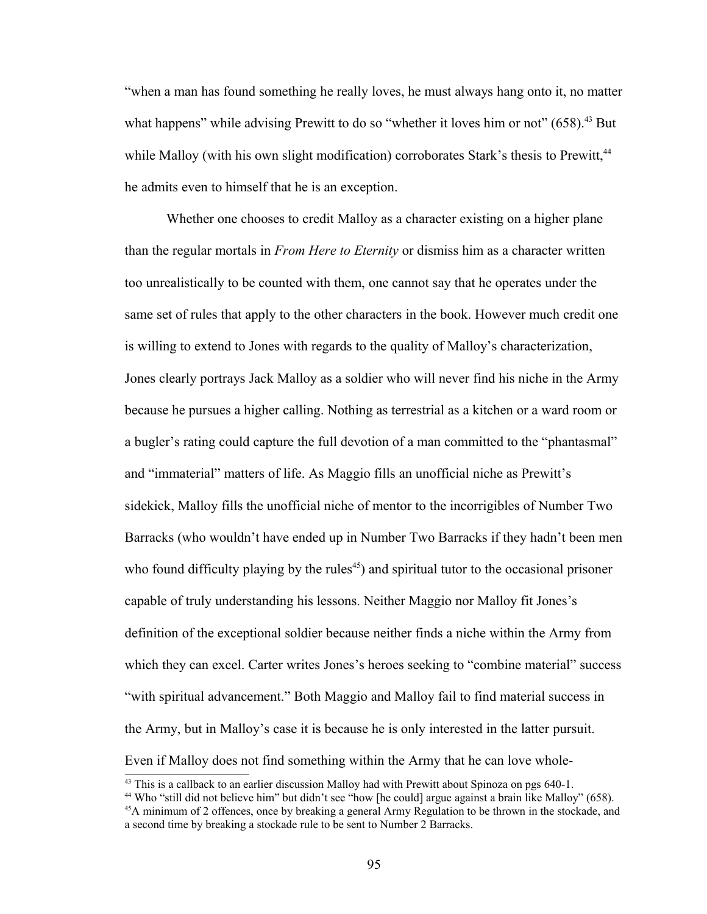"when a man has found something he really loves, he must always hang onto it, no matter what happens" while advising Prewitt to do so "whether it loves him or not" (658).[43] But while Malloy (with his own slight modification) corroborates Stark's thesis to Prewitt,[44] he admits even to himself that he is an exception.

Whether one chooses to credit Malloy as a character existing on a higher plane than the regular mortals in *From Here to Eternity* or dismiss him as a character written too unrealistically to be counted with them, one cannot say that he operates under the same set of rules that apply to the other characters in the book. However much credit one is willing to extend to Jones with regards to the quality of Malloy's characterization, Jones clearly portrays Jack Malloy as a soldier who will never find his niche in the Army because he pursues a higher calling. Nothing as terrestrial as a kitchen or a ward room or a bugler's rating could capture the full devotion of a man committed to the "phantasmal" and "immaterial" matters of life. As Maggio fills an unofficial niche as Prewitt's sidekick, Malloy fills the unofficial niche of mentor to the incorrigibles of Number Two Barracks (who wouldn't have ended up in Number Two Barracks if they hadn't been men who found difficulty playing by the rules[45]) and spiritual tutor to the occasional prisoner capable of truly understanding his lessons. Neither Maggio nor Malloy fit Jones's definition of the exceptional soldier because neither finds a niche within the Army from which they can excel. Carter writes Jones's heroes seeking to "combine material" success "with spiritual advancement." Both Maggio and Malloy fail to find material success in the Army, but in Malloy's case it is because he is only interested in the latter pursuit. Even if Malloy does not find something within the Army that he can love whole-

[43] This is a callback to an earlier discussion Malloy had with Prewitt about Spinoza on pgs 640-1.

[44] Who "still did not believe him" but didn't see "how [he could] argue against a brain like Malloy" (658).

[45] A minimum of 2 offences, once by breaking a general Army Regulation to be thrown in the stockade, and a second time by breaking a stockade rule to be sent to Number 2 Barracks.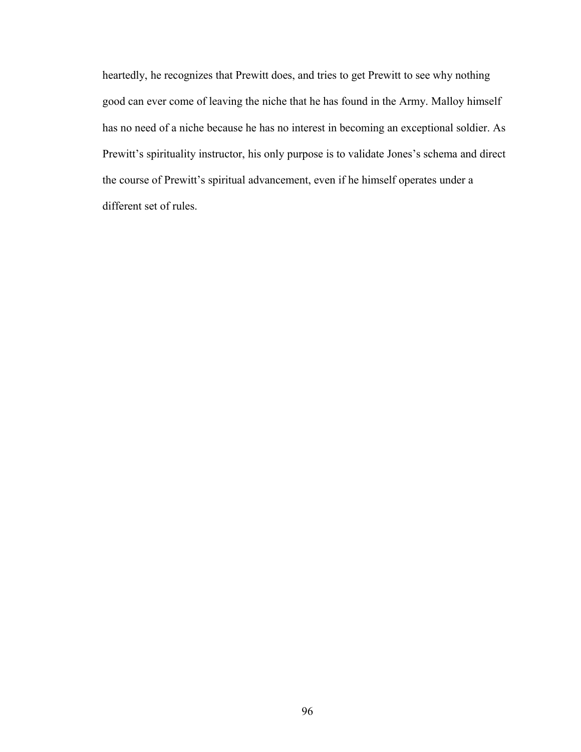heartedly, he recognizes that Prewitt does, and tries to get Prewitt to see why nothing good can ever come of leaving the niche that he has found in the Army. Malloy himself has no need of a niche because he has no interest in becoming an exceptional soldier. As Prewitt's spirituality instructor, his only purpose is to validate Jones's schema and direct the course of Prewitt's spiritual advancement, even if he himself operates under a different set of rules.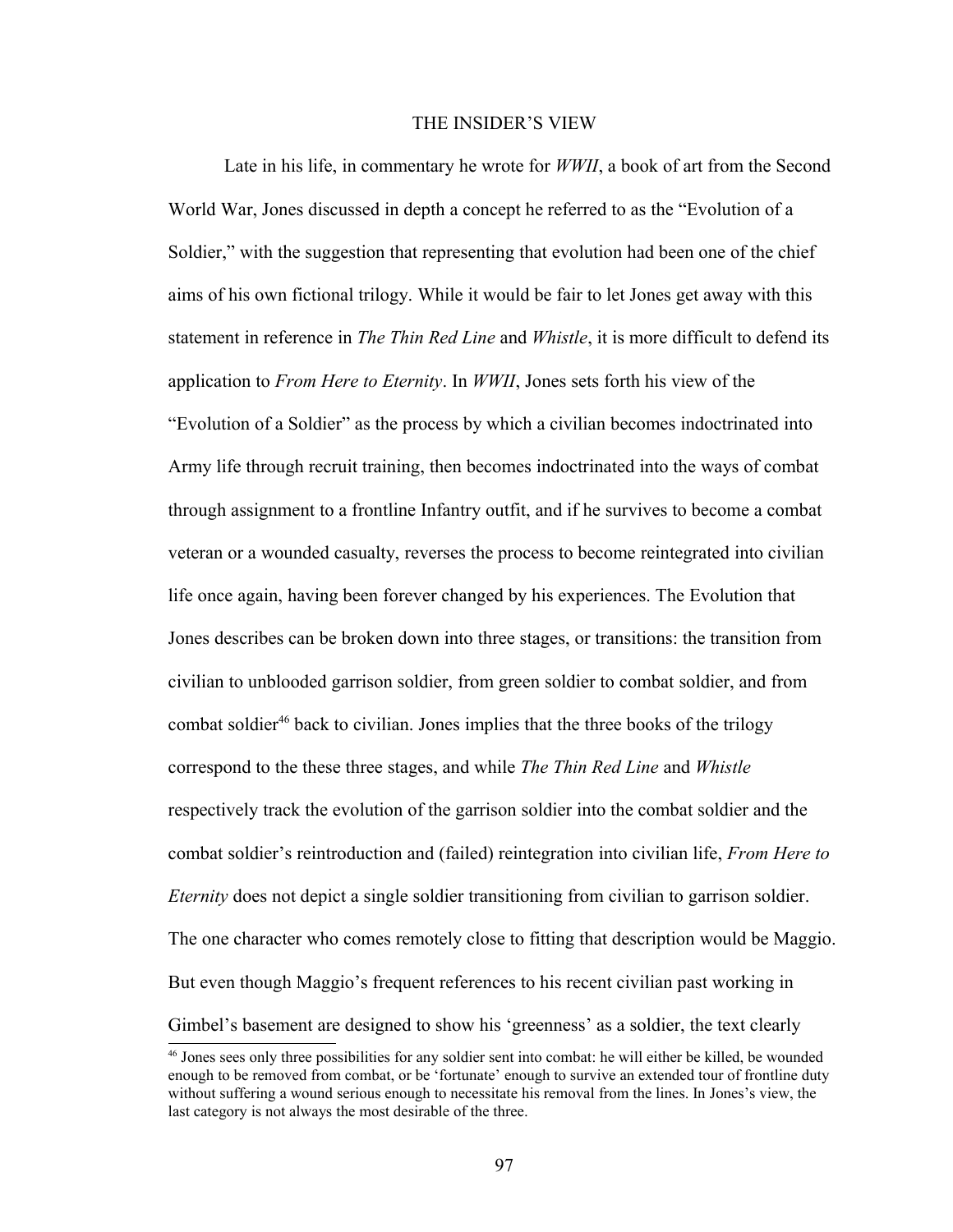## THE INSIDER'S VIEW

Late in his life, in commentary he wrote for *WWII*, a book of art from the Second World War, Jones discussed in depth a concept he referred to as the "Evolution of a Soldier," with the suggestion that representing that evolution had been one of the chief aims of his own fictional trilogy. While it would be fair to let Jones get away with this statement in reference in *The Thin Red Line* and *Whistle*, it is more difficult to defend its application to *From Here to Eternity*. In *WWII*, Jones sets forth his view of the "Evolution of a Soldier" as the process by which a civilian becomes indoctrinated into Army life through recruit training, then becomes indoctrinated into the ways of combat through assignment to a frontline Infantry outfit, and if he survives to become a combat veteran or a wounded casualty, reverses the process to become reintegrated into civilian life once again, having been forever changed by his experiences. The Evolution that Jones describes can be broken down into three stages, or transitions: the transition from civilian to unblooded garrison soldier, from green soldier to combat soldier, and from combat soldier[46] back to civilian. Jones implies that the three books of the trilogy correspond to the these three stages, and while *The Thin Red Line* and *Whistle* respectively track the evolution of the garrison soldier into the combat soldier and the combat soldier's reintroduction and (failed) reintegration into civilian life, *From Here to Eternity* does not depict a single soldier transitioning from civilian to garrison soldier. The one character who comes remotely close to fitting that description would be Maggio. But even though Maggio's frequent references to his recent civilian past working in Gimbel's basement are designed to show his 'greenness' as a soldier, the text clearly

[46] Jones sees only three possibilities for any soldier sent into combat: he will either be killed, be wounded enough to be removed from combat, or be 'fortunate' enough to survive an extended tour of frontline duty without suffering a wound serious enough to necessitate his removal from the lines. In Jones's view, the last category is not always the most desirable of the three.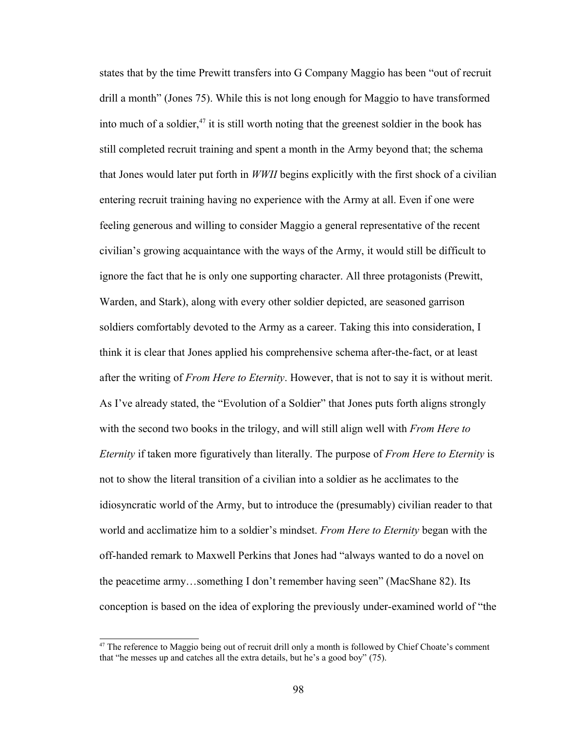states that by the time Prewitt transfers into G Company Maggio has been "out of recruit drill a month" (Jones 75). While this is not long enough for Maggio to have transformed into much of a soldier,[47] it is still worth noting that the greenest soldier in the book has still completed recruit training and spent a month in the Army beyond that; the schema that Jones would later put forth in *WWII* begins explicitly with the first shock of a civilian entering recruit training having no experience with the Army at all. Even if one were feeling generous and willing to consider Maggio a general representative of the recent civilian's growing acquaintance with the ways of the Army, it would still be difficult to ignore the fact that he is only one supporting character. All three protagonists (Prewitt, Warden, and Stark), along with every other soldier depicted, are seasoned garrison soldiers comfortably devoted to the Army as a career. Taking this into consideration, I think it is clear that Jones applied his comprehensive schema after-the-fact, or at least after the writing of *From Here to Eternity*. However, that is not to say it is without merit. As I've already stated, the "Evolution of a Soldier" that Jones puts forth aligns strongly with the second two books in the trilogy, and will still align well with *From Here to Eternity* if taken more figuratively than literally. The purpose of *From Here to Eternity* is not to show the literal transition of a civilian into a soldier as he acclimates to the idiosyncratic world of the Army, but to introduce the (presumably) civilian reader to that world and acclimatize him to a soldier's mindset. *From Here to Eternity* began with the off-handed remark to Maxwell Perkins that Jones had "always wanted to do a novel on the peacetime army…something I don't remember having seen" (MacShane 82). Its conception is based on the idea of exploring the previously under-examined world of "the

[47] The reference to Maggio being out of recruit drill only a month is followed by Chief Choate's comment that "he messes up and catches all the extra details, but he's a good boy" (75).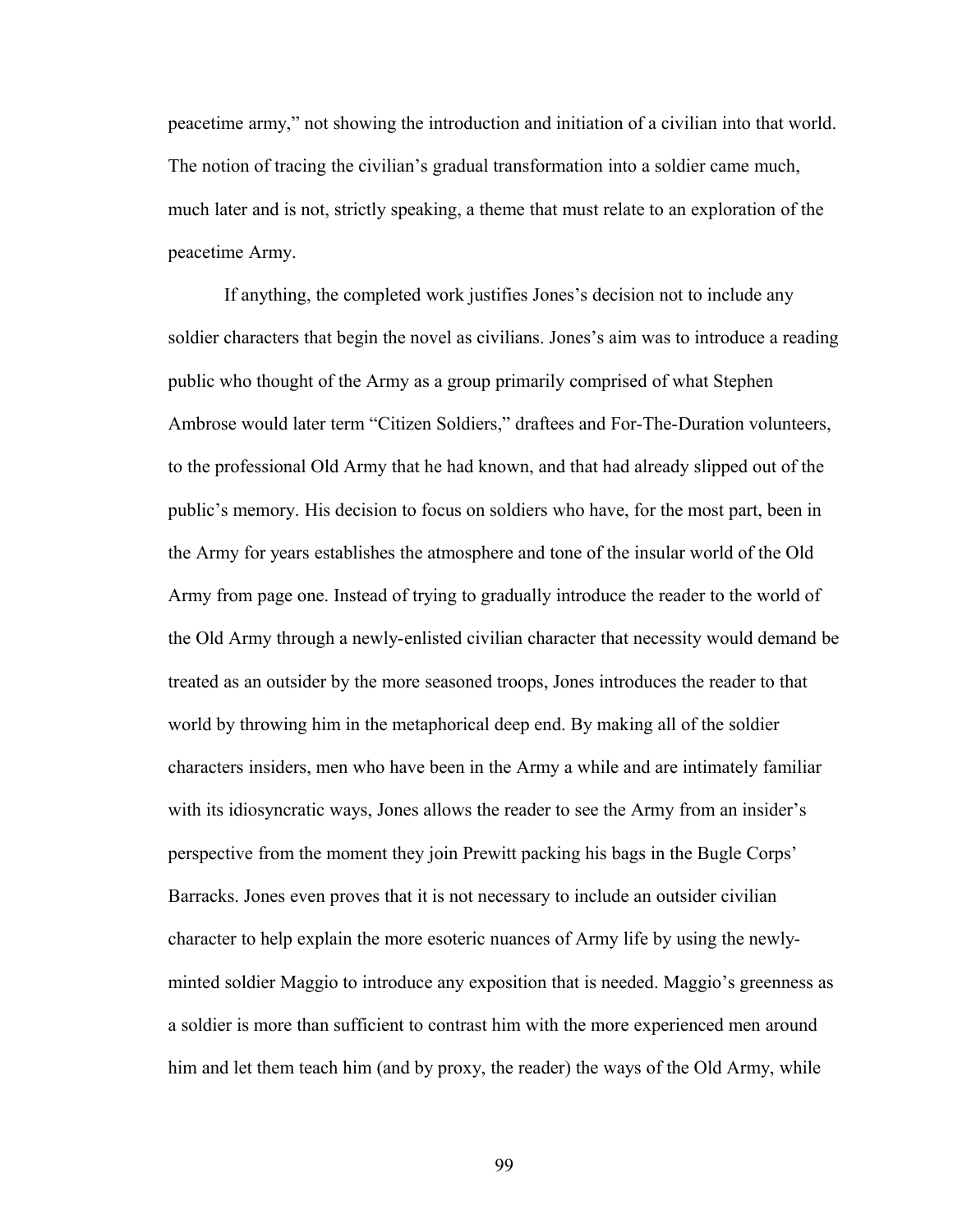peacetime army," not showing the introduction and initiation of a civilian into that world. The notion of tracing the civilian's gradual transformation into a soldier came much, much later and is not, strictly speaking, a theme that must relate to an exploration of the peacetime Army.

If anything, the completed work justifies Jones's decision not to include any soldier characters that begin the novel as civilians. Jones's aim was to introduce a reading public who thought of the Army as a group primarily comprised of what Stephen Ambrose would later term "Citizen Soldiers," draftees and For-The-Duration volunteers, to the professional Old Army that he had known, and that had already slipped out of the public's memory. His decision to focus on soldiers who have, for the most part, been in the Army for years establishes the atmosphere and tone of the insular world of the Old Army from page one. Instead of trying to gradually introduce the reader to the world of the Old Army through a newly-enlisted civilian character that necessity would demand be treated as an outsider by the more seasoned troops, Jones introduces the reader to that world by throwing him in the metaphorical deep end. By making all of the soldier characters insiders, men who have been in the Army a while and are intimately familiar with its idiosyncratic ways, Jones allows the reader to see the Army from an insider's perspective from the moment they join Prewitt packing his bags in the Bugle Corps' Barracks. Jones even proves that it is not necessary to include an outsider civilian character to help explain the more esoteric nuances of Army life by using the newly-minted soldier Maggio to introduce any exposition that is needed. Maggio's greenness as a soldier is more than sufficient to contrast him with the more experienced men around him and let them teach him (and by proxy, the reader) the ways of the Old Army, while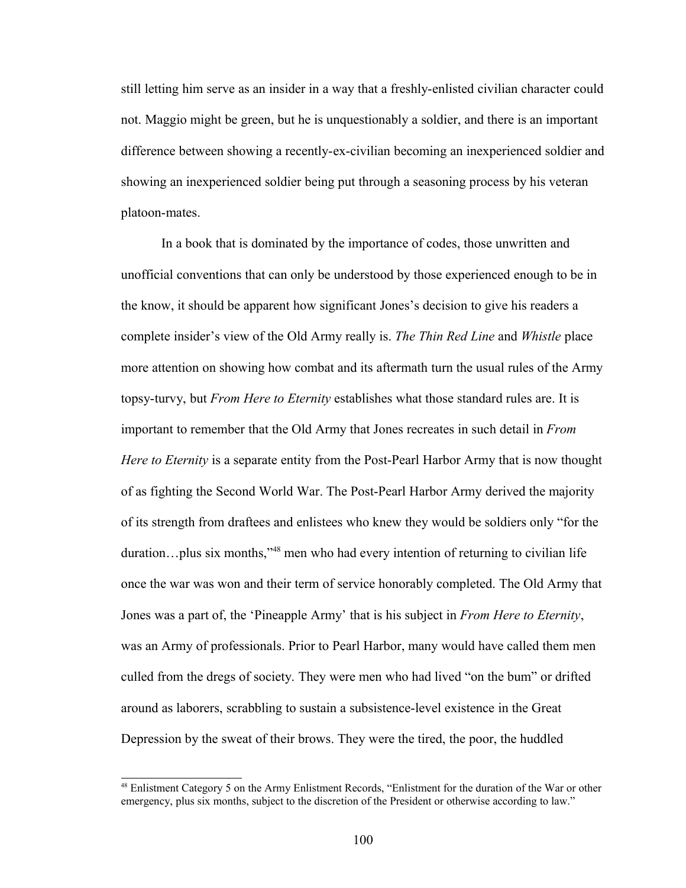still letting him serve as an insider in a way that a freshly-enlisted civilian character could not. Maggio might be green, but he is unquestionably a soldier, and there is an important difference between showing a recently-ex-civilian becoming an inexperienced soldier and showing an inexperienced soldier being put through a seasoning process by his veteran platoon-mates.

In a book that is dominated by the importance of codes, those unwritten and unofficial conventions that can only be understood by those experienced enough to be in the know, it should be apparent how significant Jones's decision to give his readers a complete insider's view of the Old Army really is. *The Thin Red Line* and *Whistle* place more attention on showing how combat and its aftermath turn the usual rules of the Army topsy-turvy, but *From Here to Eternity* establishes what those standard rules are. It is important to remember that the Old Army that Jones recreates in such detail in *From Here to Eternity* is a separate entity from the Post-Pearl Harbor Army that is now thought of as fighting the Second World War. The Post-Pearl Harbor Army derived the majority of its strength from draftees and enlistees who knew they would be soldiers only "for the duration…plus six months,"[48] men who had every intention of returning to civilian life once the war was won and their term of service honorably completed. The Old Army that Jones was a part of, the 'Pineapple Army' that is his subject in *From Here to Eternity*, was an Army of professionals. Prior to Pearl Harbor, many would have called them men culled from the dregs of society. They were men who had lived "on the bum" or drifted around as laborers, scrabbling to sustain a subsistence-level existence in the Great Depression by the sweat of their brows. They were the tired, the poor, the huddled

[48] Enlistment Category 5 on the Army Enlistment Records, "Enlistment for the duration of the War or other emergency, plus six months, subject to the discretion of the President or otherwise according to law."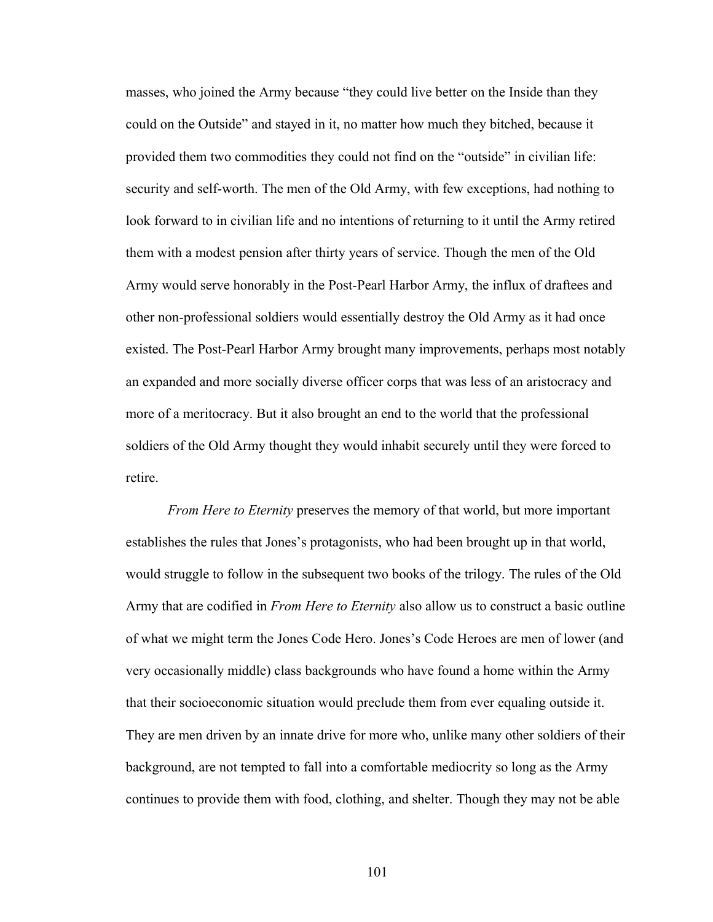masses, who joined the Army because "they could live better on the Inside than they could on the Outside" and stayed in it, no matter how much they bitched, because it provided them two commodities they could not find on the "outside" in civilian life: security and self-worth. The men of the Old Army, with few exceptions, had nothing to look forward to in civilian life and no intentions of returning to it until the Army retired them with a modest pension after thirty years of service. Though the men of the Old Army would serve honorably in the Post-Pearl Harbor Army, the influx of draftees and other non-professional soldiers would essentially destroy the Old Army as it had once existed. The Post-Pearl Harbor Army brought many improvements, perhaps most notably an expanded and more socially diverse officer corps that was less of an aristocracy and more of a meritocracy. But it also brought an end to the world that the professional soldiers of the Old Army thought they would inhabit securely until they were forced to retire.

*From Here to Eternity* preserves the memory of that world, but more important establishes the rules that Jones's protagonists, who had been brought up in that world, would struggle to follow in the subsequent two books of the trilogy. The rules of the Old Army that are codified in *From Here to Eternity* also allow us to construct a basic outline of what we might term the Jones Code Hero. Jones's Code Heroes are men of lower (and very occasionally middle) class backgrounds who have found a home within the Army that their socioeconomic situation would preclude them from ever equaling outside it. They are men driven by an innate drive for more who, unlike many other soldiers of their background, are not tempted to fall into a comfortable mediocrity so long as the Army continues to provide them with food, clothing, and shelter. Though they may not be able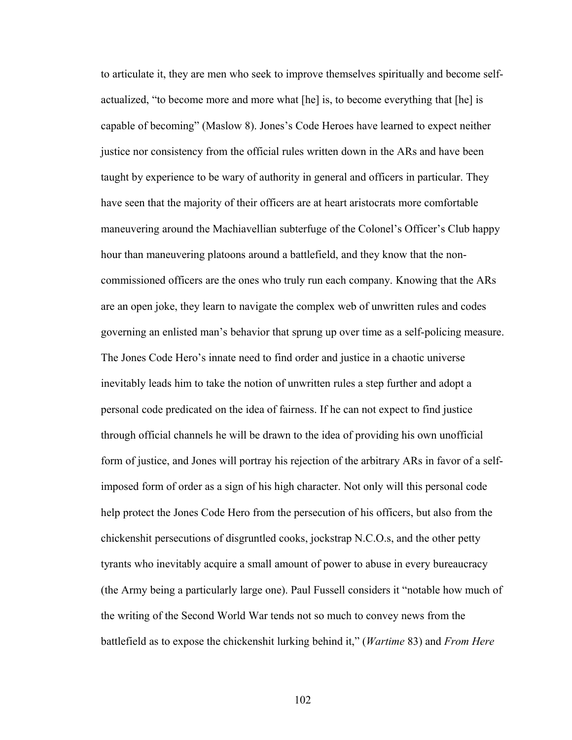to articulate it, they are men who seek to improve themselves spiritually and become self-actualized, "to become more and more what [he] is, to become everything that [he] is capable of becoming" (Maslow 8). Jones's Code Heroes have learned to expect neither justice nor consistency from the official rules written down in the ARs and have been taught by experience to be wary of authority in general and officers in particular. They have seen that the majority of their officers are at heart aristocrats more comfortable maneuvering around the Machiavellian subterfuge of the Colonel's Officer's Club happy hour than maneuvering platoons around a battlefield, and they know that the non-commissioned officers are the ones who truly run each company. Knowing that the ARs are an open joke, they learn to navigate the complex web of unwritten rules and codes governing an enlisted man's behavior that sprung up over time as a self-policing measure. The Jones Code Hero's innate need to find order and justice in a chaotic universe inevitably leads him to take the notion of unwritten rules a step further and adopt a personal code predicated on the idea of fairness. If he can not expect to find justice through official channels he will be drawn to the idea of providing his own unofficial form of justice, and Jones will portray his rejection of the arbitrary ARs in favor of a self-imposed form of order as a sign of his high character. Not only will this personal code help protect the Jones Code Hero from the persecution of his officers, but also from the chickenshit persecutions of disgruntled cooks, jockstrap N.C.O.s, and the other petty tyrants who inevitably acquire a small amount of power to abuse in every bureaucracy (the Army being a particularly large one). Paul Fussell considers it "notable how much of the writing of the Second World War tends not so much to convey news from the battlefield as to expose the chickenshit lurking behind it," (*Wartime* 83) and *From Here*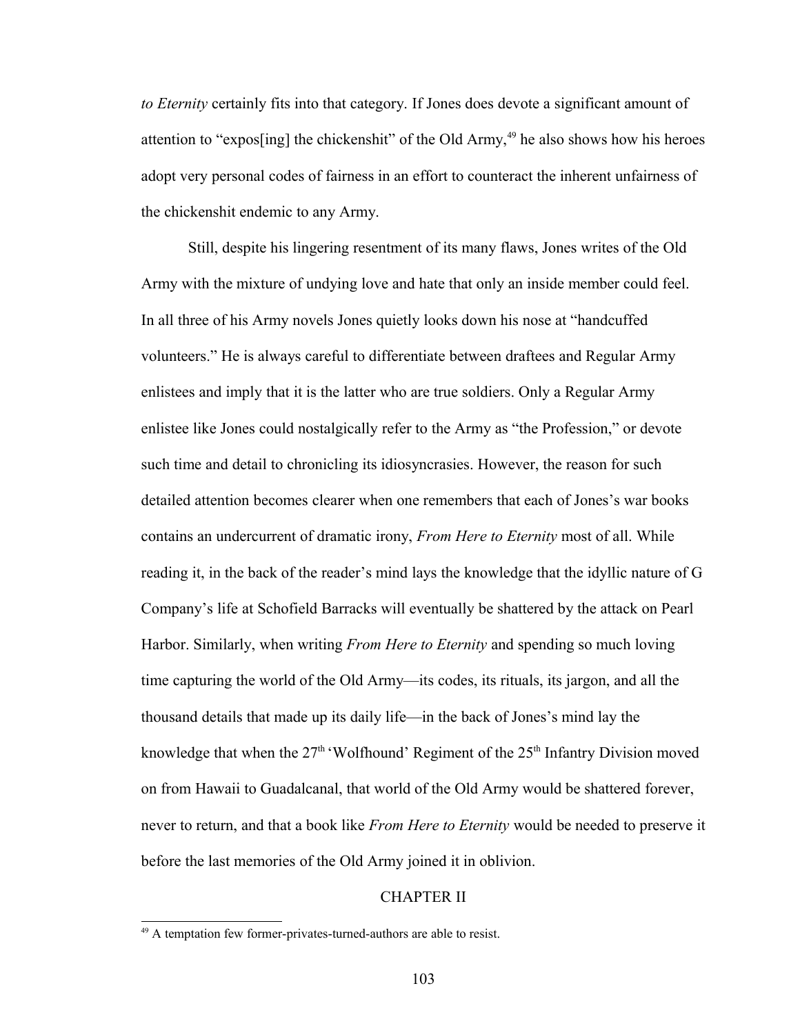*to Eternity* certainly fits into that category. If Jones does devote a significant amount of attention to "expos[ing] the chickenshit" of the Old Army,[49] he also shows how his heroes adopt very personal codes of fairness in an effort to counteract the inherent unfairness of the chickenshit endemic to any Army.

Still, despite his lingering resentment of its many flaws, Jones writes of the Old Army with the mixture of undying love and hate that only an inside member could feel. In all three of his Army novels Jones quietly looks down his nose at "handcuffed volunteers." He is always careful to differentiate between draftees and Regular Army enlistees and imply that it is the latter who are true soldiers. Only a Regular Army enlistee like Jones could nostalgically refer to the Army as "the Profession," or devote such time and detail to chronicling its idiosyncrasies. However, the reason for such detailed attention becomes clearer when one remembers that each of Jones's war books contains an undercurrent of dramatic irony, *From Here to Eternity* most of all. While reading it, in the back of the reader's mind lays the knowledge that the idyllic nature of G Company's life at Schofield Barracks will eventually be shattered by the attack on Pearl Harbor. Similarly, when writing *From Here to Eternity* and spending so much loving time capturing the world of the Old Army—its codes, its rituals, its jargon, and all the thousand details that made up its daily life—in the back of Jones's mind lay the knowledge that when the 27th 'Wolfhound' Regiment of the 25th Infantry Division moved on from Hawaii to Guadalcanal, that world of the Old Army would be shattered forever, never to return, and that a book like *From Here to Eternity* would be needed to preserve it before the last memories of the Old Army joined it in oblivion.

## CHAPTER II

[49] A temptation few former-privates-turned-authors are able to resist.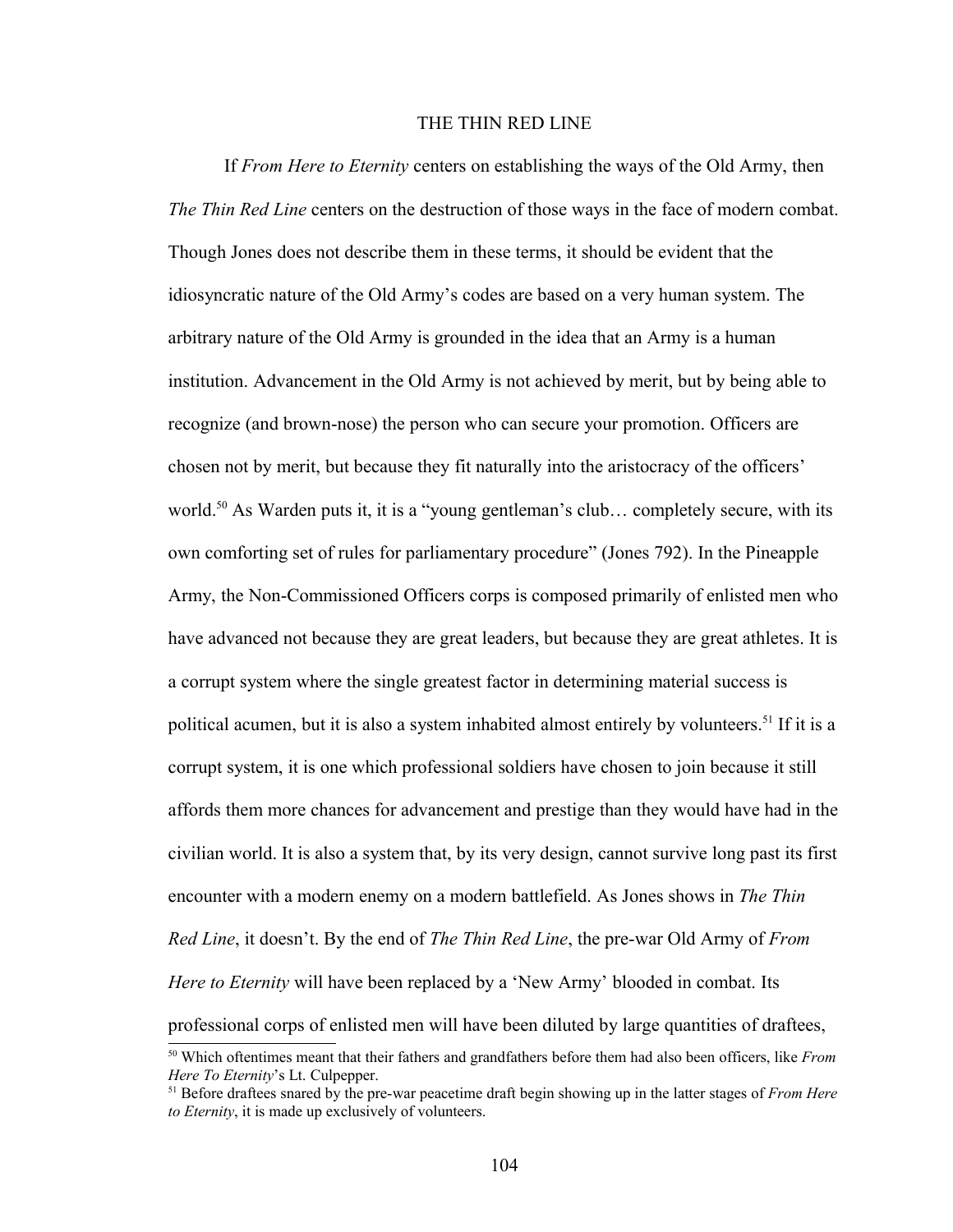## THE THIN RED LINE

If *From Here to Eternity* centers on establishing the ways of the Old Army, then *The Thin Red Line* centers on the destruction of those ways in the face of modern combat. Though Jones does not describe them in these terms, it should be evident that the idiosyncratic nature of the Old Army's codes are based on a very human system. The arbitrary nature of the Old Army is grounded in the idea that an Army is a human institution. Advancement in the Old Army is not achieved by merit, but by being able to recognize (and brown-nose) the person who can secure your promotion. Officers are chosen not by merit, but because they fit naturally into the aristocracy of the officers' world.[50] As Warden puts it, it is a "young gentleman's club… completely secure, with its own comforting set of rules for parliamentary procedure" (Jones 792). In the Pineapple Army, the Non-Commissioned Officers corps is composed primarily of enlisted men who have advanced not because they are great leaders, but because they are great athletes. It is a corrupt system where the single greatest factor in determining material success is political acumen, but it is also a system inhabited almost entirely by volunteers.[51] If it is a corrupt system, it is one which professional soldiers have chosen to join because it still affords them more chances for advancement and prestige than they would have had in the civilian world. It is also a system that, by its very design, cannot survive long past its first encounter with a modern enemy on a modern battlefield. As Jones shows in *The Thin Red Line*, it doesn't. By the end of *The Thin Red Line*, the pre-war Old Army of *From Here to Eternity* will have been replaced by a 'New Army' blooded in combat. Its professional corps of enlisted men will have been diluted by large quantities of draftees,

[50] Which oftentimes meant that their fathers and grandfathers before them had also been officers, like *From Here To Eternity*'s Lt. Culpepper.

[51] Before draftees snared by the pre-war peacetime draft begin showing up in the latter stages of *From Here to Eternity*, it is made up exclusively of volunteers.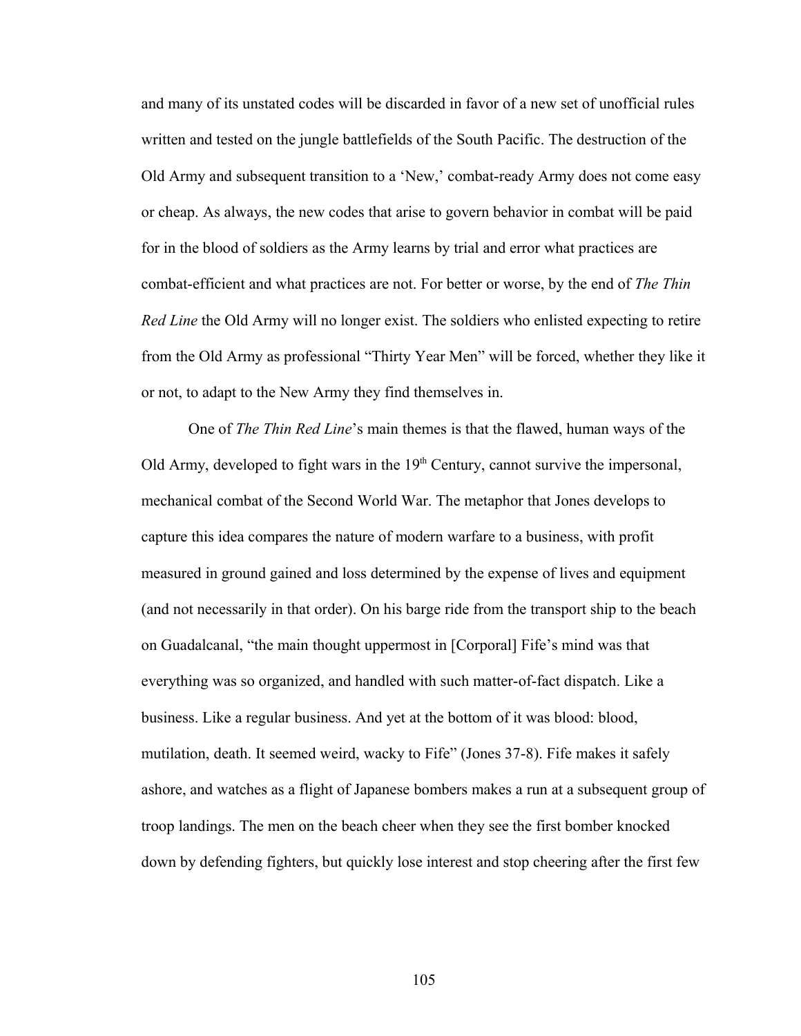and many of its unstated codes will be discarded in favor of a new set of unofficial rules written and tested on the jungle battlefields of the South Pacific. The destruction of the Old Army and subsequent transition to a 'New,' combat-ready Army does not come easy or cheap. As always, the new codes that arise to govern behavior in combat will be paid for in the blood of soldiers as the Army learns by trial and error what practices are combat-efficient and what practices are not. For better or worse, by the end of *The Thin Red Line* the Old Army will no longer exist. The soldiers who enlisted expecting to retire from the Old Army as professional "Thirty Year Men" will be forced, whether they like it or not, to adapt to the New Army they find themselves in.

One of *The Thin Red Line*'s main themes is that the flawed, human ways of the Old Army, developed to fight wars in the 19th Century, cannot survive the impersonal, mechanical combat of the Second World War. The metaphor that Jones develops to capture this idea compares the nature of modern warfare to a business, with profit measured in ground gained and loss determined by the expense of lives and equipment (and not necessarily in that order). On his barge ride from the transport ship to the beach on Guadalcanal, "the main thought uppermost in [Corporal] Fife's mind was that everything was so organized, and handled with such matter-of-fact dispatch. Like a business. Like a regular business. And yet at the bottom of it was blood: blood, mutilation, death. It seemed weird, wacky to Fife" (Jones 37-8). Fife makes it safely ashore, and watches as a flight of Japanese bombers makes a run at a subsequent group of troop landings. The men on the beach cheer when they see the first bomber knocked down by defending fighters, but quickly lose interest and stop cheering after the first few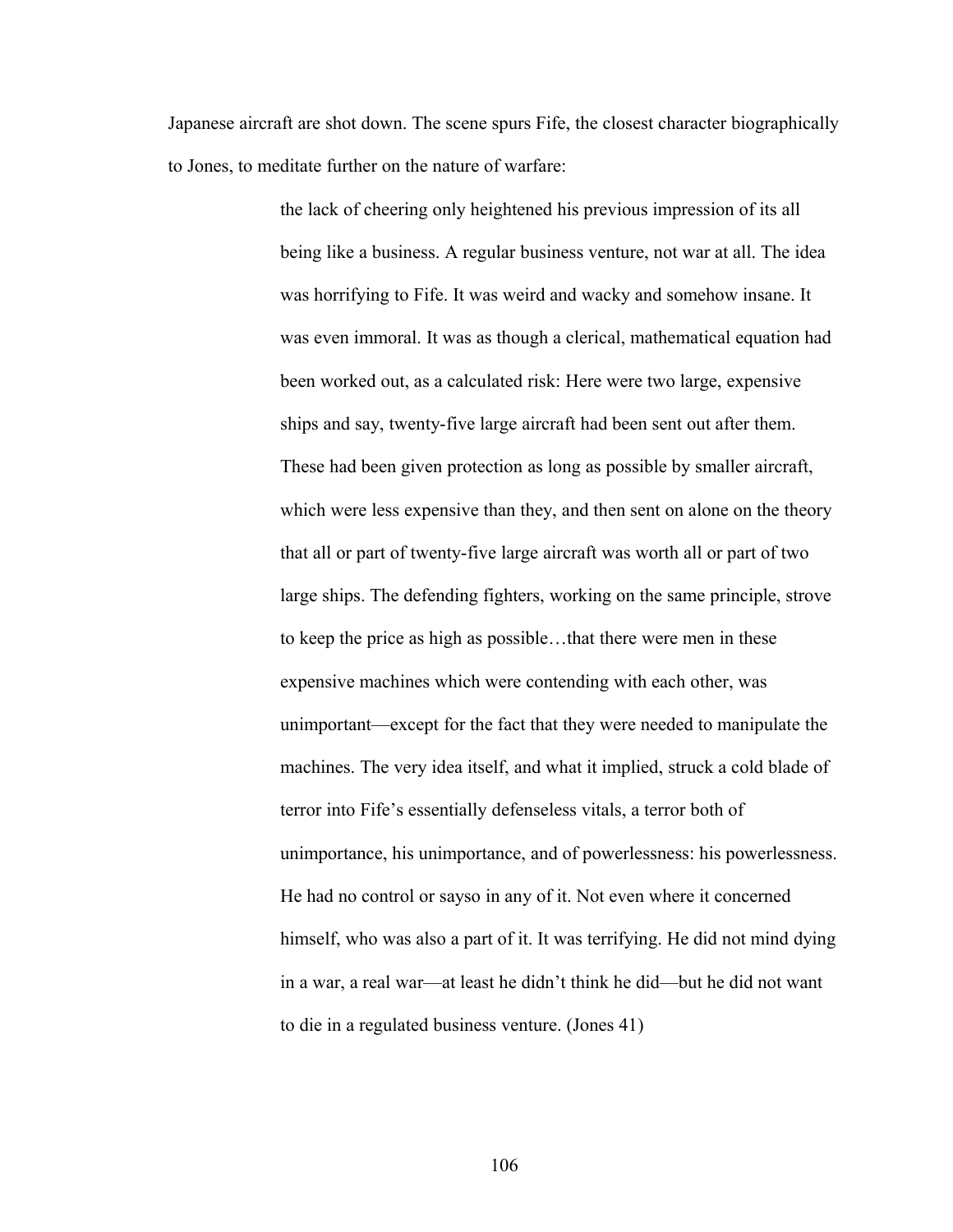Japanese aircraft are shot down. The scene spurs Fife, the closest character biographically to Jones, to meditate further on the nature of warfare:

> the lack of cheering only heightened his previous impression of its all being like a business. A regular business venture, not war at all. The idea was horrifying to Fife. It was weird and wacky and somehow insane. It was even immoral. It was as though a clerical, mathematical equation had been worked out, as a calculated risk: Here were two large, expensive ships and say, twenty-five large aircraft had been sent out after them. These had been given protection as long as possible by smaller aircraft, which were less expensive than they, and then sent on alone on the theory that all or part of twenty-five large aircraft was worth all or part of two large ships. The defending fighters, working on the same principle, strove to keep the price as high as possible…that there were men in these expensive machines which were contending with each other, was unimportant—except for the fact that they were needed to manipulate the machines. The very idea itself, and what it implied, struck a cold blade of terror into Fife's essentially defenseless vitals, a terror both of unimportance, his unimportance, and of powerlessness: his powerlessness. He had no control or sayso in any of it. Not even where it concerned himself, who was also a part of it. It was terrifying. He did not mind dying in a war, a real war—at least he didn't think he did—but he did not want to die in a regulated business venture. (Jones 41)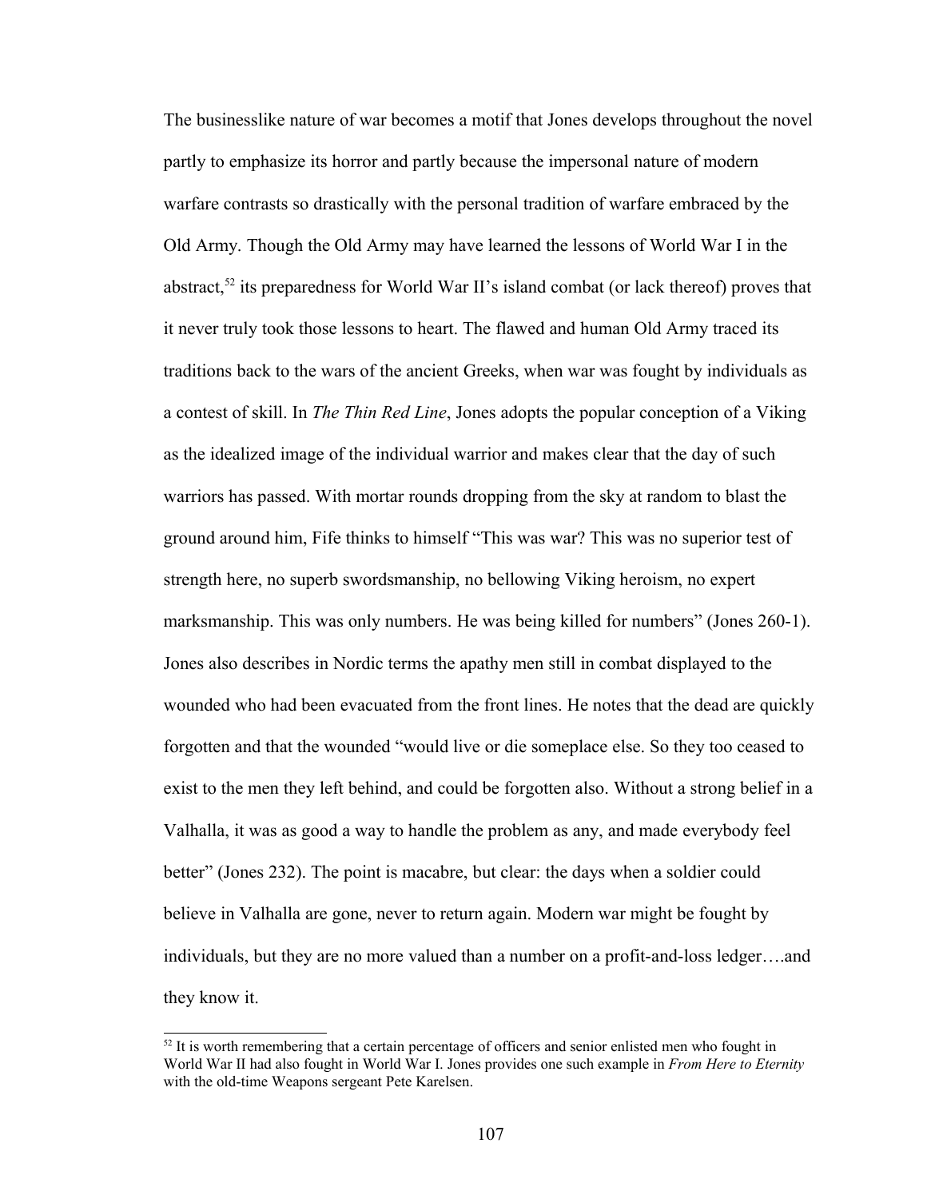The businesslike nature of war becomes a motif that Jones develops throughout the novel partly to emphasize its horror and partly because the impersonal nature of modern warfare contrasts so drastically with the personal tradition of warfare embraced by the Old Army. Though the Old Army may have learned the lessons of World War I in the abstract,[52] its preparedness for World War II's island combat (or lack thereof) proves that it never truly took those lessons to heart. The flawed and human Old Army traced its traditions back to the wars of the ancient Greeks, when war was fought by individuals as a contest of skill. In *The Thin Red Line*, Jones adopts the popular conception of a Viking as the idealized image of the individual warrior and makes clear that the day of such warriors has passed. With mortar rounds dropping from the sky at random to blast the ground around him, Fife thinks to himself "This was war? This was no superior test of strength here, no superb swordsmanship, no bellowing Viking heroism, no expert marksmanship. This was only numbers. He was being killed for numbers" (Jones 260-1). Jones also describes in Nordic terms the apathy men still in combat displayed to the wounded who had been evacuated from the front lines. He notes that the dead are quickly forgotten and that the wounded "would live or die someplace else. So they too ceased to exist to the men they left behind, and could be forgotten also. Without a strong belief in a Valhalla, it was as good a way to handle the problem as any, and made everybody feel better" (Jones 232). The point is macabre, but clear: the days when a soldier could believe in Valhalla are gone, never to return again. Modern war might be fought by individuals, but they are no more valued than a number on a profit-and-loss ledger….and they know it.

[52] It is worth remembering that a certain percentage of officers and senior enlisted men who fought in World War II had also fought in World War I. Jones provides one such example in *From Here to Eternity* with the old-time Weapons sergeant Pete Karelsen.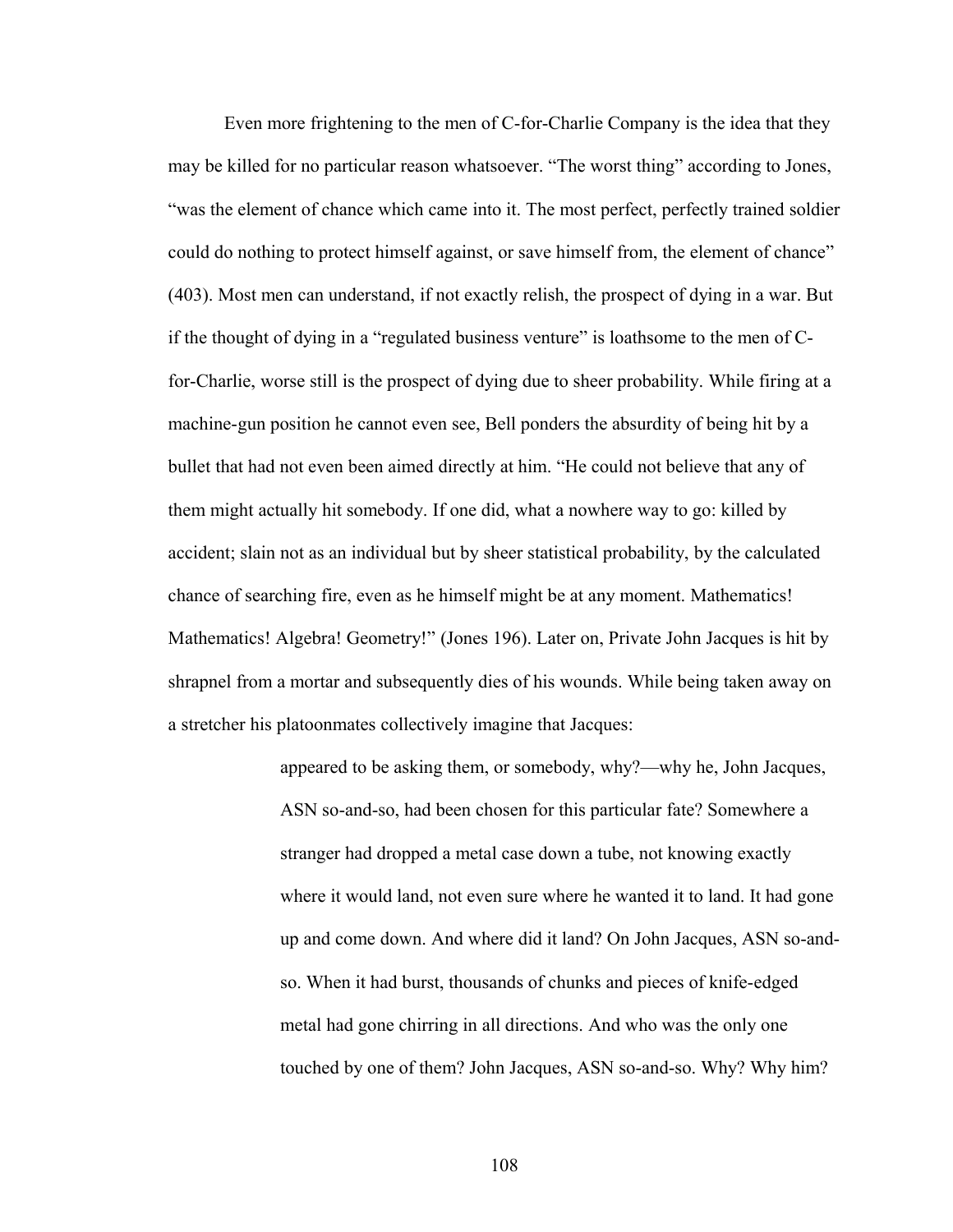Even more frightening to the men of C-for-Charlie Company is the idea that they may be killed for no particular reason whatsoever. "The worst thing" according to Jones, "was the element of chance which came into it. The most perfect, perfectly trained soldier could do nothing to protect himself against, or save himself from, the element of chance" (403). Most men can understand, if not exactly relish, the prospect of dying in a war. But if the thought of dying in a "regulated business venture" is loathsome to the men of C-for-Charlie, worse still is the prospect of dying due to sheer probability. While firing at a machine-gun position he cannot even see, Bell ponders the absurdity of being hit by a bullet that had not even been aimed directly at him. "He could not believe that any of them might actually hit somebody. If one did, what a nowhere way to go: killed by accident; slain not as an individual but by sheer statistical probability, by the calculated chance of searching fire, even as he himself might be at any moment. Mathematics! Mathematics! Algebra! Geometry!" (Jones 196). Later on, Private John Jacques is hit by shrapnel from a mortar and subsequently dies of his wounds. While being taken away on a stretcher his platoonmates collectively imagine that Jacques:

> appeared to be asking them, or somebody, why?—why he, John Jacques, ASN so-and-so, had been chosen for this particular fate? Somewhere a stranger had dropped a metal case down a tube, not knowing exactly where it would land, not even sure where he wanted it to land. It had gone up and come down. And where did it land? On John Jacques, ASN so-and-so. When it had burst, thousands of chunks and pieces of knife-edged metal had gone chirring in all directions. And who was the only one touched by one of them? John Jacques, ASN so-and-so. Why? Why him?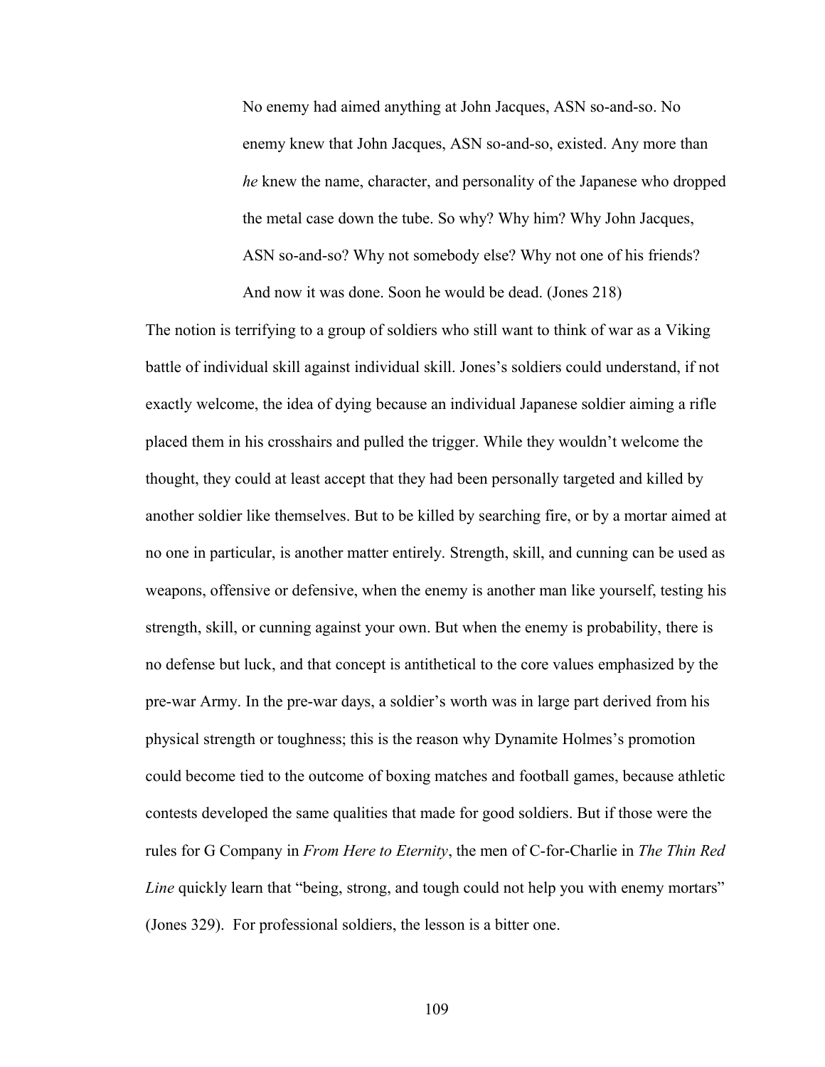> No enemy had aimed anything at John Jacques, ASN so-and-so. No enemy knew that John Jacques, ASN so-and-so, existed. Any more than *he* knew the name, character, and personality of the Japanese who dropped the metal case down the tube. So why? Why him? Why John Jacques, ASN so-and-so? Why not somebody else? Why not one of his friends? And now it was done. Soon he would be dead. (Jones 218)

The notion is terrifying to a group of soldiers who still want to think of war as a Viking battle of individual skill against individual skill. Jones's soldiers could understand, if not exactly welcome, the idea of dying because an individual Japanese soldier aiming a rifle placed them in his crosshairs and pulled the trigger. While they wouldn't welcome the thought, they could at least accept that they had been personally targeted and killed by another soldier like themselves. But to be killed by searching fire, or by a mortar aimed at no one in particular, is another matter entirely. Strength, skill, and cunning can be used as weapons, offensive or defensive, when the enemy is another man like yourself, testing his strength, skill, or cunning against your own. But when the enemy is probability, there is no defense but luck, and that concept is antithetical to the core values emphasized by the pre-war Army. In the pre-war days, a soldier's worth was in large part derived from his physical strength or toughness; this is the reason why Dynamite Holmes's promotion could become tied to the outcome of boxing matches and football games, because athletic contests developed the same qualities that made for good soldiers. But if those were the rules for G Company in *From Here to Eternity*, the men of C-for-Charlie in *The Thin Red Line* quickly learn that "being, strong, and tough could not help you with enemy mortars" (Jones 329). For professional soldiers, the lesson is a bitter one.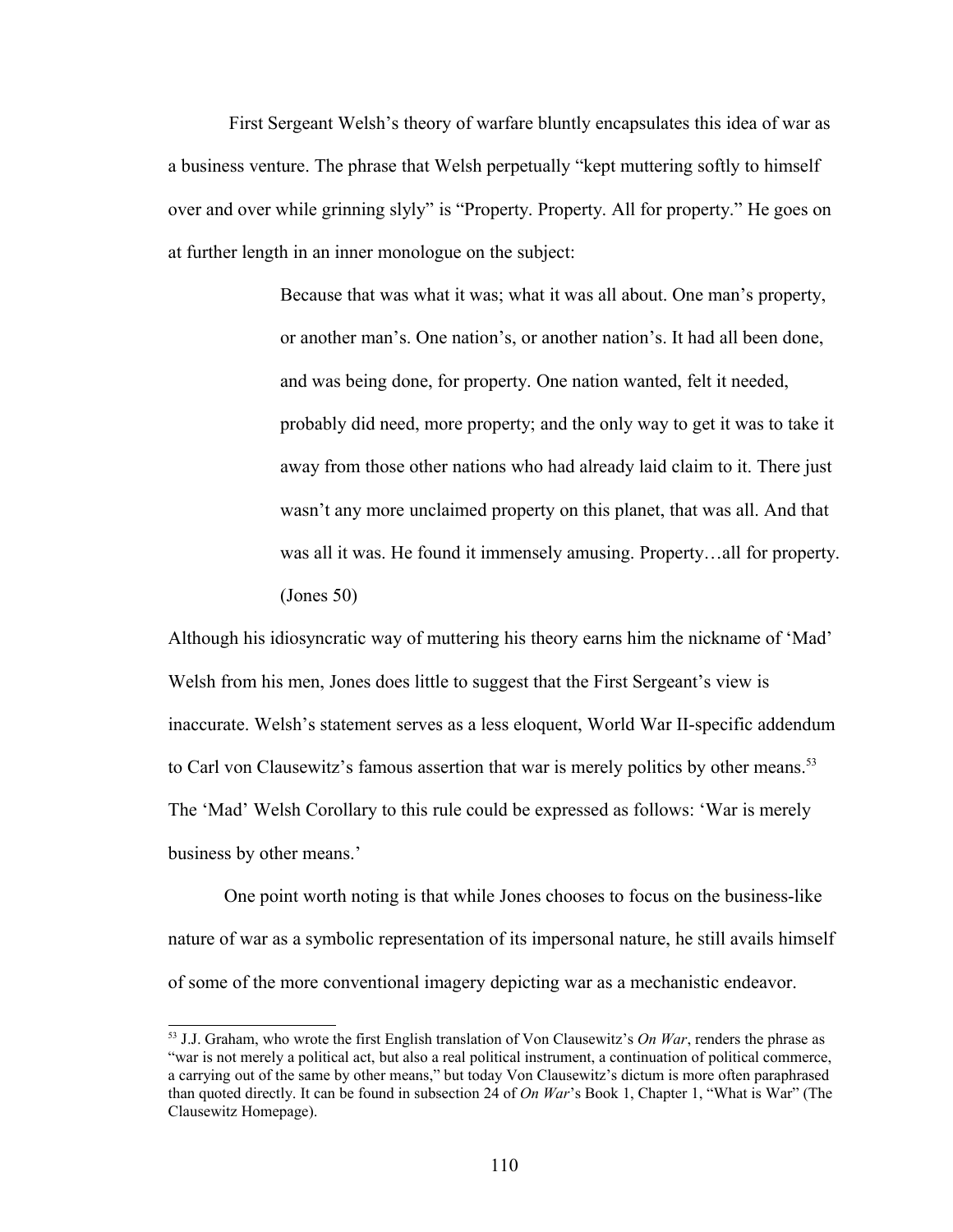First Sergeant Welsh's theory of warfare bluntly encapsulates this idea of war as a business venture. The phrase that Welsh perpetually "kept muttering softly to himself over and over while grinning slyly" is "Property. Property. All for property." He goes on at further length in an inner monologue on the subject:

> Because that was what it was; what it was all about. One man's property, or another man's. One nation's, or another nation's. It had all been done, and was being done, for property. One nation wanted, felt it needed, probably did need, more property; and the only way to get it was to take it away from those other nations who had already laid claim to it. There just wasn't any more unclaimed property on this planet, that was all. And that was all it was. He found it immensely amusing. Property…all for property. (Jones 50)

Although his idiosyncratic way of muttering his theory earns him the nickname of 'Mad' Welsh from his men, Jones does little to suggest that the First Sergeant's view is inaccurate. Welsh's statement serves as a less eloquent, World War II-specific addendum to Carl von Clausewitz's famous assertion that war is merely politics by other means.[53] The 'Mad' Welsh Corollary to this rule could be expressed as follows: 'War is merely business by other means.'

One point worth noting is that while Jones chooses to focus on the business-like nature of war as a symbolic representation of its impersonal nature, he still avails himself of some of the more conventional imagery depicting war as a mechanistic endeavor.

[53] J.J. Graham, who wrote the first English translation of Von Clausewitz's *On War*, renders the phrase as "war is not merely a political act, but also a real political instrument, a continuation of political commerce, a carrying out of the same by other means," but today Von Clausewitz's dictum is more often paraphrased than quoted directly. It can be found in subsection 24 of *On War*'s Book 1, Chapter 1, "What is War" (The Clausewitz Homepage).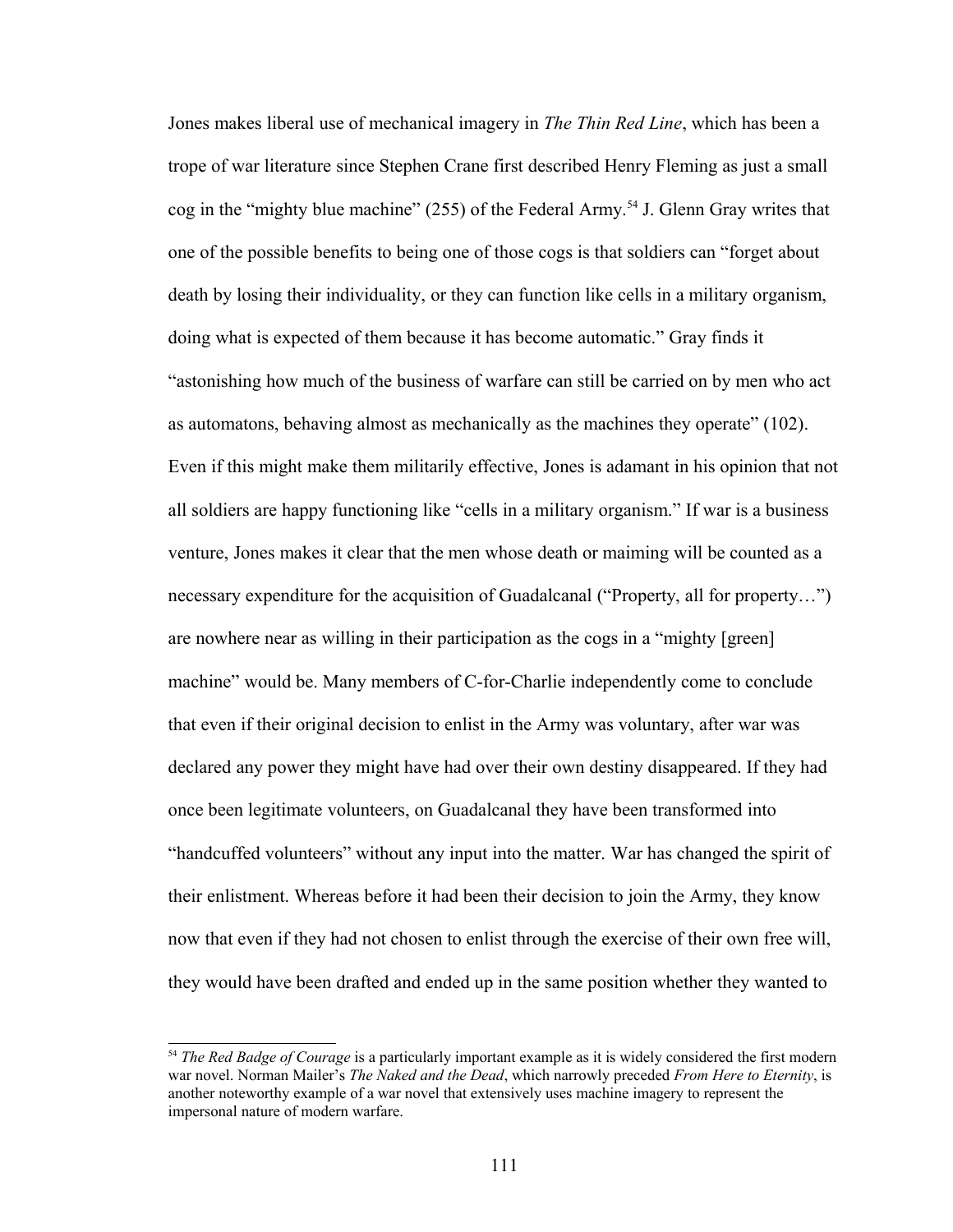Jones makes liberal use of mechanical imagery in *The Thin Red Line*, which has been a trope of war literature since Stephen Crane first described Henry Fleming as just a small cog in the "mighty blue machine" (255) of the Federal Army.[54] J. Glenn Gray writes that one of the possible benefits to being one of those cogs is that soldiers can "forget about death by losing their individuality, or they can function like cells in a military organism, doing what is expected of them because it has become automatic." Gray finds it "astonishing how much of the business of warfare can still be carried on by men who act as automatons, behaving almost as mechanically as the machines they operate" (102). Even if this might make them militarily effective, Jones is adamant in his opinion that not all soldiers are happy functioning like "cells in a military organism." If war is a business venture, Jones makes it clear that the men whose death or maiming will be counted as a necessary expenditure for the acquisition of Guadalcanal ("Property, all for property…") are nowhere near as willing in their participation as the cogs in a "mighty [green] machine" would be. Many members of C-for-Charlie independently come to conclude that even if their original decision to enlist in the Army was voluntary, after war was declared any power they might have had over their own destiny disappeared. If they had once been legitimate volunteers, on Guadalcanal they have been transformed into "handcuffed volunteers" without any input into the matter. War has changed the spirit of their enlistment. Whereas before it had been their decision to join the Army, they know now that even if they had not chosen to enlist through the exercise of their own free will, they would have been drafted and ended up in the same position whether they wanted to

---

[54] *The Red Badge of Courage* is a particularly important example as it is widely considered the first modern war novel. Norman Mailer's *The Naked and the Dead*, which narrowly preceded *From Here to Eternity*, is another noteworthy example of a war novel that extensively uses machine imagery to represent the impersonal nature of modern warfare.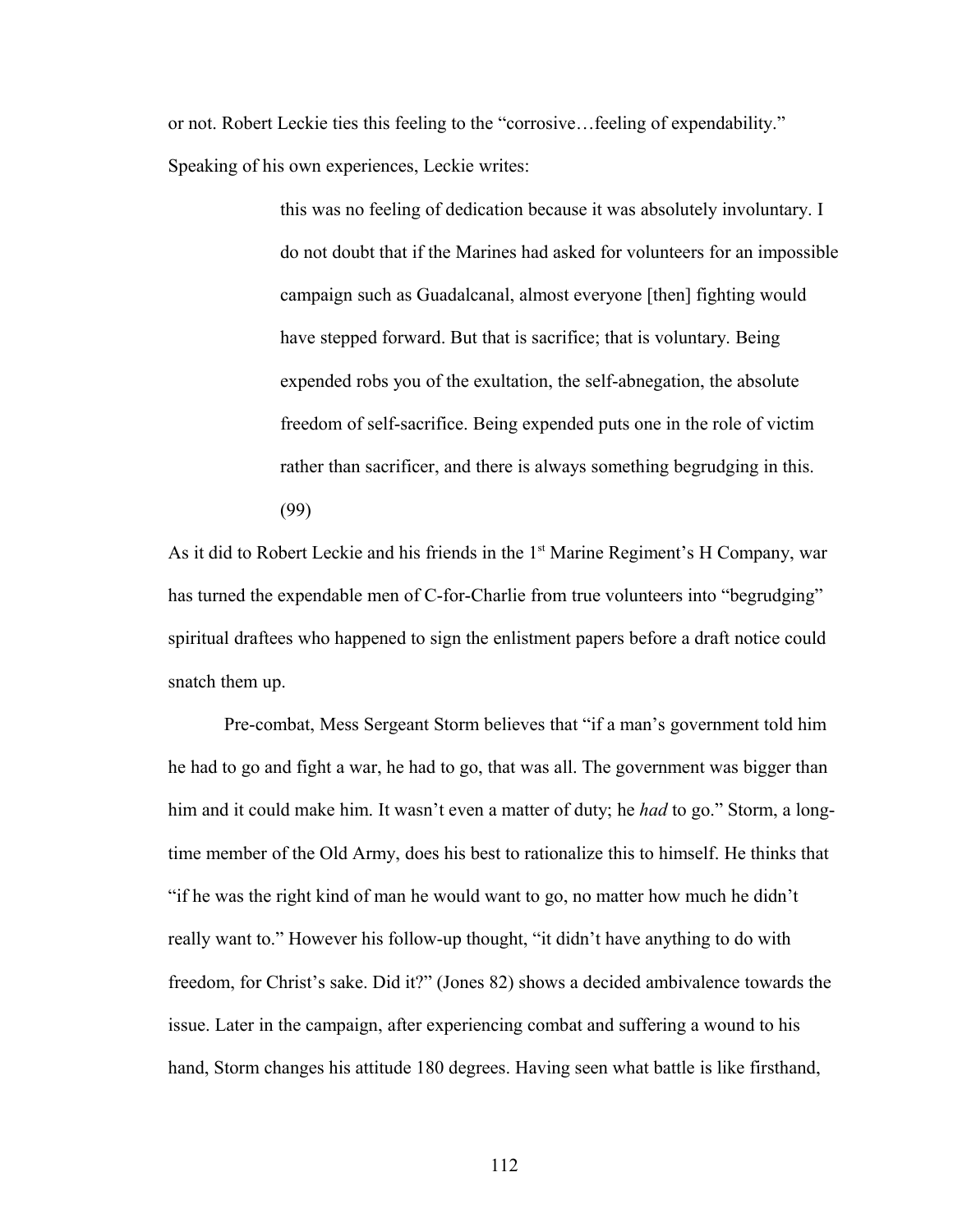or not. Robert Leckie ties this feeling to the "corrosive…feeling of expendability." Speaking of his own experiences, Leckie writes:

> this was no feeling of dedication because it was absolutely involuntary. I do not doubt that if the Marines had asked for volunteers for an impossible campaign such as Guadalcanal, almost everyone [then] fighting would have stepped forward. But that is sacrifice; that is voluntary. Being expended robs you of the exultation, the self-abnegation, the absolute freedom of self-sacrifice. Being expended puts one in the role of victim rather than sacrificer, and there is always something begrudging in this. (99)

As it did to Robert Leckie and his friends in the 1st Marine Regiment's H Company, war has turned the expendable men of C-for-Charlie from true volunteers into "begrudging" spiritual draftees who happened to sign the enlistment papers before a draft notice could snatch them up.

Pre-combat, Mess Sergeant Storm believes that "if a man's government told him he had to go and fight a war, he had to go, that was all. The government was bigger than him and it could make him. It wasn't even a matter of duty; he *had* to go." Storm, a long-time member of the Old Army, does his best to rationalize this to himself. He thinks that "if he was the right kind of man he would want to go, no matter how much he didn't really want to." However his follow-up thought, "it didn't have anything to do with freedom, for Christ's sake. Did it?" (Jones 82) shows a decided ambivalence towards the issue. Later in the campaign, after experiencing combat and suffering a wound to his hand, Storm changes his attitude 180 degrees. Having seen what battle is like firsthand,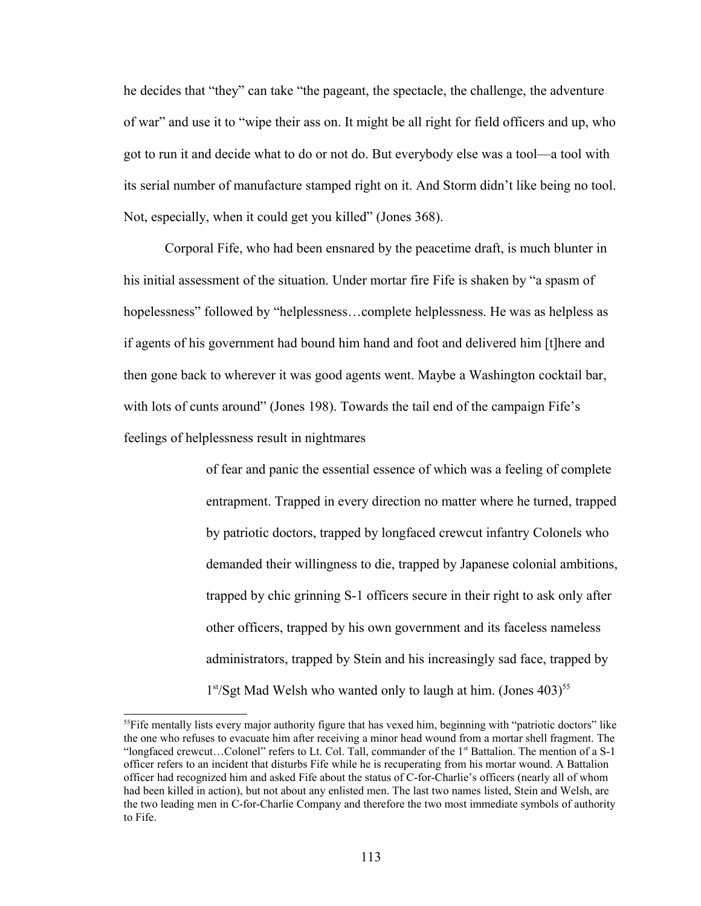he decides that "they" can take "the pageant, the spectacle, the challenge, the adventure of war" and use it to "wipe their ass on. It might be all right for field officers and up, who got to run it and decide what to do or not do. But everybody else was a tool—a tool with its serial number of manufacture stamped right on it. And Storm didn't like being no tool. Not, especially, when it could get you killed" (Jones 368).

Corporal Fife, who had been ensnared by the peacetime draft, is much blunter in his initial assessment of the situation. Under mortar fire Fife is shaken by "a spasm of hopelessness" followed by "helplessness…complete helplessness. He was as helpless as if agents of his government had bound him hand and foot and delivered him [t]here and then gone back to wherever it was good agents went. Maybe a Washington cocktail bar, with lots of cunts around" (Jones 198). Towards the tail end of the campaign Fife's feelings of helplessness result in nightmares

> of fear and panic the essential essence of which was a feeling of complete entrapment. Trapped in every direction no matter where he turned, trapped by patriotic doctors, trapped by longfaced crewcut infantry Colonels who demanded their willingness to die, trapped by Japanese colonial ambitions, trapped by chic grinning S-1 officers secure in their right to ask only after other officers, trapped by his own government and its faceless nameless administrators, trapped by Stein and his increasingly sad face, trapped by 1st/Sgt Mad Welsh who wanted only to laugh at him. (Jones 403)[55]

---

[55]Fife mentally lists every major authority figure that has vexed him, beginning with "patriotic doctors" like the one who refuses to evacuate him after receiving a minor head wound from a mortar shell fragment. The "longfaced crewcut…Colonel" refers to Lt. Col. Tall, commander of the 1st Battalion. The mention of a S-1 officer refers to an incident that disturbs Fife while he is recuperating from his mortar wound. A Battalion officer had recognized him and asked Fife about the status of C-for-Charlie's officers (nearly all of whom had been killed in action), but not about any enlisted men. The last two names listed, Stein and Welsh, are the two leading men in C-for-Charlie Company and therefore the two most immediate symbols of authority to Fife.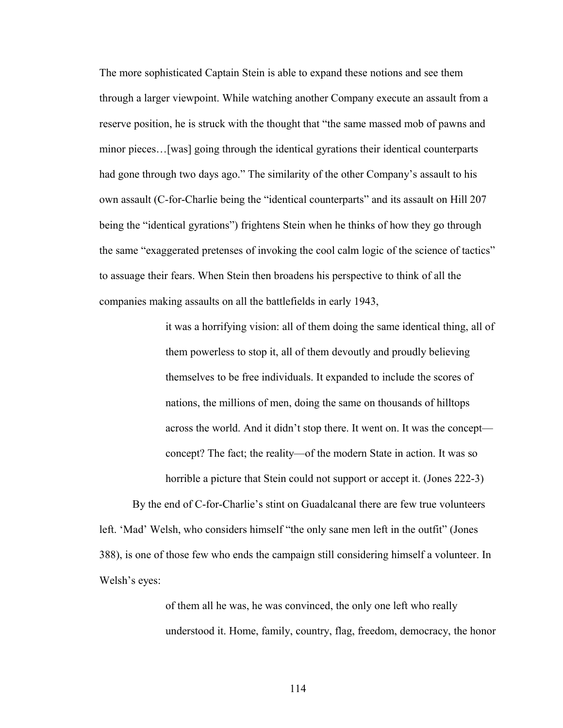The more sophisticated Captain Stein is able to expand these notions and see them through a larger viewpoint. While watching another Company execute an assault from a reserve position, he is struck with the thought that "the same massed mob of pawns and minor pieces…[was] going through the identical gyrations their identical counterparts had gone through two days ago." The similarity of the other Company's assault to his own assault (C-for-Charlie being the "identical counterparts" and its assault on Hill 207 being the "identical gyrations") frightens Stein when he thinks of how they go through the same "exaggerated pretenses of invoking the cool calm logic of the science of tactics" to assuage their fears. When Stein then broadens his perspective to think of all the companies making assaults on all the battlefields in early 1943,

> it was a horrifying vision: all of them doing the same identical thing, all of them powerless to stop it, all of them devoutly and proudly believing themselves to be free individuals. It expanded to include the scores of nations, the millions of men, doing the same on thousands of hilltops across the world. And it didn't stop there. It went on. It was the concept—concept? The fact; the reality—of the modern State in action. It was so horrible a picture that Stein could not support or accept it. (Jones 222-3)

By the end of C-for-Charlie's stint on Guadalcanal there are few true volunteers left. 'Mad' Welsh, who considers himself "the only sane men left in the outfit" (Jones 388), is one of those few who ends the campaign still considering himself a volunteer. In Welsh's eyes:

> of them all he was, he was convinced, the only one left who really understood it. Home, family, country, flag, freedom, democracy, the honor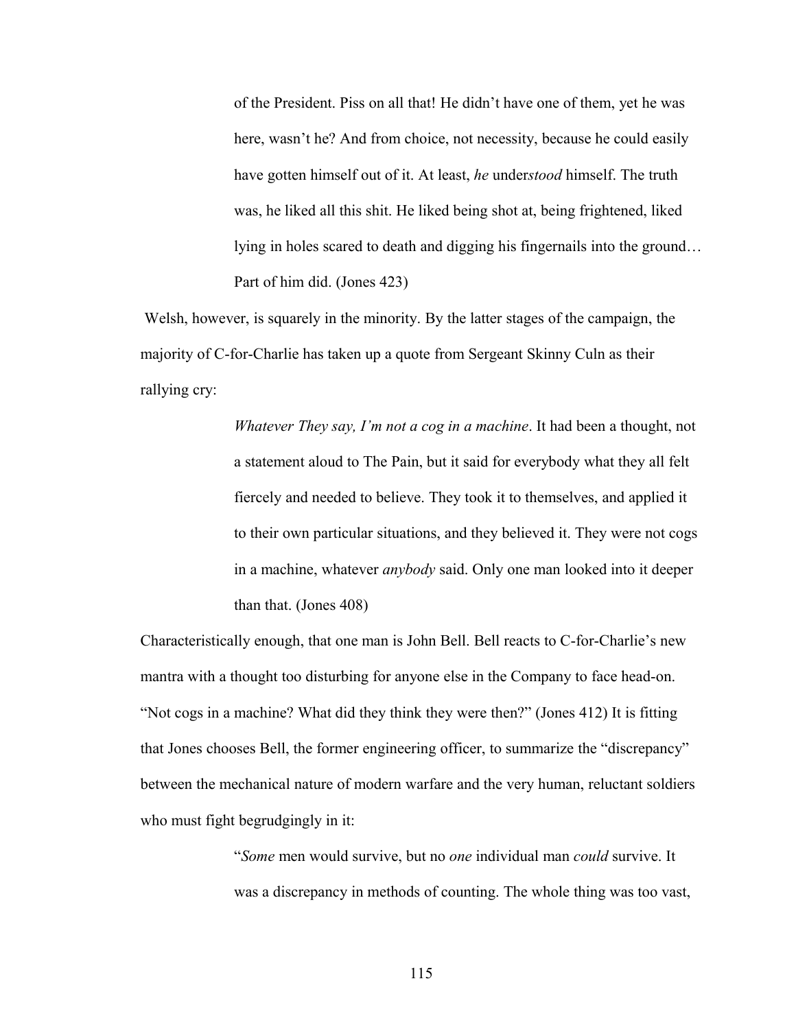> of the President. Piss on all that! He didn't have one of them, yet he was here, wasn't he? And from choice, not necessity, because he could easily have gotten himself out of it. At least, *he* under*stood* himself. The truth was, he liked all this shit. He liked being shot at, being frightened, liked lying in holes scared to death and digging his fingernails into the ground… Part of him did. (Jones 423)

Welsh, however, is squarely in the minority. By the latter stages of the campaign, the majority of C-for-Charlie has taken up a quote from Sergeant Skinny Culn as their rallying cry:

> *Whatever They say, I'm not a cog in a machine*. It had been a thought, not a statement aloud to The Pain, but it said for everybody what they all felt fiercely and needed to believe. They took it to themselves, and applied it to their own particular situations, and they believed it. They were not cogs in a machine, whatever *anybody* said. Only one man looked into it deeper than that. (Jones 408)

Characteristically enough, that one man is John Bell. Bell reacts to C-for-Charlie's new mantra with a thought too disturbing for anyone else in the Company to face head-on. "Not cogs in a machine? What did they think they were then?" (Jones 412) It is fitting that Jones chooses Bell, the former engineering officer, to summarize the "discrepancy" between the mechanical nature of modern warfare and the very human, reluctant soldiers who must fight begrudgingly in it:

> "*Some* men would survive, but no *one* individual man *could* survive. It was a discrepancy in methods of counting. The whole thing was too vast,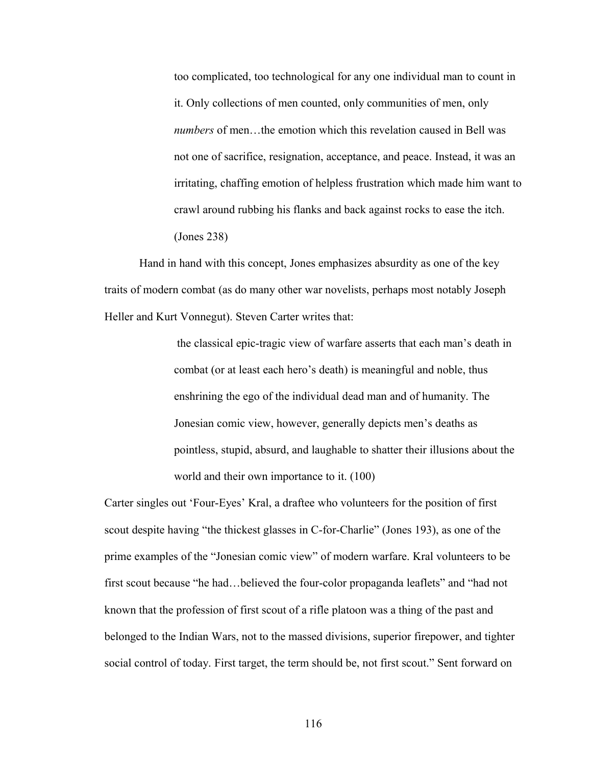> too complicated, too technological for any one individual man to count in it. Only collections of men counted, only communities of men, only *numbers* of men…the emotion which this revelation caused in Bell was not one of sacrifice, resignation, acceptance, and peace. Instead, it was an irritating, chaffing emotion of helpless frustration which made him want to crawl around rubbing his flanks and back against rocks to ease the itch. (Jones 238)

Hand in hand with this concept, Jones emphasizes absurdity as one of the key traits of modern combat (as do many other war novelists, perhaps most notably Joseph Heller and Kurt Vonnegut). Steven Carter writes that:

> the classical epic-tragic view of warfare asserts that each man's death in combat (or at least each hero's death) is meaningful and noble, thus enshrining the ego of the individual dead man and of humanity. The Jonesian comic view, however, generally depicts men's deaths as pointless, stupid, absurd, and laughable to shatter their illusions about the world and their own importance to it. (100)

Carter singles out 'Four-Eyes' Kral, a draftee who volunteers for the position of first scout despite having "the thickest glasses in C-for-Charlie" (Jones 193), as one of the prime examples of the "Jonesian comic view" of modern warfare. Kral volunteers to be first scout because "he had…believed the four-color propaganda leaflets" and "had not known that the profession of first scout of a rifle platoon was a thing of the past and belonged to the Indian Wars, not to the massed divisions, superior firepower, and tighter social control of today. First target, the term should be, not first scout." Sent forward on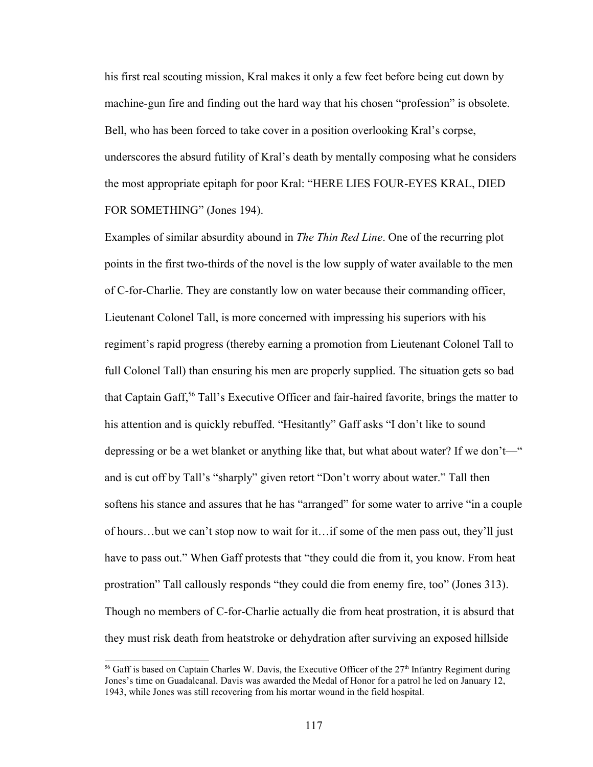his first real scouting mission, Kral makes it only a few feet before being cut down by machine-gun fire and finding out the hard way that his chosen "profession" is obsolete. Bell, who has been forced to take cover in a position overlooking Kral's corpse, underscores the absurd futility of Kral's death by mentally composing what he considers the most appropriate epitaph for poor Kral: "HERE LIES FOUR-EYES KRAL, DIED FOR SOMETHING" (Jones 194).

Examples of similar absurdity abound in *The Thin Red Line*. One of the recurring plot points in the first two-thirds of the novel is the low supply of water available to the men of C-for-Charlie. They are constantly low on water because their commanding officer, Lieutenant Colonel Tall, is more concerned with impressing his superiors with his regiment's rapid progress (thereby earning a promotion from Lieutenant Colonel Tall to full Colonel Tall) than ensuring his men are properly supplied. The situation gets so bad that Captain Gaff,[56] Tall's Executive Officer and fair-haired favorite, brings the matter to his attention and is quickly rebuffed. "Hesitantly" Gaff asks "I don't like to sound depressing or be a wet blanket or anything like that, but what about water? If we don't—" and is cut off by Tall's "sharply" given retort "Don't worry about water." Tall then softens his stance and assures that he has "arranged" for some water to arrive "in a couple of hours…but we can't stop now to wait for it…if some of the men pass out, they'll just have to pass out." When Gaff protests that "they could die from it, you know. From heat prostration" Tall callously responds "they could die from enemy fire, too" (Jones 313). Though no members of C-for-Charlie actually die from heat prostration, it is absurd that they must risk death from heatstroke or dehydration after surviving an exposed hillside

[56] Gaff is based on Captain Charles W. Davis, the Executive Officer of the 27th Infantry Regiment during Jones's time on Guadalcanal. Davis was awarded the Medal of Honor for a patrol he led on January 12, 1943, while Jones was still recovering from his mortar wound in the field hospital.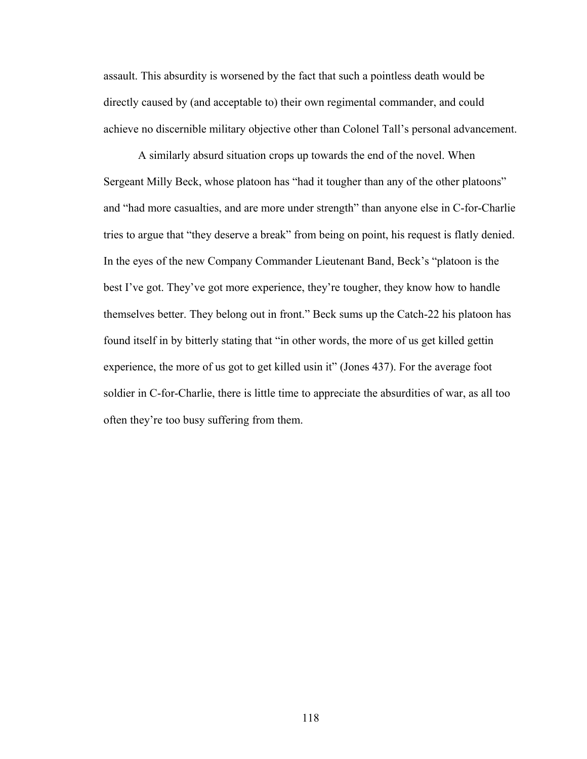assault. This absurdity is worsened by the fact that such a pointless death would be directly caused by (and acceptable to) their own regimental commander, and could achieve no discernible military objective other than Colonel Tall's personal advancement.

A similarly absurd situation crops up towards the end of the novel. When Sergeant Milly Beck, whose platoon has "had it tougher than any of the other platoons" and "had more casualties, and are more under strength" than anyone else in C-for-Charlie tries to argue that "they deserve a break" from being on point, his request is flatly denied. In the eyes of the new Company Commander Lieutenant Band, Beck's "platoon is the best I've got. They've got more experience, they're tougher, they know how to handle themselves better. They belong out in front." Beck sums up the Catch-22 his platoon has found itself in by bitterly stating that "in other words, the more of us get killed gettin experience, the more of us got to get killed usin it" (Jones 437). For the average foot soldier in C-for-Charlie, there is little time to appreciate the absurdities of war, as all too often they're too busy suffering from them.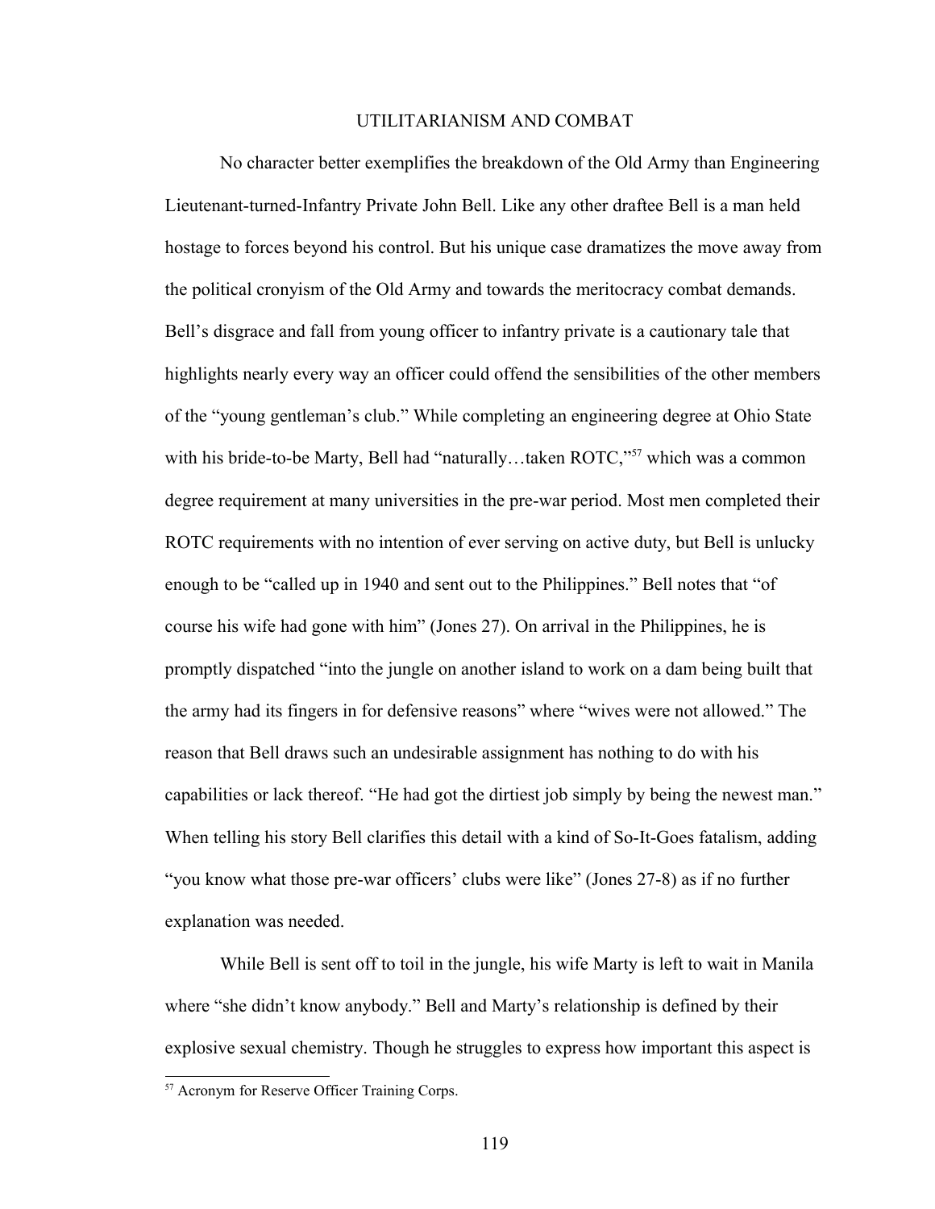## UTILITARIANISM AND COMBAT

No character better exemplifies the breakdown of the Old Army than Engineering Lieutenant-turned-Infantry Private John Bell. Like any other draftee Bell is a man held hostage to forces beyond his control. But his unique case dramatizes the move away from the political cronyism of the Old Army and towards the meritocracy combat demands. Bell's disgrace and fall from young officer to infantry private is a cautionary tale that highlights nearly every way an officer could offend the sensibilities of the other members of the "young gentleman's club." While completing an engineering degree at Ohio State with his bride-to-be Marty, Bell had "naturally…taken ROTC,"[57] which was a common degree requirement at many universities in the pre-war period. Most men completed their ROTC requirements with no intention of ever serving on active duty, but Bell is unlucky enough to be "called up in 1940 and sent out to the Philippines." Bell notes that "of course his wife had gone with him" (Jones 27). On arrival in the Philippines, he is promptly dispatched "into the jungle on another island to work on a dam being built that the army had its fingers in for defensive reasons" where "wives were not allowed." The reason that Bell draws such an undesirable assignment has nothing to do with his capabilities or lack thereof. "He had got the dirtiest job simply by being the newest man." When telling his story Bell clarifies this detail with a kind of So-It-Goes fatalism, adding "you know what those pre-war officers' clubs were like" (Jones 27-8) as if no further explanation was needed.

While Bell is sent off to toil in the jungle, his wife Marty is left to wait in Manila where "she didn't know anybody." Bell and Marty's relationship is defined by their explosive sexual chemistry. Though he struggles to express how important this aspect is

[57] Acronym for Reserve Officer Training Corps.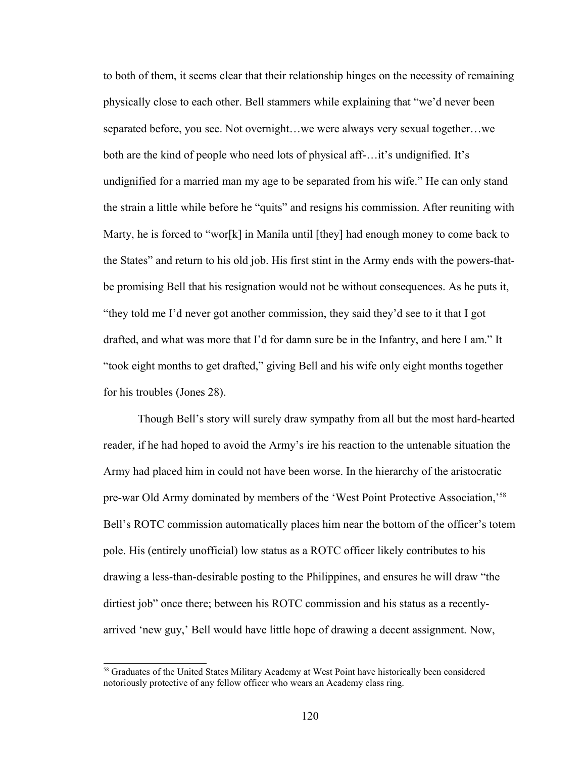to both of them, it seems clear that their relationship hinges on the necessity of remaining physically close to each other. Bell stammers while explaining that "we'd never been separated before, you see. Not overnight…we were always very sexual together…we both are the kind of people who need lots of physical aff-…it's undignified. It's undignified for a married man my age to be separated from his wife." He can only stand the strain a little while before he "quits" and resigns his commission. After reuniting with Marty, he is forced to "wor[k] in Manila until [they] had enough money to come back to the States" and return to his old job. His first stint in the Army ends with the powers-that-be promising Bell that his resignation would not be without consequences. As he puts it, "they told me I'd never got another commission, they said they'd see to it that I got drafted, and what was more that I'd for damn sure be in the Infantry, and here I am." It "took eight months to get drafted," giving Bell and his wife only eight months together for his troubles (Jones 28).

Though Bell's story will surely draw sympathy from all but the most hard-hearted reader, if he had hoped to avoid the Army's ire his reaction to the untenable situation the Army had placed him in could not have been worse. In the hierarchy of the aristocratic pre-war Old Army dominated by members of the 'West Point Protective Association,'[58] Bell's ROTC commission automatically places him near the bottom of the officer's totem pole. His (entirely unofficial) low status as a ROTC officer likely contributes to his drawing a less-than-desirable posting to the Philippines, and ensures he will draw "the dirtiest job" once there; between his ROTC commission and his status as a recently-arrived 'new guy,' Bell would have little hope of drawing a decent assignment. Now,

[58] Graduates of the United States Military Academy at West Point have historically been considered notoriously protective of any fellow officer who wears an Academy class ring.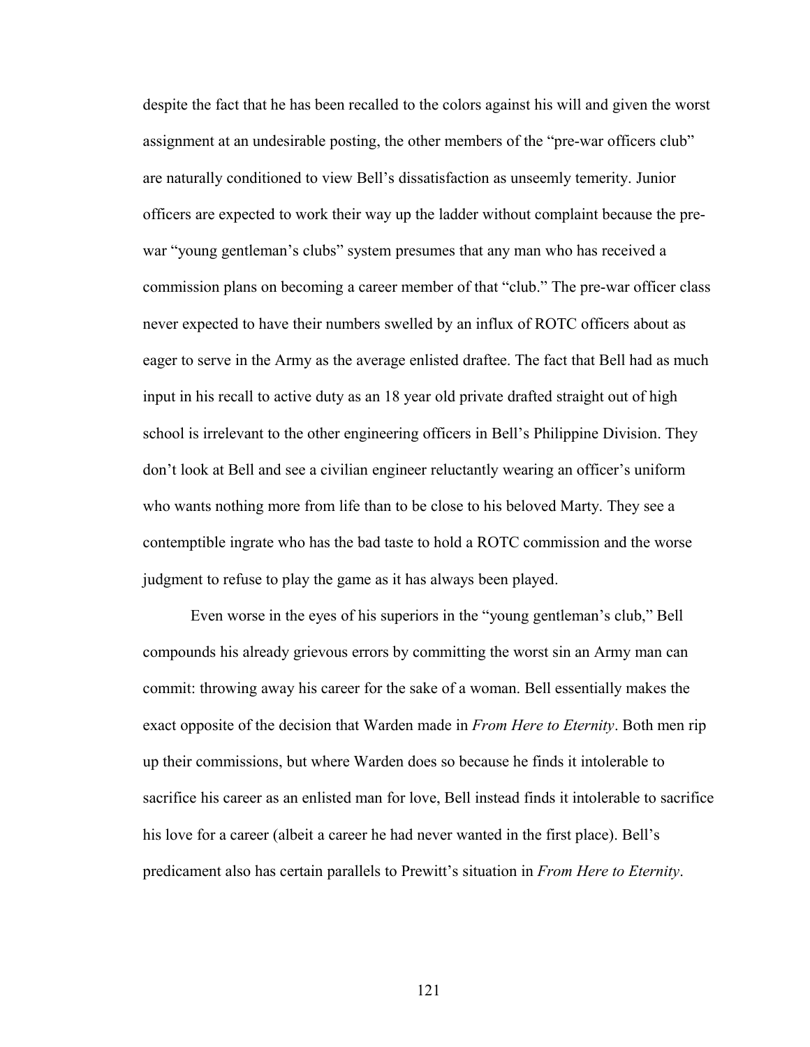despite the fact that he has been recalled to the colors against his will and given the worst assignment at an undesirable posting, the other members of the "pre-war officers club" are naturally conditioned to view Bell's dissatisfaction as unseemly temerity. Junior officers are expected to work their way up the ladder without complaint because the pre-war "young gentleman's clubs" system presumes that any man who has received a commission plans on becoming a career member of that "club." The pre-war officer class never expected to have their numbers swelled by an influx of ROTC officers about as eager to serve in the Army as the average enlisted draftee. The fact that Bell had as much input in his recall to active duty as an 18 year old private drafted straight out of high school is irrelevant to the other engineering officers in Bell's Philippine Division. They don't look at Bell and see a civilian engineer reluctantly wearing an officer's uniform who wants nothing more from life than to be close to his beloved Marty. They see a contemptible ingrate who has the bad taste to hold a ROTC commission and the worse judgment to refuse to play the game as it has always been played.

Even worse in the eyes of his superiors in the "young gentleman's club," Bell compounds his already grievous errors by committing the worst sin an Army man can commit: throwing away his career for the sake of a woman. Bell essentially makes the exact opposite of the decision that Warden made in *From Here to Eternity*. Both men rip up their commissions, but where Warden does so because he finds it intolerable to sacrifice his career as an enlisted man for love, Bell instead finds it intolerable to sacrifice his love for a career (albeit a career he had never wanted in the first place). Bell's predicament also has certain parallels to Prewitt's situation in *From Here to Eternity*.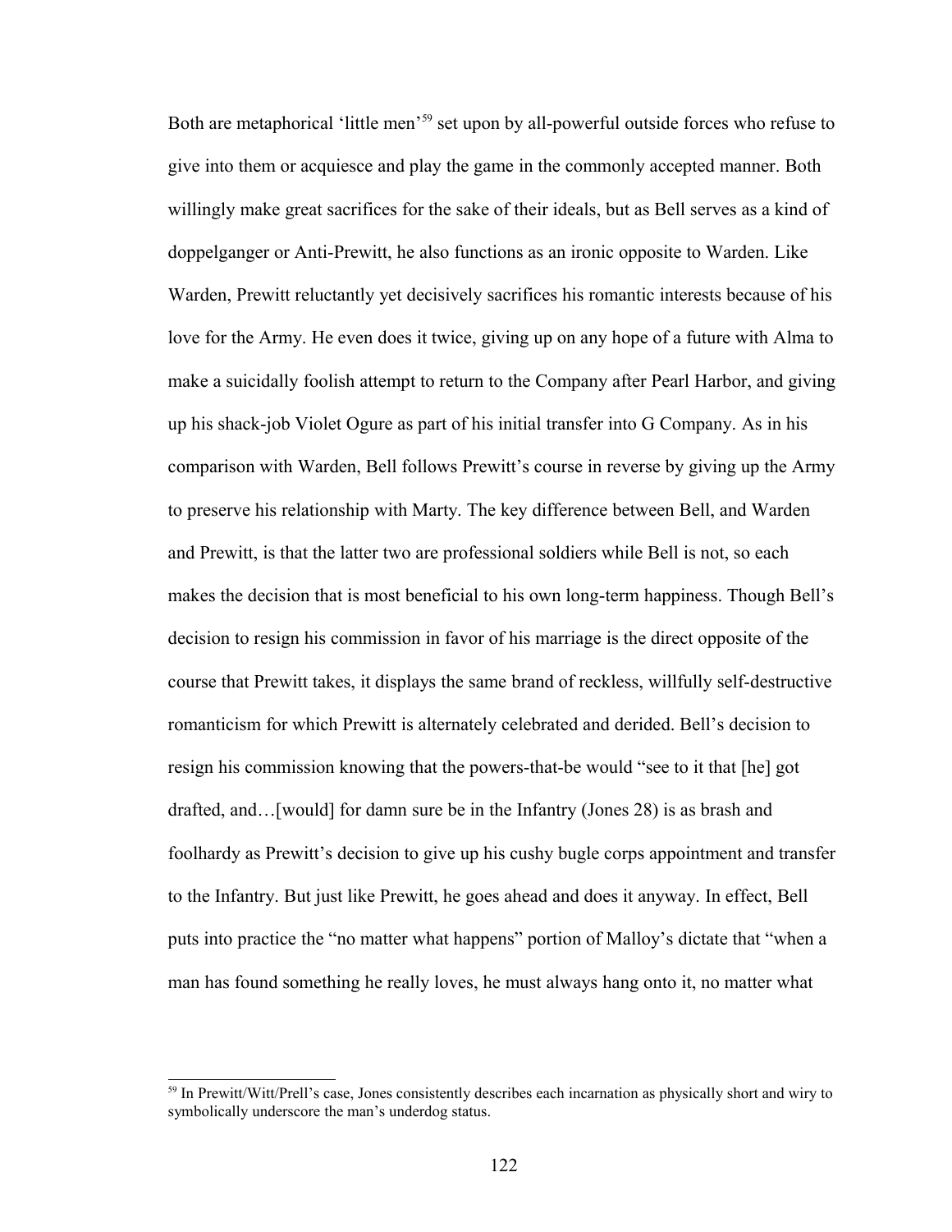Both are metaphorical 'little men'[59] set upon by all-powerful outside forces who refuse to give into them or acquiesce and play the game in the commonly accepted manner. Both willingly make great sacrifices for the sake of their ideals, but as Bell serves as a kind of doppelganger or Anti-Prewitt, he also functions as an ironic opposite to Warden. Like Warden, Prewitt reluctantly yet decisively sacrifices his romantic interests because of his love for the Army. He even does it twice, giving up on any hope of a future with Alma to make a suicidally foolish attempt to return to the Company after Pearl Harbor, and giving up his shack-job Violet Ogure as part of his initial transfer into G Company. As in his comparison with Warden, Bell follows Prewitt's course in reverse by giving up the Army to preserve his relationship with Marty. The key difference between Bell, and Warden and Prewitt, is that the latter two are professional soldiers while Bell is not, so each makes the decision that is most beneficial to his own long-term happiness. Though Bell's decision to resign his commission in favor of his marriage is the direct opposite of the course that Prewitt takes, it displays the same brand of reckless, willfully self-destructive romanticism for which Prewitt is alternately celebrated and derided. Bell's decision to resign his commission knowing that the powers-that-be would "see to it that [he] got drafted, and…[would] for damn sure be in the Infantry (Jones 28) is as brash and foolhardy as Prewitt's decision to give up his cushy bugle corps appointment and transfer to the Infantry. But just like Prewitt, he goes ahead and does it anyway. In effect, Bell puts into practice the "no matter what happens" portion of Malloy's dictate that "when a man has found something he really loves, he must always hang onto it, no matter what

[59] In Prewitt/Witt/Prell's case, Jones consistently describes each incarnation as physically short and wiry to symbolically underscore the man's underdog status.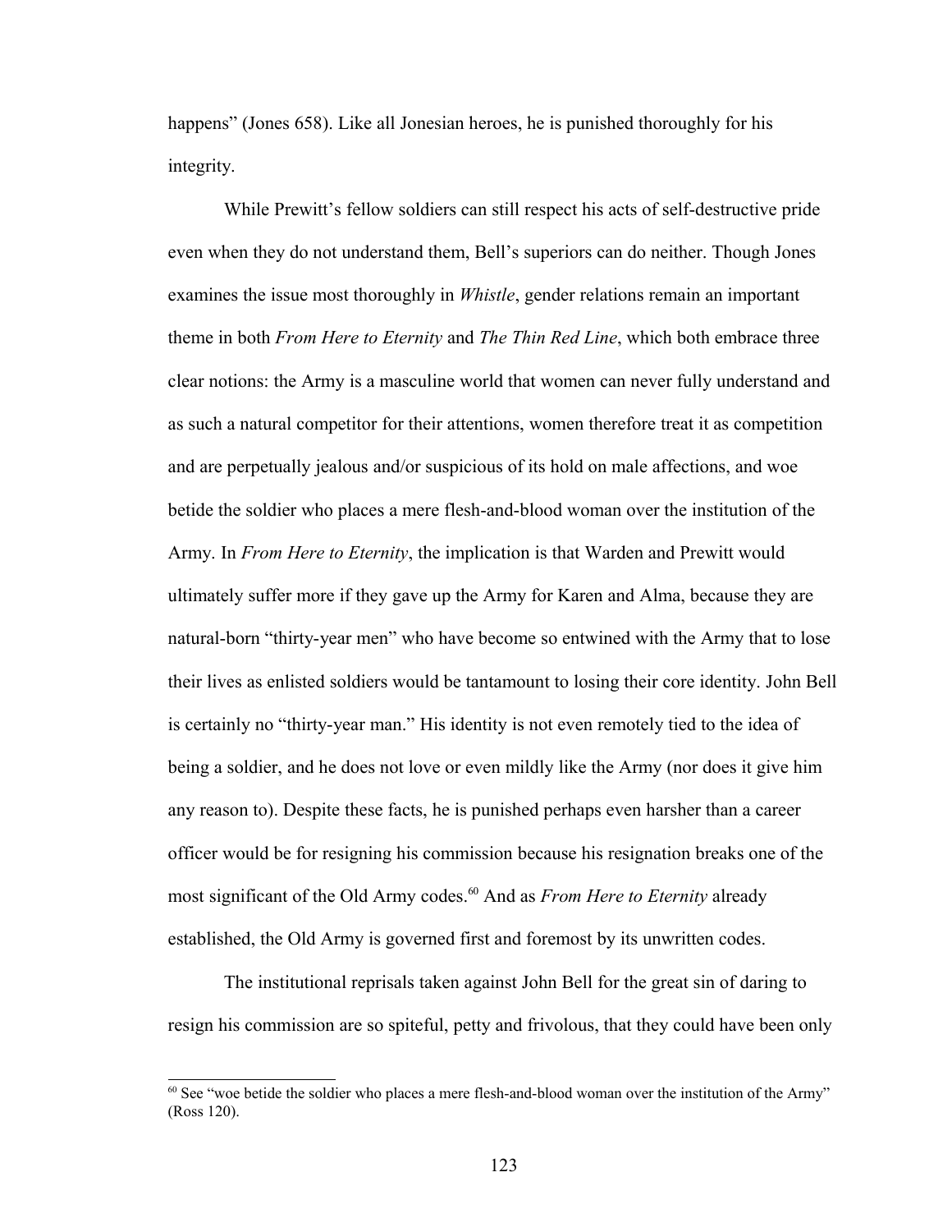happens" (Jones 658). Like all Jonesian heroes, he is punished thoroughly for his integrity.

While Prewitt's fellow soldiers can still respect his acts of self-destructive pride even when they do not understand them, Bell's superiors can do neither. Though Jones examines the issue most thoroughly in *Whistle*, gender relations remain an important theme in both *From Here to Eternity* and *The Thin Red Line*, which both embrace three clear notions: the Army is a masculine world that women can never fully understand and as such a natural competitor for their attentions, women therefore treat it as competition and are perpetually jealous and/or suspicious of its hold on male affections, and woe betide the soldier who places a mere flesh-and-blood woman over the institution of the Army. In *From Here to Eternity*, the implication is that Warden and Prewitt would ultimately suffer more if they gave up the Army for Karen and Alma, because they are natural-born "thirty-year men" who have become so entwined with the Army that to lose their lives as enlisted soldiers would be tantamount to losing their core identity. John Bell is certainly no "thirty-year man." His identity is not even remotely tied to the idea of being a soldier, and he does not love or even mildly like the Army (nor does it give him any reason to). Despite these facts, he is punished perhaps even harsher than a career officer would be for resigning his commission because his resignation breaks one of the most significant of the Old Army codes.[60] And as *From Here to Eternity* already established, the Old Army is governed first and foremost by its unwritten codes.

The institutional reprisals taken against John Bell for the great sin of daring to resign his commission are so spiteful, petty and frivolous, that they could have been only

[60] See "woe betide the soldier who places a mere flesh-and-blood woman over the institution of the Army" (Ross 120).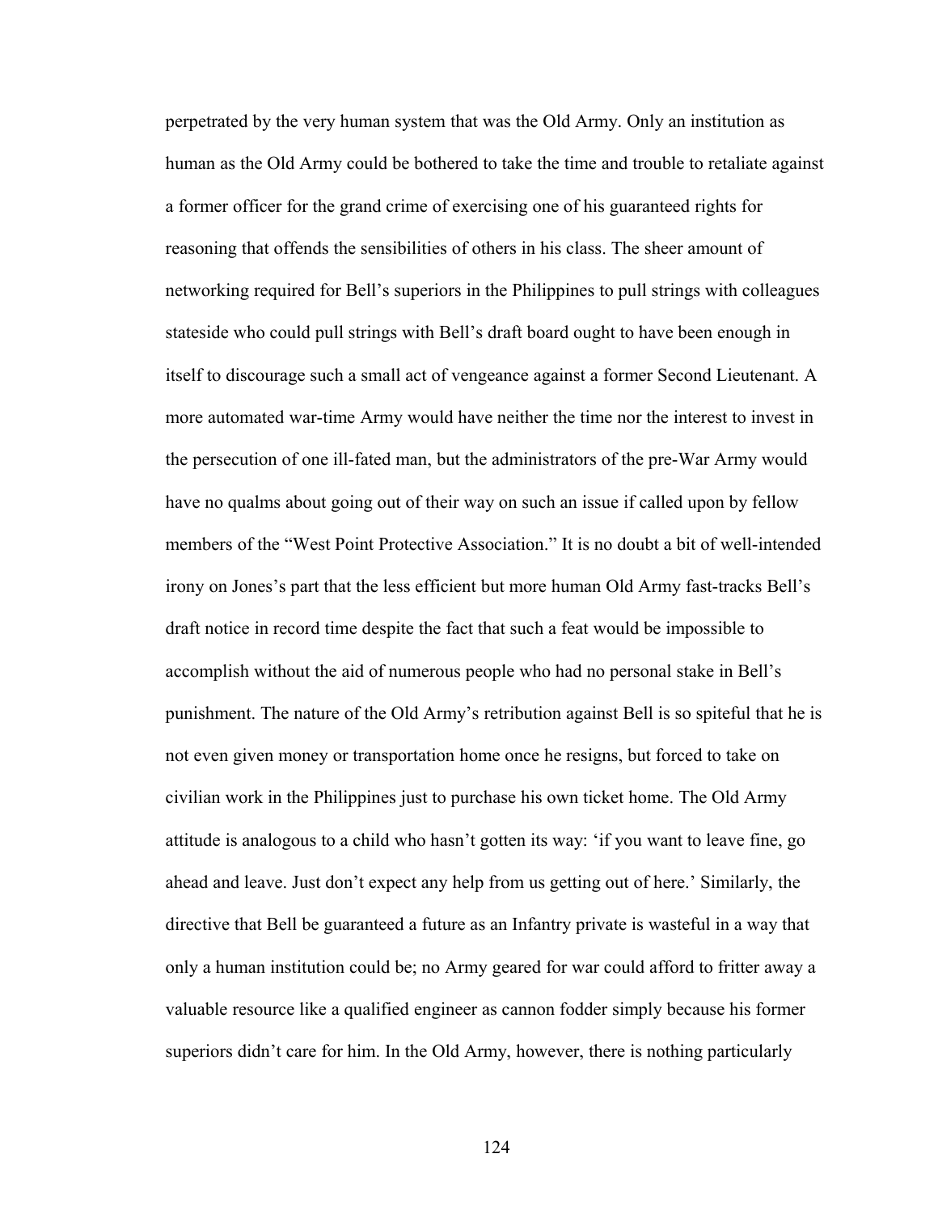perpetrated by the very human system that was the Old Army. Only an institution as human as the Old Army could be bothered to take the time and trouble to retaliate against a former officer for the grand crime of exercising one of his guaranteed rights for reasoning that offends the sensibilities of others in his class. The sheer amount of networking required for Bell's superiors in the Philippines to pull strings with colleagues stateside who could pull strings with Bell's draft board ought to have been enough in itself to discourage such a small act of vengeance against a former Second Lieutenant. A more automated war-time Army would have neither the time nor the interest to invest in the persecution of one ill-fated man, but the administrators of the pre-War Army would have no qualms about going out of their way on such an issue if called upon by fellow members of the "West Point Protective Association." It is no doubt a bit of well-intended irony on Jones's part that the less efficient but more human Old Army fast-tracks Bell's draft notice in record time despite the fact that such a feat would be impossible to accomplish without the aid of numerous people who had no personal stake in Bell's punishment. The nature of the Old Army's retribution against Bell is so spiteful that he is not even given money or transportation home once he resigns, but forced to take on civilian work in the Philippines just to purchase his own ticket home. The Old Army attitude is analogous to a child who hasn't gotten its way: 'if you want to leave fine, go ahead and leave. Just don't expect any help from us getting out of here.' Similarly, the directive that Bell be guaranteed a future as an Infantry private is wasteful in a way that only a human institution could be; no Army geared for war could afford to fritter away a valuable resource like a qualified engineer as cannon fodder simply because his former superiors didn't care for him. In the Old Army, however, there is nothing particularly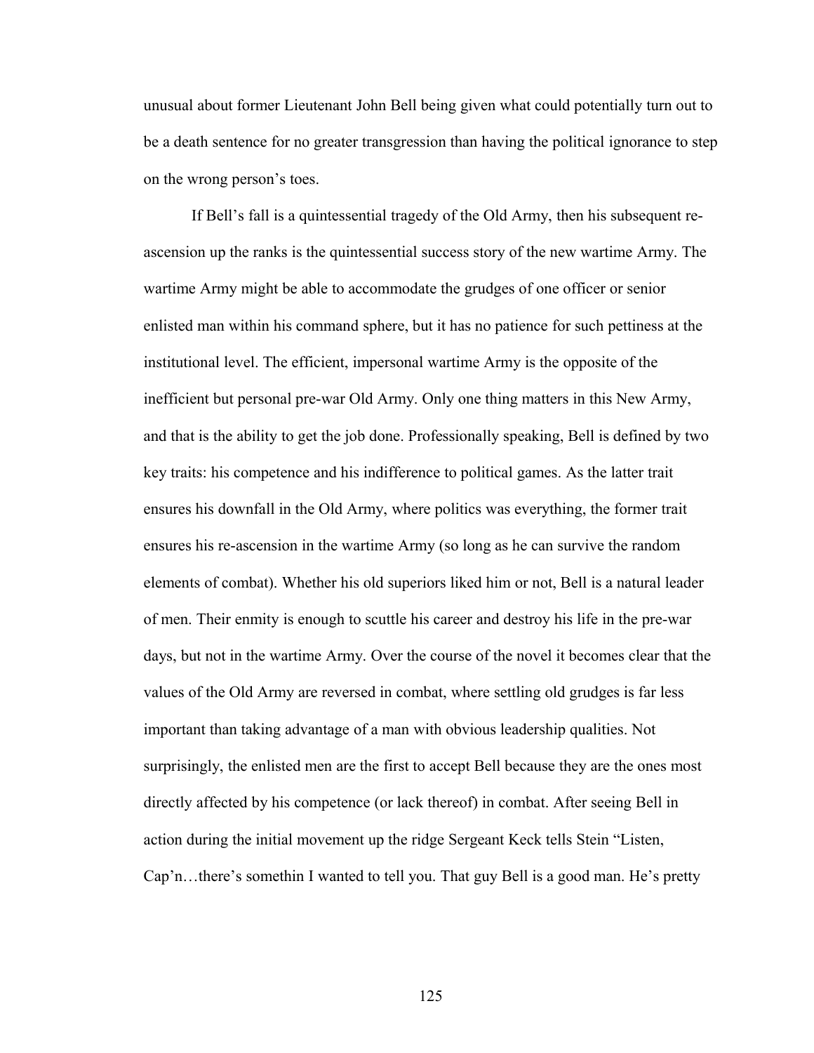unusual about former Lieutenant John Bell being given what could potentially turn out to be a death sentence for no greater transgression than having the political ignorance to step on the wrong person's toes.

If Bell's fall is a quintessential tragedy of the Old Army, then his subsequent re-ascension up the ranks is the quintessential success story of the new wartime Army. The wartime Army might be able to accommodate the grudges of one officer or senior enlisted man within his command sphere, but it has no patience for such pettiness at the institutional level. The efficient, impersonal wartime Army is the opposite of the inefficient but personal pre-war Old Army. Only one thing matters in this New Army, and that is the ability to get the job done. Professionally speaking, Bell is defined by two key traits: his competence and his indifference to political games. As the latter trait ensures his downfall in the Old Army, where politics was everything, the former trait ensures his re-ascension in the wartime Army (so long as he can survive the random elements of combat). Whether his old superiors liked him or not, Bell is a natural leader of men. Their enmity is enough to scuttle his career and destroy his life in the pre-war days, but not in the wartime Army. Over the course of the novel it becomes clear that the values of the Old Army are reversed in combat, where settling old grudges is far less important than taking advantage of a man with obvious leadership qualities. Not surprisingly, the enlisted men are the first to accept Bell because they are the ones most directly affected by his competence (or lack thereof) in combat. After seeing Bell in action during the initial movement up the ridge Sergeant Keck tells Stein "Listen, Cap'n…there's somethin I wanted to tell you. That guy Bell is a good man. He's pretty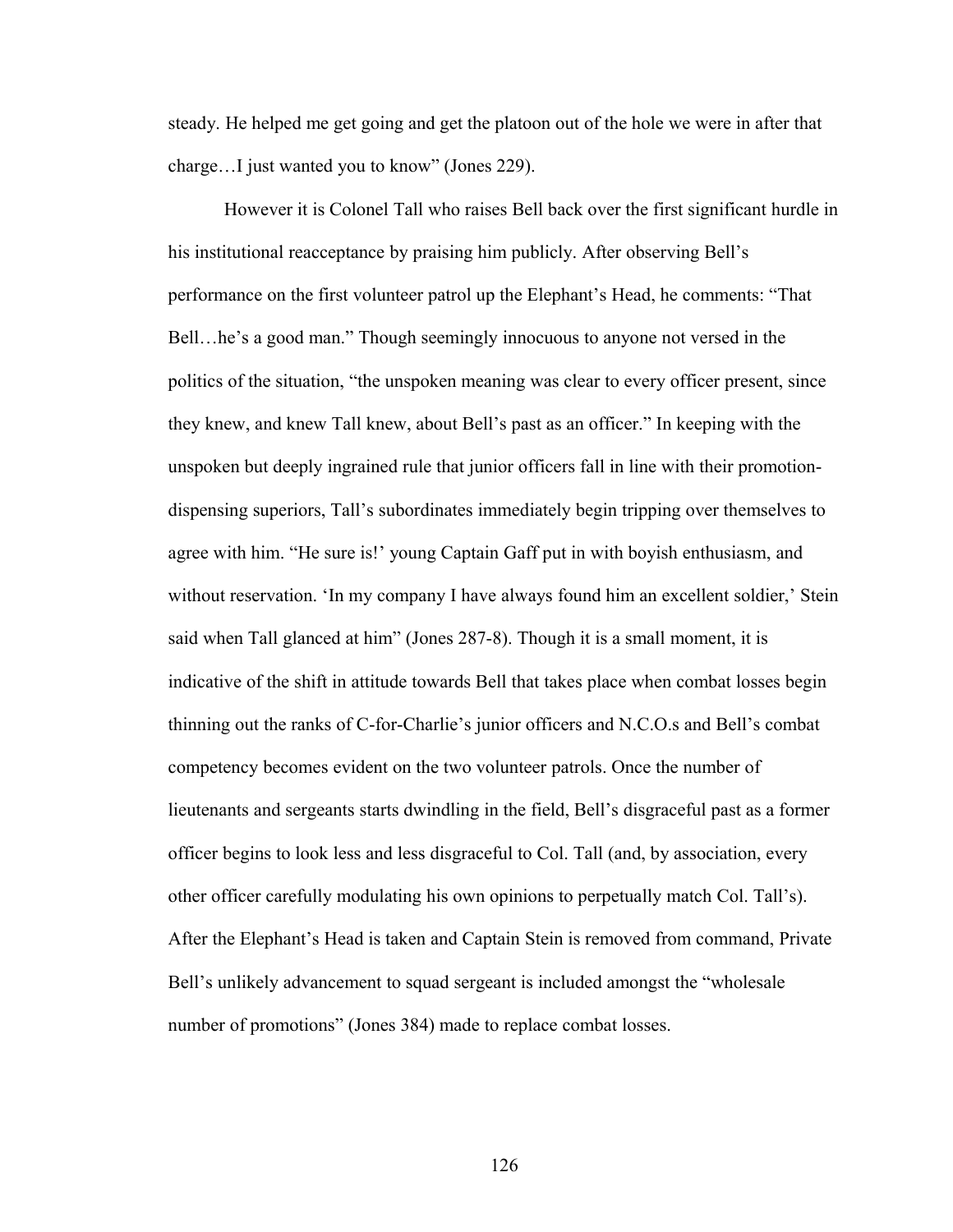steady. He helped me get going and get the platoon out of the hole we were in after that charge…I just wanted you to know" (Jones 229).

However it is Colonel Tall who raises Bell back over the first significant hurdle in his institutional reacceptance by praising him publicly. After observing Bell's performance on the first volunteer patrol up the Elephant's Head, he comments: "That Bell…he's a good man." Though seemingly innocuous to anyone not versed in the politics of the situation, "the unspoken meaning was clear to every officer present, since they knew, and knew Tall knew, about Bell's past as an officer." In keeping with the unspoken but deeply ingrained rule that junior officers fall in line with their promotion-dispensing superiors, Tall's subordinates immediately begin tripping over themselves to agree with him. "He sure is!' young Captain Gaff put in with boyish enthusiasm, and without reservation. 'In my company I have always found him an excellent soldier,' Stein said when Tall glanced at him" (Jones 287-8). Though it is a small moment, it is indicative of the shift in attitude towards Bell that takes place when combat losses begin thinning out the ranks of C-for-Charlie's junior officers and N.C.O.s and Bell's combat competency becomes evident on the two volunteer patrols. Once the number of lieutenants and sergeants starts dwindling in the field, Bell's disgraceful past as a former officer begins to look less and less disgraceful to Col. Tall (and, by association, every other officer carefully modulating his own opinions to perpetually match Col. Tall's). After the Elephant's Head is taken and Captain Stein is removed from command, Private Bell's unlikely advancement to squad sergeant is included amongst the "wholesale number of promotions" (Jones 384) made to replace combat losses.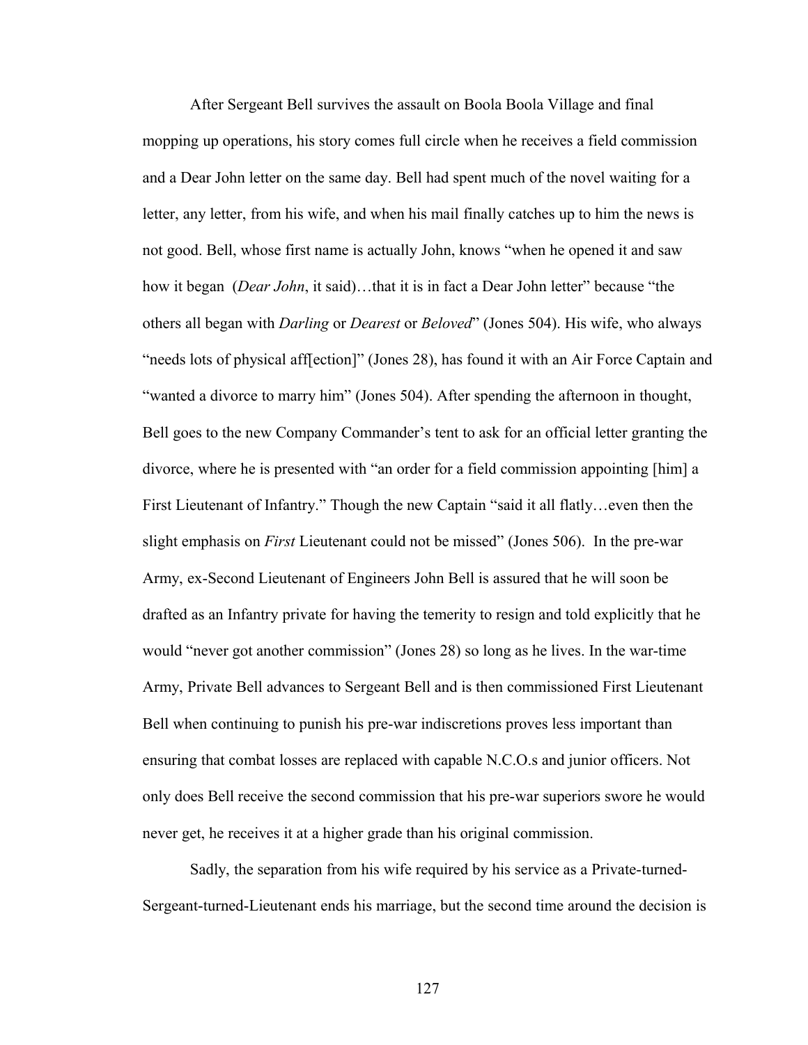After Sergeant Bell survives the assault on Boola Boola Village and final mopping up operations, his story comes full circle when he receives a field commission and a Dear John letter on the same day. Bell had spent much of the novel waiting for a letter, any letter, from his wife, and when his mail finally catches up to him the news is not good. Bell, whose first name is actually John, knows "when he opened it and saw how it began (*Dear John*, it said)…that it is in fact a Dear John letter" because "the others all began with *Darling* or *Dearest* or *Beloved*" (Jones 504). His wife, who always "needs lots of physical aff[ection]" (Jones 28), has found it with an Air Force Captain and "wanted a divorce to marry him" (Jones 504). After spending the afternoon in thought, Bell goes to the new Company Commander's tent to ask for an official letter granting the divorce, where he is presented with "an order for a field commission appointing [him] a First Lieutenant of Infantry." Though the new Captain "said it all flatly…even then the slight emphasis on *First* Lieutenant could not be missed" (Jones 506). In the pre-war Army, ex-Second Lieutenant of Engineers John Bell is assured that he will soon be drafted as an Infantry private for having the temerity to resign and told explicitly that he would "never got another commission" (Jones 28) so long as he lives. In the war-time Army, Private Bell advances to Sergeant Bell and is then commissioned First Lieutenant Bell when continuing to punish his pre-war indiscretions proves less important than ensuring that combat losses are replaced with capable N.C.O.s and junior officers. Not only does Bell receive the second commission that his pre-war superiors swore he would never get, he receives it at a higher grade than his original commission.

Sadly, the separation from his wife required by his service as a Private-turned-Sergeant-turned-Lieutenant ends his marriage, but the second time around the decision is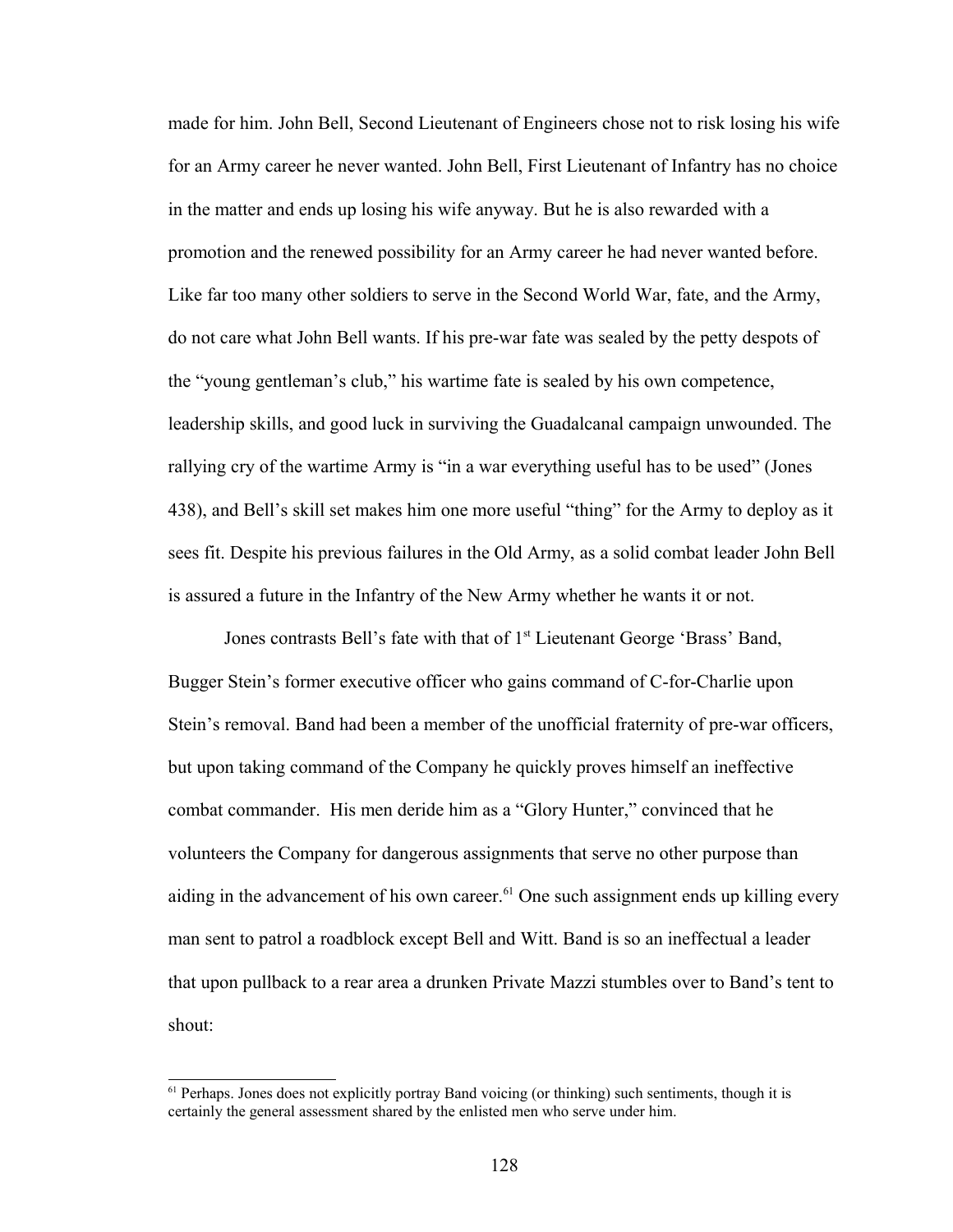made for him. John Bell, Second Lieutenant of Engineers chose not to risk losing his wife for an Army career he never wanted. John Bell, First Lieutenant of Infantry has no choice in the matter and ends up losing his wife anyway. But he is also rewarded with a promotion and the renewed possibility for an Army career he had never wanted before. Like far too many other soldiers to serve in the Second World War, fate, and the Army, do not care what John Bell wants. If his pre-war fate was sealed by the petty despots of the "young gentleman's club," his wartime fate is sealed by his own competence, leadership skills, and good luck in surviving the Guadalcanal campaign unwounded. The rallying cry of the wartime Army is "in a war everything useful has to be used" (Jones 438), and Bell's skill set makes him one more useful "thing" for the Army to deploy as it sees fit. Despite his previous failures in the Old Army, as a solid combat leader John Bell is assured a future in the Infantry of the New Army whether he wants it or not.

Jones contrasts Bell's fate with that of 1st Lieutenant George 'Brass' Band, Bugger Stein's former executive officer who gains command of C-for-Charlie upon Stein's removal. Band had been a member of the unofficial fraternity of pre-war officers, but upon taking command of the Company he quickly proves himself an ineffective combat commander. His men deride him as a "Glory Hunter," convinced that he volunteers the Company for dangerous assignments that serve no other purpose than aiding in the advancement of his own career.[61] One such assignment ends up killing every man sent to patrol a roadblock except Bell and Witt. Band is so an ineffectual a leader that upon pullback to a rear area a drunken Private Mazzi stumbles over to Band's tent to shout:

[61] Perhaps. Jones does not explicitly portray Band voicing (or thinking) such sentiments, though it is certainly the general assessment shared by the enlisted men who serve under him.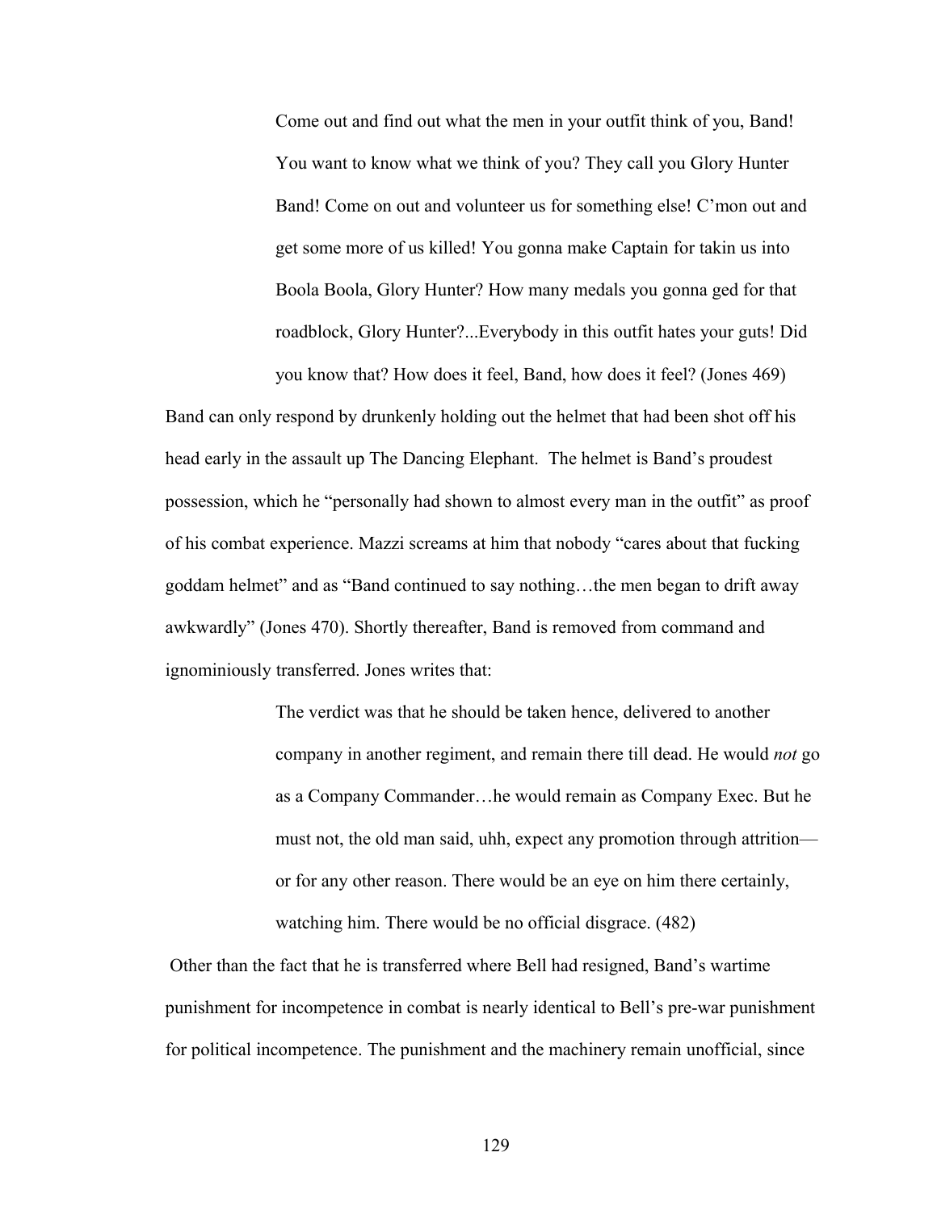> Come out and find out what the men in your outfit think of you, Band! You want to know what we think of you? They call you Glory Hunter Band! Come on out and volunteer us for something else! C'mon out and get some more of us killed! You gonna make Captain for takin us into Boola Boola, Glory Hunter? How many medals you gonna ged for that roadblock, Glory Hunter?...Everybody in this outfit hates your guts! Did you know that? How does it feel, Band, how does it feel? (Jones 469)

Band can only respond by drunkenly holding out the helmet that had been shot off his head early in the assault up The Dancing Elephant. The helmet is Band's proudest possession, which he "personally had shown to almost every man in the outfit" as proof of his combat experience. Mazzi screams at him that nobody "cares about that fucking goddam helmet" and as "Band continued to say nothing…the men began to drift away awkwardly" (Jones 470). Shortly thereafter, Band is removed from command and ignominiously transferred. Jones writes that:

> The verdict was that he should be taken hence, delivered to another company in another regiment, and remain there till dead. He would *not* go as a Company Commander…he would remain as Company Exec. But he must not, the old man said, uhh, expect any promotion through attrition—or for any other reason. There would be an eye on him there certainly, watching him. There would be no official disgrace. (482)

Other than the fact that he is transferred where Bell had resigned, Band's wartime punishment for incompetence in combat is nearly identical to Bell's pre-war punishment for political incompetence. The punishment and the machinery remain unofficial, since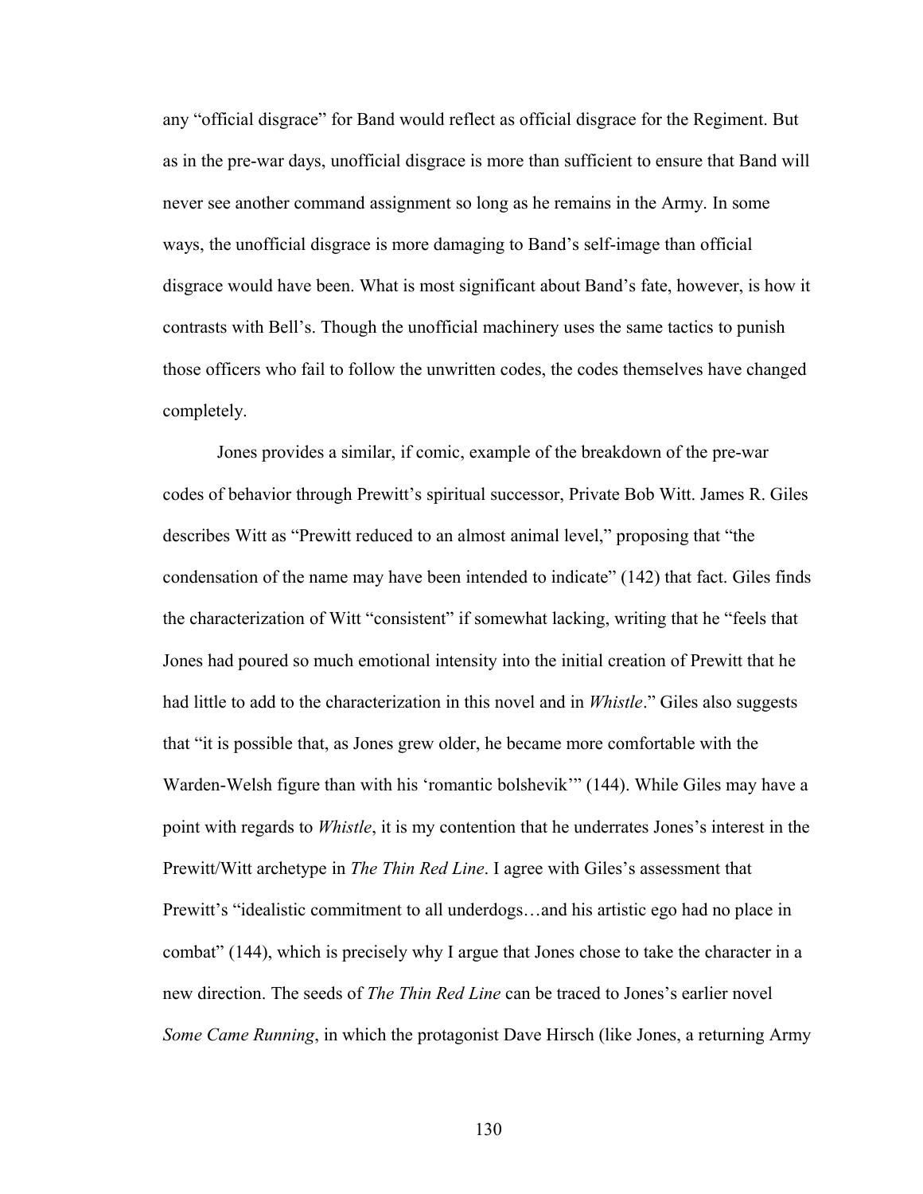any "official disgrace" for Band would reflect as official disgrace for the Regiment. But as in the pre-war days, unofficial disgrace is more than sufficient to ensure that Band will never see another command assignment so long as he remains in the Army. In some ways, the unofficial disgrace is more damaging to Band's self-image than official disgrace would have been. What is most significant about Band's fate, however, is how it contrasts with Bell's. Though the unofficial machinery uses the same tactics to punish those officers who fail to follow the unwritten codes, the codes themselves have changed completely.

Jones provides a similar, if comic, example of the breakdown of the pre-war codes of behavior through Prewitt's spiritual successor, Private Bob Witt. James R. Giles describes Witt as "Prewitt reduced to an almost animal level," proposing that "the condensation of the name may have been intended to indicate" (142) that fact. Giles finds the characterization of Witt "consistent" if somewhat lacking, writing that he "feels that Jones had poured so much emotional intensity into the initial creation of Prewitt that he had little to add to the characterization in this novel and in *Whistle*." Giles also suggests that "it is possible that, as Jones grew older, he became more comfortable with the Warden-Welsh figure than with his 'romantic bolshevik'" (144). While Giles may have a point with regards to *Whistle*, it is my contention that he underrates Jones's interest in the Prewitt/Witt archetype in *The Thin Red Line*. I agree with Giles's assessment that Prewitt's "idealistic commitment to all underdogs…and his artistic ego had no place in combat" (144), which is precisely why I argue that Jones chose to take the character in a new direction. The seeds of *The Thin Red Line* can be traced to Jones's earlier novel *Some Came Running*, in which the protagonist Dave Hirsch (like Jones, a returning Army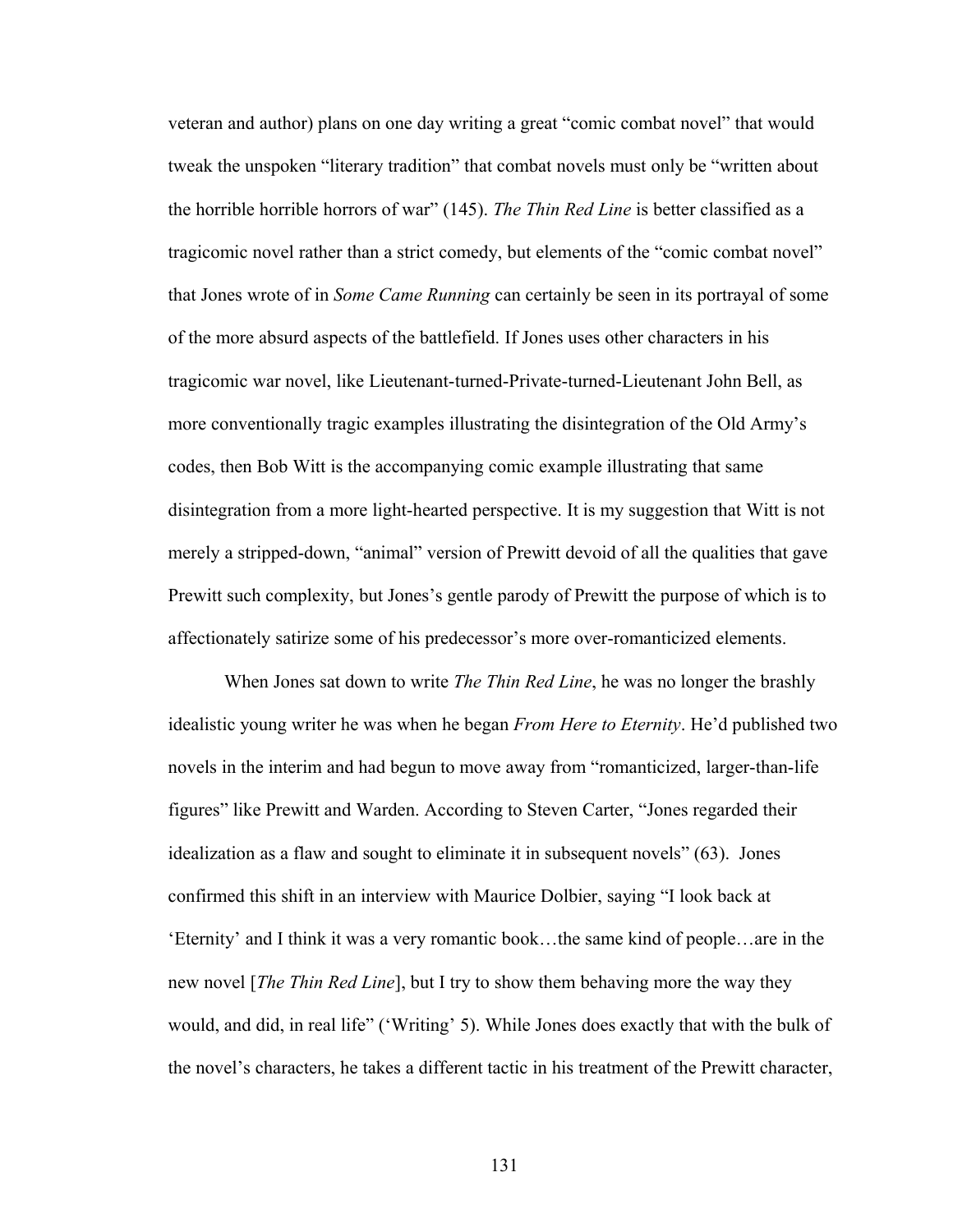veteran and author) plans on one day writing a great "comic combat novel" that would tweak the unspoken "literary tradition" that combat novels must only be "written about the horrible horrible horrors of war" (145). *The Thin Red Line* is better classified as a tragicomic novel rather than a strict comedy, but elements of the "comic combat novel" that Jones wrote of in *Some Came Running* can certainly be seen in its portrayal of some of the more absurd aspects of the battlefield. If Jones uses other characters in his tragicomic war novel, like Lieutenant-turned-Private-turned-Lieutenant John Bell, as more conventionally tragic examples illustrating the disintegration of the Old Army's codes, then Bob Witt is the accompanying comic example illustrating that same disintegration from a more light-hearted perspective. It is my suggestion that Witt is not merely a stripped-down, "animal" version of Prewitt devoid of all the qualities that gave Prewitt such complexity, but Jones's gentle parody of Prewitt the purpose of which is to affectionately satirize some of his predecessor's more over-romanticized elements.

When Jones sat down to write *The Thin Red Line*, he was no longer the brashly idealistic young writer he was when he began *From Here to Eternity*. He'd published two novels in the interim and had begun to move away from "romanticized, larger-than-life figures" like Prewitt and Warden. According to Steven Carter, "Jones regarded their idealization as a flaw and sought to eliminate it in subsequent novels" (63). Jones confirmed this shift in an interview with Maurice Dolbier, saying "I look back at 'Eternity' and I think it was a very romantic book…the same kind of people…are in the new novel [*The Thin Red Line*], but I try to show them behaving more the way they would, and did, in real life" ('Writing' 5). While Jones does exactly that with the bulk of the novel's characters, he takes a different tactic in his treatment of the Prewitt character,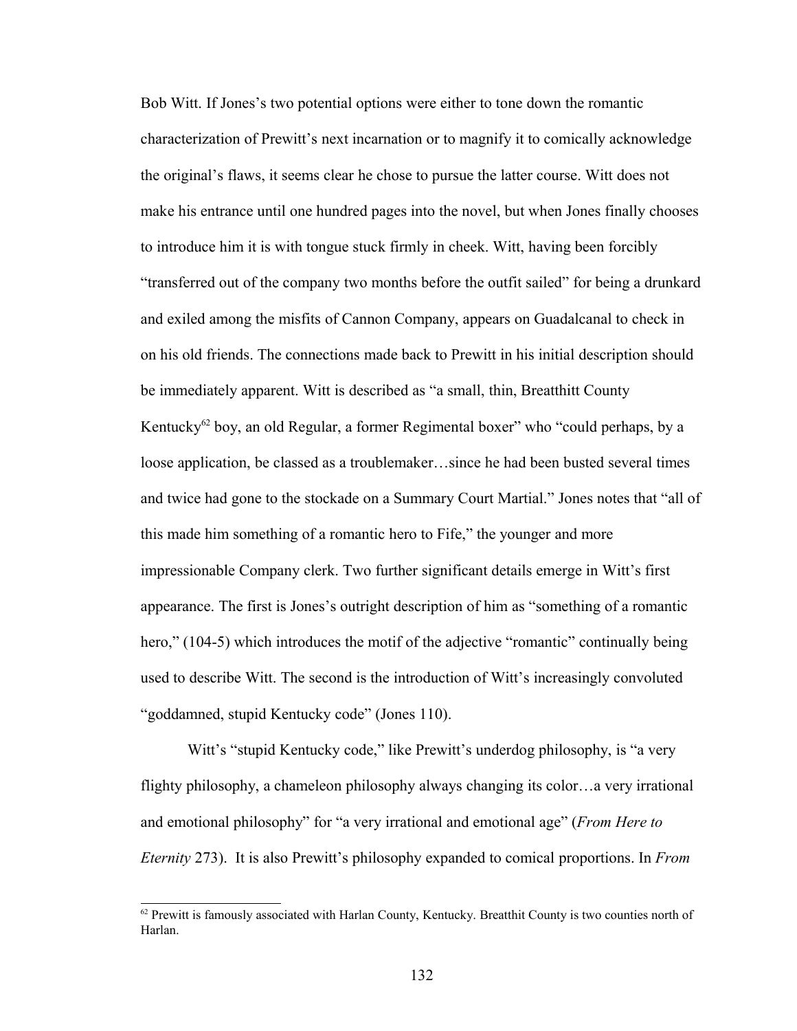Bob Witt. If Jones's two potential options were either to tone down the romantic characterization of Prewitt's next incarnation or to magnify it to comically acknowledge the original's flaws, it seems clear he chose to pursue the latter course. Witt does not make his entrance until one hundred pages into the novel, but when Jones finally chooses to introduce him it is with tongue stuck firmly in cheek. Witt, having been forcibly "transferred out of the company two months before the outfit sailed" for being a drunkard and exiled among the misfits of Cannon Company, appears on Guadalcanal to check in on his old friends. The connections made back to Prewitt in his initial description should be immediately apparent. Witt is described as "a small, thin, Breatthitt County Kentucky[62] boy, an old Regular, a former Regimental boxer" who "could perhaps, by a loose application, be classed as a troublemaker…since he had been busted several times and twice had gone to the stockade on a Summary Court Martial." Jones notes that "all of this made him something of a romantic hero to Fife," the younger and more impressionable Company clerk. Two further significant details emerge in Witt's first appearance. The first is Jones's outright description of him as "something of a romantic hero," (104-5) which introduces the motif of the adjective "romantic" continually being used to describe Witt. The second is the introduction of Witt's increasingly convoluted "goddamned, stupid Kentucky code" (Jones 110).

Witt's "stupid Kentucky code," like Prewitt's underdog philosophy, is "a very flighty philosophy, a chameleon philosophy always changing its color…a very irrational and emotional philosophy" for "a very irrational and emotional age" (*From Here to Eternity* 273). It is also Prewitt's philosophy expanded to comical proportions. In *From*

[62] Prewitt is famously associated with Harlan County, Kentucky. Breatthit County is two counties north of Harlan.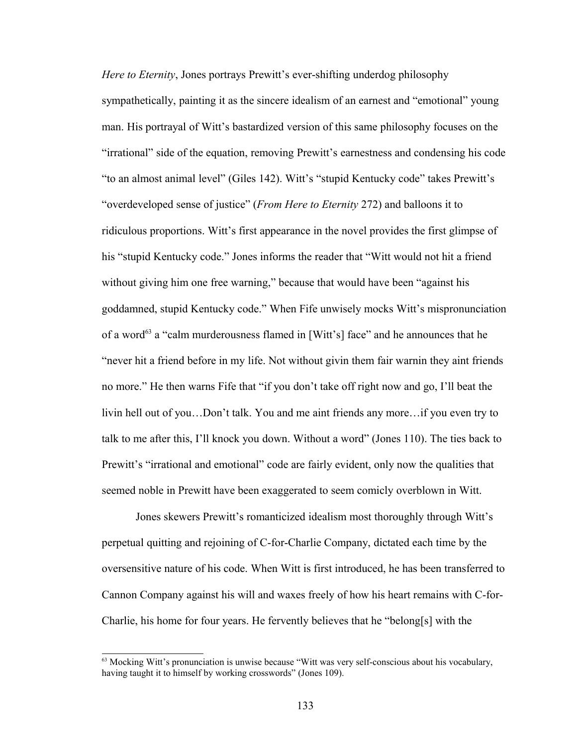*Here to Eternity*, Jones portrays Prewitt's ever-shifting underdog philosophy sympathetically, painting it as the sincere idealism of an earnest and "emotional" young man. His portrayal of Witt's bastardized version of this same philosophy focuses on the "irrational" side of the equation, removing Prewitt's earnestness and condensing his code "to an almost animal level" (Giles 142). Witt's "stupid Kentucky code" takes Prewitt's "overdeveloped sense of justice" (*From Here to Eternity* 272) and balloons it to ridiculous proportions. Witt's first appearance in the novel provides the first glimpse of his "stupid Kentucky code." Jones informs the reader that "Witt would not hit a friend without giving him one free warning," because that would have been "against his goddamned, stupid Kentucky code." When Fife unwisely mocks Witt's mispronunciation of a word[63] a "calm murderousness flamed in [Witt's] face" and he announces that he "never hit a friend before in my life. Not without givin them fair warnin they aint friends no more." He then warns Fife that "if you don't take off right now and go, I'll beat the livin hell out of you…Don't talk. You and me aint friends any more…if you even try to talk to me after this, I'll knock you down. Without a word" (Jones 110). The ties back to Prewitt's "irrational and emotional" code are fairly evident, only now the qualities that seemed noble in Prewitt have been exaggerated to seem comically overblown in Witt.

Jones skewers Prewitt's romanticized idealism most thoroughly through Witt's perpetual quitting and rejoining of C-for-Charlie Company, dictated each time by the oversensitive nature of his code. When Witt is first introduced, he has been transferred to Cannon Company against his will and waxes freely of how his heart remains with C-for-Charlie, his home for four years. He fervently believes that he "belong[s] with the

---

[63] Mocking Witt's pronunciation is unwise because "Witt was very self-conscious about his vocabulary, having taught it to himself by working crosswords" (Jones 109).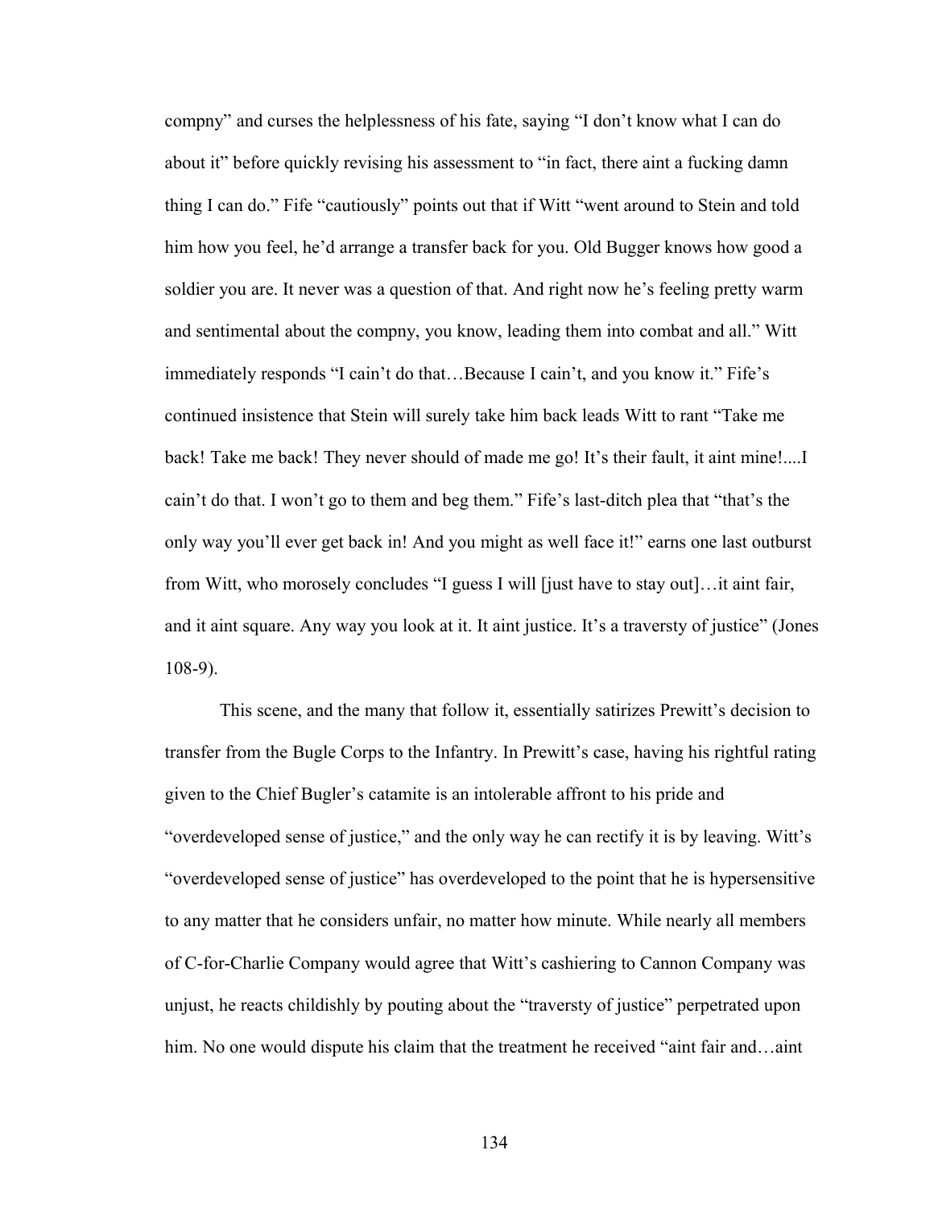compny" and curses the helplessness of his fate, saying "I don't know what I can do about it" before quickly revising his assessment to "in fact, there aint a fucking damn thing I can do." Fife "cautiously" points out that if Witt "went around to Stein and told him how you feel, he'd arrange a transfer back for you. Old Bugger knows how good a soldier you are. It never was a question of that. And right now he's feeling pretty warm and sentimental about the compny, you know, leading them into combat and all." Witt immediately responds "I cain't do that…Because I cain't, and you know it." Fife's continued insistence that Stein will surely take him back leads Witt to rant "Take me back! Take me back! They never should of made me go! It's their fault, it aint mine!....I cain't do that. I won't go to them and beg them." Fife's last-ditch plea that "that's the only way you'll ever get back in! And you might as well face it!" earns one last outburst from Witt, who morosely concludes "I guess I will [just have to stay out]…it aint fair, and it aint square. Any way you look at it. It aint justice. It's a traversty of justice" (Jones 108-9).

This scene, and the many that follow it, essentially satirizes Prewitt's decision to transfer from the Bugle Corps to the Infantry. In Prewitt's case, having his rightful rating given to the Chief Bugler's catamite is an intolerable affront to his pride and "overdeveloped sense of justice," and the only way he can rectify it is by leaving. Witt's "overdeveloped sense of justice" has overdeveloped to the point that he is hypersensitive to any matter that he considers unfair, no matter how minute. While nearly all members of C-for-Charlie Company would agree that Witt's cashiering to Cannon Company was unjust, he reacts childishly by pouting about the "traversty of justice" perpetrated upon him. No one would dispute his claim that the treatment he received "aint fair and…aint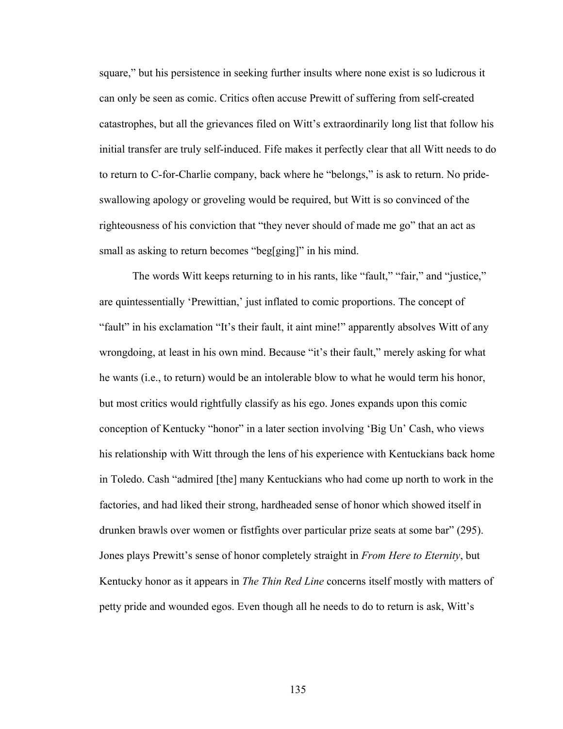square," but his persistence in seeking further insults where none exist is so ludicrous it can only be seen as comic. Critics often accuse Prewitt of suffering from self-created catastrophes, but all the grievances filed on Witt's extraordinarily long list that follow his initial transfer are truly self-induced. Fife makes it perfectly clear that all Witt needs to do to return to C-for-Charlie company, back where he "belongs," is ask to return. No pride-swallowing apology or groveling would be required, but Witt is so convinced of the righteousness of his conviction that "they never should of made me go" that an act as small as asking to return becomes "beg[ging]" in his mind.

The words Witt keeps returning to in his rants, like "fault," "fair," and "justice," are quintessentially 'Prewittian,' just inflated to comic proportions. The concept of "fault" in his exclamation "It's their fault, it aint mine!" apparently absolves Witt of any wrongdoing, at least in his own mind. Because "it's their fault," merely asking for what he wants (i.e., to return) would be an intolerable blow to what he would term his honor, but most critics would rightfully classify as his ego. Jones expands upon this comic conception of Kentucky "honor" in a later section involving 'Big Un' Cash, who views his relationship with Witt through the lens of his experience with Kentuckians back home in Toledo. Cash "admired [the] many Kentuckians who had come up north to work in the factories, and had liked their strong, hardheaded sense of honor which showed itself in drunken brawls over women or fistfights over particular prize seats at some bar" (295). Jones plays Prewitt's sense of honor completely straight in *From Here to Eternity*, but Kentucky honor as it appears in *The Thin Red Line* concerns itself mostly with matters of petty pride and wounded egos. Even though all he needs to do to return is ask, Witt's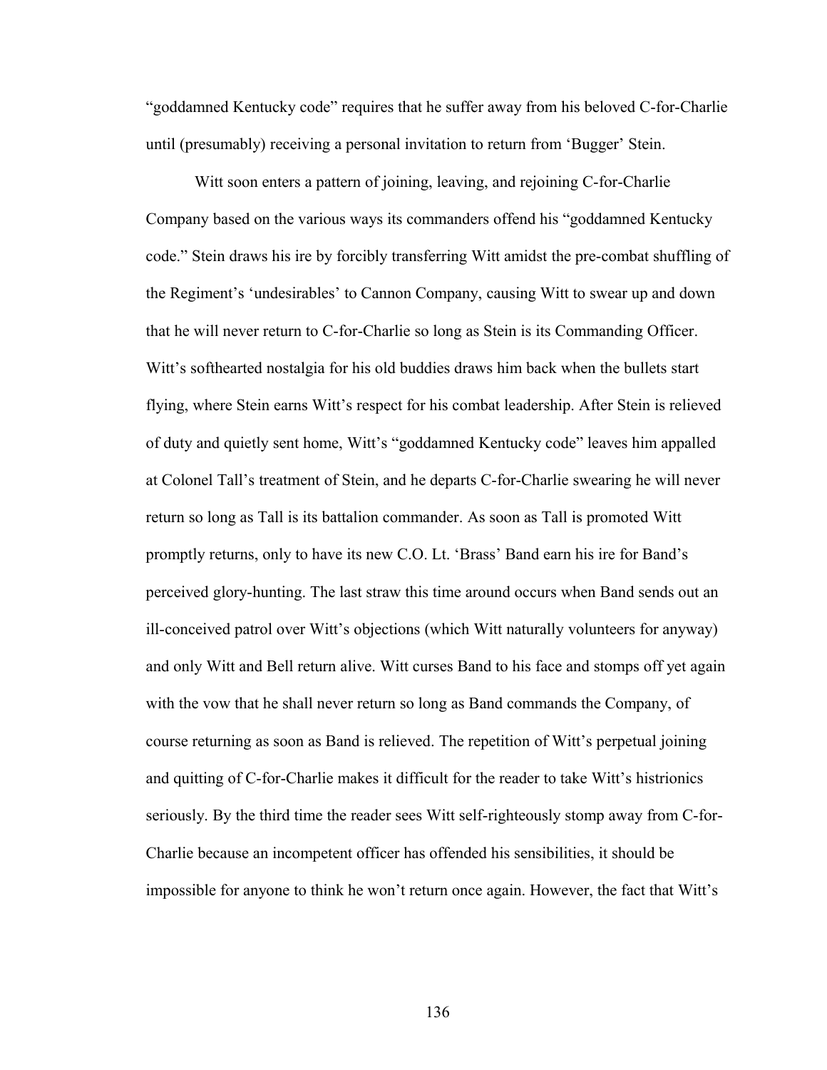"goddamned Kentucky code" requires that he suffer away from his beloved C-for-Charlie until (presumably) receiving a personal invitation to return from 'Bugger' Stein.

Witt soon enters a pattern of joining, leaving, and rejoining C-for-Charlie Company based on the various ways its commanders offend his "goddamned Kentucky code." Stein draws his ire by forcibly transferring Witt amidst the pre-combat shuffling of the Regiment's 'undesirables' to Cannon Company, causing Witt to swear up and down that he will never return to C-for-Charlie so long as Stein is its Commanding Officer. Witt's softhearted nostalgia for his old buddies draws him back when the bullets start flying, where Stein earns Witt's respect for his combat leadership. After Stein is relieved of duty and quietly sent home, Witt's "goddamned Kentucky code" leaves him appalled at Colonel Tall's treatment of Stein, and he departs C-for-Charlie swearing he will never return so long as Tall is its battalion commander. As soon as Tall is promoted Witt promptly returns, only to have its new C.O. Lt. 'Brass' Band earn his ire for Band's perceived glory-hunting. The last straw this time around occurs when Band sends out an ill-conceived patrol over Witt's objections (which Witt naturally volunteers for anyway) and only Witt and Bell return alive. Witt curses Band to his face and stomps off yet again with the vow that he shall never return so long as Band commands the Company, of course returning as soon as Band is relieved. The repetition of Witt's perpetual joining and quitting of C-for-Charlie makes it difficult for the reader to take Witt's histrionics seriously. By the third time the reader sees Witt self-righteously stomp away from C-for-Charlie because an incompetent officer has offended his sensibilities, it should be impossible for anyone to think he won't return once again. However, the fact that Witt's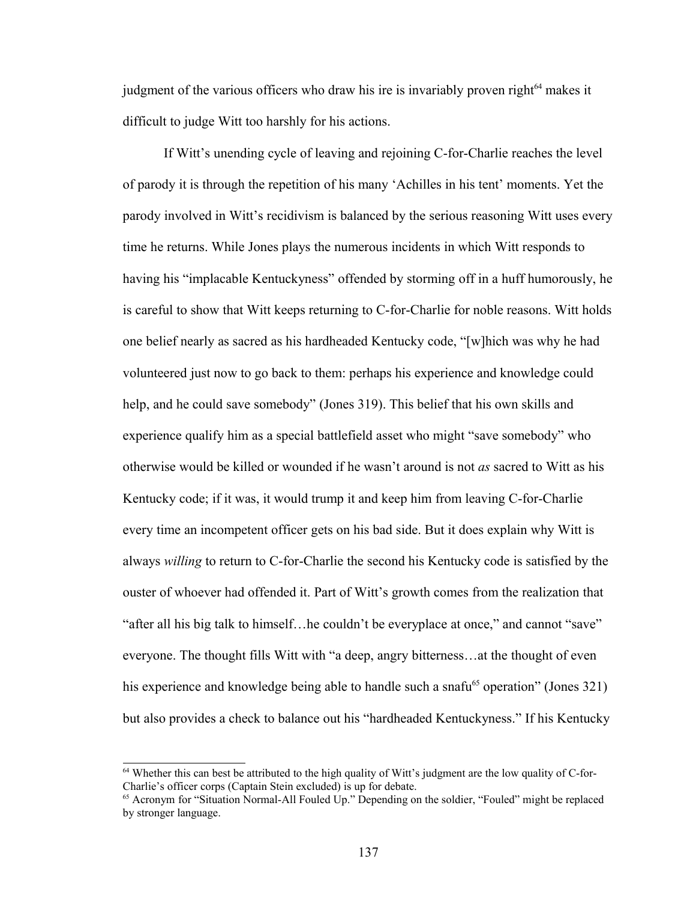judgment of the various officers who draw his ire is invariably proven right[64] makes it difficult to judge Witt too harshly for his actions.

If Witt's unending cycle of leaving and rejoining C-for-Charlie reaches the level of parody it is through the repetition of his many 'Achilles in his tent' moments. Yet the parody involved in Witt's recidivism is balanced by the serious reasoning Witt uses every time he returns. While Jones plays the numerous incidents in which Witt responds to having his "implacable Kentuckyness" offended by storming off in a huff humorously, he is careful to show that Witt keeps returning to C-for-Charlie for noble reasons. Witt holds one belief nearly as sacred as his hardheaded Kentucky code, "[w]hich was why he had volunteered just now to go back to them: perhaps his experience and knowledge could help, and he could save somebody" (Jones 319). This belief that his own skills and experience qualify him as a special battlefield asset who might "save somebody" who otherwise would be killed or wounded if he wasn't around is not *as* sacred to Witt as his Kentucky code; if it was, it would trump it and keep him from leaving C-for-Charlie every time an incompetent officer gets on his bad side. But it does explain why Witt is always *willing* to return to C-for-Charlie the second his Kentucky code is satisfied by the ouster of whoever had offended it. Part of Witt's growth comes from the realization that "after all his big talk to himself…he couldn't be everyplace at once," and cannot "save" everyone. The thought fills Witt with "a deep, angry bitterness…at the thought of even his experience and knowledge being able to handle such a snafu[65] operation" (Jones 321) but also provides a check to balance out his "hardheaded Kentuckyness." If his Kentucky

---

[64] Whether this can best be attributed to the high quality of Witt's judgment are the low quality of C-for-Charlie's officer corps (Captain Stein excluded) is up for debate.

[65] Acronym for "Situation Normal-All Fouled Up." Depending on the soldier, "Fouled" might be replaced by stronger language.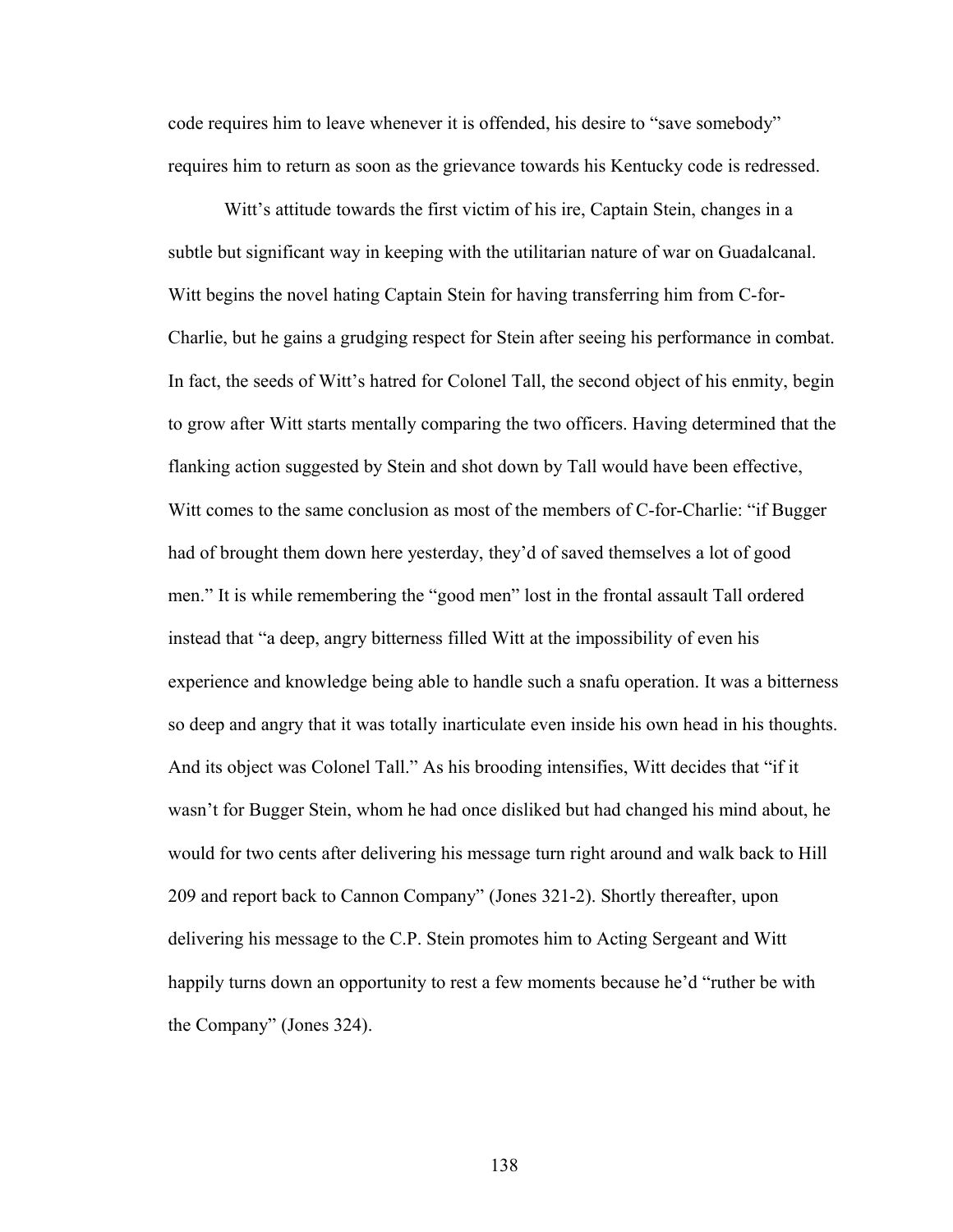code requires him to leave whenever it is offended, his desire to "save somebody" requires him to return as soon as the grievance towards his Kentucky code is redressed.

Witt's attitude towards the first victim of his ire, Captain Stein, changes in a subtle but significant way in keeping with the utilitarian nature of war on Guadalcanal. Witt begins the novel hating Captain Stein for having transferring him from C-for-Charlie, but he gains a grudging respect for Stein after seeing his performance in combat. In fact, the seeds of Witt's hatred for Colonel Tall, the second object of his enmity, begin to grow after Witt starts mentally comparing the two officers. Having determined that the flanking action suggested by Stein and shot down by Tall would have been effective, Witt comes to the same conclusion as most of the members of C-for-Charlie: "if Bugger had of brought them down here yesterday, they'd of saved themselves a lot of good men." It is while remembering the "good men" lost in the frontal assault Tall ordered instead that "a deep, angry bitterness filled Witt at the impossibility of even his experience and knowledge being able to handle such a snafu operation. It was a bitterness so deep and angry that it was totally inarticulate even inside his own head in his thoughts. And its object was Colonel Tall." As his brooding intensifies, Witt decides that "if it wasn't for Bugger Stein, whom he had once disliked but had changed his mind about, he would for two cents after delivering his message turn right around and walk back to Hill 209 and report back to Cannon Company" (Jones 321-2). Shortly thereafter, upon delivering his message to the C.P. Stein promotes him to Acting Sergeant and Witt happily turns down an opportunity to rest a few moments because he'd "ruther be with the Company" (Jones 324).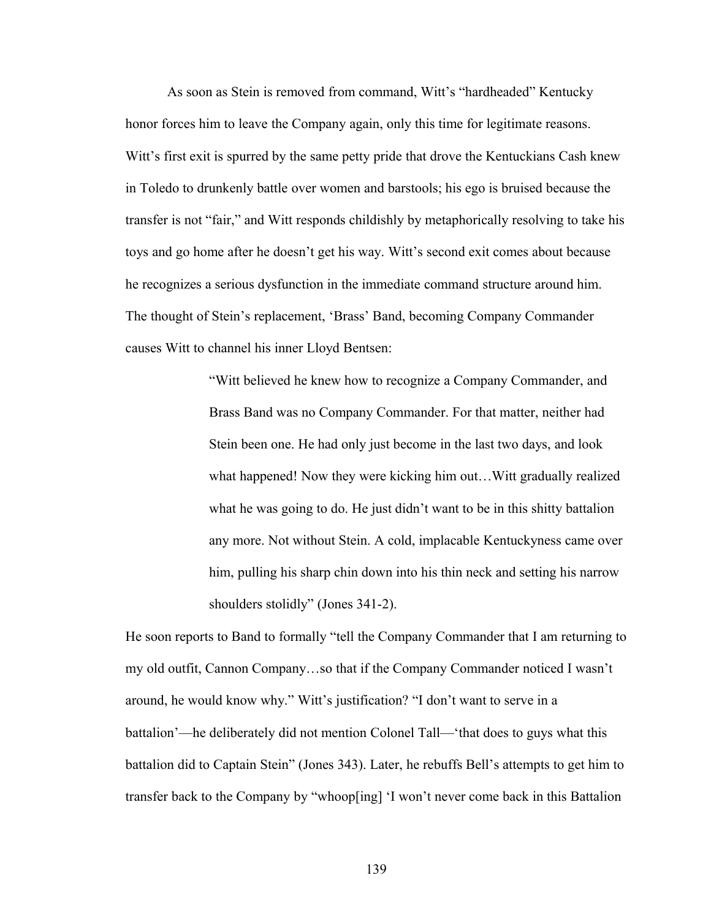As soon as Stein is removed from command, Witt's "hardheaded" Kentucky honor forces him to leave the Company again, only this time for legitimate reasons. Witt's first exit is spurred by the same petty pride that drove the Kentuckians Cash knew in Toledo to drunkenly battle over women and barstools; his ego is bruised because the transfer is not "fair," and Witt responds childishly by metaphorically resolving to take his toys and go home after he doesn't get his way. Witt's second exit comes about because he recognizes a serious dysfunction in the immediate command structure around him. The thought of Stein's replacement, 'Brass' Band, becoming Company Commander causes Witt to channel his inner Lloyd Bentsen:

> "Witt believed he knew how to recognize a Company Commander, and Brass Band was no Company Commander. For that matter, neither had Stein been one. He had only just become in the last two days, and look what happened! Now they were kicking him out…Witt gradually realized what he was going to do. He just didn't want to be in this shitty battalion any more. Not without Stein. A cold, implacable Kentuckyness came over him, pulling his sharp chin down into his thin neck and setting his narrow shoulders stolidly" (Jones 341-2).

He soon reports to Band to formally "tell the Company Commander that I am returning to my old outfit, Cannon Company…so that if the Company Commander noticed I wasn't around, he would know why." Witt's justification? "I don't want to serve in a battalion'—he deliberately did not mention Colonel Tall—'that does to guys what this battalion did to Captain Stein" (Jones 343). Later, he rebuffs Bell's attempts to get him to transfer back to the Company by "whoop[ing] 'I won't never come back in this Battalion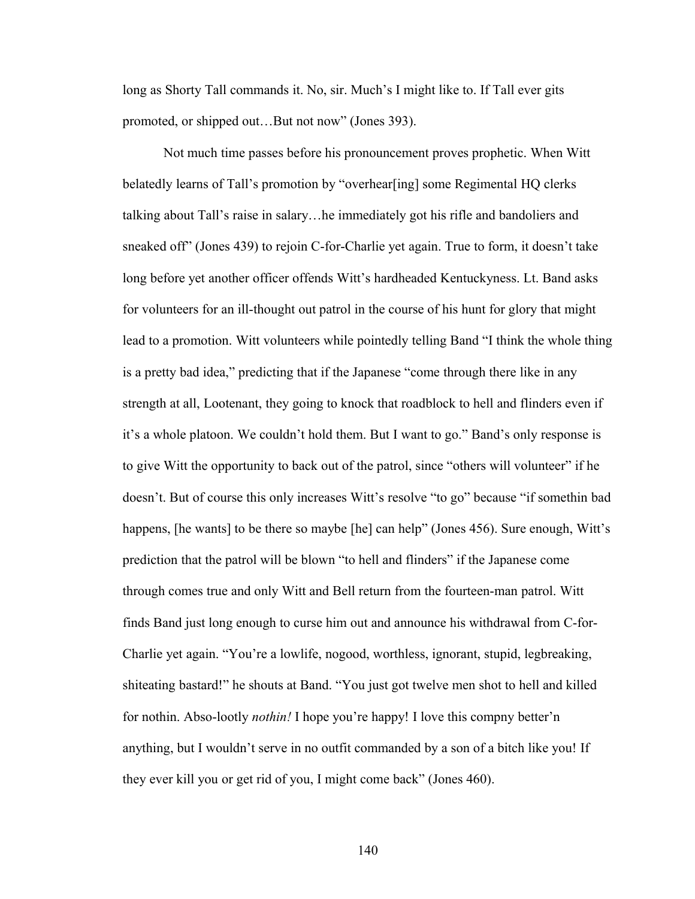long as Shorty Tall commands it. No, sir. Much's I might like to. If Tall ever gits promoted, or shipped out…But not now" (Jones 393).

Not much time passes before his pronouncement proves prophetic. When Witt belatedly learns of Tall's promotion by "overhear[ing] some Regimental HQ clerks talking about Tall's raise in salary…he immediately got his rifle and bandoliers and sneaked off" (Jones 439) to rejoin C-for-Charlie yet again. True to form, it doesn't take long before yet another officer offends Witt's hardheaded Kentuckyness. Lt. Band asks for volunteers for an ill-thought out patrol in the course of his hunt for glory that might lead to a promotion. Witt volunteers while pointedly telling Band "I think the whole thing is a pretty bad idea," predicting that if the Japanese "come through there like in any strength at all, Lootenant, they going to knock that roadblock to hell and flinders even if it's a whole platoon. We couldn't hold them. But I want to go." Band's only response is to give Witt the opportunity to back out of the patrol, since "others will volunteer" if he doesn't. But of course this only increases Witt's resolve "to go" because "if somethin bad happens, [he wants] to be there so maybe [he] can help" (Jones 456). Sure enough, Witt's prediction that the patrol will be blown "to hell and flinders" if the Japanese come through comes true and only Witt and Bell return from the fourteen-man patrol. Witt finds Band just long enough to curse him out and announce his withdrawal from C-for-Charlie yet again. "You're a lowlife, nogood, worthless, ignorant, stupid, legbreaking, shiteating bastard!" he shouts at Band. "You just got twelve men shot to hell and killed for nothin. Abso-lootly *nothin!* I hope you're happy! I love this compny better'n anything, but I wouldn't serve in no outfit commanded by a son of a bitch like you! If they ever kill you or get rid of you, I might come back" (Jones 460).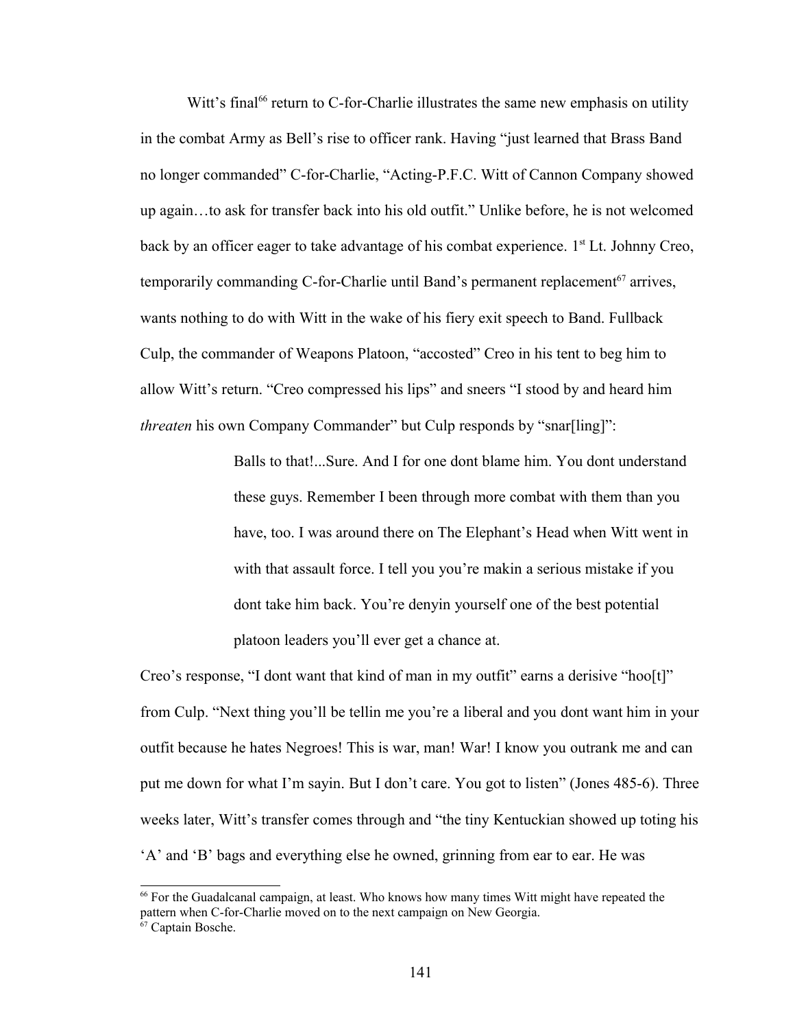Witt's final[66] return to C-for-Charlie illustrates the same new emphasis on utility in the combat Army as Bell's rise to officer rank. Having "just learned that Brass Band no longer commanded" C-for-Charlie, "Acting-P.F.C. Witt of Cannon Company showed up again…to ask for transfer back into his old outfit." Unlike before, he is not welcomed back by an officer eager to take advantage of his combat experience. 1st Lt. Johnny Creo, temporarily commanding C-for-Charlie until Band's permanent replacement[67] arrives, wants nothing to do with Witt in the wake of his fiery exit speech to Band. Fullback Culp, the commander of Weapons Platoon, "accosted" Creo in his tent to beg him to allow Witt's return. "Creo compressed his lips" and sneers "I stood by and heard him *threaten* his own Company Commander" but Culp responds by "snar[ling]":

> Balls to that!...Sure. And I for one dont blame him. You dont understand these guys. Remember I been through more combat with them than you have, too. I was around there on The Elephant's Head when Witt went in with that assault force. I tell you you're makin a serious mistake if you dont take him back. You're denyin yourself one of the best potential platoon leaders you'll ever get a chance at.

Creo's response, "I dont want that kind of man in my outfit" earns a derisive "hoo[t]" from Culp. "Next thing you'll be tellin me you're a liberal and you dont want him in your outfit because he hates Negroes! This is war, man! War! I know you outrank me and can put me down for what I'm sayin. But I don't care. You got to listen" (Jones 485-6). Three weeks later, Witt's transfer comes through and "the tiny Kentuckian showed up toting his 'A' and 'B' bags and everything else he owned, grinning from ear to ear. He was

[66] For the Guadalcanal campaign, at least. Who knows how many times Witt might have repeated the pattern when C-for-Charlie moved on to the next campaign on New Georgia.

[67] Captain Bosche.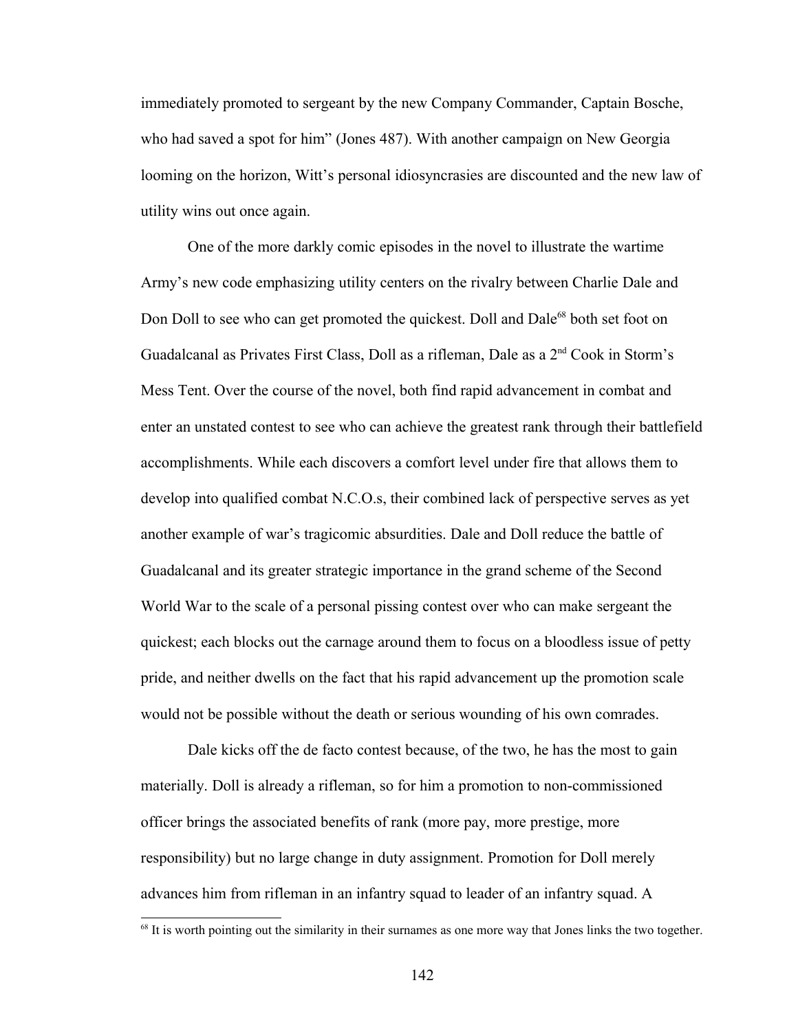immediately promoted to sergeant by the new Company Commander, Captain Bosche, who had saved a spot for him" (Jones 487). With another campaign on New Georgia looming on the horizon, Witt's personal idiosyncrasies are discounted and the new law of utility wins out once again.

One of the more darkly comic episodes in the novel to illustrate the wartime Army's new code emphasizing utility centers on the rivalry between Charlie Dale and Don Doll to see who can get promoted the quickest. Doll and Dale[68] both set foot on Guadalcanal as Privates First Class, Doll as a rifleman, Dale as a 2nd Cook in Storm's Mess Tent. Over the course of the novel, both find rapid advancement in combat and enter an unstated contest to see who can achieve the greatest rank through their battlefield accomplishments. While each discovers a comfort level under fire that allows them to develop into qualified combat N.C.O.s, their combined lack of perspective serves as yet another example of war's tragicomic absurdities. Dale and Doll reduce the battle of Guadalcanal and its greater strategic importance in the grand scheme of the Second World War to the scale of a personal pissing contest over who can make sergeant the quickest; each blocks out the carnage around them to focus on a bloodless issue of petty pride, and neither dwells on the fact that his rapid advancement up the promotion scale would not be possible without the death or serious wounding of his own comrades.

Dale kicks off the de facto contest because, of the two, he has the most to gain materially. Doll is already a rifleman, so for him a promotion to non-commissioned officer brings the associated benefits of rank (more pay, more prestige, more responsibility) but no large change in duty assignment. Promotion for Doll merely advances him from rifleman in an infantry squad to leader of an infantry squad. A

[68] It is worth pointing out the similarity in their surnames as one more way that Jones links the two together.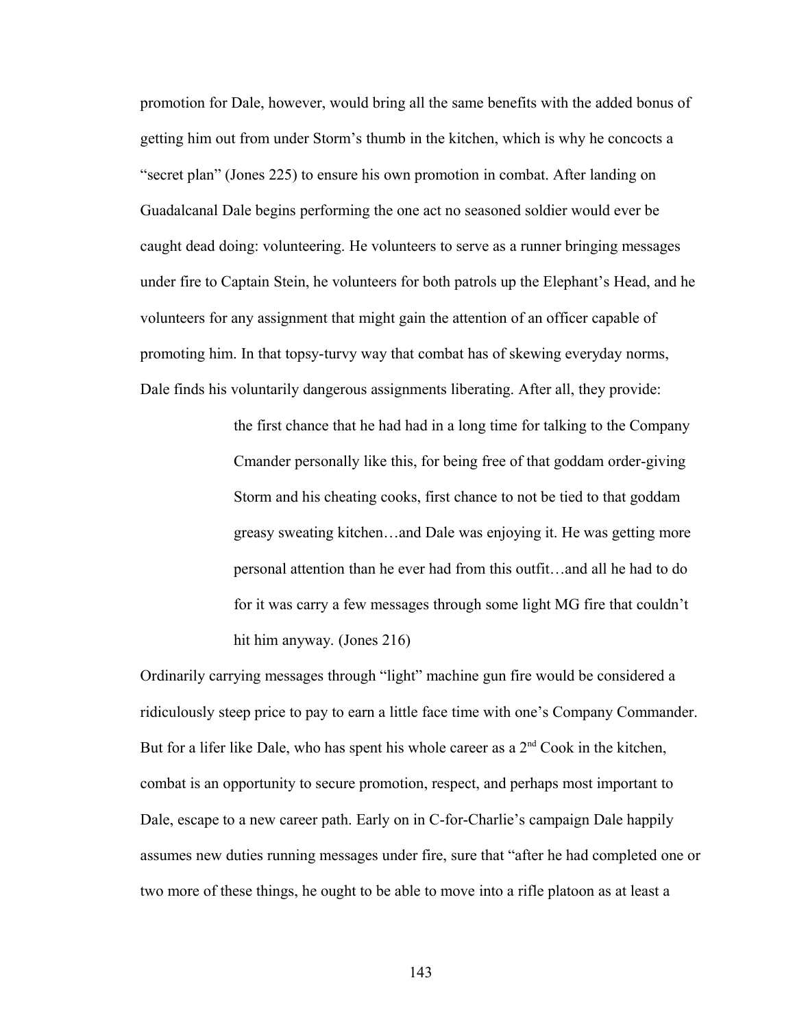promotion for Dale, however, would bring all the same benefits with the added bonus of getting him out from under Storm's thumb in the kitchen, which is why he concocts a "secret plan" (Jones 225) to ensure his own promotion in combat. After landing on Guadalcanal Dale begins performing the one act no seasoned soldier would ever be caught dead doing: volunteering. He volunteers to serve as a runner bringing messages under fire to Captain Stein, he volunteers for both patrols up the Elephant's Head, and he volunteers for any assignment that might gain the attention of an officer capable of promoting him. In that topsy-turvy way that combat has of skewing everyday norms, Dale finds his voluntarily dangerous assignments liberating. After all, they provide:

> the first chance that he had had in a long time for talking to the Company Cmander personally like this, for being free of that goddam order-giving Storm and his cheating cooks, first chance to not be tied to that goddam greasy sweating kitchen…and Dale was enjoying it. He was getting more personal attention than he ever had from this outfit…and all he had to do for it was carry a few messages through some light MG fire that couldn't hit him anyway. (Jones 216)

Ordinarily carrying messages through "light" machine gun fire would be considered a ridiculously steep price to pay to earn a little face time with one's Company Commander. But for a lifer like Dale, who has spent his whole career as a 2nd Cook in the kitchen, combat is an opportunity to secure promotion, respect, and perhaps most important to Dale, escape to a new career path. Early on in C-for-Charlie's campaign Dale happily assumes new duties running messages under fire, sure that "after he had completed one or two more of these things, he ought to be able to move into a rifle platoon as at least a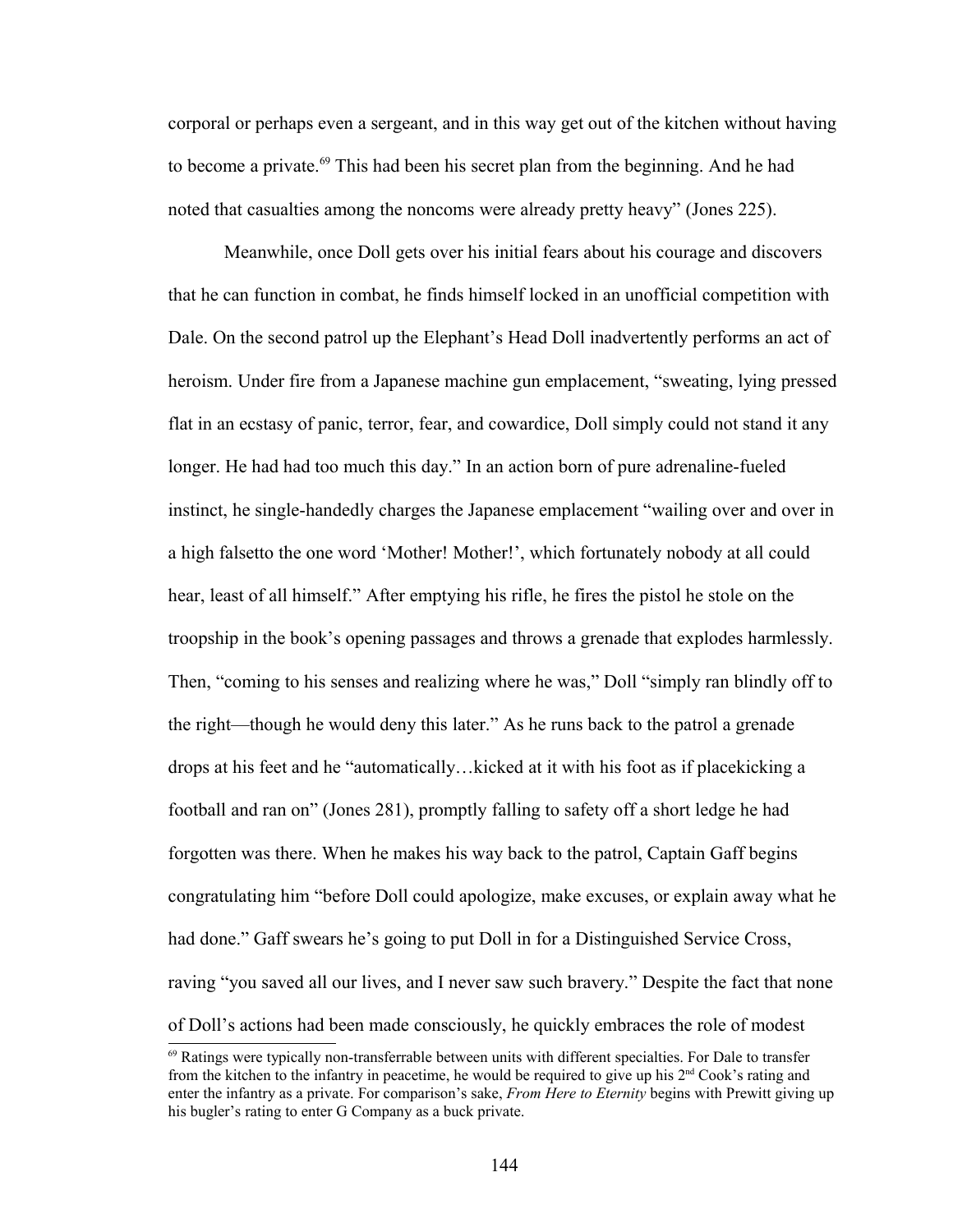corporal or perhaps even a sergeant, and in this way get out of the kitchen without having to become a private.[69] This had been his secret plan from the beginning. And he had noted that casualties among the noncoms were already pretty heavy" (Jones 225).

Meanwhile, once Doll gets over his initial fears about his courage and discovers that he can function in combat, he finds himself locked in an unofficial competition with Dale. On the second patrol up the Elephant's Head Doll inadvertently performs an act of heroism. Under fire from a Japanese machine gun emplacement, "sweating, lying pressed flat in an ecstasy of panic, terror, fear, and cowardice, Doll simply could not stand it any longer. He had had too much this day." In an action born of pure adrenaline-fueled instinct, he single-handedly charges the Japanese emplacement "wailing over and over in a high falsetto the one word 'Mother! Mother!', which fortunately nobody at all could hear, least of all himself." After emptying his rifle, he fires the pistol he stole on the troopship in the book's opening passages and throws a grenade that explodes harmlessly. Then, "coming to his senses and realizing where he was," Doll "simply ran blindly off to the right—though he would deny this later." As he runs back to the patrol a grenade drops at his feet and he "automatically…kicked at it with his foot as if placekicking a football and ran on" (Jones 281), promptly falling to safety off a short ledge he had forgotten was there. When he makes his way back to the patrol, Captain Gaff begins congratulating him "before Doll could apologize, make excuses, or explain away what he had done." Gaff swears he's going to put Doll in for a Distinguished Service Cross, raving "you saved all our lives, and I never saw such bravery." Despite the fact that none of Doll's actions had been made consciously, he quickly embraces the role of modest

[69] Ratings were typically non-transferrable between units with different specialties. For Dale to transfer from the kitchen to the infantry in peacetime, he would be required to give up his 2nd Cook's rating and enter the infantry as a private. For comparison's sake, *From Here to Eternity* begins with Prewitt giving up his bugler's rating to enter G Company as a buck private.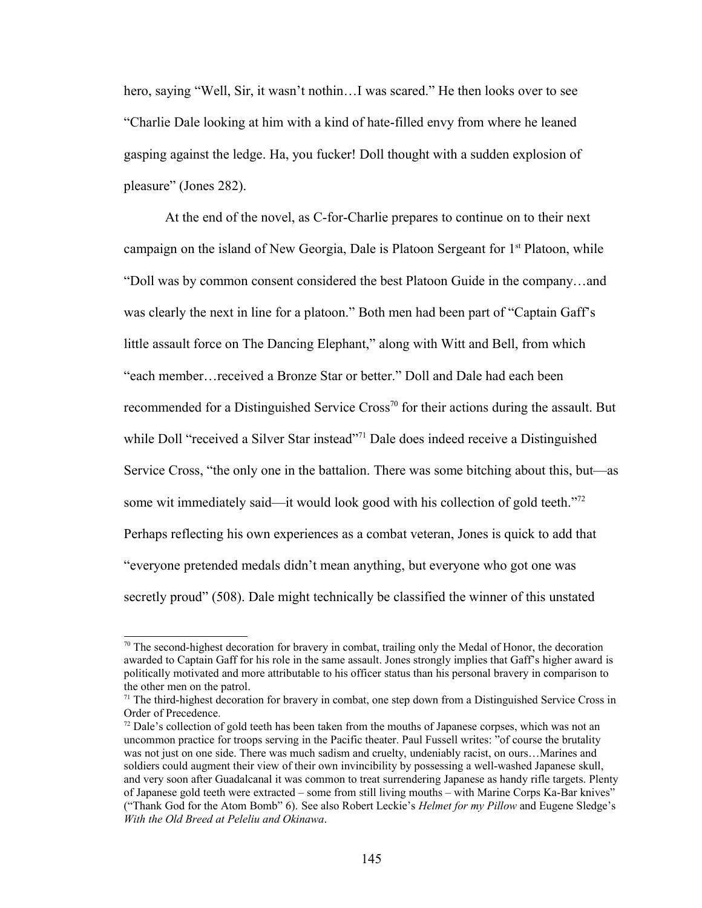hero, saying "Well, Sir, it wasn't nothin…I was scared." He then looks over to see "Charlie Dale looking at him with a kind of hate-filled envy from where he leaned gasping against the ledge. Ha, you fucker! Doll thought with a sudden explosion of pleasure" (Jones 282).

At the end of the novel, as C-for-Charlie prepares to continue on to their next campaign on the island of New Georgia, Dale is Platoon Sergeant for 1st Platoon, while "Doll was by common consent considered the best Platoon Guide in the company…and was clearly the next in line for a platoon." Both men had been part of "Captain Gaff's little assault force on The Dancing Elephant," along with Witt and Bell, from which "each member…received a Bronze Star or better." Doll and Dale had each been recommended for a Distinguished Service Cross[70] for their actions during the assault. But while Doll "received a Silver Star instead"[71] Dale does indeed receive a Distinguished Service Cross, "the only one in the battalion. There was some bitching about this, but—as some wit immediately said—it would look good with his collection of gold teeth."[72] Perhaps reflecting his own experiences as a combat veteran, Jones is quick to add that "everyone pretended medals didn't mean anything, but everyone who got one was secretly proud" (508). Dale might technically be classified the winner of this unstated

---

[70] The second-highest decoration for bravery in combat, trailing only the Medal of Honor, the decoration awarded to Captain Gaff for his role in the same assault. Jones strongly implies that Gaff's higher award is politically motivated and more attributable to his officer status than his personal bravery in comparison to the other men on the patrol.

[71] The third-highest decoration for bravery in combat, one step down from a Distinguished Service Cross in Order of Precedence.

[72] Dale's collection of gold teeth has been taken from the mouths of Japanese corpses, which was not an uncommon practice for troops serving in the Pacific theater. Paul Fussell writes: "of course the brutality was not just on one side. There was much sadism and cruelty, undeniably racist, on ours…Marines and soldiers could augment their view of their own invincibility by possessing a well-washed Japanese skull, and very soon after Guadalcanal it was common to treat surrendering Japanese as handy rifle targets. Plenty of Japanese gold teeth were extracted – some from still living mouths – with Marine Corps Ka-Bar knives" ("Thank God for the Atom Bomb" 6). See also Robert Leckie's *Helmet for my Pillow* and Eugene Sledge's *With the Old Breed at Peleliu and Okinawa*.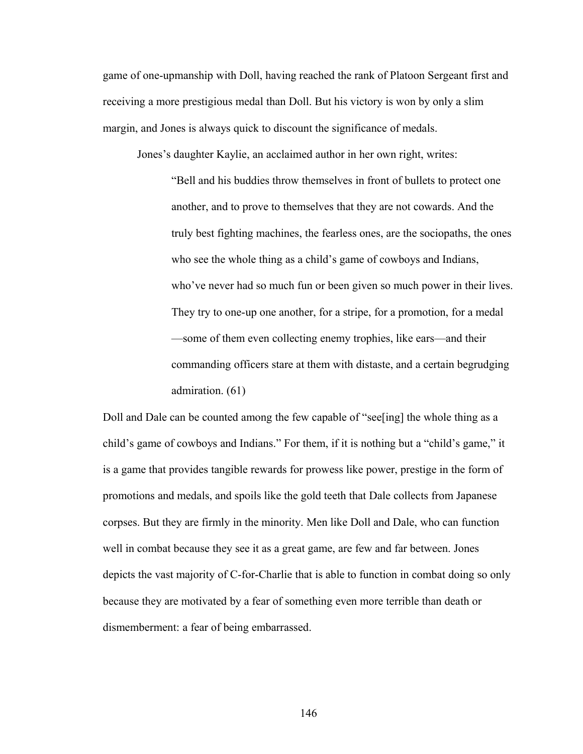game of one-upmanship with Doll, having reached the rank of Platoon Sergeant first and receiving a more prestigious medal than Doll. But his victory is won by only a slim margin, and Jones is always quick to discount the significance of medals.

Jones's daughter Kaylie, an acclaimed author in her own right, writes:

> "Bell and his buddies throw themselves in front of bullets to protect one another, and to prove to themselves that they are not cowards. And the truly best fighting machines, the fearless ones, are the sociopaths, the ones who see the whole thing as a child's game of cowboys and Indians, who've never had so much fun or been given so much power in their lives. They try to one-up one another, for a stripe, for a promotion, for a medal —some of them even collecting enemy trophies, like ears—and their commanding officers stare at them with distaste, and a certain begrudging admiration. (61)

Doll and Dale can be counted among the few capable of "see[ing] the whole thing as a child's game of cowboys and Indians." For them, if it is nothing but a "child's game," it is a game that provides tangible rewards for prowess like power, prestige in the form of promotions and medals, and spoils like the gold teeth that Dale collects from Japanese corpses. But they are firmly in the minority. Men like Doll and Dale, who can function well in combat because they see it as a great game, are few and far between. Jones depicts the vast majority of C-for-Charlie that is able to function in combat doing so only because they are motivated by a fear of something even more terrible than death or dismemberment: a fear of being embarrassed.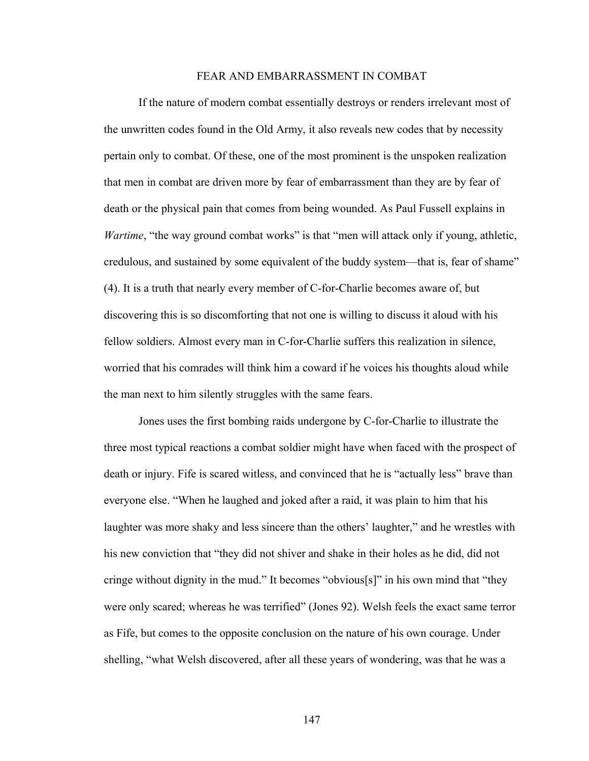## FEAR AND EMBARRASSMENT IN COMBAT

If the nature of modern combat essentially destroys or renders irrelevant most of the unwritten codes found in the Old Army, it also reveals new codes that by necessity pertain only to combat. Of these, one of the most prominent is the unspoken realization that men in combat are driven more by fear of embarrassment than they are by fear of death or the physical pain that comes from being wounded. As Paul Fussell explains in *Wartime*, "the way ground combat works" is that "men will attack only if young, athletic, credulous, and sustained by some equivalent of the buddy system—that is, fear of shame" (4). It is a truth that nearly every member of C-for-Charlie becomes aware of, but discovering this is so discomforting that not one is willing to discuss it aloud with his fellow soldiers. Almost every man in C-for-Charlie suffers this realization in silence, worried that his comrades will think him a coward if he voices his thoughts aloud while the man next to him silently struggles with the same fears.

Jones uses the first bombing raids undergone by C-for-Charlie to illustrate the three most typical reactions a combat soldier might have when faced with the prospect of death or injury. Fife is scared witless, and convinced that he is "actually less" brave than everyone else. "When he laughed and joked after a raid, it was plain to him that his laughter was more shaky and less sincere than the others' laughter," and he wrestles with his new conviction that "they did not shiver and shake in their holes as he did, did not cringe without dignity in the mud." It becomes "obvious[s]" in his own mind that "they were only scared; whereas he was terrified" (Jones 92). Welsh feels the exact same terror as Fife, but comes to the opposite conclusion on the nature of his own courage. Under shelling, "what Welsh discovered, after all these years of wondering, was that he was a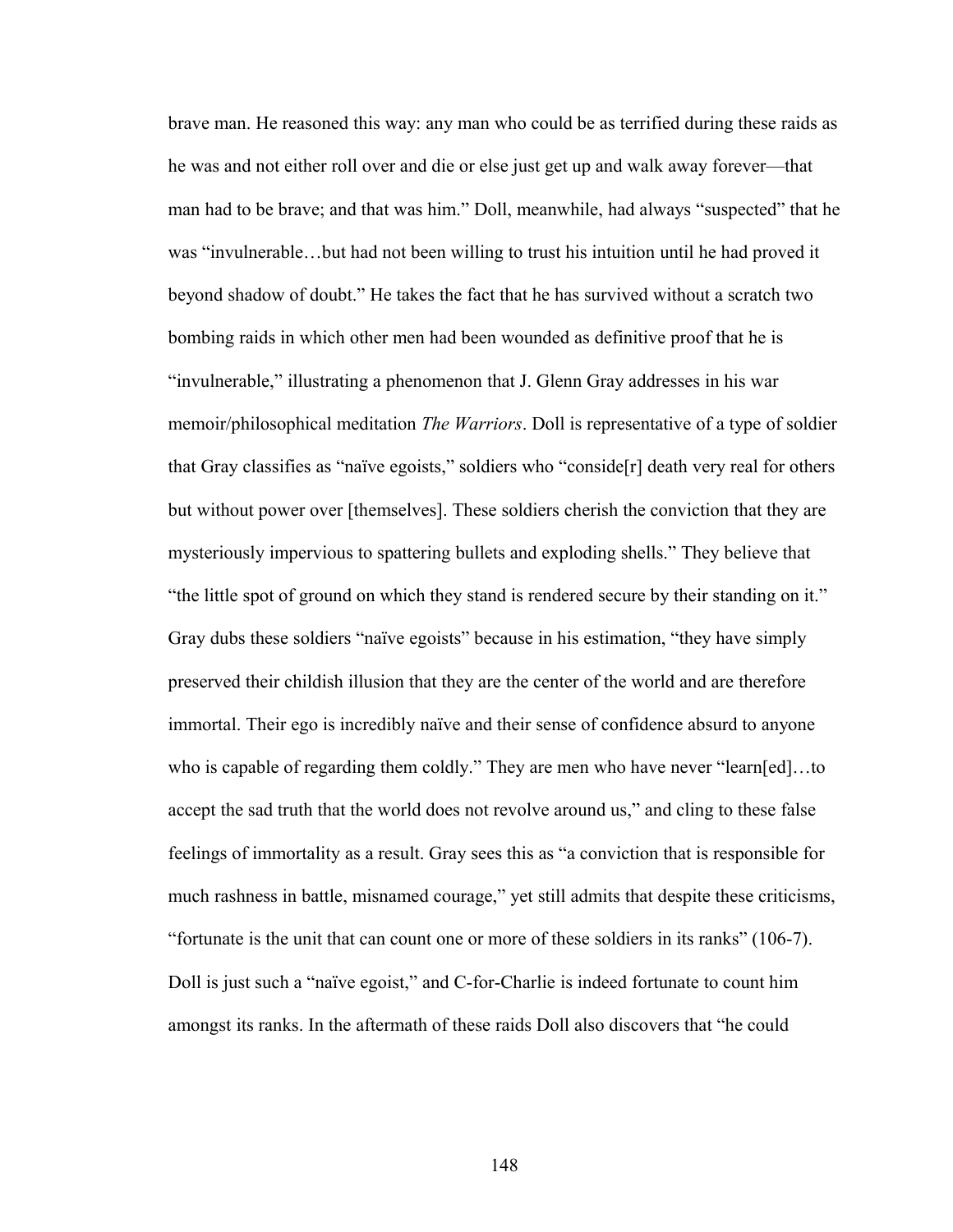brave man. He reasoned this way: any man who could be as terrified during these raids as he was and not either roll over and die or else just get up and walk away forever—that man had to be brave; and that was him." Doll, meanwhile, had always "suspected" that he was "invulnerable…but had not been willing to trust his intuition until he had proved it beyond shadow of doubt." He takes the fact that he has survived without a scratch two bombing raids in which other men had been wounded as definitive proof that he is "invulnerable," illustrating a phenomenon that J. Glenn Gray addresses in his war memoir/philosophical meditation *The Warriors*. Doll is representative of a type of soldier that Gray classifies as "naïve egoists," soldiers who "conside[r] death very real for others but without power over [themselves]. These soldiers cherish the conviction that they are mysteriously impervious to spattering bullets and exploding shells." They believe that "the little spot of ground on which they stand is rendered secure by their standing on it." Gray dubs these soldiers "naïve egoists" because in his estimation, "they have simply preserved their childish illusion that they are the center of the world and are therefore immortal. Their ego is incredibly naïve and their sense of confidence absurd to anyone who is capable of regarding them coldly." They are men who have never "learn[ed]…to accept the sad truth that the world does not revolve around us," and cling to these false feelings of immortality as a result. Gray sees this as "a conviction that is responsible for much rashness in battle, misnamed courage," yet still admits that despite these criticisms, "fortunate is the unit that can count one or more of these soldiers in its ranks" (106-7). Doll is just such a "naïve egoist," and C-for-Charlie is indeed fortunate to count him amongst its ranks. In the aftermath of these raids Doll also discovers that "he could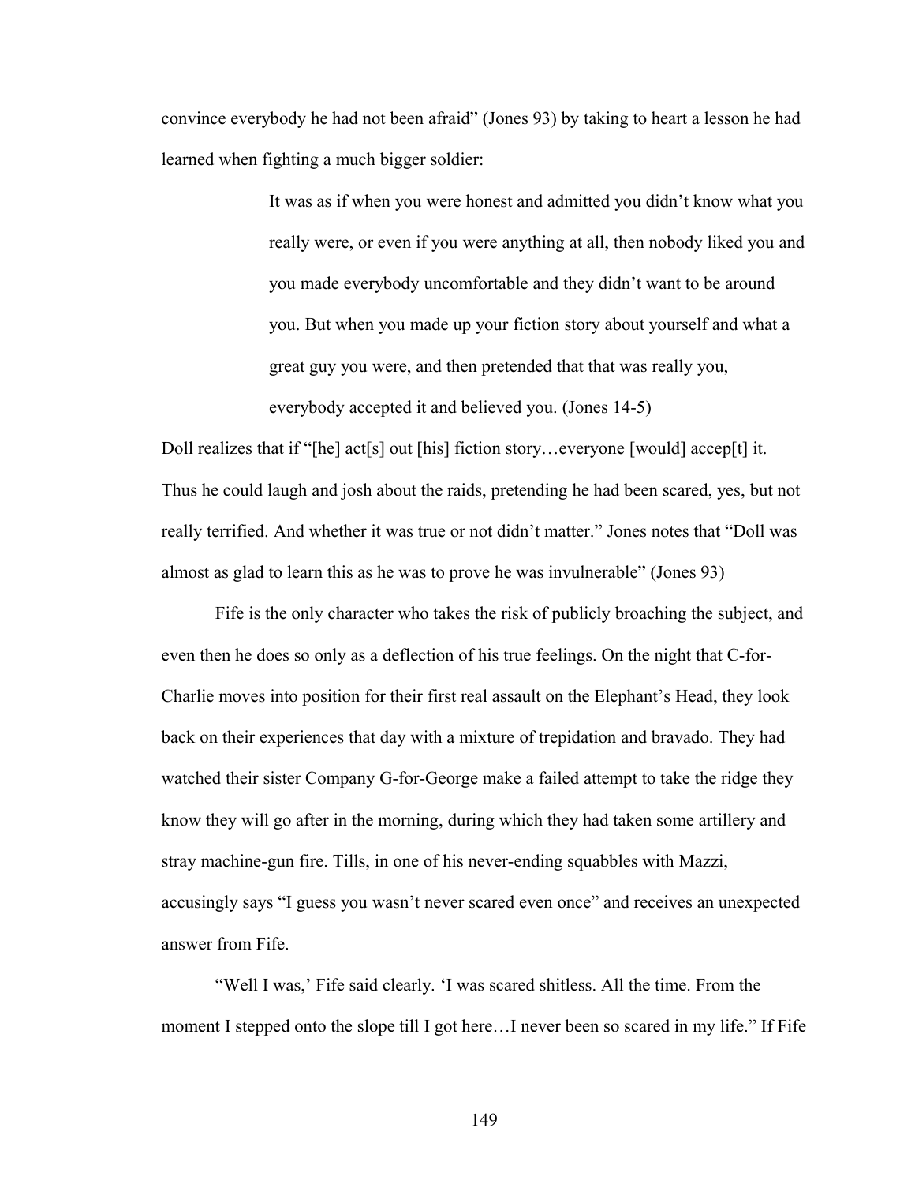convince everybody he had not been afraid" (Jones 93) by taking to heart a lesson he had learned when fighting a much bigger soldier:

> It was as if when you were honest and admitted you didn't know what you really were, or even if you were anything at all, then nobody liked you and you made everybody uncomfortable and they didn't want to be around you. But when you made up your fiction story about yourself and what a great guy you were, and then pretended that that was really you, everybody accepted it and believed you. (Jones 14-5)

Doll realizes that if "[he] act[s] out [his] fiction story…everyone [would] accep[t] it. Thus he could laugh and josh about the raids, pretending he had been scared, yes, but not really terrified. And whether it was true or not didn't matter." Jones notes that "Doll was almost as glad to learn this as he was to prove he was invulnerable" (Jones 93)

Fife is the only character who takes the risk of publicly broaching the subject, and even then he does so only as a deflection of his true feelings. On the night that C-for-Charlie moves into position for their first real assault on the Elephant's Head, they look back on their experiences that day with a mixture of trepidation and bravado. They had watched their sister Company G-for-George make a failed attempt to take the ridge they know they will go after in the morning, during which they had taken some artillery and stray machine-gun fire. Tills, in one of his never-ending squabbles with Mazzi, accusingly says "I guess you wasn't never scared even once" and receives an unexpected answer from Fife.

"Well I was,' Fife said clearly. 'I was scared shitless. All the time. From the moment I stepped onto the slope till I got here…I never been so scared in my life." If Fife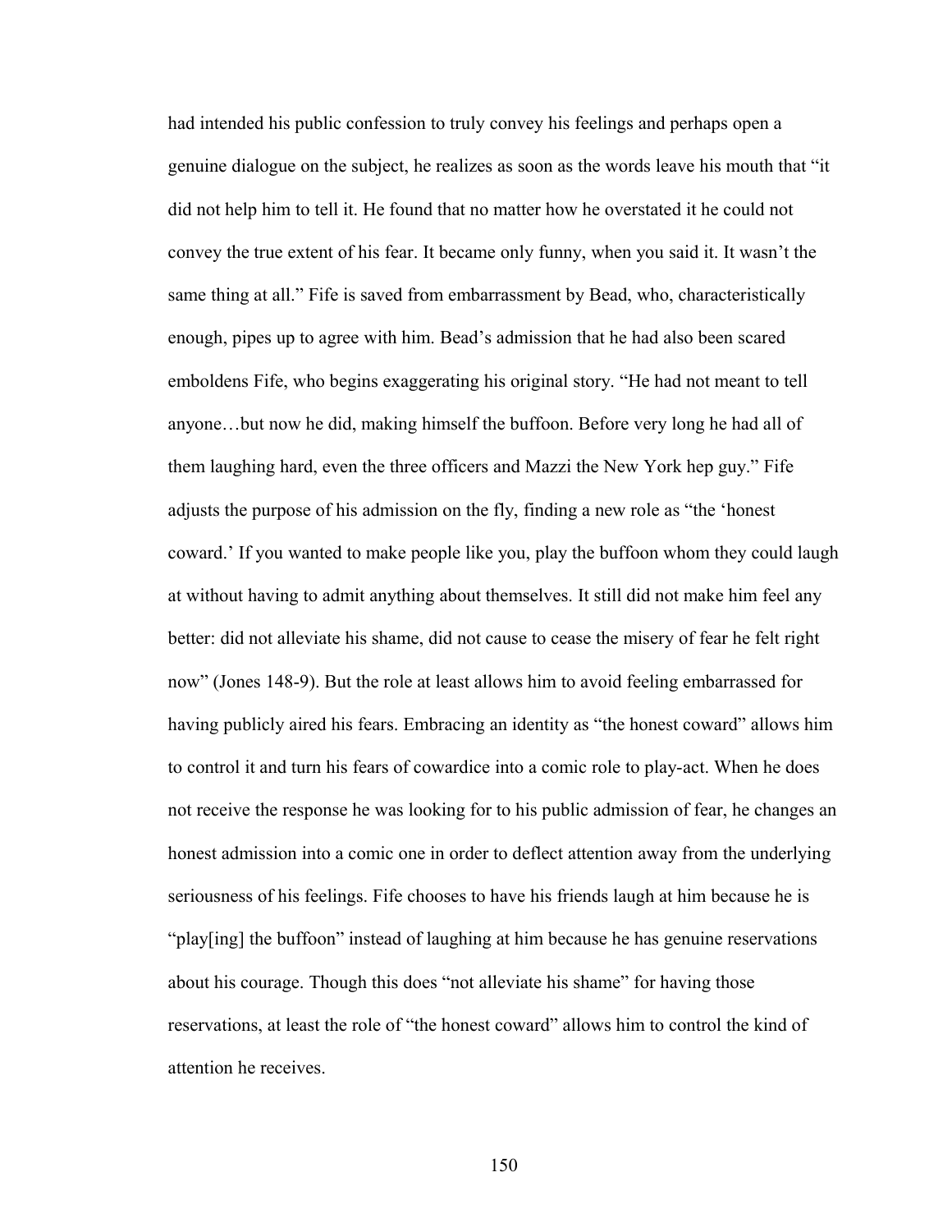had intended his public confession to truly convey his feelings and perhaps open a genuine dialogue on the subject, he realizes as soon as the words leave his mouth that "it did not help him to tell it. He found that no matter how he overstated it he could not convey the true extent of his fear. It became only funny, when you said it. It wasn't the same thing at all." Fife is saved from embarrassment by Bead, who, characteristically enough, pipes up to agree with him. Bead's admission that he had also been scared emboldens Fife, who begins exaggerating his original story. "He had not meant to tell anyone…but now he did, making himself the buffoon. Before very long he had all of them laughing hard, even the three officers and Mazzi the New York hep guy." Fife adjusts the purpose of his admission on the fly, finding a new role as "the 'honest coward.' If you wanted to make people like you, play the buffoon whom they could laugh at without having to admit anything about themselves. It still did not make him feel any better: did not alleviate his shame, did not cause to cease the misery of fear he felt right now" (Jones 148-9). But the role at least allows him to avoid feeling embarrassed for having publicly aired his fears. Embracing an identity as "the honest coward" allows him to control it and turn his fears of cowardice into a comic role to play-act. When he does not receive the response he was looking for to his public admission of fear, he changes an honest admission into a comic one in order to deflect attention away from the underlying seriousness of his feelings. Fife chooses to have his friends laugh at him because he is "play[ing] the buffoon" instead of laughing at him because he has genuine reservations about his courage. Though this does "not alleviate his shame" for having those reservations, at least the role of "the honest coward" allows him to control the kind of attention he receives.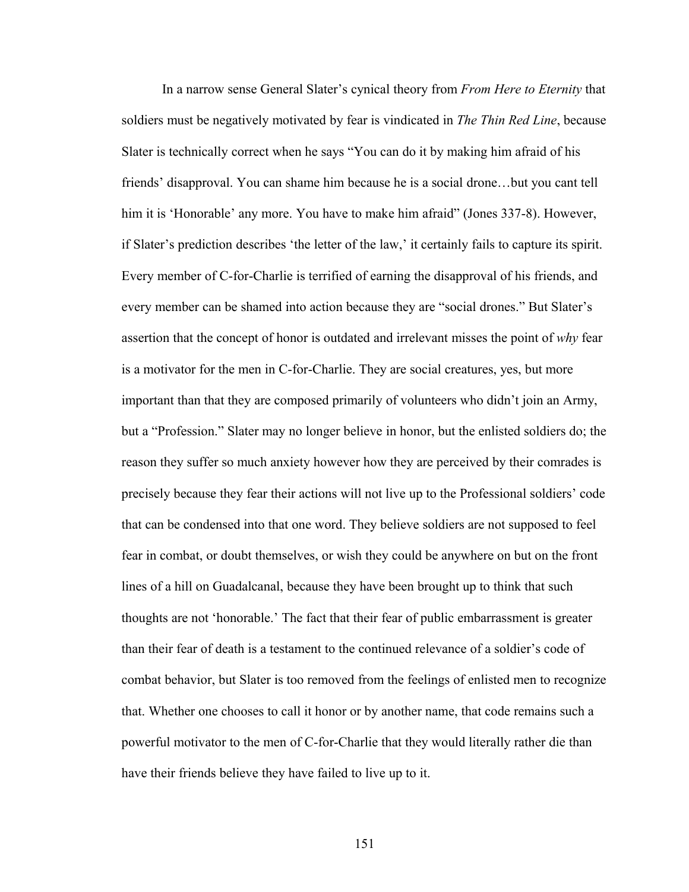In a narrow sense General Slater's cynical theory from *From Here to Eternity* that soldiers must be negatively motivated by fear is vindicated in *The Thin Red Line*, because Slater is technically correct when he says "You can do it by making him afraid of his friends' disapproval. You can shame him because he is a social drone…but you cant tell him it is 'Honorable' any more. You have to make him afraid" (Jones 337-8). However, if Slater's prediction describes 'the letter of the law,' it certainly fails to capture its spirit. Every member of C-for-Charlie is terrified of earning the disapproval of his friends, and every member can be shamed into action because they are "social drones." But Slater's assertion that the concept of honor is outdated and irrelevant misses the point of *why* fear is a motivator for the men in C-for-Charlie. They are social creatures, yes, but more important than that they are composed primarily of volunteers who didn't join an Army, but a "Profession." Slater may no longer believe in honor, but the enlisted soldiers do; the reason they suffer so much anxiety however how they are perceived by their comrades is precisely because they fear their actions will not live up to the Professional soldiers' code that can be condensed into that one word. They believe soldiers are not supposed to feel fear in combat, or doubt themselves, or wish they could be anywhere on but on the front lines of a hill on Guadalcanal, because they have been brought up to think that such thoughts are not 'honorable.' The fact that their fear of public embarrassment is greater than their fear of death is a testament to the continued relevance of a soldier's code of combat behavior, but Slater is too removed from the feelings of enlisted men to recognize that. Whether one chooses to call it honor or by another name, that code remains such a powerful motivator to the men of C-for-Charlie that they would literally rather die than have their friends believe they have failed to live up to it.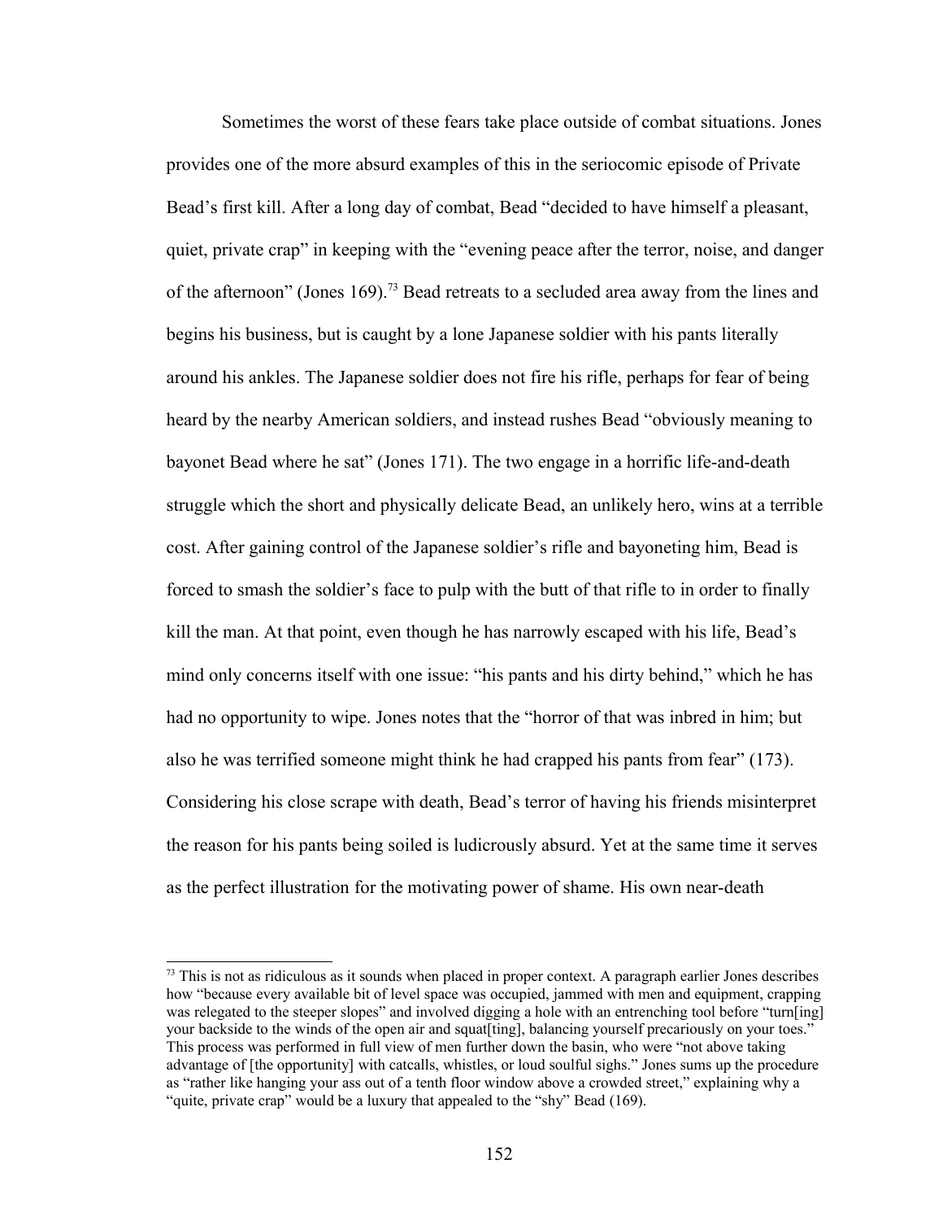Sometimes the worst of these fears take place outside of combat situations. Jones provides one of the more absurd examples of this in the seriocomic episode of Private Bead's first kill. After a long day of combat, Bead "decided to have himself a pleasant, quiet, private crap" in keeping with the "evening peace after the terror, noise, and danger of the afternoon" (Jones 169).[73] Bead retreats to a secluded area away from the lines and begins his business, but is caught by a lone Japanese soldier with his pants literally around his ankles. The Japanese soldier does not fire his rifle, perhaps for fear of being heard by the nearby American soldiers, and instead rushes Bead "obviously meaning to bayonet Bead where he sat" (Jones 171). The two engage in a horrific life-and-death struggle which the short and physically delicate Bead, an unlikely hero, wins at a terrible cost. After gaining control of the Japanese soldier's rifle and bayoneting him, Bead is forced to smash the soldier's face to pulp with the butt of that rifle to in order to finally kill the man. At that point, even though he has narrowly escaped with his life, Bead's mind only concerns itself with one issue: "his pants and his dirty behind," which he has had no opportunity to wipe. Jones notes that the "horror of that was inbred in him; but also he was terrified someone might think he had crapped his pants from fear" (173). Considering his close scrape with death, Bead's terror of having his friends misinterpret the reason for his pants being soiled is ludicrously absurd. Yet at the same time it serves as the perfect illustration for the motivating power of shame. His own near-death

[73] This is not as ridiculous as it sounds when placed in proper context. A paragraph earlier Jones describes how "because every available bit of level space was occupied, jammed with men and equipment, crapping was relegated to the steeper slopes" and involved digging a hole with an entrenching tool before "turn[ing] your backside to the winds of the open air and squat[ting], balancing yourself precariously on your toes." This process was performed in full view of men further down the basin, who were "not above taking advantage of [the opportunity] with catcalls, whistles, or loud soulful sighs." Jones sums up the procedure as "rather like hanging your ass out of a tenth floor window above a crowded street," explaining why a "quite, private crap" would be a luxury that appealed to the "shy" Bead (169).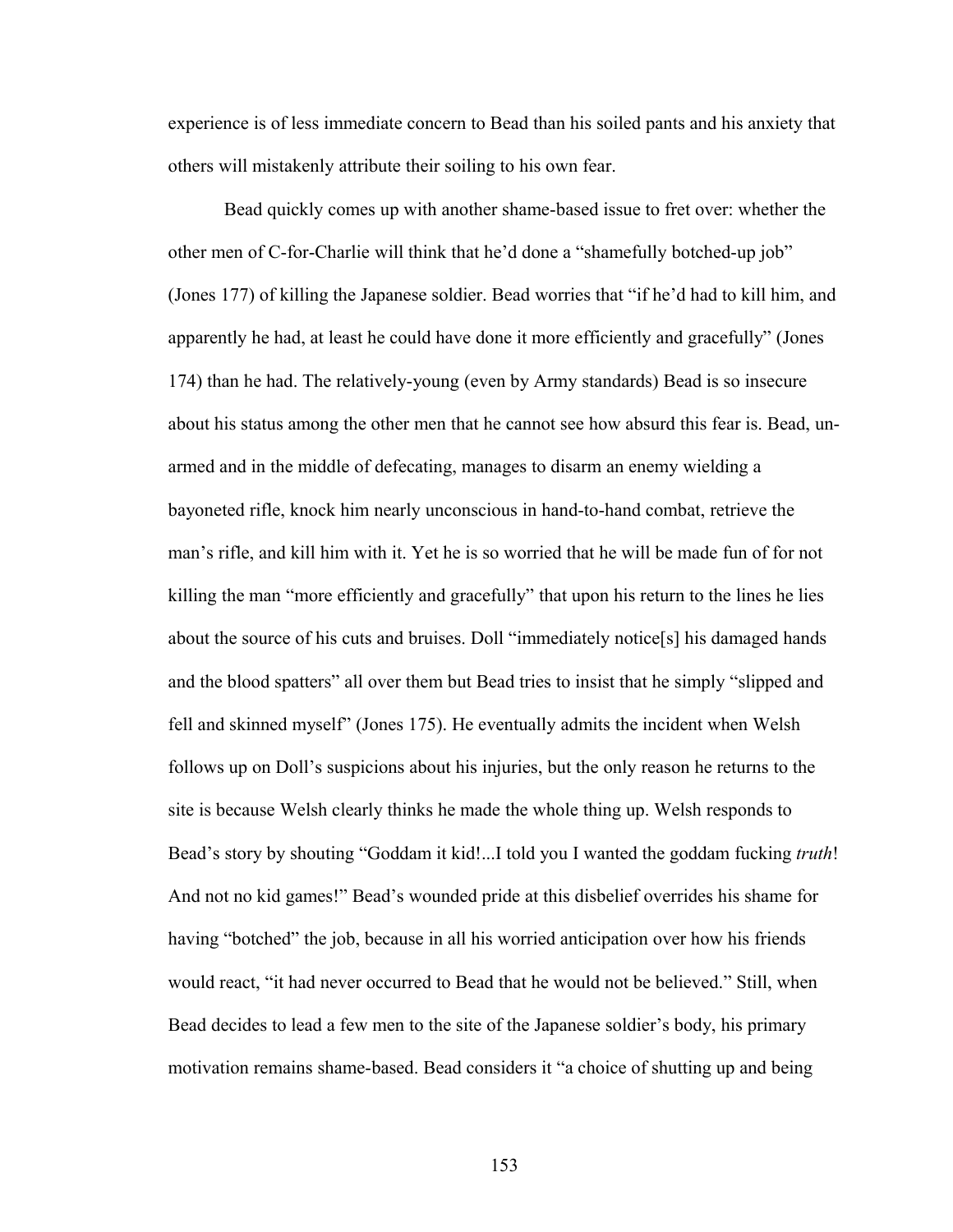experience is of less immediate concern to Bead than his soiled pants and his anxiety that others will mistakenly attribute their soiling to his own fear.

Bead quickly comes up with another shame-based issue to fret over: whether the other men of C-for-Charlie will think that he'd done a "shamefully botched-up job" (Jones 177) of killing the Japanese soldier. Bead worries that "if he'd had to kill him, and apparently he had, at least he could have done it more efficiently and gracefully" (Jones 174) than he had. The relatively-young (even by Army standards) Bead is so insecure about his status among the other men that he cannot see how absurd this fear is. Bead, un-armed and in the middle of defecating, manages to disarm an enemy wielding a bayoneted rifle, knock him nearly unconscious in hand-to-hand combat, retrieve the man's rifle, and kill him with it. Yet he is so worried that he will be made fun of for not killing the man "more efficiently and gracefully" that upon his return to the lines he lies about the source of his cuts and bruises. Doll "immediately notice[s] his damaged hands and the blood spatters" all over them but Bead tries to insist that he simply "slipped and fell and skinned myself" (Jones 175). He eventually admits the incident when Welsh follows up on Doll's suspicions about his injuries, but the only reason he returns to the site is because Welsh clearly thinks he made the whole thing up. Welsh responds to Bead's story by shouting "Goddam it kid!...I told you I wanted the goddam fucking *truth*! And not no kid games!" Bead's wounded pride at this disbelief overrides his shame for having "botched" the job, because in all his worried anticipation over how his friends would react, "it had never occurred to Bead that he would not be believed." Still, when Bead decides to lead a few men to the site of the Japanese soldier's body, his primary motivation remains shame-based. Bead considers it "a choice of shutting up and being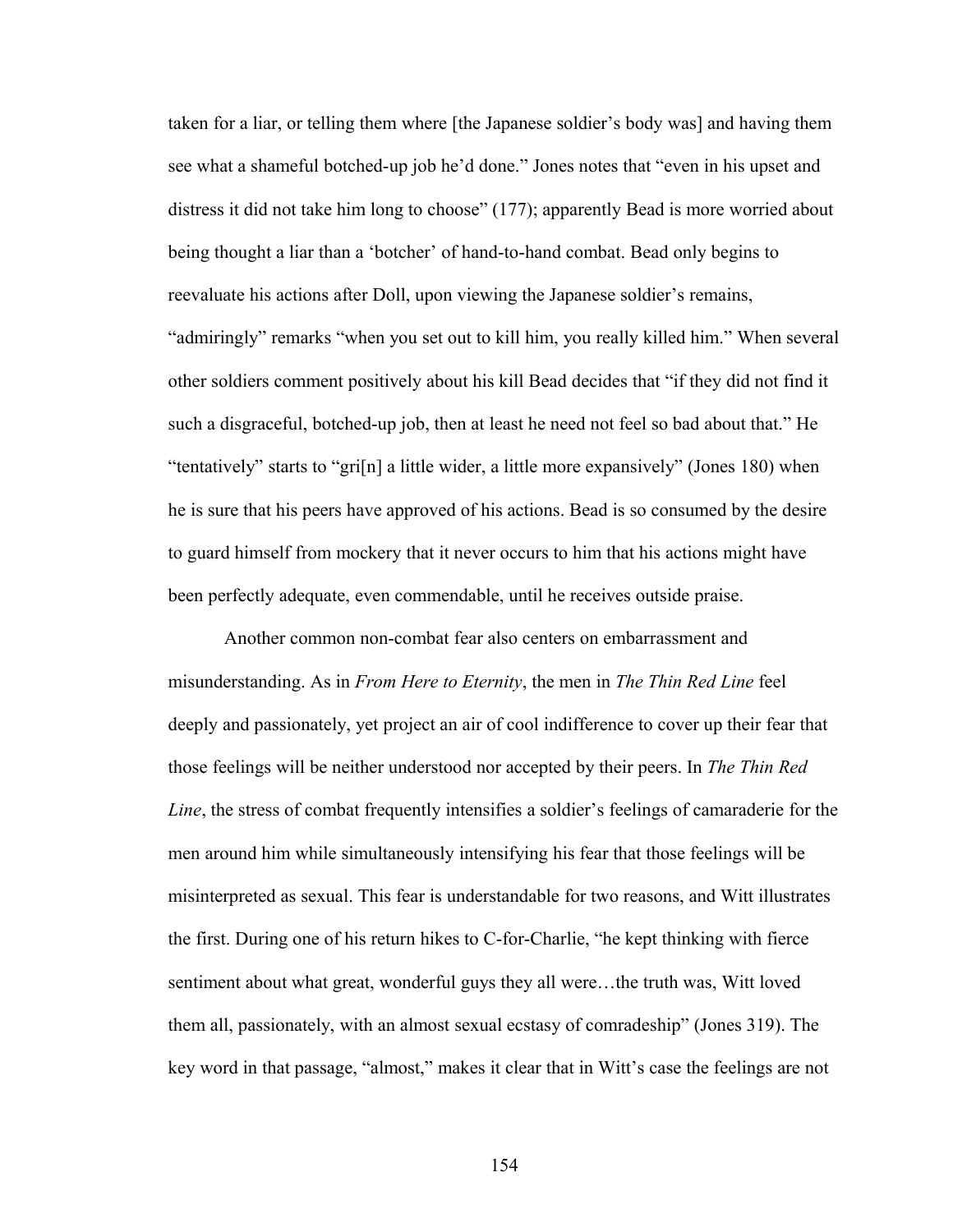taken for a liar, or telling them where [the Japanese soldier's body was] and having them see what a shameful botched-up job he'd done." Jones notes that "even in his upset and distress it did not take him long to choose" (177); apparently Bead is more worried about being thought a liar than a 'botcher' of hand-to-hand combat. Bead only begins to reevaluate his actions after Doll, upon viewing the Japanese soldier's remains, "admiringly" remarks "when you set out to kill him, you really killed him." When several other soldiers comment positively about his kill Bead decides that "if they did not find it such a disgraceful, botched-up job, then at least he need not feel so bad about that." He "tentatively" starts to "gri[n] a little wider, a little more expansively" (Jones 180) when he is sure that his peers have approved of his actions. Bead is so consumed by the desire to guard himself from mockery that it never occurs to him that his actions might have been perfectly adequate, even commendable, until he receives outside praise.

Another common non-combat fear also centers on embarrassment and misunderstanding. As in *From Here to Eternity*, the men in *The Thin Red Line* feel deeply and passionately, yet project an air of cool indifference to cover up their fear that those feelings will be neither understood nor accepted by their peers. In *The Thin Red Line*, the stress of combat frequently intensifies a soldier's feelings of camaraderie for the men around him while simultaneously intensifying his fear that those feelings will be misinterpreted as sexual. This fear is understandable for two reasons, and Witt illustrates the first. During one of his return hikes to C-for-Charlie, "he kept thinking with fierce sentiment about what great, wonderful guys they all were…the truth was, Witt loved them all, passionately, with an almost sexual ecstasy of comradeship" (Jones 319). The key word in that passage, "almost," makes it clear that in Witt's case the feelings are not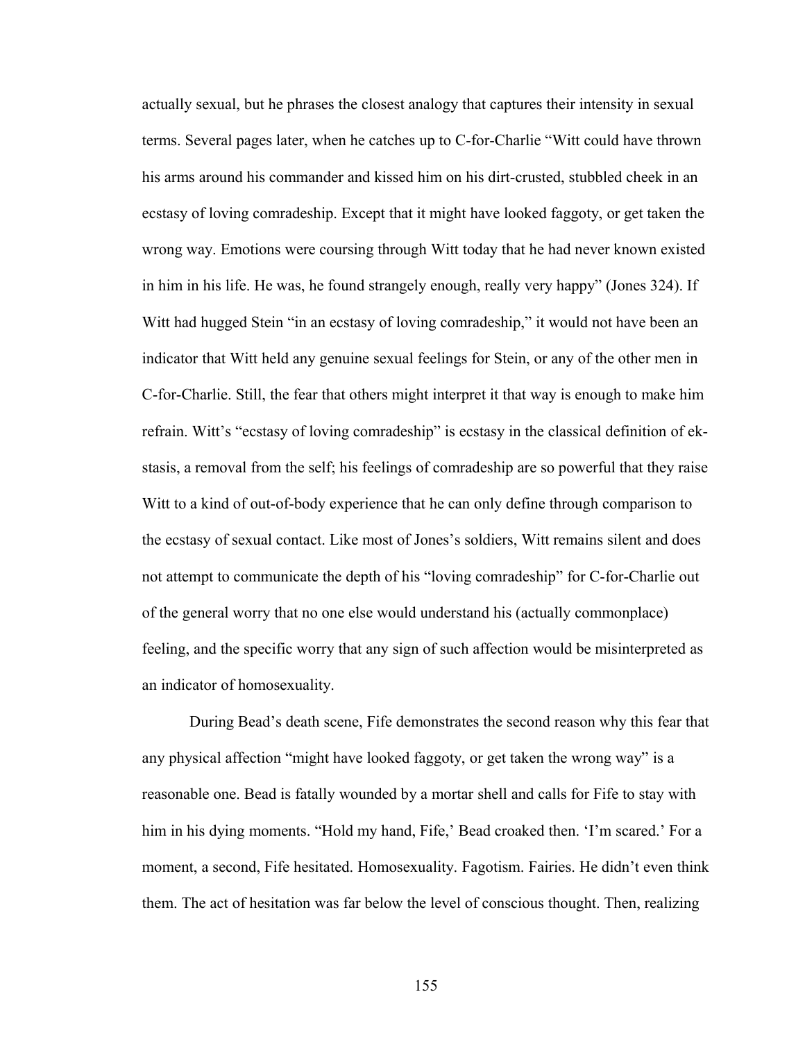actually sexual, but he phrases the closest analogy that captures their intensity in sexual terms. Several pages later, when he catches up to C-for-Charlie "Witt could have thrown his arms around his commander and kissed him on his dirt-crusted, stubbled cheek in an ecstasy of loving comradeship. Except that it might have looked faggoty, or get taken the wrong way. Emotions were coursing through Witt today that he had never known existed in him in his life. He was, he found strangely enough, really very happy" (Jones 324). If Witt had hugged Stein "in an ecstasy of loving comradeship," it would not have been an indicator that Witt held any genuine sexual feelings for Stein, or any of the other men in C-for-Charlie. Still, the fear that others might interpret it that way is enough to make him refrain. Witt's "ecstasy of loving comradeship" is ecstasy in the classical definition of ek-stasis, a removal from the self; his feelings of comradeship are so powerful that they raise Witt to a kind of out-of-body experience that he can only define through comparison to the ecstasy of sexual contact. Like most of Jones's soldiers, Witt remains silent and does not attempt to communicate the depth of his "loving comradeship" for C-for-Charlie out of the general worry that no one else would understand his (actually commonplace) feeling, and the specific worry that any sign of such affection would be misinterpreted as an indicator of homosexuality.

During Bead's death scene, Fife demonstrates the second reason why this fear that any physical affection "might have looked faggoty, or get taken the wrong way" is a reasonable one. Bead is fatally wounded by a mortar shell and calls for Fife to stay with him in his dying moments. "Hold my hand, Fife,' Bead croaked then. 'I'm scared.' For a moment, a second, Fife hesitated. Homosexuality. Fagotism. Fairies. He didn't even think them. The act of hesitation was far below the level of conscious thought. Then, realizing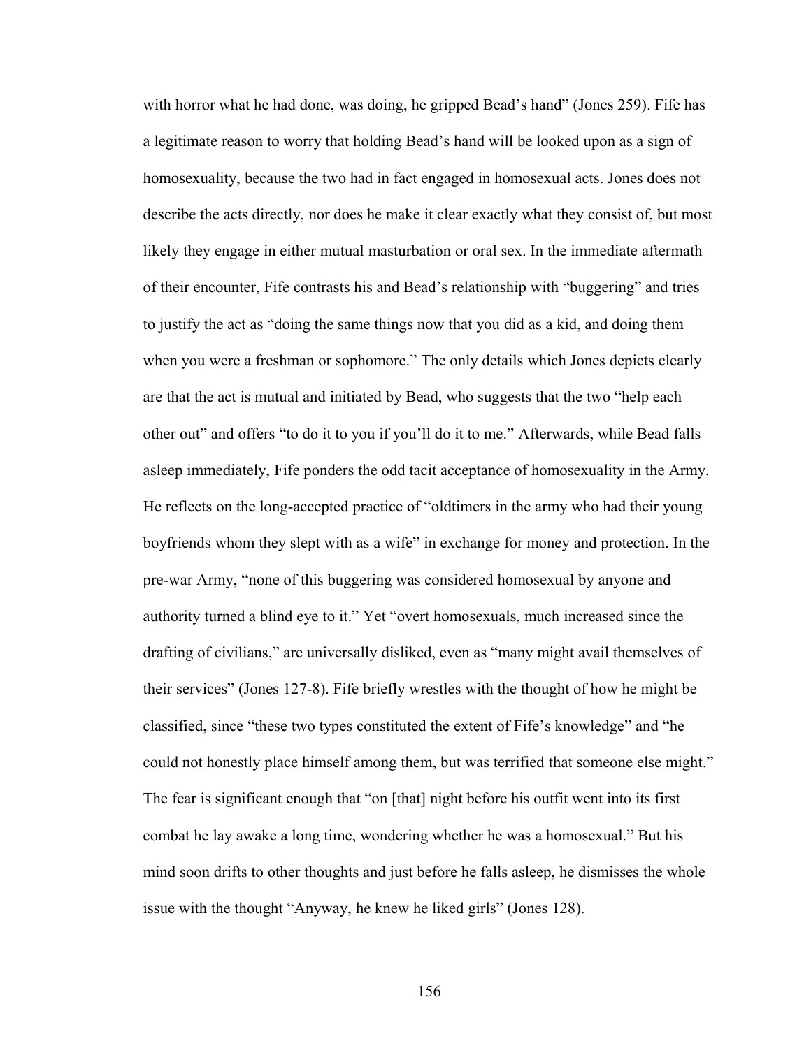with horror what he had done, was doing, he gripped Bead's hand" (Jones 259). Fife has a legitimate reason to worry that holding Bead's hand will be looked upon as a sign of homosexuality, because the two had in fact engaged in homosexual acts. Jones does not describe the acts directly, nor does he make it clear exactly what they consist of, but most likely they engage in either mutual masturbation or oral sex. In the immediate aftermath of their encounter, Fife contrasts his and Bead's relationship with "buggering" and tries to justify the act as "doing the same things now that you did as a kid, and doing them when you were a freshman or sophomore." The only details which Jones depicts clearly are that the act is mutual and initiated by Bead, who suggests that the two "help each other out" and offers "to do it to you if you'll do it to me." Afterwards, while Bead falls asleep immediately, Fife ponders the odd tacit acceptance of homosexuality in the Army. He reflects on the long-accepted practice of "oldtimers in the army who had their young boyfriends whom they slept with as a wife" in exchange for money and protection. In the pre-war Army, "none of this buggering was considered homosexual by anyone and authority turned a blind eye to it." Yet "overt homosexuals, much increased since the drafting of civilians," are universally disliked, even as "many might avail themselves of their services" (Jones 127-8). Fife briefly wrestles with the thought of how he might be classified, since "these two types constituted the extent of Fife's knowledge" and "he could not honestly place himself among them, but was terrified that someone else might." The fear is significant enough that "on [that] night before his outfit went into its first combat he lay awake a long time, wondering whether he was a homosexual." But his mind soon drifts to other thoughts and just before he falls asleep, he dismisses the whole issue with the thought "Anyway, he knew he liked girls" (Jones 128).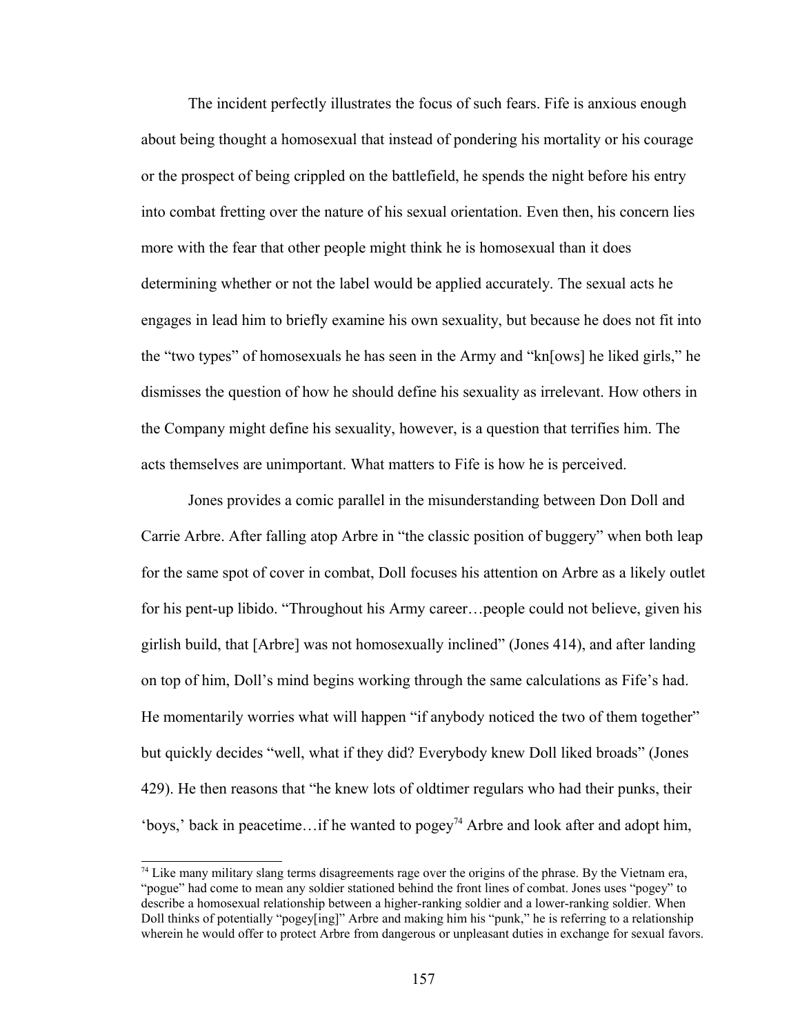The incident perfectly illustrates the focus of such fears. Fife is anxious enough about being thought a homosexual that instead of pondering his mortality or his courage or the prospect of being crippled on the battlefield, he spends the night before his entry into combat fretting over the nature of his sexual orientation. Even then, his concern lies more with the fear that other people might think he is homosexual than it does determining whether or not the label would be applied accurately. The sexual acts he engages in lead him to briefly examine his own sexuality, but because he does not fit into the "two types" of homosexuals he has seen in the Army and "kn[ows] he liked girls," he dismisses the question of how he should define his sexuality as irrelevant. How others in the Company might define his sexuality, however, is a question that terrifies him. The acts themselves are unimportant. What matters to Fife is how he is perceived.

Jones provides a comic parallel in the misunderstanding between Don Doll and Carrie Arbre. After falling atop Arbre in "the classic position of buggery" when both leap for the same spot of cover in combat, Doll focuses his attention on Arbre as a likely outlet for his pent-up libido. "Throughout his Army career…people could not believe, given his girlish build, that [Arbre] was not homosexually inclined" (Jones 414), and after landing on top of him, Doll's mind begins working through the same calculations as Fife's had. He momentarily worries what will happen "if anybody noticed the two of them together" but quickly decides "well, what if they did? Everybody knew Doll liked broads" (Jones 429). He then reasons that "he knew lots of oldtimer regulars who had their punks, their 'boys,' back in peacetime…if he wanted to pogey[74] Arbre and look after and adopt him,

[74] Like many military slang terms disagreements rage over the origins of the phrase. By the Vietnam era, "pogue" had come to mean any soldier stationed behind the front lines of combat. Jones uses "pogey" to describe a homosexual relationship between a higher-ranking soldier and a lower-ranking soldier. When Doll thinks of potentially "pogey[ing]" Arbre and making him his "punk," he is referring to a relationship wherein he would offer to protect Arbre from dangerous or unpleasant duties in exchange for sexual favors.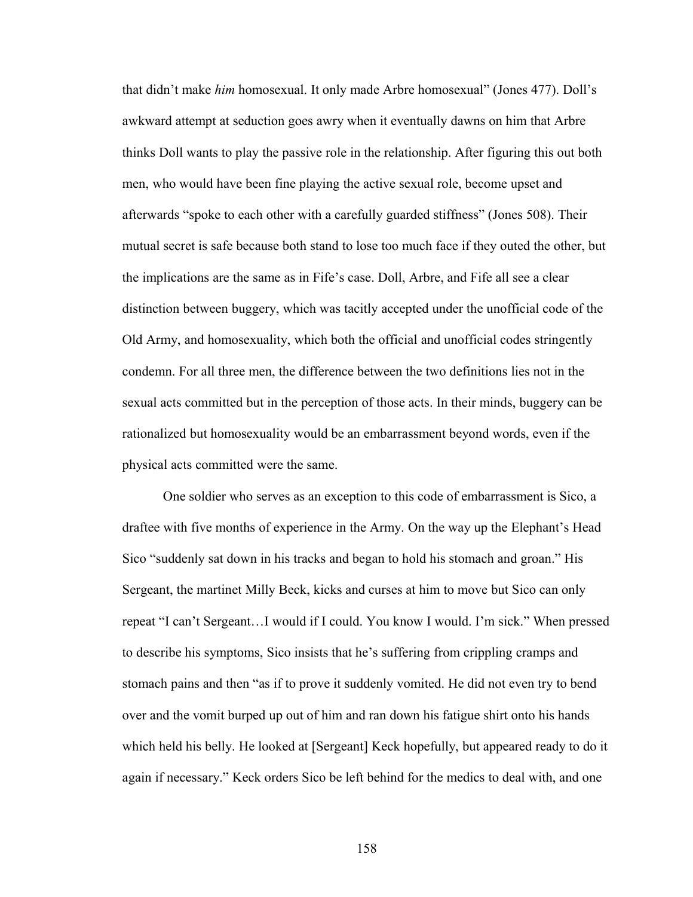that didn't make *him* homosexual. It only made Arbre homosexual" (Jones 477). Doll's awkward attempt at seduction goes awry when it eventually dawns on him that Arbre thinks Doll wants to play the passive role in the relationship. After figuring this out both men, who would have been fine playing the active sexual role, become upset and afterwards "spoke to each other with a carefully guarded stiffness" (Jones 508). Their mutual secret is safe because both stand to lose too much face if they outed the other, but the implications are the same as in Fife's case. Doll, Arbre, and Fife all see a clear distinction between buggery, which was tacitly accepted under the unofficial code of the Old Army, and homosexuality, which both the official and unofficial codes stringently condemn. For all three men, the difference between the two definitions lies not in the sexual acts committed but in the perception of those acts. In their minds, buggery can be rationalized but homosexuality would be an embarrassment beyond words, even if the physical acts committed were the same.

One soldier who serves as an exception to this code of embarrassment is Sico, a draftee with five months of experience in the Army. On the way up the Elephant's Head Sico "suddenly sat down in his tracks and began to hold his stomach and groan." His Sergeant, the martinet Milly Beck, kicks and curses at him to move but Sico can only repeat "I can't Sergeant…I would if I could. You know I would. I'm sick." When pressed to describe his symptoms, Sico insists that he's suffering from crippling cramps and stomach pains and then "as if to prove it suddenly vomited. He did not even try to bend over and the vomit burped up out of him and ran down his fatigue shirt onto his hands which held his belly. He looked at [Sergeant] Keck hopefully, but appeared ready to do it again if necessary." Keck orders Sico be left behind for the medics to deal with, and one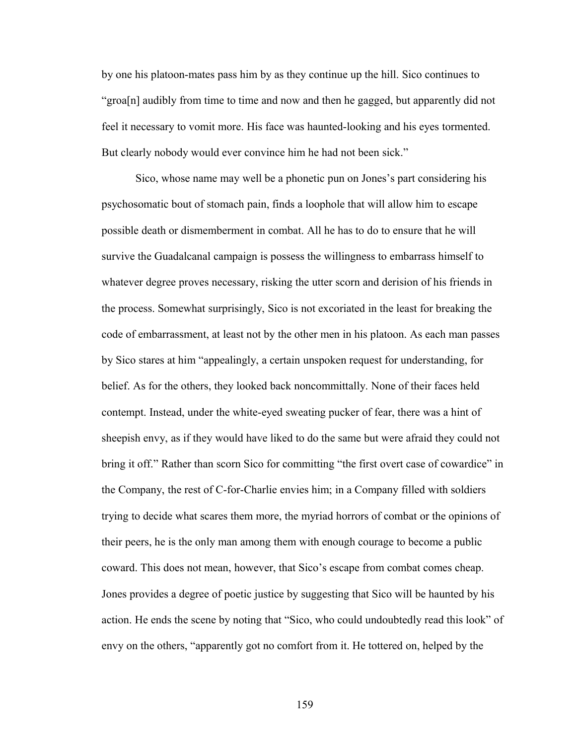by one his platoon-mates pass him by as they continue up the hill. Sico continues to "groa[n] audibly from time to time and now and then he gagged, but apparently did not feel it necessary to vomit more. His face was haunted-looking and his eyes tormented. But clearly nobody would ever convince him he had not been sick."

Sico, whose name may well be a phonetic pun on Jones's part considering his psychosomatic bout of stomach pain, finds a loophole that will allow him to escape possible death or dismemberment in combat. All he has to do to ensure that he will survive the Guadalcanal campaign is possess the willingness to embarrass himself to whatever degree proves necessary, risking the utter scorn and derision of his friends in the process. Somewhat surprisingly, Sico is not excoriated in the least for breaking the code of embarrassment, at least not by the other men in his platoon. As each man passes by Sico stares at him "appealingly, a certain unspoken request for understanding, for belief. As for the others, they looked back noncommittally. None of their faces held contempt. Instead, under the white-eyed sweating pucker of fear, there was a hint of sheepish envy, as if they would have liked to do the same but were afraid they could not bring it off." Rather than scorn Sico for committing "the first overt case of cowardice" in the Company, the rest of C-for-Charlie envies him; in a Company filled with soldiers trying to decide what scares them more, the myriad horrors of combat or the opinions of their peers, he is the only man among them with enough courage to become a public coward. This does not mean, however, that Sico's escape from combat comes cheap. Jones provides a degree of poetic justice by suggesting that Sico will be haunted by his action. He ends the scene by noting that "Sico, who could undoubtedly read this look" of envy on the others, "apparently got no comfort from it. He tottered on, helped by the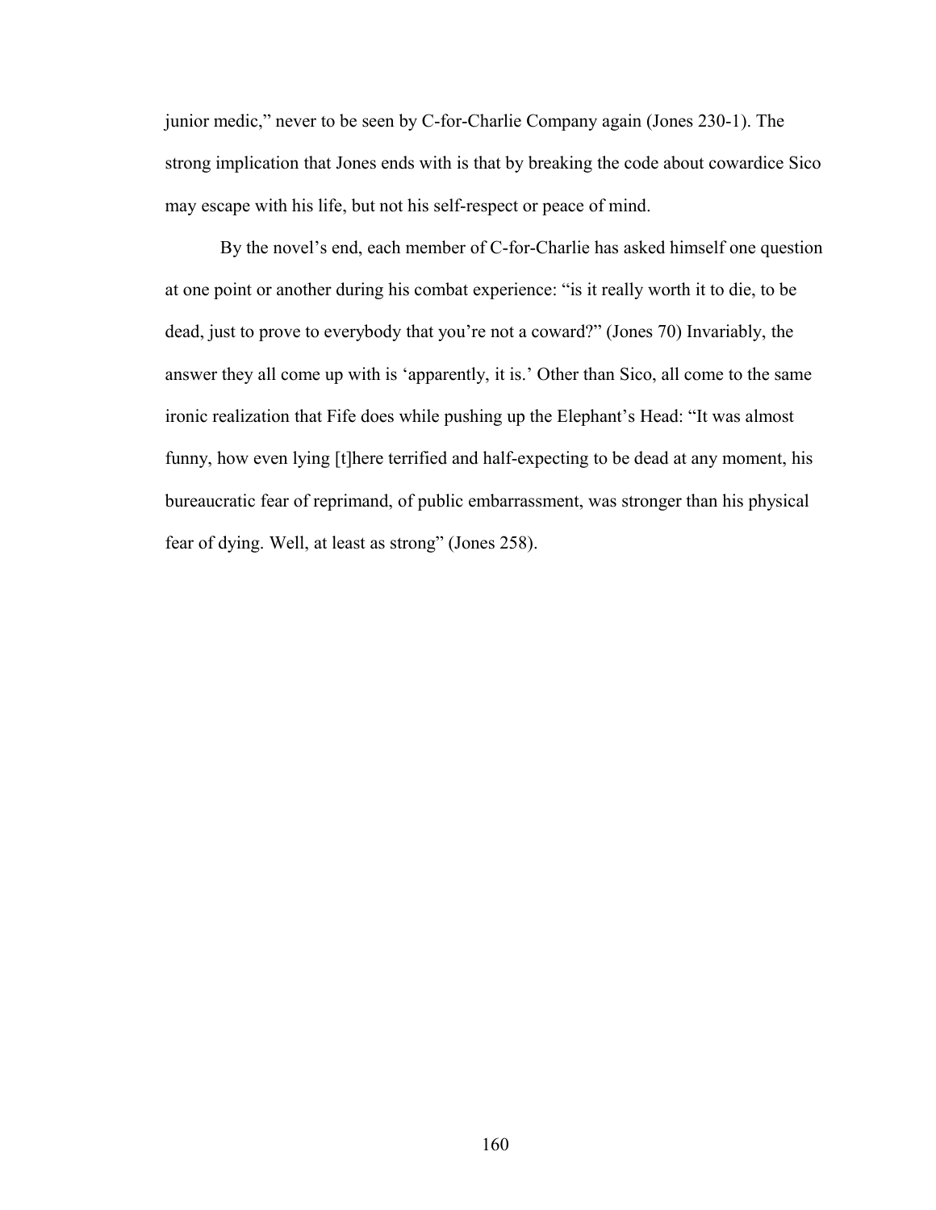junior medic," never to be seen by C-for-Charlie Company again (Jones 230-1). The strong implication that Jones ends with is that by breaking the code about cowardice Sico may escape with his life, but not his self-respect or peace of mind.

By the novel's end, each member of C-for-Charlie has asked himself one question at one point or another during his combat experience: "is it really worth it to die, to be dead, just to prove to everybody that you're not a coward?" (Jones 70) Invariably, the answer they all come up with is 'apparently, it is.' Other than Sico, all come to the same ironic realization that Fife does while pushing up the Elephant's Head: "It was almost funny, how even lying [t]here terrified and half-expecting to be dead at any moment, his bureaucratic fear of reprimand, of public embarrassment, was stronger than his physical fear of dying. Well, at least as strong" (Jones 258).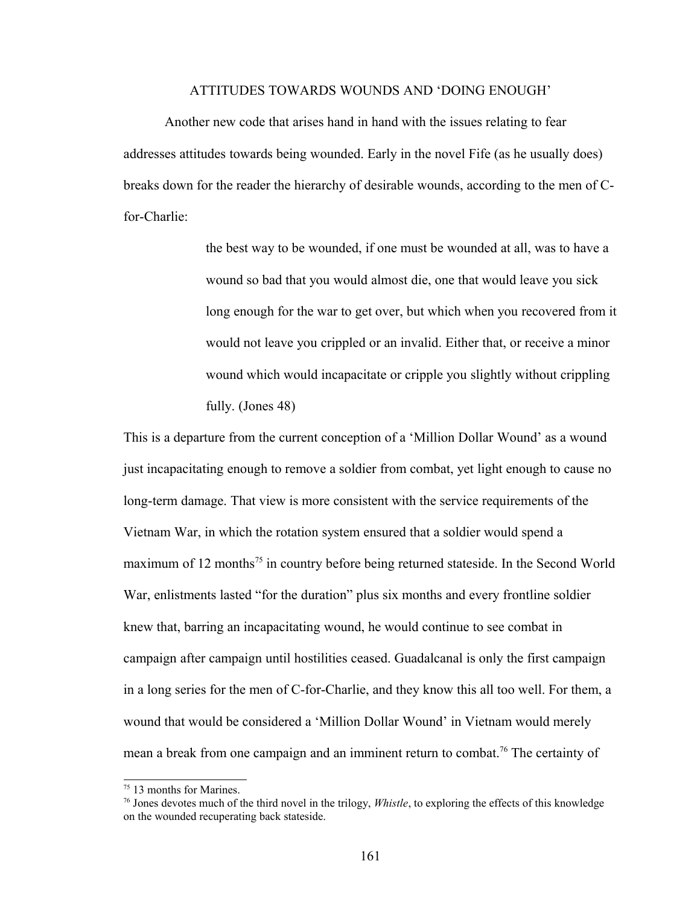## ATTITUDES TOWARDS WOUNDS AND 'DOING ENOUGH'

Another new code that arises hand in hand with the issues relating to fear addresses attitudes towards being wounded. Early in the novel Fife (as he usually does) breaks down for the reader the hierarchy of desirable wounds, according to the men of C-for-Charlie:

> the best way to be wounded, if one must be wounded at all, was to have a wound so bad that you would almost die, one that would leave you sick long enough for the war to get over, but which when you recovered from it would not leave you crippled or an invalid. Either that, or receive a minor wound which would incapacitate or cripple you slightly without crippling fully. (Jones 48)

This is a departure from the current conception of a 'Million Dollar Wound' as a wound just incapacitating enough to remove a soldier from combat, yet light enough to cause no long-term damage. That view is more consistent with the service requirements of the Vietnam War, in which the rotation system ensured that a soldier would spend a maximum of 12 months[75] in country before being returned stateside. In the Second World War, enlistments lasted "for the duration" plus six months and every frontline soldier knew that, barring an incapacitating wound, he would continue to see combat in campaign after campaign until hostilities ceased. Guadalcanal is only the first campaign in a long series for the men of C-for-Charlie, and they know this all too well. For them, a wound that would be considered a 'Million Dollar Wound' in Vietnam would merely mean a break from one campaign and an imminent return to combat.[76] The certainty of

---

[75] 13 months for Marines.

[76] Jones devotes much of the third novel in the trilogy, *Whistle*, to exploring the effects of this knowledge on the wounded recuperating back stateside.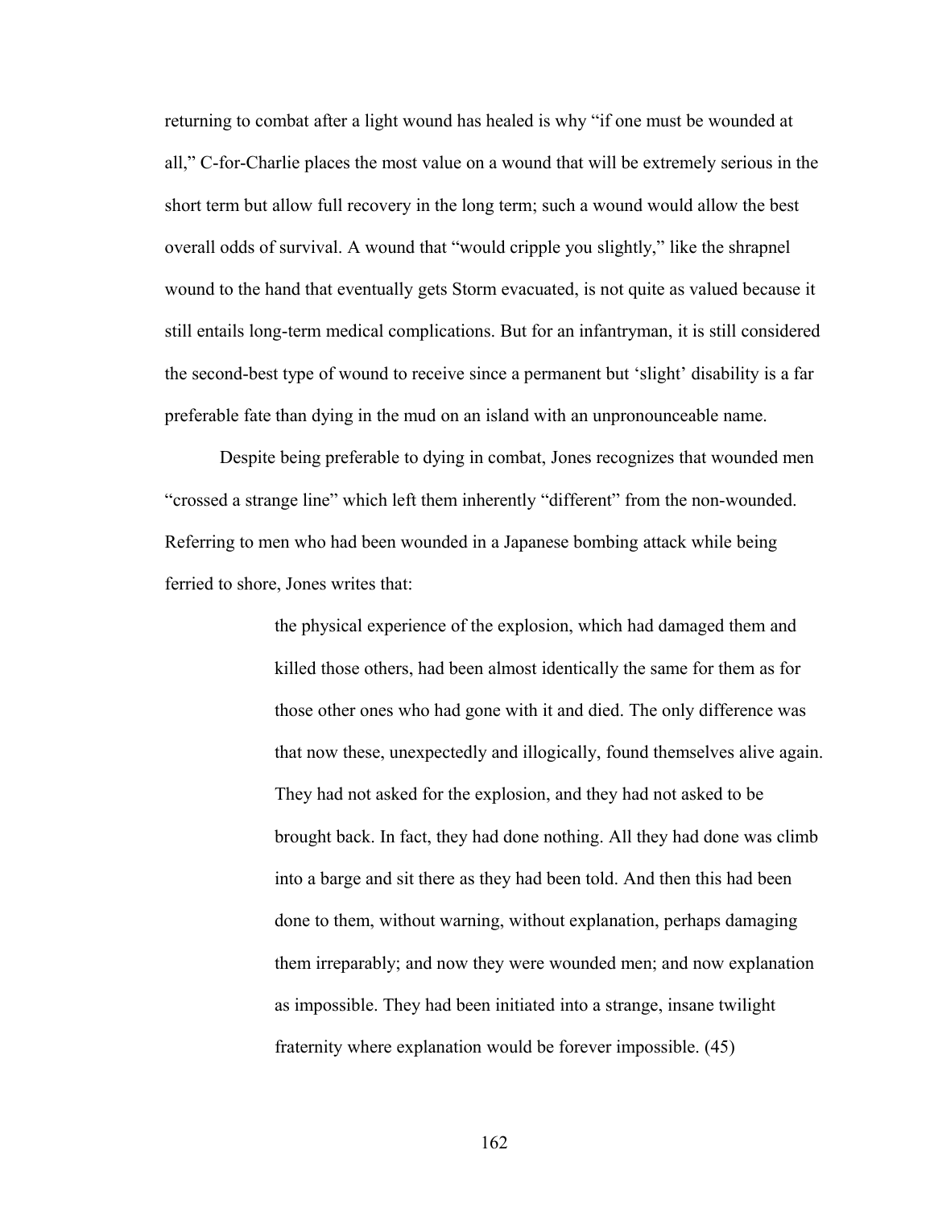returning to combat after a light wound has healed is why "if one must be wounded at all," C-for-Charlie places the most value on a wound that will be extremely serious in the short term but allow full recovery in the long term; such a wound would allow the best overall odds of survival. A wound that "would cripple you slightly," like the shrapnel wound to the hand that eventually gets Storm evacuated, is not quite as valued because it still entails long-term medical complications. But for an infantryman, it is still considered the second-best type of wound to receive since a permanent but 'slight' disability is a far preferable fate than dying in the mud on an island with an unpronounceable name.

Despite being preferable to dying in combat, Jones recognizes that wounded men "crossed a strange line" which left them inherently "different" from the non-wounded. Referring to men who had been wounded in a Japanese bombing attack while being ferried to shore, Jones writes that:

> the physical experience of the explosion, which had damaged them and killed those others, had been almost identically the same for them as for those other ones who had gone with it and died. The only difference was that now these, unexpectedly and illogically, found themselves alive again. They had not asked for the explosion, and they had not asked to be brought back. In fact, they had done nothing. All they had done was climb into a barge and sit there as they had been told. And then this had been done to them, without warning, without explanation, perhaps damaging them irreparably; and now they were wounded men; and now explanation as impossible. They had been initiated into a strange, insane twilight fraternity where explanation would be forever impossible. (45)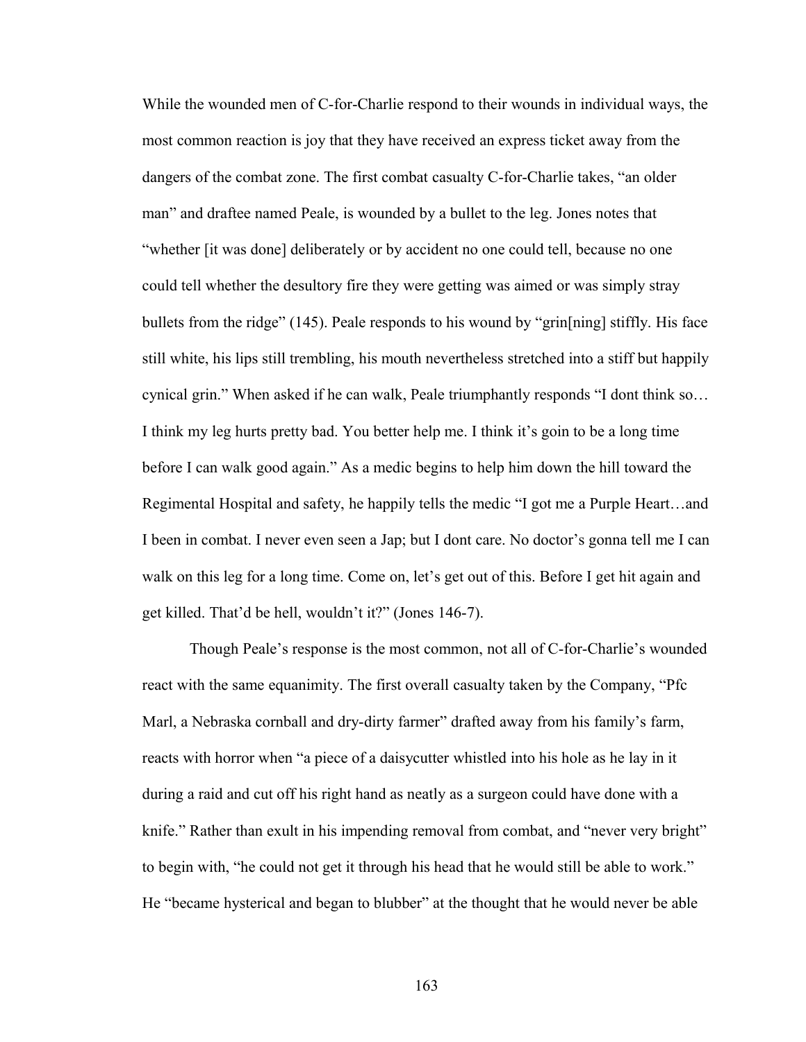While the wounded men of C-for-Charlie respond to their wounds in individual ways, the most common reaction is joy that they have received an express ticket away from the dangers of the combat zone. The first combat casualty C-for-Charlie takes, "an older man" and draftee named Peale, is wounded by a bullet to the leg. Jones notes that "whether [it was done] deliberately or by accident no one could tell, because no one could tell whether the desultory fire they were getting was aimed or was simply stray bullets from the ridge" (145). Peale responds to his wound by "grin[ning] stiffly. His face still white, his lips still trembling, his mouth nevertheless stretched into a stiff but happily cynical grin." When asked if he can walk, Peale triumphantly responds "I dont think so… I think my leg hurts pretty bad. You better help me. I think it's goin to be a long time before I can walk good again." As a medic begins to help him down the hill toward the Regimental Hospital and safety, he happily tells the medic "I got me a Purple Heart…and I been in combat. I never even seen a Jap; but I dont care. No doctor's gonna tell me I can walk on this leg for a long time. Come on, let's get out of this. Before I get hit again and get killed. That'd be hell, wouldn't it?" (Jones 146-7).

Though Peale's response is the most common, not all of C-for-Charlie's wounded react with the same equanimity. The first overall casualty taken by the Company, "Pfc Marl, a Nebraska cornball and dry-dirty farmer" drafted away from his family's farm, reacts with horror when "a piece of a daisycutter whistled into his hole as he lay in it during a raid and cut off his right hand as neatly as a surgeon could have done with a knife." Rather than exult in his impending removal from combat, and "never very bright" to begin with, "he could not get it through his head that he would still be able to work." He "became hysterical and began to blubber" at the thought that he would never be able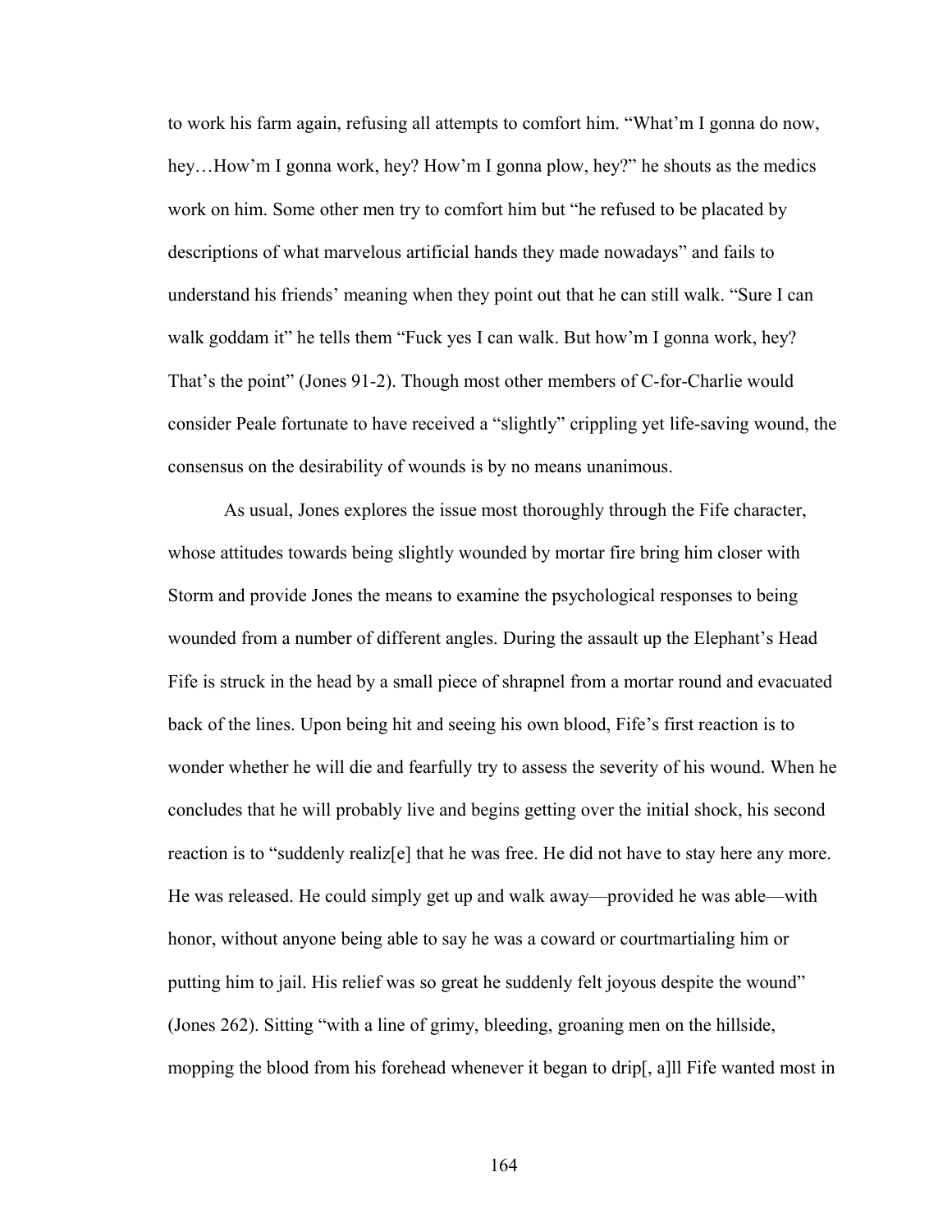to work his farm again, refusing all attempts to comfort him. “What’m I gonna do now, hey…How’m I gonna work, hey? How’m I gonna plow, hey?” he shouts as the medics work on him. Some other men try to comfort him but “he refused to be placated by descriptions of what marvelous artificial hands they made nowadays” and fails to understand his friends’ meaning when they point out that he can still walk. “Sure I can walk goddam it” he tells them “Fuck yes I can walk. But how’m I gonna work, hey? That’s the point” (Jones 91-2). Though most other members of C-for-Charlie would consider Peale fortunate to have received a “slightly” crippling yet life-saving wound, the consensus on the desirability of wounds is by no means unanimous.

As usual, Jones explores the issue most thoroughly through the Fife character, whose attitudes towards being slightly wounded by mortar fire bring him closer with Storm and provide Jones the means to examine the psychological responses to being wounded from a number of different angles. During the assault up the Elephant’s Head Fife is struck in the head by a small piece of shrapnel from a mortar round and evacuated back of the lines. Upon being hit and seeing his own blood, Fife’s first reaction is to wonder whether he will die and fearfully try to assess the severity of his wound. When he concludes that he will probably live and begins getting over the initial shock, his second reaction is to “suddenly realiz[e] that he was free. He did not have to stay here any more. He was released. He could simply get up and walk away—provided he was able—with honor, without anyone being able to say he was a coward or courtmartialing him or putting him to jail. His relief was so great he suddenly felt joyous despite the wound” (Jones 262). Sitting “with a line of grimy, bleeding, groaning men on the hillside, mopping the blood from his forehead whenever it began to drip[, a]ll Fife wanted most in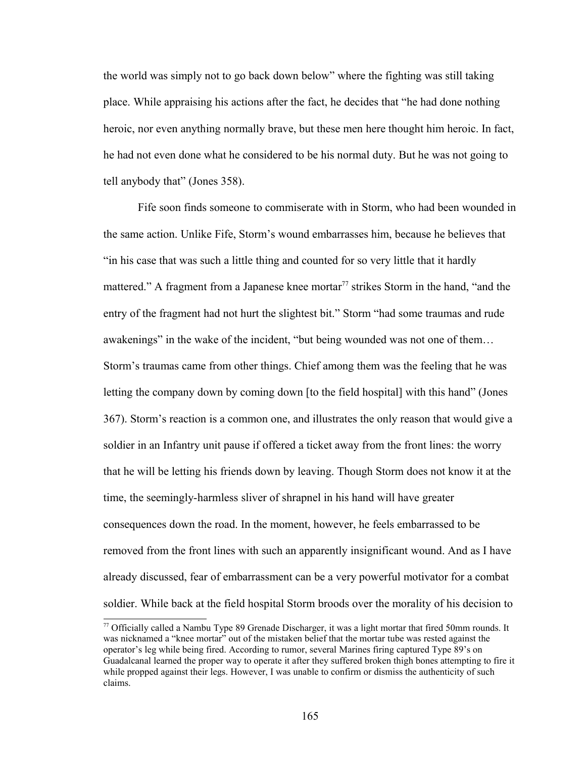the world was simply not to go back down below" where the fighting was still taking place. While appraising his actions after the fact, he decides that "he had done nothing heroic, nor even anything normally brave, but these men here thought him heroic. In fact, he had not even done what he considered to be his normal duty. But he was not going to tell anybody that" (Jones 358).

Fife soon finds someone to commiserate with in Storm, who had been wounded in the same action. Unlike Fife, Storm's wound embarrasses him, because he believes that "in his case that was such a little thing and counted for so very little that it hardly mattered." A fragment from a Japanese knee mortar[77] strikes Storm in the hand, "and the entry of the fragment had not hurt the slightest bit." Storm "had some traumas and rude awakenings" in the wake of the incident, "but being wounded was not one of them… Storm's traumas came from other things. Chief among them was the feeling that he was letting the company down by coming down [to the field hospital] with this hand" (Jones 367). Storm's reaction is a common one, and illustrates the only reason that would give a soldier in an Infantry unit pause if offered a ticket away from the front lines: the worry that he will be letting his friends down by leaving. Though Storm does not know it at the time, the seemingly-harmless sliver of shrapnel in his hand will have greater consequences down the road. In the moment, however, he feels embarrassed to be removed from the front lines with such an apparently insignificant wound. And as I have already discussed, fear of embarrassment can be a very powerful motivator for a combat soldier. While back at the field hospital Storm broods over the morality of his decision to

[77] Officially called a Nambu Type 89 Grenade Discharger, it was a light mortar that fired 50mm rounds. It was nicknamed a "knee mortar" out of the mistaken belief that the mortar tube was rested against the operator's leg while being fired. According to rumor, several Marines firing captured Type 89's on Guadalcanal learned the proper way to operate it after they suffered broken thigh bones attempting to fire it while propped against their legs. However, I was unable to confirm or dismiss the authenticity of such claims.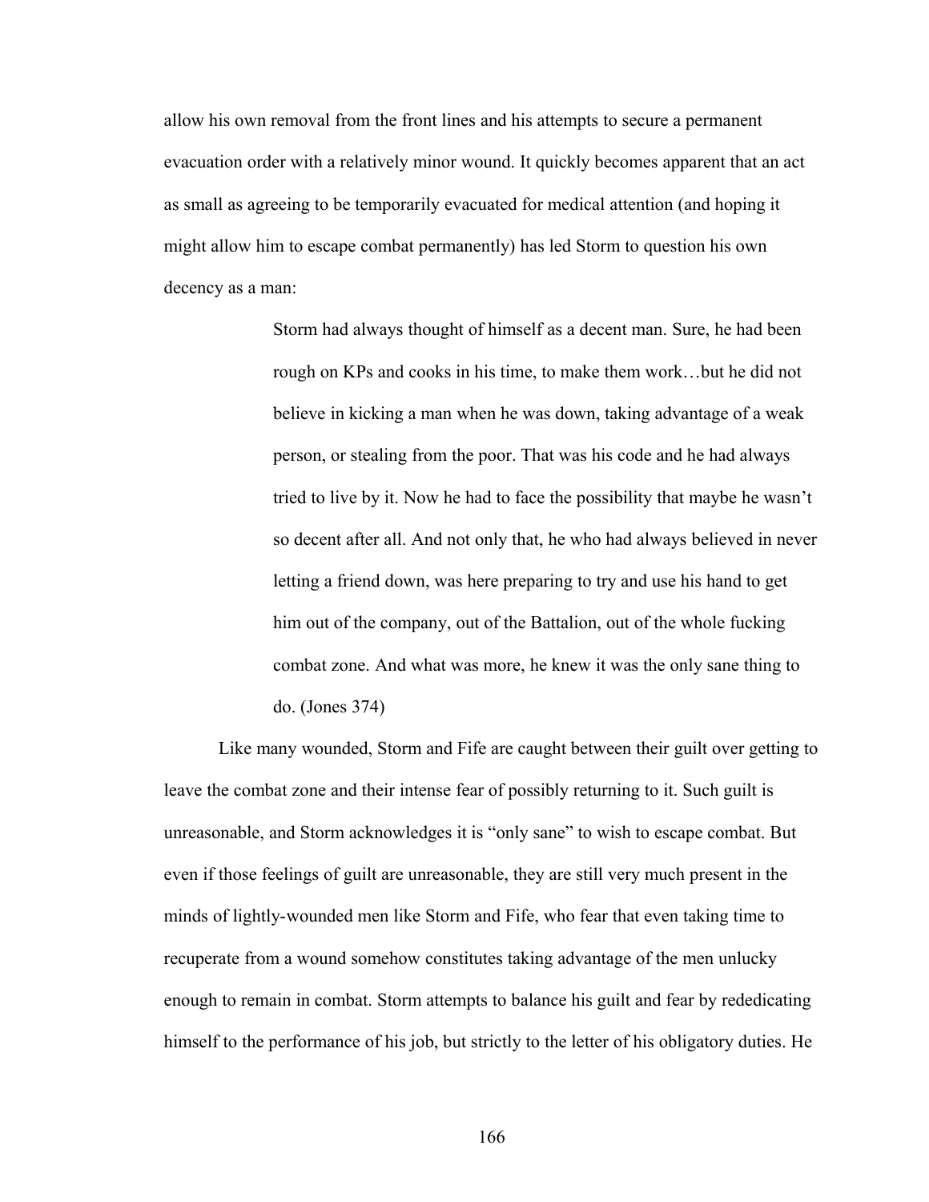allow his own removal from the front lines and his attempts to secure a permanent evacuation order with a relatively minor wound. It quickly becomes apparent that an act as small as agreeing to be temporarily evacuated for medical attention (and hoping it might allow him to escape combat permanently) has led Storm to question his own decency as a man:

> Storm had always thought of himself as a decent man. Sure, he had been rough on KPs and cooks in his time, to make them work…but he did not believe in kicking a man when he was down, taking advantage of a weak person, or stealing from the poor. That was his code and he had always tried to live by it. Now he had to face the possibility that maybe he wasn't so decent after all. And not only that, he who had always believed in never letting a friend down, was here preparing to try and use his hand to get him out of the company, out of the Battalion, out of the whole fucking combat zone. And what was more, he knew it was the only sane thing to do. (Jones 374)

Like many wounded, Storm and Fife are caught between their guilt over getting to leave the combat zone and their intense fear of possibly returning to it. Such guilt is unreasonable, and Storm acknowledges it is "only sane" to wish to escape combat. But even if those feelings of guilt are unreasonable, they are still very much present in the minds of lightly-wounded men like Storm and Fife, who fear that even taking time to recuperate from a wound somehow constitutes taking advantage of the men unlucky enough to remain in combat. Storm attempts to balance his guilt and fear by rededicating himself to the performance of his job, but strictly to the letter of his obligatory duties. He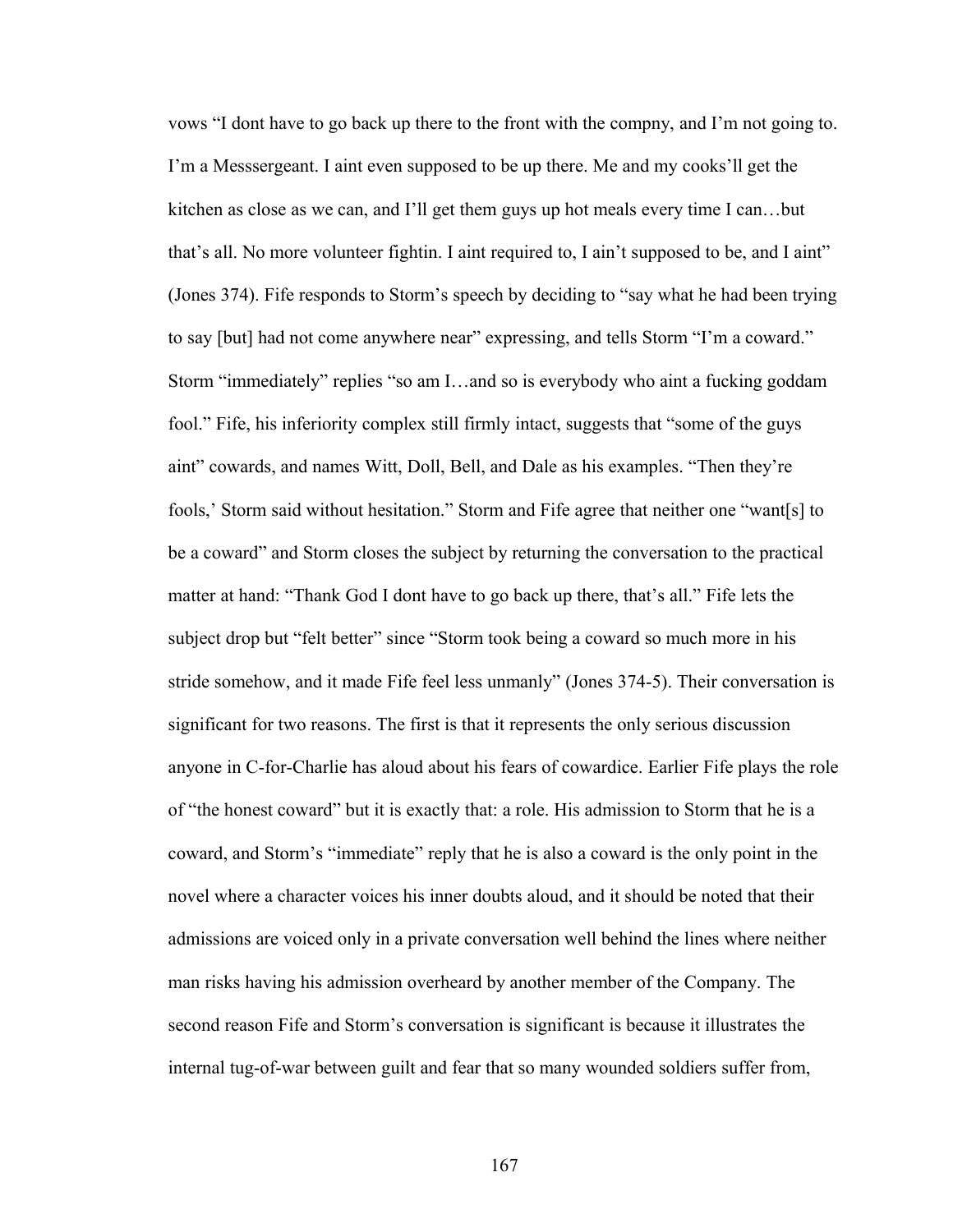vows “I dont have to go back up there to the front with the compny, and I’m not going to. I’m a Messsergeant. I aint even supposed to be up there. Me and my cooks’ll get the kitchen as close as we can, and I’ll get them guys up hot meals every time I can…but that’s all. No more volunteer fightin. I aint required to, I ain’t supposed to be, and I aint” (Jones 374). Fife responds to Storm’s speech by deciding to “say what he had been trying to say [but] had not come anywhere near” expressing, and tells Storm “I’m a coward.” Storm “immediately” replies “so am I…and so is everybody who aint a fucking goddam fool.” Fife, his inferiority complex still firmly intact, suggests that “some of the guys aint” cowards, and names Witt, Doll, Bell, and Dale as his examples. “Then they’re fools,’ Storm said without hesitation.” Storm and Fife agree that neither one “want[s] to be a coward” and Storm closes the subject by returning the conversation to the practical matter at hand: “Thank God I dont have to go back up there, that’s all.” Fife lets the subject drop but “felt better” since “Storm took being a coward so much more in his stride somehow, and it made Fife feel less unmanly” (Jones 374-5). Their conversation is significant for two reasons. The first is that it represents the only serious discussion anyone in C-for-Charlie has aloud about his fears of cowardice. Earlier Fife plays the role of “the honest coward” but it is exactly that: a role. His admission to Storm that he is a coward, and Storm’s “immediate” reply that he is also a coward is the only point in the novel where a character voices his inner doubts aloud, and it should be noted that their admissions are voiced only in a private conversation well behind the lines where neither man risks having his admission overheard by another member of the Company. The second reason Fife and Storm’s conversation is significant is because it illustrates the internal tug-of-war between guilt and fear that so many wounded soldiers suffer from,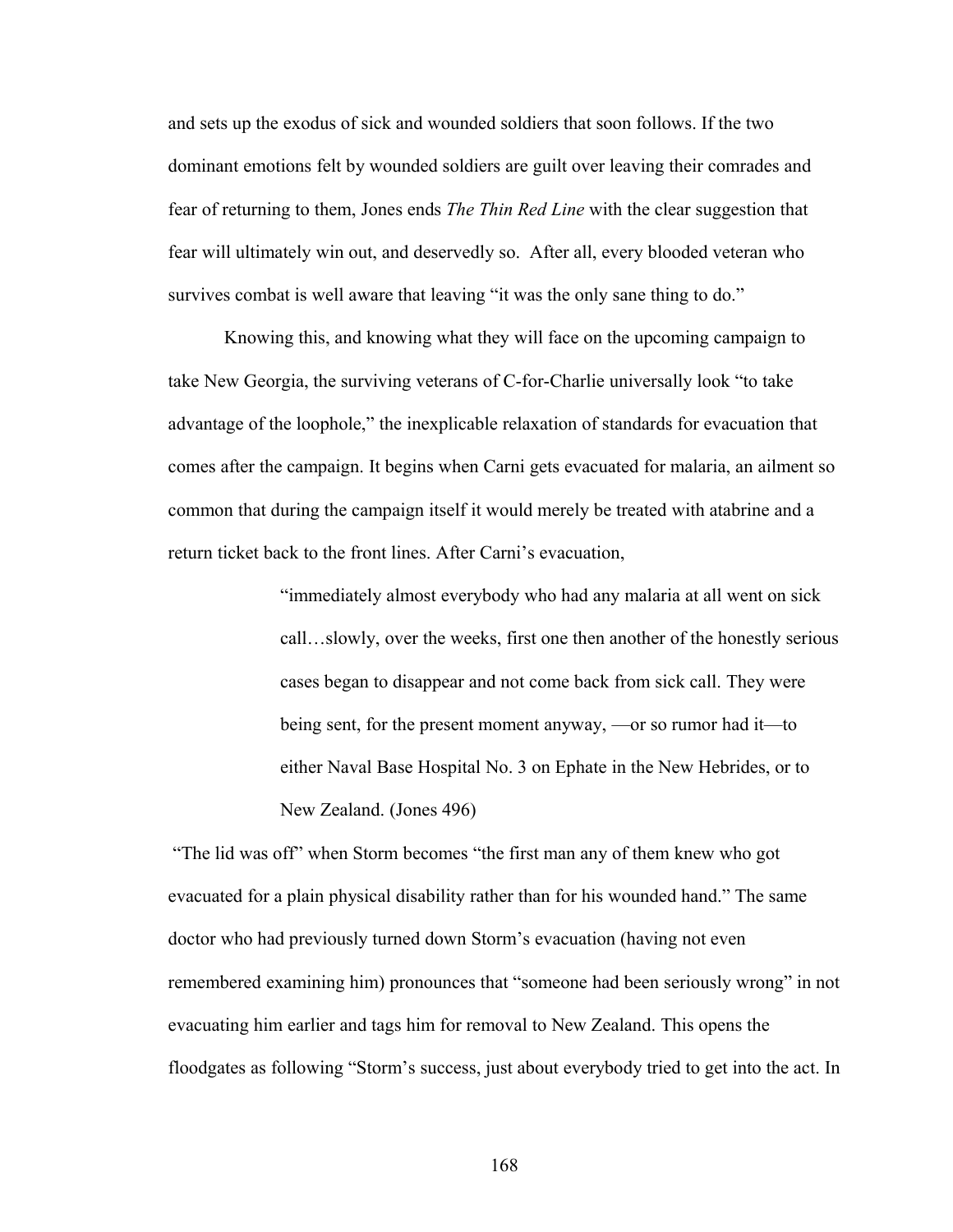and sets up the exodus of sick and wounded soldiers that soon follows. If the two dominant emotions felt by wounded soldiers are guilt over leaving their comrades and fear of returning to them, Jones ends *The Thin Red Line* with the clear suggestion that fear will ultimately win out, and deservedly so. After all, every blooded veteran who survives combat is well aware that leaving "it was the only sane thing to do."

Knowing this, and knowing what they will face on the upcoming campaign to take New Georgia, the surviving veterans of C-for-Charlie universally look "to take advantage of the loophole," the inexplicable relaxation of standards for evacuation that comes after the campaign. It begins when Carni gets evacuated for malaria, an ailment so common that during the campaign itself it would merely be treated with atabrine and a return ticket back to the front lines. After Carni's evacuation,

> "immediately almost everybody who had any malaria at all went on sick call…slowly, over the weeks, first one then another of the honestly serious cases began to disappear and not come back from sick call. They were being sent, for the present moment anyway, —or so rumor had it—to either Naval Base Hospital No. 3 on Ephate in the New Hebrides, or to New Zealand. (Jones 496)

"The lid was off" when Storm becomes "the first man any of them knew who got evacuated for a plain physical disability rather than for his wounded hand." The same doctor who had previously turned down Storm's evacuation (having not even remembered examining him) pronounces that "someone had been seriously wrong" in not evacuating him earlier and tags him for removal to New Zealand. This opens the floodgates as following "Storm's success, just about everybody tried to get into the act. In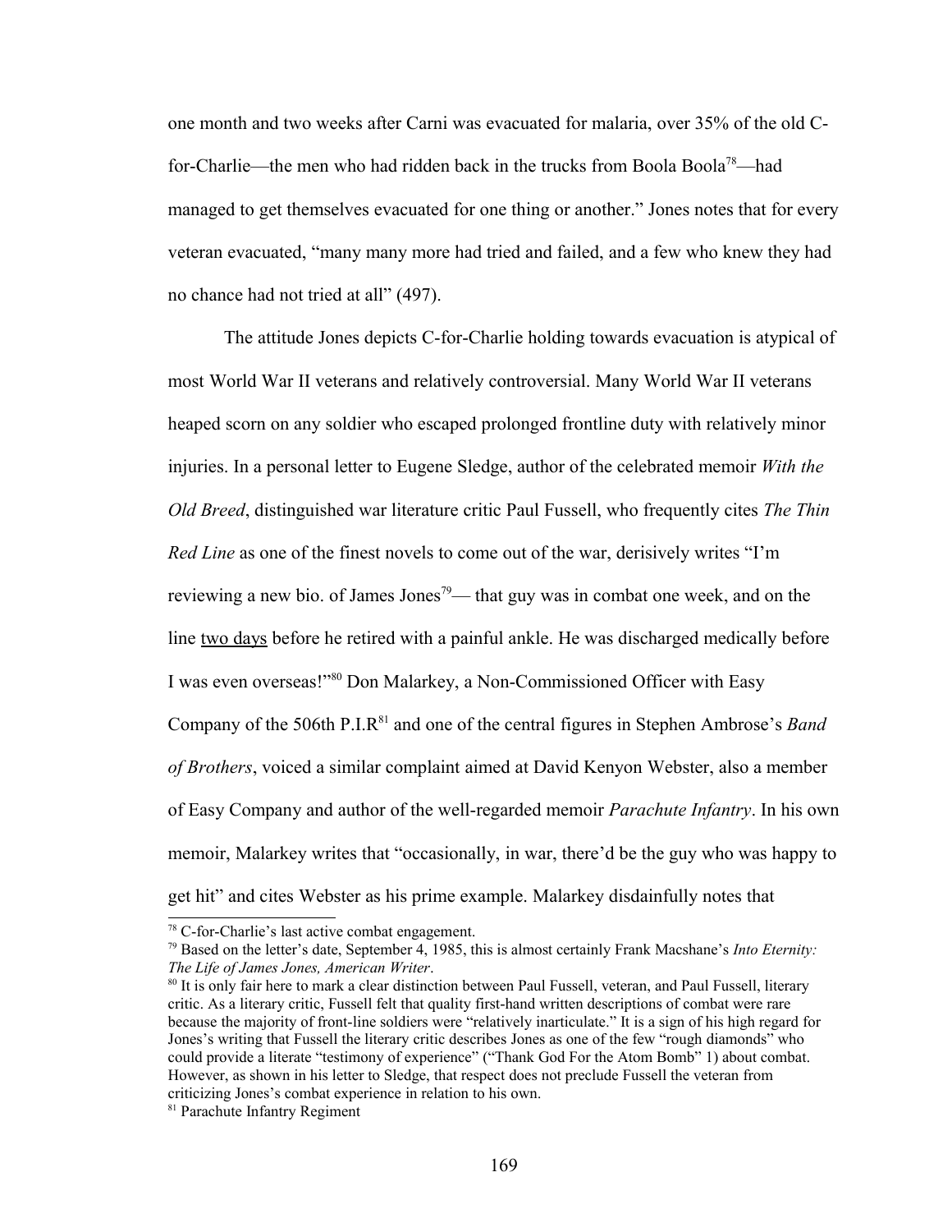one month and two weeks after Carni was evacuated for malaria, over 35% of the old C-for-Charlie—the men who had ridden back in the trucks from Boola Boola[78]—had managed to get themselves evacuated for one thing or another." Jones notes that for every veteran evacuated, "many many more had tried and failed, and a few who knew they had no chance had not tried at all" (497).

The attitude Jones depicts C-for-Charlie holding towards evacuation is atypical of most World War II veterans and relatively controversial. Many World War II veterans heaped scorn on any soldier who escaped prolonged frontline duty with relatively minor injuries. In a personal letter to Eugene Sledge, author of the celebrated memoir *With the Old Breed*, distinguished war literature critic Paul Fussell, who frequently cites *The Thin Red Line* as one of the finest novels to come out of the war, derisively writes "I'm reviewing a new bio. of James Jones[79]— that guy was in combat one week, and on the line <u>two days</u> before he retired with a painful ankle. He was discharged medically before I was even overseas!"[80] Don Malarkey, a Non-Commissioned Officer with Easy Company of the 506th P.I.R[81] and one of the central figures in Stephen Ambrose's *Band of Brothers*, voiced a similar complaint aimed at David Kenyon Webster, also a member of Easy Company and author of the well-regarded memoir *Parachute Infantry*. In his own memoir, Malarkey writes that "occasionally, in war, there'd be the guy who was happy to get hit" and cites Webster as his prime example. Malarkey disdainfully notes that

[78] C-for-Charlie's last active combat engagement.

[79] Based on the letter's date, September 4, 1985, this is almost certainly Frank Macshane's *Into Eternity: The Life of James Jones, American Writer*.

[80] It is only fair here to mark a clear distinction between Paul Fussell, veteran, and Paul Fussell, literary critic. As a literary critic, Fussell felt that quality first-hand written descriptions of combat were rare because the majority of front-line soldiers were "relatively inarticulate." It is a sign of his high regard for Jones's writing that Fussell the literary critic describes Jones as one of the few "rough diamonds" who could provide a literate "testimony of experience" ("Thank God For the Atom Bomb" 1) about combat. However, as shown in his letter to Sledge, that respect does not preclude Fussell the veteran from criticizing Jones's combat experience in relation to his own.

[81] Parachute Infantry Regiment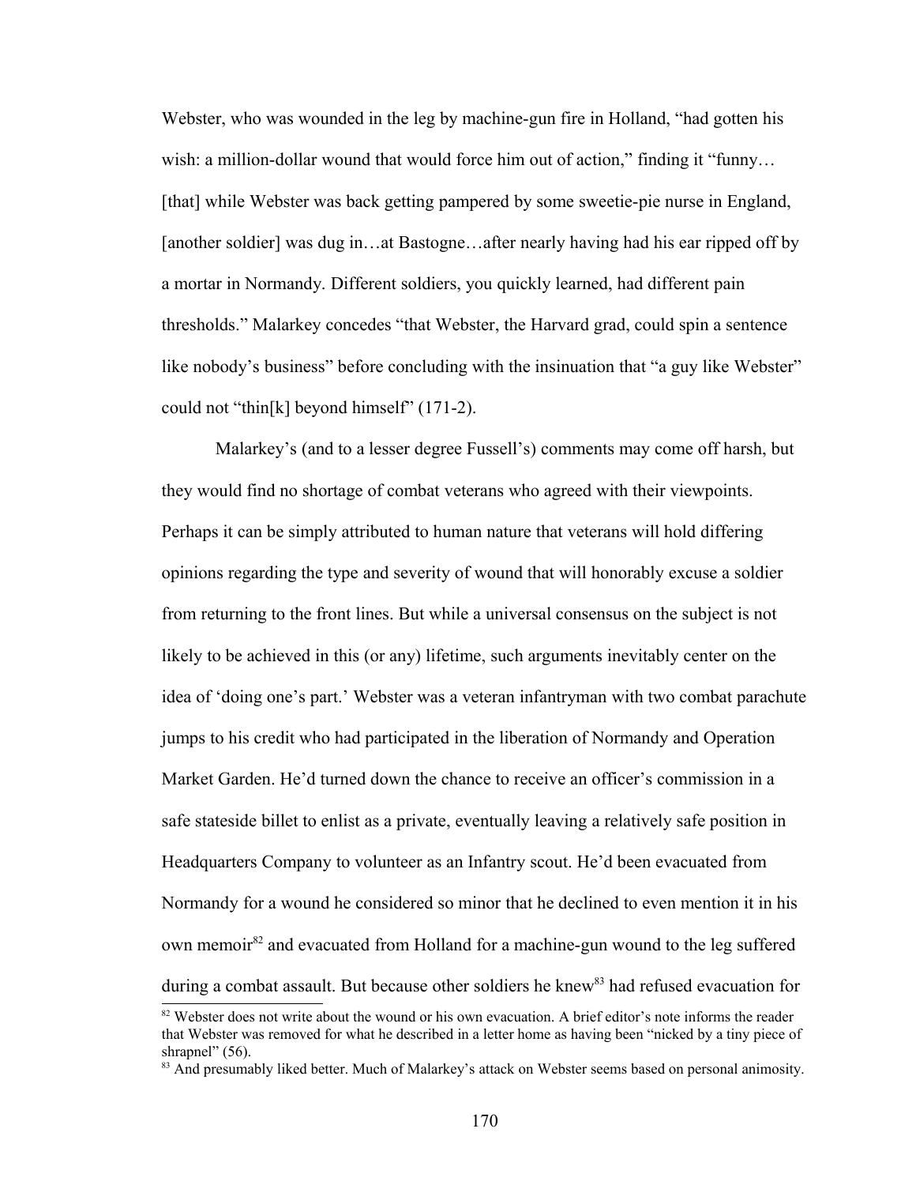Webster, who was wounded in the leg by machine-gun fire in Holland, "had gotten his wish: a million-dollar wound that would force him out of action," finding it "funny…[that] while Webster was back getting pampered by some sweetie-pie nurse in England, [another soldier] was dug in…at Bastogne…after nearly having had his ear ripped off by a mortar in Normandy. Different soldiers, you quickly learned, had different pain thresholds." Malarkey concedes "that Webster, the Harvard grad, could spin a sentence like nobody's business" before concluding with the insinuation that "a guy like Webster" could not "thin[k] beyond himself" (171-2).

Malarkey's (and to a lesser degree Fussell's) comments may come off harsh, but they would find no shortage of combat veterans who agreed with their viewpoints. Perhaps it can be simply attributed to human nature that veterans will hold differing opinions regarding the type and severity of wound that will honorably excuse a soldier from returning to the front lines. But while a universal consensus on the subject is not likely to be achieved in this (or any) lifetime, such arguments inevitably center on the idea of 'doing one's part.' Webster was a veteran infantryman with two combat parachute jumps to his credit who had participated in the liberation of Normandy and Operation Market Garden. He'd turned down the chance to receive an officer's commission in a safe stateside billet to enlist as a private, eventually leaving a relatively safe position in Headquarters Company to volunteer as an Infantry scout. He'd been evacuated from Normandy for a wound he considered so minor that he declined to even mention it in his own memoir[82] and evacuated from Holland for a machine-gun wound to the leg suffered during a combat assault. But because other soldiers he knew[83] had refused evacuation for

[82] Webster does not write about the wound or his own evacuation. A brief editor's note informs the reader that Webster was removed for what he described in a letter home as having been "nicked by a tiny piece of shrapnel" (56).

[83] And presumably liked better. Much of Malarkey's attack on Webster seems based on personal animosity.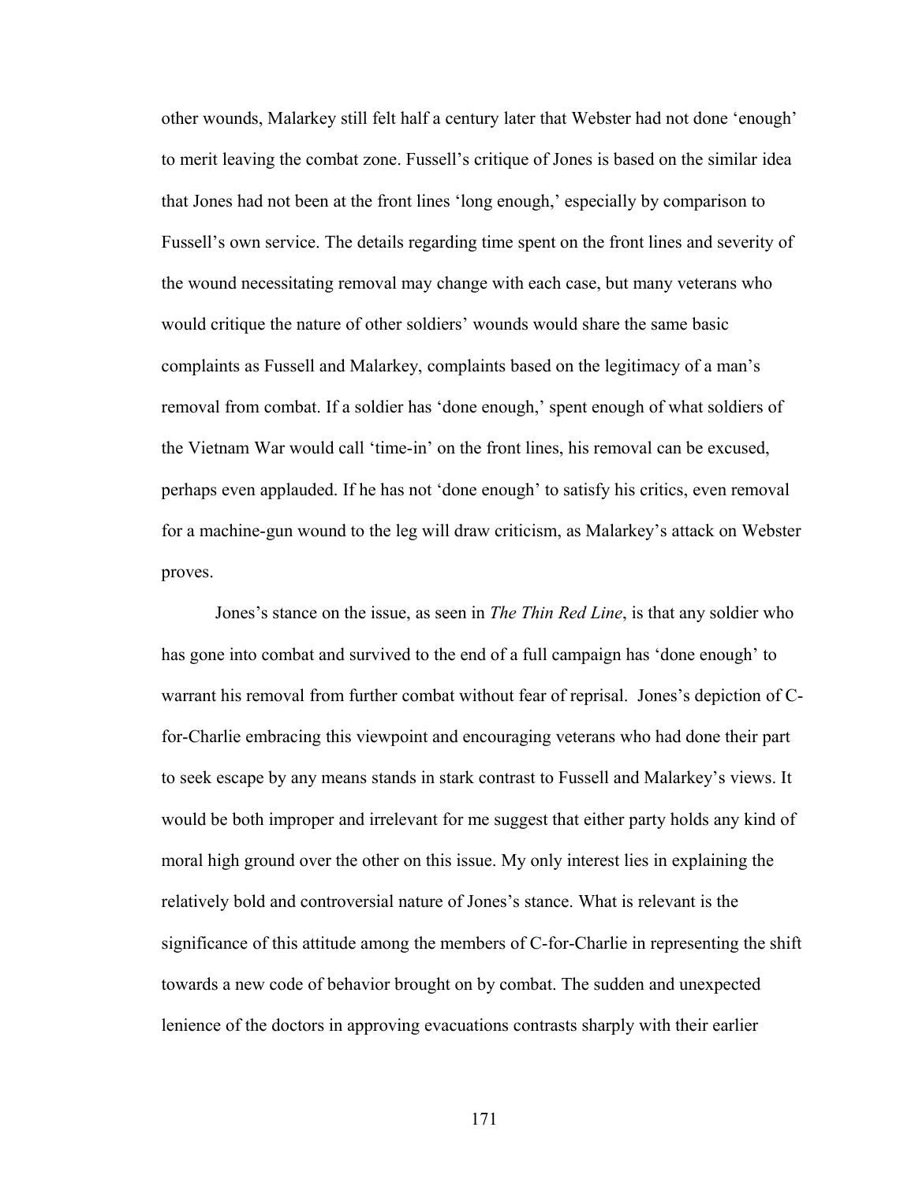other wounds, Malarkey still felt half a century later that Webster had not done 'enough' to merit leaving the combat zone. Fussell's critique of Jones is based on the similar idea that Jones had not been at the front lines 'long enough,' especially by comparison to Fussell's own service. The details regarding time spent on the front lines and severity of the wound necessitating removal may change with each case, but many veterans who would critique the nature of other soldiers' wounds would share the same basic complaints as Fussell and Malarkey, complaints based on the legitimacy of a man's removal from combat. If a soldier has 'done enough,' spent enough of what soldiers of the Vietnam War would call 'time-in' on the front lines, his removal can be excused, perhaps even applauded. If he has not 'done enough' to satisfy his critics, even removal for a machine-gun wound to the leg will draw criticism, as Malarkey's attack on Webster proves.

Jones's stance on the issue, as seen in *The Thin Red Line*, is that any soldier who has gone into combat and survived to the end of a full campaign has 'done enough' to warrant his removal from further combat without fear of reprisal. Jones's depiction of C-for-Charlie embracing this viewpoint and encouraging veterans who had done their part to seek escape by any means stands in stark contrast to Fussell and Malarkey's views. It would be both improper and irrelevant for me suggest that either party holds any kind of moral high ground over the other on this issue. My only interest lies in explaining the relatively bold and controversial nature of Jones's stance. What is relevant is the significance of this attitude among the members of C-for-Charlie in representing the shift towards a new code of behavior brought on by combat. The sudden and unexpected lenience of the doctors in approving evacuations contrasts sharply with their earlier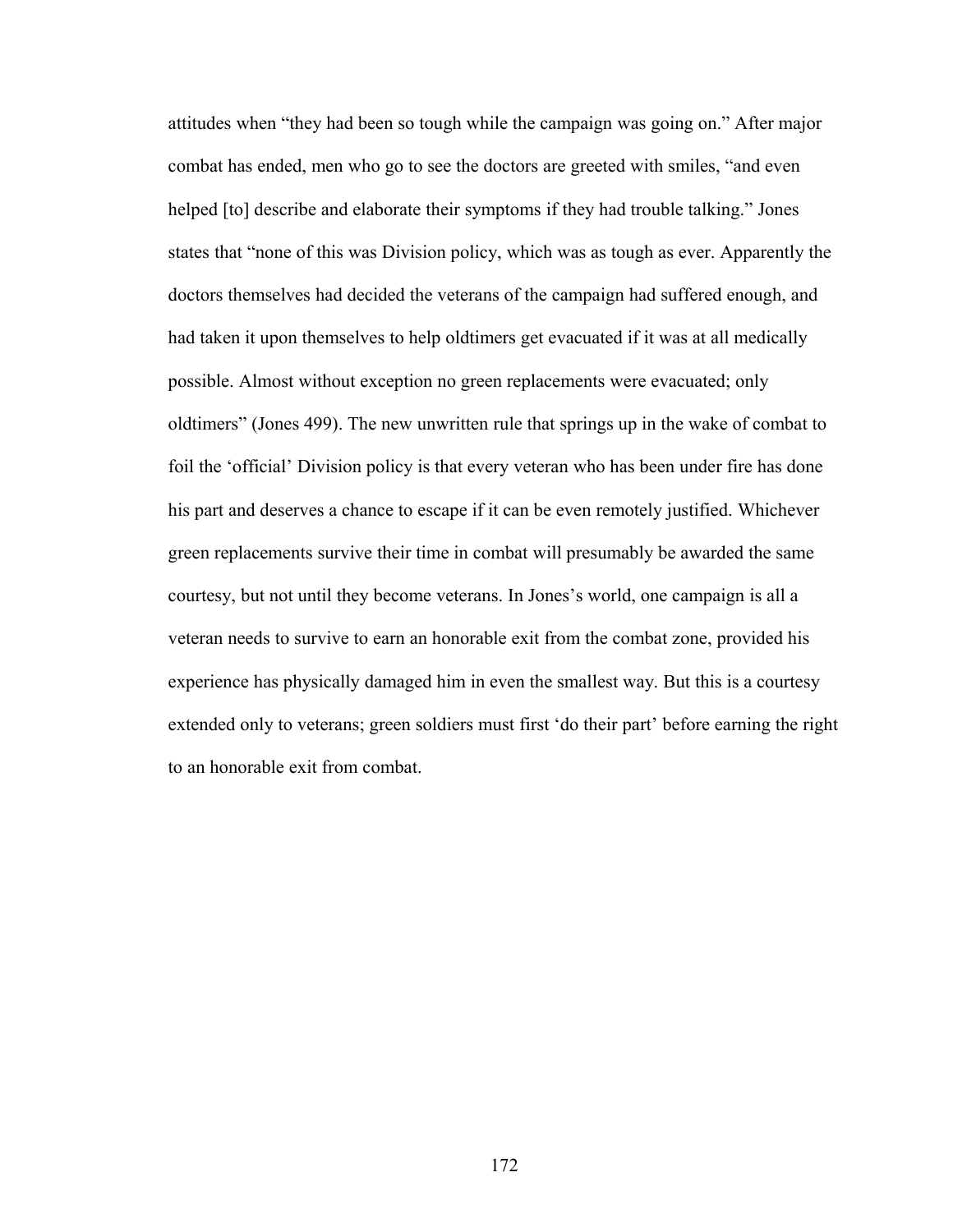attitudes when “they had been so tough while the campaign was going on.” After major combat has ended, men who go to see the doctors are greeted with smiles, “and even helped [to] describe and elaborate their symptoms if they had trouble talking.” Jones states that “none of this was Division policy, which was as tough as ever. Apparently the doctors themselves had decided the veterans of the campaign had suffered enough, and had taken it upon themselves to help oldtimers get evacuated if it was at all medically possible. Almost without exception no green replacements were evacuated; only oldtimers” (Jones 499). The new unwritten rule that springs up in the wake of combat to foil the ‘official’ Division policy is that every veteran who has been under fire has done his part and deserves a chance to escape if it can be even remotely justified. Whichever green replacements survive their time in combat will presumably be awarded the same courtesy, but not until they become veterans. In Jones’s world, one campaign is all a veteran needs to survive to earn an honorable exit from the combat zone, provided his experience has physically damaged him in even the smallest way. But this is a courtesy extended only to veterans; green soldiers must first ‘do their part’ before earning the right to an honorable exit from combat.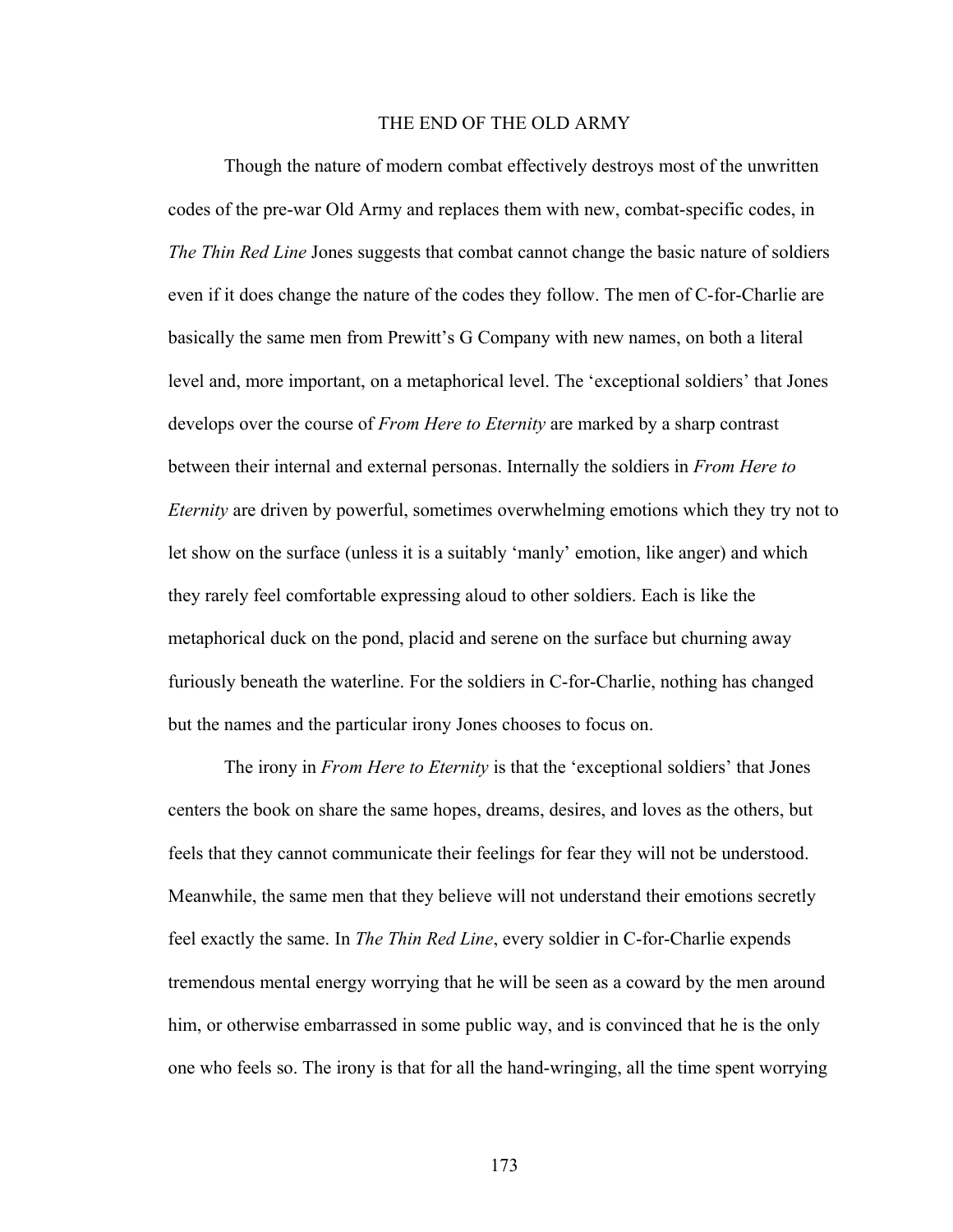# THE END OF THE OLD ARMY

Though the nature of modern combat effectively destroys most of the unwritten codes of the pre-war Old Army and replaces them with new, combat-specific codes, in *The Thin Red Line* Jones suggests that combat cannot change the basic nature of soldiers even if it does change the nature of the codes they follow. The men of C-for-Charlie are basically the same men from Prewitt's G Company with new names, on both a literal level and, more important, on a metaphorical level. The 'exceptional soldiers' that Jones develops over the course of *From Here to Eternity* are marked by a sharp contrast between their internal and external personas. Internally the soldiers in *From Here to Eternity* are driven by powerful, sometimes overwhelming emotions which they try not to let show on the surface (unless it is a suitably 'manly' emotion, like anger) and which they rarely feel comfortable expressing aloud to other soldiers. Each is like the metaphorical duck on the pond, placid and serene on the surface but churning away furiously beneath the waterline. For the soldiers in C-for-Charlie, nothing has changed but the names and the particular irony Jones chooses to focus on.

The irony in *From Here to Eternity* is that the 'exceptional soldiers' that Jones centers the book on share the same hopes, dreams, desires, and loves as the others, but feels that they cannot communicate their feelings for fear they will not be understood. Meanwhile, the same men that they believe will not understand their emotions secretly feel exactly the same. In *The Thin Red Line*, every soldier in C-for-Charlie expends tremendous mental energy worrying that he will be seen as a coward by the men around him, or otherwise embarrassed in some public way, and is convinced that he is the only one who feels so. The irony is that for all the hand-wringing, all the time spent worrying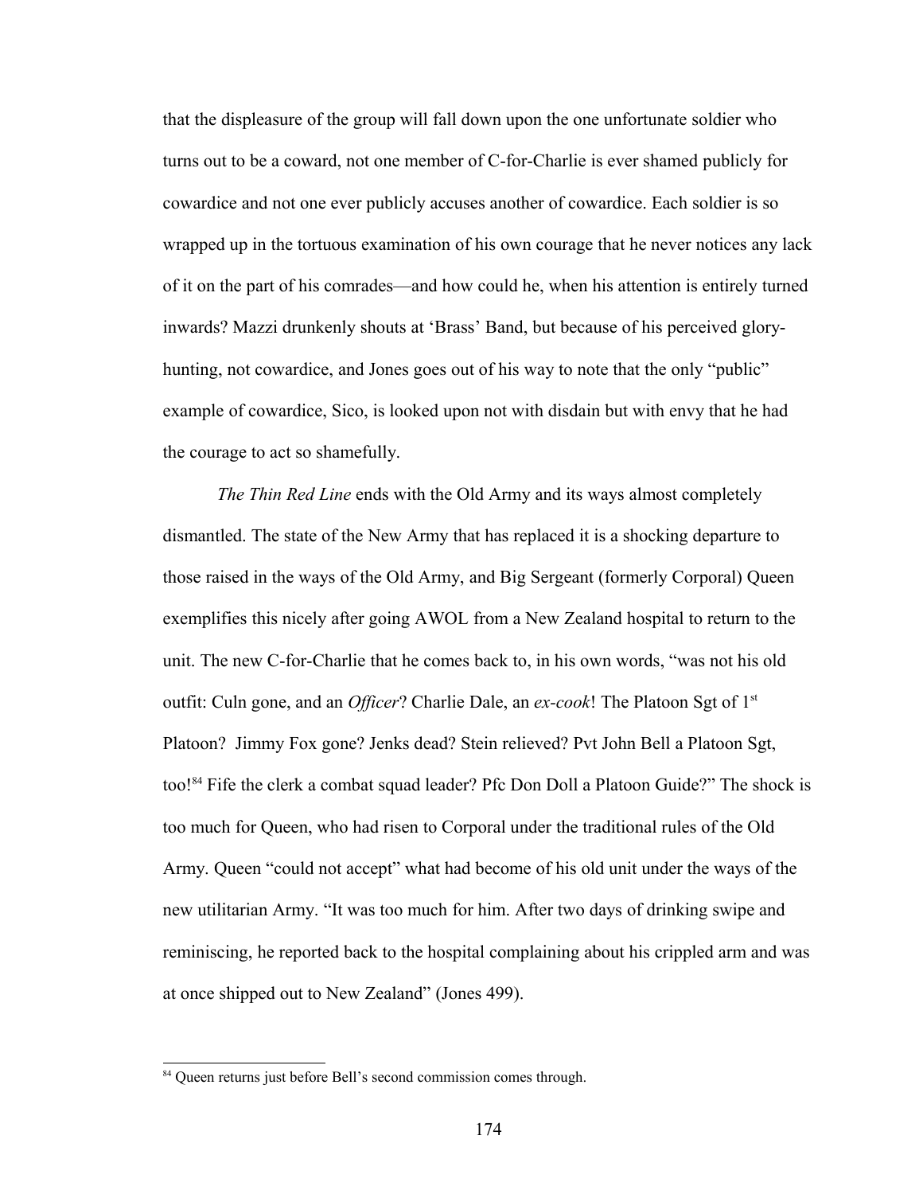that the displeasure of the group will fall down upon the one unfortunate soldier who turns out to be a coward, not one member of C-for-Charlie is ever shamed publicly for cowardice and not one ever publicly accuses another of cowardice. Each soldier is so wrapped up in the tortuous examination of his own courage that he never notices any lack of it on the part of his comrades—and how could he, when his attention is entirely turned inwards? Mazzi drunkenly shouts at 'Brass' Band, but because of his perceived glory-hunting, not cowardice, and Jones goes out of his way to note that the only "public" example of cowardice, Sico, is looked upon not with disdain but with envy that he had the courage to act so shamefully.

*The Thin Red Line* ends with the Old Army and its ways almost completely dismantled. The state of the New Army that has replaced it is a shocking departure to those raised in the ways of the Old Army, and Big Sergeant (formerly Corporal) Queen exemplifies this nicely after going AWOL from a New Zealand hospital to return to the unit. The new C-for-Charlie that he comes back to, in his own words, "was not his old outfit: Culn gone, and an *Officer*? Charlie Dale, an *ex-cook*! The Platoon Sgt of 1st Platoon? Jimmy Fox gone? Jenks dead? Stein relieved? Pvt John Bell a Platoon Sgt, too![84] Fife the clerk a combat squad leader? Pfc Don Doll a Platoon Guide?" The shock is too much for Queen, who had risen to Corporal under the traditional rules of the Old Army. Queen "could not accept" what had become of his old unit under the ways of the new utilitarian Army. "It was too much for him. After two days of drinking swipe and reminiscing, he reported back to the hospital complaining about his crippled arm and was at once shipped out to New Zealand" (Jones 499).

[84] Queen returns just before Bell's second commission comes through.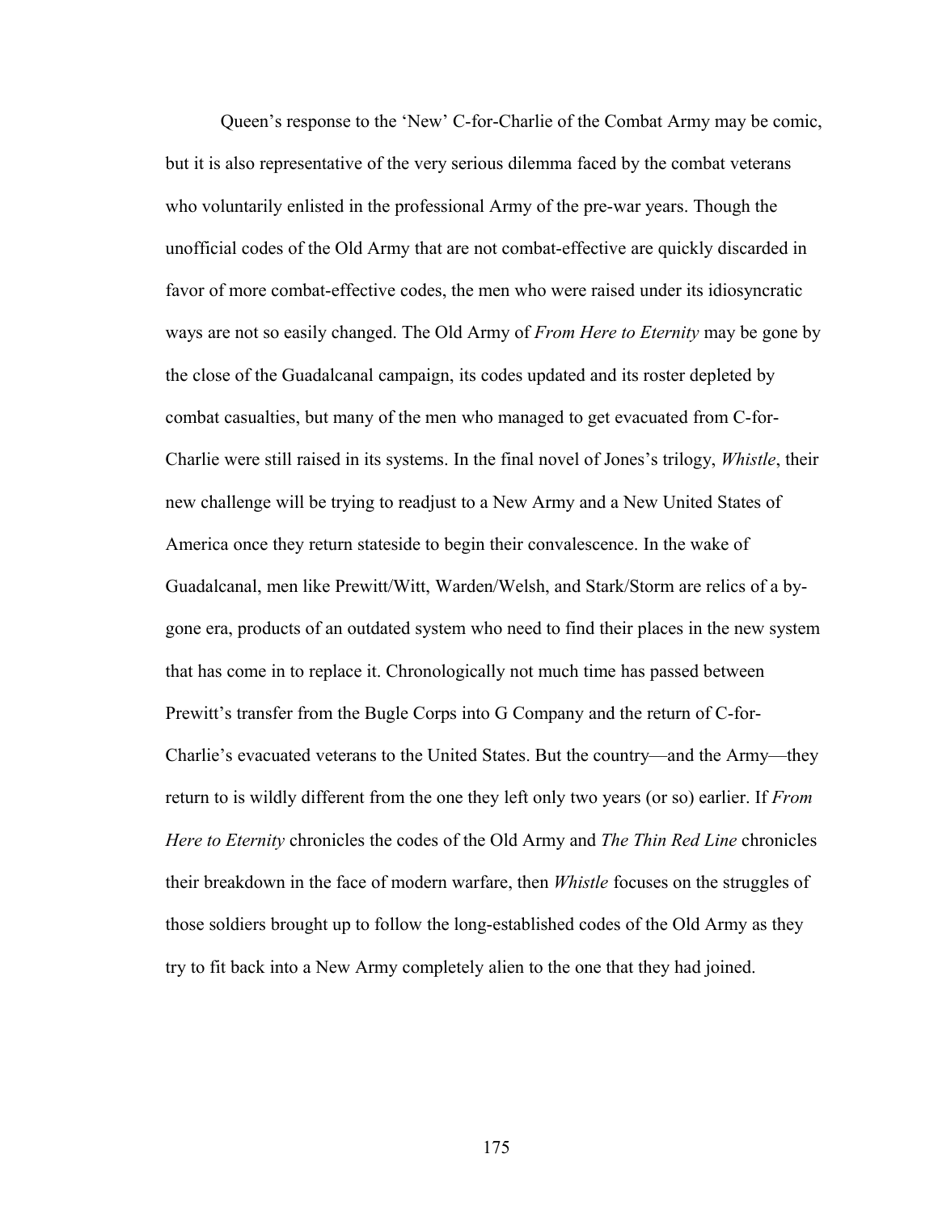Queen's response to the 'New' C-for-Charlie of the Combat Army may be comic, but it is also representative of the very serious dilemma faced by the combat veterans who voluntarily enlisted in the professional Army of the pre-war years. Though the unofficial codes of the Old Army that are not combat-effective are quickly discarded in favor of more combat-effective codes, the men who were raised under its idiosyncratic ways are not so easily changed. The Old Army of *From Here to Eternity* may be gone by the close of the Guadalcanal campaign, its codes updated and its roster depleted by combat casualties, but many of the men who managed to get evacuated from C-for-Charlie were still raised in its systems. In the final novel of Jones's trilogy, *Whistle*, their new challenge will be trying to readjust to a New Army and a New United States of America once they return stateside to begin their convalescence. In the wake of Guadalcanal, men like Prewitt/Witt, Warden/Welsh, and Stark/Storm are relics of a by-gone era, products of an outdated system who need to find their places in the new system that has come in to replace it. Chronologically not much time has passed between Prewitt's transfer from the Bugle Corps into G Company and the return of C-for-Charlie's evacuated veterans to the United States. But the country—and the Army—they return to is wildly different from the one they left only two years (or so) earlier. If *From Here to Eternity* chronicles the codes of the Old Army and *The Thin Red Line* chronicles their breakdown in the face of modern warfare, then *Whistle* focuses on the struggles of those soldiers brought up to follow the long-established codes of the Old Army as they try to fit back into a New Army completely alien to the one that they had joined.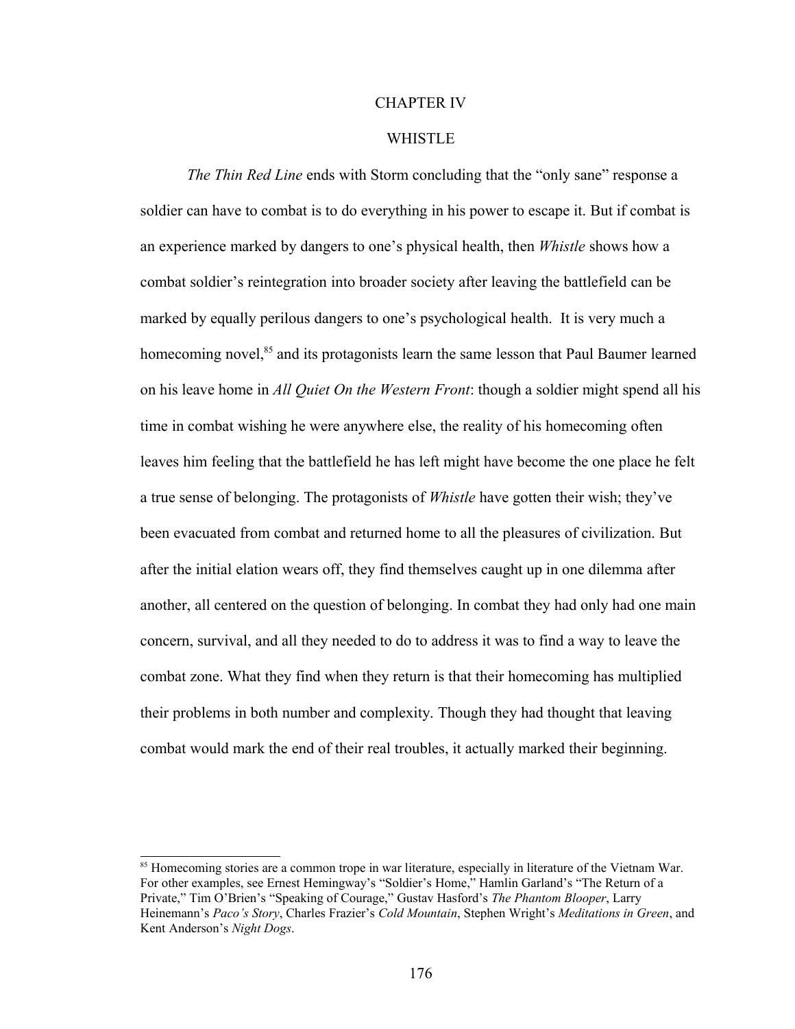# CHAPTER IV

# WHISTLE

*The Thin Red Line* ends with Storm concluding that the "only sane" response a soldier can have to combat is to do everything in his power to escape it. But if combat is an experience marked by dangers to one's physical health, then *Whistle* shows how a combat soldier's reintegration into broader society after leaving the battlefield can be marked by equally perilous dangers to one's psychological health. It is very much a homecoming novel,[85] and its protagonists learn the same lesson that Paul Baumer learned on his leave home in *All Quiet On the Western Front*: though a soldier might spend all his time in combat wishing he were anywhere else, the reality of his homecoming often leaves him feeling that the battlefield he has left might have become the one place he felt a true sense of belonging. The protagonists of *Whistle* have gotten their wish; they've been evacuated from combat and returned home to all the pleasures of civilization. But after the initial elation wears off, they find themselves caught up in one dilemma after another, all centered on the question of belonging. In combat they had only had one main concern, survival, and all they needed to do to address it was to find a way to leave the combat zone. What they find when they return is that their homecoming has multiplied their problems in both number and complexity. Though they had thought that leaving combat would mark the end of their real troubles, it actually marked their beginning.

---

[85] Homecoming stories are a common trope in war literature, especially in literature of the Vietnam War. For other examples, see Ernest Hemingway's "Soldier's Home," Hamlin Garland's "The Return of a Private," Tim O'Brien's "Speaking of Courage," Gustav Hasford's *The Phantom Blooper*, Larry Heinemann's *Paco's Story*, Charles Frazier's *Cold Mountain*, Stephen Wright's *Meditations in Green*, and Kent Anderson's *Night Dogs*.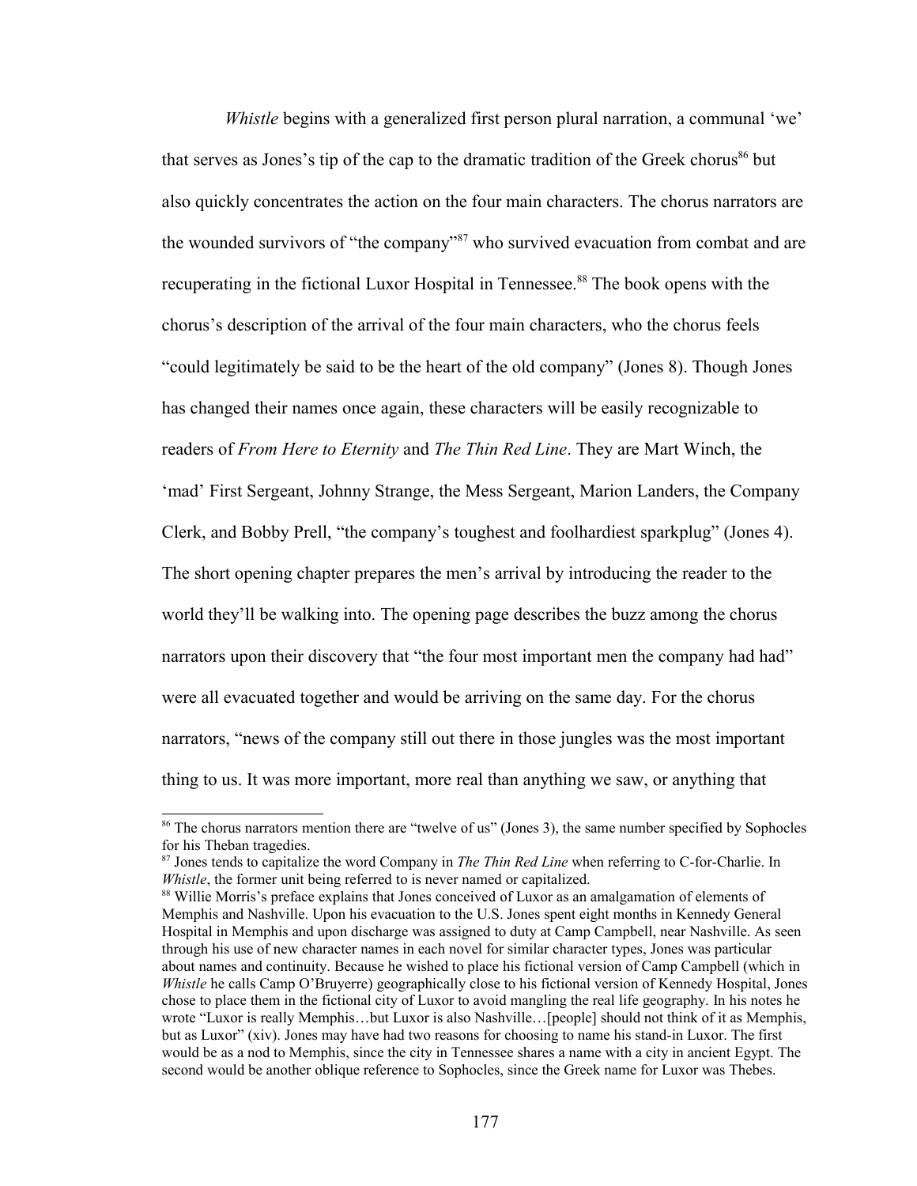*Whistle* begins with a generalized first person plural narration, a communal 'we' that serves as Jones's tip of the cap to the dramatic tradition of the Greek chorus[86] but also quickly concentrates the action on the four main characters. The chorus narrators are the wounded survivors of "the company"[87] who survived evacuation from combat and are recuperating in the fictional Luxor Hospital in Tennessee.[88] The book opens with the chorus's description of the arrival of the four main characters, who the chorus feels "could legitimately be said to be the heart of the old company" (Jones 8). Though Jones has changed their names once again, these characters will be easily recognizable to readers of *From Here to Eternity* and *The Thin Red Line*. They are Mart Winch, the 'mad' First Sergeant, Johnny Strange, the Mess Sergeant, Marion Landers, the Company Clerk, and Bobby Prell, "the company's toughest and foolhardiest sparkplug" (Jones 4). The short opening chapter prepares the men's arrival by introducing the reader to the world they'll be walking into. The opening page describes the buzz among the chorus narrators upon their discovery that "the four most important men the company had had" were all evacuated together and would be arriving on the same day. For the chorus narrators, "news of the company still out there in those jungles was the most important thing to us. It was more important, more real than anything we saw, or anything that

---

[86] The chorus narrators mention there are "twelve of us" (Jones 3), the same number specified by Sophocles for his Theban tragedies.

[87] Jones tends to capitalize the word Company in *The Thin Red Line* when referring to C-for-Charlie. In *Whistle*, the former unit being referred to is never named or capitalized.

[88] Willie Morris's preface explains that Jones conceived of Luxor as an amalgamation of elements of Memphis and Nashville. Upon his evacuation to the U.S. Jones spent eight months in Kennedy General Hospital in Memphis and upon discharge was assigned to duty at Camp Campbell, near Nashville. As seen through his use of new character names in each novel for similar character types, Jones was particular about names and continuity. Because he wished to place his fictional version of Camp Campbell (which in *Whistle* he calls Camp O'Bruyerre) geographically close to his fictional version of Kennedy Hospital, Jones chose to place them in the fictional city of Luxor to avoid mangling the real life geography. In his notes he wrote "Luxor is really Memphis…but Luxor is also Nashville…[people] should not think of it as Memphis, but as Luxor" (xiv). Jones may have had two reasons for choosing to name his stand-in Luxor. The first would be as a nod to Memphis, since the city in Tennessee shares a name with a city in ancient Egypt. The second would be another oblique reference to Sophocles, since the Greek name for Luxor was Thebes.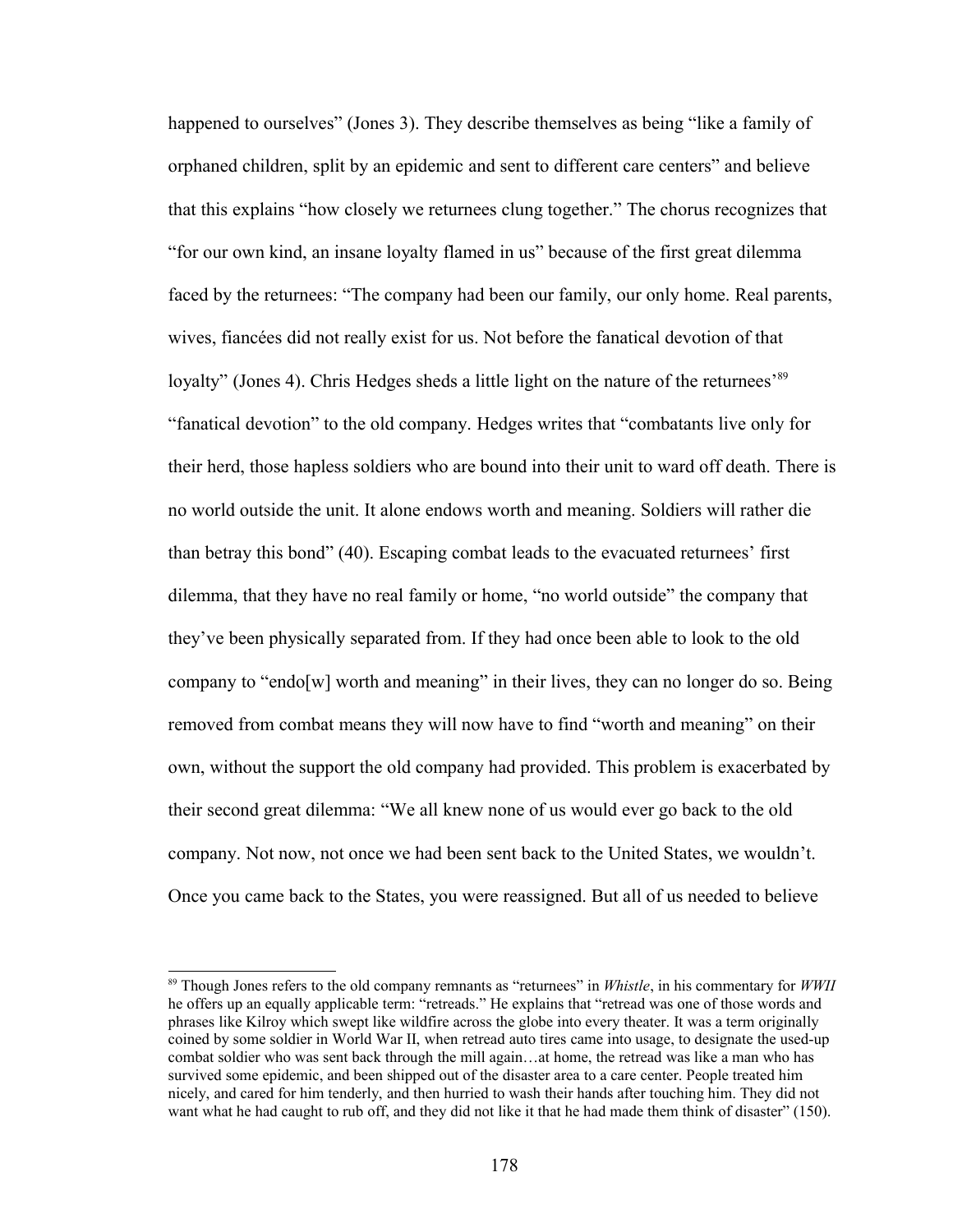happened to ourselves" (Jones 3). They describe themselves as being "like a family of orphaned children, split by an epidemic and sent to different care centers" and believe that this explains "how closely we returnees clung together." The chorus recognizes that "for our own kind, an insane loyalty flamed in us" because of the first great dilemma faced by the returnees: "The company had been our family, our only home. Real parents, wives, fiancées did not really exist for us. Not before the fanatical devotion of that loyalty" (Jones 4). Chris Hedges sheds a little light on the nature of the returnees'[89] "fanatical devotion" to the old company. Hedges writes that "combatants live only for their herd, those hapless soldiers who are bound into their unit to ward off death. There is no world outside the unit. It alone endows worth and meaning. Soldiers will rather die than betray this bond" (40). Escaping combat leads to the evacuated returnees' first dilemma, that they have no real family or home, "no world outside" the company that they've been physically separated from. If they had once been able to look to the old company to "endo[w] worth and meaning" in their lives, they can no longer do so. Being removed from combat means they will now have to find "worth and meaning" on their own, without the support the old company had provided. This problem is exacerbated by their second great dilemma: "We all knew none of us would ever go back to the old company. Not now, not once we had been sent back to the United States, we wouldn't. Once you came back to the States, you were reassigned. But all of us needed to believe

[89] Though Jones refers to the old company remnants as "returnees" in *Whistle*, in his commentary for *WWII* he offers up an equally applicable term: "retreads." He explains that "retread was one of those words and phrases like Kilroy which swept like wildfire across the globe into every theater. It was a term originally coined by some soldier in World War II, when retread auto tires came into usage, to designate the used-up combat soldier who was sent back through the mill again…at home, the retread was like a man who has survived some epidemic, and been shipped out of the disaster area to a care center. People treated him nicely, and cared for him tenderly, and then hurried to wash their hands after touching him. They did not want what he had caught to rub off, and they did not like it that he had made them think of disaster" (150).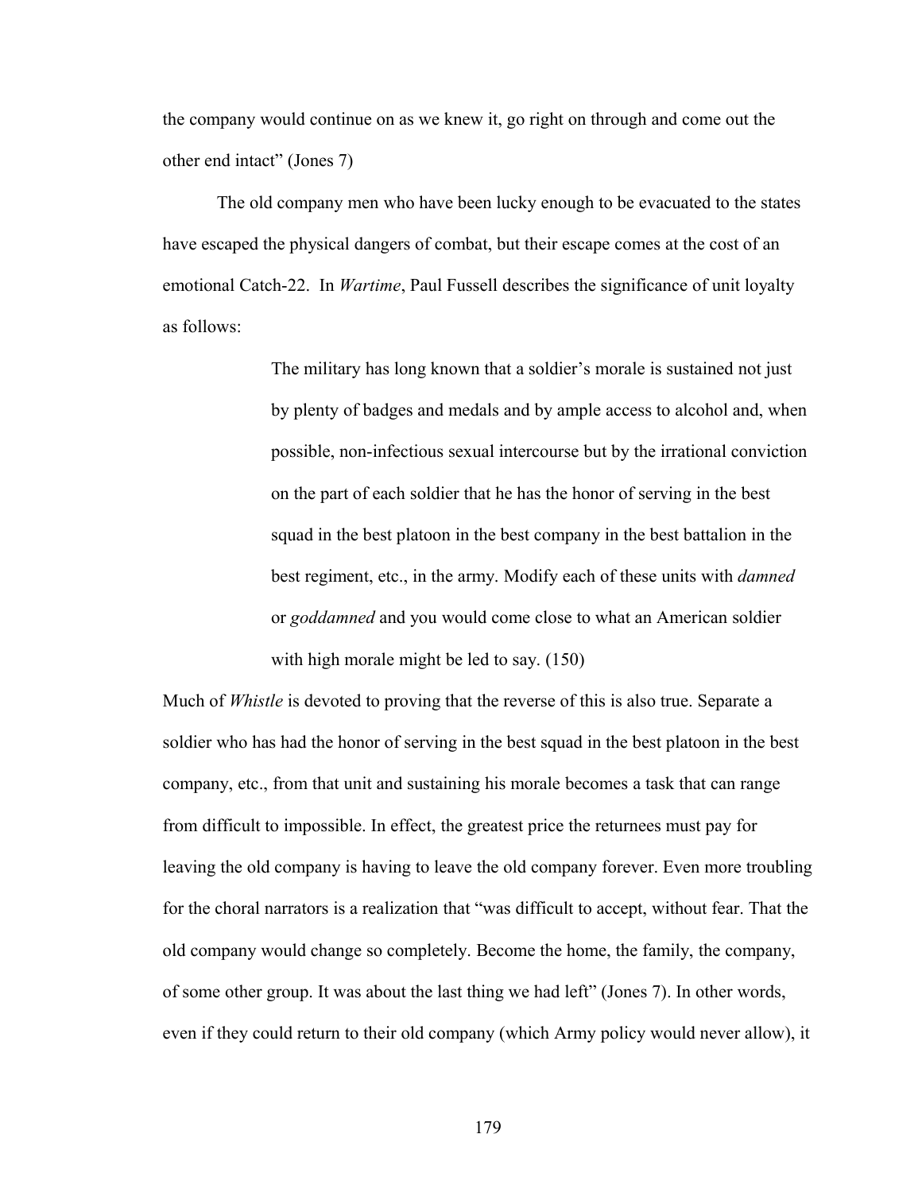the company would continue on as we knew it, go right on through and come out the other end intact" (Jones 7)

The old company men who have been lucky enough to be evacuated to the states have escaped the physical dangers of combat, but their escape comes at the cost of an emotional Catch-22. In *Wartime*, Paul Fussell describes the significance of unit loyalty as follows:

> The military has long known that a soldier's morale is sustained not just by plenty of badges and medals and by ample access to alcohol and, when possible, non-infectious sexual intercourse but by the irrational conviction on the part of each soldier that he has the honor of serving in the best squad in the best platoon in the best company in the best battalion in the best regiment, etc., in the army. Modify each of these units with *damned* or *goddamned* and you would come close to what an American soldier with high morale might be led to say. (150)

Much of *Whistle* is devoted to proving that the reverse of this is also true. Separate a soldier who has had the honor of serving in the best squad in the best platoon in the best company, etc., from that unit and sustaining his morale becomes a task that can range from difficult to impossible. In effect, the greatest price the returnees must pay for leaving the old company is having to leave the old company forever. Even more troubling for the choral narrators is a realization that "was difficult to accept, without fear. That the old company would change so completely. Become the home, the family, the company, of some other group. It was about the last thing we had left" (Jones 7). In other words, even if they could return to their old company (which Army policy would never allow), it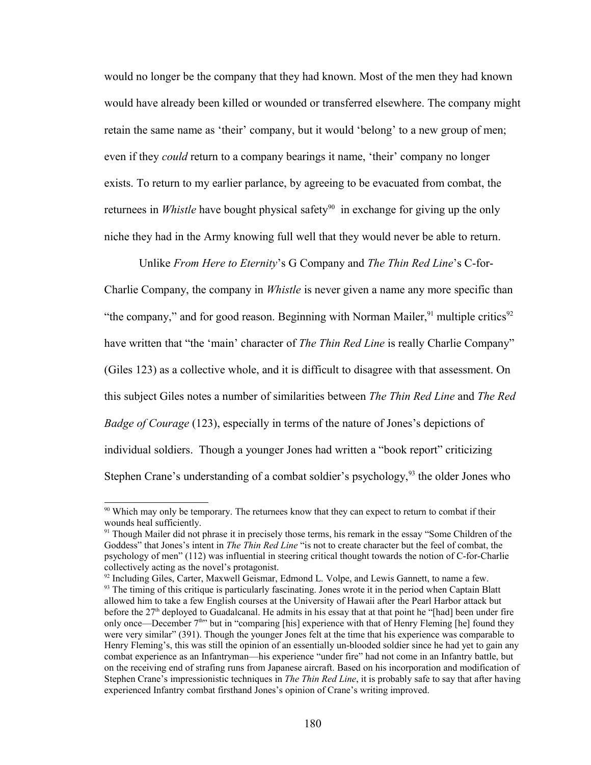would no longer be the company that they had known. Most of the men they had known would have already been killed or wounded or transferred elsewhere. The company might retain the same name as 'their' company, but it would 'belong' to a new group of men; even if they *could* return to a company bearings it name, 'their' company no longer exists. To return to my earlier parlance, by agreeing to be evacuated from combat, the returnees in *Whistle* have bought physical safety[90] in exchange for giving up the only niche they had in the Army knowing full well that they would never be able to return.

Unlike *From Here to Eternity*'s G Company and *The Thin Red Line*'s C-for-Charlie Company, the company in *Whistle* is never given a name any more specific than "the company," and for good reason. Beginning with Norman Mailer,[91] multiple critics[92] have written that "the 'main' character of *The Thin Red Line* is really Charlie Company" (Giles 123) as a collective whole, and it is difficult to disagree with that assessment. On this subject Giles notes a number of similarities between *The Thin Red Line* and *The Red Badge of Courage* (123), especially in terms of the nature of Jones's depictions of individual soldiers. Though a younger Jones had written a "book report" criticizing Stephen Crane's understanding of a combat soldier's psychology,[93] the older Jones who

---

[90] Which may only be temporary. The returnees know that they can expect to return to combat if their wounds heal sufficiently.

[91] Though Mailer did not phrase it in precisely those terms, his remark in the essay "Some Children of the Goddess" that Jones's intent in *The Thin Red Line* "is not to create character but the feel of combat, the psychology of men" (112) was influential in steering critical thought towards the notion of C-for-Charlie collectively acting as the novel's protagonist.

[92] Including Giles, Carter, Maxwell Geismar, Edmond L. Volpe, and Lewis Gannett, to name a few.

[93] The timing of this critique is particularly fascinating. Jones wrote it in the period when Captain Blatt allowed him to take a few English courses at the University of Hawaii after the Pearl Harbor attack but before the 27th deployed to Guadalcanal. He admits in his essay that at that point he "[had] been under fire only once—December 7th" but in "comparing [his] experience with that of Henry Fleming [he] found they were very similar" (391). Though the younger Jones felt at the time that his experience was comparable to Henry Fleming's, this was still the opinion of an essentially un-blooded soldier since he had yet to gain any combat experience as an Infantryman—his experience "under fire" had not come in an Infantry battle, but on the receiving end of strafing runs from Japanese aircraft. Based on his incorporation and modification of Stephen Crane's impressionistic techniques in *The Thin Red Line*, it is probably safe to say that after having experienced Infantry combat firsthand Jones's opinion of Crane's writing improved.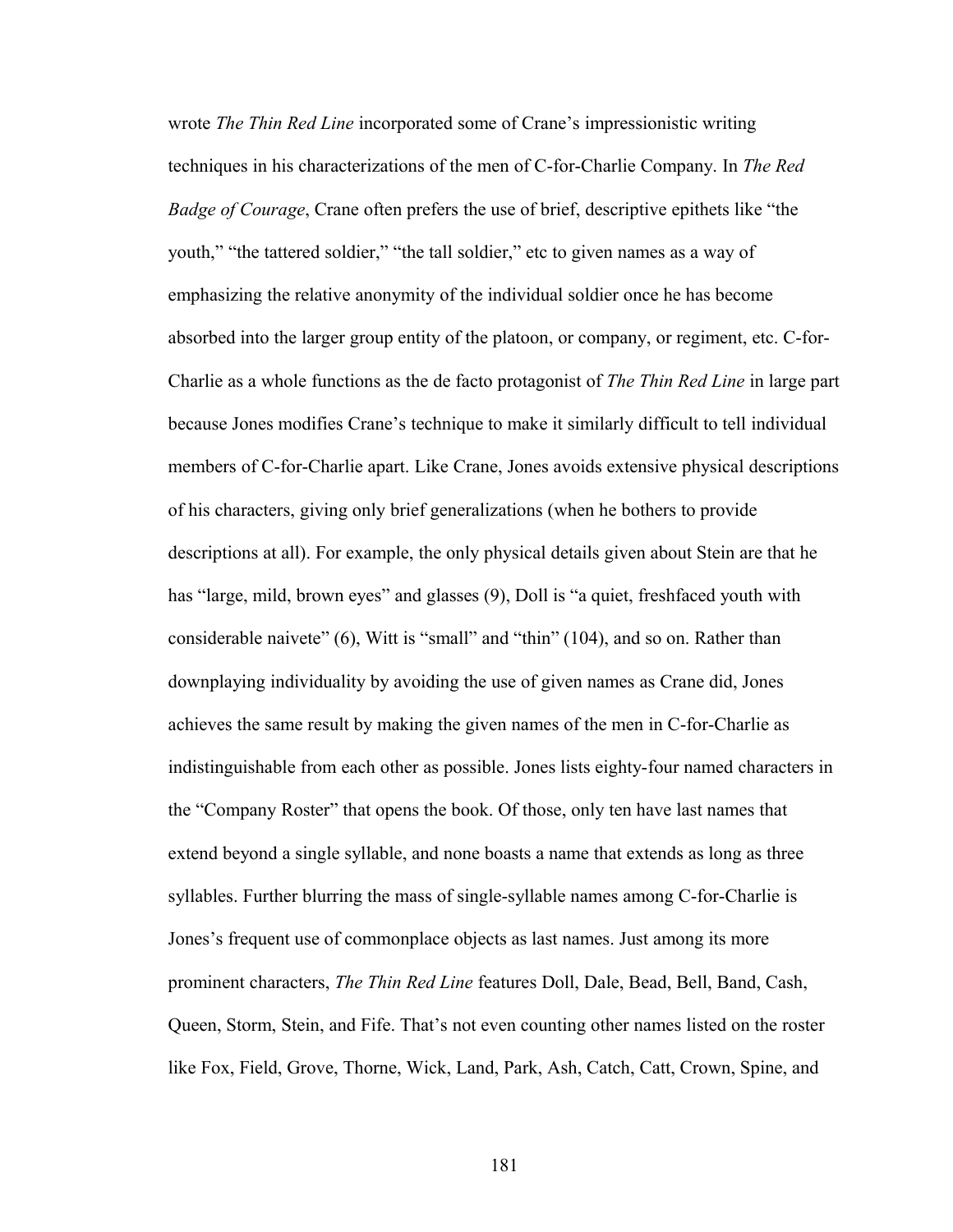wrote *The Thin Red Line* incorporated some of Crane's impressionistic writing techniques in his characterizations of the men of C-for-Charlie Company. In *The Red Badge of Courage*, Crane often prefers the use of brief, descriptive epithets like "the youth," "the tattered soldier," "the tall soldier," etc to given names as a way of emphasizing the relative anonymity of the individual soldier once he has become absorbed into the larger group entity of the platoon, or company, or regiment, etc. C-for-Charlie as a whole functions as the de facto protagonist of *The Thin Red Line* in large part because Jones modifies Crane's technique to make it similarly difficult to tell individual members of C-for-Charlie apart. Like Crane, Jones avoids extensive physical descriptions of his characters, giving only brief generalizations (when he bothers to provide descriptions at all). For example, the only physical details given about Stein are that he has "large, mild, brown eyes" and glasses (9), Doll is "a quiet, freshfaced youth with considerable naivete" (6), Witt is "small" and "thin" (104), and so on. Rather than downplaying individuality by avoiding the use of given names as Crane did, Jones achieves the same result by making the given names of the men in C-for-Charlie as indistinguishable from each other as possible. Jones lists eighty-four named characters in the "Company Roster" that opens the book. Of those, only ten have last names that extend beyond a single syllable, and none boasts a name that extends as long as three syllables. Further blurring the mass of single-syllable names among C-for-Charlie is Jones's frequent use of commonplace objects as last names. Just among its more prominent characters, *The Thin Red Line* features Doll, Dale, Bead, Bell, Band, Cash, Queen, Storm, Stein, and Fife. That's not even counting other names listed on the roster like Fox, Field, Grove, Thorne, Wick, Land, Park, Ash, Catch, Catt, Crown, Spine, and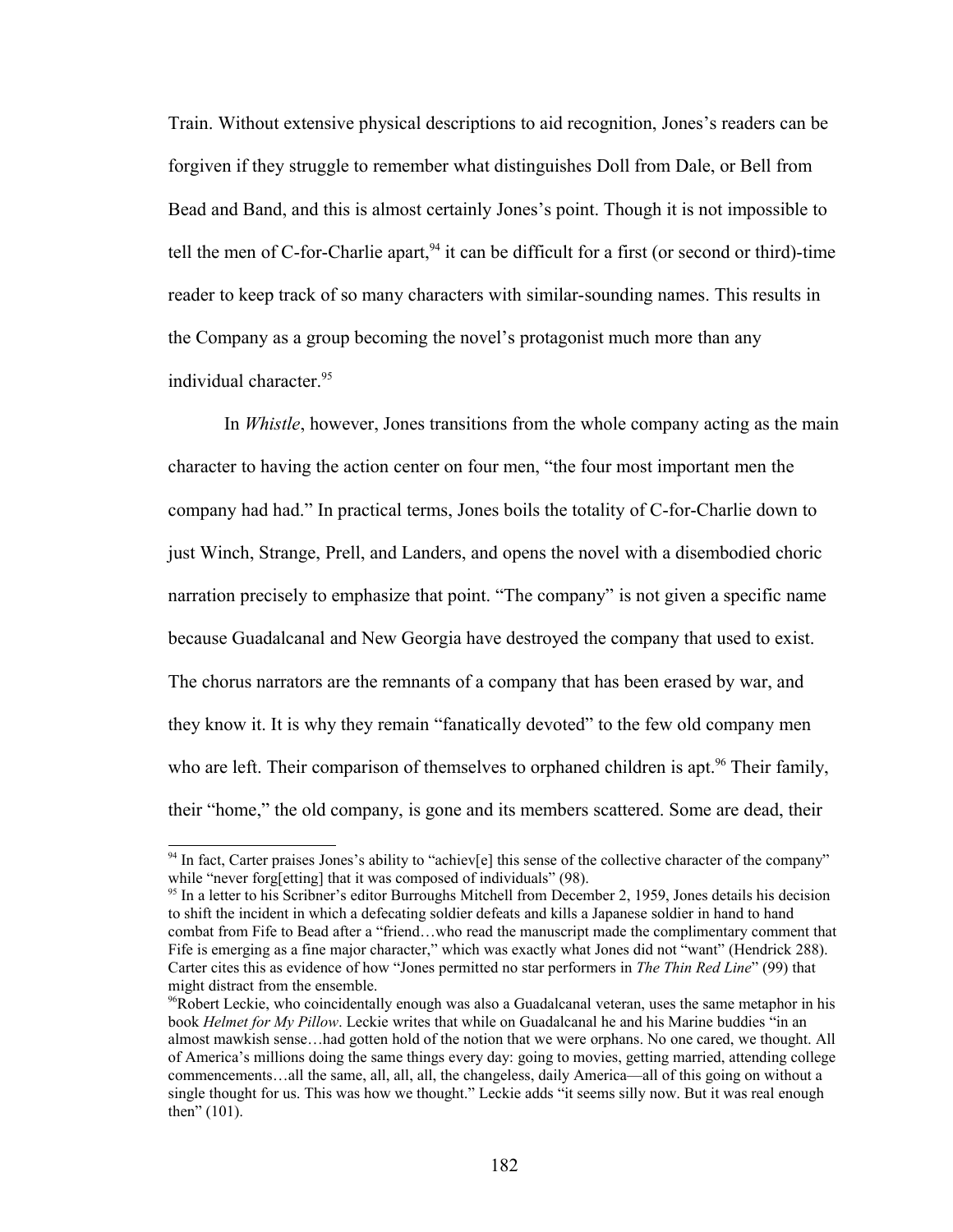Train. Without extensive physical descriptions to aid recognition, Jones's readers can be forgiven if they struggle to remember what distinguishes Doll from Dale, or Bell from Bead and Band, and this is almost certainly Jones's point. Though it is not impossible to tell the men of C-for-Charlie apart,[94] it can be difficult for a first (or second or third)-time reader to keep track of so many characters with similar-sounding names. This results in the Company as a group becoming the novel's protagonist much more than any individual character.[95]

In *Whistle*, however, Jones transitions from the whole company acting as the main character to having the action center on four men, "the four most important men the company had had." In practical terms, Jones boils the totality of C-for-Charlie down to just Winch, Strange, Prell, and Landers, and opens the novel with a disembodied choric narration precisely to emphasize that point. "The company" is not given a specific name because Guadalcanal and New Georgia have destroyed the company that used to exist. The chorus narrators are the remnants of a company that has been erased by war, and they know it. It is why they remain "fanatically devoted" to the few old company men who are left. Their comparison of themselves to orphaned children is apt.[96] Their family, their "home," the old company, is gone and its members scattered. Some are dead, their

[94] In fact, Carter praises Jones's ability to "achiev[e] this sense of the collective character of the company" while "never forg[etting] that it was composed of individuals" (98).

[95] In a letter to his Scribner's editor Burroughs Mitchell from December 2, 1959, Jones details his decision to shift the incident in which a defecating soldier defeats and kills a Japanese soldier in hand to hand combat from Fife to Bead after a "friend…who read the manuscript made the complimentary comment that Fife is emerging as a fine major character," which was exactly what Jones did not "want" (Hendrick 288). Carter cites this as evidence of how "Jones permitted no star performers in *The Thin Red Line*" (99) that might distract from the ensemble.

[96] Robert Leckie, who coincidentally enough was also a Guadalcanal veteran, uses the same metaphor in his book *Helmet for My Pillow*. Leckie writes that while on Guadalcanal he and his Marine buddies "in an almost mawkish sense…had gotten hold of the notion that we were orphans. No one cared, we thought. All of America's millions doing the same things every day: going to movies, getting married, attending college commencements…all the same, all, all, all, the changeless, daily America—all of this going on without a single thought for us. This was how we thought." Leckie adds "it seems silly now. But it was real enough then" (101).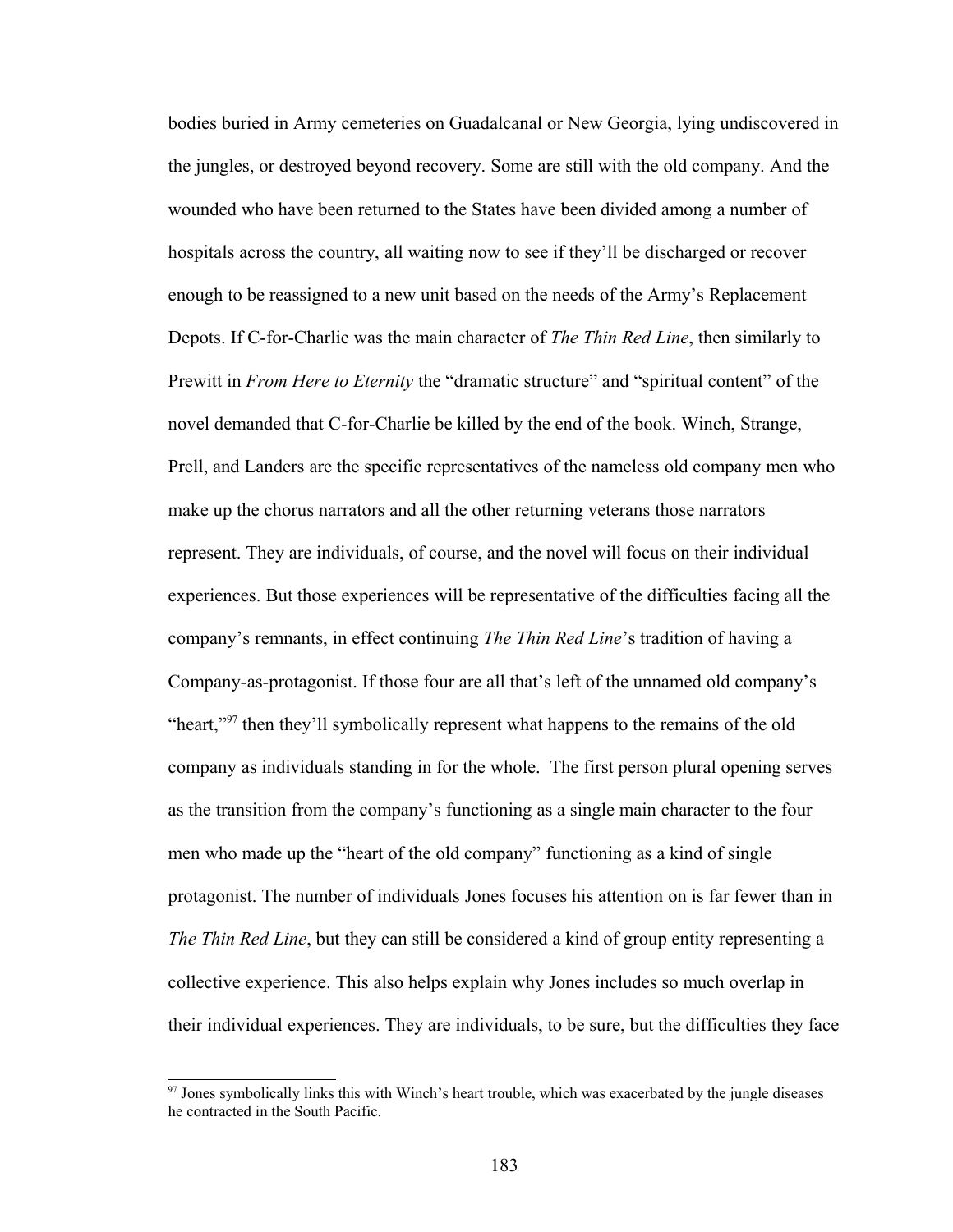bodies buried in Army cemeteries on Guadalcanal or New Georgia, lying undiscovered in the jungles, or destroyed beyond recovery. Some are still with the old company. And the wounded who have been returned to the States have been divided among a number of hospitals across the country, all waiting now to see if they'll be discharged or recover enough to be reassigned to a new unit based on the needs of the Army's Replacement Depots. If C-for-Charlie was the main character of *The Thin Red Line*, then similarly to Prewitt in *From Here to Eternity* the "dramatic structure" and "spiritual content" of the novel demanded that C-for-Charlie be killed by the end of the book. Winch, Strange, Prell, and Landers are the specific representatives of the nameless old company men who make up the chorus narrators and all the other returning veterans those narrators represent. They are individuals, of course, and the novel will focus on their individual experiences. But those experiences will be representative of the difficulties facing all the company's remnants, in effect continuing *The Thin Red Line*'s tradition of having a Company-as-protagonist. If those four are all that's left of the unnamed old company's "heart,"[97] then they'll symbolically represent what happens to the remains of the old company as individuals standing in for the whole. The first person plural opening serves as the transition from the company's functioning as a single main character to the four men who made up the "heart of the old company" functioning as a kind of single protagonist. The number of individuals Jones focuses his attention on is far fewer than in *The Thin Red Line*, but they can still be considered a kind of group entity representing a collective experience. This also helps explain why Jones includes so much overlap in their individual experiences. They are individuals, to be sure, but the difficulties they face

[97] Jones symbolically links this with Winch's heart trouble, which was exacerbated by the jungle diseases he contracted in the South Pacific.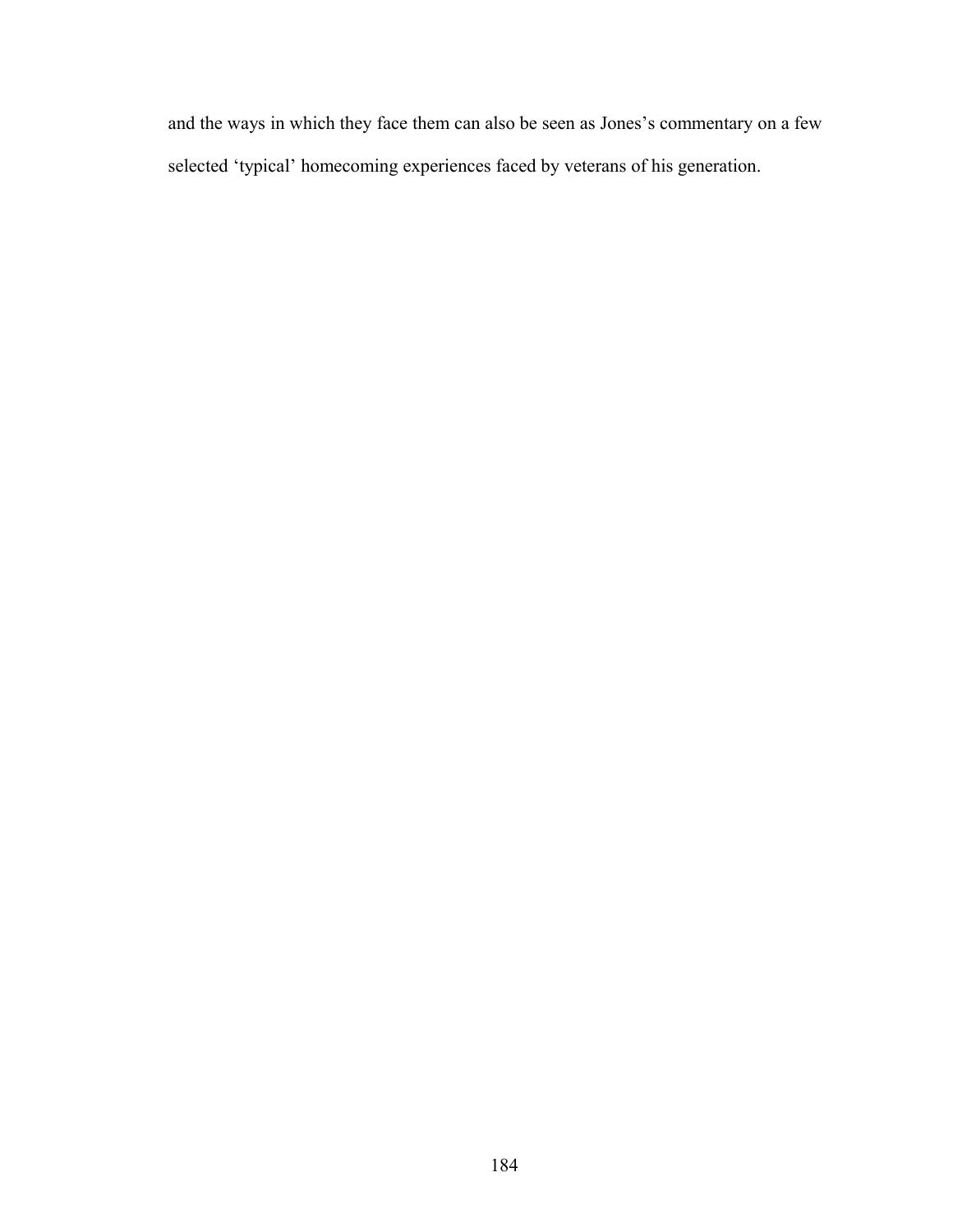and the ways in which they face them can also be seen as Jones's commentary on a few selected 'typical' homecoming experiences faced by veterans of his generation.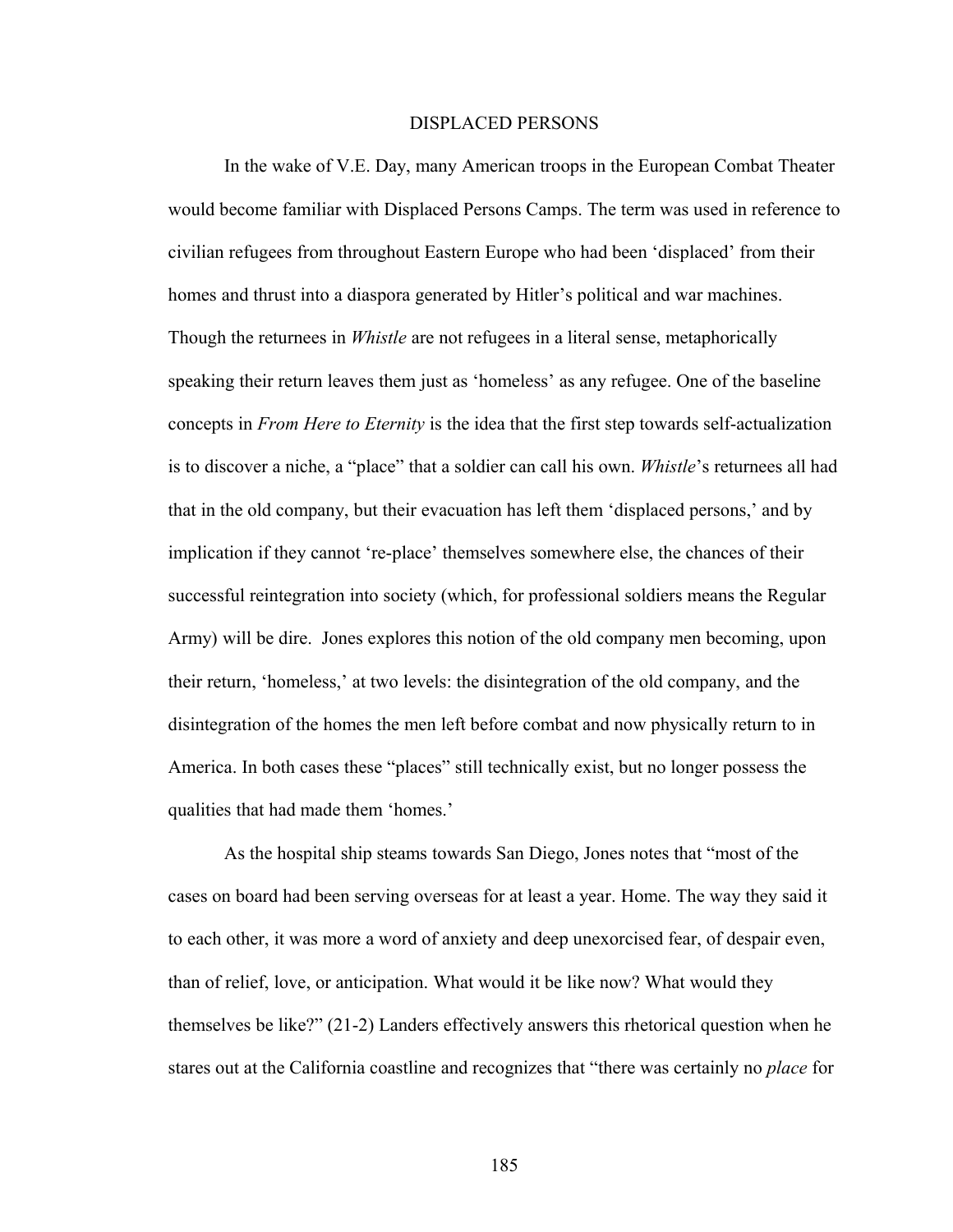## DISPLACED PERSONS

In the wake of V.E. Day, many American troops in the European Combat Theater would become familiar with Displaced Persons Camps. The term was used in reference to civilian refugees from throughout Eastern Europe who had been 'displaced' from their homes and thrust into a diaspora generated by Hitler's political and war machines. Though the returnees in *Whistle* are not refugees in a literal sense, metaphorically speaking their return leaves them just as 'homeless' as any refugee. One of the baseline concepts in *From Here to Eternity* is the idea that the first step towards self-actualization is to discover a niche, a "place" that a soldier can call his own. *Whistle*'s returnees all had that in the old company, but their evacuation has left them 'displaced persons,' and by implication if they cannot 're-place' themselves somewhere else, the chances of their successful reintegration into society (which, for professional soldiers means the Regular Army) will be dire. Jones explores this notion of the old company men becoming, upon their return, 'homeless,' at two levels: the disintegration of the old company, and the disintegration of the homes the men left before combat and now physically return to in America. In both cases these "places" still technically exist, but no longer possess the qualities that had made them 'homes.'

As the hospital ship steams towards San Diego, Jones notes that "most of the cases on board had been serving overseas for at least a year. Home. The way they said it to each other, it was more a word of anxiety and deep unexorcised fear, of despair even, than of relief, love, or anticipation. What would it be like now? What would they themselves be like?" (21-2) Landers effectively answers this rhetorical question when he stares out at the California coastline and recognizes that "there was certainly no *place* for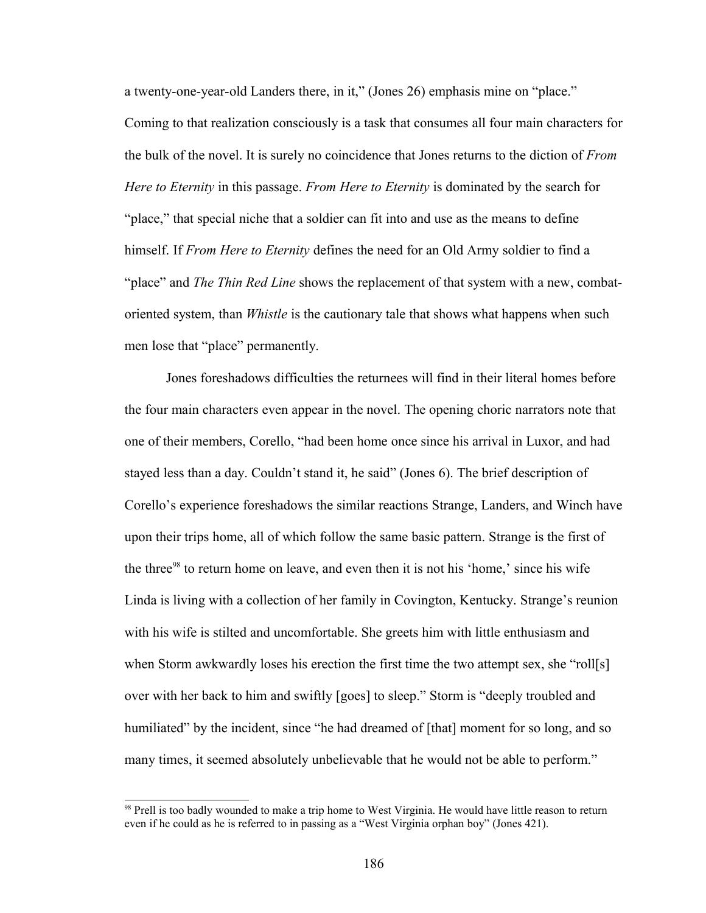a twenty-one-year-old Landers there, in it," (Jones 26) emphasis mine on "place." Coming to that realization consciously is a task that consumes all four main characters for the bulk of the novel. It is surely no coincidence that Jones returns to the diction of *From Here to Eternity* in this passage. *From Here to Eternity* is dominated by the search for "place," that special niche that a soldier can fit into and use as the means to define himself. If *From Here to Eternity* defines the need for an Old Army soldier to find a "place" and *The Thin Red Line* shows the replacement of that system with a new, combat-oriented system, than *Whistle* is the cautionary tale that shows what happens when such men lose that "place" permanently.

Jones foreshadows difficulties the returnees will find in their literal homes before the four main characters even appear in the novel. The opening choric narrators note that one of their members, Corello, "had been home once since his arrival in Luxor, and had stayed less than a day. Couldn't stand it, he said" (Jones 6). The brief description of Corello's experience foreshadows the similar reactions Strange, Landers, and Winch have upon their trips home, all of which follow the same basic pattern. Strange is the first of the three[98] to return home on leave, and even then it is not his 'home,' since his wife Linda is living with a collection of her family in Covington, Kentucky. Strange's reunion with his wife is stilted and uncomfortable. She greets him with little enthusiasm and when Storm awkwardly loses his erection the first time the two attempt sex, she "roll[s] over with her back to him and swiftly [goes] to sleep." Storm is "deeply troubled and humiliated" by the incident, since "he had dreamed of [that] moment for so long, and so many times, it seemed absolutely unbelievable that he would not be able to perform."

[98] Prell is too badly wounded to make a trip home to West Virginia. He would have little reason to return even if he could as he is referred to in passing as a "West Virginia orphan boy" (Jones 421).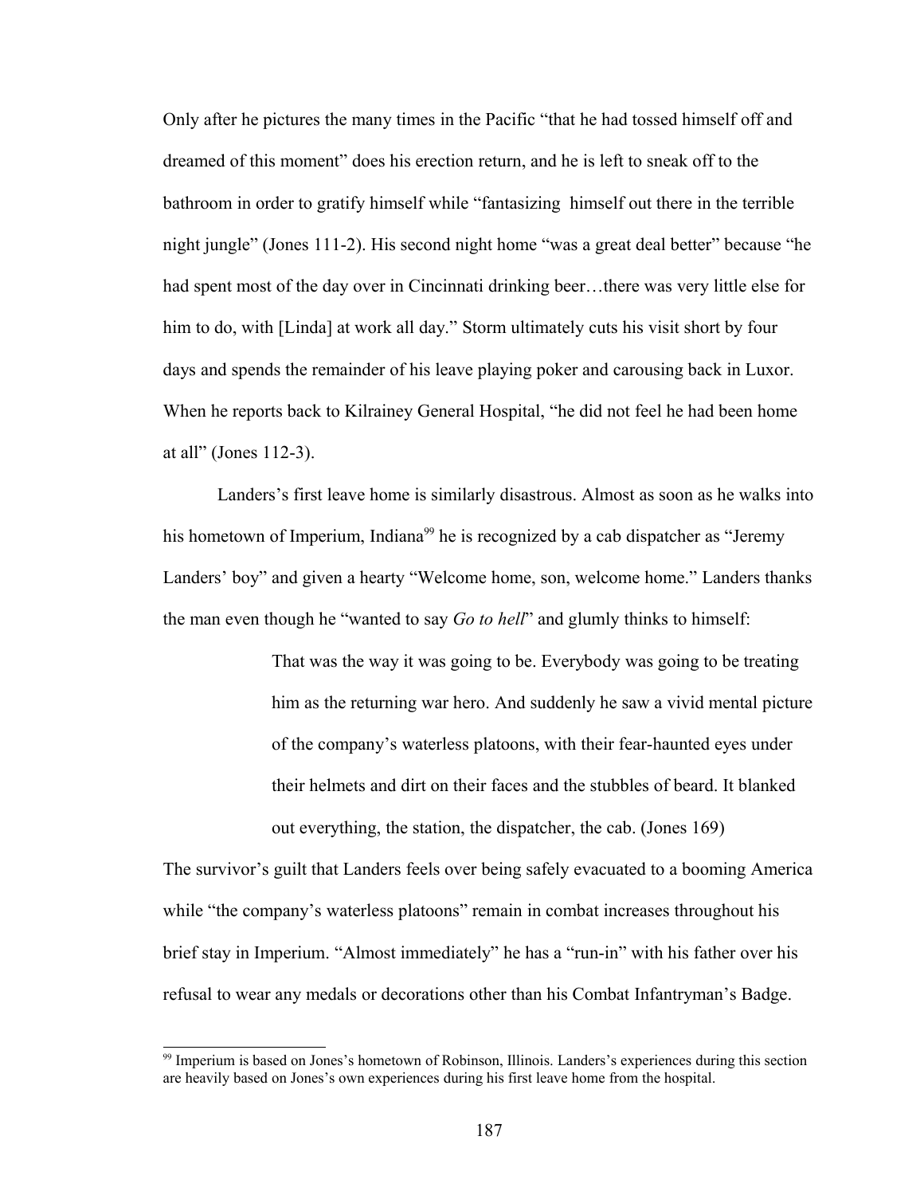Only after he pictures the many times in the Pacific "that he had tossed himself off and dreamed of this moment" does his erection return, and he is left to sneak off to the bathroom in order to gratify himself while "fantasizing himself out there in the terrible night jungle" (Jones 111-2). His second night home "was a great deal better" because "he had spent most of the day over in Cincinnati drinking beer…there was very little else for him to do, with [Linda] at work all day." Storm ultimately cuts his visit short by four days and spends the remainder of his leave playing poker and carousing back in Luxor. When he reports back to Kilrainey General Hospital, "he did not feel he had been home at all" (Jones 112-3).

Landers's first leave home is similarly disastrous. Almost as soon as he walks into his hometown of Imperium, Indiana[99] he is recognized by a cab dispatcher as "Jeremy Landers' boy" and given a hearty "Welcome home, son, welcome home." Landers thanks the man even though he "wanted to say *Go to hell*" and glumly thinks to himself:

> That was the way it was going to be. Everybody was going to be treating him as the returning war hero. And suddenly he saw a vivid mental picture of the company's waterless platoons, with their fear-haunted eyes under their helmets and dirt on their faces and the stubbles of beard. It blanked out everything, the station, the dispatcher, the cab. (Jones 169)

The survivor's guilt that Landers feels over being safely evacuated to a booming America while "the company's waterless platoons" remain in combat increases throughout his brief stay in Imperium. "Almost immediately" he has a "run-in" with his father over his refusal to wear any medals or decorations other than his Combat Infantryman's Badge.

[99] Imperium is based on Jones's hometown of Robinson, Illinois. Landers's experiences during this section are heavily based on Jones's own experiences during his first leave home from the hospital.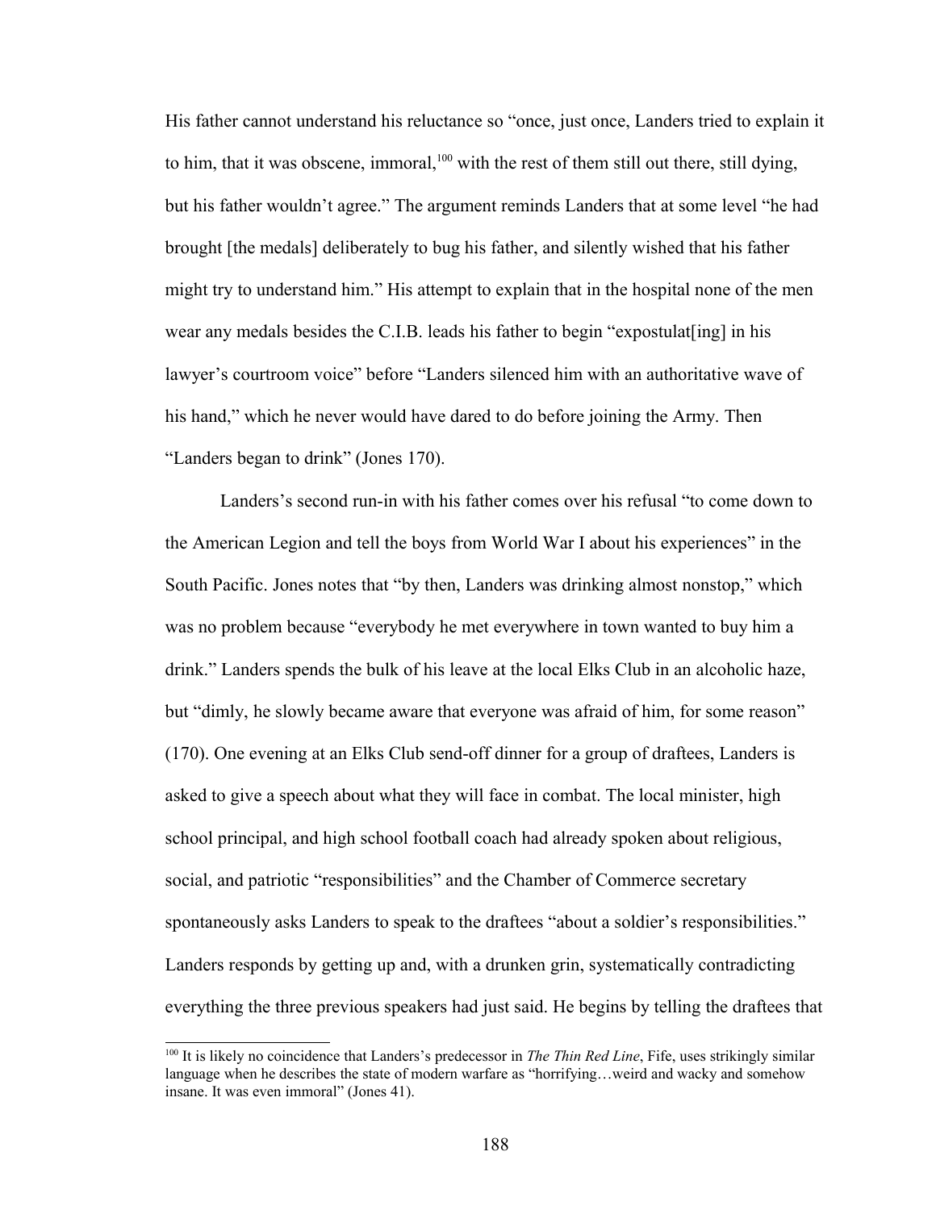His father cannot understand his reluctance so "once, just once, Landers tried to explain it to him, that it was obscene, immoral,[100] with the rest of them still out there, still dying, but his father wouldn't agree." The argument reminds Landers that at some level "he had brought [the medals] deliberately to bug his father, and silently wished that his father might try to understand him." His attempt to explain that in the hospital none of the men wear any medals besides the C.I.B. leads his father to begin "expostulat[ing] in his lawyer's courtroom voice" before "Landers silenced him with an authoritative wave of his hand," which he never would have dared to do before joining the Army. Then "Landers began to drink" (Jones 170).

Landers's second run-in with his father comes over his refusal "to come down to the American Legion and tell the boys from World War I about his experiences" in the South Pacific. Jones notes that "by then, Landers was drinking almost nonstop," which was no problem because "everybody he met everywhere in town wanted to buy him a drink." Landers spends the bulk of his leave at the local Elks Club in an alcoholic haze, but "dimly, he slowly became aware that everyone was afraid of him, for some reason" (170). One evening at an Elks Club send-off dinner for a group of draftees, Landers is asked to give a speech about what they will face in combat. The local minister, high school principal, and high school football coach had already spoken about religious, social, and patriotic "responsibilities" and the Chamber of Commerce secretary spontaneously asks Landers to speak to the draftees "about a soldier's responsibilities." Landers responds by getting up and, with a drunken grin, systematically contradicting everything the three previous speakers had just said. He begins by telling the draftees that

[100] It is likely no coincidence that Landers's predecessor in *The Thin Red Line*, Fife, uses strikingly similar language when he describes the state of modern warfare as "horrifying…weird and wacky and somehow insane. It was even immoral" (Jones 41).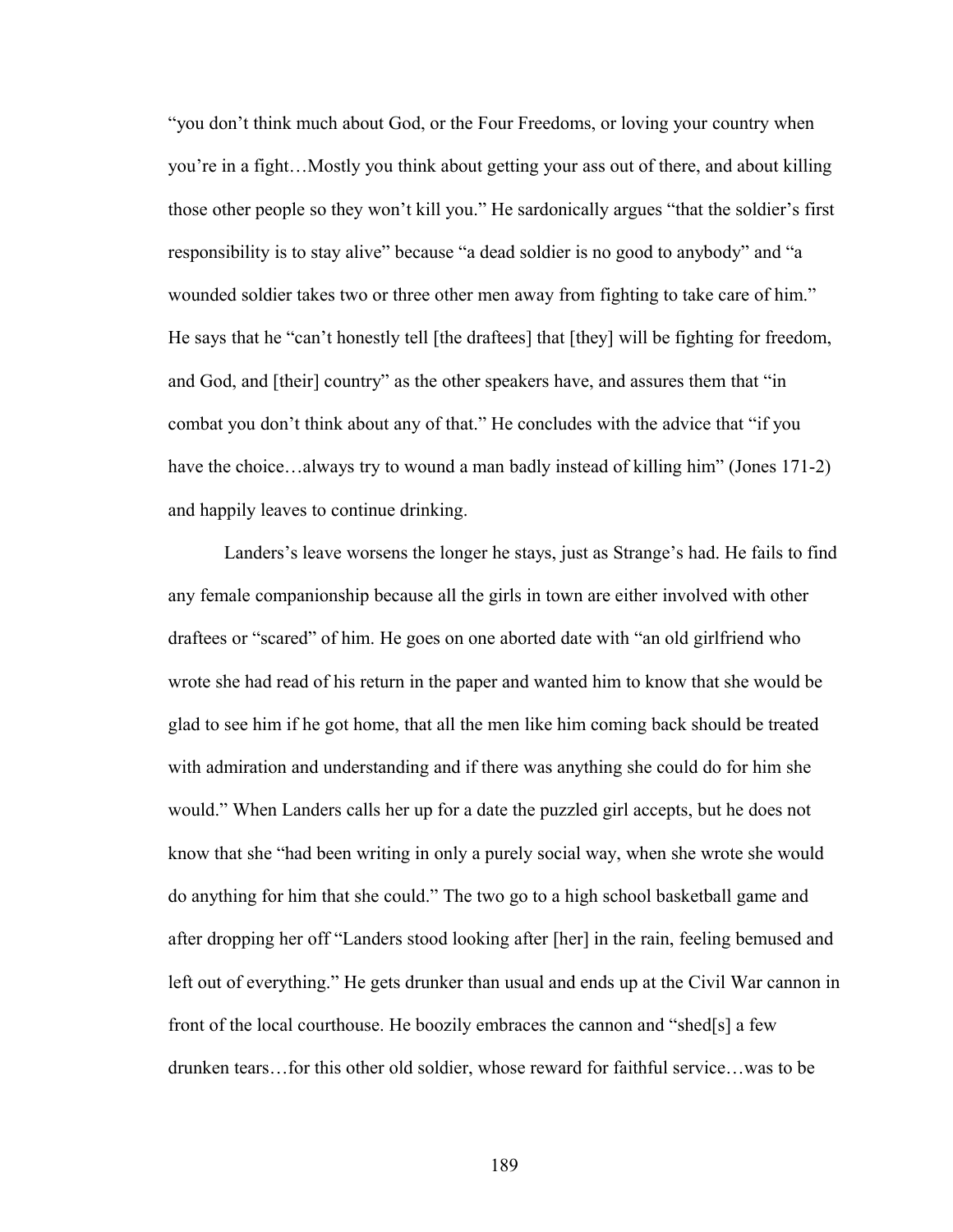"you don't think much about God, or the Four Freedoms, or loving your country when you're in a fight…Mostly you think about getting your ass out of there, and about killing those other people so they won't kill you." He sardonically argues "that the soldier's first responsibility is to stay alive" because "a dead soldier is no good to anybody" and "a wounded soldier takes two or three other men away from fighting to take care of him." He says that he "can't honestly tell [the draftees] that [they] will be fighting for freedom, and God, and [their] country" as the other speakers have, and assures them that "in combat you don't think about any of that." He concludes with the advice that "if you have the choice…always try to wound a man badly instead of killing him" (Jones 171-2) and happily leaves to continue drinking.

Landers's leave worsens the longer he stays, just as Strange's had. He fails to find any female companionship because all the girls in town are either involved with other draftees or "scared" of him. He goes on one aborted date with "an old girlfriend who wrote she had read of his return in the paper and wanted him to know that she would be glad to see him if he got home, that all the men like him coming back should be treated with admiration and understanding and if there was anything she could do for him she would." When Landers calls her up for a date the puzzled girl accepts, but he does not know that she "had been writing in only a purely social way, when she wrote she would do anything for him that she could." The two go to a high school basketball game and after dropping her off "Landers stood looking after [her] in the rain, feeling bemused and left out of everything." He gets drunker than usual and ends up at the Civil War cannon in front of the local courthouse. He boozily embraces the cannon and "shed[s] a few drunken tears…for this other old soldier, whose reward for faithful service…was to be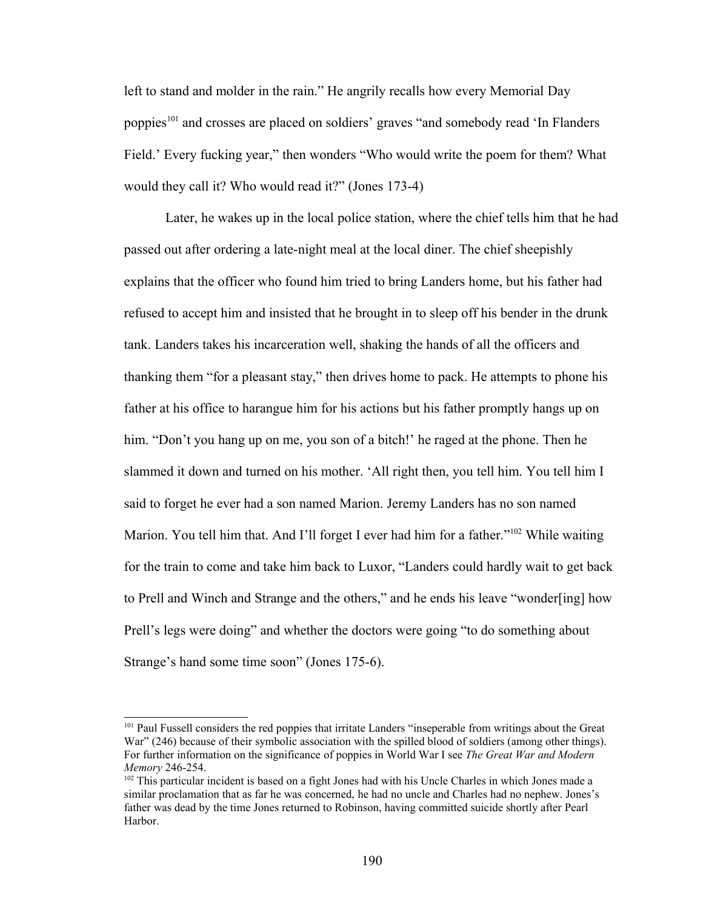left to stand and molder in the rain." He angrily recalls how every Memorial Day poppies[101] and crosses are placed on soldiers' graves "and somebody read 'In Flanders Field.' Every fucking year," then wonders "Who would write the poem for them? What would they call it? Who would read it?" (Jones 173-4)

Later, he wakes up in the local police station, where the chief tells him that he had passed out after ordering a late-night meal at the local diner. The chief sheepishly explains that the officer who found him tried to bring Landers home, but his father had refused to accept him and insisted that he brought in to sleep off his bender in the drunk tank. Landers takes his incarceration well, shaking the hands of all the officers and thanking them "for a pleasant stay," then drives home to pack. He attempts to phone his father at his office to harangue him for his actions but his father promptly hangs up on him. "Don't you hang up on me, you son of a bitch!' he raged at the phone. Then he slammed it down and turned on his mother. 'All right then, you tell him. You tell him I said to forget he ever had a son named Marion. Jeremy Landers has no son named Marion. You tell him that. And I'll forget I ever had him for a father."[102] While waiting for the train to come and take him back to Luxor, "Landers could hardly wait to get back to Prell and Winch and Strange and the others," and he ends his leave "wonder[ing] how Prell's legs were doing" and whether the doctors were going "to do something about Strange's hand some time soon" (Jones 175-6).

---

[101] Paul Fussell considers the red poppies that irritate Landers "inseperable from writings about the Great War" (246) because of their symbolic association with the spilled blood of soldiers (among other things). For further information on the significance of poppies in World War I see *The Great War and Modern Memory* 246-254.

[102] This particular incident is based on a fight Jones had with his Uncle Charles in which Jones made a similar proclamation that as far he was concerned, he had no uncle and Charles had no nephew. Jones's father was dead by the time Jones returned to Robinson, having committed suicide shortly after Pearl Harbor.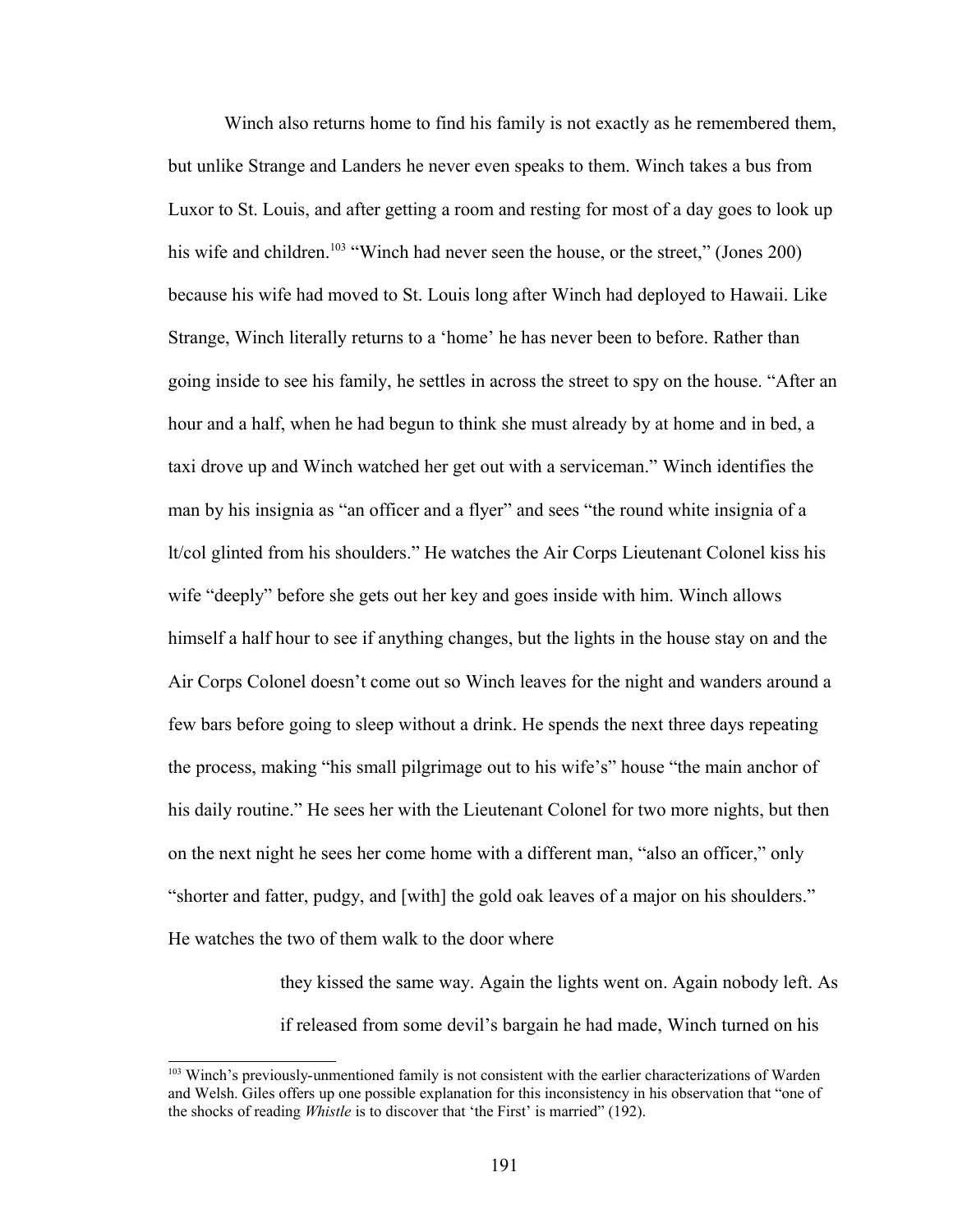Winch also returns home to find his family is not exactly as he remembered them, but unlike Strange and Landers he never even speaks to them. Winch takes a bus from Luxor to St. Louis, and after getting a room and resting for most of a day goes to look up his wife and children.[103] "Winch had never seen the house, or the street," (Jones 200) because his wife had moved to St. Louis long after Winch had deployed to Hawaii. Like Strange, Winch literally returns to a 'home' he has never been to before. Rather than going inside to see his family, he settles in across the street to spy on the house. "After an hour and a half, when he had begun to think she must already by at home and in bed, a taxi drove up and Winch watched her get out with a serviceman." Winch identifies the man by his insignia as "an officer and a flyer" and sees "the round white insignia of a lt/col glinted from his shoulders." He watches the Air Corps Lieutenant Colonel kiss his wife "deeply" before she gets out her key and goes inside with him. Winch allows himself a half hour to see if anything changes, but the lights in the house stay on and the Air Corps Colonel doesn't come out so Winch leaves for the night and wanders around a few bars before going to sleep without a drink. He spends the next three days repeating the process, making "his small pilgrimage out to his wife's" house "the main anchor of his daily routine." He sees her with the Lieutenant Colonel for two more nights, but then on the next night he sees her come home with a different man, "also an officer," only "shorter and fatter, pudgy, and [with] the gold oak leaves of a major on his shoulders." He watches the two of them walk to the door where

> they kissed the same way. Again the lights went on. Again nobody left. As if released from some devil's bargain he had made, Winch turned on his

[103] Winch's previously-unmentioned family is not consistent with the earlier characterizations of Warden and Welsh. Giles offers up one possible explanation for this inconsistency in his observation that "one of the shocks of reading *Whistle* is to discover that 'the First' is married" (192).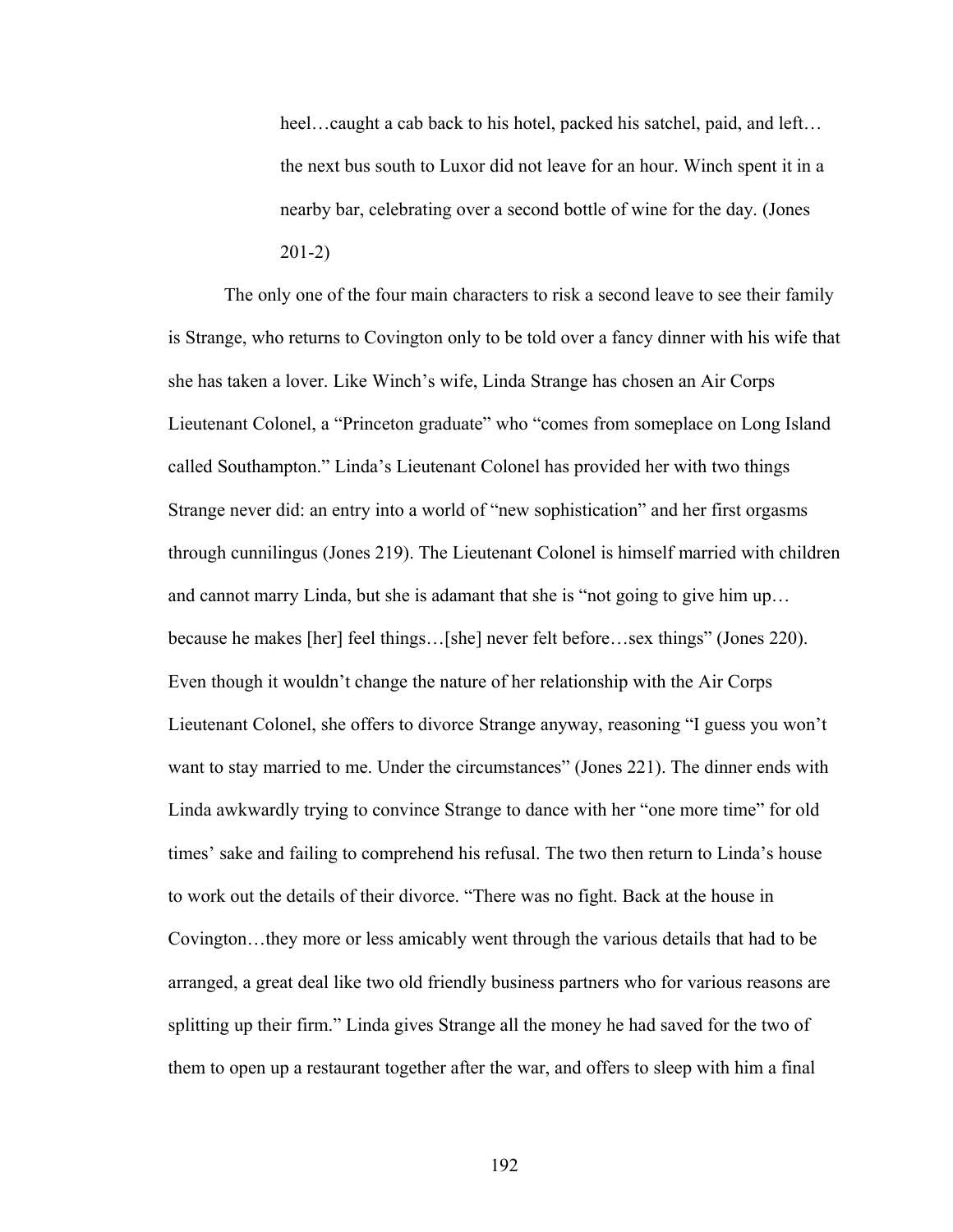> heel…caught a cab back to his hotel, packed his satchel, paid, and left… the next bus south to Luxor did not leave for an hour. Winch spent it in a nearby bar, celebrating over a second bottle of wine for the day. (Jones 201-2)

The only one of the four main characters to risk a second leave to see their family is Strange, who returns to Covington only to be told over a fancy dinner with his wife that she has taken a lover. Like Winch's wife, Linda Strange has chosen an Air Corps Lieutenant Colonel, a "Princeton graduate" who "comes from someplace on Long Island called Southampton." Linda's Lieutenant Colonel has provided her with two things Strange never did: an entry into a world of "new sophistication" and her first orgasms through cunnilingus (Jones 219). The Lieutenant Colonel is himself married with children and cannot marry Linda, but she is adamant that she is "not going to give him up… because he makes [her] feel things…[she] never felt before…sex things" (Jones 220). Even though it wouldn't change the nature of her relationship with the Air Corps Lieutenant Colonel, she offers to divorce Strange anyway, reasoning "I guess you won't want to stay married to me. Under the circumstances" (Jones 221). The dinner ends with Linda awkwardly trying to convince Strange to dance with her "one more time" for old times' sake and failing to comprehend his refusal. The two then return to Linda's house to work out the details of their divorce. "There was no fight. Back at the house in Covington…they more or less amicably went through the various details that had to be arranged, a great deal like two old friendly business partners who for various reasons are splitting up their firm." Linda gives Strange all the money he had saved for the two of them to open up a restaurant together after the war, and offers to sleep with him a final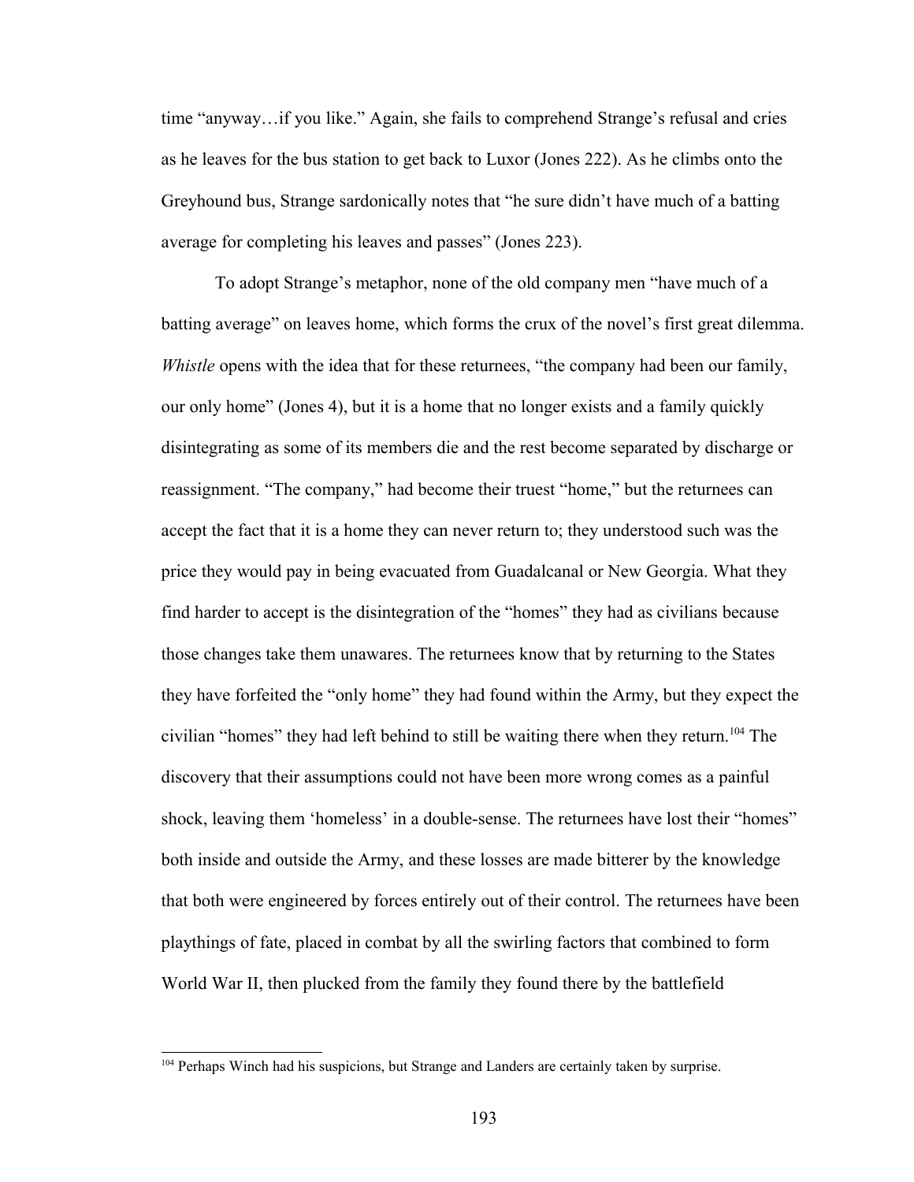time "anyway…if you like." Again, she fails to comprehend Strange's refusal and cries as he leaves for the bus station to get back to Luxor (Jones 222). As he climbs onto the Greyhound bus, Strange sardonically notes that "he sure didn't have much of a batting average for completing his leaves and passes" (Jones 223).

To adopt Strange's metaphor, none of the old company men "have much of a batting average" on leaves home, which forms the crux of the novel's first great dilemma. *Whistle* opens with the idea that for these returnees, "the company had been our family, our only home" (Jones 4), but it is a home that no longer exists and a family quickly disintegrating as some of its members die and the rest become separated by discharge or reassignment. "The company," had become their truest "home," but the returnees can accept the fact that it is a home they can never return to; they understood such was the price they would pay in being evacuated from Guadalcanal or New Georgia. What they find harder to accept is the disintegration of the "homes" they had as civilians because those changes take them unawares. The returnees know that by returning to the States they have forfeited the "only home" they had found within the Army, but they expect the civilian "homes" they had left behind to still be waiting there when they return.[104] The discovery that their assumptions could not have been more wrong comes as a painful shock, leaving them 'homeless' in a double-sense. The returnees have lost their "homes" both inside and outside the Army, and these losses are made bitterer by the knowledge that both were engineered by forces entirely out of their control. The returnees have been playthings of fate, placed in combat by all the swirling factors that combined to form World War II, then plucked from the family they found there by the battlefield

[104] Perhaps Winch had his suspicions, but Strange and Landers are certainly taken by surprise.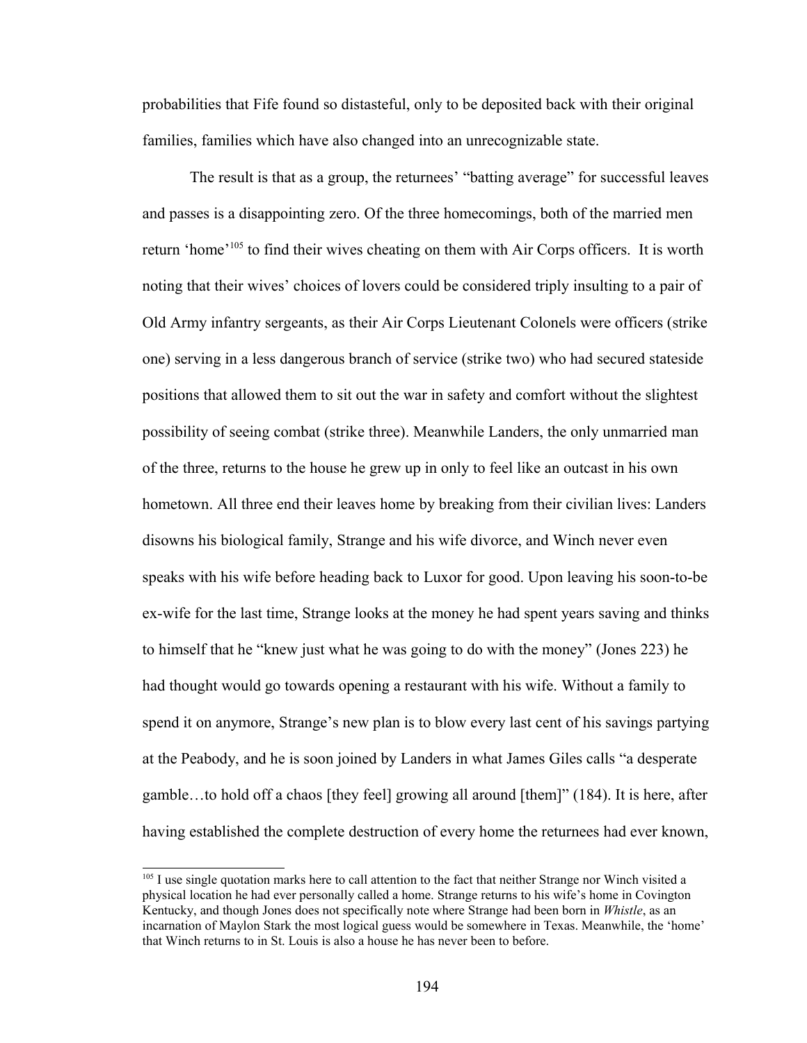probabilities that Fife found so distasteful, only to be deposited back with their original families, families which have also changed into an unrecognizable state.

The result is that as a group, the returnees' "batting average" for successful leaves and passes is a disappointing zero. Of the three homecomings, both of the married men return 'home'[105] to find their wives cheating on them with Air Corps officers. It is worth noting that their wives' choices of lovers could be considered triply insulting to a pair of Old Army infantry sergeants, as their Air Corps Lieutenant Colonels were officers (strike one) serving in a less dangerous branch of service (strike two) who had secured stateside positions that allowed them to sit out the war in safety and comfort without the slightest possibility of seeing combat (strike three). Meanwhile Landers, the only unmarried man of the three, returns to the house he grew up in only to feel like an outcast in his own hometown. All three end their leaves home by breaking from their civilian lives: Landers disowns his biological family, Strange and his wife divorce, and Winch never even speaks with his wife before heading back to Luxor for good. Upon leaving his soon-to-be ex-wife for the last time, Strange looks at the money he had spent years saving and thinks to himself that he "knew just what he was going to do with the money" (Jones 223) he had thought would go towards opening a restaurant with his wife. Without a family to spend it on anymore, Strange's new plan is to blow every last cent of his savings partying at the Peabody, and he is soon joined by Landers in what James Giles calls "a desperate gamble…to hold off a chaos [they feel] growing all around [them]" (184). It is here, after having established the complete destruction of every home the returnees had ever known,

[105] I use single quotation marks here to call attention to the fact that neither Strange nor Winch visited a physical location he had ever personally called a home. Strange returns to his wife's home in Covington Kentucky, and though Jones does not specifically note where Strange had been born in *Whistle*, as an incarnation of Maylon Stark the most logical guess would be somewhere in Texas. Meanwhile, the 'home' that Winch returns to in St. Louis is also a house he has never been to before.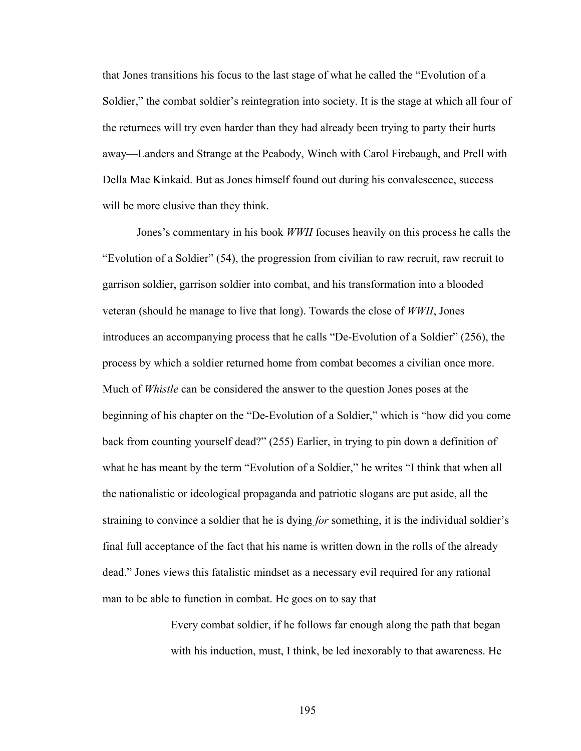that Jones transitions his focus to the last stage of what he called the "Evolution of a Soldier," the combat soldier's reintegration into society. It is the stage at which all four of the returnees will try even harder than they had already been trying to party their hurts away—Landers and Strange at the Peabody, Winch with Carol Firebaugh, and Prell with Della Mae Kinkaid. But as Jones himself found out during his convalescence, success will be more elusive than they think.

Jones's commentary in his book *WWII* focuses heavily on this process he calls the "Evolution of a Soldier" (54), the progression from civilian to raw recruit, raw recruit to garrison soldier, garrison soldier into combat, and his transformation into a blooded veteran (should he manage to live that long). Towards the close of *WWII*, Jones introduces an accompanying process that he calls "De-Evolution of a Soldier" (256), the process by which a soldier returned home from combat becomes a civilian once more. Much of *Whistle* can be considered the answer to the question Jones poses at the beginning of his chapter on the "De-Evolution of a Soldier," which is "how did you come back from counting yourself dead?" (255) Earlier, in trying to pin down a definition of what he has meant by the term "Evolution of a Soldier," he writes "I think that when all the nationalistic or ideological propaganda and patriotic slogans are put aside, all the straining to convince a soldier that he is dying *for* something, it is the individual soldier's final full acceptance of the fact that his name is written down in the rolls of the already dead." Jones views this fatalistic mindset as a necessary evil required for any rational man to be able to function in combat. He goes on to say that

> Every combat soldier, if he follows far enough along the path that began with his induction, must, I think, be led inexorably to that awareness. He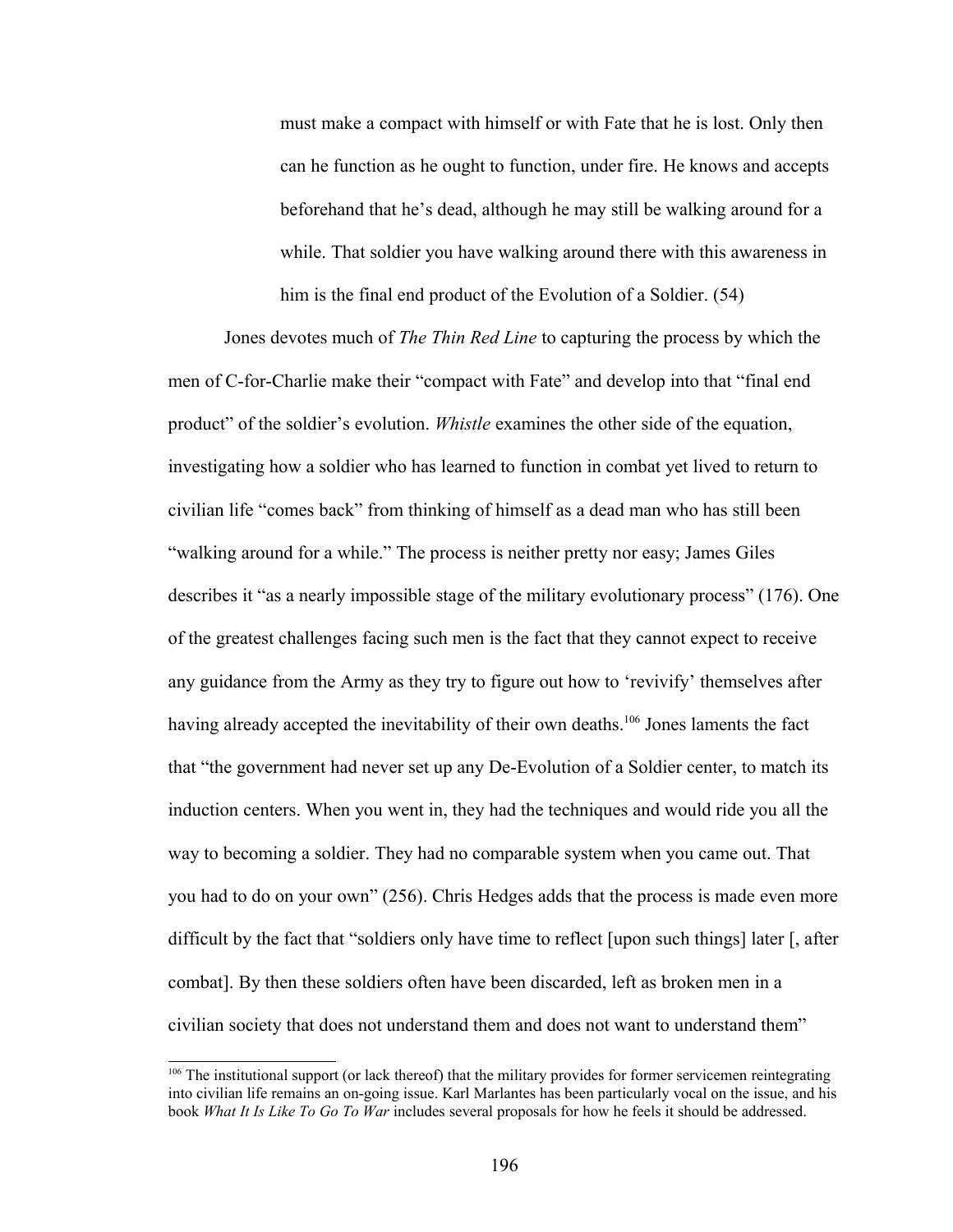> must make a compact with himself or with Fate that he is lost. Only then can he function as he ought to function, under fire. He knows and accepts beforehand that he's dead, although he may still be walking around for a while. That soldier you have walking around there with this awareness in him is the final end product of the Evolution of a Soldier. (54)

Jones devotes much of *The Thin Red Line* to capturing the process by which the men of C-for-Charlie make their "compact with Fate" and develop into that "final end product" of the soldier's evolution. *Whistle* examines the other side of the equation, investigating how a soldier who has learned to function in combat yet lived to return to civilian life "comes back" from thinking of himself as a dead man who has still been "walking around for a while." The process is neither pretty nor easy; James Giles describes it "as a nearly impossible stage of the military evolutionary process" (176). One of the greatest challenges facing such men is the fact that they cannot expect to receive any guidance from the Army as they try to figure out how to 'revivify' themselves after having already accepted the inevitability of their own deaths.[106] Jones laments the fact that "the government had never set up any De-Evolution of a Soldier center, to match its induction centers. When you went in, they had the techniques and would ride you all the way to becoming a soldier. They had no comparable system when you came out. That you had to do on your own" (256). Chris Hedges adds that the process is made even more difficult by the fact that "soldiers only have time to reflect [upon such things] later [, after combat]. By then these soldiers often have been discarded, left as broken men in a civilian society that does not understand them and does not want to understand them"

[106] The institutional support (or lack thereof) that the military provides for former servicemen reintegrating into civilian life remains an on-going issue. Karl Marlantes has been particularly vocal on the issue, and his book *What It Is Like To Go To War* includes several proposals for how he feels it should be addressed.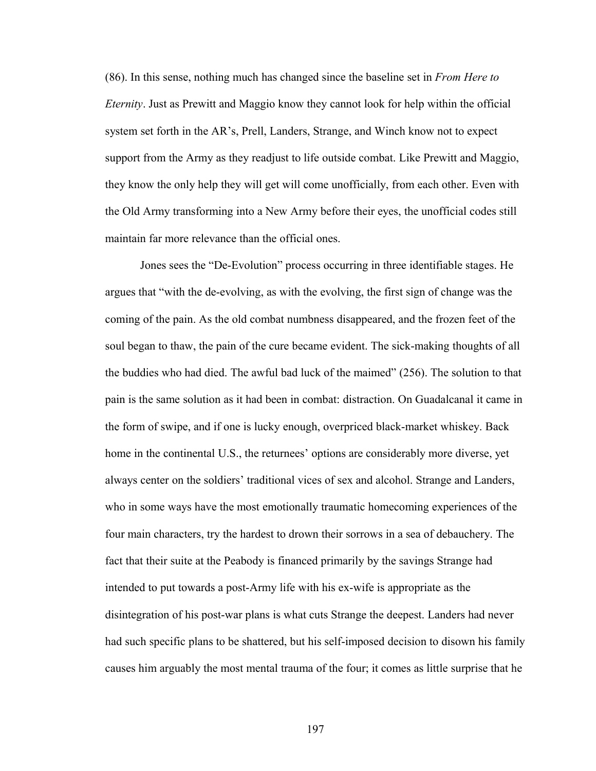(86). In this sense, nothing much has changed since the baseline set in *From Here to Eternity*. Just as Prewitt and Maggio know they cannot look for help within the official system set forth in the AR's, Prell, Landers, Strange, and Winch know not to expect support from the Army as they readjust to life outside combat. Like Prewitt and Maggio, they know the only help they will get will come unofficially, from each other. Even with the Old Army transforming into a New Army before their eyes, the unofficial codes still maintain far more relevance than the official ones.

Jones sees the "De-Evolution" process occurring in three identifiable stages. He argues that "with the de-evolving, as with the evolving, the first sign of change was the coming of the pain. As the old combat numbness disappeared, and the frozen feet of the soul began to thaw, the pain of the cure became evident. The sick-making thoughts of all the buddies who had died. The awful bad luck of the maimed" (256). The solution to that pain is the same solution as it had been in combat: distraction. On Guadalcanal it came in the form of swipe, and if one is lucky enough, overpriced black-market whiskey. Back home in the continental U.S., the returnees' options are considerably more diverse, yet always center on the soldiers' traditional vices of sex and alcohol. Strange and Landers, who in some ways have the most emotionally traumatic homecoming experiences of the four main characters, try the hardest to drown their sorrows in a sea of debauchery. The fact that their suite at the Peabody is financed primarily by the savings Strange had intended to put towards a post-Army life with his ex-wife is appropriate as the disintegration of his post-war plans is what cuts Strange the deepest. Landers had never had such specific plans to be shattered, but his self-imposed decision to disown his family causes him arguably the most mental trauma of the four; it comes as little surprise that he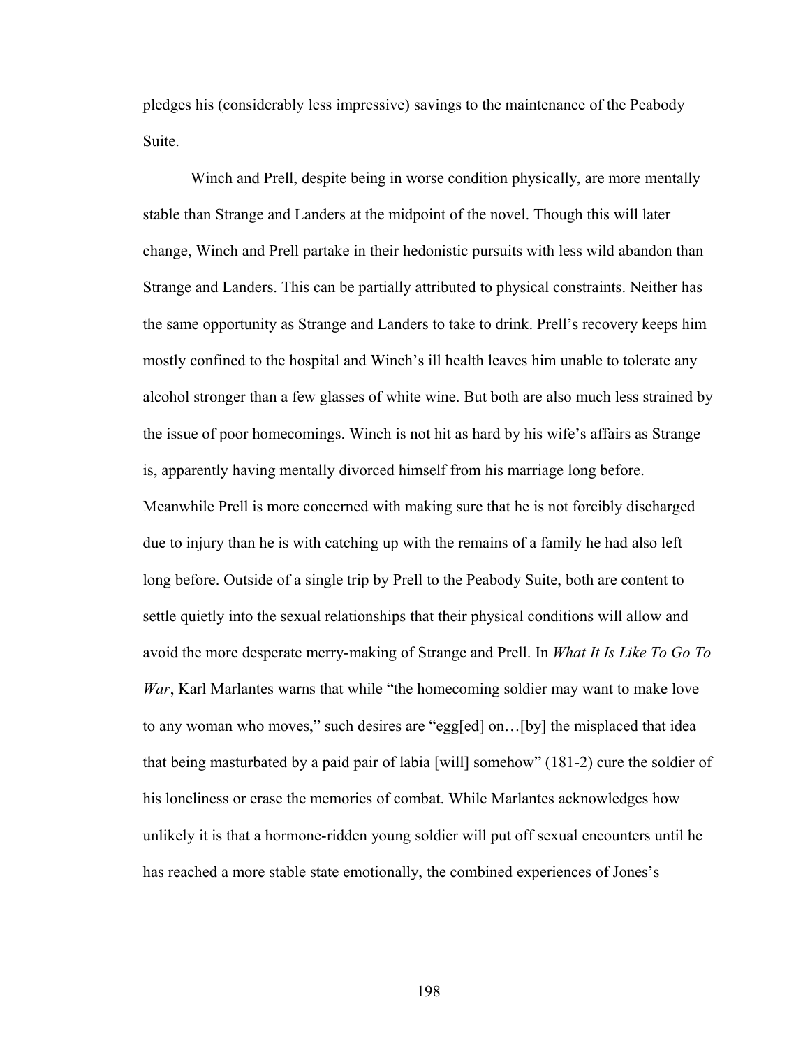pledges his (considerably less impressive) savings to the maintenance of the Peabody Suite.

Winch and Prell, despite being in worse condition physically, are more mentally stable than Strange and Landers at the midpoint of the novel. Though this will later change, Winch and Prell partake in their hedonistic pursuits with less wild abandon than Strange and Landers. This can be partially attributed to physical constraints. Neither has the same opportunity as Strange and Landers to take to drink. Prell's recovery keeps him mostly confined to the hospital and Winch's ill health leaves him unable to tolerate any alcohol stronger than a few glasses of white wine. But both are also much less strained by the issue of poor homecomings. Winch is not hit as hard by his wife's affairs as Strange is, apparently having mentally divorced himself from his marriage long before. Meanwhile Prell is more concerned with making sure that he is not forcibly discharged due to injury than he is with catching up with the remains of a family he had also left long before. Outside of a single trip by Prell to the Peabody Suite, both are content to settle quietly into the sexual relationships that their physical conditions will allow and avoid the more desperate merry-making of Strange and Prell. In *What It Is Like To Go To War*, Karl Marlantes warns that while "the homecoming soldier may want to make love to any woman who moves," such desires are "egg[ed] on…[by] the misplaced that idea that being masturbated by a paid pair of labia [will] somehow" (181-2) cure the soldier of his loneliness or erase the memories of combat. While Marlantes acknowledges how unlikely it is that a hormone-ridden young soldier will put off sexual encounters until he has reached a more stable state emotionally, the combined experiences of Jones's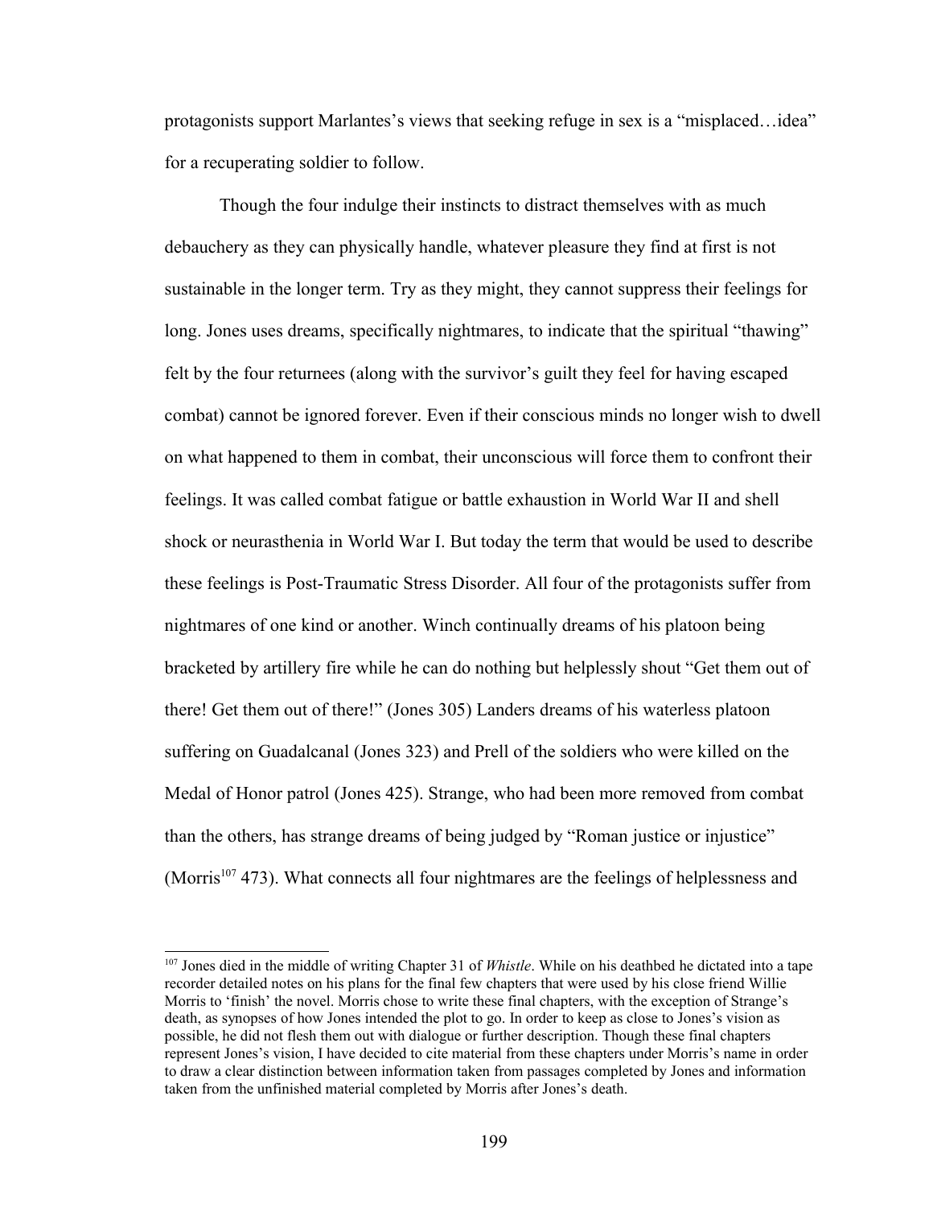protagonists support Marlantes's views that seeking refuge in sex is a "misplaced…idea" for a recuperating soldier to follow.

Though the four indulge their instincts to distract themselves with as much debauchery as they can physically handle, whatever pleasure they find at first is not sustainable in the longer term. Try as they might, they cannot suppress their feelings for long. Jones uses dreams, specifically nightmares, to indicate that the spiritual "thawing" felt by the four returnees (along with the survivor's guilt they feel for having escaped combat) cannot be ignored forever. Even if their conscious minds no longer wish to dwell on what happened to them in combat, their unconscious will force them to confront their feelings. It was called combat fatigue or battle exhaustion in World War II and shell shock or neurasthenia in World War I. But today the term that would be used to describe these feelings is Post-Traumatic Stress Disorder. All four of the protagonists suffer from nightmares of one kind or another. Winch continually dreams of his platoon being bracketed by artillery fire while he can do nothing but helplessly shout "Get them out of there! Get them out of there!" (Jones 305) Landers dreams of his waterless platoon suffering on Guadalcanal (Jones 323) and Prell of the soldiers who were killed on the Medal of Honor patrol (Jones 425). Strange, who had been more removed from combat than the others, has strange dreams of being judged by "Roman justice or injustice" (Morris[107] 473). What connects all four nightmares are the feelings of helplessness and

[107] Jones died in the middle of writing Chapter 31 of *Whistle*. While on his deathbed he dictated into a tape recorder detailed notes on his plans for the final few chapters that were used by his close friend Willie Morris to 'finish' the novel. Morris chose to write these final chapters, with the exception of Strange's death, as synopses of how Jones intended the plot to go. In order to keep as close to Jones's vision as possible, he did not flesh them out with dialogue or further description. Though these final chapters represent Jones's vision, I have decided to cite material from these chapters under Morris's name in order to draw a clear distinction between information taken from passages completed by Jones and information taken from the unfinished material completed by Morris after Jones's death.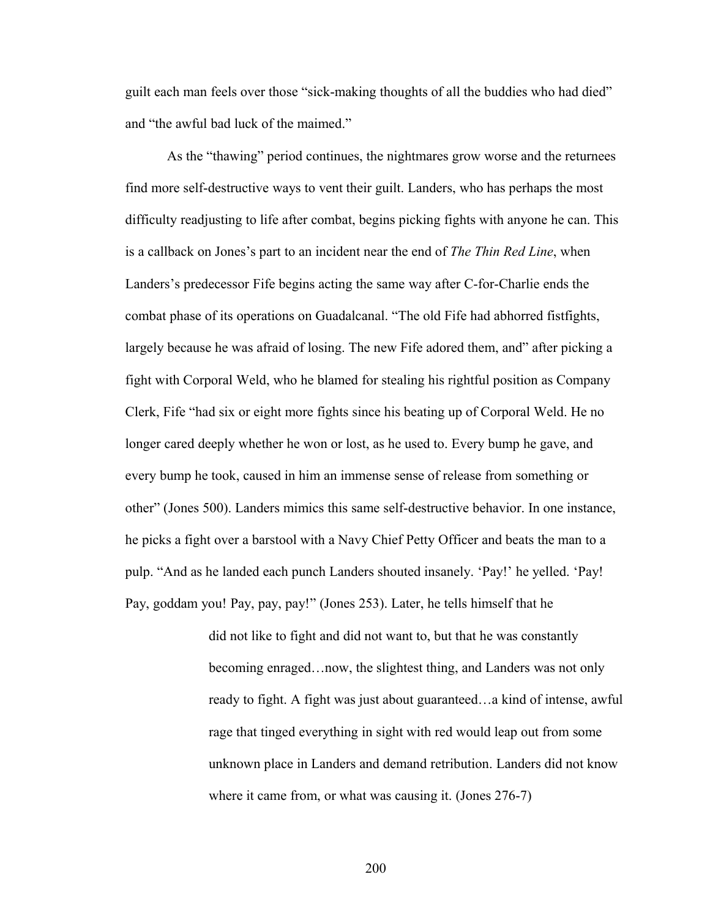guilt each man feels over those "sick-making thoughts of all the buddies who had died" and "the awful bad luck of the maimed."

As the "thawing" period continues, the nightmares grow worse and the returnees find more self-destructive ways to vent their guilt. Landers, who has perhaps the most difficulty readjusting to life after combat, begins picking fights with anyone he can. This is a callback on Jones's part to an incident near the end of *The Thin Red Line*, when Landers's predecessor Fife begins acting the same way after C-for-Charlie ends the combat phase of its operations on Guadalcanal. "The old Fife had abhorred fistfights, largely because he was afraid of losing. The new Fife adored them, and" after picking a fight with Corporal Weld, who he blamed for stealing his rightful position as Company Clerk, Fife "had six or eight more fights since his beating up of Corporal Weld. He no longer cared deeply whether he won or lost, as he used to. Every bump he gave, and every bump he took, caused in him an immense sense of release from something or other" (Jones 500). Landers mimics this same self-destructive behavior. In one instance, he picks a fight over a barstool with a Navy Chief Petty Officer and beats the man to a pulp. "And as he landed each punch Landers shouted insanely. 'Pay!' he yelled. 'Pay! Pay, goddam you! Pay, pay, pay!" (Jones 253). Later, he tells himself that he

> did not like to fight and did not want to, but that he was constantly becoming enraged…now, the slightest thing, and Landers was not only ready to fight. A fight was just about guaranteed…a kind of intense, awful rage that tinged everything in sight with red would leap out from some unknown place in Landers and demand retribution. Landers did not know where it came from, or what was causing it. (Jones 276-7)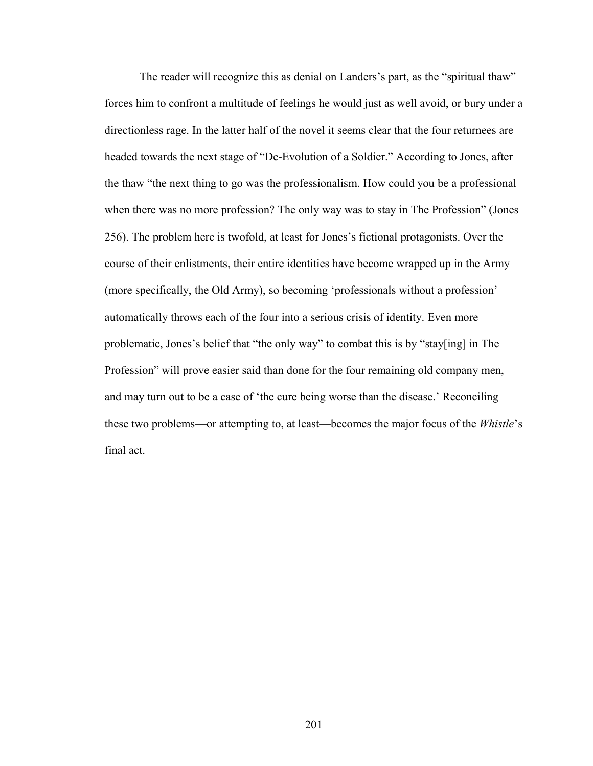The reader will recognize this as denial on Landers's part, as the "spiritual thaw" forces him to confront a multitude of feelings he would just as well avoid, or bury under a directionless rage. In the latter half of the novel it seems clear that the four returnees are headed towards the next stage of "De-Evolution of a Soldier." According to Jones, after the thaw "the next thing to go was the professionalism. How could you be a professional when there was no more profession? The only way was to stay in The Profession" (Jones 256). The problem here is twofold, at least for Jones's fictional protagonists. Over the course of their enlistments, their entire identities have become wrapped up in the Army (more specifically, the Old Army), so becoming 'professionals without a profession' automatically throws each of the four into a serious crisis of identity. Even more problematic, Jones's belief that "the only way" to combat this is by "stay[ing] in The Profession" will prove easier said than done for the four remaining old company men, and may turn out to be a case of 'the cure being worse than the disease.' Reconciling these two problems—or attempting to, at least—becomes the major focus of the *Whistle*'s final act.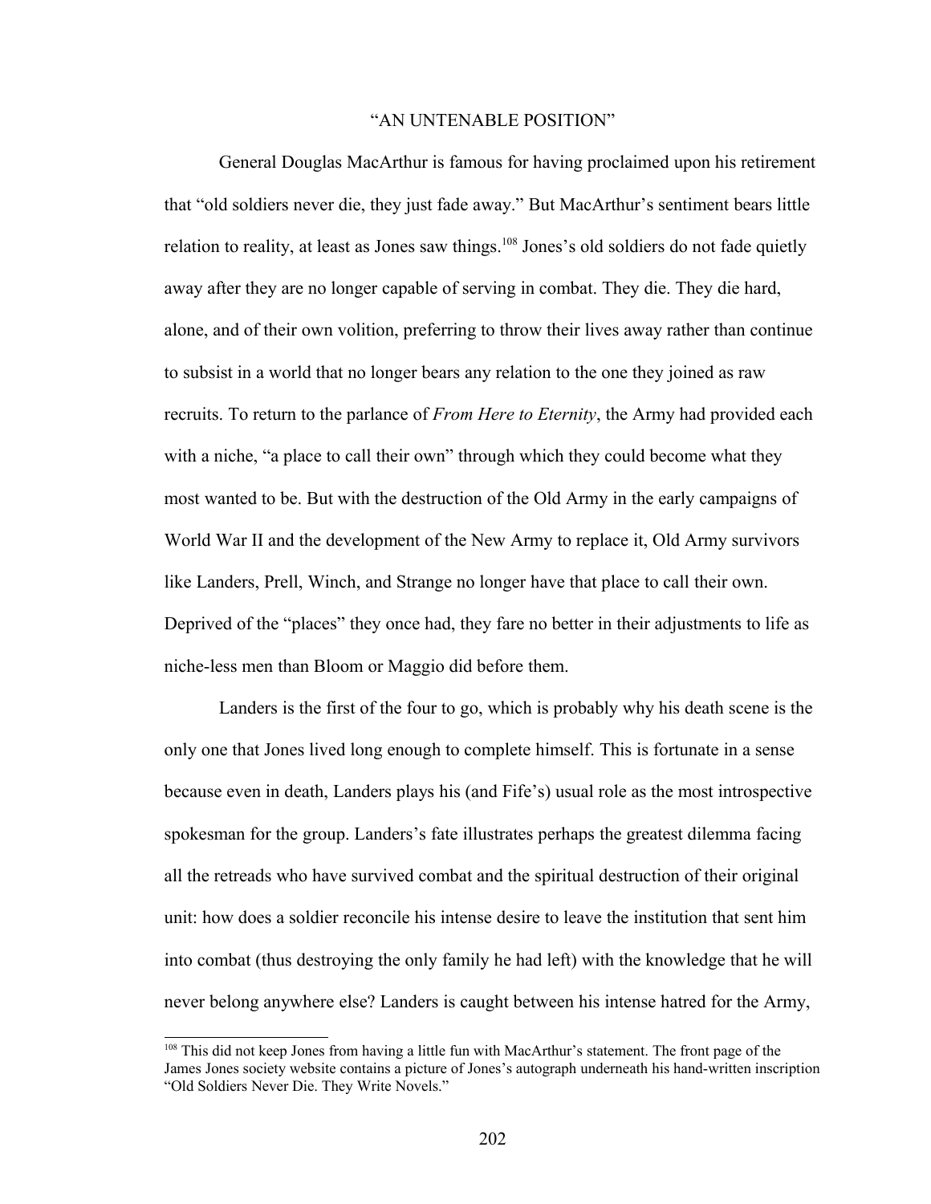## "AN UNTENABLE POSITION"

General Douglas MacArthur is famous for having proclaimed upon his retirement that "old soldiers never die, they just fade away." But MacArthur's sentiment bears little relation to reality, at least as Jones saw things.[108] Jones's old soldiers do not fade quietly away after they are no longer capable of serving in combat. They die. They die hard, alone, and of their own volition, preferring to throw their lives away rather than continue to subsist in a world that no longer bears any relation to the one they joined as raw recruits. To return to the parlance of *From Here to Eternity*, the Army had provided each with a niche, "a place to call their own" through which they could become what they most wanted to be. But with the destruction of the Old Army in the early campaigns of World War II and the development of the New Army to replace it, Old Army survivors like Landers, Prell, Winch, and Strange no longer have that place to call their own. Deprived of the "places" they once had, they fare no better in their adjustments to life as niche-less men than Bloom or Maggio did before them.

Landers is the first of the four to go, which is probably why his death scene is the only one that Jones lived long enough to complete himself. This is fortunate in a sense because even in death, Landers plays his (and Fife's) usual role as the most introspective spokesman for the group. Landers's fate illustrates perhaps the greatest dilemma facing all the retreads who have survived combat and the spiritual destruction of their original unit: how does a soldier reconcile his intense desire to leave the institution that sent him into combat (thus destroying the only family he had left) with the knowledge that he will never belong anywhere else? Landers is caught between his intense hatred for the Army,

[108] This did not keep Jones from having a little fun with MacArthur's statement. The front page of the James Jones society website contains a picture of Jones's autograph underneath his hand-written inscription "Old Soldiers Never Die. They Write Novels."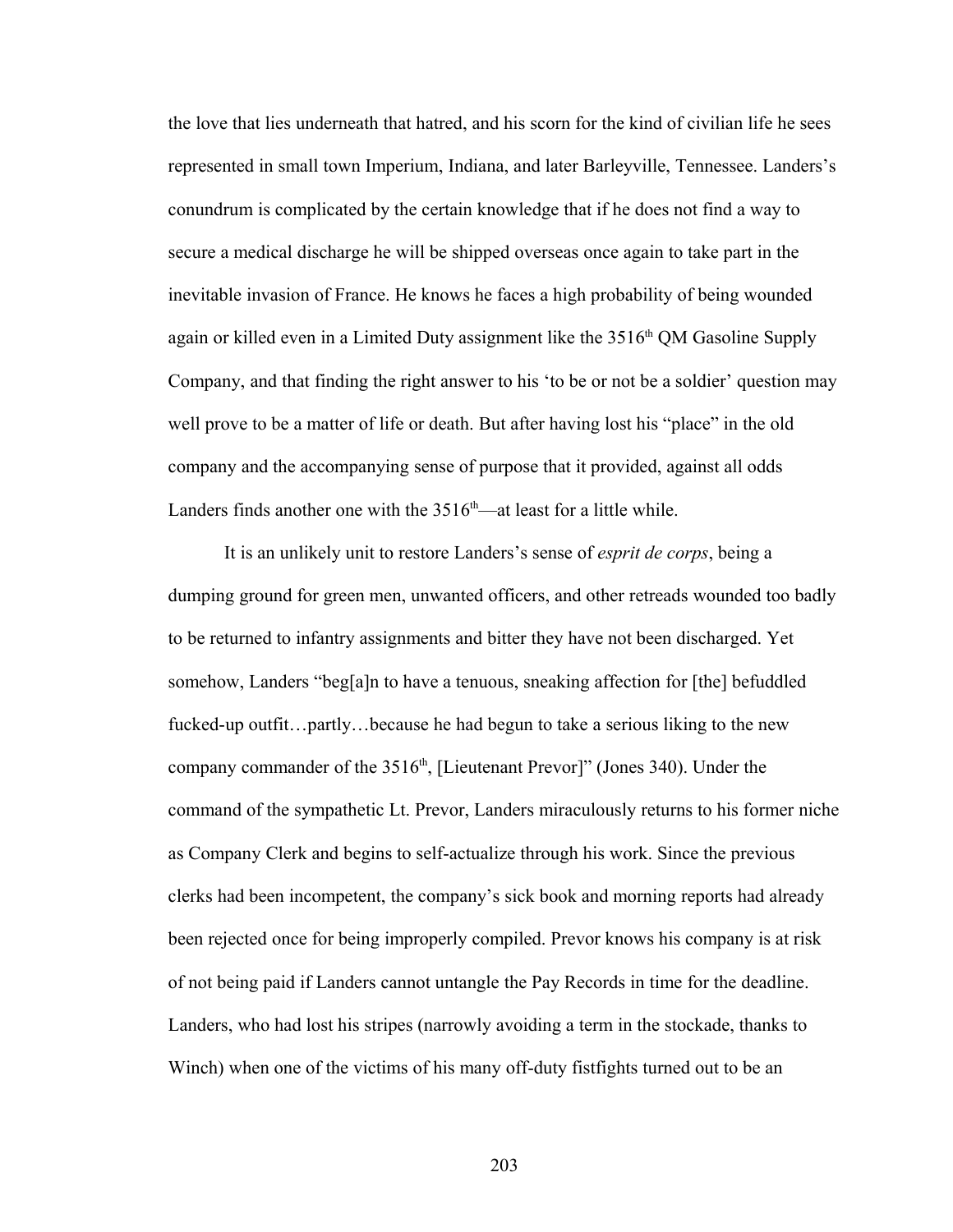the love that lies underneath that hatred, and his scorn for the kind of civilian life he sees represented in small town Imperium, Indiana, and later Barleyville, Tennessee. Landers's conundrum is complicated by the certain knowledge that if he does not find a way to secure a medical discharge he will be shipped overseas once again to take part in the inevitable invasion of France. He knows he faces a high probability of being wounded again or killed even in a Limited Duty assignment like the 3516th QM Gasoline Supply Company, and that finding the right answer to his 'to be or not be a soldier' question may well prove to be a matter of life or death. But after having lost his "place" in the old company and the accompanying sense of purpose that it provided, against all odds Landers finds another one with the 3516th—at least for a little while.

It is an unlikely unit to restore Landers's sense of *esprit de corps*, being a dumping ground for green men, unwanted officers, and other retreads wounded too badly to be returned to infantry assignments and bitter they have not been discharged. Yet somehow, Landers "beg[a]n to have a tenuous, sneaking affection for [the] befuddled fucked-up outfit…partly…because he had begun to take a serious liking to the new company commander of the 3516th, [Lieutenant Prevor]" (Jones 340). Under the command of the sympathetic Lt. Prevor, Landers miraculously returns to his former niche as Company Clerk and begins to self-actualize through his work. Since the previous clerks had been incompetent, the company's sick book and morning reports had already been rejected once for being improperly compiled. Prevor knows his company is at risk of not being paid if Landers cannot untangle the Pay Records in time for the deadline. Landers, who had lost his stripes (narrowly avoiding a term in the stockade, thanks to Winch) when one of the victims of his many off-duty fistfights turned out to be an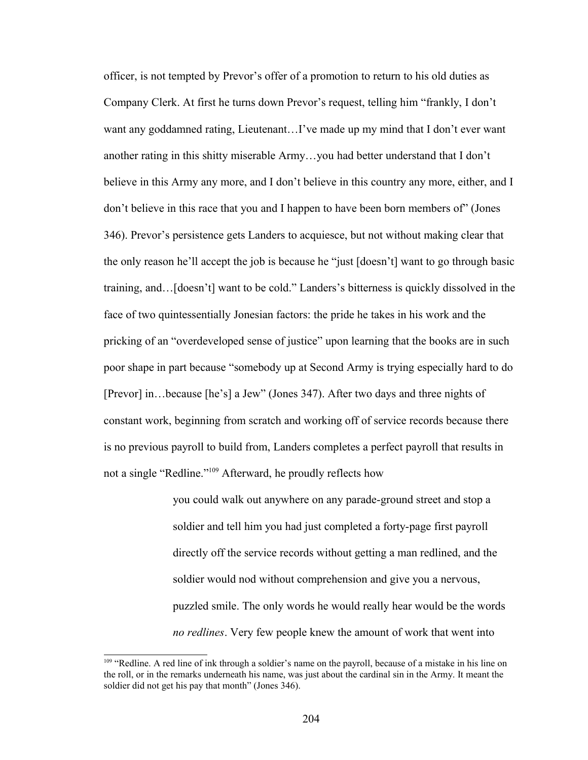officer, is not tempted by Prevor's offer of a promotion to return to his old duties as Company Clerk. At first he turns down Prevor's request, telling him "frankly, I don't want any goddamned rating, Lieutenant…I've made up my mind that I don't ever want another rating in this shitty miserable Army…you had better understand that I don't believe in this Army any more, and I don't believe in this country any more, either, and I don't believe in this race that you and I happen to have been born members of" (Jones 346). Prevor's persistence gets Landers to acquiesce, but not without making clear that the only reason he'll accept the job is because he "just [doesn't] want to go through basic training, and…[doesn't] want to be cold." Landers's bitterness is quickly dissolved in the face of two quintessentially Jonesian factors: the pride he takes in his work and the pricking of an "overdeveloped sense of justice" upon learning that the books are in such poor shape in part because "somebody up at Second Army is trying especially hard to do [Prevor] in…because [he's] a Jew" (Jones 347). After two days and three nights of constant work, beginning from scratch and working off of service records because there is no previous payroll to build from, Landers completes a perfect payroll that results in not a single "Redline."[109] Afterward, he proudly reflects how

> you could walk out anywhere on any parade-ground street and stop a soldier and tell him you had just completed a forty-page first payroll directly off the service records without getting a man redlined, and the soldier would nod without comprehension and give you a nervous, puzzled smile. The only words he would really hear would be the words *no redlines*. Very few people knew the amount of work that went into

[109] "Redline. A red line of ink through a soldier's name on the payroll, because of a mistake in his line on the roll, or in the remarks underneath his name, was just about the cardinal sin in the Army. It meant the soldier did not get his pay that month" (Jones 346).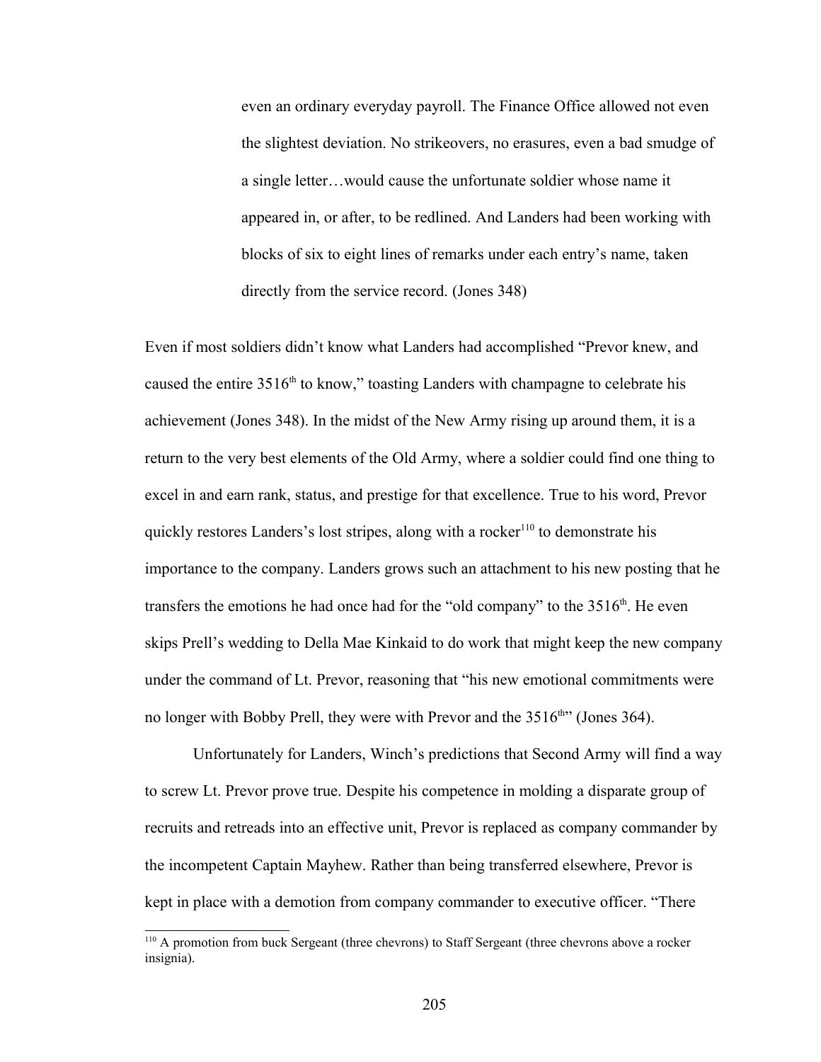> even an ordinary everyday payroll. The Finance Office allowed not even the slightest deviation. No strikeovers, no erasures, even a bad smudge of a single letter…would cause the unfortunate soldier whose name it appeared in, or after, to be redlined. And Landers had been working with blocks of six to eight lines of remarks under each entry's name, taken directly from the service record. (Jones 348)

Even if most soldiers didn't know what Landers had accomplished "Prevor knew, and caused the entire 3516th to know," toasting Landers with champagne to celebrate his achievement (Jones 348). In the midst of the New Army rising up around them, it is a return to the very best elements of the Old Army, where a soldier could find one thing to excel in and earn rank, status, and prestige for that excellence. True to his word, Prevor quickly restores Landers's lost stripes, along with a rocker[110] to demonstrate his importance to the company. Landers grows such an attachment to his new posting that he transfers the emotions he had once had for the "old company" to the 3516th. He even skips Prell's wedding to Della Mae Kinkaid to do work that might keep the new company under the command of Lt. Prevor, reasoning that "his new emotional commitments were no longer with Bobby Prell, they were with Prevor and the 3516th" (Jones 364).

Unfortunately for Landers, Winch's predictions that Second Army will find a way to screw Lt. Prevor prove true. Despite his competence in molding a disparate group of recruits and retreads into an effective unit, Prevor is replaced as company commander by the incompetent Captain Mayhew. Rather than being transferred elsewhere, Prevor is kept in place with a demotion from company commander to executive officer. "There

---

[110] A promotion from buck Sergeant (three chevrons) to Staff Sergeant (three chevrons above a rocker insignia).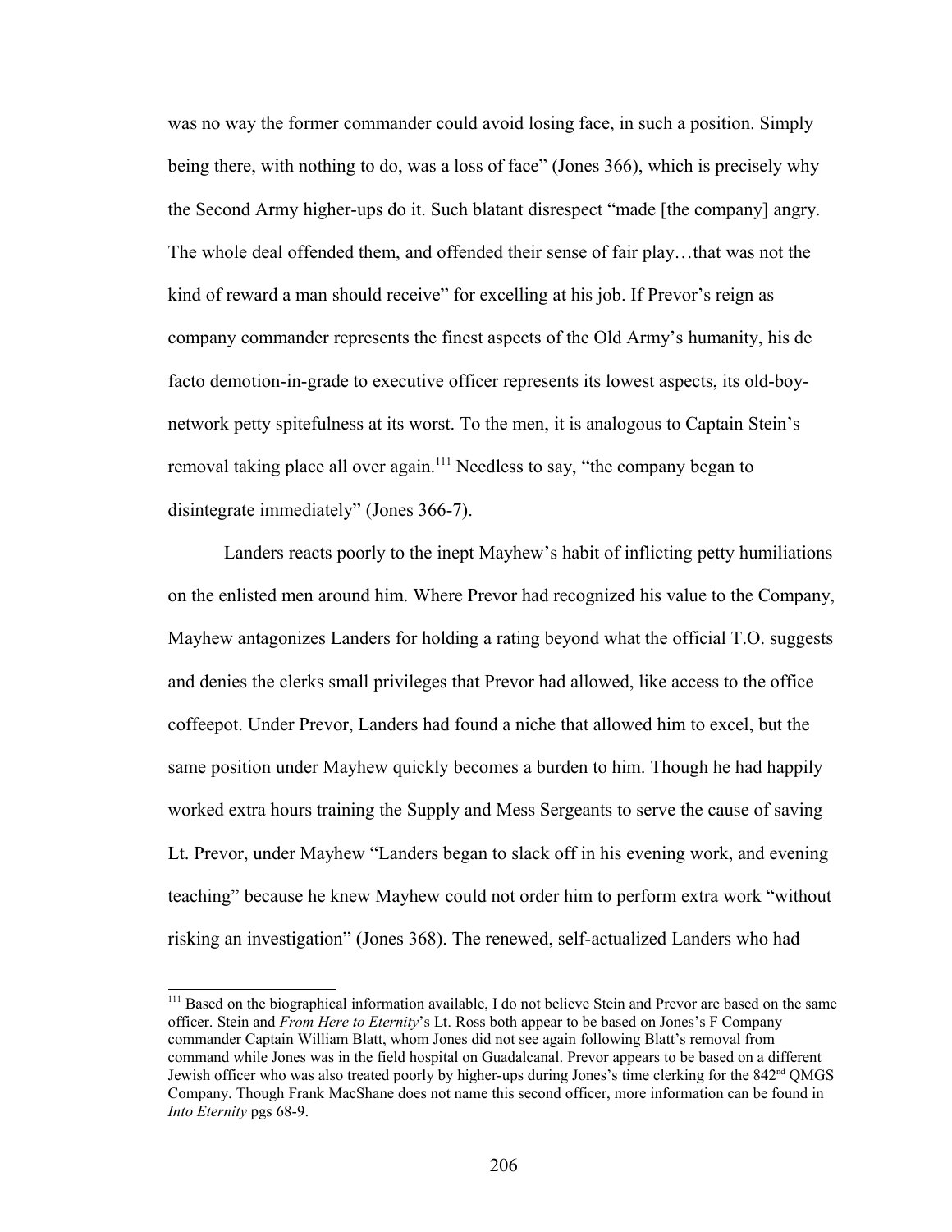was no way the former commander could avoid losing face, in such a position. Simply being there, with nothing to do, was a loss of face" (Jones 366), which is precisely why the Second Army higher-ups do it. Such blatant disrespect "made [the company] angry. The whole deal offended them, and offended their sense of fair play…that was not the kind of reward a man should receive" for excelling at his job. If Prevor's reign as company commander represents the finest aspects of the Old Army's humanity, his de facto demotion-in-grade to executive officer represents its lowest aspects, its old-boy-network petty spitefulness at its worst. To the men, it is analogous to Captain Stein's removal taking place all over again.[111] Needless to say, "the company began to disintegrate immediately" (Jones 366-7).

Landers reacts poorly to the inept Mayhew's habit of inflicting petty humiliations on the enlisted men around him. Where Prevor had recognized his value to the Company, Mayhew antagonizes Landers for holding a rating beyond what the official T.O. suggests and denies the clerks small privileges that Prevor had allowed, like access to the office coffeepot. Under Prevor, Landers had found a niche that allowed him to excel, but the same position under Mayhew quickly becomes a burden to him. Though he had happily worked extra hours training the Supply and Mess Sergeants to serve the cause of saving Lt. Prevor, under Mayhew "Landers began to slack off in his evening work, and evening teaching" because he knew Mayhew could not order him to perform extra work "without risking an investigation" (Jones 368). The renewed, self-actualized Landers who had

[111] Based on the biographical information available, I do not believe Stein and Prevor are based on the same officer. Stein and *From Here to Eternity*'s Lt. Ross both appear to be based on Jones's F Company commander Captain William Blatt, whom Jones did not see again following Blatt's removal from command while Jones was in the field hospital on Guadalcanal. Prevor appears to be based on a different Jewish officer who was also treated poorly by higher-ups during Jones's time clerking for the 842nd QMGS Company. Though Frank MacShane does not name this second officer, more information can be found in *Into Eternity* pgs 68-9.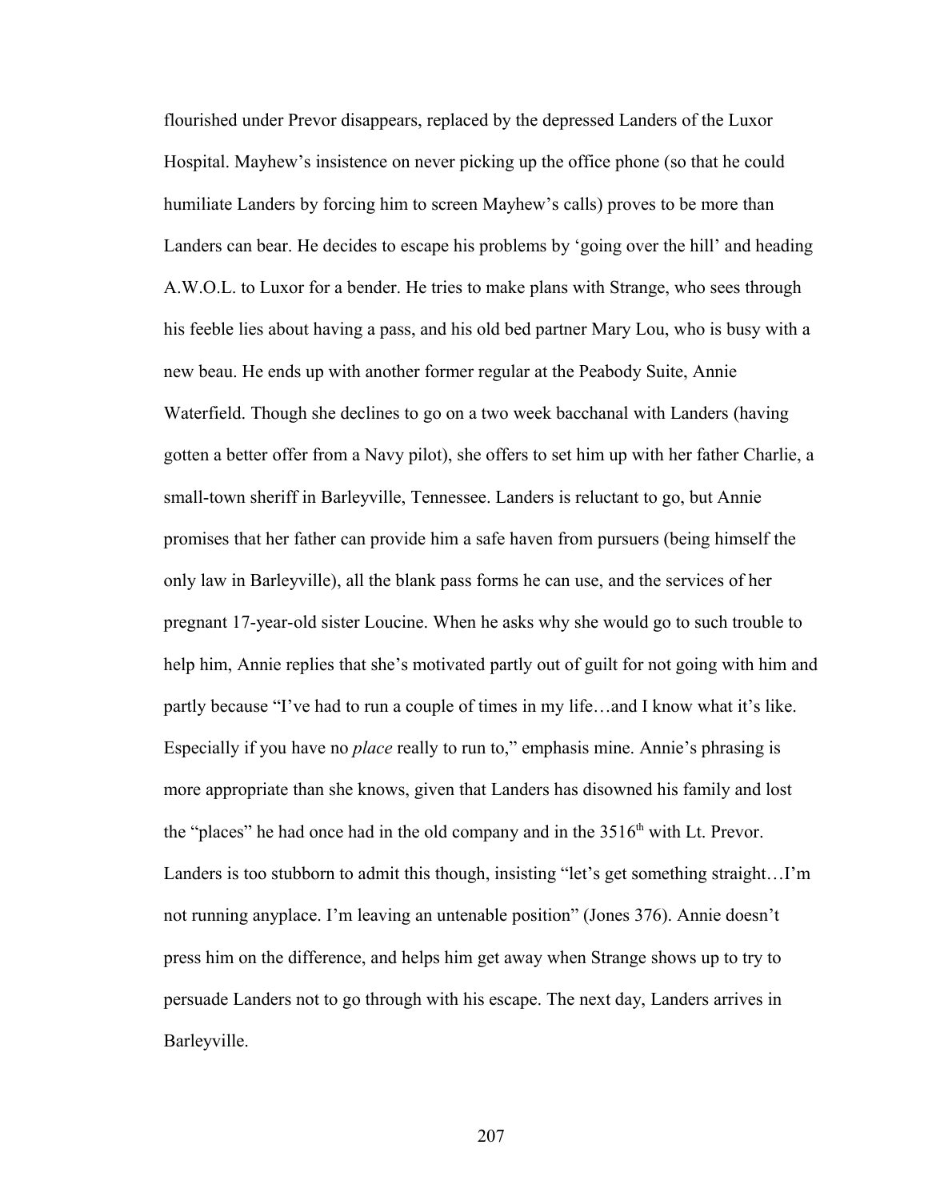flourished under Prevor disappears, replaced by the depressed Landers of the Luxor Hospital. Mayhew's insistence on never picking up the office phone (so that he could humiliate Landers by forcing him to screen Mayhew's calls) proves to be more than Landers can bear. He decides to escape his problems by 'going over the hill' and heading A.W.O.L. to Luxor for a bender. He tries to make plans with Strange, who sees through his feeble lies about having a pass, and his old bed partner Mary Lou, who is busy with a new beau. He ends up with another former regular at the Peabody Suite, Annie Waterfield. Though she declines to go on a two week bacchanal with Landers (having gotten a better offer from a Navy pilot), she offers to set him up with her father Charlie, a small-town sheriff in Barleyville, Tennessee. Landers is reluctant to go, but Annie promises that her father can provide him a safe haven from pursuers (being himself the only law in Barleyville), all the blank pass forms he can use, and the services of her pregnant 17-year-old sister Loucine. When he asks why she would go to such trouble to help him, Annie replies that she's motivated partly out of guilt for not going with him and partly because "I've had to run a couple of times in my life…and I know what it's like. Especially if you have no *place* really to run to," emphasis mine. Annie's phrasing is more appropriate than she knows, given that Landers has disowned his family and lost the "places" he had once had in the old company and in the 3516th with Lt. Prevor. Landers is too stubborn to admit this though, insisting "let's get something straight…I'm not running anyplace. I'm leaving an untenable position" (Jones 376). Annie doesn't press him on the difference, and helps him get away when Strange shows up to try to persuade Landers not to go through with his escape. The next day, Landers arrives in Barleyville.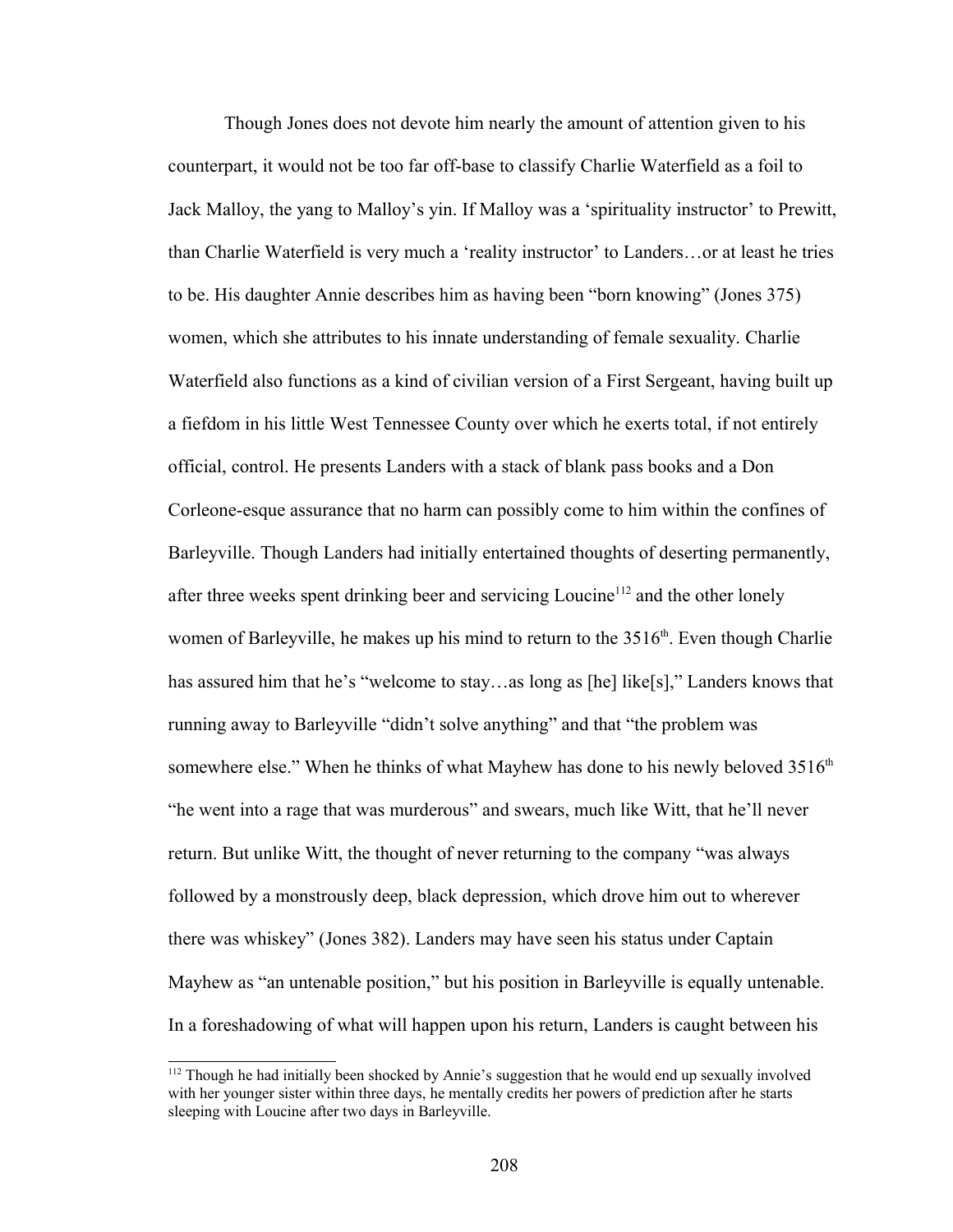Though Jones does not devote him nearly the amount of attention given to his counterpart, it would not be too far off-base to classify Charlie Waterfield as a foil to Jack Malloy, the yang to Malloy's yin. If Malloy was a 'spirituality instructor' to Prewitt, than Charlie Waterfield is very much a 'reality instructor' to Landers…or at least he tries to be. His daughter Annie describes him as having been "born knowing" (Jones 375) women, which she attributes to his innate understanding of female sexuality. Charlie Waterfield also functions as a kind of civilian version of a First Sergeant, having built up a fiefdom in his little West Tennessee County over which he exerts total, if not entirely official, control. He presents Landers with a stack of blank pass books and a Don Corleone-esque assurance that no harm can possibly come to him within the confines of Barleyville. Though Landers had initially entertained thoughts of deserting permanently, after three weeks spent drinking beer and servicing Loucine[112] and the other lonely women of Barleyville, he makes up his mind to return to the 3516th. Even though Charlie has assured him that he's "welcome to stay…as long as [he] like[s]," Landers knows that running away to Barleyville "didn't solve anything" and that "the problem was somewhere else." When he thinks of what Mayhew has done to his newly beloved 3516th "he went into a rage that was murderous" and swears, much like Witt, that he'll never return. But unlike Witt, the thought of never returning to the company "was always followed by a monstrously deep, black depression, which drove him out to wherever there was whiskey" (Jones 382). Landers may have seen his status under Captain Mayhew as "an untenable position," but his position in Barleyville is equally untenable. In a foreshadowing of what will happen upon his return, Landers is caught between his

[112] Though he had initially been shocked by Annie's suggestion that he would end up sexually involved with her younger sister within three days, he mentally credits her powers of prediction after he starts sleeping with Loucine after two days in Barleyville.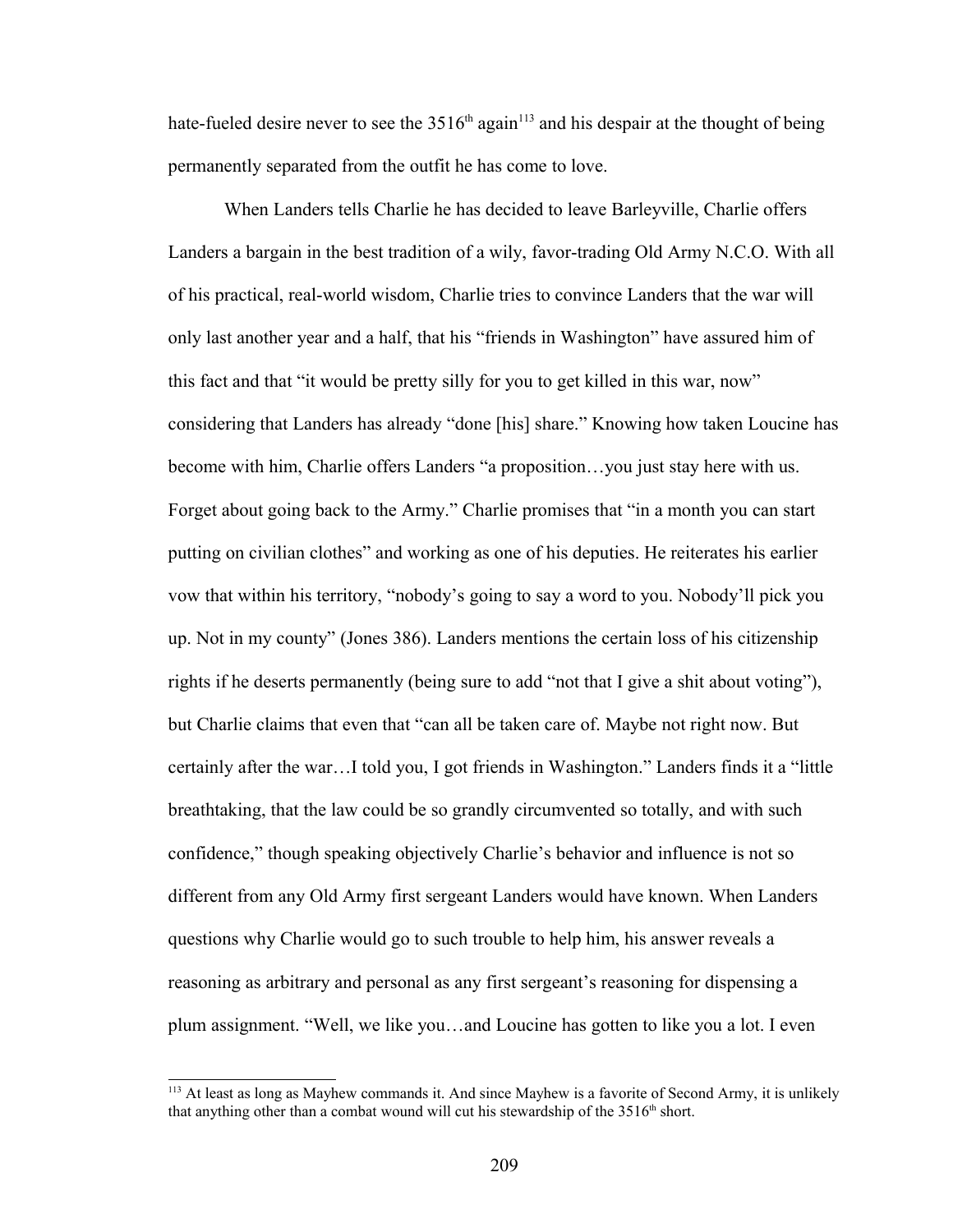hate-fueled desire never to see the 3516th again[113] and his despair at the thought of being permanently separated from the outfit he has come to love.

When Landers tells Charlie he has decided to leave Barleyville, Charlie offers Landers a bargain in the best tradition of a wily, favor-trading Old Army N.C.O. With all of his practical, real-world wisdom, Charlie tries to convince Landers that the war will only last another year and a half, that his "friends in Washington" have assured him of this fact and that "it would be pretty silly for you to get killed in this war, now" considering that Landers has already "done [his] share." Knowing how taken Loucine has become with him, Charlie offers Landers "a proposition…you just stay here with us. Forget about going back to the Army." Charlie promises that "in a month you can start putting on civilian clothes" and working as one of his deputies. He reiterates his earlier vow that within his territory, "nobody's going to say a word to you. Nobody'll pick you up. Not in my county" (Jones 386). Landers mentions the certain loss of his citizenship rights if he deserts permanently (being sure to add "not that I give a shit about voting"), but Charlie claims that even that "can all be taken care of. Maybe not right now. But certainly after the war…I told you, I got friends in Washington." Landers finds it a "little breathtaking, that the law could be so grandly circumvented so totally, and with such confidence," though speaking objectively Charlie's behavior and influence is not so different from any Old Army first sergeant Landers would have known. When Landers questions why Charlie would go to such trouble to help him, his answer reveals a reasoning as arbitrary and personal as any first sergeant's reasoning for dispensing a plum assignment. "Well, we like you…and Loucine has gotten to like you a lot. I even

---

[113] At least as long as Mayhew commands it. And since Mayhew is a favorite of Second Army, it is unlikely that anything other than a combat wound will cut his stewardship of the 3516th short.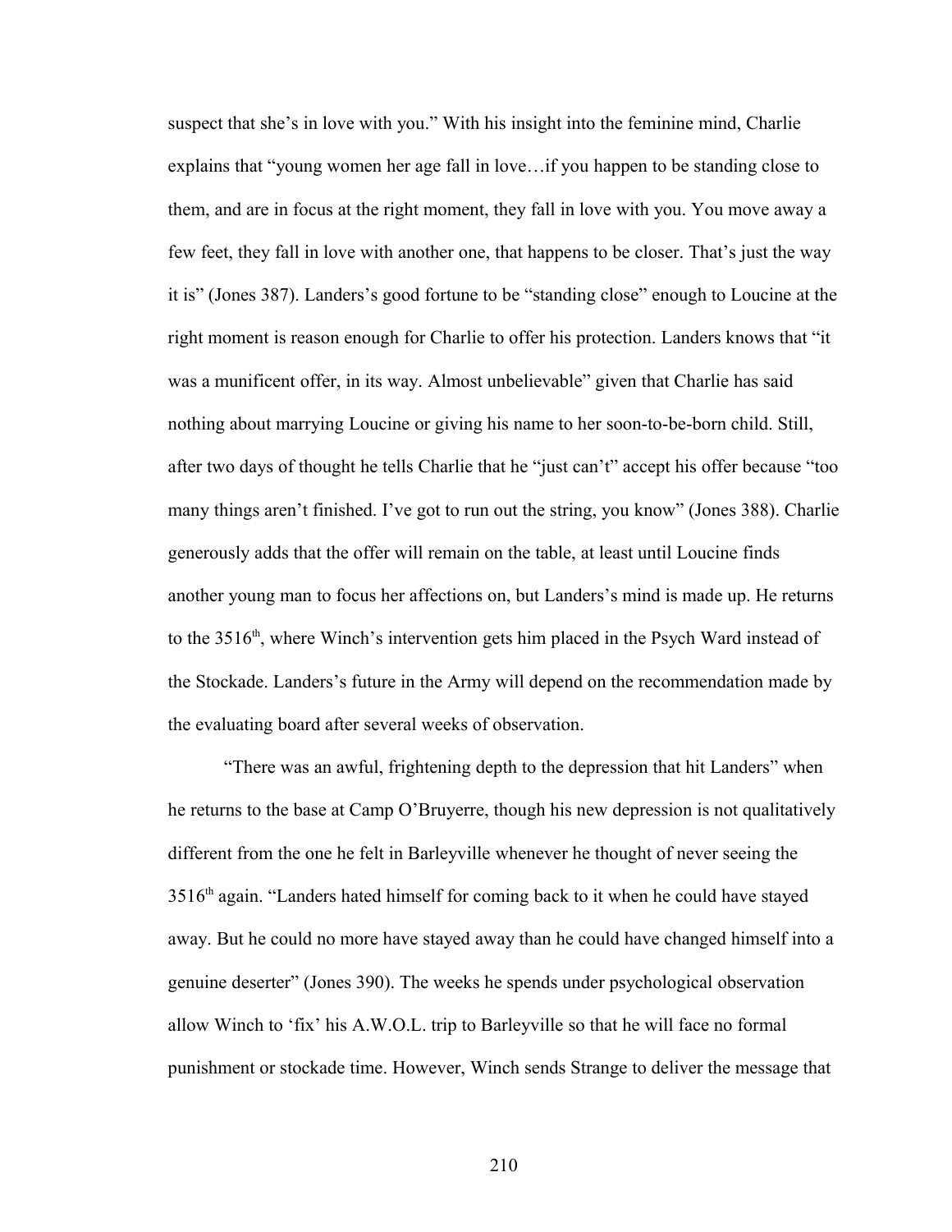suspect that she's in love with you." With his insight into the feminine mind, Charlie explains that "young women her age fall in love…if you happen to be standing close to them, and are in focus at the right moment, they fall in love with you. You move away a few feet, they fall in love with another one, that happens to be closer. That's just the way it is" (Jones 387). Landers's good fortune to be "standing close" enough to Loucine at the right moment is reason enough for Charlie to offer his protection. Landers knows that "it was a munificent offer, in its way. Almost unbelievable" given that Charlie has said nothing about marrying Loucine or giving his name to her soon-to-be-born child. Still, after two days of thought he tells Charlie that he "just can't" accept his offer because "too many things aren't finished. I've got to run out the string, you know" (Jones 388). Charlie generously adds that the offer will remain on the table, at least until Loucine finds another young man to focus her affections on, but Landers's mind is made up. He returns to the 3516th, where Winch's intervention gets him placed in the Psych Ward instead of the Stockade. Landers's future in the Army will depend on the recommendation made by the evaluating board after several weeks of observation.

"There was an awful, frightening depth to the depression that hit Landers" when he returns to the base at Camp O'Bruyerre, though his new depression is not qualitatively different from the one he felt in Barleyville whenever he thought of never seeing the 3516th again. "Landers hated himself for coming back to it when he could have stayed away. But he could no more have stayed away than he could have changed himself into a genuine deserter" (Jones 390). The weeks he spends under psychological observation allow Winch to 'fix' his A.W.O.L. trip to Barleyville so that he will face no formal punishment or stockade time. However, Winch sends Strange to deliver the message that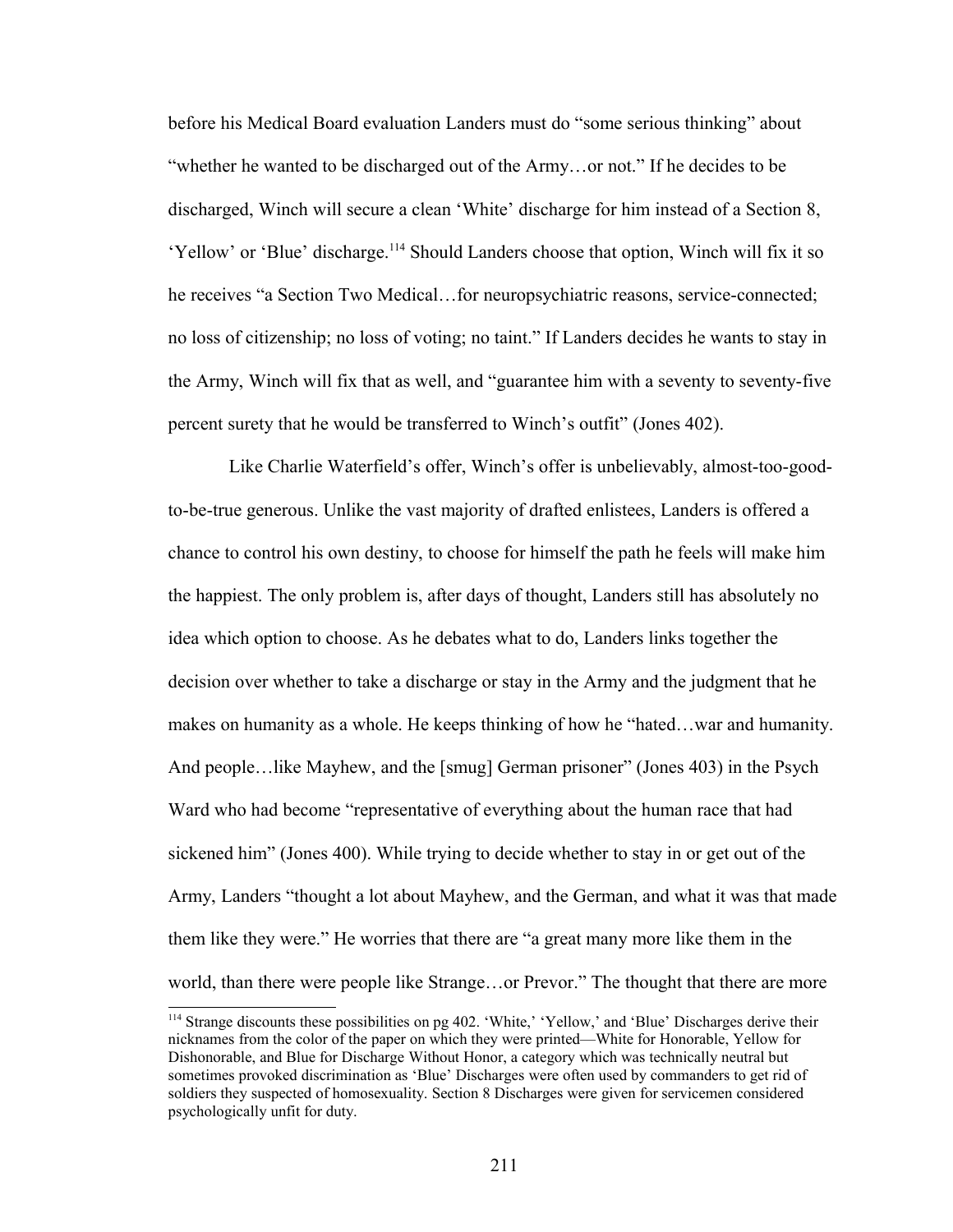before his Medical Board evaluation Landers must do "some serious thinking" about "whether he wanted to be discharged out of the Army…or not." If he decides to be discharged, Winch will secure a clean 'White' discharge for him instead of a Section 8, 'Yellow' or 'Blue' discharge.[114] Should Landers choose that option, Winch will fix it so he receives "a Section Two Medical…for neuropsychiatric reasons, service-connected; no loss of citizenship; no loss of voting; no taint." If Landers decides he wants to stay in the Army, Winch will fix that as well, and "guarantee him with a seventy to seventy-five percent surety that he would be transferred to Winch's outfit" (Jones 402).

Like Charlie Waterfield's offer, Winch's offer is unbelievably, almost-too-good-to-be-true generous. Unlike the vast majority of drafted enlistees, Landers is offered a chance to control his own destiny, to choose for himself the path he feels will make him the happiest. The only problem is, after days of thought, Landers still has absolutely no idea which option to choose. As he debates what to do, Landers links together the decision over whether to take a discharge or stay in the Army and the judgment that he makes on humanity as a whole. He keeps thinking of how he "hated…war and humanity. And people…like Mayhew, and the [smug] German prisoner" (Jones 403) in the Psych Ward who had become "representative of everything about the human race that had sickened him" (Jones 400). While trying to decide whether to stay in or get out of the Army, Landers "thought a lot about Mayhew, and the German, and what it was that made them like they were." He worries that there are "a great many more like them in the world, than there were people like Strange…or Prevor." The thought that there are more

---

[114] Strange discounts these possibilities on pg 402. 'White,' 'Yellow,' and 'Blue' Discharges derive their nicknames from the color of the paper on which they were printed—White for Honorable, Yellow for Dishonorable, and Blue for Discharge Without Honor, a category which was technically neutral but sometimes provoked discrimination as 'Blue' Discharges were often used by commanders to get rid of soldiers they suspected of homosexuality. Section 8 Discharges were given for servicemen considered psychologically unfit for duty.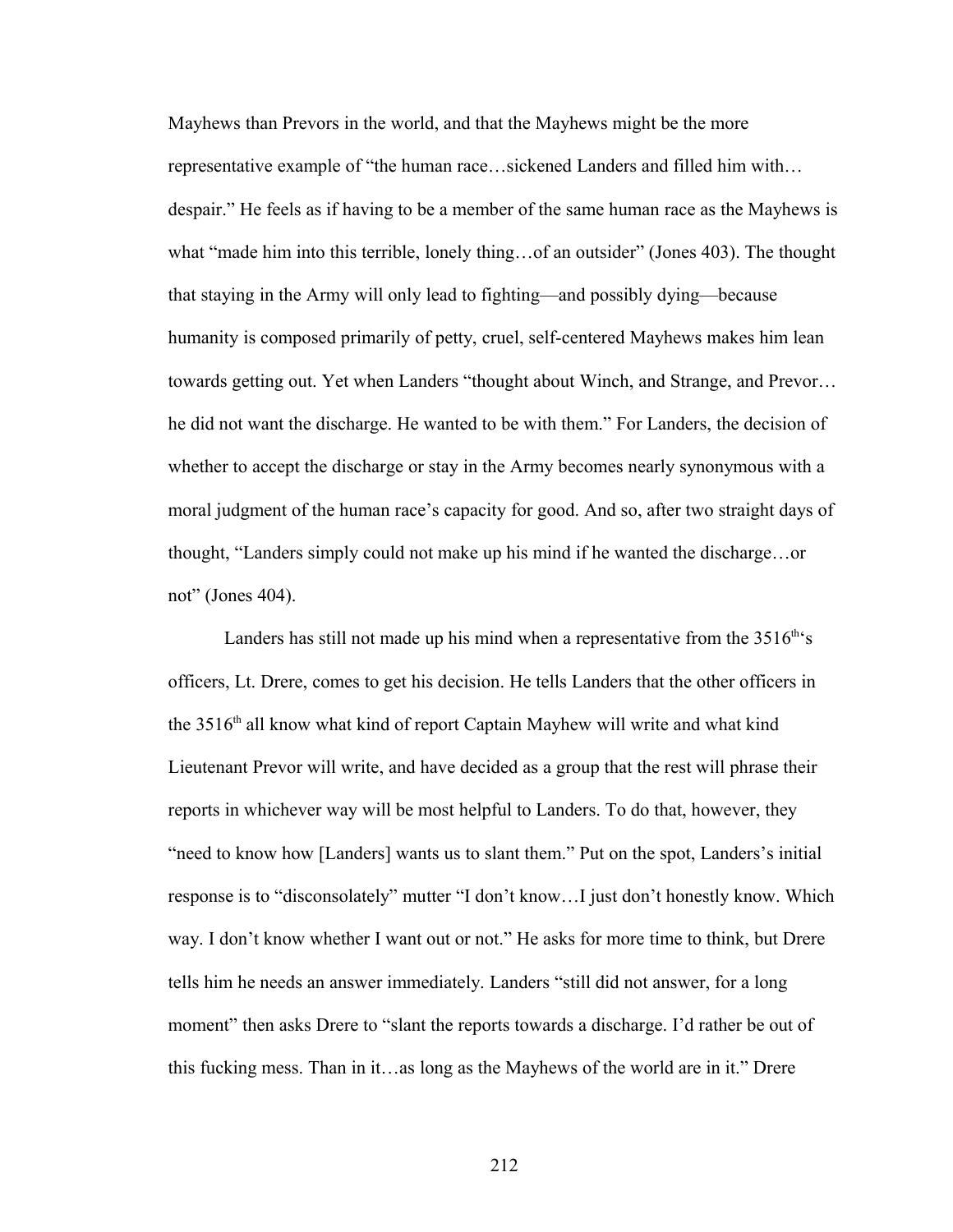Mayhews than Prevors in the world, and that the Mayhews might be the more representative example of "the human race…sickened Landers and filled him with… despair." He feels as if having to be a member of the same human race as the Mayhews is what "made him into this terrible, lonely thing…of an outsider" (Jones 403). The thought that staying in the Army will only lead to fighting—and possibly dying—because humanity is composed primarily of petty, cruel, self-centered Mayhews makes him lean towards getting out. Yet when Landers "thought about Winch, and Strange, and Prevor… he did not want the discharge. He wanted to be with them." For Landers, the decision of whether to accept the discharge or stay in the Army becomes nearly synonymous with a moral judgment of the human race's capacity for good. And so, after two straight days of thought, "Landers simply could not make up his mind if he wanted the discharge…or not" (Jones 404).

Landers has still not made up his mind when a representative from the 3516th's officers, Lt. Drere, comes to get his decision. He tells Landers that the other officers in the 3516th all know what kind of report Captain Mayhew will write and what kind Lieutenant Prevor will write, and have decided as a group that the rest will phrase their reports in whichever way will be most helpful to Landers. To do that, however, they "need to know how [Landers] wants us to slant them." Put on the spot, Landers's initial response is to "disconsolately" mutter "I don't know…I just don't honestly know. Which way. I don't know whether I want out or not." He asks for more time to think, but Drere tells him he needs an answer immediately. Landers "still did not answer, for a long moment" then asks Drere to "slant the reports towards a discharge. I'd rather be out of this fucking mess. Than in it…as long as the Mayhews of the world are in it." Drere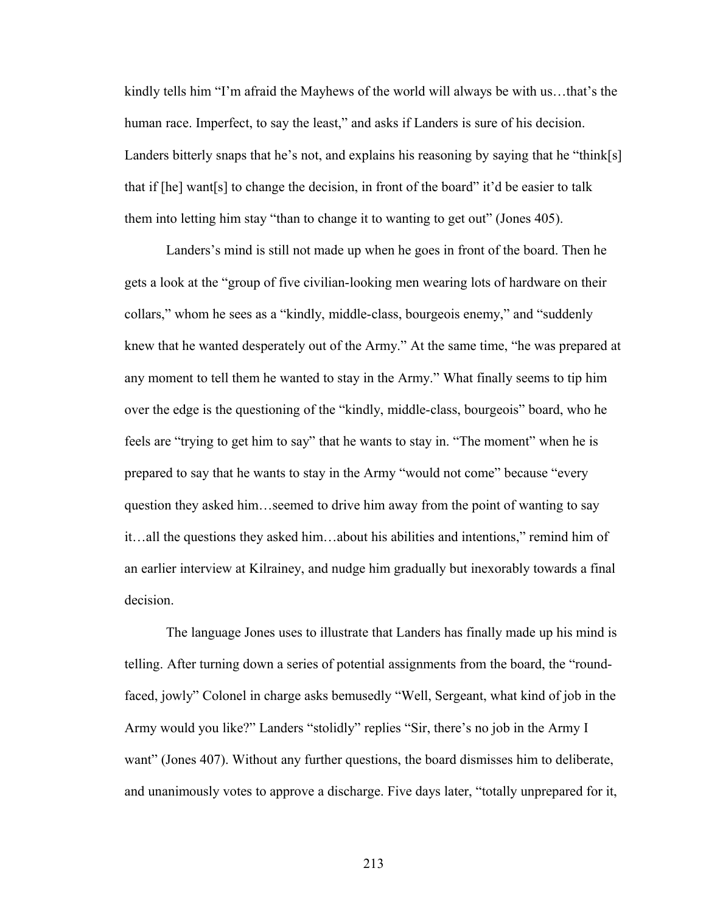kindly tells him "I'm afraid the Mayhews of the world will always be with us…that's the human race. Imperfect, to say the least," and asks if Landers is sure of his decision. Landers bitterly snaps that he's not, and explains his reasoning by saying that he "think[s] that if [he] want[s] to change the decision, in front of the board" it'd be easier to talk them into letting him stay "than to change it to wanting to get out" (Jones 405).

Landers's mind is still not made up when he goes in front of the board. Then he gets a look at the "group of five civilian-looking men wearing lots of hardware on their collars," whom he sees as a "kindly, middle-class, bourgeois enemy," and "suddenly knew that he wanted desperately out of the Army." At the same time, "he was prepared at any moment to tell them he wanted to stay in the Army." What finally seems to tip him over the edge is the questioning of the "kindly, middle-class, bourgeois" board, who he feels are "trying to get him to say" that he wants to stay in. "The moment" when he is prepared to say that he wants to stay in the Army "would not come" because "every question they asked him…seemed to drive him away from the point of wanting to say it…all the questions they asked him…about his abilities and intentions," remind him of an earlier interview at Kilrainey, and nudge him gradually but inexorably towards a final decision.

The language Jones uses to illustrate that Landers has finally made up his mind is telling. After turning down a series of potential assignments from the board, the "round-faced, jowly" Colonel in charge asks bemusedly "Well, Sergeant, what kind of job in the Army would you like?" Landers "stolidly" replies "Sir, there's no job in the Army I want" (Jones 407). Without any further questions, the board dismisses him to deliberate, and unanimously votes to approve a discharge. Five days later, "totally unprepared for it,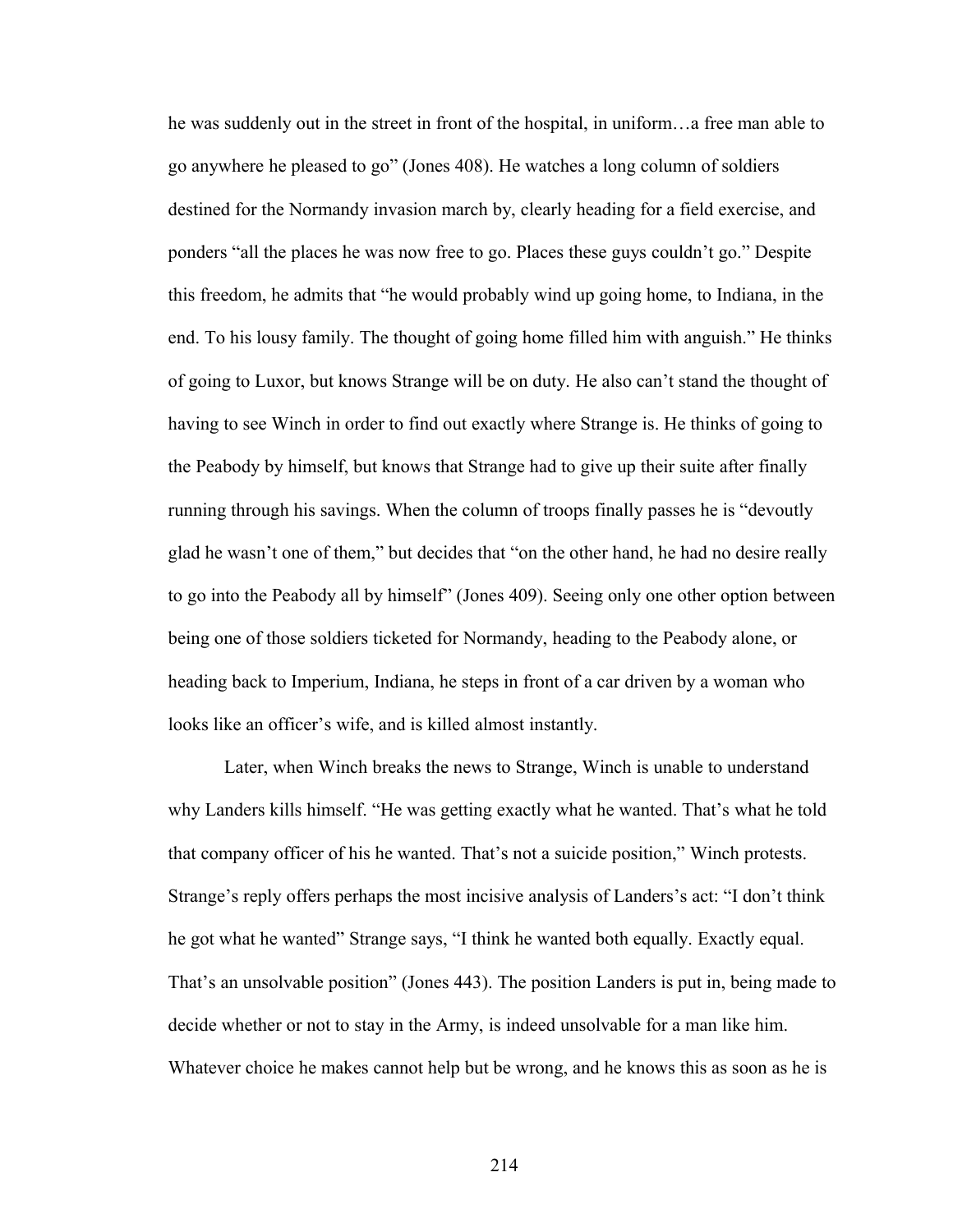he was suddenly out in the street in front of the hospital, in uniform…a free man able to go anywhere he pleased to go" (Jones 408). He watches a long column of soldiers destined for the Normandy invasion march by, clearly heading for a field exercise, and ponders "all the places he was now free to go. Places these guys couldn't go." Despite this freedom, he admits that "he would probably wind up going home, to Indiana, in the end. To his lousy family. The thought of going home filled him with anguish." He thinks of going to Luxor, but knows Strange will be on duty. He also can't stand the thought of having to see Winch in order to find out exactly where Strange is. He thinks of going to the Peabody by himself, but knows that Strange had to give up their suite after finally running through his savings. When the column of troops finally passes he is "devoutly glad he wasn't one of them," but decides that "on the other hand, he had no desire really to go into the Peabody all by himself" (Jones 409). Seeing only one other option between being one of those soldiers ticketed for Normandy, heading to the Peabody alone, or heading back to Imperium, Indiana, he steps in front of a car driven by a woman who looks like an officer's wife, and is killed almost instantly.

Later, when Winch breaks the news to Strange, Winch is unable to understand why Landers kills himself. "He was getting exactly what he wanted. That's what he told that company officer of his he wanted. That's not a suicide position," Winch protests. Strange's reply offers perhaps the most incisive analysis of Landers's act: "I don't think he got what he wanted" Strange says, "I think he wanted both equally. Exactly equal. That's an unsolvable position" (Jones 443). The position Landers is put in, being made to decide whether or not to stay in the Army, is indeed unsolvable for a man like him. Whatever choice he makes cannot help but be wrong, and he knows this as soon as he is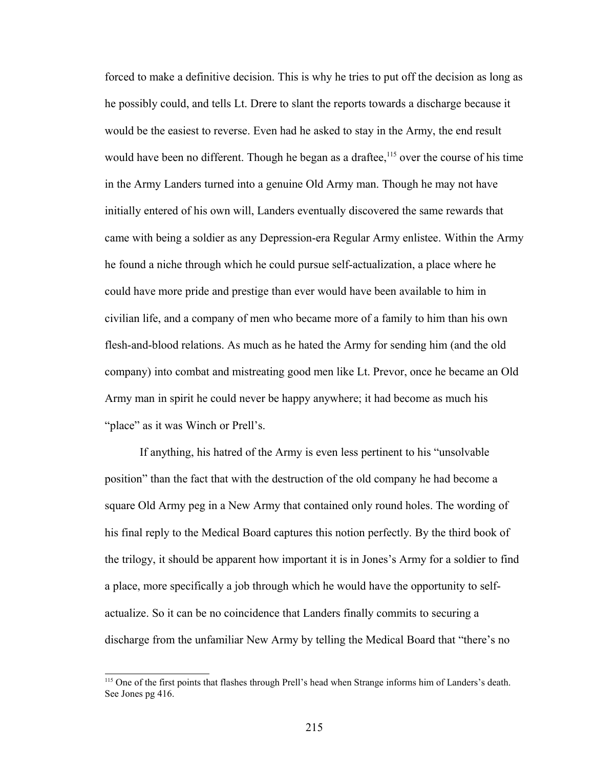forced to make a definitive decision. This is why he tries to put off the decision as long as he possibly could, and tells Lt. Drere to slant the reports towards a discharge because it would be the easiest to reverse. Even had he asked to stay in the Army, the end result would have been no different. Though he began as a draftee,[115] over the course of his time in the Army Landers turned into a genuine Old Army man. Though he may not have initially entered of his own will, Landers eventually discovered the same rewards that came with being a soldier as any Depression-era Regular Army enlistee. Within the Army he found a niche through which he could pursue self-actualization, a place where he could have more pride and prestige than ever would have been available to him in civilian life, and a company of men who became more of a family to him than his own flesh-and-blood relations. As much as he hated the Army for sending him (and the old company) into combat and mistreating good men like Lt. Prevor, once he became an Old Army man in spirit he could never be happy anywhere; it had become as much his "place" as it was Winch or Prell's.

If anything, his hatred of the Army is even less pertinent to his "unsolvable position" than the fact that with the destruction of the old company he had become a square Old Army peg in a New Army that contained only round holes. The wording of his final reply to the Medical Board captures this notion perfectly. By the third book of the trilogy, it should be apparent how important it is in Jones's Army for a soldier to find a place, more specifically a job through which he would have the opportunity to self-actualize. So it can be no coincidence that Landers finally commits to securing a discharge from the unfamiliar New Army by telling the Medical Board that "there's no

---

[115] One of the first points that flashes through Prell's head when Strange informs him of Landers's death. See Jones pg 416.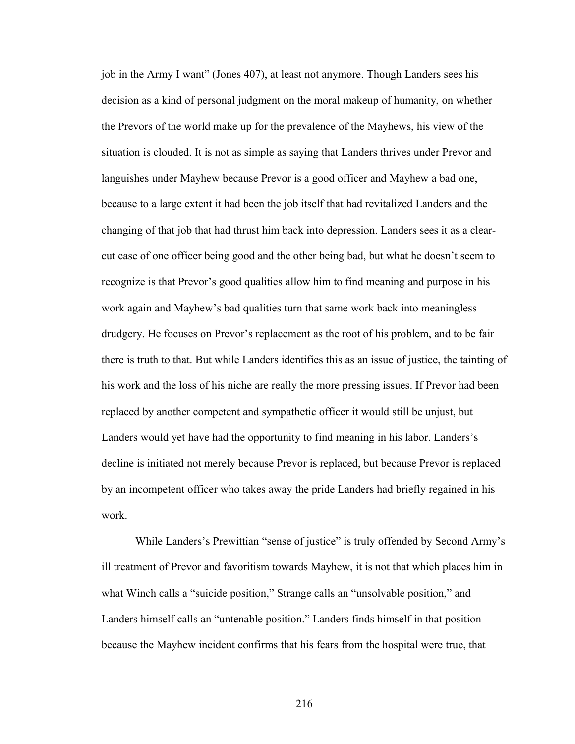job in the Army I want" (Jones 407), at least not anymore. Though Landers sees his decision as a kind of personal judgment on the moral makeup of humanity, on whether the Prevors of the world make up for the prevalence of the Mayhews, his view of the situation is clouded. It is not as simple as saying that Landers thrives under Prevor and languishes under Mayhew because Prevor is a good officer and Mayhew a bad one, because to a large extent it had been the job itself that had revitalized Landers and the changing of that job that had thrust him back into depression. Landers sees it as a clear-cut case of one officer being good and the other being bad, but what he doesn't seem to recognize is that Prevor's good qualities allow him to find meaning and purpose in his work again and Mayhew's bad qualities turn that same work back into meaningless drudgery. He focuses on Prevor's replacement as the root of his problem, and to be fair there is truth to that. But while Landers identifies this as an issue of justice, the tainting of his work and the loss of his niche are really the more pressing issues. If Prevor had been replaced by another competent and sympathetic officer it would still be unjust, but Landers would yet have had the opportunity to find meaning in his labor. Landers's decline is initiated not merely because Prevor is replaced, but because Prevor is replaced by an incompetent officer who takes away the pride Landers had briefly regained in his work.

While Landers's Prewittian "sense of justice" is truly offended by Second Army's ill treatment of Prevor and favoritism towards Mayhew, it is not that which places him in what Winch calls a "suicide position," Strange calls an "unsolvable position," and Landers himself calls an "untenable position." Landers finds himself in that position because the Mayhew incident confirms that his fears from the hospital were true, that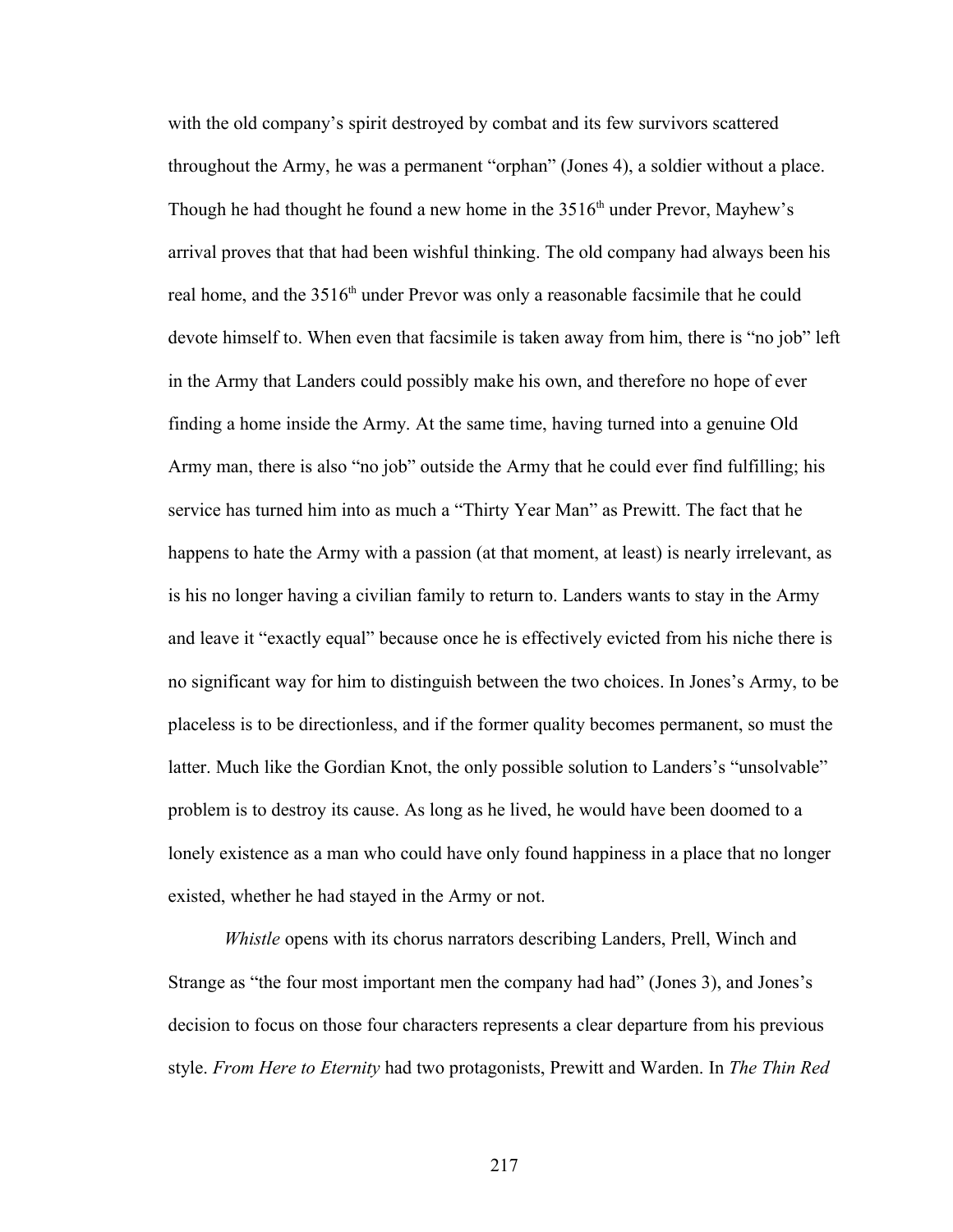with the old company's spirit destroyed by combat and its few survivors scattered throughout the Army, he was a permanent "orphan" (Jones 4), a soldier without a place. Though he had thought he found a new home in the 3516th under Prevor, Mayhew's arrival proves that that had been wishful thinking. The old company had always been his real home, and the 3516th under Prevor was only a reasonable facsimile that he could devote himself to. When even that facsimile is taken away from him, there is "no job" left in the Army that Landers could possibly make his own, and therefore no hope of ever finding a home inside the Army. At the same time, having turned into a genuine Old Army man, there is also "no job" outside the Army that he could ever find fulfilling; his service has turned him into as much a "Thirty Year Man" as Prewitt. The fact that he happens to hate the Army with a passion (at that moment, at least) is nearly irrelevant, as is his no longer having a civilian family to return to. Landers wants to stay in the Army and leave it "exactly equal" because once he is effectively evicted from his niche there is no significant way for him to distinguish between the two choices. In Jones's Army, to be placeless is to be directionless, and if the former quality becomes permanent, so must the latter. Much like the Gordian Knot, the only possible solution to Landers's "unsolvable" problem is to destroy its cause. As long as he lived, he would have been doomed to a lonely existence as a man who could have only found happiness in a place that no longer existed, whether he had stayed in the Army or not.

*Whistle* opens with its chorus narrators describing Landers, Prell, Winch and Strange as "the four most important men the company had had" (Jones 3), and Jones's decision to focus on those four characters represents a clear departure from his previous style. *From Here to Eternity* had two protagonists, Prewitt and Warden. In *The Thin Red*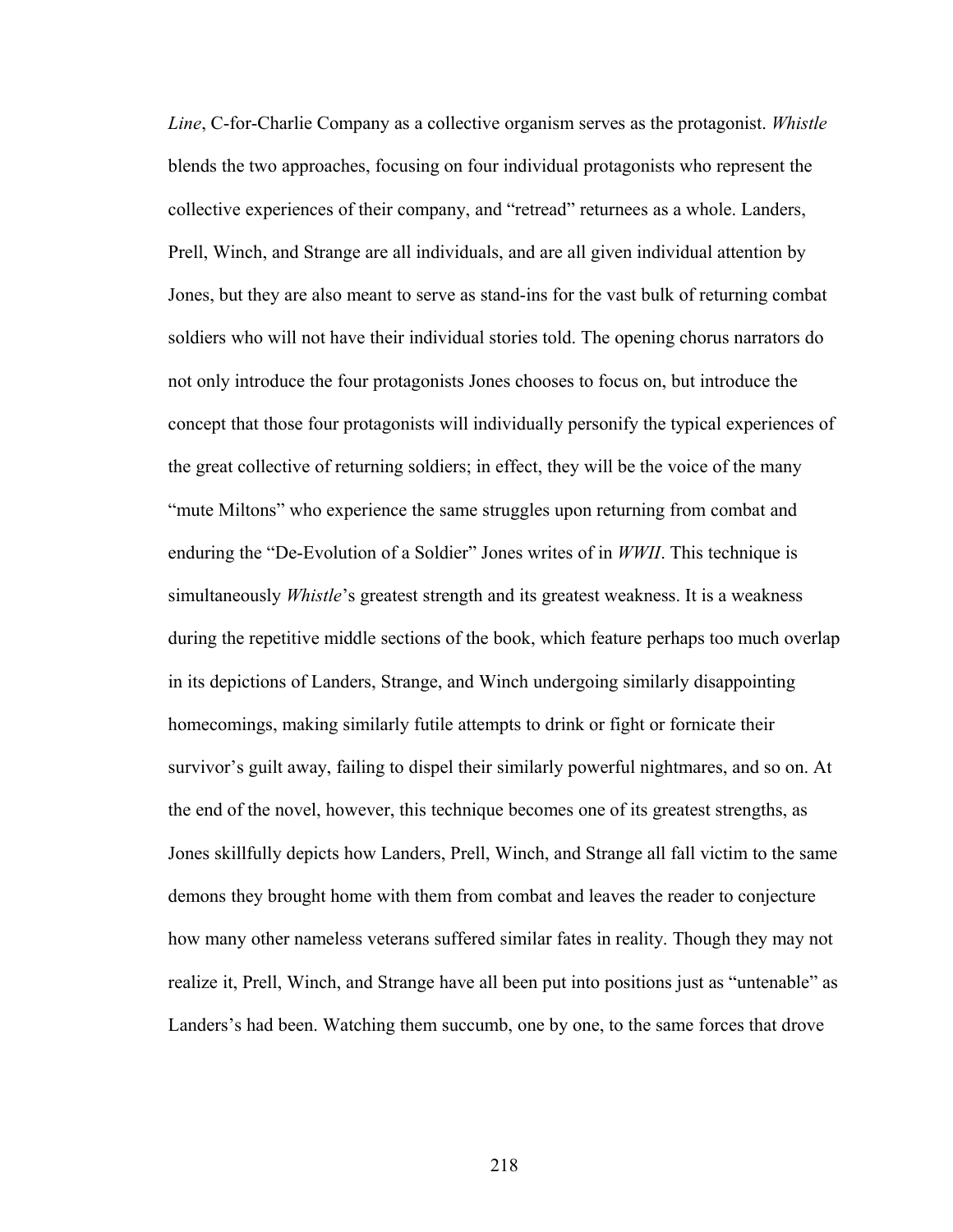*Line*, C-for-Charlie Company as a collective organism serves as the protagonist. *Whistle* blends the two approaches, focusing on four individual protagonists who represent the collective experiences of their company, and "retread" returnees as a whole. Landers, Prell, Winch, and Strange are all individuals, and are all given individual attention by Jones, but they are also meant to serve as stand-ins for the vast bulk of returning combat soldiers who will not have their individual stories told. The opening chorus narrators do not only introduce the four protagonists Jones chooses to focus on, but introduce the concept that those four protagonists will individually personify the typical experiences of the great collective of returning soldiers; in effect, they will be the voice of the many "mute Miltons" who experience the same struggles upon returning from combat and enduring the "De-Evolution of a Soldier" Jones writes of in *WWII*. This technique is simultaneously *Whistle*'s greatest strength and its greatest weakness. It is a weakness during the repetitive middle sections of the book, which feature perhaps too much overlap in its depictions of Landers, Strange, and Winch undergoing similarly disappointing homecomings, making similarly futile attempts to drink or fight or fornicate their survivor's guilt away, failing to dispel their similarly powerful nightmares, and so on. At the end of the novel, however, this technique becomes one of its greatest strengths, as Jones skillfully depicts how Landers, Prell, Winch, and Strange all fall victim to the same demons they brought home with them from combat and leaves the reader to conjecture how many other nameless veterans suffered similar fates in reality. Though they may not realize it, Prell, Winch, and Strange have all been put into positions just as "untenable" as Landers's had been. Watching them succumb, one by one, to the same forces that drove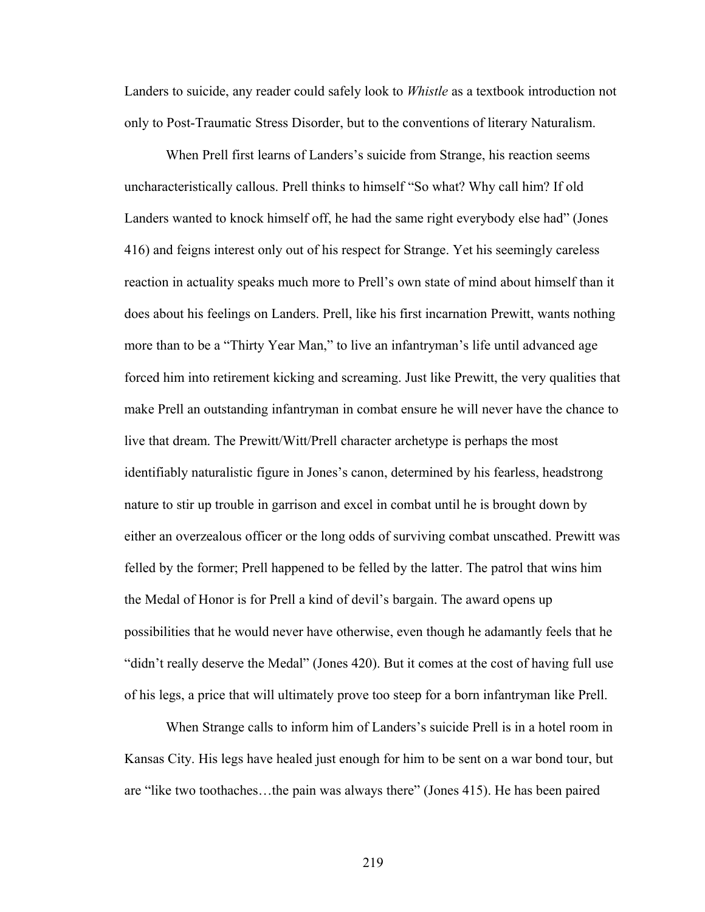Landers to suicide, any reader could safely look to *Whistle* as a textbook introduction not only to Post-Traumatic Stress Disorder, but to the conventions of literary Naturalism.

When Prell first learns of Landers's suicide from Strange, his reaction seems uncharacteristically callous. Prell thinks to himself "So what? Why call him? If old Landers wanted to knock himself off, he had the same right everybody else had" (Jones 416) and feigns interest only out of his respect for Strange. Yet his seemingly careless reaction in actuality speaks much more to Prell's own state of mind about himself than it does about his feelings on Landers. Prell, like his first incarnation Prewitt, wants nothing more than to be a "Thirty Year Man," to live an infantryman's life until advanced age forced him into retirement kicking and screaming. Just like Prewitt, the very qualities that make Prell an outstanding infantryman in combat ensure he will never have the chance to live that dream. The Prewitt/Witt/Prell character archetype is perhaps the most identifiably naturalistic figure in Jones's canon, determined by his fearless, headstrong nature to stir up trouble in garrison and excel in combat until he is brought down by either an overzealous officer or the long odds of surviving combat unscathed. Prewitt was felled by the former; Prell happened to be felled by the latter. The patrol that wins him the Medal of Honor is for Prell a kind of devil's bargain. The award opens up possibilities that he would never have otherwise, even though he adamantly feels that he "didn't really deserve the Medal" (Jones 420). But it comes at the cost of having full use of his legs, a price that will ultimately prove too steep for a born infantryman like Prell.

When Strange calls to inform him of Landers's suicide Prell is in a hotel room in Kansas City. His legs have healed just enough for him to be sent on a war bond tour, but are "like two toothaches…the pain was always there" (Jones 415). He has been paired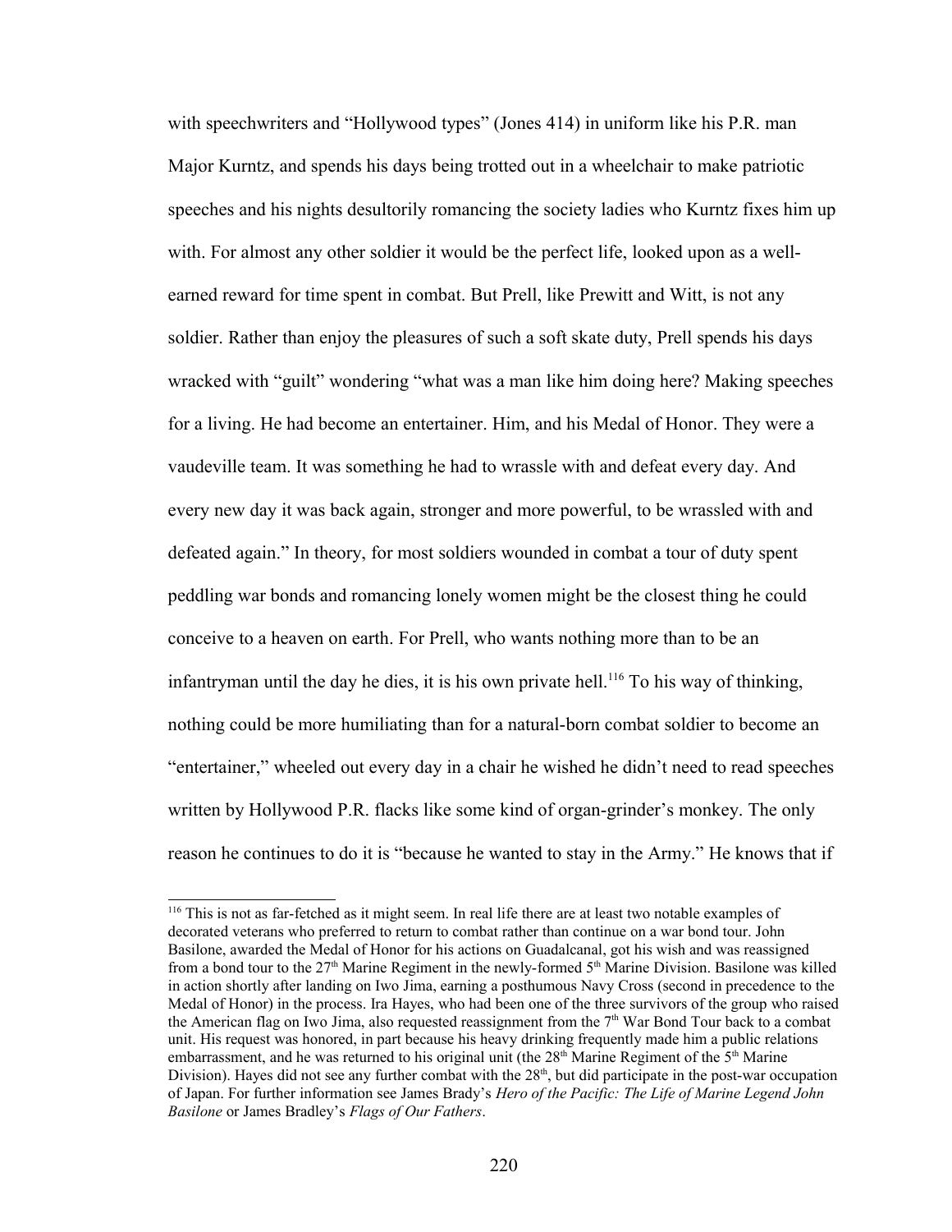with speechwriters and "Hollywood types" (Jones 414) in uniform like his P.R. man Major Kurntz, and spends his days being trotted out in a wheelchair to make patriotic speeches and his nights desultorily romancing the society ladies who Kurntz fixes him up with. For almost any other soldier it would be the perfect life, looked upon as a well-earned reward for time spent in combat. But Prell, like Prewitt and Witt, is not any soldier. Rather than enjoy the pleasures of such a soft skate duty, Prell spends his days wracked with "guilt" wondering "what was a man like him doing here? Making speeches for a living. He had become an entertainer. Him, and his Medal of Honor. They were a vaudeville team. It was something he had to wrassle with and defeat every day. And every new day it was back again, stronger and more powerful, to be wrassled with and defeated again." In theory, for most soldiers wounded in combat a tour of duty spent peddling war bonds and romancing lonely women might be the closest thing he could conceive to a heaven on earth. For Prell, who wants nothing more than to be an infantryman until the day he dies, it is his own private hell.[116] To his way of thinking, nothing could be more humiliating than for a natural-born combat soldier to become an "entertainer," wheeled out every day in a chair he wished he didn't need to read speeches written by Hollywood P.R. flacks like some kind of organ-grinder's monkey. The only reason he continues to do it is "because he wanted to stay in the Army." He knows that if

[116] This is not as far-fetched as it might seem. In real life there are at least two notable examples of decorated veterans who preferred to return to combat rather than continue on a war bond tour. John Basilone, awarded the Medal of Honor for his actions on Guadalcanal, got his wish and was reassigned from a bond tour to the 27th Marine Regiment in the newly-formed 5th Marine Division. Basilone was killed in action shortly after landing on Iwo Jima, earning a posthumous Navy Cross (second in precedence to the Medal of Honor) in the process. Ira Hayes, who had been one of the three survivors of the group who raised the American flag on Iwo Jima, also requested reassignment from the 7th War Bond Tour back to a combat unit. His request was honored, in part because his heavy drinking frequently made him a public relations embarrassment, and he was returned to his original unit (the 28th Marine Regiment of the 5th Marine Division). Hayes did not see any further combat with the 28th, but did participate in the post-war occupation of Japan. For further information see James Brady's *Hero of the Pacific: The Life of Marine Legend John Basilone* or James Bradley's *Flags of Our Fathers*.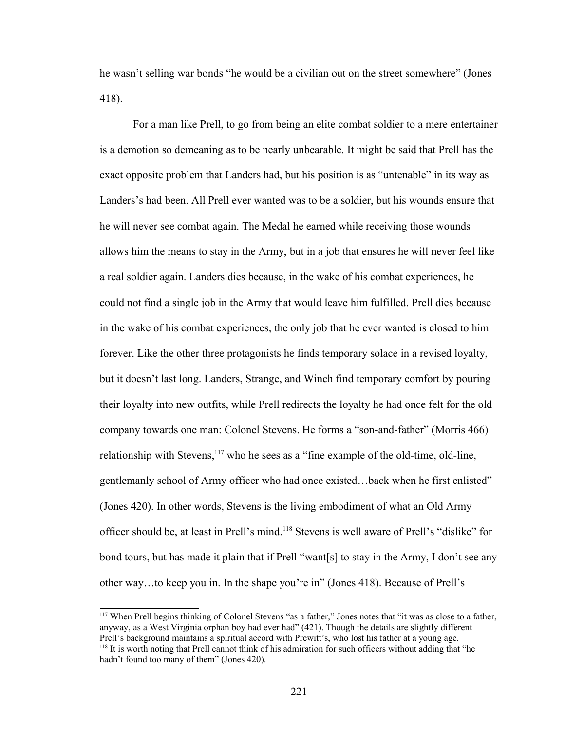he wasn't selling war bonds "he would be a civilian out on the street somewhere" (Jones 418).

For a man like Prell, to go from being an elite combat soldier to a mere entertainer is a demotion so demeaning as to be nearly unbearable. It might be said that Prell has the exact opposite problem that Landers had, but his position is as "untenable" in its way as Landers's had been. All Prell ever wanted was to be a soldier, but his wounds ensure that he will never see combat again. The Medal he earned while receiving those wounds allows him the means to stay in the Army, but in a job that ensures he will never feel like a real soldier again. Landers dies because, in the wake of his combat experiences, he could not find a single job in the Army that would leave him fulfilled. Prell dies because in the wake of his combat experiences, the only job that he ever wanted is closed to him forever. Like the other three protagonists he finds temporary solace in a revised loyalty, but it doesn't last long. Landers, Strange, and Winch find temporary comfort by pouring their loyalty into new outfits, while Prell redirects the loyalty he had once felt for the old company towards one man: Colonel Stevens. He forms a "son-and-father" (Morris 466) relationship with Stevens,[117] who he sees as a "fine example of the old-time, old-line, gentlemanly school of Army officer who had once existed…back when he first enlisted" (Jones 420). In other words, Stevens is the living embodiment of what an Old Army officer should be, at least in Prell's mind.[118] Stevens is well aware of Prell's "dislike" for bond tours, but has made it plain that if Prell "want[s] to stay in the Army, I don't see any other way…to keep you in. In the shape you're in" (Jones 418). Because of Prell's

[117] When Prell begins thinking of Colonel Stevens "as a father," Jones notes that "it was as close to a father, anyway, as a West Virginia orphan boy had ever had" (421). Though the details are slightly different Prell's background maintains a spiritual accord with Prewitt's, who lost his father at a young age.

[118] It is worth noting that Prell cannot think of his admiration for such officers without adding that "he hadn't found too many of them" (Jones 420).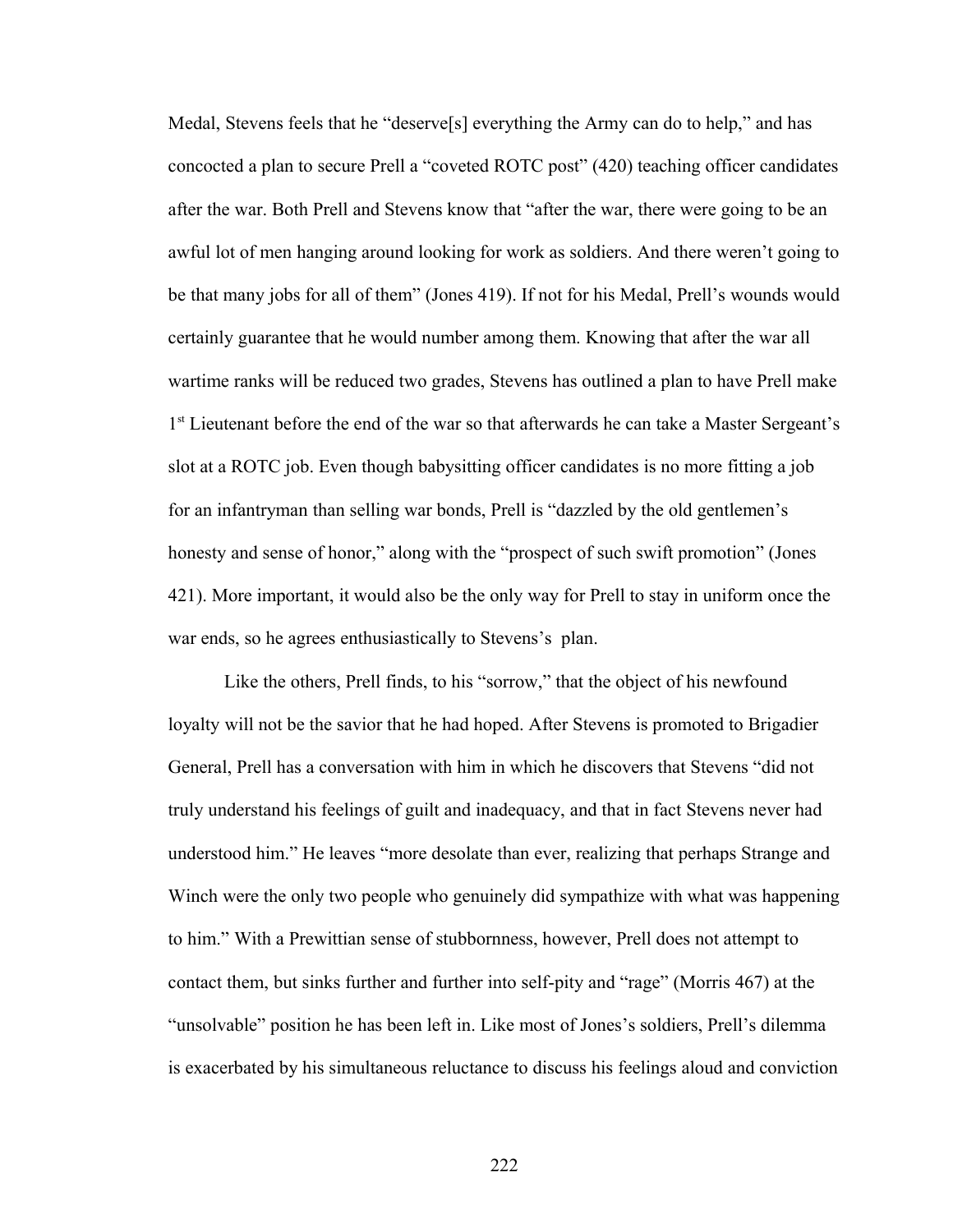Medal, Stevens feels that he "deserve[s] everything the Army can do to help," and has concocted a plan to secure Prell a "coveted ROTC post" (420) teaching officer candidates after the war. Both Prell and Stevens know that "after the war, there were going to be an awful lot of men hanging around looking for work as soldiers. And there weren't going to be that many jobs for all of them" (Jones 419). If not for his Medal, Prell's wounds would certainly guarantee that he would number among them. Knowing that after the war all wartime ranks will be reduced two grades, Stevens has outlined a plan to have Prell make 1st Lieutenant before the end of the war so that afterwards he can take a Master Sergeant's slot at a ROTC job. Even though babysitting officer candidates is no more fitting a job for an infantryman than selling war bonds, Prell is "dazzled by the old gentlemen's honesty and sense of honor," along with the "prospect of such swift promotion" (Jones 421). More important, it would also be the only way for Prell to stay in uniform once the war ends, so he agrees enthusiastically to Stevens's plan.

Like the others, Prell finds, to his "sorrow," that the object of his newfound loyalty will not be the savior that he had hoped. After Stevens is promoted to Brigadier General, Prell has a conversation with him in which he discovers that Stevens "did not truly understand his feelings of guilt and inadequacy, and that in fact Stevens never had understood him." He leaves "more desolate than ever, realizing that perhaps Strange and Winch were the only two people who genuinely did sympathize with what was happening to him." With a Prewittian sense of stubbornness, however, Prell does not attempt to contact them, but sinks further and further into self-pity and "rage" (Morris 467) at the "unsolvable" position he has been left in. Like most of Jones's soldiers, Prell's dilemma is exacerbated by his simultaneous reluctance to discuss his feelings aloud and conviction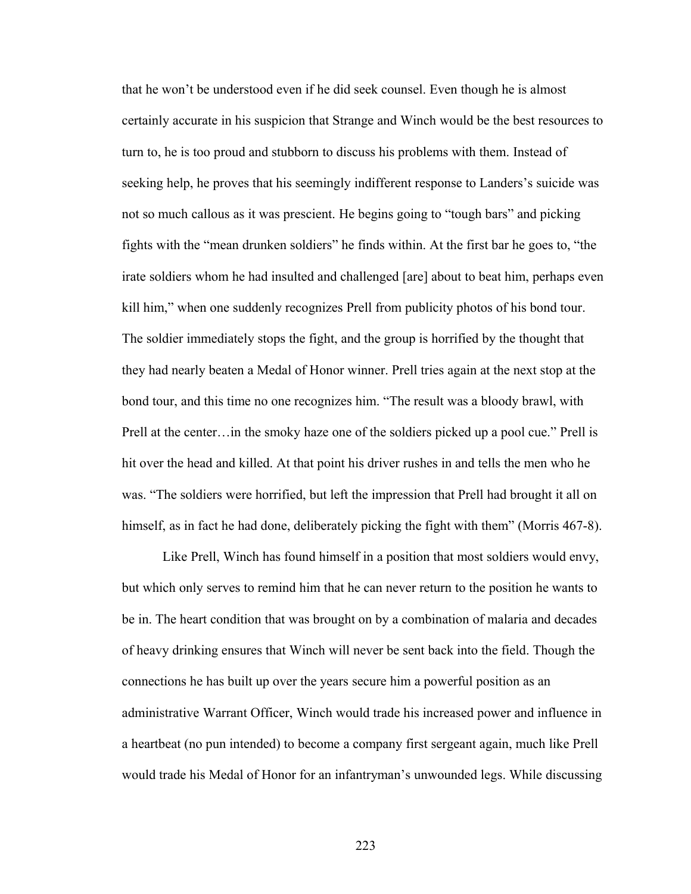that he won't be understood even if he did seek counsel. Even though he is almost certainly accurate in his suspicion that Strange and Winch would be the best resources to turn to, he is too proud and stubborn to discuss his problems with them. Instead of seeking help, he proves that his seemingly indifferent response to Landers's suicide was not so much callous as it was prescient. He begins going to "tough bars" and picking fights with the "mean drunken soldiers" he finds within. At the first bar he goes to, "the irate soldiers whom he had insulted and challenged [are] about to beat him, perhaps even kill him," when one suddenly recognizes Prell from publicity photos of his bond tour. The soldier immediately stops the fight, and the group is horrified by the thought that they had nearly beaten a Medal of Honor winner. Prell tries again at the next stop at the bond tour, and this time no one recognizes him. "The result was a bloody brawl, with Prell at the center…in the smoky haze one of the soldiers picked up a pool cue." Prell is hit over the head and killed. At that point his driver rushes in and tells the men who he was. "The soldiers were horrified, but left the impression that Prell had brought it all on himself, as in fact he had done, deliberately picking the fight with them" (Morris 467-8).

Like Prell, Winch has found himself in a position that most soldiers would envy, but which only serves to remind him that he can never return to the position he wants to be in. The heart condition that was brought on by a combination of malaria and decades of heavy drinking ensures that Winch will never be sent back into the field. Though the connections he has built up over the years secure him a powerful position as an administrative Warrant Officer, Winch would trade his increased power and influence in a heartbeat (no pun intended) to become a company first sergeant again, much like Prell would trade his Medal of Honor for an infantryman's unwounded legs. While discussing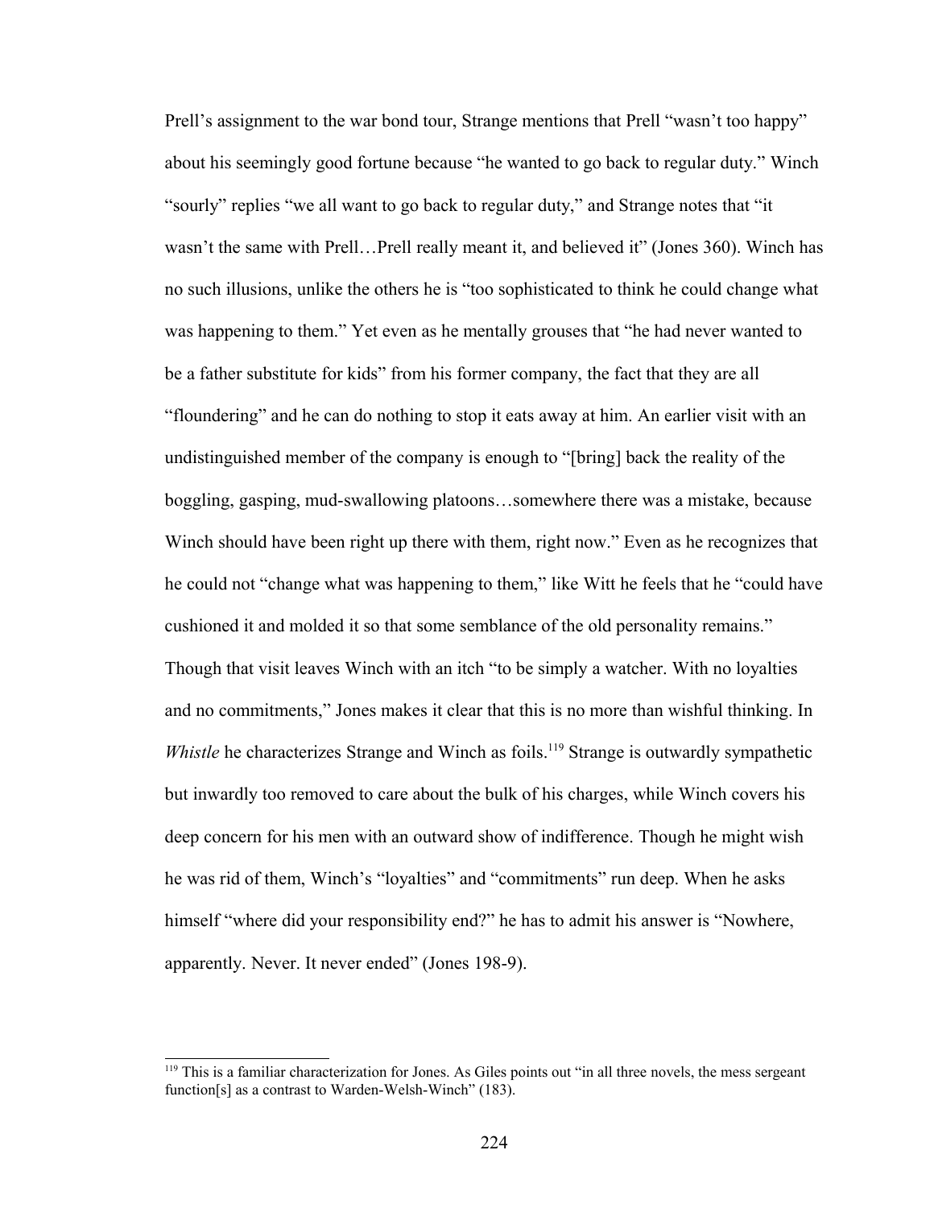Prell's assignment to the war bond tour, Strange mentions that Prell "wasn't too happy" about his seemingly good fortune because "he wanted to go back to regular duty." Winch "sourly" replies "we all want to go back to regular duty," and Strange notes that "it wasn't the same with Prell…Prell really meant it, and believed it" (Jones 360). Winch has no such illusions, unlike the others he is "too sophisticated to think he could change what was happening to them." Yet even as he mentally grouses that "he had never wanted to be a father substitute for kids" from his former company, the fact that they are all "floundering" and he can do nothing to stop it eats away at him. An earlier visit with an undistinguished member of the company is enough to "[bring] back the reality of the boggling, gasping, mud-swallowing platoons…somewhere there was a mistake, because Winch should have been right up there with them, right now." Even as he recognizes that he could not "change what was happening to them," like Witt he feels that he "could have cushioned it and molded it so that some semblance of the old personality remains." Though that visit leaves Winch with an itch "to be simply a watcher. With no loyalties and no commitments," Jones makes it clear that this is no more than wishful thinking. In *Whistle* he characterizes Strange and Winch as foils.[119] Strange is outwardly sympathetic but inwardly too removed to care about the bulk of his charges, while Winch covers his deep concern for his men with an outward show of indifference. Though he might wish he was rid of them, Winch's "loyalties" and "commitments" run deep. When he asks himself "where did your responsibility end?" he has to admit his answer is "Nowhere, apparently. Never. It never ended" (Jones 198-9).

---

[119] This is a familiar characterization for Jones. As Giles points out "in all three novels, the mess sergeant function[s] as a contrast to Warden-Welsh-Winch" (183).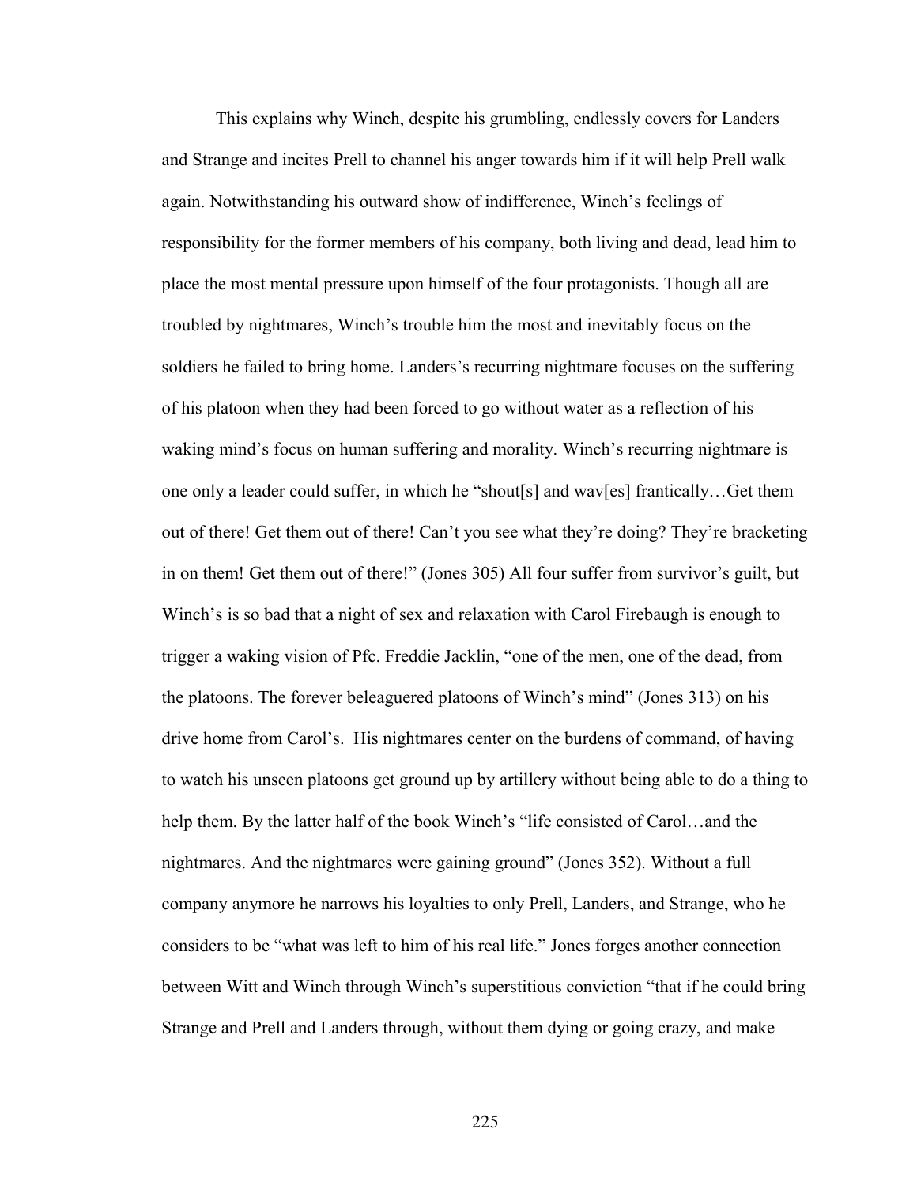This explains why Winch, despite his grumbling, endlessly covers for Landers and Strange and incites Prell to channel his anger towards him if it will help Prell walk again. Notwithstanding his outward show of indifference, Winch's feelings of responsibility for the former members of his company, both living and dead, lead him to place the most mental pressure upon himself of the four protagonists. Though all are troubled by nightmares, Winch's trouble him the most and inevitably focus on the soldiers he failed to bring home. Landers's recurring nightmare focuses on the suffering of his platoon when they had been forced to go without water as a reflection of his waking mind's focus on human suffering and morality. Winch's recurring nightmare is one only a leader could suffer, in which he "shout[s] and wav[es] frantically…Get them out of there! Get them out of there! Can't you see what they're doing? They're bracketing in on them! Get them out of there!" (Jones 305) All four suffer from survivor's guilt, but Winch's is so bad that a night of sex and relaxation with Carol Firebaugh is enough to trigger a waking vision of Pfc. Freddie Jacklin, "one of the men, one of the dead, from the platoons. The forever beleaguered platoons of Winch's mind" (Jones 313) on his drive home from Carol's. His nightmares center on the burdens of command, of having to watch his unseen platoons get ground up by artillery without being able to do a thing to help them. By the latter half of the book Winch's "life consisted of Carol…and the nightmares. And the nightmares were gaining ground" (Jones 352). Without a full company anymore he narrows his loyalties to only Prell, Landers, and Strange, who he considers to be "what was left to him of his real life." Jones forges another connection between Witt and Winch through Winch's superstitious conviction "that if he could bring Strange and Prell and Landers through, without them dying or going crazy, and make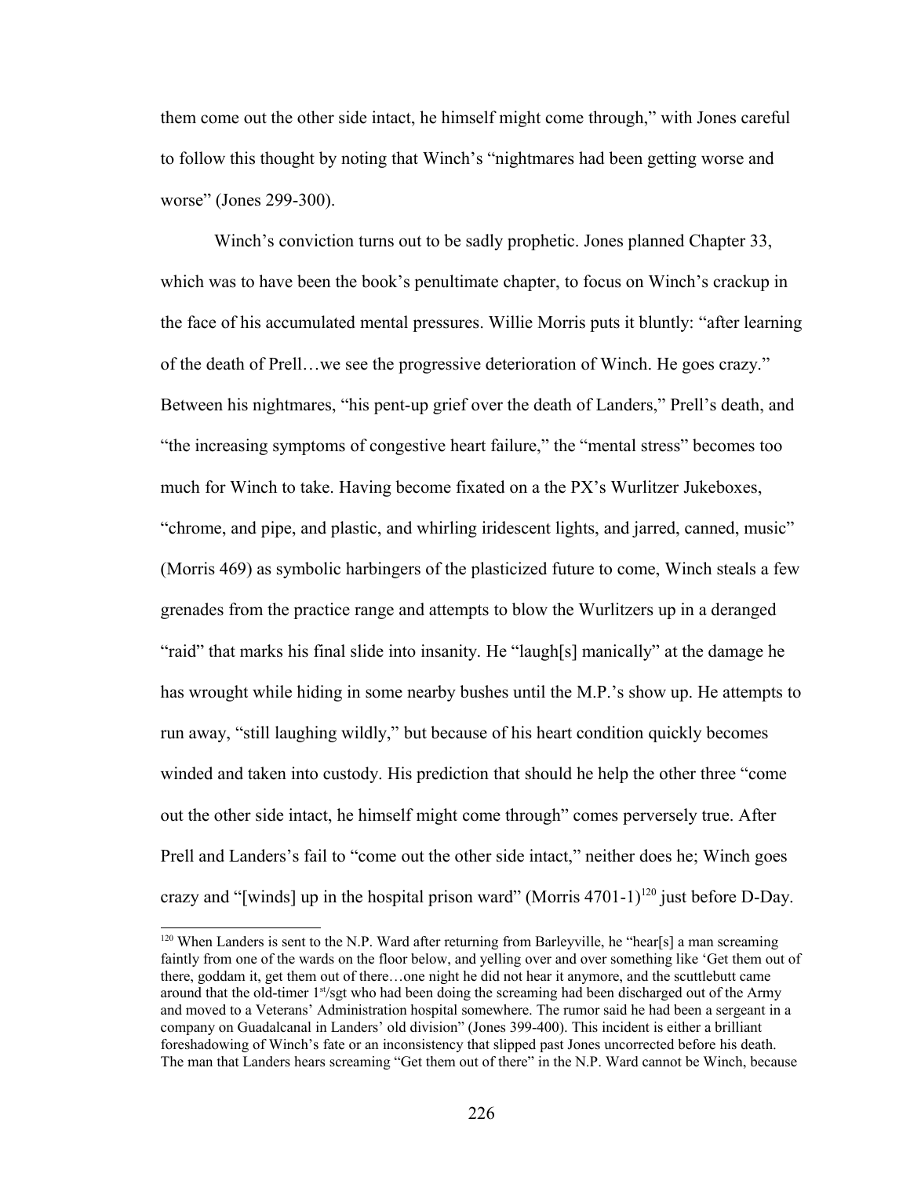them come out the other side intact, he himself might come through," with Jones careful to follow this thought by noting that Winch's "nightmares had been getting worse and worse" (Jones 299-300).

Winch's conviction turns out to be sadly prophetic. Jones planned Chapter 33, which was to have been the book's penultimate chapter, to focus on Winch's crackup in the face of his accumulated mental pressures. Willie Morris puts it bluntly: "after learning of the death of Prell…we see the progressive deterioration of Winch. He goes crazy." Between his nightmares, "his pent-up grief over the death of Landers," Prell's death, and "the increasing symptoms of congestive heart failure," the "mental stress" becomes too much for Winch to take. Having become fixated on a the PX's Wurlitzer Jukeboxes, "chrome, and pipe, and plastic, and whirling iridescent lights, and jarred, canned, music" (Morris 469) as symbolic harbingers of the plasticized future to come, Winch steals a few grenades from the practice range and attempts to blow the Wurlitzers up in a deranged "raid" that marks his final slide into insanity. He "laugh[s] manically" at the damage he has wrought while hiding in some nearby bushes until the M.P.'s show up. He attempts to run away, "still laughing wildly," but because of his heart condition quickly becomes winded and taken into custody. His prediction that should he help the other three "come out the other side intact, he himself might come through" comes perversely true. After Prell and Landers's fail to "come out the other side intact," neither does he; Winch goes crazy and "[winds] up in the hospital prison ward" (Morris 4701-1)[120] just before D-Day.

---

[120] When Landers is sent to the N.P. Ward after returning from Barleyville, he "hear[s] a man screaming faintly from one of the wards on the floor below, and yelling over and over something like 'Get them out of there, goddam it, get them out of there…one night he did not hear it anymore, and the scuttlebutt came around that the old-timer 1st/sgt who had been doing the screaming had been discharged out of the Army and moved to a Veterans' Administration hospital somewhere. The rumor said he had been a sergeant in a company on Guadalcanal in Landers' old division" (Jones 399-400). This incident is either a brilliant foreshadowing of Winch's fate or an inconsistency that slipped past Jones uncorrected before his death. The man that Landers hears screaming "Get them out of there" in the N.P. Ward cannot be Winch, because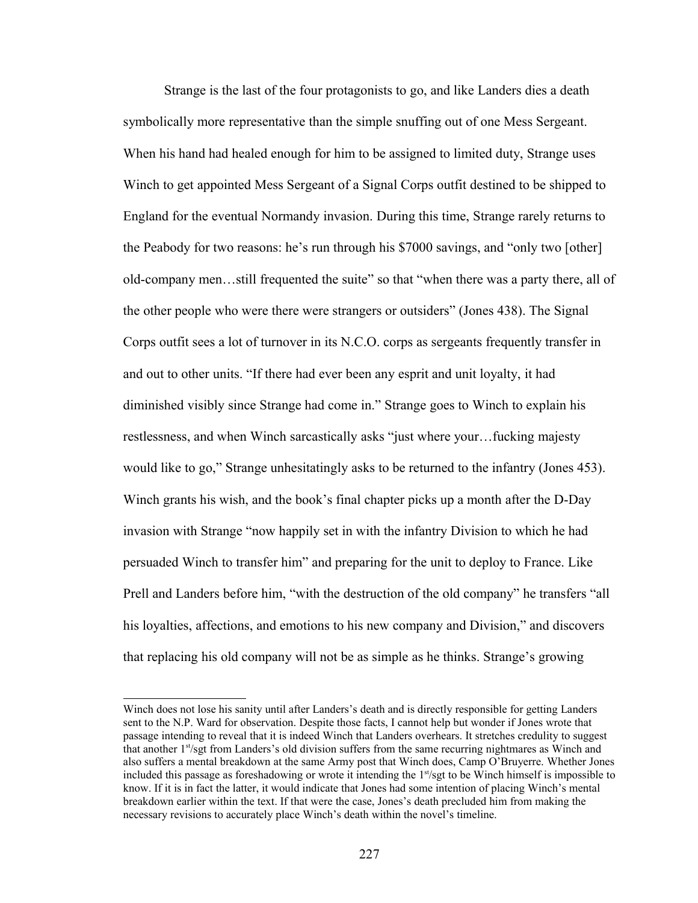Strange is the last of the four protagonists to go, and like Landers dies a death symbolically more representative than the simple snuffing out of one Mess Sergeant. When his hand had healed enough for him to be assigned to limited duty, Strange uses Winch to get appointed Mess Sergeant of a Signal Corps outfit destined to be shipped to England for the eventual Normandy invasion. During this time, Strange rarely returns to the Peabody for two reasons: he's run through his $7000 savings, and "only two [other] old-company men…still frequented the suite" so that "when there was a party there, all of the other people who were there were strangers or outsiders" (Jones 438). The Signal Corps outfit sees a lot of turnover in its N.C.O. corps as sergeants frequently transfer in and out to other units. "If there had ever been any esprit and unit loyalty, it had diminished visibly since Strange had come in." Strange goes to Winch to explain his restlessness, and when Winch sarcastically asks "just where your…fucking majesty would like to go," Strange unhesitatingly asks to be returned to the infantry (Jones 453). Winch grants his wish, and the book's final chapter picks up a month after the D-Day invasion with Strange "now happily set in with the infantry Division to which he had persuaded Winch to transfer him" and preparing for the unit to deploy to France. Like Prell and Landers before him, "with the destruction of the old company" he transfers "all his loyalties, affections, and emotions to his new company and Division," and discovers that replacing his old company will not be as simple as he thinks. Strange's growing

---

Winch does not lose his sanity until after Landers's death and is directly responsible for getting Landers sent to the N.P. Ward for observation. Despite those facts, I cannot help but wonder if Jones wrote that passage intending to reveal that it is indeed Winch that Landers overhears. It stretches credulity to suggest that another 1st/sgt from Landers's old division suffers from the same recurring nightmares as Winch and also suffers a mental breakdown at the same Army post that Winch does, Camp O'Bruyerre. Whether Jones included this passage as foreshadowing or wrote it intending the 1st/sgt to be Winch himself is impossible to know. If it is in fact the latter, it would indicate that Jones had some intention of placing Winch's mental breakdown earlier within the text. If that were the case, Jones's death precluded him from making the necessary revisions to accurately place Winch's death within the novel's timeline.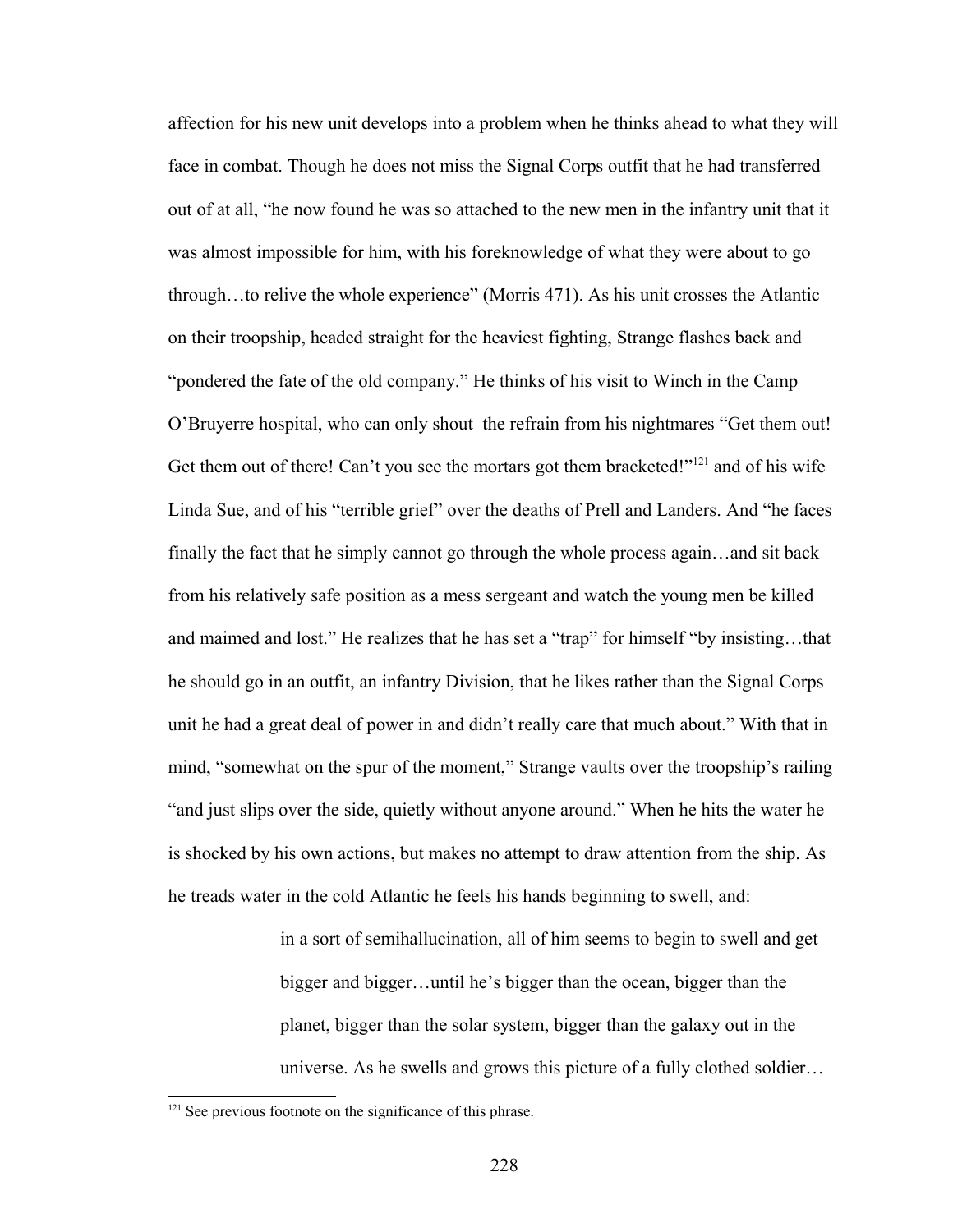affection for his new unit develops into a problem when he thinks ahead to what they will face in combat. Though he does not miss the Signal Corps outfit that he had transferred out of at all, "he now found he was so attached to the new men in the infantry unit that it was almost impossible for him, with his foreknowledge of what they were about to go through…to relive the whole experience" (Morris 471). As his unit crosses the Atlantic on their troopship, headed straight for the heaviest fighting, Strange flashes back and "pondered the fate of the old company." He thinks of his visit to Winch in the Camp O'Bruyerre hospital, who can only shout the refrain from his nightmares "Get them out! Get them out of there! Can't you see the mortars got them bracketed!"[121] and of his wife Linda Sue, and of his "terrible grief" over the deaths of Prell and Landers. And "he faces finally the fact that he simply cannot go through the whole process again…and sit back from his relatively safe position as a mess sergeant and watch the young men be killed and maimed and lost." He realizes that he has set a "trap" for himself "by insisting…that he should go in an outfit, an infantry Division, that he likes rather than the Signal Corps unit he had a great deal of power in and didn't really care that much about." With that in mind, "somewhat on the spur of the moment," Strange vaults over the troopship's railing "and just slips over the side, quietly without anyone around." When he hits the water he is shocked by his own actions, but makes no attempt to draw attention from the ship. As he treads water in the cold Atlantic he feels his hands beginning to swell, and:

> in a sort of semihallucination, all of him seems to begin to swell and get bigger and bigger…until he's bigger than the ocean, bigger than the planet, bigger than the solar system, bigger than the galaxy out in the universe. As he swells and grows this picture of a fully clothed soldier…

[121] See previous footnote on the significance of this phrase.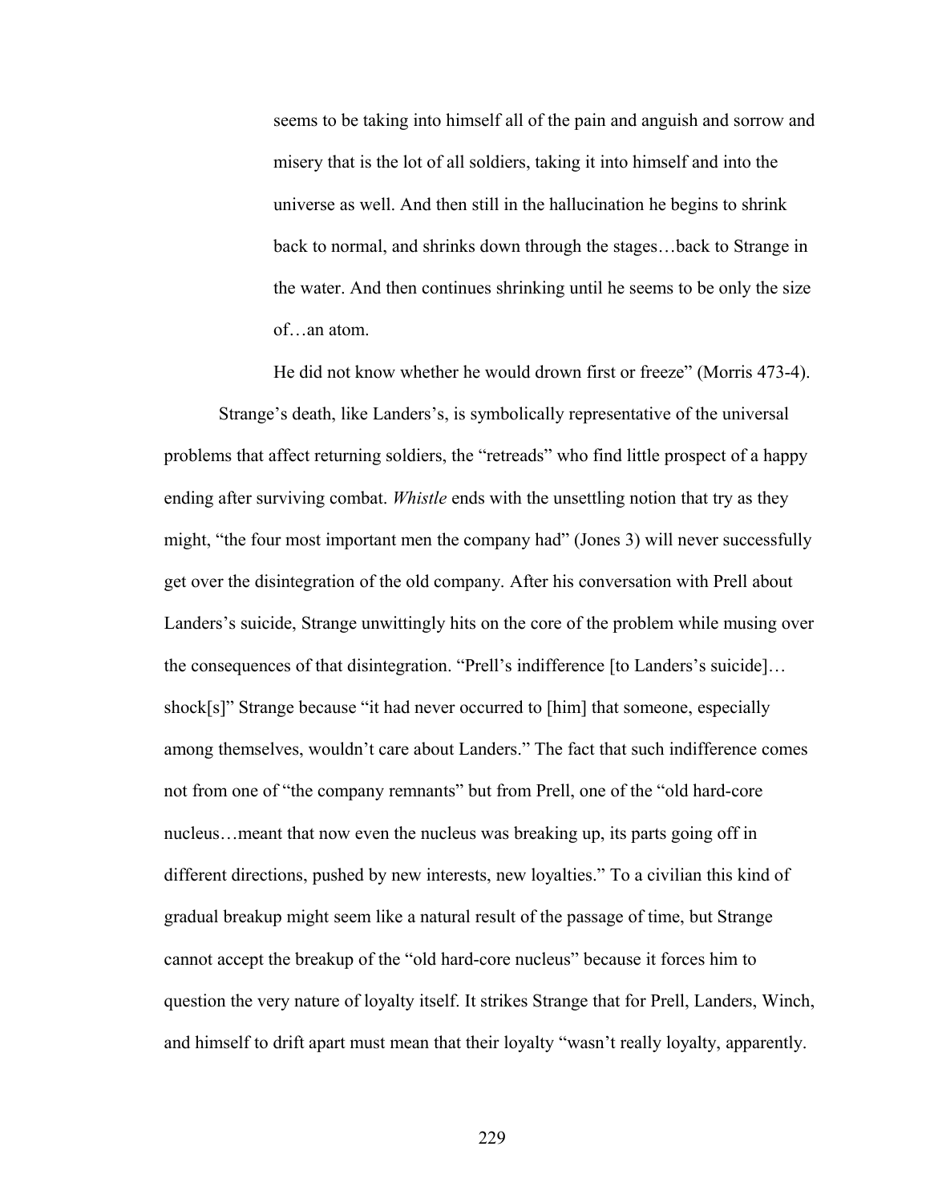> seems to be taking into himself all of the pain and anguish and sorrow and misery that is the lot of all soldiers, taking it into himself and into the universe as well. And then still in the hallucination he begins to shrink back to normal, and shrinks down through the stages…back to Strange in the water. And then continues shrinking until he seems to be only the size of…an atom.
>
> He did not know whether he would drown first or freeze" (Morris 473-4).

Strange's death, like Landers's, is symbolically representative of the universal problems that affect returning soldiers, the "retreads" who find little prospect of a happy ending after surviving combat. *Whistle* ends with the unsettling notion that try as they might, "the four most important men the company had" (Jones 3) will never successfully get over the disintegration of the old company. After his conversation with Prell about Landers's suicide, Strange unwittingly hits on the core of the problem while musing over the consequences of that disintegration. "Prell's indifference [to Landers's suicide]…shock[s]" Strange because "it had never occurred to [him] that someone, especially among themselves, wouldn't care about Landers." The fact that such indifference comes not from one of "the company remnants" but from Prell, one of the "old hard-core nucleus…meant that now even the nucleus was breaking up, its parts going off in different directions, pushed by new interests, new loyalties." To a civilian this kind of gradual breakup might seem like a natural result of the passage of time, but Strange cannot accept the breakup of the "old hard-core nucleus" because it forces him to question the very nature of loyalty itself. It strikes Strange that for Prell, Landers, Winch, and himself to drift apart must mean that their loyalty "wasn't really loyalty, apparently.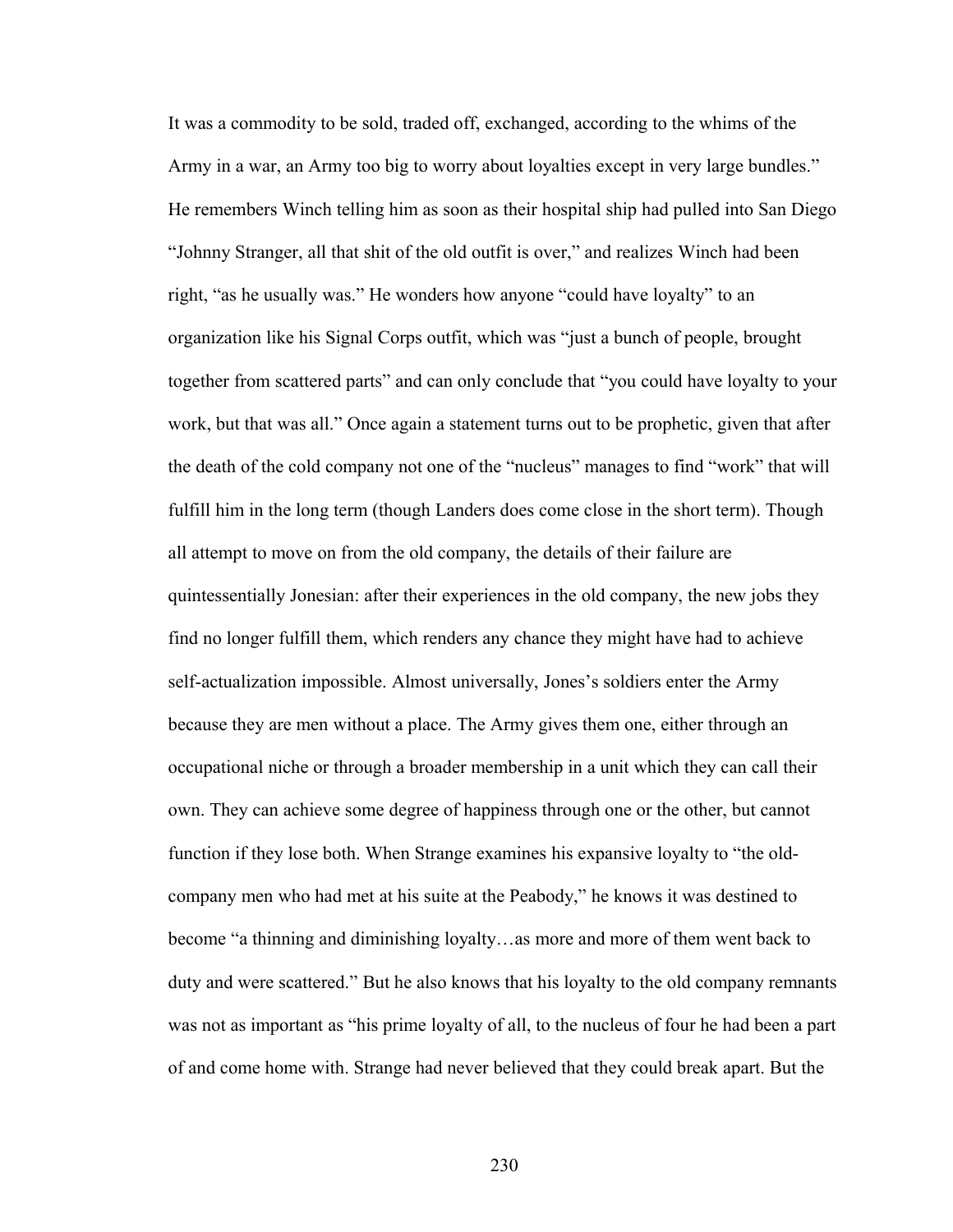It was a commodity to be sold, traded off, exchanged, according to the whims of the Army in a war, an Army too big to worry about loyalties except in very large bundles." He remembers Winch telling him as soon as their hospital ship had pulled into San Diego "Johnny Stranger, all that shit of the old outfit is over," and realizes Winch had been right, "as he usually was." He wonders how anyone "could have loyalty" to an organization like his Signal Corps outfit, which was "just a bunch of people, brought together from scattered parts" and can only conclude that "you could have loyalty to your work, but that was all." Once again a statement turns out to be prophetic, given that after the death of the cold company not one of the "nucleus" manages to find "work" that will fulfill him in the long term (though Landers does come close in the short term). Though all attempt to move on from the old company, the details of their failure are quintessentially Jonesian: after their experiences in the old company, the new jobs they find no longer fulfill them, which renders any chance they might have had to achieve self-actualization impossible. Almost universally, Jones's soldiers enter the Army because they are men without a place. The Army gives them one, either through an occupational niche or through a broader membership in a unit which they can call their own. They can achieve some degree of happiness through one or the other, but cannot function if they lose both. When Strange examines his expansive loyalty to "the old-company men who had met at his suite at the Peabody," he knows it was destined to become "a thinning and diminishing loyalty…as more and more of them went back to duty and were scattered." But he also knows that his loyalty to the old company remnants was not as important as "his prime loyalty of all, to the nucleus of four he had been a part of and come home with. Strange had never believed that they could break apart. But the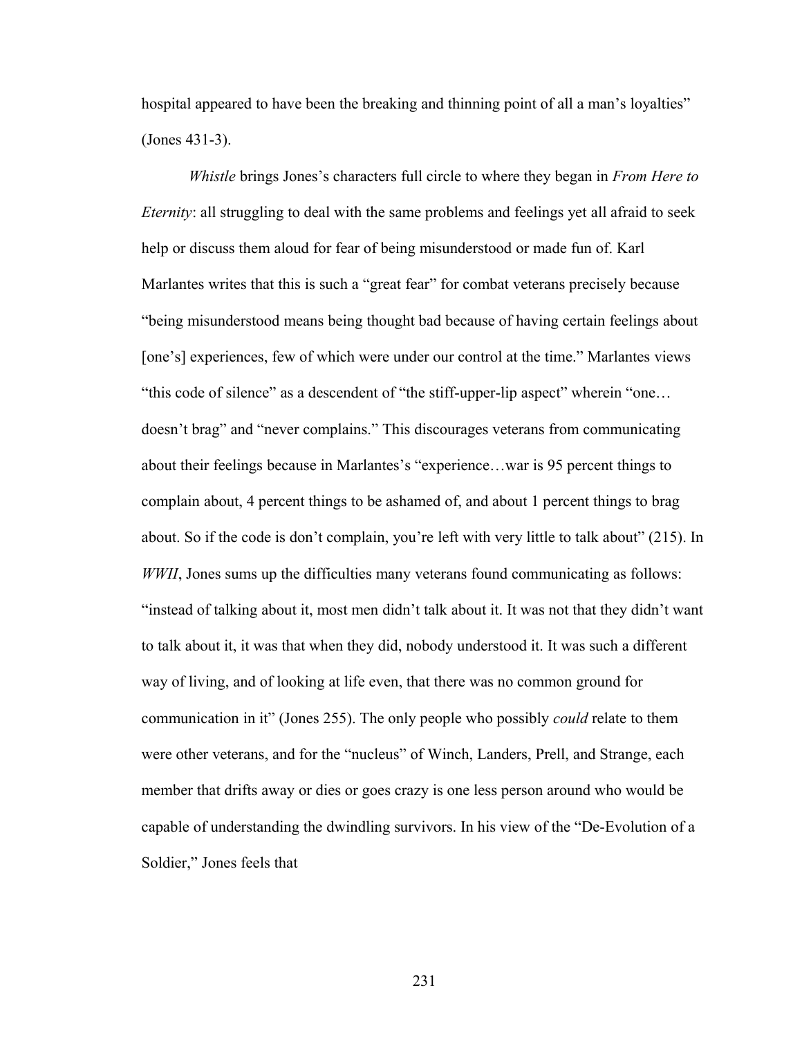hospital appeared to have been the breaking and thinning point of all a man's loyalties" (Jones 431-3).

*Whistle* brings Jones's characters full circle to where they began in *From Here to Eternity*: all struggling to deal with the same problems and feelings yet all afraid to seek help or discuss them aloud for fear of being misunderstood or made fun of. Karl Marlantes writes that this is such a "great fear" for combat veterans precisely because "being misunderstood means being thought bad because of having certain feelings about [one's] experiences, few of which were under our control at the time." Marlantes views "this code of silence" as a descendent of "the stiff-upper-lip aspect" wherein "one… doesn't brag" and "never complains." This discourages veterans from communicating about their feelings because in Marlantes's "experience…war is 95 percent things to complain about, 4 percent things to be ashamed of, and about 1 percent things to brag about. So if the code is don't complain, you're left with very little to talk about" (215). In *WWII*, Jones sums up the difficulties many veterans found communicating as follows: "instead of talking about it, most men didn't talk about it. It was not that they didn't want to talk about it, it was that when they did, nobody understood it. It was such a different way of living, and of looking at life even, that there was no common ground for communication in it" (Jones 255). The only people who possibly *could* relate to them were other veterans, and for the "nucleus" of Winch, Landers, Prell, and Strange, each member that drifts away or dies or goes crazy is one less person around who would be capable of understanding the dwindling survivors. In his view of the "De-Evolution of a Soldier," Jones feels that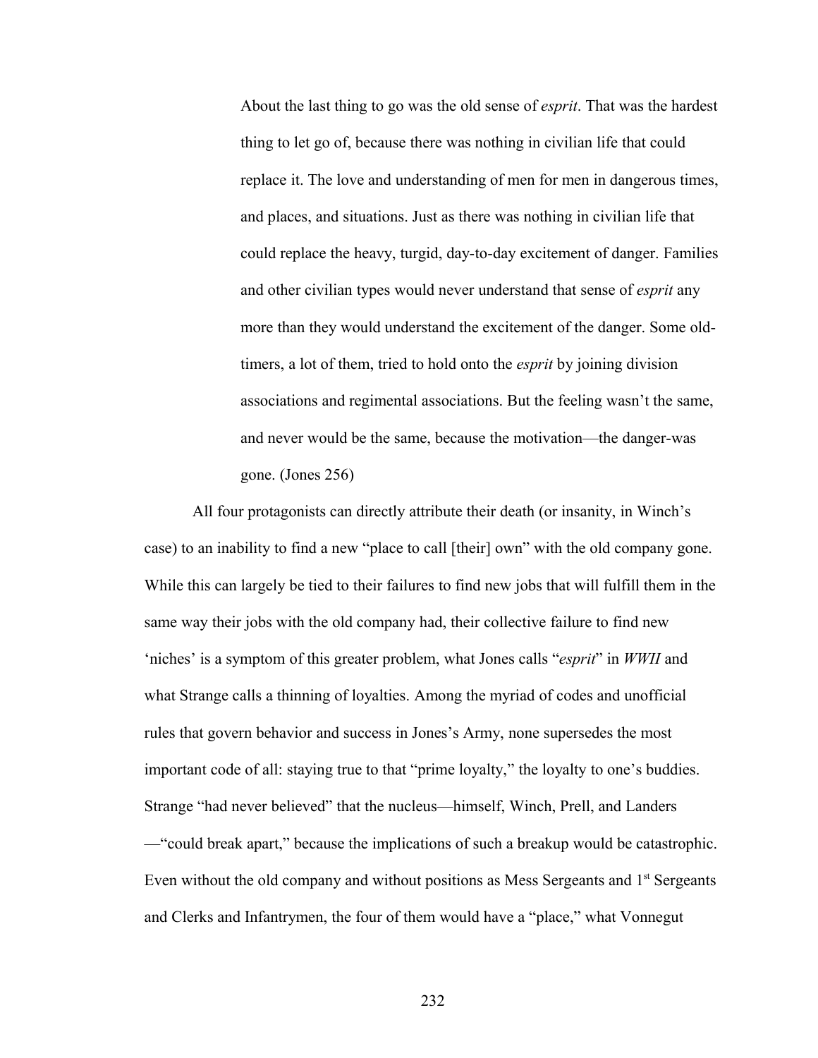> About the last thing to go was the old sense of *esprit*. That was the hardest thing to let go of, because there was nothing in civilian life that could replace it. The love and understanding of men for men in dangerous times, and places, and situations. Just as there was nothing in civilian life that could replace the heavy, turgid, day-to-day excitement of danger. Families and other civilian types would never understand that sense of *esprit* any more than they would understand the excitement of the danger. Some old-timers, a lot of them, tried to hold onto the *esprit* by joining division associations and regimental associations. But the feeling wasn't the same, and never would be the same, because the motivation—the danger-was gone. (Jones 256)

All four protagonists can directly attribute their death (or insanity, in Winch's case) to an inability to find a new "place to call [their] own" with the old company gone. While this can largely be tied to their failures to find new jobs that will fulfill them in the same way their jobs with the old company had, their collective failure to find new 'niches' is a symptom of this greater problem, what Jones calls "*esprit*" in *WWII* and what Strange calls a thinning of loyalties. Among the myriad of codes and unofficial rules that govern behavior and success in Jones's Army, none supersedes the most important code of all: staying true to that "prime loyalty," the loyalty to one's buddies. Strange "had never believed" that the nucleus—himself, Winch, Prell, and Landers—"could break apart," because the implications of such a breakup would be catastrophic. Even without the old company and without positions as Mess Sergeants and 1st Sergeants and Clerks and Infantrymen, the four of them would have a "place," what Vonnegut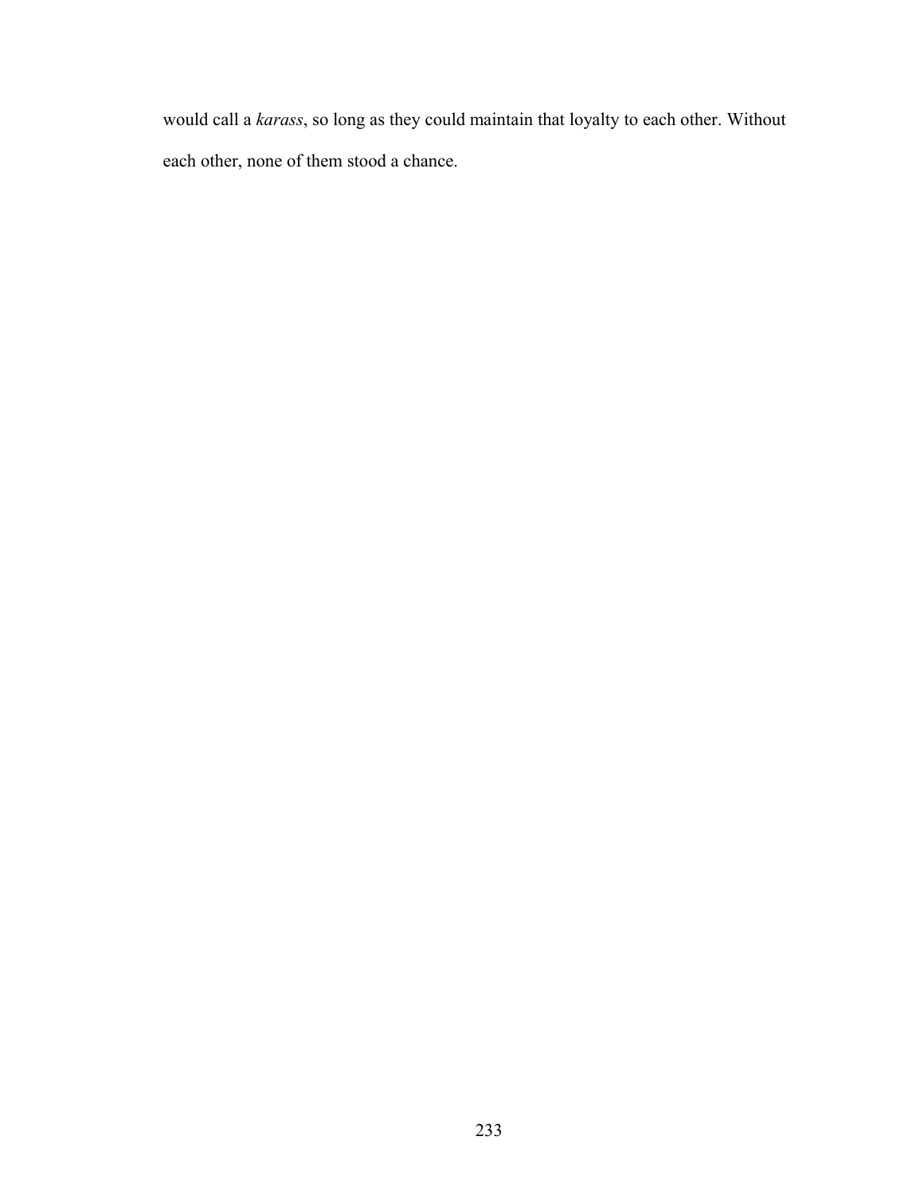would call a *karass*, so long as they could maintain that loyalty to each other. Without each other, none of them stood a chance.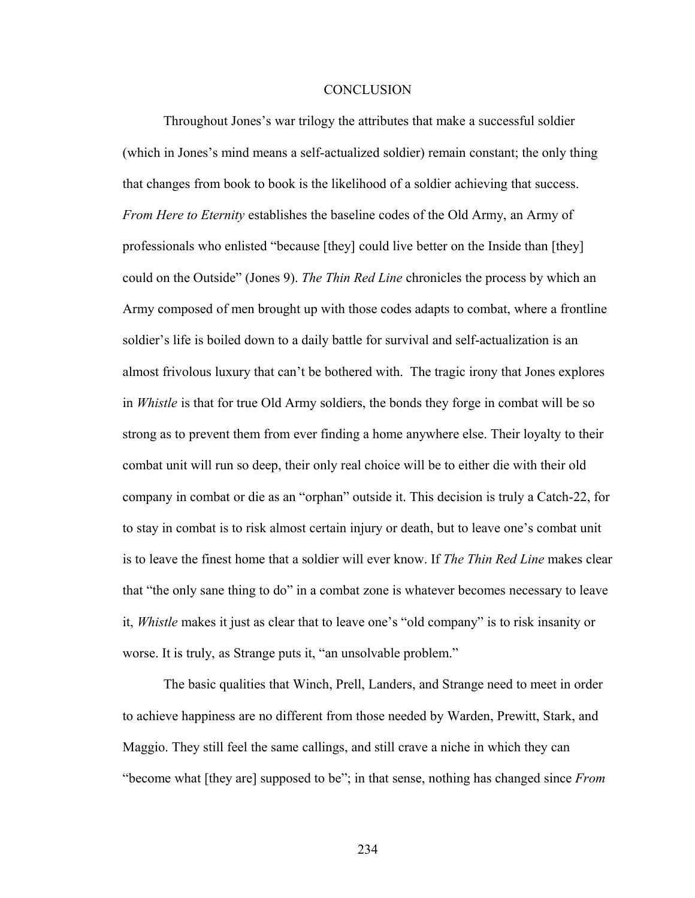# CONCLUSION

Throughout Jones's war trilogy the attributes that make a successful soldier (which in Jones's mind means a self-actualized soldier) remain constant; the only thing that changes from book to book is the likelihood of a soldier achieving that success. *From Here to Eternity* establishes the baseline codes of the Old Army, an Army of professionals who enlisted "because [they] could live better on the Inside than [they] could on the Outside" (Jones 9). *The Thin Red Line* chronicles the process by which an Army composed of men brought up with those codes adapts to combat, where a frontline soldier's life is boiled down to a daily battle for survival and self-actualization is an almost frivolous luxury that can't be bothered with. The tragic irony that Jones explores in *Whistle* is that for true Old Army soldiers, the bonds they forge in combat will be so strong as to prevent them from ever finding a home anywhere else. Their loyalty to their combat unit will run so deep, their only real choice will be to either die with their old company in combat or die as an "orphan" outside it. This decision is truly a Catch-22, for to stay in combat is to risk almost certain injury or death, but to leave one's combat unit is to leave the finest home that a soldier will ever know. If *The Thin Red Line* makes clear that "the only sane thing to do" in a combat zone is whatever becomes necessary to leave it, *Whistle* makes it just as clear that to leave one's "old company" is to risk insanity or worse. It is truly, as Strange puts it, "an unsolvable problem."

The basic qualities that Winch, Prell, Landers, and Strange need to meet in order to achieve happiness are no different from those needed by Warden, Prewitt, Stark, and Maggio. They still feel the same callings, and still crave a niche in which they can "become what [they are] supposed to be"; in that sense, nothing has changed since *From*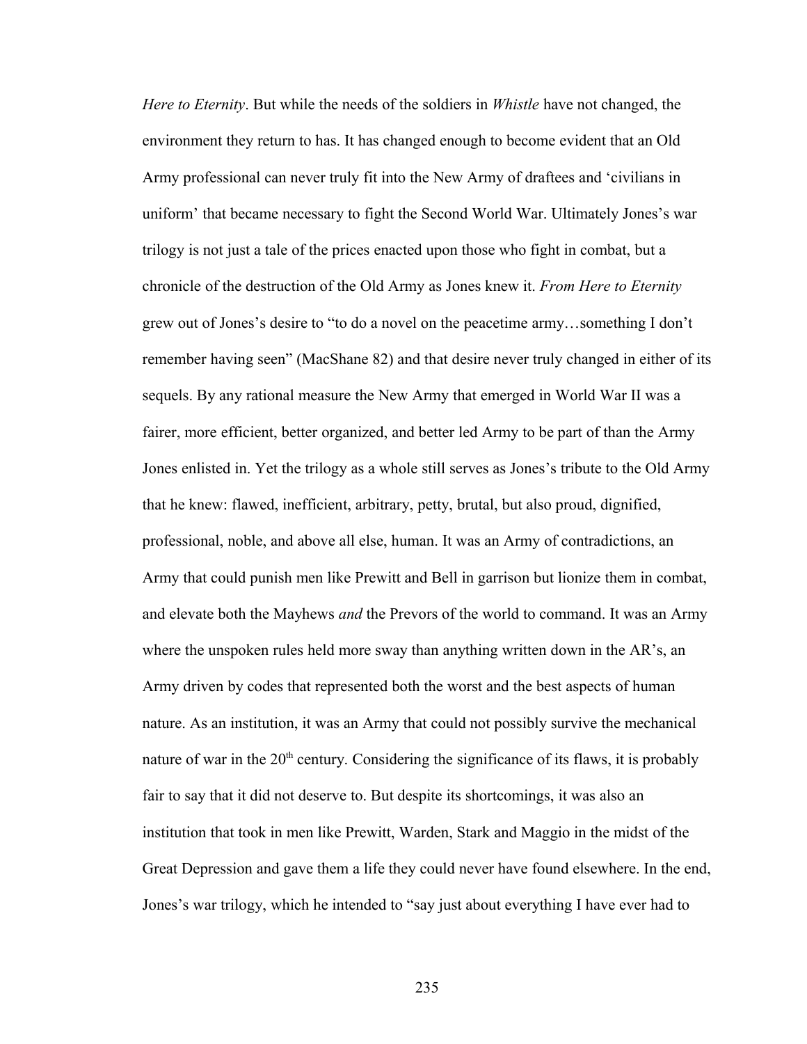*Here to Eternity*. But while the needs of the soldiers in *Whistle* have not changed, the environment they return to has. It has changed enough to become evident that an Old Army professional can never truly fit into the New Army of draftees and 'civilians in uniform' that became necessary to fight the Second World War. Ultimately Jones's war trilogy is not just a tale of the prices enacted upon those who fight in combat, but a chronicle of the destruction of the Old Army as Jones knew it. *From Here to Eternity* grew out of Jones's desire to "to do a novel on the peacetime army…something I don't remember having seen" (MacShane 82) and that desire never truly changed in either of its sequels. By any rational measure the New Army that emerged in World War II was a fairer, more efficient, better organized, and better led Army to be part of than the Army Jones enlisted in. Yet the trilogy as a whole still serves as Jones's tribute to the Old Army that he knew: flawed, inefficient, arbitrary, petty, brutal, but also proud, dignified, professional, noble, and above all else, human. It was an Army of contradictions, an Army that could punish men like Prewitt and Bell in garrison but lionize them in combat, and elevate both the Mayhews *and* the Prevors of the world to command. It was an Army where the unspoken rules held more sway than anything written down in the AR's, an Army driven by codes that represented both the worst and the best aspects of human nature. As an institution, it was an Army that could not possibly survive the mechanical nature of war in the 20th century. Considering the significance of its flaws, it is probably fair to say that it did not deserve to. But despite its shortcomings, it was also an institution that took in men like Prewitt, Warden, Stark and Maggio in the midst of the Great Depression and gave them a life they could never have found elsewhere. In the end, Jones's war trilogy, which he intended to "say just about everything I have ever had to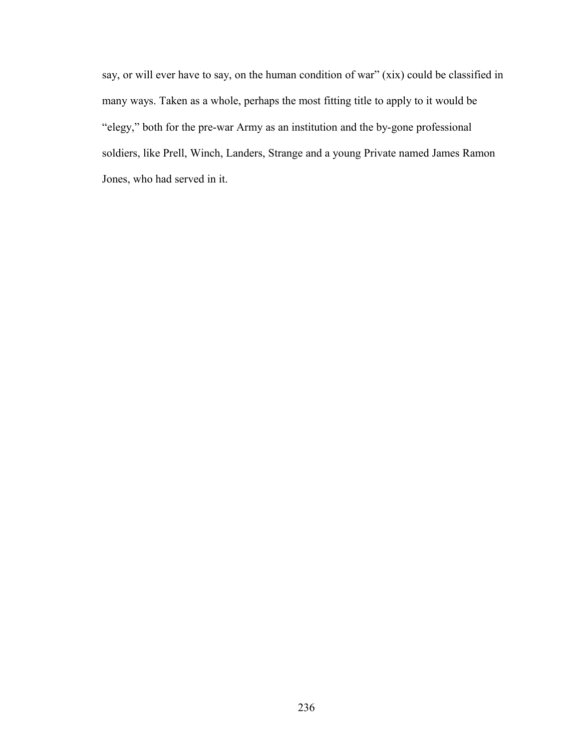say, or will ever have to say, on the human condition of war" (xix) could be classified in many ways. Taken as a whole, perhaps the most fitting title to apply to it would be "elegy," both for the pre-war Army as an institution and the by-gone professional soldiers, like Prell, Winch, Landers, Strange and a young Private named James Ramon Jones, who had served in it.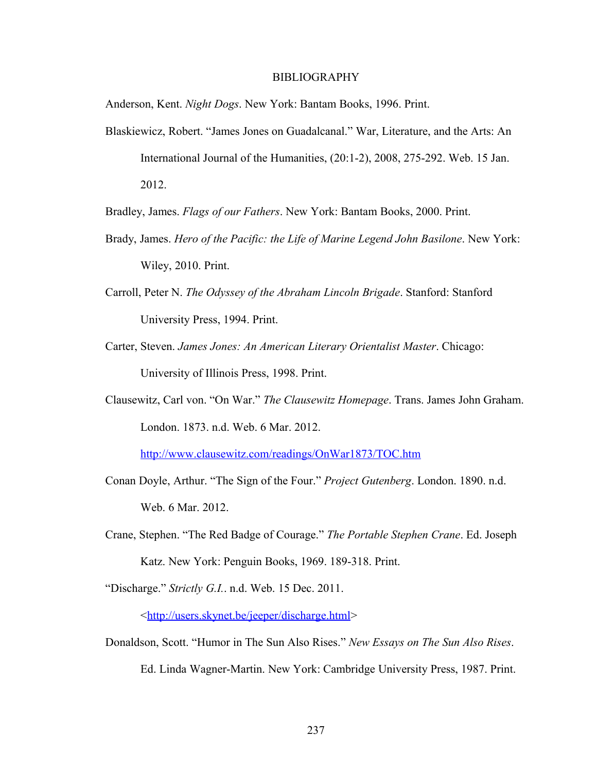# BIBLIOGRAPHY

Anderson, Kent. *Night Dogs*. New York: Bantam Books, 1996. Print.

Blaskiewicz, Robert. "James Jones on Guadalcanal." War, Literature, and the Arts: An International Journal of the Humanities, (20:1-2), 2008, 275-292. Web. 15 Jan. 2012.

Bradley, James. *Flags of our Fathers*. New York: Bantam Books, 2000. Print.

Brady, James. *Hero of the Pacific: the Life of Marine Legend John Basilone*. New York: Wiley, 2010. Print.

Carroll, Peter N. *The Odyssey of the Abraham Lincoln Brigade*. Stanford: Stanford University Press, 1994. Print.

Carter, Steven. *James Jones: An American Literary Orientalist Master*. Chicago: University of Illinois Press, 1998. Print.

Clausewitz, Carl von. "On War." *The Clausewitz Homepage*. Trans. James John Graham. London. 1873. n.d. Web. 6 Mar. 2012.

http://www.clausewitz.com/readings/OnWar1873/TOC.htm

Conan Doyle, Arthur. "The Sign of the Four." *Project Gutenberg*. London. 1890. n.d. Web. 6 Mar. 2012.

Crane, Stephen. "The Red Badge of Courage." *The Portable Stephen Crane*. Ed. Joseph Katz. New York: Penguin Books, 1969. 189-318. Print.

"Discharge." *Strictly G.I.*. n.d. Web. 15 Dec. 2011.

<http://users.skynet.be/jeeper/discharge.html>

Donaldson, Scott. "Humor in The Sun Also Rises." *New Essays on The Sun Also Rises*. Ed. Linda Wagner-Martin. New York: Cambridge University Press, 1987. Print.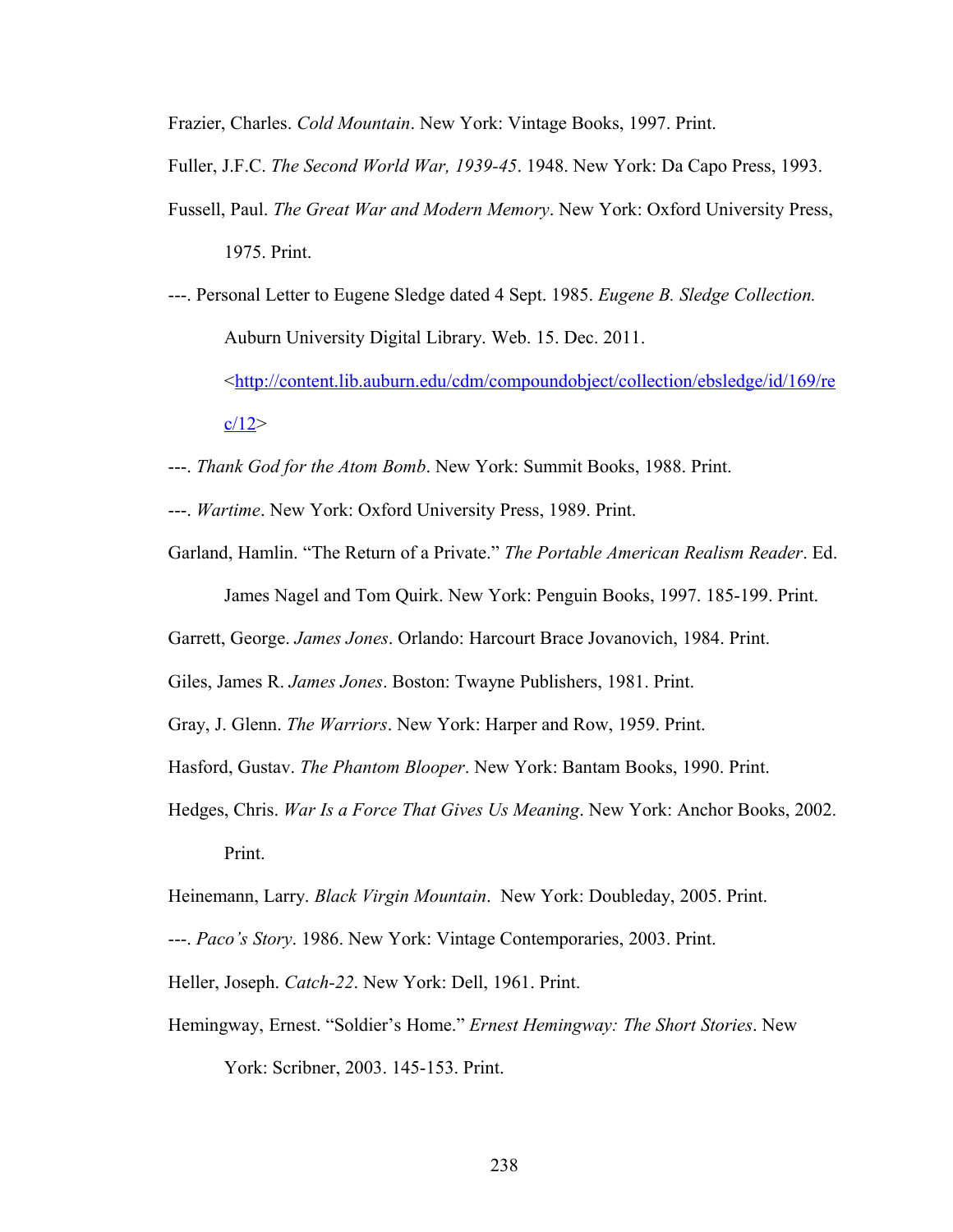Frazier, Charles. *Cold Mountain*. New York: Vintage Books, 1997. Print.

Fuller, J.F.C. *The Second World War, 1939-45*. 1948. New York: Da Capo Press, 1993.

Fussell, Paul. *The Great War and Modern Memory*. New York: Oxford University Press, 1975. Print.

---. Personal Letter to Eugene Sledge dated 4 Sept. 1985. *Eugene B. Sledge Collection.* Auburn University Digital Library. Web. 15. Dec. 2011. <http://content.lib.auburn.edu/cdm/compoundobject/collection/ebsledge/id/169/rec/12>

---. *Thank God for the Atom Bomb*. New York: Summit Books, 1988. Print.

---. *Wartime*. New York: Oxford University Press, 1989. Print.

Garland, Hamlin. "The Return of a Private." *The Portable American Realism Reader*. Ed. James Nagel and Tom Quirk. New York: Penguin Books, 1997. 185-199. Print.

Garrett, George. *James Jones*. Orlando: Harcourt Brace Jovanovich, 1984. Print.

Giles, James R. *James Jones*. Boston: Twayne Publishers, 1981. Print.

Gray, J. Glenn. *The Warriors*. New York: Harper and Row, 1959. Print.

Hasford, Gustav. *The Phantom Blooper*. New York: Bantam Books, 1990. Print.

Hedges, Chris. *War Is a Force That Gives Us Meaning*. New York: Anchor Books, 2002. Print.

Heinemann, Larry. *Black Virgin Mountain*. New York: Doubleday, 2005. Print.

---. *Paco's Story*. 1986. New York: Vintage Contemporaries, 2003. Print.

Heller, Joseph. *Catch-22*. New York: Dell, 1961. Print.

Hemingway, Ernest. "Soldier's Home." *Ernest Hemingway: The Short Stories*. New York: Scribner, 2003. 145-153. Print.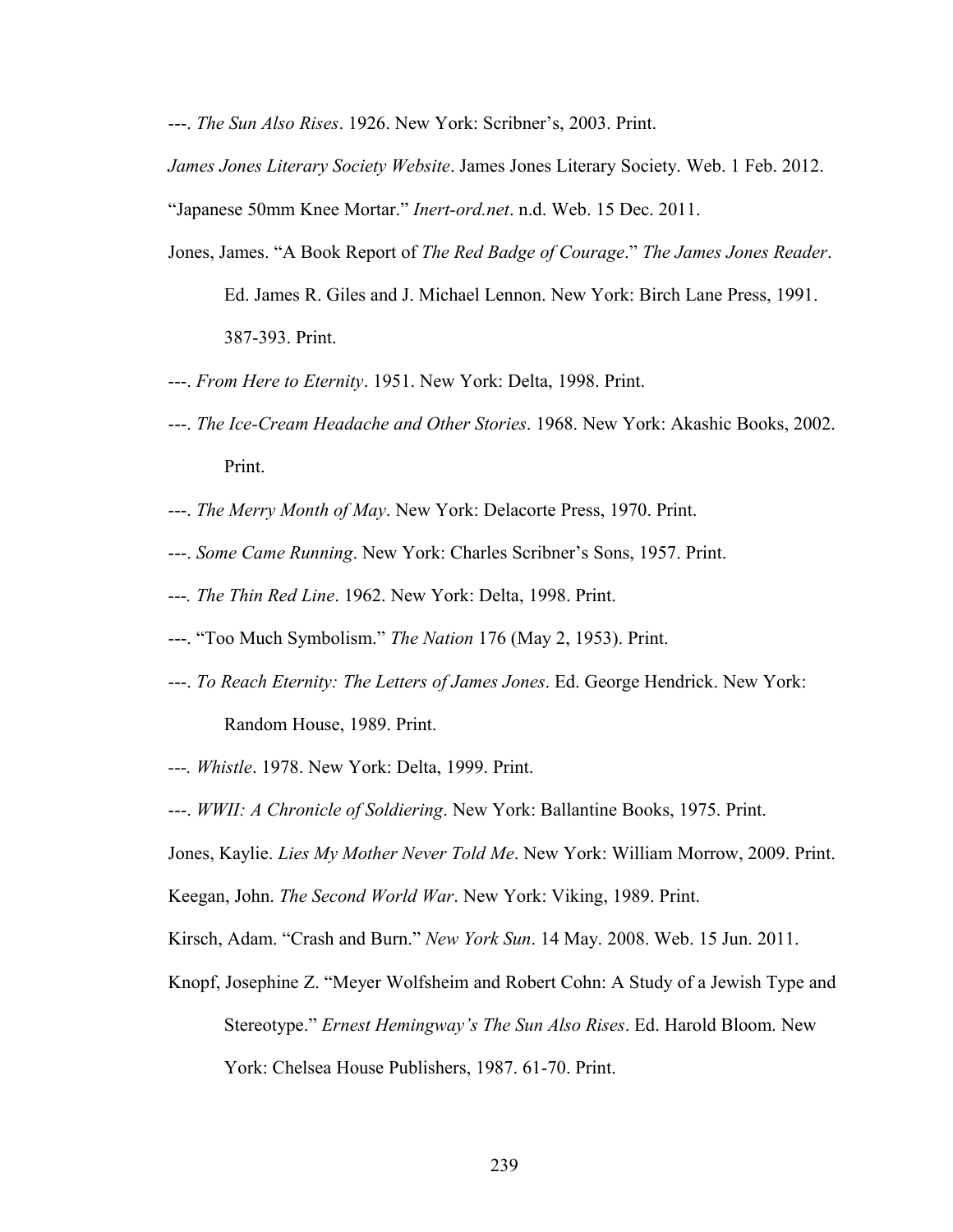---. *The Sun Also Rises*. 1926. New York: Scribner's, 2003. Print.

*James Jones Literary Society Website*. James Jones Literary Society. Web. 1 Feb. 2012.

"Japanese 50mm Knee Mortar." *Inert-ord.net*. n.d. Web. 15 Dec. 2011.

Jones, James. "A Book Report of *The Red Badge of Courage*." *The James Jones Reader*. Ed. James R. Giles and J. Michael Lennon. New York: Birch Lane Press, 1991. 387-393. Print.

---. *From Here to Eternity*. 1951. New York: Delta, 1998. Print.

---. *The Ice-Cream Headache and Other Stories*. 1968. New York: Akashic Books, 2002. Print.

---. *The Merry Month of May*. New York: Delacorte Press, 1970. Print.

---. *Some Came Running*. New York: Charles Scribner's Sons, 1957. Print.

---. *The Thin Red Line*. 1962. New York: Delta, 1998. Print.

---. "Too Much Symbolism." *The Nation* 176 (May 2, 1953). Print.

---. *To Reach Eternity: The Letters of James Jones*. Ed. George Hendrick. New York: Random House, 1989. Print.

---. *Whistle*. 1978. New York: Delta, 1999. Print.

---. *WWII: A Chronicle of Soldiering*. New York: Ballantine Books, 1975. Print.

Jones, Kaylie. *Lies My Mother Never Told Me*. New York: William Morrow, 2009. Print.

Keegan, John. *The Second World War*. New York: Viking, 1989. Print.

Kirsch, Adam. "Crash and Burn." *New York Sun*. 14 May. 2008. Web. 15 Jun. 2011.

Knopf, Josephine Z. "Meyer Wolfsheim and Robert Cohn: A Study of a Jewish Type and Stereotype." *Ernest Hemingway's The Sun Also Rises*. Ed. Harold Bloom. New York: Chelsea House Publishers, 1987. 61-70. Print.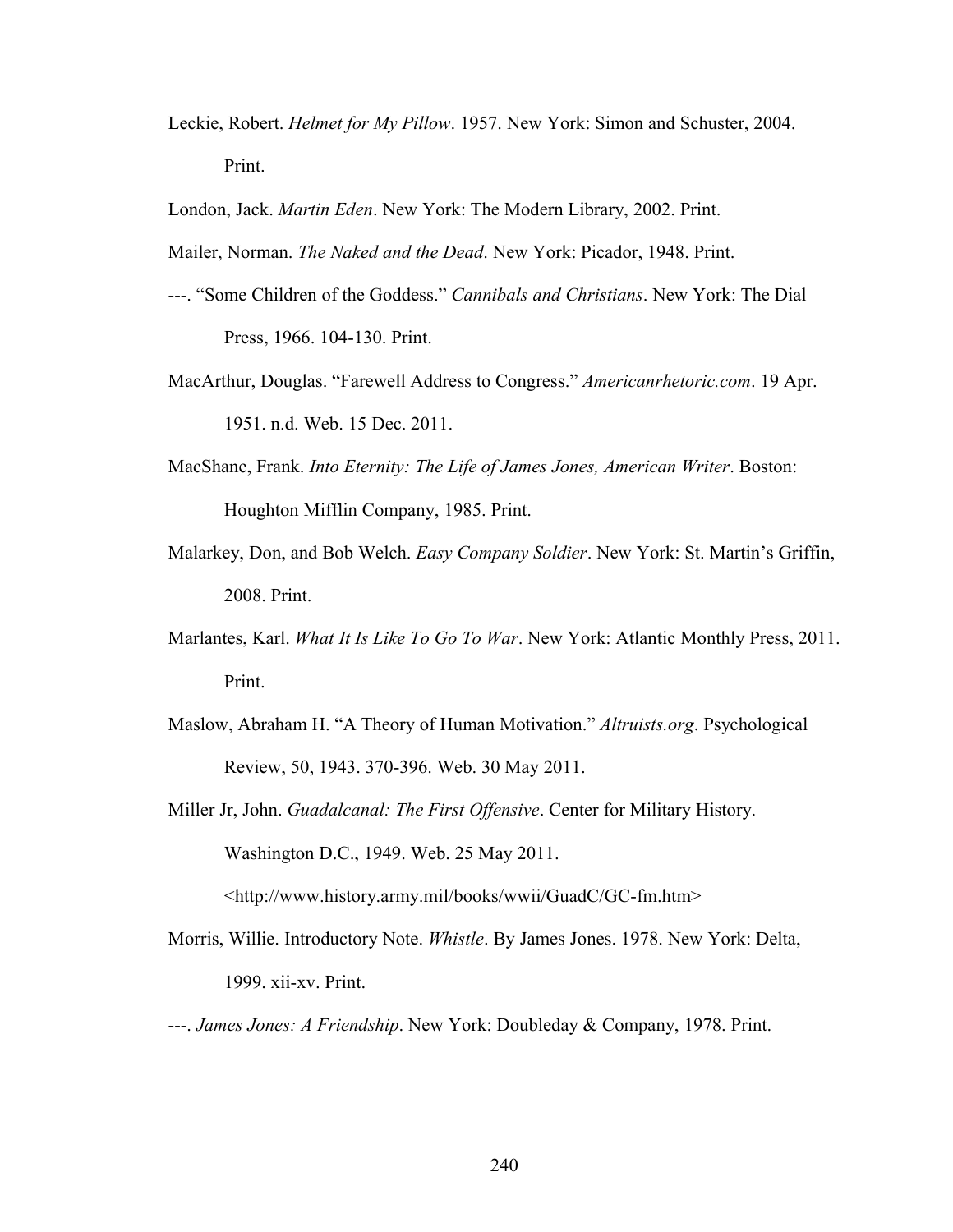Leckie, Robert. *Helmet for My Pillow*. 1957. New York: Simon and Schuster, 2004. Print.

London, Jack. *Martin Eden*. New York: The Modern Library, 2002. Print.

Mailer, Norman. *The Naked and the Dead*. New York: Picador, 1948. Print.

---. "Some Children of the Goddess." *Cannibals and Christians*. New York: The Dial Press, 1966. 104-130. Print.

MacArthur, Douglas. "Farewell Address to Congress." *Americanrhetoric.com*. 19 Apr. 1951. n.d. Web. 15 Dec. 2011.

MacShane, Frank. *Into Eternity: The Life of James Jones, American Writer*. Boston: Houghton Mifflin Company, 1985. Print.

Malarkey, Don, and Bob Welch. *Easy Company Soldier*. New York: St. Martin's Griffin, 2008. Print.

Marlantes, Karl. *What It Is Like To Go To War*. New York: Atlantic Monthly Press, 2011. Print.

Maslow, Abraham H. "A Theory of Human Motivation." *Altruists.org*. Psychological Review, 50, 1943. 370-396. Web. 30 May 2011.

Miller Jr, John. *Guadalcanal: The First Offensive*. Center for Military History. Washington D.C., 1949. Web. 25 May 2011. <http://www.history.army.mil/books/wwii/GuadC/GC-fm.htm>

Morris, Willie. Introductory Note. *Whistle*. By James Jones. 1978. New York: Delta, 1999. xii-xv. Print.

---. *James Jones: A Friendship*. New York: Doubleday & Company, 1978. Print.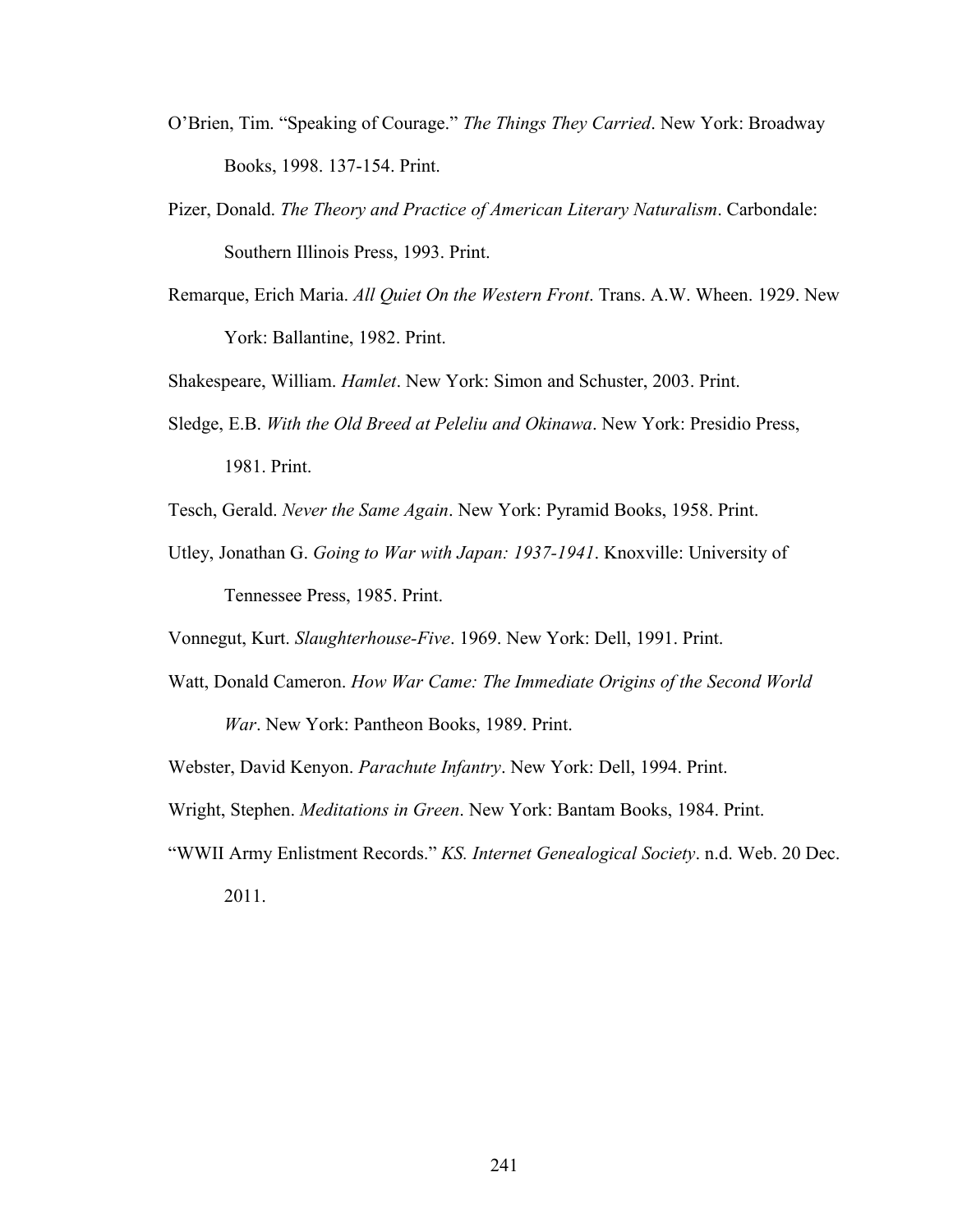O'Brien, Tim. "Speaking of Courage." *The Things They Carried*. New York: Broadway Books, 1998. 137-154. Print.

Pizer, Donald. *The Theory and Practice of American Literary Naturalism*. Carbondale: Southern Illinois Press, 1993. Print.

Remarque, Erich Maria. *All Quiet On the Western Front*. Trans. A.W. Wheen. 1929. New York: Ballantine, 1982. Print.

Shakespeare, William. *Hamlet*. New York: Simon and Schuster, 2003. Print.

Sledge, E.B. *With the Old Breed at Peleliu and Okinawa*. New York: Presidio Press, 1981. Print.

Tesch, Gerald. *Never the Same Again*. New York: Pyramid Books, 1958. Print.

Utley, Jonathan G. *Going to War with Japan: 1937-1941*. Knoxville: University of Tennessee Press, 1985. Print.

Vonnegut, Kurt. *Slaughterhouse-Five*. 1969. New York: Dell, 1991. Print.

Watt, Donald Cameron. *How War Came: The Immediate Origins of the Second World War*. New York: Pantheon Books, 1989. Print.

Webster, David Kenyon. *Parachute Infantry*. New York: Dell, 1994. Print.

Wright, Stephen. *Meditations in Green*. New York: Bantam Books, 1984. Print.

"WWII Army Enlistment Records." *KS. Internet Genealogical Society*. n.d. Web. 20 Dec. 2011.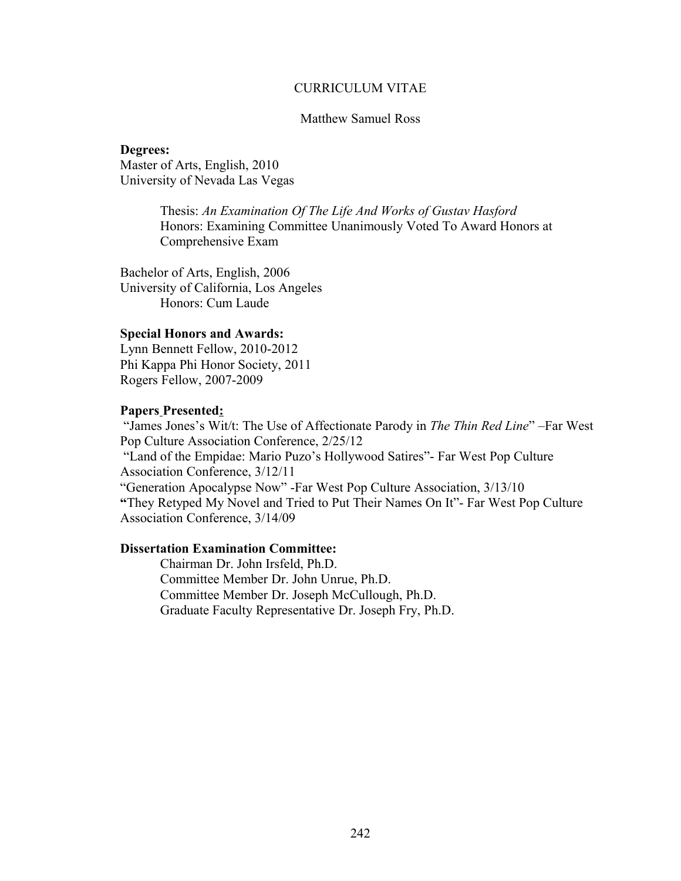# CURRICULUM VITAE

Matthew Samuel Ross

**Degrees:**
Master of Arts, English, 2010
University of Nevada Las Vegas

Thesis: *An Examination Of The Life And Works of Gustav Hasford*
Honors: Examining Committee Unanimously Voted To Award Honors at Comprehensive Exam

Bachelor of Arts, English, 2006
University of California, Los Angeles
Honors: Cum Laude

**Special Honors and Awards:**
Lynn Bennett Fellow, 2010-2012
Phi Kappa Phi Honor Society, 2011
Rogers Fellow, 2007-2009

**Papers Presented:**
"James Jones's Wit/t: The Use of Affectionate Parody in *The Thin Red Line*" –Far West Pop Culture Association Conference, 2/25/12
"Land of the Empidae: Mario Puzo's Hollywood Satires"- Far West Pop Culture Association Conference, 3/12/11
"Generation Apocalypse Now" -Far West Pop Culture Association, 3/13/10
"They Retyped My Novel and Tried to Put Their Names On It"- Far West Pop Culture Association Conference, 3/14/09

**Dissertation Examination Committee:**
Chairman Dr. John Irsfeld, Ph.D.
Committee Member Dr. John Unrue, Ph.D.
Committee Member Dr. Joseph McCullough, Ph.D.
Graduate Faculty Representative Dr. Joseph Fry, Ph.D.